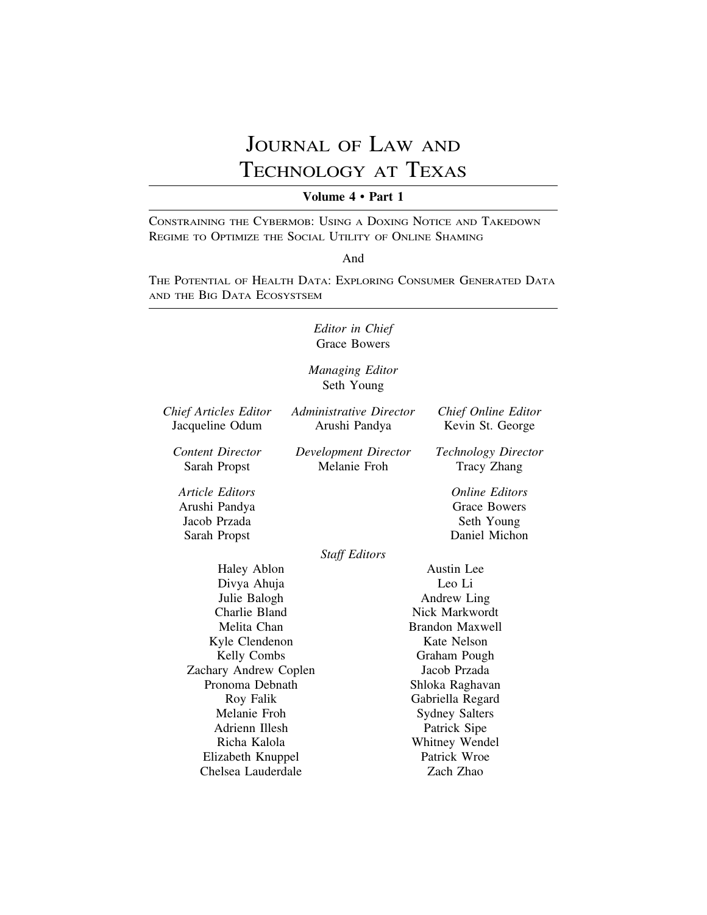# Journal of Law and Technology at Texas

**Volume 4 • Part 1**

Constraining the Cybermob: Using a Doxing Notice and Takedown Regime to Optimize the Social Utility of Online Shaming

And

The Potential of Health Data: Exploring Consumer Generated Data and the Big Data Ecosystsem

*Editor in Chief*
Grace Bowers

*Managing Editor*
Seth Young

*Chief Articles Editor*
Jacqueline Odum

*Administrative Director*
Arushi Pandya

*Chief Online Editor*
Kevin St. George

*Content Director*
Sarah Propst

*Development Director*
Melanie Froh

*Technology Director*
Tracy Zhang

*Article Editors*
Arushi Pandya
Jacob Przada
Sarah Propst

*Online Editors*
Grace Bowers
Seth Young
Daniel Michon

*Staff Editors*

Haley Ablon
Divya Ahuja
Julie Balogh
Charlie Bland
Melita Chan
Kyle Clendenon
Kelly Combs
Zachary Andrew Coplen
Pronoma Debnath
Roy Falik
Melanie Froh
Adrienn Illesh
Richa Kalola
Elizabeth Knuppel
Chelsea Lauderdale
Austin Lee
Leo Li
Andrew Ling
Nick Markwordt
Brandon Maxwell
Kate Nelson
Graham Pough
Jacob Przada
Shloka Raghavan
Gabriella Regard
Sydney Salters
Patrick Sipe
Whitney Wendel
Patrick Wroe
Zach Zhao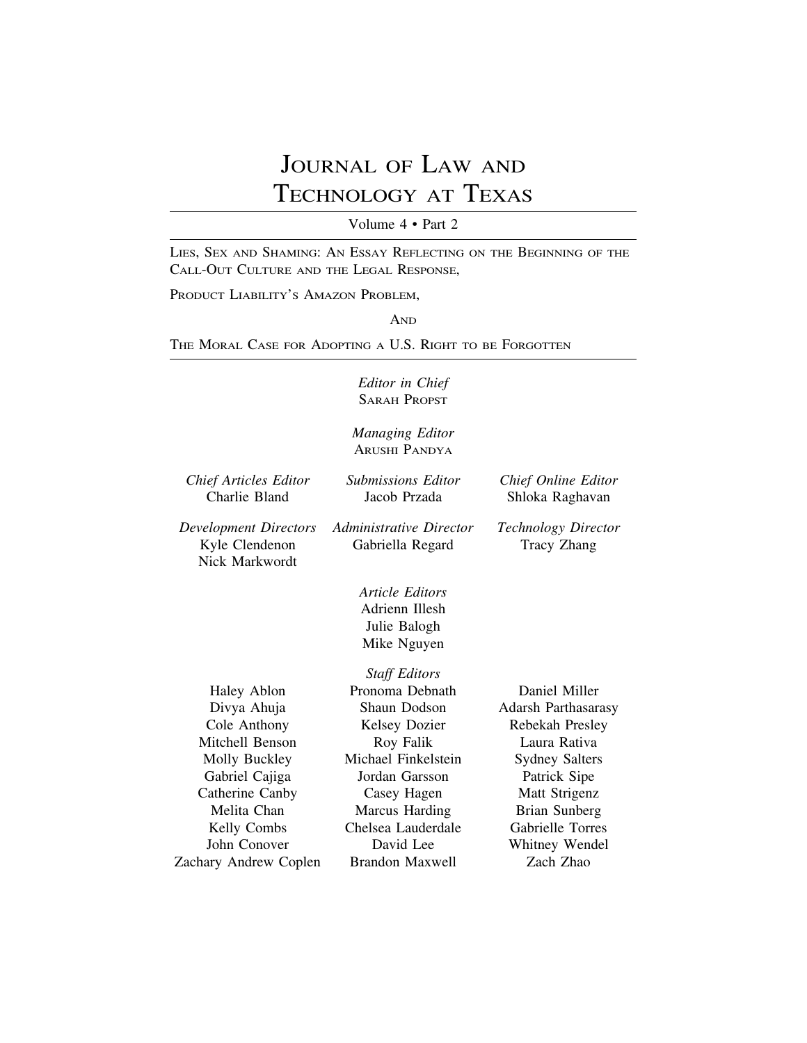# Journal of Law and Technology at Texas

Volume 4 • Part 2

Lies, Sex and Shaming: An Essay Reflecting on the Beginning of the Call-Out Culture and the Legal Response,

Product Liability's Amazon Problem,

And

The Moral Case for Adopting a U.S. Right to be Forgotten

*Editor in Chief*
Sarah Propst

*Managing Editor*
Arushi Pandya

*Chief Articles Editor*
Charlie Bland

*Submissions Editor*
Jacob Przada

*Chief Online Editor*
Shloka Raghavan

*Development Directors*
Kyle Clendenon
Nick Markwordt

*Administrative Director*
Gabriella Regard

*Technology Director*
Tracy Zhang

*Article Editors*
Adrienn Illesh
Julie Balogh
Mike Nguyen

*Staff Editors*

Haley Ablon
Divya Ahuja
Cole Anthony
Mitchell Benson
Molly Buckley
Gabriel Cajiga
Catherine Canby
Melita Chan
Kelly Combs
John Conover
Zachary Andrew Coplen
Pronoma Debnath
Shaun Dodson
Kelsey Dozier
Roy Falik
Michael Finkelstein
Jordan Garsson
Casey Hagen
Marcus Harding
Chelsea Lauderdale
David Lee
Brandon Maxwell
Daniel Miller
Adarsh Parthasarasy
Rebekah Presley
Laura Rativa
Sydney Salters
Patrick Sipe
Matt Strigenz
Brian Sunberg
Gabrielle Torres
Whitney Wendel
Zach Zhao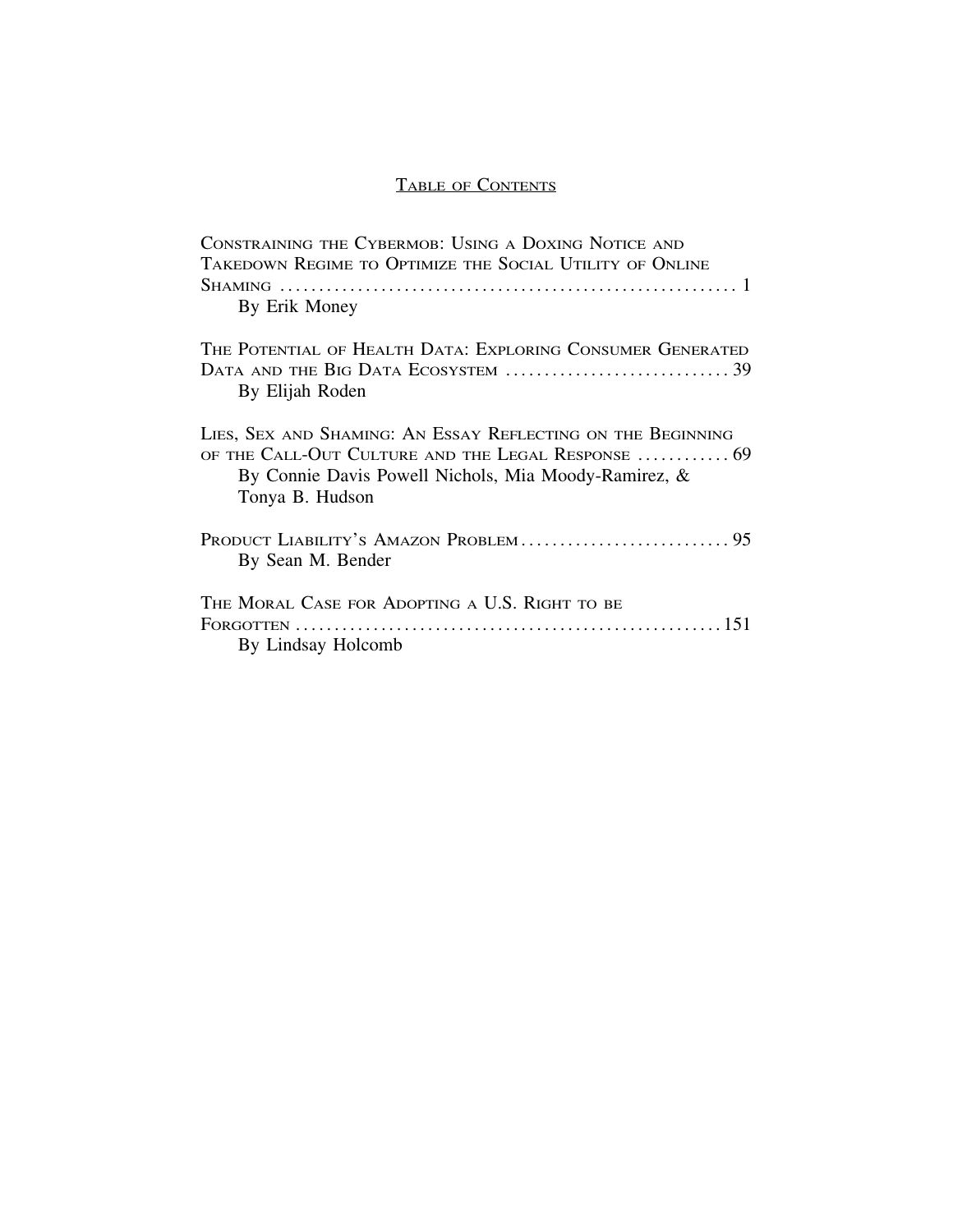# Table of Contents

Constraining the Cybermob: Using a Doxing Notice and Takedown Regime to Optimize the Social Utility of Online Shaming ........................................................ 1
By Erik Money

The Potential of Health Data: Exploring Consumer Generated Data and the Big Data Ecosystem ............................ 39
By Elijah Roden

Lies, Sex and Shaming: An Essay Reflecting on the Beginning of the Call-Out Culture and the Legal Response ........... 69
By Connie Davis Powell Nichols, Mia Moody-Ramirez, & Tonya B. Hudson

Product Liability's Amazon Problem .......................... 95
By Sean M. Bender

The Moral Case for Adopting a U.S. Right to be Forgotten ....................................................... 151
By Lindsay Holcomb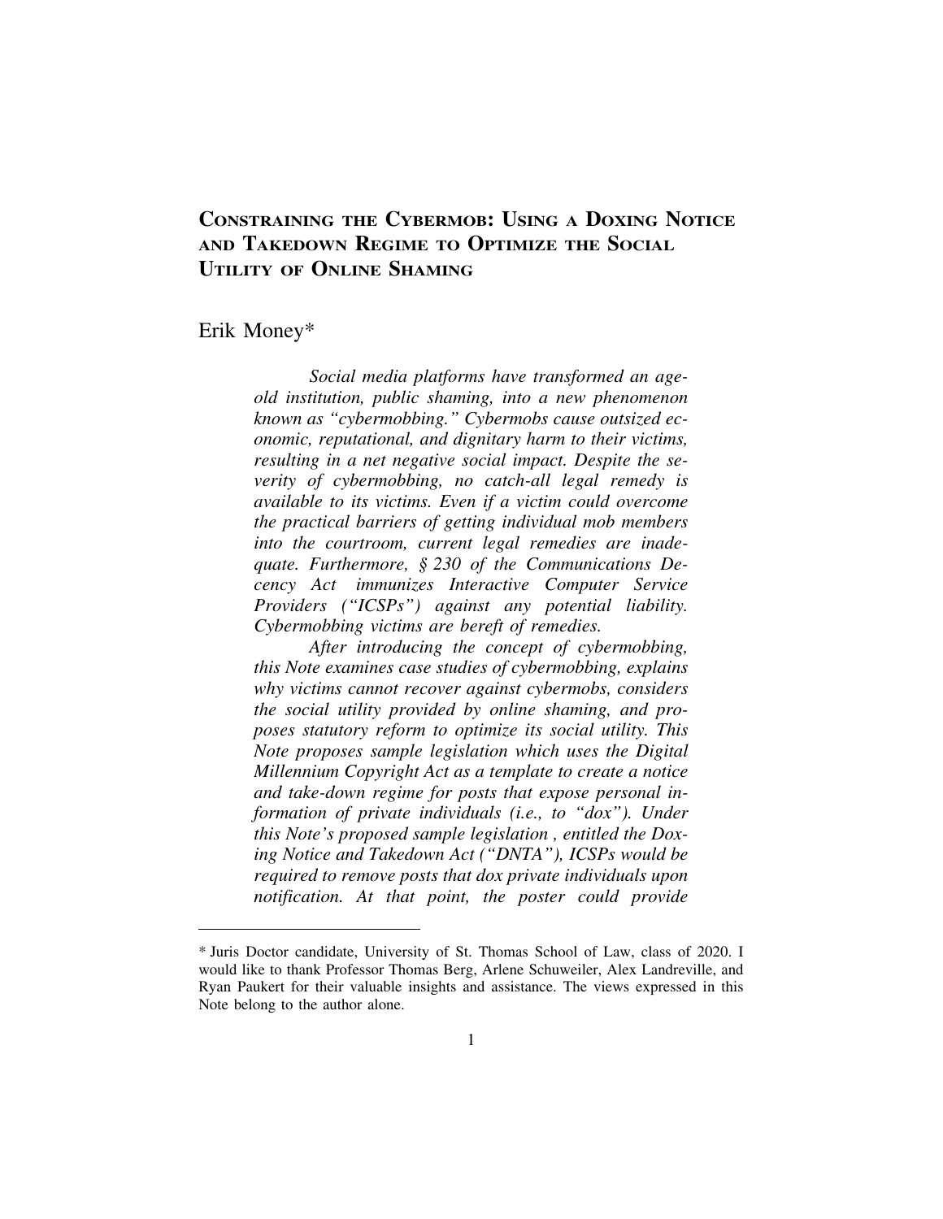# Constraining the Cybermob: Using a Doxing Notice and Takedown Regime to Optimize the Social Utility of Online Shaming

Erik Money*

*Social media platforms have transformed an age-old institution, public shaming, into a new phenomenon known as "cybermobbing." Cybermobs cause outsized economic, reputational, and dignitary harm to their victims, resulting in a net negative social impact. Despite the severity of cybermobbing, no catch-all legal remedy is available to its victims. Even if a victim could overcome the practical barriers of getting individual mob members into the courtroom, current legal remedies are inadequate. Furthermore, § 230 of the Communications Decency Act immunizes Interactive Computer Service Providers ("ICSPs") against any potential liability. Cybermobbing victims are bereft of remedies.*

*After introducing the concept of cybermobbing, this Note examines case studies of cybermobbing, explains why victims cannot recover against cybermobs, considers the social utility provided by online shaming, and proposes statutory reform to optimize its social utility. This Note proposes sample legislation which uses the Digital Millennium Copyright Act as a template to create a notice and take-down regime for posts that expose personal information of private individuals (i.e., to "dox"). Under this Note's proposed sample legislation , entitled the Doxing Notice and Takedown Act ("DNTA"), ICSPs would be required to remove posts that dox private individuals upon notification. At that point, the poster could provide*

---

\* Juris Doctor candidate, University of St. Thomas School of Law, class of 2020. I would like to thank Professor Thomas Berg, Arlene Schuweiler, Alex Landreville, and Ryan Paukert for their valuable insights and assistance. The views expressed in this Note belong to the author alone.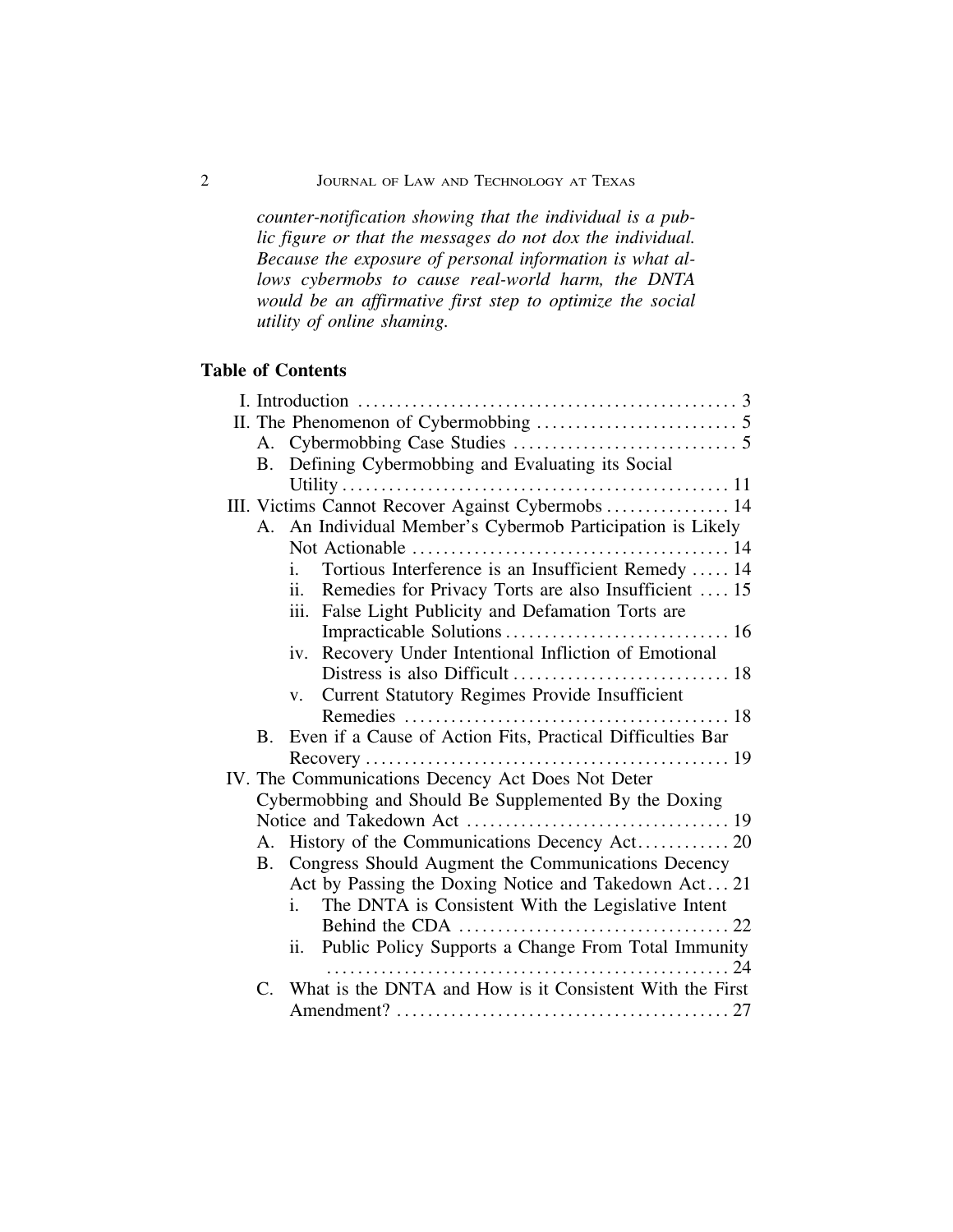*counter-notification showing that the individual is a public figure or that the messages do not dox the individual. Because the exposure of personal information is what allows cybermobs to cause real-world harm, the DNTA would be an affirmative first step to optimize the social utility of online shaming.*

**Table of Contents**

- I. Introduction .......... 3
- II. The Phenomenon of Cybermobbing .......... 5
  - A. Cybermobbing Case Studies .......... 5
  - B. Defining Cybermobbing and Evaluating its Social Utility .......... 11
- III. Victims Cannot Recover Against Cybermobs .......... 14
  - A. An Individual Member's Cybermob Participation is Likely Not Actionable .......... 14
    - i. Tortious Interference is an Insufficient Remedy .......... 14
    - ii. Remedies for Privacy Torts are also Insufficient .......... 15
    - iii. False Light Publicity and Defamation Torts are Impracticable Solutions .......... 16
    - iv. Recovery Under Intentional Infliction of Emotional Distress is also Difficult .......... 18
    - v. Current Statutory Regimes Provide Insufficient Remedies .......... 18
  - B. Even if a Cause of Action Fits, Practical Difficulties Bar Recovery .......... 19
- IV. The Communications Decency Act Does Not Deter Cybermobbing and Should Be Supplemented By the Doxing Notice and Takedown Act .......... 19
  - A. History of the Communications Decency Act .......... 20
  - B. Congress Should Augment the Communications Decency Act by Passing the Doxing Notice and Takedown Act .......... 21
    - i. The DNTA is Consistent With the Legislative Intent Behind the CDA .......... 22
    - ii. Public Policy Supports a Change From Total Immunity .......... 24
  - C. What is the DNTA and How is it Consistent With the First Amendment? .......... 27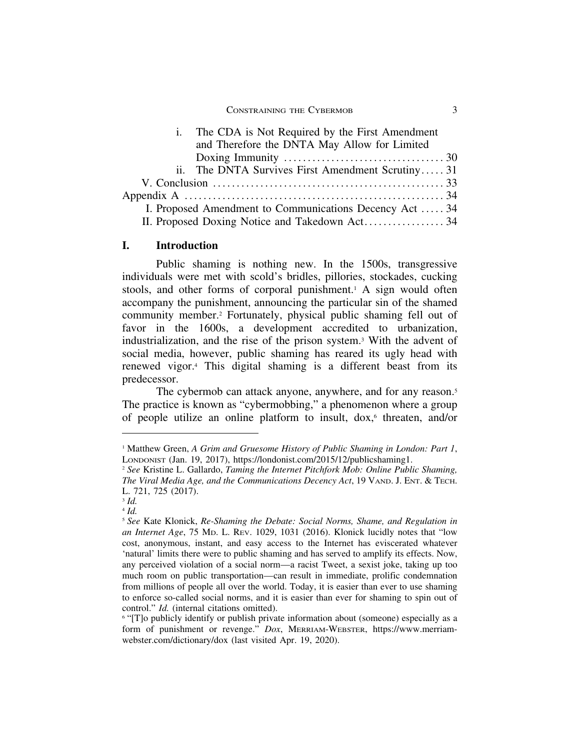i. The CDA is Not Required by the First Amendment and Therefore the DNTA May Allow for Limited Doxing Immunity .................................. 30

ii. The DNTA Survives First Amendment Scrutiny..... 31

V. Conclusion ................................................. 33

Appendix A ..................................................... 34

I. Proposed Amendment to Communications Decency Act ..... 34

II. Proposed Doxing Notice and Takedown Act................. 34

## I. Introduction

Public shaming is nothing new. In the 1500s, transgressive individuals were met with scold's bridles, pillories, stockades, cucking stools, and other forms of corporal punishment.[1] A sign would often accompany the punishment, announcing the particular sin of the shamed community member.[2] Fortunately, physical public shaming fell out of favor in the 1600s, a development accredited to urbanization, industrialization, and the rise of the prison system.[3] With the advent of social media, however, public shaming has reared its ugly head with renewed vigor.[4] This digital shaming is a different beast from its predecessor.

The cybermob can attack anyone, anywhere, and for any reason.[5] The practice is known as "cybermobbing," a phenomenon where a group of people utilize an online platform to insult, dox,[6] threaten, and/or

---

[1] Matthew Green, *A Grim and Gruesome History of Public Shaming in London: Part 1*, LONDONIST (Jan. 19, 2017), https://londonist.com/2015/12/publicshaming1.

[2] *See* Kristine L. Gallardo, *Taming the Internet Pitchfork Mob: Online Public Shaming, The Viral Media Age, and the Communications Decency Act*, 19 VAND. J. ENT. & TECH. L. 721, 725 (2017).

[3] *Id.*

[4] *Id.*

[5] *See* Kate Klonick, *Re-Shaming the Debate: Social Norms, Shame, and Regulation in an Internet Age*, 75 MD. L. REV. 1029, 1031 (2016). Klonick lucidly notes that "low cost, anonymous, instant, and easy access to the Internet has eviscerated whatever 'natural' limits there were to public shaming and has served to amplify its effects. Now, any perceived violation of a social norm—a racist Tweet, a sexist joke, taking up too much room on public transportation—can result in immediate, prolific condemnation from millions of people all over the world. Today, it is easier than ever to use shaming to enforce so-called social norms, and it is easier than ever for shaming to spin out of control." *Id.* (internal citations omitted).

[6] "[T]o publicly identify or publish private information about (someone) especially as a form of punishment or revenge." *Dox*, MERRIAM-WEBSTER, https://www.merriam-webster.com/dictionary/dox (last visited Apr. 19, 2020).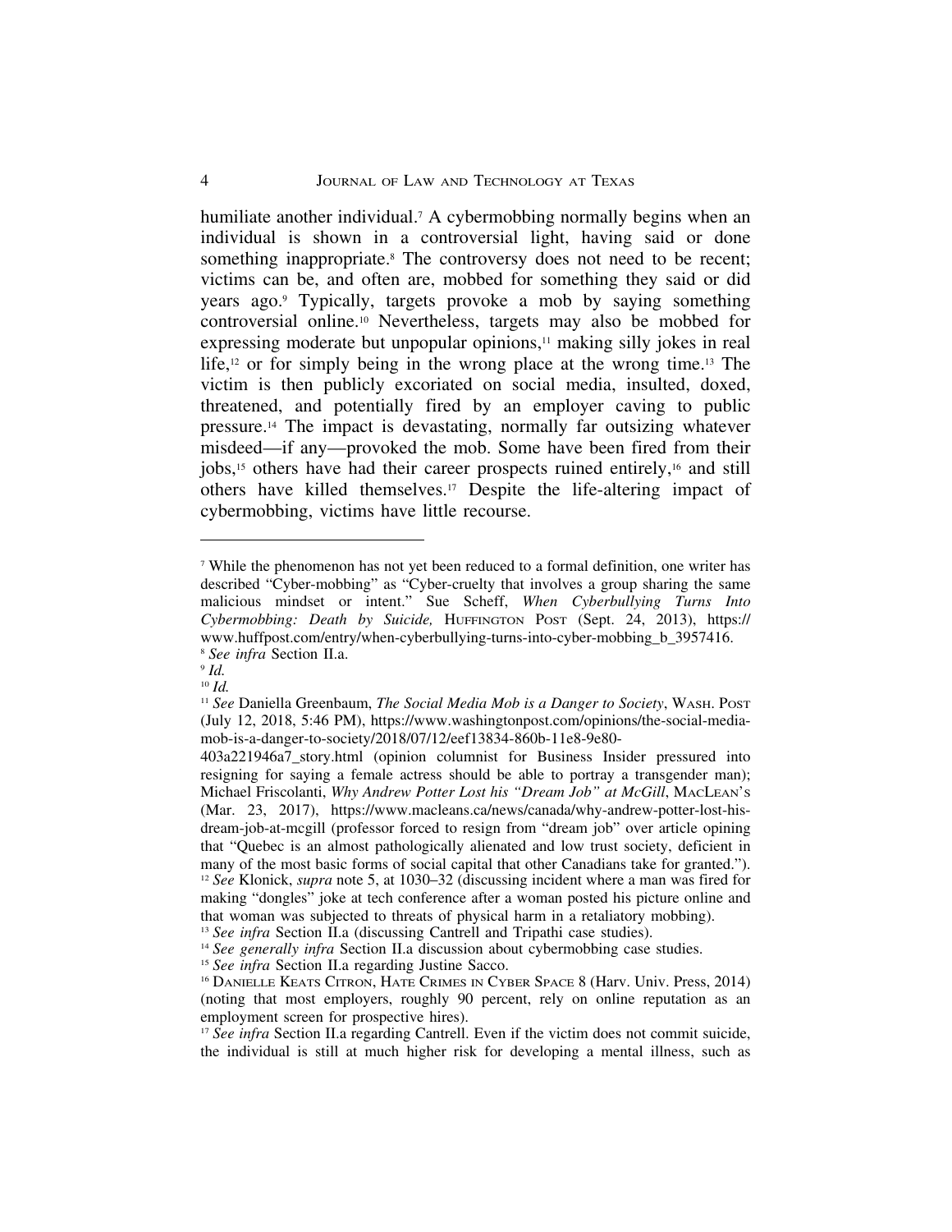humiliate another individual.[7] A cybermobbing normally begins when an individual is shown in a controversial light, having said or done something inappropriate.[8] The controversy does not need to be recent; victims can be, and often are, mobbed for something they said or did years ago.[9] Typically, targets provoke a mob by saying something controversial online.[10] Nevertheless, targets may also be mobbed for expressing moderate but unpopular opinions,[11] making silly jokes in real life,[12] or for simply being in the wrong place at the wrong time.[13] The victim is then publicly excoriated on social media, insulted, doxed, threatened, and potentially fired by an employer caving to public pressure.[14] The impact is devastating, normally far outsizing whatever misdeed—if any—provoked the mob. Some have been fired from their jobs,[15] others have had their career prospects ruined entirely,[16] and still others have killed themselves.[17] Despite the life-altering impact of cybermobbing, victims have little recourse.

---

[7] While the phenomenon has not yet been reduced to a formal definition, one writer has described "Cyber-mobbing" as "Cyber-cruelty that involves a group sharing the same malicious mindset or intent." Sue Scheff, *When Cyberbullying Turns Into Cybermobbing: Death by Suicide,* HUFFINGTON POST (Sept. 24, 2013), https://www.huffpost.com/entry/when-cyberbullying-turns-into-cyber-mobbing_b_3957416.

[8] *See infra* Section II.a.

[9] *Id.*

[10] *Id.*

[11] *See* Daniella Greenbaum, *The Social Media Mob is a Danger to Society*, WASH. POST (July 12, 2018, 5:46 PM), https://www.washingtonpost.com/opinions/the-social-media-mob-is-a-danger-to-society/2018/07/12/eef13834-860b-11e8-9e80-403a221946a7_story.html (opinion columnist for Business Insider pressured into resigning for saying a female actress should be able to portray a transgender man); Michael Friscolanti, *Why Andrew Potter Lost his "Dream Job" at McGill*, MACLEAN'S (Mar. 23, 2017), https://www.macleans.ca/news/canada/why-andrew-potter-lost-his-dream-job-at-mcgill (professor forced to resign from "dream job" over article opining that "Quebec is an almost pathologically alienated and low trust society, deficient in many of the most basic forms of social capital that other Canadians take for granted.").

[12] *See* Klonick, *supra* note 5, at 1030–32 (discussing incident where a man was fired for making "dongles" joke at tech conference after a woman posted his picture online and that woman was subjected to threats of physical harm in a retaliatory mobbing).

[13] *See infra* Section II.a (discussing Cantrell and Tripathi case studies).

[14] *See generally infra* Section II.a discussion about cybermobbing case studies.

[15] *See infra* Section II.a regarding Justine Sacco.

[16] DANIELLE KEATS CITRON, HATE CRIMES IN CYBER SPACE 8 (Harv. Univ. Press, 2014) (noting that most employers, roughly 90 percent, rely on online reputation as an employment screen for prospective hires).

[17] *See infra* Section II.a regarding Cantrell. Even if the victim does not commit suicide, the individual is still at much higher risk for developing a mental illness, such as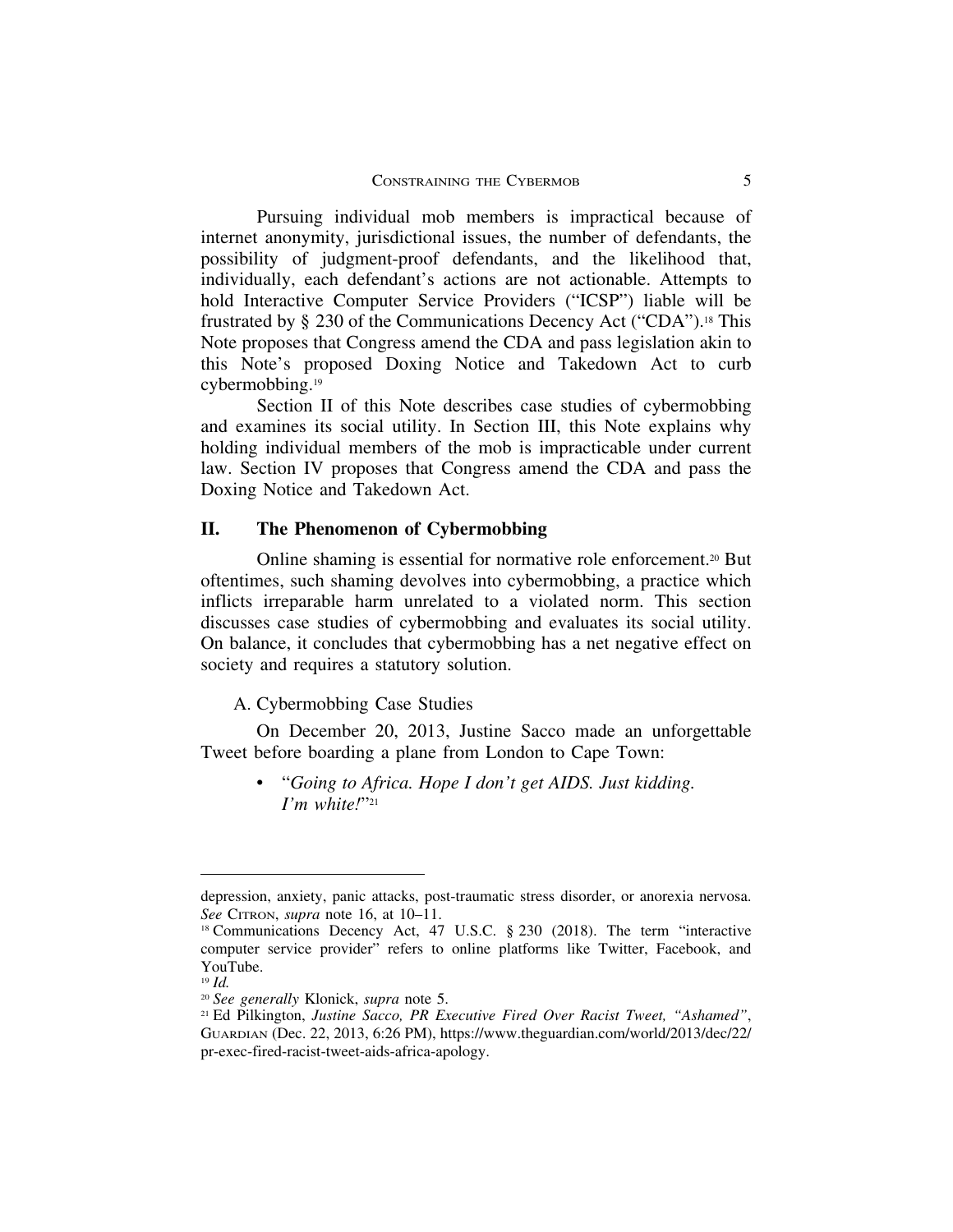Pursuing individual mob members is impractical because of internet anonymity, jurisdictional issues, the number of defendants, the possibility of judgment-proof defendants, and the likelihood that, individually, each defendant's actions are not actionable. Attempts to hold Interactive Computer Service Providers ("ICSP") liable will be frustrated by § 230 of the Communications Decency Act ("CDA").[18] This Note proposes that Congress amend the CDA and pass legislation akin to this Note's proposed Doxing Notice and Takedown Act to curb cybermobbing.[19]

Section II of this Note describes case studies of cybermobbing and examines its social utility. In Section III, this Note explains why holding individual members of the mob is impracticable under current law. Section IV proposes that Congress amend the CDA and pass the Doxing Notice and Takedown Act.

## II. The Phenomenon of Cybermobbing

Online shaming is essential for normative role enforcement.[20] But oftentimes, such shaming devolves into cybermobbing, a practice which inflicts irreparable harm unrelated to a violated norm. This section discusses case studies of cybermobbing and evaluates its social utility. On balance, it concludes that cybermobbing has a net negative effect on society and requires a statutory solution.

### A. Cybermobbing Case Studies

On December 20, 2013, Justine Sacco made an unforgettable Tweet before boarding a plane from London to Cape Town:

- "*Going to Africa. Hope I don't get AIDS. Just kidding. I'm white!*"[21]

---

depression, anxiety, panic attacks, post-traumatic stress disorder, or anorexia nervosa. *See* Citron, *supra* note 16, at 10–11.

[18] Communications Decency Act, 47 U.S.C. § 230 (2018). The term "interactive computer service provider" refers to online platforms like Twitter, Facebook, and YouTube.

[19] *Id.*

[20] *See generally* Klonick, *supra* note 5.

[21] Ed Pilkington, *Justine Sacco, PR Executive Fired Over Racist Tweet, "Ashamed"*, Guardian (Dec. 22, 2013, 6:26 PM), https://www.theguardian.com/world/2013/dec/22/pr-exec-fired-racist-tweet-aids-africa-apology.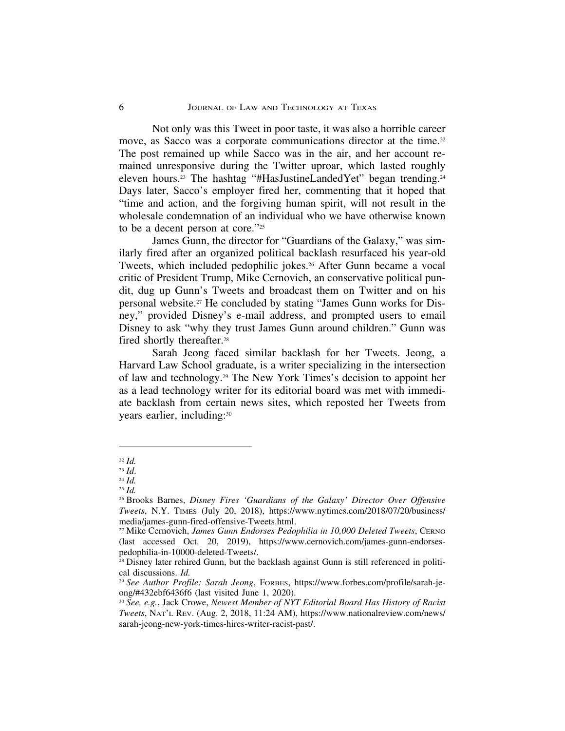Not only was this Tweet in poor taste, it was also a horrible career move, as Sacco was a corporate communications director at the time.[22] The post remained up while Sacco was in the air, and her account remained unresponsive during the Twitter uproar, which lasted roughly eleven hours.[23] The hashtag "#HasJustineLandedYet" began trending.[24] Days later, Sacco's employer fired her, commenting that it hoped that "time and action, and the forgiving human spirit, will not result in the wholesale condemnation of an individual who we have otherwise known to be a decent person at core."[25]

James Gunn, the director for "Guardians of the Galaxy," was similarly fired after an organized political backlash resurfaced his year-old Tweets, which included pedophilic jokes.[26] After Gunn became a vocal critic of President Trump, Mike Cernovich, an conservative political pundit, dug up Gunn's Tweets and broadcast them on Twitter and on his personal website.[27] He concluded by stating "James Gunn works for Disney," provided Disney's e-mail address, and prompted users to email Disney to ask "why they trust James Gunn around children." Gunn was fired shortly thereafter.[28]

Sarah Jeong faced similar backlash for her Tweets. Jeong, a Harvard Law School graduate, is a writer specializing in the intersection of law and technology.[29] The New York Times's decision to appoint her as a lead technology writer for its editorial board was met with immediate backlash from certain news sites, which reposted her Tweets from years earlier, including:[30]

---

[22] *Id.*

[23] *Id*.

[24] *Id.*

[25] *Id.*

[26] Brooks Barnes, *Disney Fires 'Guardians of the Galaxy' Director Over Offensive Tweets*, N.Y. TIMES (July 20, 2018), https://www.nytimes.com/2018/07/20/business/media/james-gunn-fired-offensive-Tweets.html.

[27] Mike Cernovich, *James Gunn Endorses Pedophilia in 10,000 Deleted Tweets*, CERNO (last accessed Oct. 20, 2019), https://www.cernovich.com/james-gunn-endorses-pedophilia-in-10000-deleted-Tweets/.

[28] Disney later rehired Gunn, but the backlash against Gunn is still referenced in political discussions. *Id.*

[29] *See Author Profile: Sarah Jeong*, FORBES, https://www.forbes.com/profile/sarah-jeong/#432ebf6436f6 (last visited June 1, 2020).

[30] *See, e.g.*, Jack Crowe, *Newest Member of NYT Editorial Board Has History of Racist Tweets*, NAT'L REV. (Aug. 2, 2018, 11:24 AM), https://www.nationalreview.com/news/sarah-jeong-new-york-times-hires-writer-racist-past/.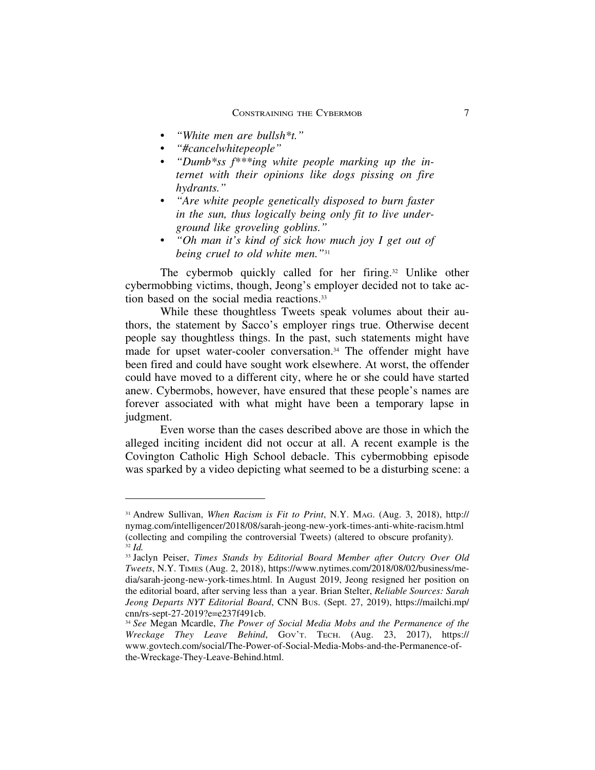- *"White men are bullsh\*t."*
- *"#cancelwhitepeople"*
- *"Dumb\*ss f\*\*\*ing white people marking up the internet with their opinions like dogs pissing on fire hydrants."*
- *"Are white people genetically disposed to burn faster in the sun, thus logically being only fit to live underground like groveling goblins."*
- *"Oh man it's kind of sick how much joy I get out of being cruel to old white men."*[31]

The cybermob quickly called for her firing.[32] Unlike other cybermobbing victims, though, Jeong's employer decided not to take action based on the social media reactions.[33]

While these thoughtless Tweets speak volumes about their authors, the statement by Sacco's employer rings true. Otherwise decent people say thoughtless things. In the past, such statements might have made for upset water-cooler conversation.[34] The offender might have been fired and could have sought work elsewhere. At worst, the offender could have moved to a different city, where he or she could have started anew. Cybermobs, however, have ensured that these people's names are forever associated with what might have been a temporary lapse in judgment.

Even worse than the cases described above are those in which the alleged inciting incident did not occur at all. A recent example is the Covington Catholic High School debacle. This cybermobbing episode was sparked by a video depicting what seemed to be a disturbing scene: a

---

[31] Andrew Sullivan, *When Racism is Fit to Print*, N.Y. MAG. (Aug. 3, 2018), http://nymag.com/intelligencer/2018/08/sarah-jeong-new-york-times-anti-white-racism.html (collecting and compiling the controversial Tweets) (altered to obscure profanity).

[32] *Id.*

[33] Jaclyn Peiser, *Times Stands by Editorial Board Member after Outcry Over Old Tweets*, N.Y. TIMES (Aug. 2, 2018), https://www.nytimes.com/2018/08/02/business/media/sarah-jeong-new-york-times.html. In August 2019, Jeong resigned her position on the editorial board, after serving less than a year. Brian Stelter, *Reliable Sources: Sarah Jeong Departs NYT Editorial Board*, CNN BUS. (Sept. 27, 2019), https://mailchi.mp/cnn/rs-sept-27-2019?e=e237f491cb.

[34] *See* Megan Mcardle, *The Power of Social Media Mobs and the Permanence of the Wreckage They Leave Behind*, GOV'T. TECH. (Aug. 23, 2017), https://www.govtech.com/social/The-Power-of-Social-Media-Mobs-and-the-Permanence-of-the-Wreckage-They-Leave-Behind.html.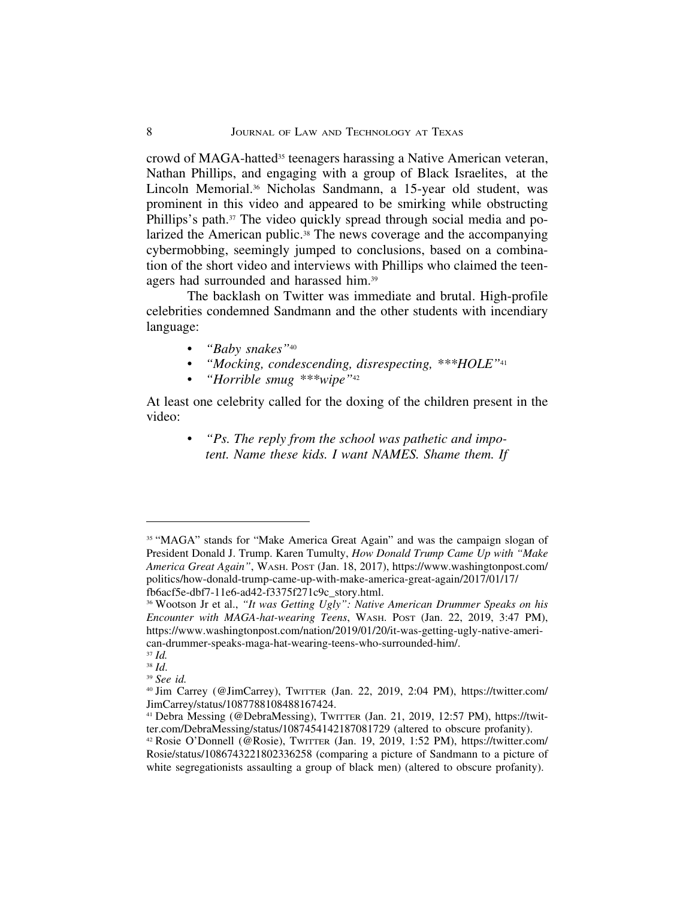crowd of MAGA-hatted[35] teenagers harassing a Native American veteran, Nathan Phillips, and engaging with a group of Black Israelites, at the Lincoln Memorial.[36] Nicholas Sandmann, a 15-year old student, was prominent in this video and appeared to be smirking while obstructing Phillips's path.[37] The video quickly spread through social media and polarized the American public.[38] The news coverage and the accompanying cybermobbing, seemingly jumped to conclusions, based on a combination of the short video and interviews with Phillips who claimed the teenagers had surrounded and harassed him.[39]

The backlash on Twitter was immediate and brutal. High-profile celebrities condemned Sandmann and the other students with incendiary language:

- *"Baby snakes"*[40]
- *"Mocking, condescending, disrespecting, \*\*\*HOLE"*[41]
- *"Horrible smug \*\*\*wipe"*[42]

At least one celebrity called for the doxing of the children present in the video:

- *"Ps. The reply from the school was pathetic and impotent. Name these kids. I want NAMES. Shame them. If*

---

[35] "MAGA" stands for "Make America Great Again" and was the campaign slogan of President Donald J. Trump. Karen Tumulty, *How Donald Trump Came Up with "Make America Great Again"*, WASH. POST (Jan. 18, 2017), https://www.washingtonpost.com/politics/how-donald-trump-came-up-with-make-america-great-again/2017/01/17/fb6acf5e-dbf7-11e6-ad42-f3375f271c9c_story.html.

[36] Wootson Jr et al., *"It was Getting Ugly": Native American Drummer Speaks on his Encounter with MAGA-hat-wearing Teens*, WASH. POST (Jan. 22, 2019, 3:47 PM), https://www.washingtonpost.com/nation/2019/01/20/it-was-getting-ugly-native-american-drummer-speaks-maga-hat-wearing-teens-who-surrounded-him/.

[37] *Id.*

[38] *Id.*

[39] *See id.*

[40] Jim Carrey (@JimCarrey), TWITTER (Jan. 22, 2019, 2:04 PM), https://twitter.com/JimCarrey/status/1087788108488167424.

[41] Debra Messing (@DebraMessing), TWITTER (Jan. 21, 2019, 12:57 PM), https://twitter.com/DebraMessing/status/1087454142187081729 (altered to obscure profanity).

[42] Rosie O'Donnell (@Rosie), TWITTER (Jan. 19, 2019, 1:52 PM), https://twitter.com/Rosie/status/1086743221802336258 (comparing a picture of Sandmann to a picture of white segregationists assaulting a group of black men) (altered to obscure profanity).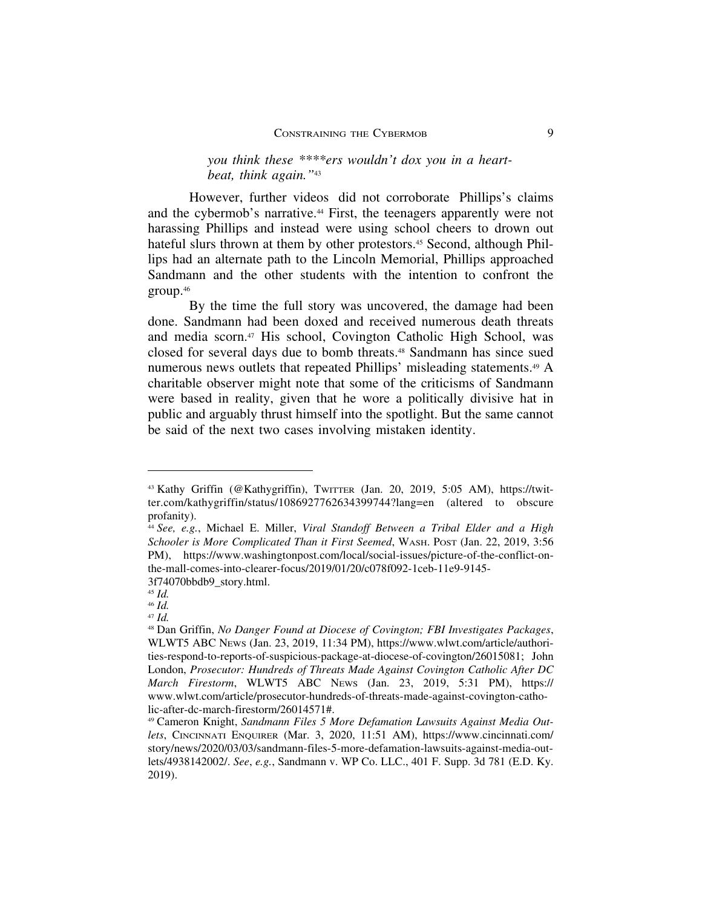*you think these \*\*\*\*ers wouldn't dox you in a heartbeat, think again."*[43]

However, further videos did not corroborate Phillips's claims and the cybermob's narrative.[44] First, the teenagers apparently were not harassing Phillips and instead were using school cheers to drown out hateful slurs thrown at them by other protestors.[45] Second, although Phillips had an alternate path to the Lincoln Memorial, Phillips approached Sandmann and the other students with the intention to confront the group.[46]

By the time the full story was uncovered, the damage had been done. Sandmann had been doxed and received numerous death threats and media scorn.[47] His school, Covington Catholic High School, was closed for several days due to bomb threats.[48] Sandmann has since sued numerous news outlets that repeated Phillips' misleading statements.[49] A charitable observer might note that some of the criticisms of Sandmann were based in reality, given that he wore a politically divisive hat in public and arguably thrust himself into the spotlight. But the same cannot be said of the next two cases involving mistaken identity.

---

[43] Kathy Griffin (@Kathygriffin), TWITTER (Jan. 20, 2019, 5:05 AM), https://twitter.com/kathygriffin/status/1086927762634399744?lang=en (altered to obscure profanity).

[44] *See, e.g.*, Michael E. Miller, *Viral Standoff Between a Tribal Elder and a High Schooler is More Complicated Than it First Seemed*, WASH. POST (Jan. 22, 2019, 3:56 PM), https://www.washingtonpost.com/local/social-issues/picture-of-the-conflict-on-the-mall-comes-into-clearer-focus/2019/01/20/c078f092-1ceb-11e9-9145-3f74070bbdb9_story.html.

[45] *Id.*

[46] *Id.*

[47] *Id.*

[48] Dan Griffin, *No Danger Found at Diocese of Covington; FBI Investigates Packages*, WLWT5 ABC NEWS (Jan. 23, 2019, 11:34 PM), https://www.wlwt.com/article/authorities-respond-to-reports-of-suspicious-package-at-diocese-of-covington/26015081; John London, *Prosecutor: Hundreds of Threats Made Against Covington Catholic After DC March Firestorm*, WLWT5 ABC NEWS (Jan. 23, 2019, 5:31 PM), https://www.wlwt.com/article/prosecutor-hundreds-of-threats-made-against-covington-catholic-after-dc-march-firestorm/26014571#.

[49] Cameron Knight, *Sandmann Files 5 More Defamation Lawsuits Against Media Outlets*, CINCINNATI ENQUIRER (Mar. 3, 2020, 11:51 AM), https://www.cincinnati.com/story/news/2020/03/03/sandmann-files-5-more-defamation-lawsuits-against-media-outlets/4938142002/. *See*, *e.g.*, Sandmann v. WP Co. LLC., 401 F. Supp. 3d 781 (E.D. Ky. 2019).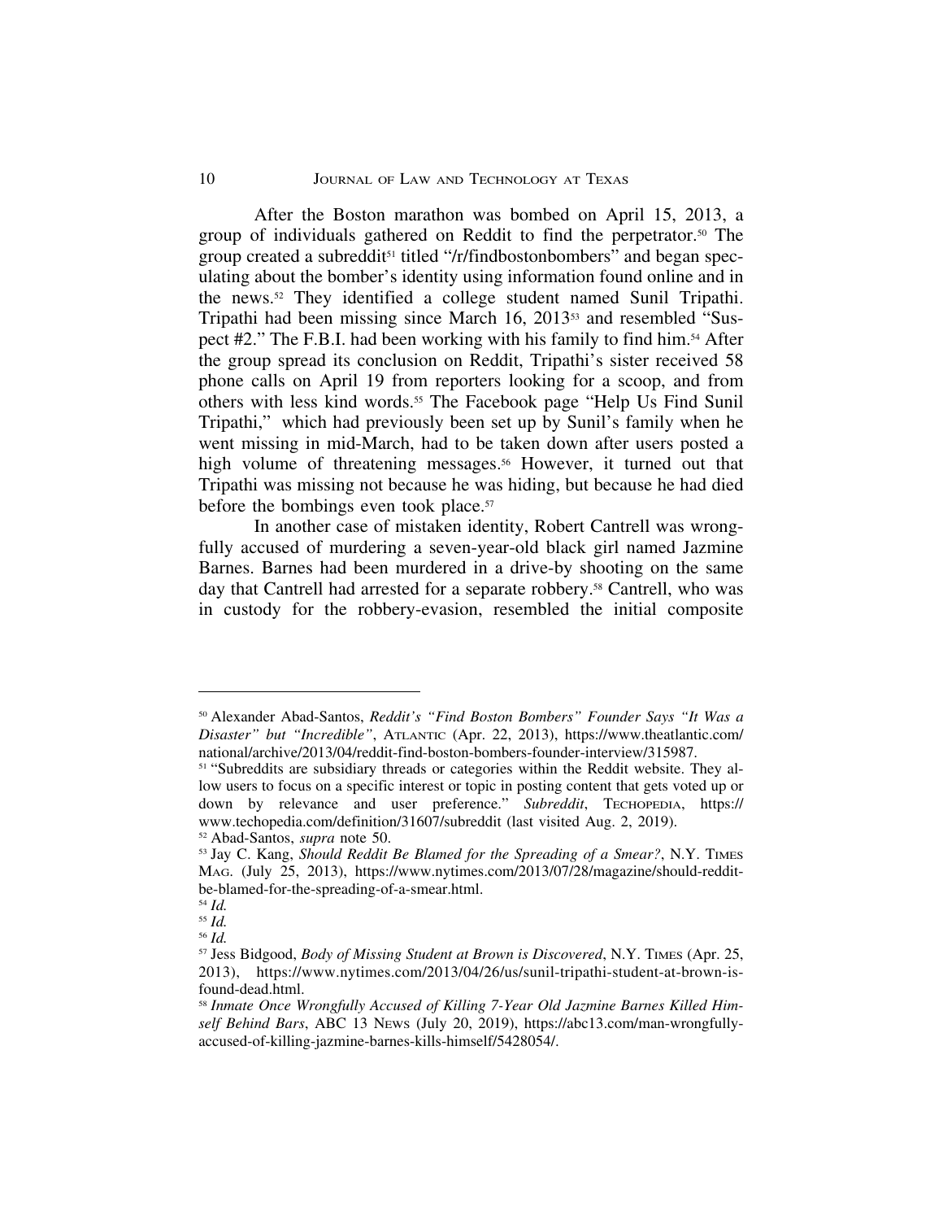After the Boston marathon was bombed on April 15, 2013, a group of individuals gathered on Reddit to find the perpetrator.[50] The group created a subreddit[51] titled "/r/findbostonbombers" and began speculating about the bomber's identity using information found online and in the news.[52] They identified a college student named Sunil Tripathi. Tripathi had been missing since March 16, 2013[53] and resembled "Suspect #2." The F.B.I. had been working with his family to find him.[54] After the group spread its conclusion on Reddit, Tripathi's sister received 58 phone calls on April 19 from reporters looking for a scoop, and from others with less kind words.[55] The Facebook page "Help Us Find Sunil Tripathi," which had previously been set up by Sunil's family when he went missing in mid-March, had to be taken down after users posted a high volume of threatening messages.[56] However, it turned out that Tripathi was missing not because he was hiding, but because he had died before the bombings even took place.[57]

In another case of mistaken identity, Robert Cantrell was wrongfully accused of murdering a seven-year-old black girl named Jazmine Barnes. Barnes had been murdered in a drive-by shooting on the same day that Cantrell had arrested for a separate robbery.[58] Cantrell, who was in custody for the robbery-evasion, resembled the initial composite

---

[50] Alexander Abad-Santos, *Reddit's "Find Boston Bombers" Founder Says "It Was a Disaster" but "Incredible"*, ATLANTIC (Apr. 22, 2013), https://www.theatlantic.com/national/archive/2013/04/reddit-find-boston-bombers-founder-interview/315987.

[51] "Subreddits are subsidiary threads or categories within the Reddit website. They allow users to focus on a specific interest or topic in posting content that gets voted up or down by relevance and user preference." *Subreddit*, TECHOPEDIA, https://www.techopedia.com/definition/31607/subreddit (last visited Aug. 2, 2019).

[52] Abad-Santos, *supra* note 50.

[53] Jay C. Kang, *Should Reddit Be Blamed for the Spreading of a Smear?*, N.Y. TIMES MAG. (July 25, 2013), https://www.nytimes.com/2013/07/28/magazine/should-reddit-be-blamed-for-the-spreading-of-a-smear.html.

[54] *Id.*

[55] *Id.*

[56] *Id.*

[57] Jess Bidgood, *Body of Missing Student at Brown is Discovered*, N.Y. TIMES (Apr. 25, 2013), https://www.nytimes.com/2013/04/26/us/sunil-tripathi-student-at-brown-is-found-dead.html.

[58] *Inmate Once Wrongfully Accused of Killing 7-Year Old Jazmine Barnes Killed Himself Behind Bars*, ABC 13 NEWS (July 20, 2019), https://abc13.com/man-wrongfully-accused-of-killing-jazmine-barnes-kills-himself/5428054/.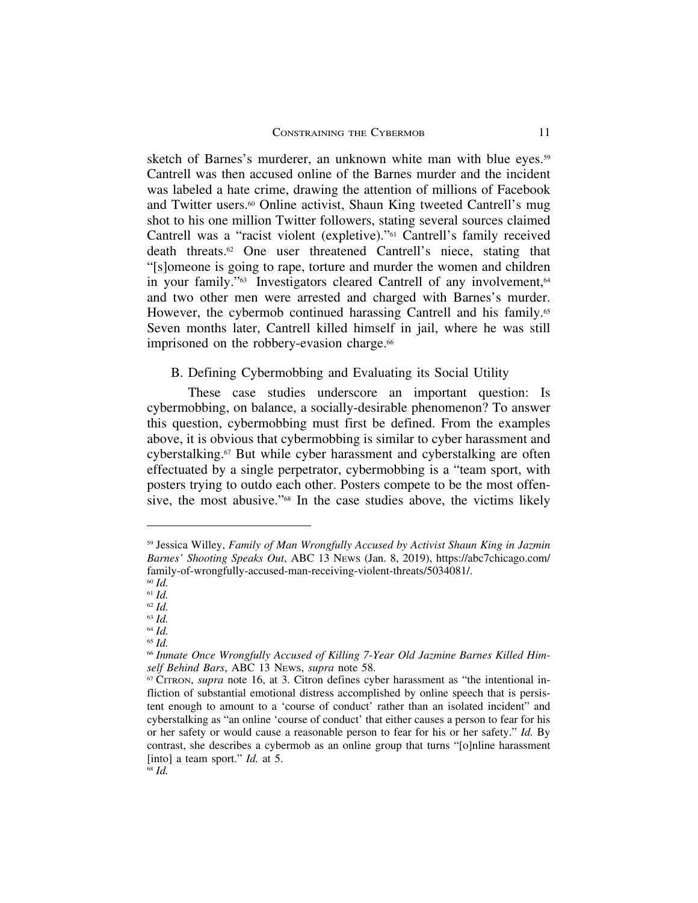sketch of Barnes's murderer, an unknown white man with blue eyes.[59] Cantrell was then accused online of the Barnes murder and the incident was labeled a hate crime, drawing the attention of millions of Facebook and Twitter users.[60] Online activist, Shaun King tweeted Cantrell's mug shot to his one million Twitter followers, stating several sources claimed Cantrell was a "racist violent (expletive)."[61] Cantrell's family received death threats.[62] One user threatened Cantrell's niece, stating that "[s]omeone is going to rape, torture and murder the women and children in your family."[63] Investigators cleared Cantrell of any involvement,[64] and two other men were arrested and charged with Barnes's murder. However, the cybermob continued harassing Cantrell and his family.[65] Seven months later, Cantrell killed himself in jail, where he was still imprisoned on the robbery-evasion charge.[66]

## B. Defining Cybermobbing and Evaluating its Social Utility

These case studies underscore an important question: Is cybermobbing, on balance, a socially-desirable phenomenon? To answer this question, cybermobbing must first be defined. From the examples above, it is obvious that cybermobbing is similar to cyber harassment and cyberstalking.[67] But while cyber harassment and cyberstalking are often effectuated by a single perpetrator, cybermobbing is a "team sport, with posters trying to outdo each other. Posters compete to be the most offensive, the most abusive."[68] In the case studies above, the victims likely

---

[59] Jessica Willey, *Family of Man Wrongfully Accused by Activist Shaun King in Jazmin Barnes' Shooting Speaks Out*, ABC 13 News (Jan. 8, 2019), https://abc7chicago.com/family-of-wrongfully-accused-man-receiving-violent-threats/5034081/.

[60] *Id.*

[61] *Id.*

[62] *Id.*

[63] *Id.*

[64] *Id.*

[65] *Id.*

[66] *Inmate Once Wrongfully Accused of Killing 7-Year Old Jazmine Barnes Killed Himself Behind Bars*, ABC 13 News, *supra* note 58.

[67] Citron, *supra* note 16, at 3. Citron defines cyber harassment as "the intentional infliction of substantial emotional distress accomplished by online speech that is persistent enough to amount to a 'course of conduct' rather than an isolated incident" and cyberstalking as "an online 'course of conduct' that either causes a person to fear for his or her safety or would cause a reasonable person to fear for his or her safety." *Id.* By contrast, she describes a cybermob as an online group that turns "[o]nline harassment [into] a team sport." *Id.* at 5.

[68] *Id.*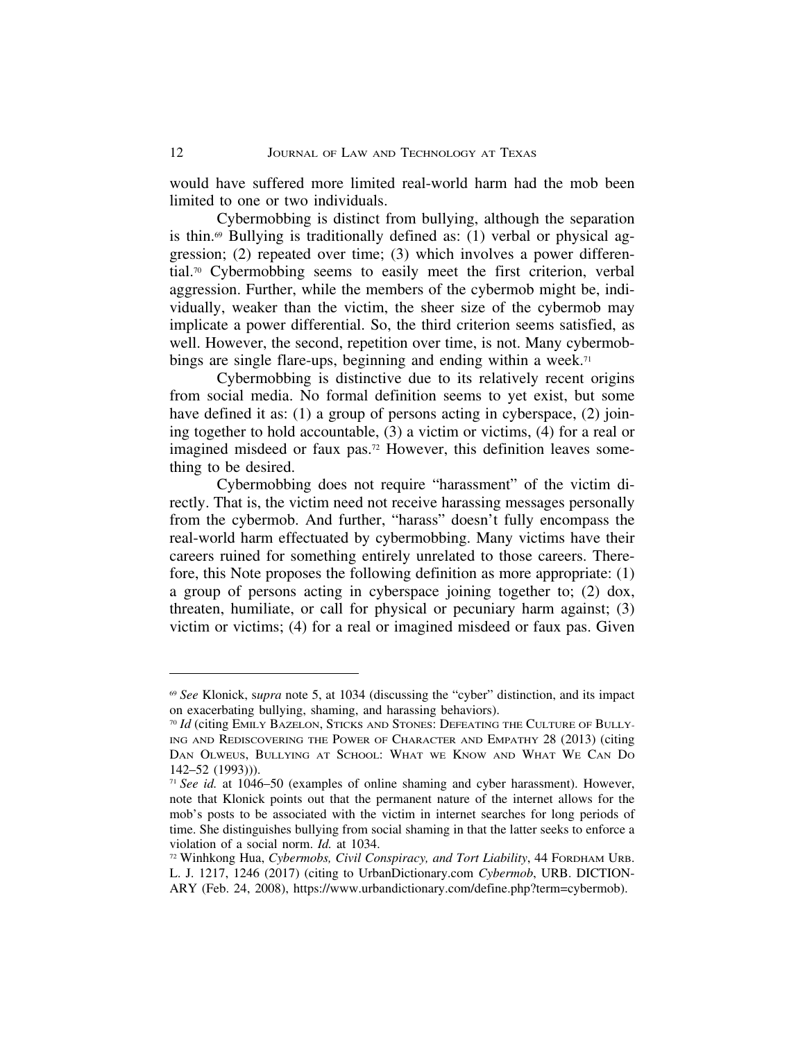would have suffered more limited real-world harm had the mob been limited to one or two individuals.

Cybermobbing is distinct from bullying, although the separation is thin.[69] Bullying is traditionally defined as: (1) verbal or physical aggression; (2) repeated over time; (3) which involves a power differential.[70] Cybermobbing seems to easily meet the first criterion, verbal aggression. Further, while the members of the cybermob might be, individually, weaker than the victim, the sheer size of the cybermob may implicate a power differential. So, the third criterion seems satisfied, as well. However, the second, repetition over time, is not. Many cybermobbings are single flare-ups, beginning and ending within a week.[71]

Cybermobbing is distinctive due to its relatively recent origins from social media. No formal definition seems to yet exist, but some have defined it as: (1) a group of persons acting in cyberspace, (2) joining together to hold accountable, (3) a victim or victims, (4) for a real or imagined misdeed or faux pas.[72] However, this definition leaves something to be desired.

Cybermobbing does not require "harassment" of the victim directly. That is, the victim need not receive harassing messages personally from the cybermob. And further, "harass" doesn't fully encompass the real-world harm effectuated by cybermobbing. Many victims have their careers ruined for something entirely unrelated to those careers. Therefore, this Note proposes the following definition as more appropriate: (1) a group of persons acting in cyberspace joining together to; (2) dox, threaten, humiliate, or call for physical or pecuniary harm against; (3) victim or victims; (4) for a real or imagined misdeed or faux pas. Given

---

[69] *See* Klonick, s*upra* note 5, at 1034 (discussing the "cyber" distinction, and its impact on exacerbating bullying, shaming, and harassing behaviors).

[70] *Id* (citing Emily Bazelon, Sticks and Stones: Defeating the Culture of Bullying and Rediscovering the Power of Character and Empathy 28 (2013) (citing Dan Olweus, Bullying at School: What we Know and What We Can Do 142–52 (1993))).

[71] *See id.* at 1046–50 (examples of online shaming and cyber harassment). However, note that Klonick points out that the permanent nature of the internet allows for the mob's posts to be associated with the victim in internet searches for long periods of time. She distinguishes bullying from social shaming in that the latter seeks to enforce a violation of a social norm. *Id.* at 1034.

[72] Winhkong Hua, *Cybermobs, Civil Conspiracy, and Tort Liability*, 44 Fordham Urb. L. J. 1217, 1246 (2017) (citing to UrbanDictionary.com *Cybermob*, URB. DICTIONARY (Feb. 24, 2008), https://www.urbandictionary.com/define.php?term=cybermob).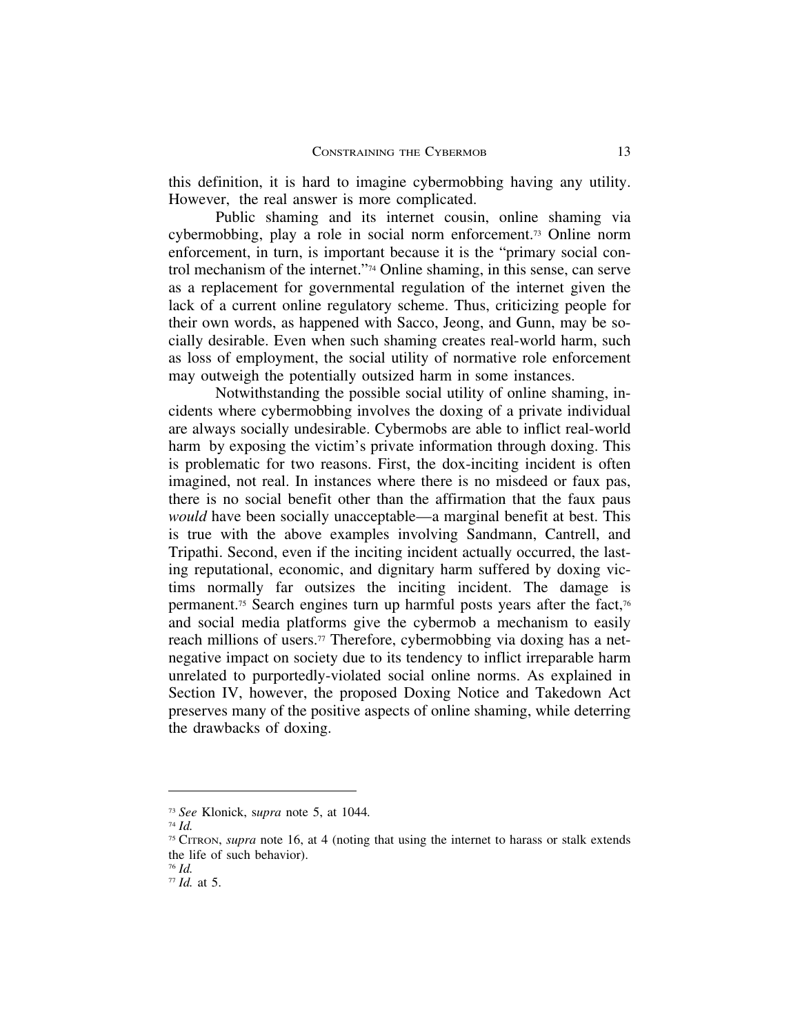this definition, it is hard to imagine cybermobbing having any utility. However, the real answer is more complicated.

Public shaming and its internet cousin, online shaming via cybermobbing, play a role in social norm enforcement.[73] Online norm enforcement, in turn, is important because it is the "primary social control mechanism of the internet."[74] Online shaming, in this sense, can serve as a replacement for governmental regulation of the internet given the lack of a current online regulatory scheme. Thus, criticizing people for their own words, as happened with Sacco, Jeong, and Gunn, may be socially desirable. Even when such shaming creates real-world harm, such as loss of employment, the social utility of normative role enforcement may outweigh the potentially outsized harm in some instances.

Notwithstanding the possible social utility of online shaming, incidents where cybermobbing involves the doxing of a private individual are always socially undesirable. Cybermobs are able to inflict real-world harm by exposing the victim's private information through doxing. This is problematic for two reasons. First, the dox-inciting incident is often imagined, not real. In instances where there is no misdeed or faux pas, there is no social benefit other than the affirmation that the faux paus *would* have been socially unacceptable—a marginal benefit at best. This is true with the above examples involving Sandmann, Cantrell, and Tripathi. Second, even if the inciting incident actually occurred, the lasting reputational, economic, and dignitary harm suffered by doxing victims normally far outsizes the inciting incident. The damage is permanent.[75] Search engines turn up harmful posts years after the fact,[76] and social media platforms give the cybermob a mechanism to easily reach millions of users.[77] Therefore, cybermobbing via doxing has a net-negative impact on society due to its tendency to inflict irreparable harm unrelated to purportedly-violated social online norms. As explained in Section IV, however, the proposed Doxing Notice and Takedown Act preserves many of the positive aspects of online shaming, while deterring the drawbacks of doxing.

---

[73] *See* Klonick, s*upra* note 5, at 1044.

[74] *Id.*

[75] CITRON, *supra* note 16, at 4 (noting that using the internet to harass or stalk extends the life of such behavior).

[76] *Id.*

[77] *Id.* at 5.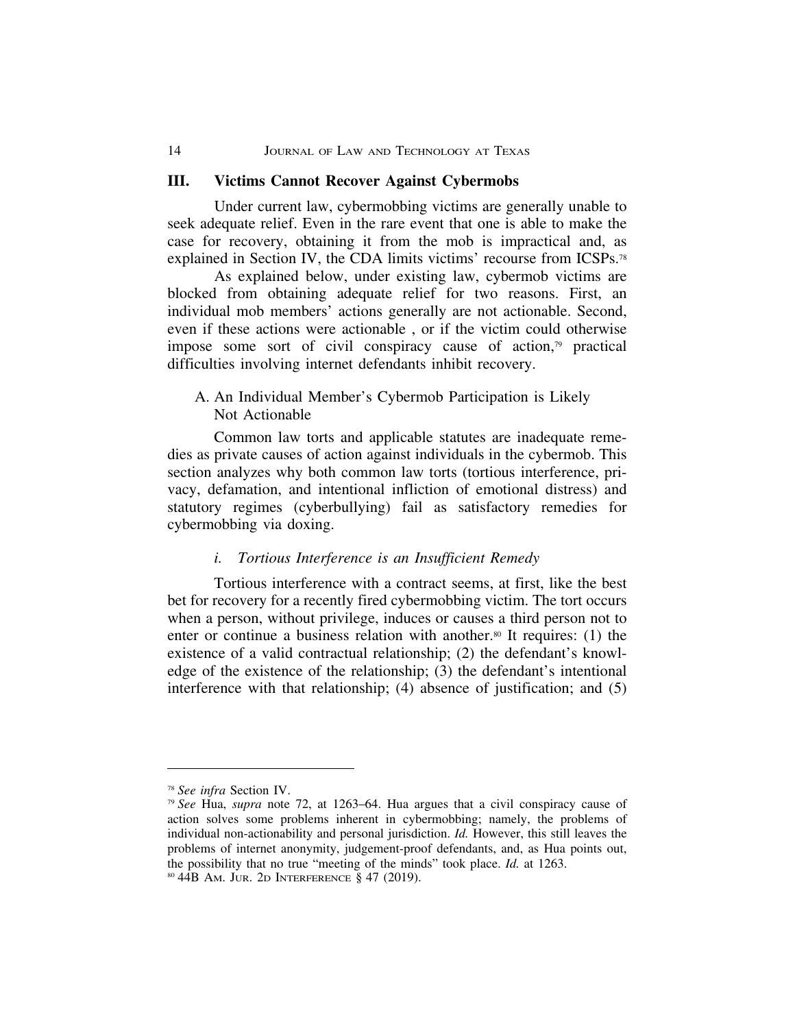## III. Victims Cannot Recover Against Cybermobs

Under current law, cybermobbing victims are generally unable to seek adequate relief. Even in the rare event that one is able to make the case for recovery, obtaining it from the mob is impractical and, as explained in Section IV, the CDA limits victims' recourse from ICSPs.[78]

As explained below, under existing law, cybermob victims are blocked from obtaining adequate relief for two reasons. First, an individual mob members' actions generally are not actionable. Second, even if these actions were actionable , or if the victim could otherwise impose some sort of civil conspiracy cause of action,[79] practical difficulties involving internet defendants inhibit recovery.

### A. An Individual Member's Cybermob Participation is Likely Not Actionable

Common law torts and applicable statutes are inadequate remedies as private causes of action against individuals in the cybermob. This section analyzes why both common law torts (tortious interference, privacy, defamation, and intentional infliction of emotional distress) and statutory regimes (cyberbullying) fail as satisfactory remedies for cybermobbing via doxing.

#### *i. Tortious Interference is an Insufficient Remedy*

Tortious interference with a contract seems, at first, like the best bet for recovery for a recently fired cybermobbing victim. The tort occurs when a person, without privilege, induces or causes a third person not to enter or continue a business relation with another.[80] It requires: (1) the existence of a valid contractual relationship; (2) the defendant's knowledge of the existence of the relationship; (3) the defendant's intentional interference with that relationship; (4) absence of justification; and (5)

---

[78] *See infra* Section IV.

[79] *See* Hua, *supra* note 72, at 1263–64. Hua argues that a civil conspiracy cause of action solves some problems inherent in cybermobbing; namely, the problems of individual non-actionability and personal jurisdiction. *Id.* However, this still leaves the problems of internet anonymity, judgement-proof defendants, and, as Hua points out, the possibility that no true "meeting of the minds" took place. *Id.* at 1263.

[80] 44B Am. Jur. 2d Interference § 47 (2019).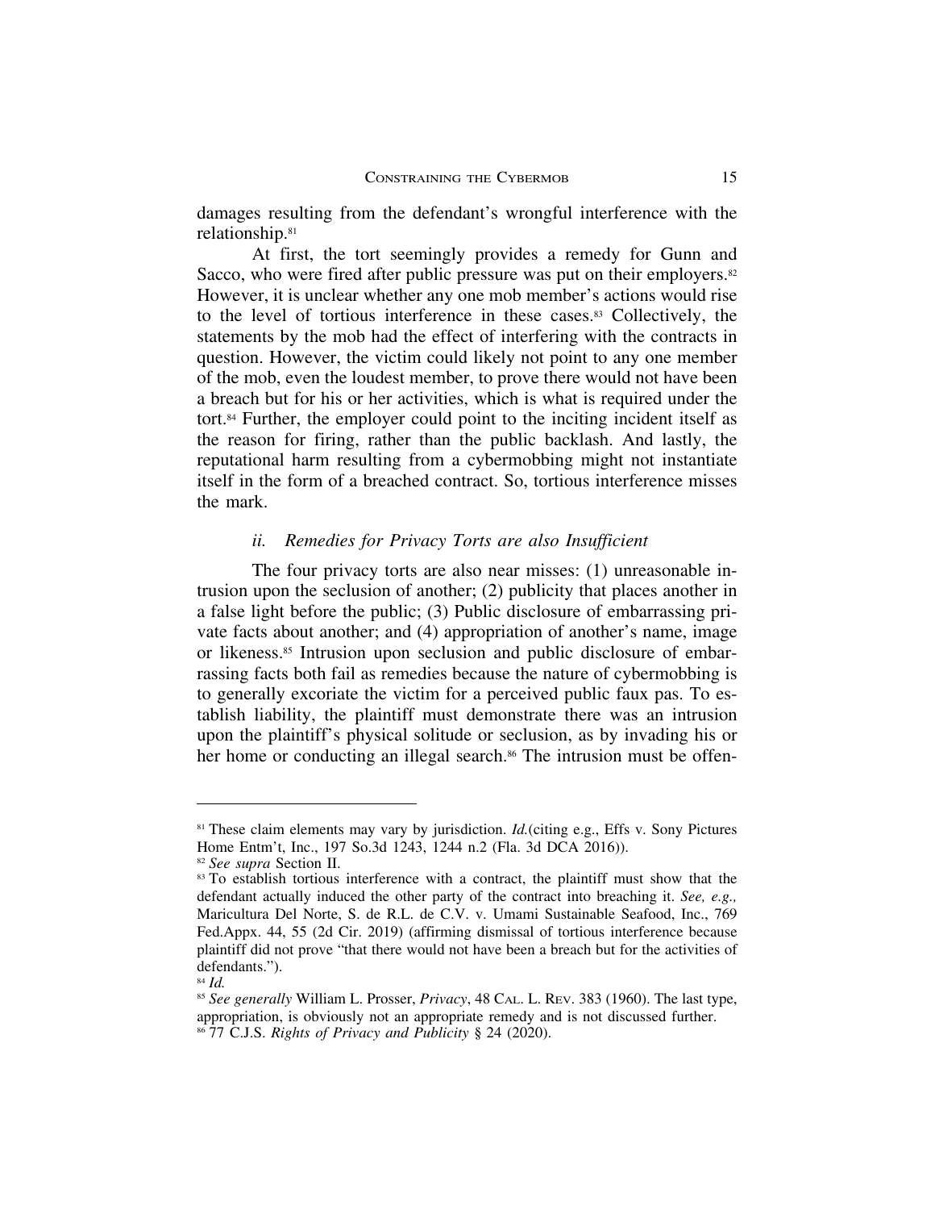damages resulting from the defendant's wrongful interference with the relationship.[81]

At first, the tort seemingly provides a remedy for Gunn and Sacco, who were fired after public pressure was put on their employers.[82] However, it is unclear whether any one mob member's actions would rise to the level of tortious interference in these cases.[83] Collectively, the statements by the mob had the effect of interfering with the contracts in question. However, the victim could likely not point to any one member of the mob, even the loudest member, to prove there would not have been a breach but for his or her activities, which is what is required under the tort.[84] Further, the employer could point to the inciting incident itself as the reason for firing, rather than the public backlash. And lastly, the reputational harm resulting from a cybermobbing might not instantiate itself in the form of a breached contract. So, tortious interference misses the mark.

### *ii. Remedies for Privacy Torts are also Insufficient*

The four privacy torts are also near misses: (1) unreasonable intrusion upon the seclusion of another; (2) publicity that places another in a false light before the public; (3) Public disclosure of embarrassing private facts about another; and (4) appropriation of another's name, image or likeness.[85] Intrusion upon seclusion and public disclosure of embarrassing facts both fail as remedies because the nature of cybermobbing is to generally excoriate the victim for a perceived public faux pas. To establish liability, the plaintiff must demonstrate there was an intrusion upon the plaintiff's physical solitude or seclusion, as by invading his or her home or conducting an illegal search.[86] The intrusion must be offen-

---

[81] These claim elements may vary by jurisdiction. *Id.*(citing e.g., Effs v. Sony Pictures Home Entm't, Inc., 197 So.3d 1243, 1244 n.2 (Fla. 3d DCA 2016)).

[82] *See supra* Section II.

[83] To establish tortious interference with a contract, the plaintiff must show that the defendant actually induced the other party of the contract into breaching it. *See, e.g.,* Maricultura Del Norte, S. de R.L. de C.V. v. Umami Sustainable Seafood, Inc., 769 Fed.Appx. 44, 55 (2d Cir. 2019) (affirming dismissal of tortious interference because plaintiff did not prove "that there would not have been a breach but for the activities of defendants.").

[84] *Id.*

[85] *See generally* William L. Prosser, *Privacy*, 48 CAL. L. REV. 383 (1960). The last type, appropriation, is obviously not an appropriate remedy and is not discussed further.

[86] 77 C.J.S. *Rights of Privacy and Publicity* § 24 (2020).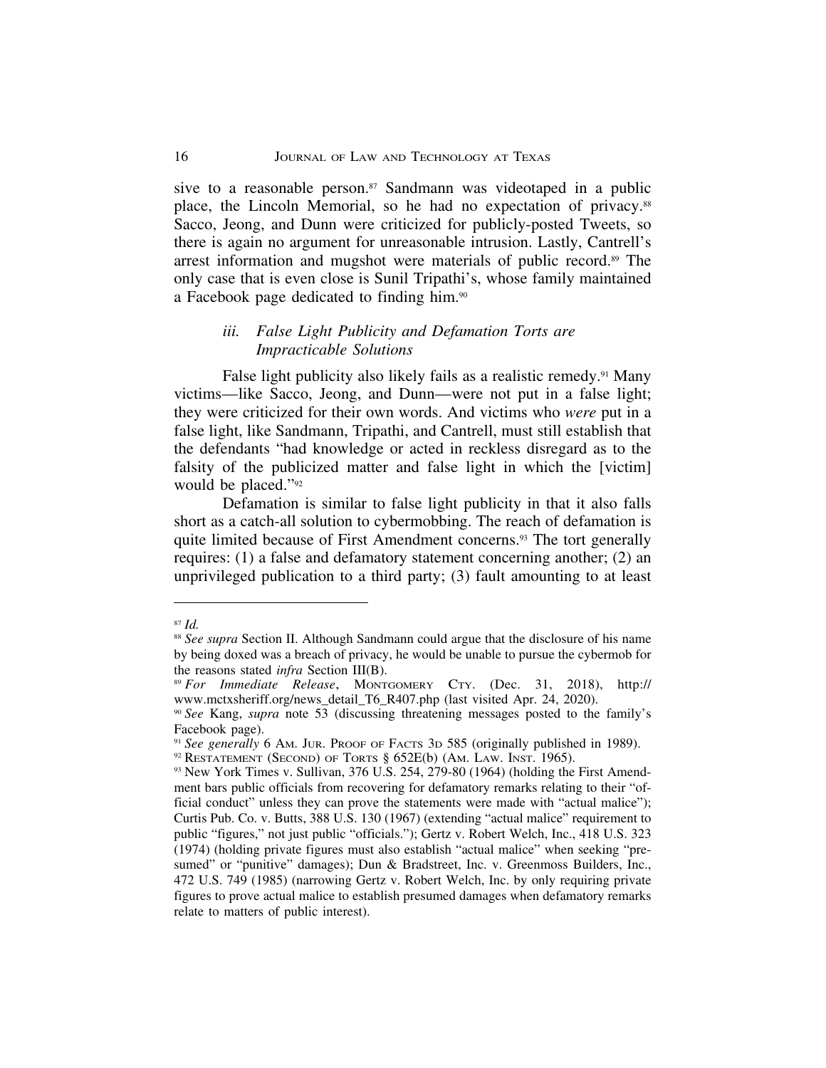sive to a reasonable person.[87] Sandmann was videotaped in a public place, the Lincoln Memorial, so he had no expectation of privacy.[88] Sacco, Jeong, and Dunn were criticized for publicly-posted Tweets, so there is again no argument for unreasonable intrusion. Lastly, Cantrell's arrest information and mugshot were materials of public record.[89] The only case that is even close is Sunil Tripathi's, whose family maintained a Facebook page dedicated to finding him.[90]

### *iii. False Light Publicity and Defamation Torts are Impracticable Solutions*

False light publicity also likely fails as a realistic remedy.[91] Many victims—like Sacco, Jeong, and Dunn—were not put in a false light; they were criticized for their own words. And victims who *were* put in a false light, like Sandmann, Tripathi, and Cantrell, must still establish that the defendants "had knowledge or acted in reckless disregard as to the falsity of the publicized matter and false light in which the [victim] would be placed."[92]

Defamation is similar to false light publicity in that it also falls short as a catch-all solution to cybermobbing. The reach of defamation is quite limited because of First Amendment concerns.[93] The tort generally requires: (1) a false and defamatory statement concerning another; (2) an unprivileged publication to a third party; (3) fault amounting to at least

---

[87] *Id.*

[88] *See supra* Section II. Although Sandmann could argue that the disclosure of his name by being doxed was a breach of privacy, he would be unable to pursue the cybermob for the reasons stated *infra* Section III(B).

[89] *For Immediate Release*, Montgomery Cty. (Dec. 31, 2018), http://www.mctxsheriff.org/news_detail_T6_R407.php (last visited Apr. 24, 2020).

[90] *See* Kang, *supra* note 53 (discussing threatening messages posted to the family's Facebook page).

[91] *See generally* 6 Am. Jur. Proof of Facts 3d 585 (originally published in 1989).

[92] Restatement (Second) of Torts § 652E(b) (Am. Law. Inst. 1965).

[93] New York Times v. Sullivan, 376 U.S. 254, 279-80 (1964) (holding the First Amendment bars public officials from recovering for defamatory remarks relating to their "official conduct" unless they can prove the statements were made with "actual malice"); Curtis Pub. Co. v. Butts, 388 U.S. 130 (1967) (extending "actual malice" requirement to public "figures," not just public "officials."); Gertz v. Robert Welch, Inc., 418 U.S. 323 (1974) (holding private figures must also establish "actual malice" when seeking "presumed" or "punitive" damages); Dun & Bradstreet, Inc. v. Greenmoss Builders, Inc., 472 U.S. 749 (1985) (narrowing Gertz v. Robert Welch, Inc. by only requiring private figures to prove actual malice to establish presumed damages when defamatory remarks relate to matters of public interest).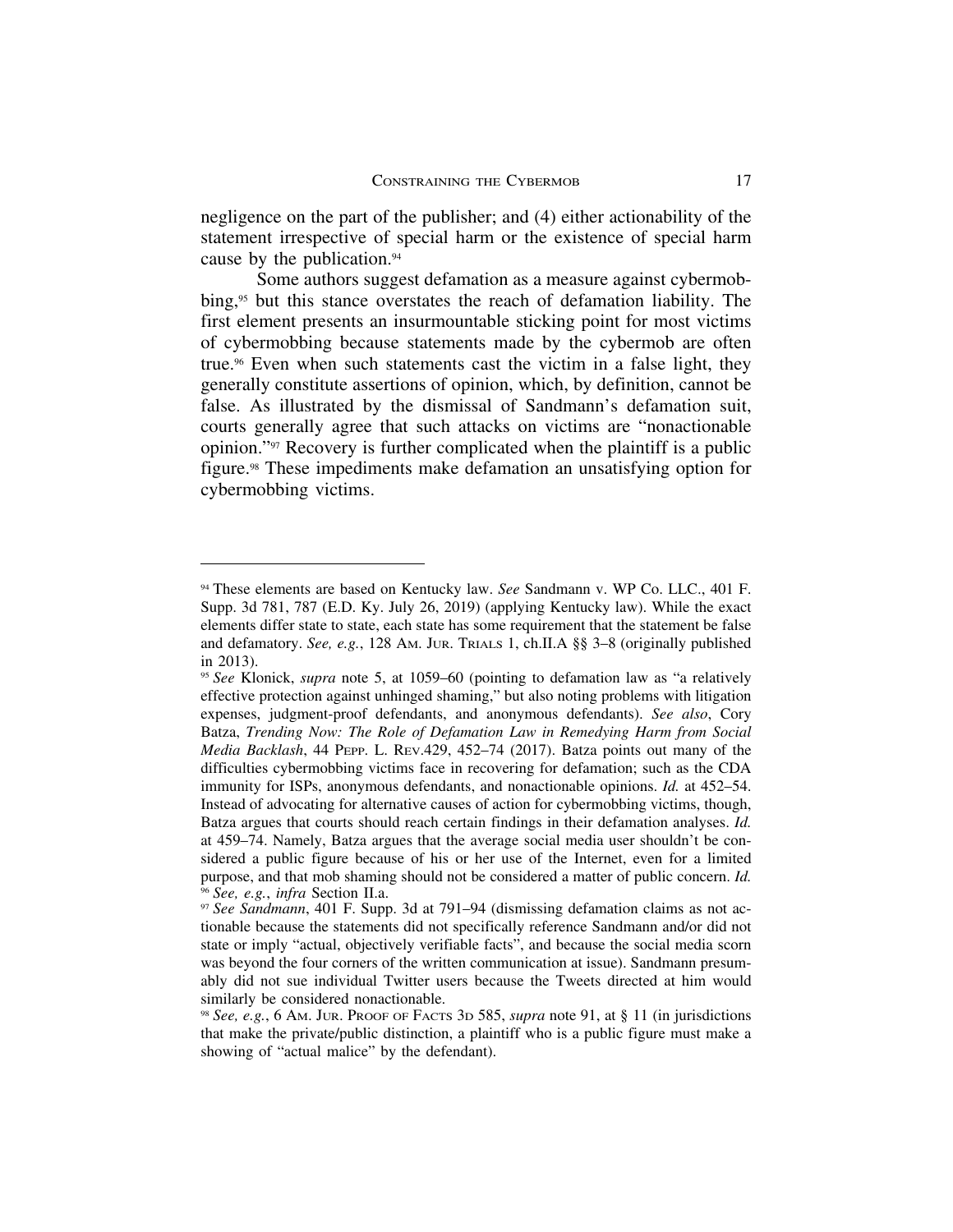negligence on the part of the publisher; and (4) either actionability of the statement irrespective of special harm or the existence of special harm cause by the publication.[94]

Some authors suggest defamation as a measure against cybermobbing,[95] but this stance overstates the reach of defamation liability. The first element presents an insurmountable sticking point for most victims of cybermobbing because statements made by the cybermob are often true.[96] Even when such statements cast the victim in a false light, they generally constitute assertions of opinion, which, by definition, cannot be false. As illustrated by the dismissal of Sandmann's defamation suit, courts generally agree that such attacks on victims are "nonactionable opinion."[97] Recovery is further complicated when the plaintiff is a public figure.[98] These impediments make defamation an unsatisfying option for cybermobbing victims.

---

[94] These elements are based on Kentucky law. *See* Sandmann v. WP Co. LLC., 401 F. Supp. 3d 781, 787 (E.D. Ky. July 26, 2019) (applying Kentucky law). While the exact elements differ state to state, each state has some requirement that the statement be false and defamatory. *See, e.g.*, 128 Am. Jur. Trials 1, ch.II.A §§ 3–8 (originally published in 2013).

[95] *See* Klonick, *supra* note 5, at 1059–60 (pointing to defamation law as "a relatively effective protection against unhinged shaming," but also noting problems with litigation expenses, judgment-proof defendants, and anonymous defendants). *See also*, Cory Batza, *Trending Now: The Role of Defamation Law in Remedying Harm from Social Media Backlash*, 44 Pepp. L. Rev.429, 452–74 (2017). Batza points out many of the difficulties cybermobbing victims face in recovering for defamation; such as the CDA immunity for ISPs, anonymous defendants, and nonactionable opinions. *Id.* at 452–54. Instead of advocating for alternative causes of action for cybermobbing victims, though, Batza argues that courts should reach certain findings in their defamation analyses. *Id.* at 459–74. Namely, Batza argues that the average social media user shouldn't be considered a public figure because of his or her use of the Internet, even for a limited purpose, and that mob shaming should not be considered a matter of public concern. *Id.*

[96] *See, e.g.*, *infra* Section II.a.

[97] *See Sandmann*, 401 F. Supp. 3d at 791–94 (dismissing defamation claims as not actionable because the statements did not specifically reference Sandmann and/or did not state or imply "actual, objectively verifiable facts", and because the social media scorn was beyond the four corners of the written communication at issue). Sandmann presumably did not sue individual Twitter users because the Tweets directed at him would similarly be considered nonactionable.

[98] *See, e.g.*, 6 Am. Jur. Proof of Facts 3d 585, *supra* note 91, at § 11 (in jurisdictions that make the private/public distinction, a plaintiff who is a public figure must make a showing of "actual malice" by the defendant).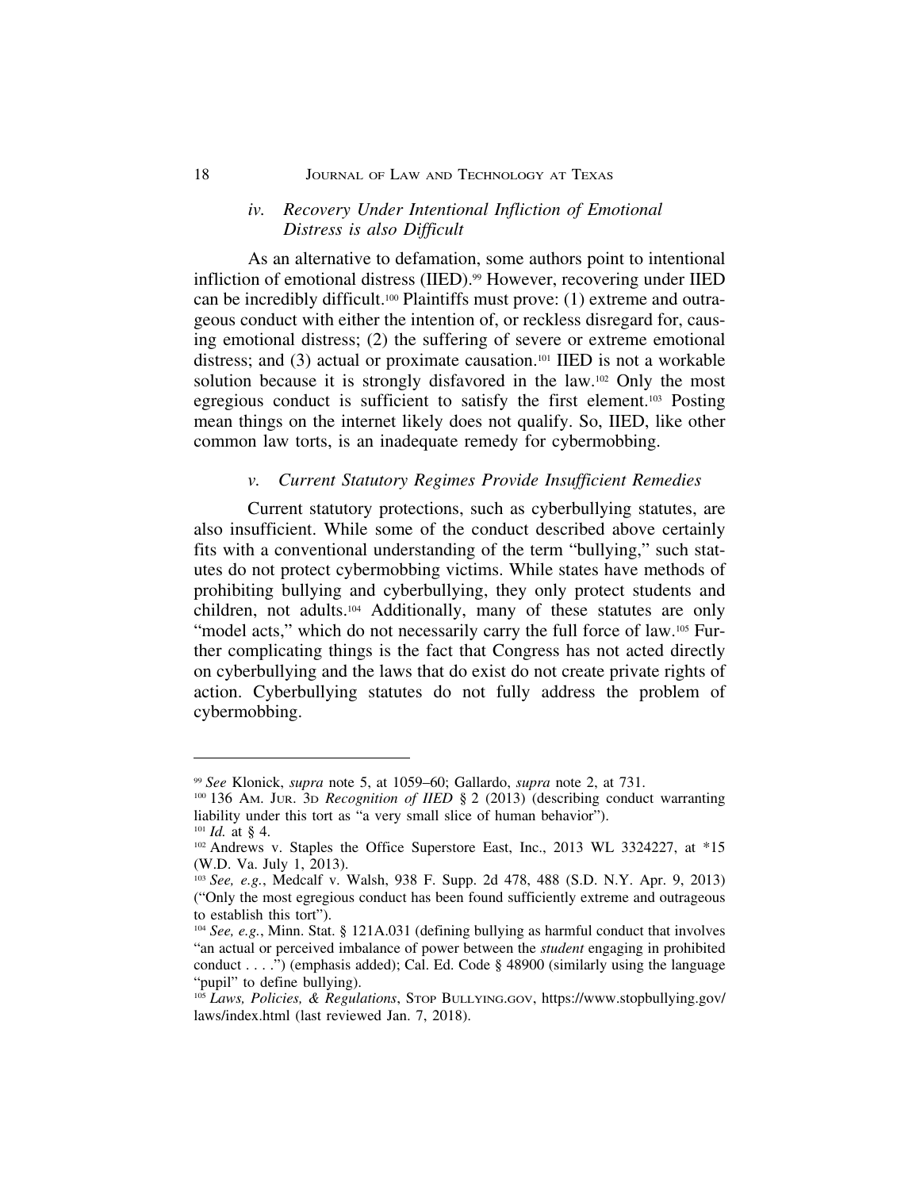### *iv. Recovery Under Intentional Infliction of Emotional Distress is also Difficult*

As an alternative to defamation, some authors point to intentional infliction of emotional distress (IIED).[99] However, recovering under IIED can be incredibly difficult.[100] Plaintiffs must prove: (1) extreme and outrageous conduct with either the intention of, or reckless disregard for, causing emotional distress; (2) the suffering of severe or extreme emotional distress; and (3) actual or proximate causation.[101] IIED is not a workable solution because it is strongly disfavored in the law.[102] Only the most egregious conduct is sufficient to satisfy the first element.[103] Posting mean things on the internet likely does not qualify. So, IIED, like other common law torts, is an inadequate remedy for cybermobbing.

### *v. Current Statutory Regimes Provide Insufficient Remedies*

Current statutory protections, such as cyberbullying statutes, are also insufficient. While some of the conduct described above certainly fits with a conventional understanding of the term "bullying," such statutes do not protect cybermobbing victims. While states have methods of prohibiting bullying and cyberbullying, they only protect students and children, not adults.[104] Additionally, many of these statutes are only "model acts," which do not necessarily carry the full force of law.[105] Further complicating things is the fact that Congress has not acted directly on cyberbullying and the laws that do exist do not create private rights of action. Cyberbullying statutes do not fully address the problem of cybermobbing.

---

[99] *See* Klonick, *supra* note 5, at 1059–60; Gallardo, *supra* note 2, at 731.

[100] 136 Am. Jur. 3d *Recognition of IIED* § 2 (2013) (describing conduct warranting liability under this tort as "a very small slice of human behavior").

[101] *Id.* at § 4.

[102] Andrews v. Staples the Office Superstore East, Inc., 2013 WL 3324227, at *15 (W.D. Va. July 1, 2013).

[103] *See, e.g.*, Medcalf v. Walsh, 938 F. Supp. 2d 478, 488 (S.D. N.Y. Apr. 9, 2013) ("Only the most egregious conduct has been found sufficiently extreme and outrageous to establish this tort").

[104] *See, e.g.*, Minn. Stat. § 121A.031 (defining bullying as harmful conduct that involves "an actual or perceived imbalance of power between the *student* engaging in prohibited conduct . . . .") (emphasis added); Cal. Ed. Code § 48900 (similarly using the language "pupil" to define bullying).

[105] *Laws, Policies, & Regulations*, Stop Bullying.gov, https://www.stopbullying.gov/laws/index.html (last reviewed Jan. 7, 2018).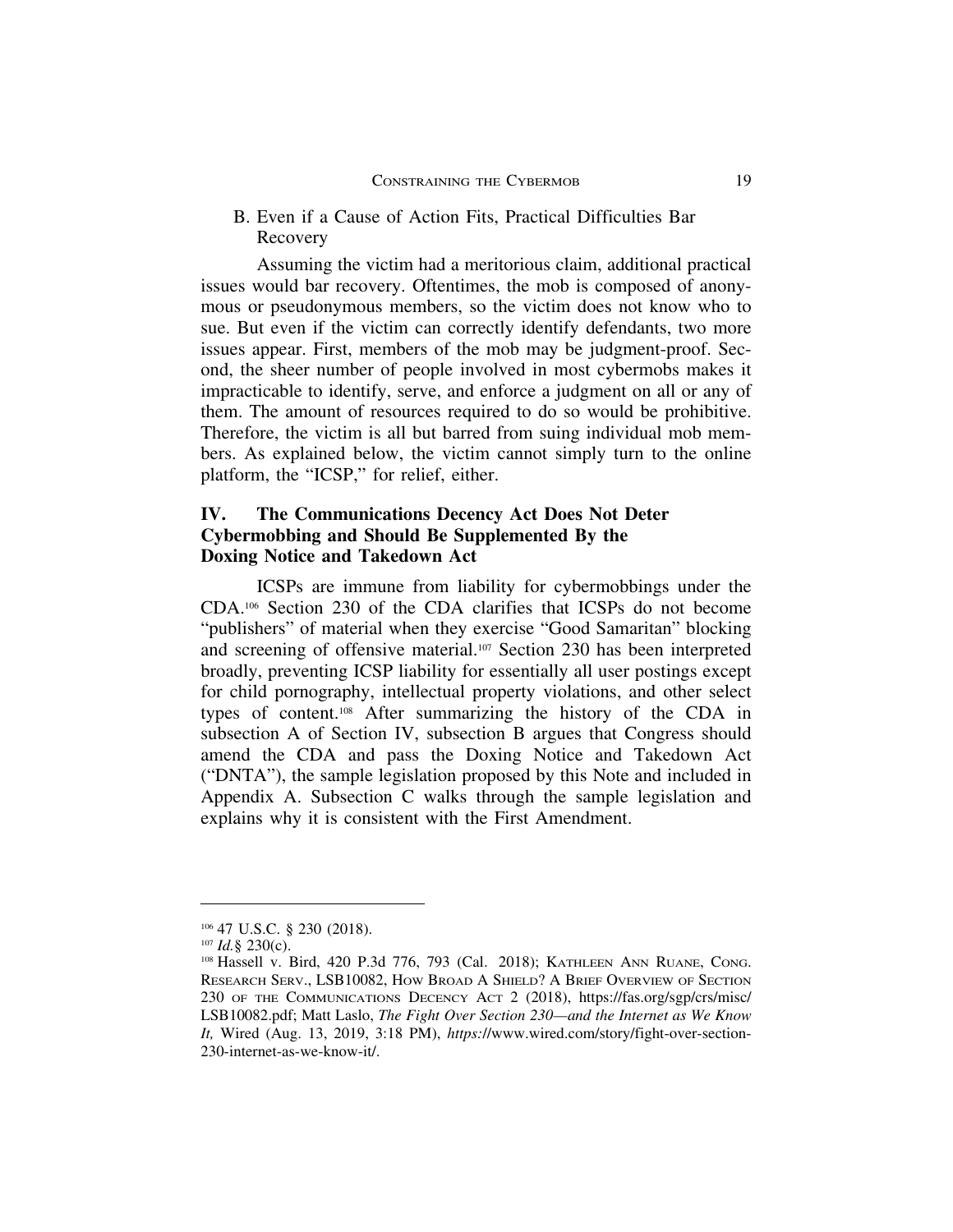### B. Even if a Cause of Action Fits, Practical Difficulties Bar Recovery

Assuming the victim had a meritorious claim, additional practical issues would bar recovery. Oftentimes, the mob is composed of anonymous or pseudonymous members, so the victim does not know who to sue. But even if the victim can correctly identify defendants, two more issues appear. First, members of the mob may be judgment-proof. Second, the sheer number of people involved in most cybermobs makes it impracticable to identify, serve, and enforce a judgment on all or any of them. The amount of resources required to do so would be prohibitive. Therefore, the victim is all but barred from suing individual mob members. As explained below, the victim cannot simply turn to the online platform, the "ICSP," for relief, either.

## IV. The Communications Decency Act Does Not Deter Cybermobbing and Should Be Supplemented By the Doxing Notice and Takedown Act

ICSPs are immune from liability for cybermobbings under the CDA.[106] Section 230 of the CDA clarifies that ICSPs do not become "publishers" of material when they exercise "Good Samaritan" blocking and screening of offensive material.[107] Section 230 has been interpreted broadly, preventing ICSP liability for essentially all user postings except for child pornography, intellectual property violations, and other select types of content.[108] After summarizing the history of the CDA in subsection A of Section IV, subsection B argues that Congress should amend the CDA and pass the Doxing Notice and Takedown Act ("DNTA"), the sample legislation proposed by this Note and included in Appendix A. Subsection C walks through the sample legislation and explains why it is consistent with the First Amendment.

---

[106] 47 U.S.C. § 230 (2018).

[107] *Id.*§ 230(c).

[108] Hassell v. Bird, 420 P.3d 776, 793 (Cal. 2018); Kathleen Ann Ruane, Cong. Research Serv., LSB10082, How Broad A Shield? A Brief Overview of Section 230 of the Communications Decency Act 2 (2018), https://fas.org/sgp/crs/misc/LSB10082.pdf; Matt Laslo, *The Fight Over Section 230—and the Internet as We Know It,* Wired (Aug. 13, 2019, 3:18 PM), *https:*//www.wired.com/story/fight-over-section-230-internet-as-we-know-it/.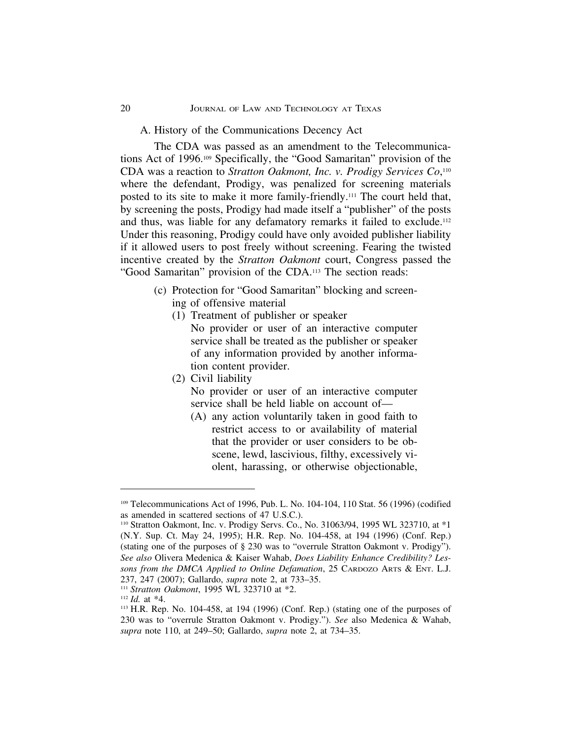### A. History of the Communications Decency Act

The CDA was passed as an amendment to the Telecommunications Act of 1996.[109] Specifically, the "Good Samaritan" provision of the CDA was a reaction to *Stratton Oakmont, Inc. v. Prodigy Services Co*,[110] where the defendant, Prodigy, was penalized for screening materials posted to its site to make it more family-friendly.[111] The court held that, by screening the posts, Prodigy had made itself a "publisher" of the posts and thus, was liable for any defamatory remarks it failed to exclude.[112] Under this reasoning, Prodigy could have only avoided publisher liability if it allowed users to post freely without screening. Fearing the twisted incentive created by the *Stratton Oakmont* court, Congress passed the "Good Samaritan" provision of the CDA.[113] The section reads:

> (c) Protection for "Good Samaritan" blocking and screening of offensive material
>
> (1) Treatment of publisher or speaker
>
> No provider or user of an interactive computer service shall be treated as the publisher or speaker of any information provided by another information content provider.
>
> (2) Civil liability
>
> No provider or user of an interactive computer service shall be held liable on account of—
>
> (A) any action voluntarily taken in good faith to restrict access to or availability of material that the provider or user considers to be obscene, lewd, lascivious, filthy, excessively violent, harassing, or otherwise objectionable,

---

[109] Telecommunications Act of 1996, Pub. L. No. 104-104, 110 Stat. 56 (1996) (codified as amended in scattered sections of 47 U.S.C.).

[110] Stratton Oakmont, Inc. v. Prodigy Servs. Co., No. 31063/94, 1995 WL 323710, at *1 (N.Y. Sup. Ct. May 24, 1995); H.R. Rep. No. 104-458, at 194 (1996) (Conf. Rep.) (stating one of the purposes of § 230 was to "overrule Stratton Oakmont v. Prodigy"). *See also* Olivera Medenica & Kaiser Wahab, *Does Liability Enhance Credibility? Lessons from the DMCA Applied to Online Defamation*, 25 CARDOZO ARTS & ENT. L.J. 237, 247 (2007); Gallardo, *supra* note 2, at 733–35.

[111] *Stratton Oakmont*, 1995 WL 323710 at *2.

[112] *Id.* at *4.

[113] H.R. Rep. No. 104-458, at 194 (1996) (Conf. Rep.) (stating one of the purposes of 230 was to "overrule Stratton Oakmont v. Prodigy."). *See* also Medenica & Wahab, *supra* note 110, at 249–50; Gallardo, *supra* note 2, at 734–35.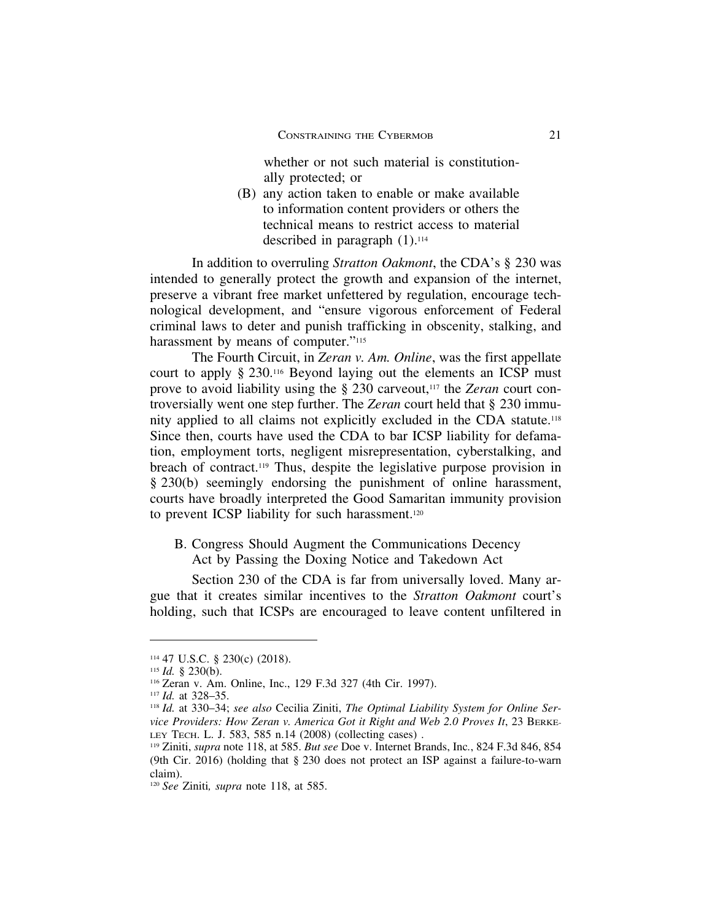whether or not such material is constitutionally protected; or

(B) any action taken to enable or make available to information content providers or others the technical means to restrict access to material described in paragraph (1).[114]

In addition to overruling *Stratton Oakmont*, the CDA's § 230 was intended to generally protect the growth and expansion of the internet, preserve a vibrant free market unfettered by regulation, encourage technological development, and "ensure vigorous enforcement of Federal criminal laws to deter and punish trafficking in obscenity, stalking, and harassment by means of computer."[115]

The Fourth Circuit, in *Zeran v. Am. Online*, was the first appellate court to apply § 230.[116] Beyond laying out the elements an ICSP must prove to avoid liability using the § 230 carveout,[117] the *Zeran* court controversially went one step further. The *Zeran* court held that § 230 immunity applied to all claims not explicitly excluded in the CDA statute.[118] Since then, courts have used the CDA to bar ICSP liability for defamation, employment torts, negligent misrepresentation, cyberstalking, and breach of contract.[119] Thus, despite the legislative purpose provision in § 230(b) seemingly endorsing the punishment of online harassment, courts have broadly interpreted the Good Samaritan immunity provision to prevent ICSP liability for such harassment.[120]

## B. Congress Should Augment the Communications Decency Act by Passing the Doxing Notice and Takedown Act

Section 230 of the CDA is far from universally loved. Many argue that it creates similar incentives to the *Stratton Oakmont* court's holding, such that ICSPs are encouraged to leave content unfiltered in

---

[114] 47 U.S.C. § 230(c) (2018).

[115] *Id.* § 230(b).

[116] Zeran v. Am. Online, Inc., 129 F.3d 327 (4th Cir. 1997).

[117] *Id.* at 328–35.

[118] *Id.* at 330–34; *see also* Cecilia Ziniti, *The Optimal Liability System for Online Service Providers: How Zeran v. America Got it Right and Web 2.0 Proves It*, 23 Berkeley Tech. L. J. 583, 585 n.14 (2008) (collecting cases) .

[119] Ziniti, *supra* note 118, at 585. *But see* Doe v. Internet Brands, Inc., 824 F.3d 846, 854 (9th Cir. 2016) (holding that § 230 does not protect an ISP against a failure-to-warn claim).

[120] *See* Ziniti*, supra* note 118, at 585.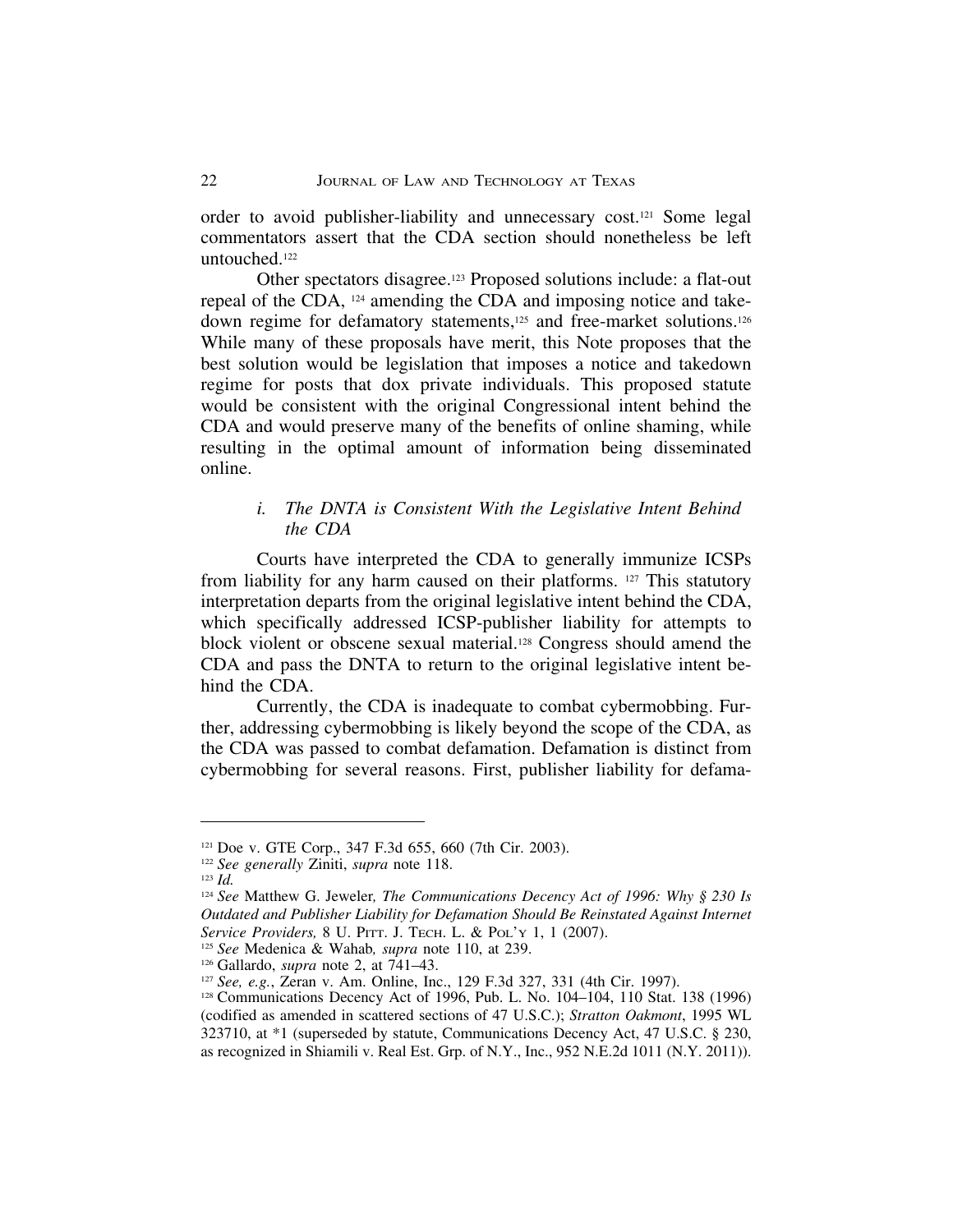order to avoid publisher-liability and unnecessary cost.[121] Some legal commentators assert that the CDA section should nonetheless be left untouched.[122]

Other spectators disagree.[123] Proposed solutions include: a flat-out repeal of the CDA, [124] amending the CDA and imposing notice and take-down regime for defamatory statements,[125] and free-market solutions.[126] While many of these proposals have merit, this Note proposes that the best solution would be legislation that imposes a notice and takedown regime for posts that dox private individuals. This proposed statute would be consistent with the original Congressional intent behind the CDA and would preserve many of the benefits of online shaming, while resulting in the optimal amount of information being disseminated online.

### *i. The DNTA is Consistent With the Legislative Intent Behind the CDA*

Courts have interpreted the CDA to generally immunize ICSPs from liability for any harm caused on their platforms. [127] This statutory interpretation departs from the original legislative intent behind the CDA, which specifically addressed ICSP-publisher liability for attempts to block violent or obscene sexual material.[128] Congress should amend the CDA and pass the DNTA to return to the original legislative intent behind the CDA.

Currently, the CDA is inadequate to combat cybermobbing. Further, addressing cybermobbing is likely beyond the scope of the CDA, as the CDA was passed to combat defamation. Defamation is distinct from cybermobbing for several reasons. First, publisher liability for defama-

---

[121] Doe v. GTE Corp., 347 F.3d 655, 660 (7th Cir. 2003).

[122] *See generally* Ziniti, *supra* note 118.

[123] *Id.*

[124] *See* Matthew G. Jeweler*, The Communications Decency Act of 1996: Why § 230 Is Outdated and Publisher Liability for Defamation Should Be Reinstated Against Internet Service Providers,* 8 U. PITT. J. TECH. L. & POL'Y 1, 1 (2007).

[125] *See* Medenica & Wahab*, supra* note 110, at 239.

[126] Gallardo, *supra* note 2, at 741–43.

[127] *See, e.g.*, Zeran v. Am. Online, Inc., 129 F.3d 327, 331 (4th Cir. 1997).

[128] Communications Decency Act of 1996, Pub. L. No. 104–104, 110 Stat. 138 (1996) (codified as amended in scattered sections of 47 U.S.C.); *Stratton Oakmont*, 1995 WL 323710, at *1 (superseded by statute, Communications Decency Act, 47 U.S.C. § 230, as recognized in Shiamili v. Real Est. Grp. of N.Y., Inc., 952 N.E.2d 1011 (N.Y. 2011)).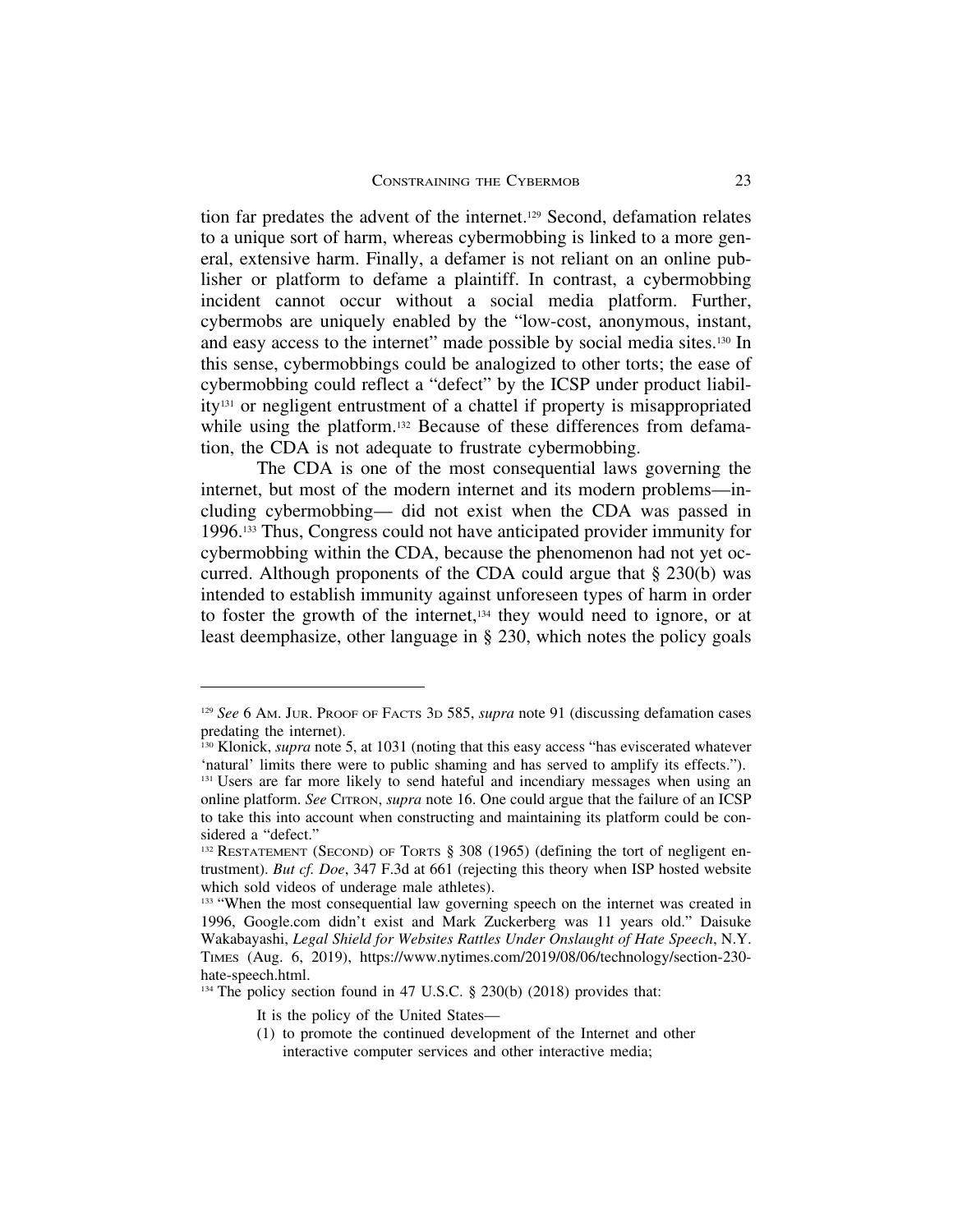tion far predates the advent of the internet.[129] Second, defamation relates to a unique sort of harm, whereas cybermobbing is linked to a more general, extensive harm. Finally, a defamer is not reliant on an online publisher or platform to defame a plaintiff. In contrast, a cybermobbing incident cannot occur without a social media platform. Further, cybermobs are uniquely enabled by the "low-cost, anonymous, instant, and easy access to the internet" made possible by social media sites.[130] In this sense, cybermobbings could be analogized to other torts; the ease of cybermobbing could reflect a "defect" by the ICSP under product liability[131] or negligent entrustment of a chattel if property is misappropriated while using the platform.[132] Because of these differences from defamation, the CDA is not adequate to frustrate cybermobbing.

The CDA is one of the most consequential laws governing the internet, but most of the modern internet and its modern problems—including cybermobbing— did not exist when the CDA was passed in 1996.[133] Thus, Congress could not have anticipated provider immunity for cybermobbing within the CDA, because the phenomenon had not yet occurred. Although proponents of the CDA could argue that § 230(b) was intended to establish immunity against unforeseen types of harm in order to foster the growth of the internet,[134] they would need to ignore, or at least deemphasize, other language in § 230, which notes the policy goals

---

[129] *See* 6 AM. JUR. PROOF OF FACTS 3D 585, *supra* note 91 (discussing defamation cases predating the internet).

[130] Klonick, *supra* note 5, at 1031 (noting that this easy access "has eviscerated whatever 'natural' limits there were to public shaming and has served to amplify its effects.").

[131] Users are far more likely to send hateful and incendiary messages when using an online platform. *See* CITRON, *supra* note 16. One could argue that the failure of an ICSP to take this into account when constructing and maintaining its platform could be considered a "defect."

[132] RESTATEMENT (SECOND) OF TORTS § 308 (1965) (defining the tort of negligent entrustment). *But cf. Doe*, 347 F.3d at 661 (rejecting this theory when ISP hosted website which sold videos of underage male athletes).

[133] "When the most consequential law governing speech on the internet was created in 1996, Google.com didn't exist and Mark Zuckerberg was 11 years old." Daisuke Wakabayashi, *Legal Shield for Websites Rattles Under Onslaught of Hate Speech*, N.Y. TIMES (Aug. 6, 2019), https://www.nytimes.com/2019/08/06/technology/section-230-hate-speech.html.

[134] The policy section found in 47 U.S.C. § 230(b) (2018) provides that:

> It is the policy of the United States—
>
> (1) to promote the continued development of the Internet and other interactive computer services and other interactive media;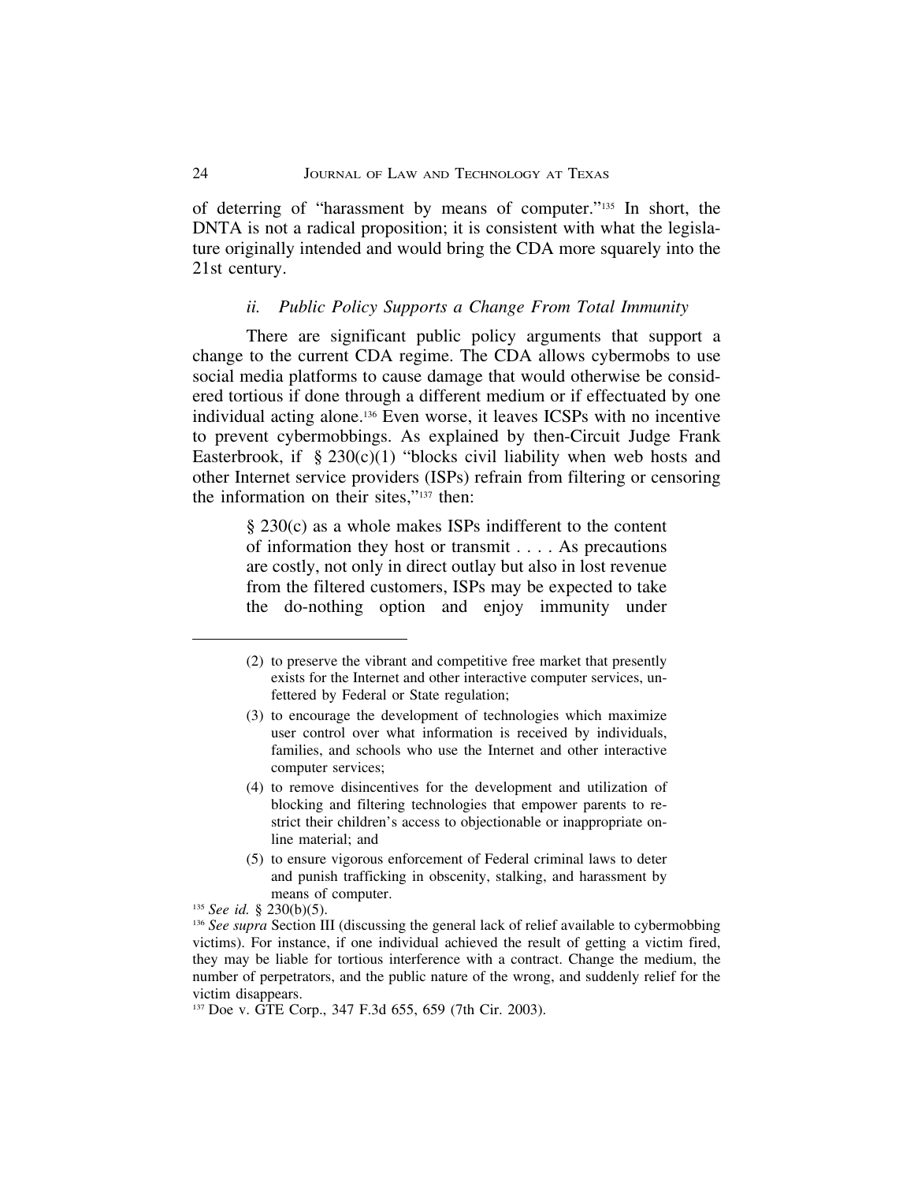of deterring of "harassment by means of computer."[135] In short, the DNTA is not a radical proposition; it is consistent with what the legislature originally intended and would bring the CDA more squarely into the 21st century.

#### *ii. Public Policy Supports a Change From Total Immunity*

There are significant public policy arguments that support a change to the current CDA regime. The CDA allows cybermobs to use social media platforms to cause damage that would otherwise be considered tortious if done through a different medium or if effectuated by one individual acting alone.[136] Even worse, it leaves ICSPs with no incentive to prevent cybermobbings. As explained by then-Circuit Judge Frank Easterbrook, if § 230(c)(1) "blocks civil liability when web hosts and other Internet service providers (ISPs) refrain from filtering or censoring the information on their sites,"[137] then:

> § 230(c) as a whole makes ISPs indifferent to the content of information they host or transmit . . . . As precautions are costly, not only in direct outlay but also in lost revenue from the filtered customers, ISPs may be expected to take the do-nothing option and enjoy immunity under

---

(2) to preserve the vibrant and competitive free market that presently exists for the Internet and other interactive computer services, unfettered by Federal or State regulation;

(3) to encourage the development of technologies which maximize user control over what information is received by individuals, families, and schools who use the Internet and other interactive computer services;

(4) to remove disincentives for the development and utilization of blocking and filtering technologies that empower parents to restrict their children's access to objectionable or inappropriate online material; and

(5) to ensure vigorous enforcement of Federal criminal laws to deter and punish trafficking in obscenity, stalking, and harassment by means of computer.

[135] *See id.* § 230(b)(5).

[136] *See supra* Section III (discussing the general lack of relief available to cybermobbing victims). For instance, if one individual achieved the result of getting a victim fired, they may be liable for tortious interference with a contract. Change the medium, the number of perpetrators, and the public nature of the wrong, and suddenly relief for the victim disappears.

[137] Doe v. GTE Corp., 347 F.3d 655, 659 (7th Cir. 2003).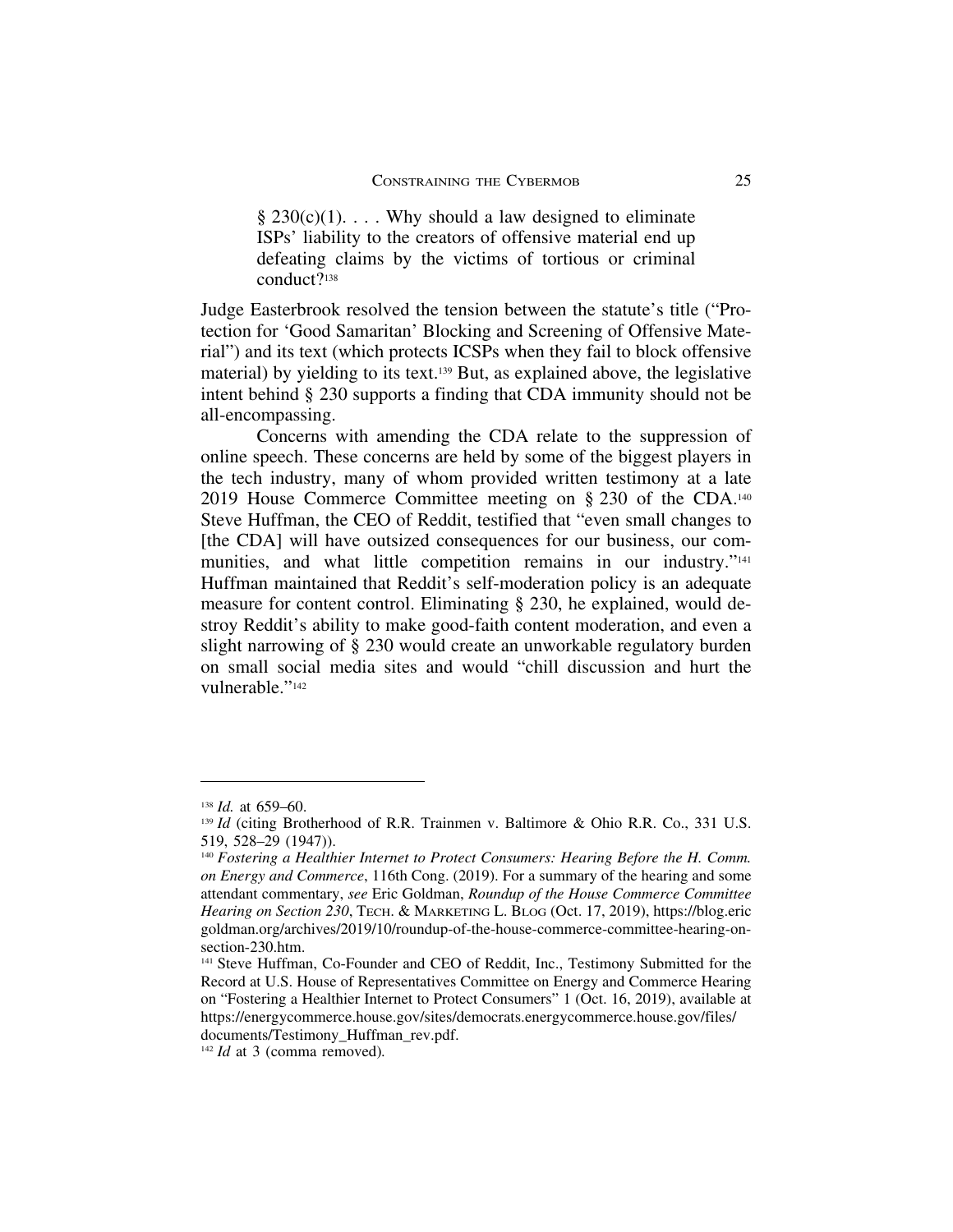> § 230(c)(1). . . . Why should a law designed to eliminate ISPs' liability to the creators of offensive material end up defeating claims by the victims of tortious or criminal conduct?[138]

Judge Easterbrook resolved the tension between the statute's title ("Protection for 'Good Samaritan' Blocking and Screening of Offensive Material") and its text (which protects ICSPs when they fail to block offensive material) by yielding to its text.[139] But, as explained above, the legislative intent behind § 230 supports a finding that CDA immunity should not be all-encompassing.

Concerns with amending the CDA relate to the suppression of online speech. These concerns are held by some of the biggest players in the tech industry, many of whom provided written testimony at a late 2019 House Commerce Committee meeting on § 230 of the CDA.[140] Steve Huffman, the CEO of Reddit, testified that "even small changes to [the CDA] will have outsized consequences for our business, our communities, and what little competition remains in our industry."[141] Huffman maintained that Reddit's self-moderation policy is an adequate measure for content control. Eliminating § 230, he explained, would destroy Reddit's ability to make good-faith content moderation, and even a slight narrowing of § 230 would create an unworkable regulatory burden on small social media sites and would "chill discussion and hurt the vulnerable."[142]

---

[138] *Id.* at 659–60.

[139] *Id* (citing Brotherhood of R.R. Trainmen v. Baltimore & Ohio R.R. Co., 331 U.S. 519, 528–29 (1947)).

[140] *Fostering a Healthier Internet to Protect Consumers: Hearing Before the H. Comm. on Energy and Commerce*, 116th Cong. (2019). For a summary of the hearing and some attendant commentary, *see* Eric Goldman, *Roundup of the House Commerce Committee Hearing on Section 230*, TECH. & MARKETING L. BLOG (Oct. 17, 2019), https://blog.ericgoldman.org/archives/2019/10/roundup-of-the-house-commerce-committee-hearing-on-section-230.htm.

[141] Steve Huffman, Co-Founder and CEO of Reddit, Inc., Testimony Submitted for the Record at U.S. House of Representatives Committee on Energy and Commerce Hearing on "Fostering a Healthier Internet to Protect Consumers" 1 (Oct. 16, 2019), available at https://energycommerce.house.gov/sites/democrats.energycommerce.house.gov/files/documents/Testimony_Huffman_rev.pdf.

[142] *Id* at 3 (comma removed).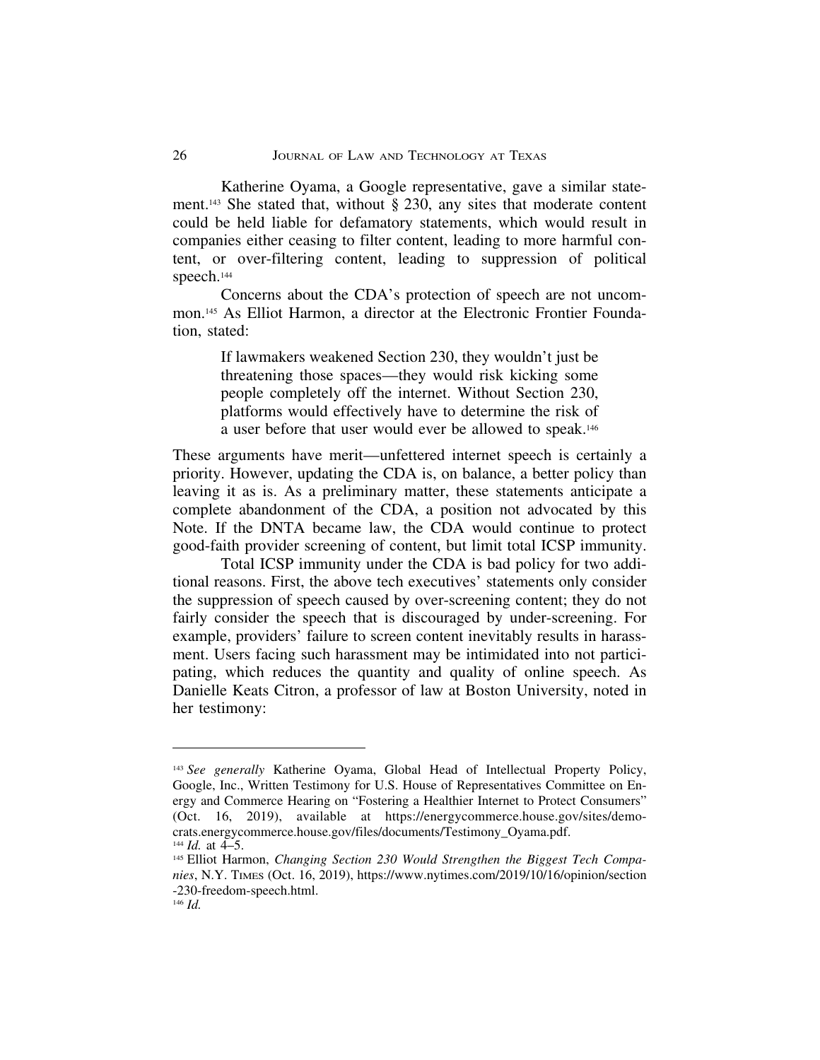Katherine Oyama, a Google representative, gave a similar statement.[143] She stated that, without § 230, any sites that moderate content could be held liable for defamatory statements, which would result in companies either ceasing to filter content, leading to more harmful content, or over-filtering content, leading to suppression of political speech.[144]

Concerns about the CDA's protection of speech are not uncommon.[145] As Elliot Harmon, a director at the Electronic Frontier Foundation, stated:

> If lawmakers weakened Section 230, they wouldn't just be threatening those spaces—they would risk kicking some people completely off the internet. Without Section 230, platforms would effectively have to determine the risk of a user before that user would ever be allowed to speak.[146]

These arguments have merit—unfettered internet speech is certainly a priority. However, updating the CDA is, on balance, a better policy than leaving it as is. As a preliminary matter, these statements anticipate a complete abandonment of the CDA, a position not advocated by this Note. If the DNTA became law, the CDA would continue to protect good-faith provider screening of content, but limit total ICSP immunity.

Total ICSP immunity under the CDA is bad policy for two additional reasons. First, the above tech executives' statements only consider the suppression of speech caused by over-screening content; they do not fairly consider the speech that is discouraged by under-screening. For example, providers' failure to screen content inevitably results in harassment. Users facing such harassment may be intimidated into not participating, which reduces the quantity and quality of online speech. As Danielle Keats Citron, a professor of law at Boston University, noted in her testimony:

---

[143] *See generally* Katherine Oyama, Global Head of Intellectual Property Policy, Google, Inc., Written Testimony for U.S. House of Representatives Committee on Energy and Commerce Hearing on "Fostering a Healthier Internet to Protect Consumers" (Oct. 16, 2019), available at https://energycommerce.house.gov/sites/democrats.energycommerce.house.gov/files/documents/Testimony_Oyama.pdf.

[144] *Id.* at 4–5.

[145] Elliot Harmon, *Changing Section 230 Would Strengthen the Biggest Tech Companies*, N.Y. TIMES (Oct. 16, 2019), https://www.nytimes.com/2019/10/16/opinion/section-230-freedom-speech.html.

[146] *Id.*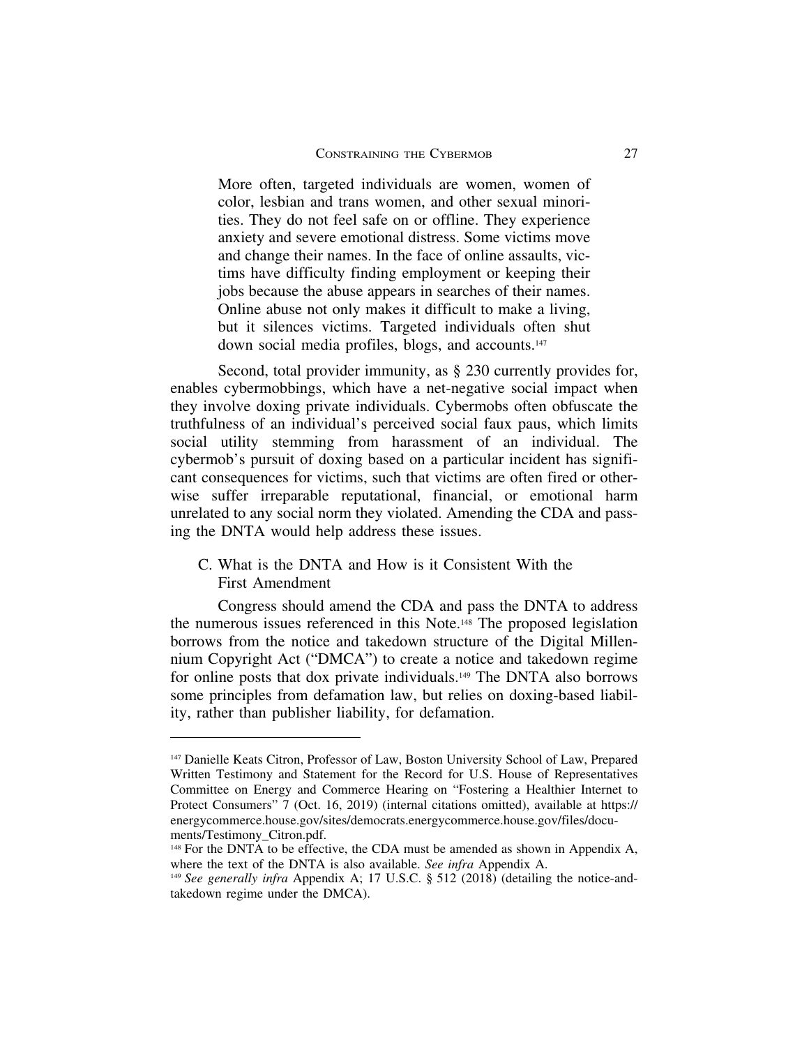> More often, targeted individuals are women, women of color, lesbian and trans women, and other sexual minorities. They do not feel safe on or offline. They experience anxiety and severe emotional distress. Some victims move and change their names. In the face of online assaults, victims have difficulty finding employment or keeping their jobs because the abuse appears in searches of their names. Online abuse not only makes it difficult to make a living, but it silences victims. Targeted individuals often shut down social media profiles, blogs, and accounts.[147]

Second, total provider immunity, as § 230 currently provides for, enables cybermobbings, which have a net-negative social impact when they involve doxing private individuals. Cybermobs often obfuscate the truthfulness of an individual's perceived social faux paus, which limits social utility stemming from harassment of an individual. The cybermob's pursuit of doxing based on a particular incident has significant consequences for victims, such that victims are often fired or otherwise suffer irreparable reputational, financial, or emotional harm unrelated to any social norm they violated. Amending the CDA and passing the DNTA would help address these issues.

### C. What is the DNTA and How is it Consistent With the First Amendment

Congress should amend the CDA and pass the DNTA to address the numerous issues referenced in this Note.[148] The proposed legislation borrows from the notice and takedown structure of the Digital Millennium Copyright Act ("DMCA") to create a notice and takedown regime for online posts that dox private individuals.[149] The DNTA also borrows some principles from defamation law, but relies on doxing-based liability, rather than publisher liability, for defamation.

---

[147] Danielle Keats Citron, Professor of Law, Boston University School of Law, Prepared Written Testimony and Statement for the Record for U.S. House of Representatives Committee on Energy and Commerce Hearing on "Fostering a Healthier Internet to Protect Consumers" 7 (Oct. 16, 2019) (internal citations omitted), available at https://energycommerce.house.gov/sites/democrats.energycommerce.house.gov/files/documents/Testimony_Citron.pdf.

[148] For the DNTA to be effective, the CDA must be amended as shown in Appendix A, where the text of the DNTA is also available. *See infra* Appendix A.

[149] *See generally infra* Appendix A; 17 U.S.C. § 512 (2018) (detailing the notice-and-takedown regime under the DMCA).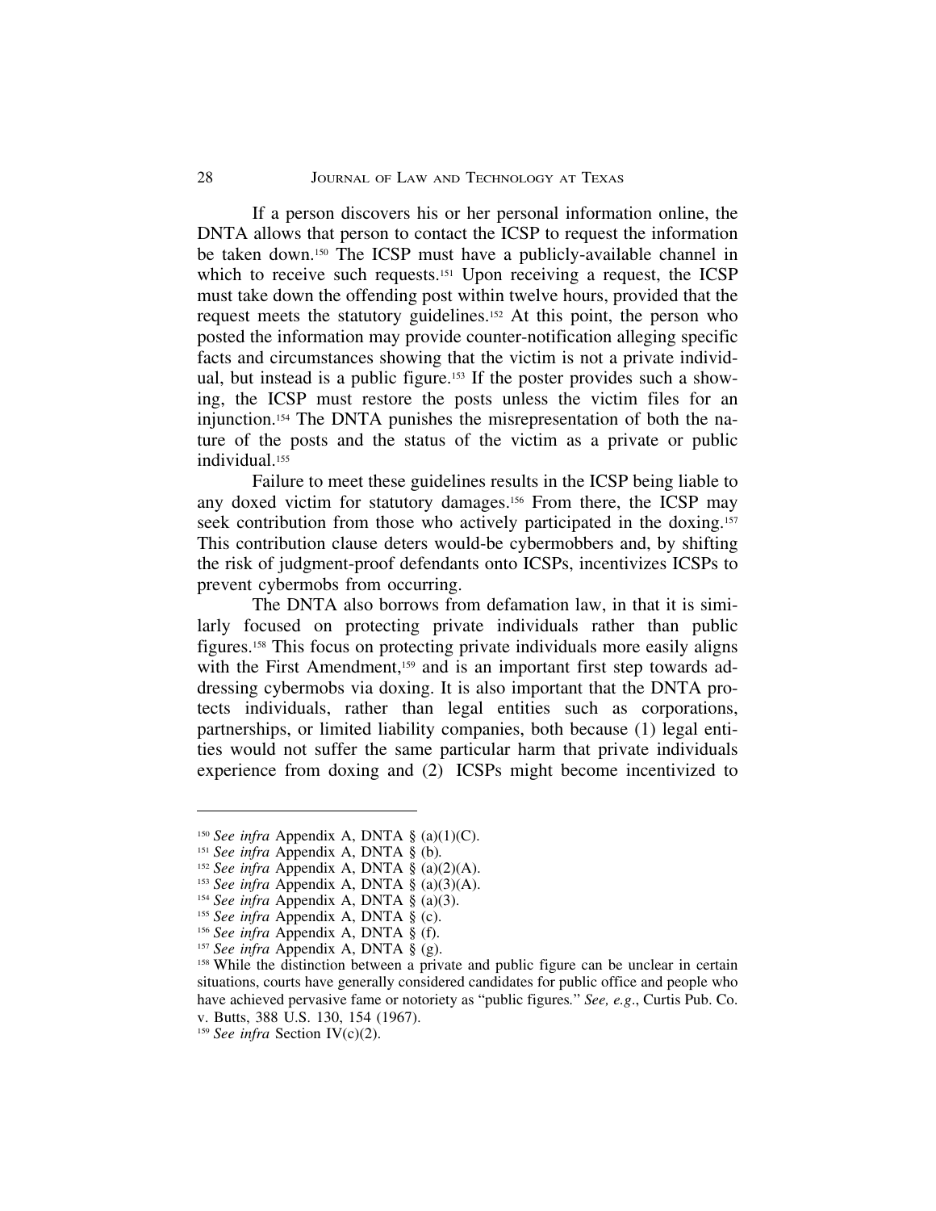If a person discovers his or her personal information online, the DNTA allows that person to contact the ICSP to request the information be taken down.[150] The ICSP must have a publicly-available channel in which to receive such requests.[151] Upon receiving a request, the ICSP must take down the offending post within twelve hours, provided that the request meets the statutory guidelines.[152] At this point, the person who posted the information may provide counter-notification alleging specific facts and circumstances showing that the victim is not a private individual, but instead is a public figure.[153] If the poster provides such a showing, the ICSP must restore the posts unless the victim files for an injunction.[154] The DNTA punishes the misrepresentation of both the nature of the posts and the status of the victim as a private or public individual.[155]

Failure to meet these guidelines results in the ICSP being liable to any doxed victim for statutory damages.[156] From there, the ICSP may seek contribution from those who actively participated in the doxing.[157] This contribution clause deters would-be cybermobbers and, by shifting the risk of judgment-proof defendants onto ICSPs, incentivizes ICSPs to prevent cybermobs from occurring.

The DNTA also borrows from defamation law, in that it is similarly focused on protecting private individuals rather than public figures.[158] This focus on protecting private individuals more easily aligns with the First Amendment,[159] and is an important first step towards addressing cybermobs via doxing. It is also important that the DNTA protects individuals, rather than legal entities such as corporations, partnerships, or limited liability companies, both because (1) legal entities would not suffer the same particular harm that private individuals experience from doxing and (2) ICSPs might become incentivized to

---

[150] *See infra* Appendix A, DNTA § (a)(1)(C).

[151] *See infra* Appendix A, DNTA § (b).

[152] *See infra* Appendix A, DNTA § (a)(2)(A).

[153] *See infra* Appendix A, DNTA § (a)(3)(A).

[154] *See infra* Appendix A, DNTA § (a)(3).

[155] *See infra* Appendix A, DNTA § (c).

[156] *See infra* Appendix A, DNTA § (f).

[157] *See infra* Appendix A, DNTA § (g).

[158] While the distinction between a private and public figure can be unclear in certain situations, courts have generally considered candidates for public office and people who have achieved pervasive fame or notoriety as "public figures." *See, e.g*., Curtis Pub. Co. v. Butts, 388 U.S. 130, 154 (1967).

[159] *See infra* Section IV(c)(2).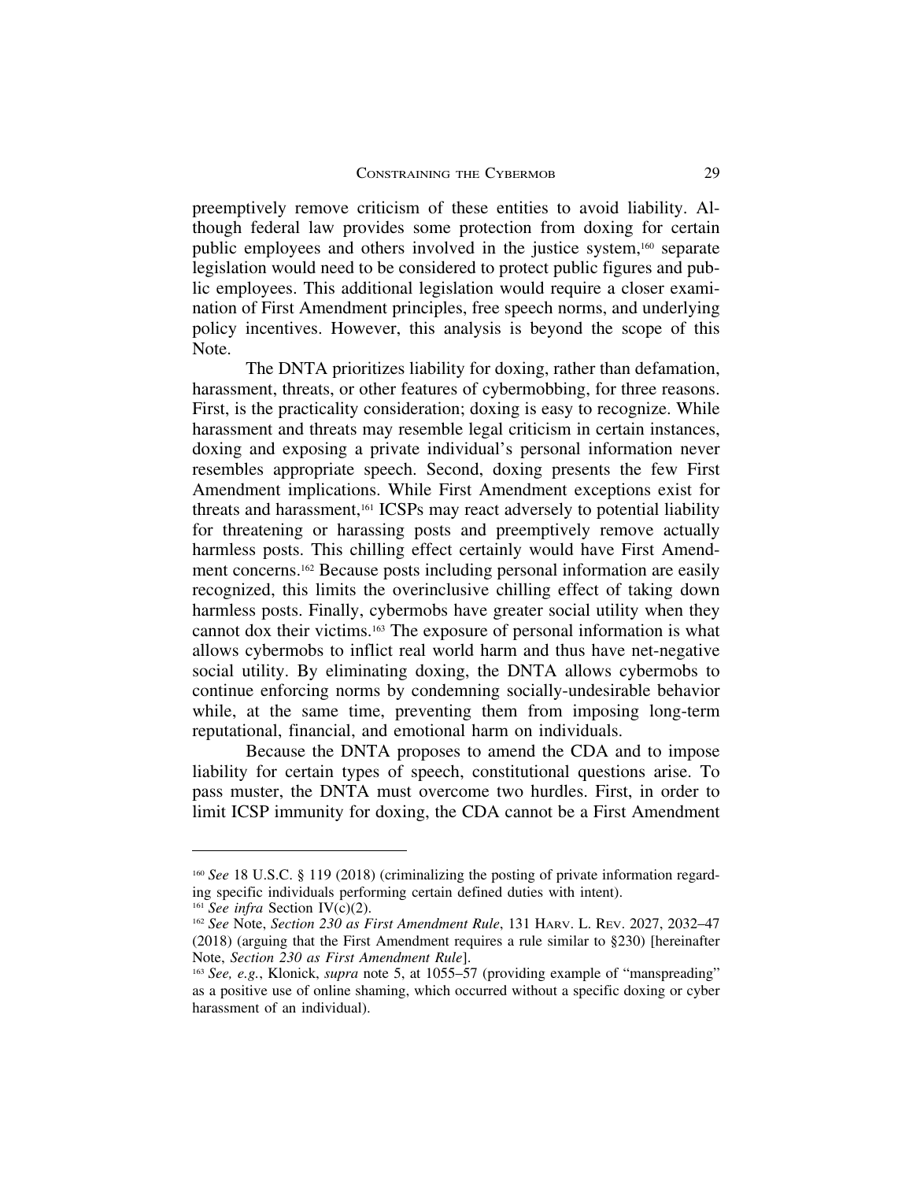preemptively remove criticism of these entities to avoid liability. Although federal law provides some protection from doxing for certain public employees and others involved in the justice system,[160] separate legislation would need to be considered to protect public figures and public employees. This additional legislation would require a closer examination of First Amendment principles, free speech norms, and underlying policy incentives. However, this analysis is beyond the scope of this Note.

The DNTA prioritizes liability for doxing, rather than defamation, harassment, threats, or other features of cybermobbing, for three reasons. First, is the practicality consideration; doxing is easy to recognize. While harassment and threats may resemble legal criticism in certain instances, doxing and exposing a private individual's personal information never resembles appropriate speech. Second, doxing presents the few First Amendment implications. While First Amendment exceptions exist for threats and harassment,[161] ICSPs may react adversely to potential liability for threatening or harassing posts and preemptively remove actually harmless posts. This chilling effect certainly would have First Amendment concerns.[162] Because posts including personal information are easily recognized, this limits the overinclusive chilling effect of taking down harmless posts. Finally, cybermobs have greater social utility when they cannot dox their victims.[163] The exposure of personal information is what allows cybermobs to inflict real world harm and thus have net-negative social utility. By eliminating doxing, the DNTA allows cybermobs to continue enforcing norms by condemning socially-undesirable behavior while, at the same time, preventing them from imposing long-term reputational, financial, and emotional harm on individuals.

Because the DNTA proposes to amend the CDA and to impose liability for certain types of speech, constitutional questions arise. To pass muster, the DNTA must overcome two hurdles. First, in order to limit ICSP immunity for doxing, the CDA cannot be a First Amendment

---

[160] *See* 18 U.S.C. § 119 (2018) (criminalizing the posting of private information regarding specific individuals performing certain defined duties with intent).

[161] *See infra* Section IV(c)(2).

[162] *See* Note, *Section 230 as First Amendment Rule*, 131 Harv. L. Rev. 2027, 2032–47 (2018) (arguing that the First Amendment requires a rule similar to §230) [hereinafter Note, *Section 230 as First Amendment Rule*].

[163] *See, e.g.*, Klonick, *supra* note 5, at 1055–57 (providing example of "manspreading" as a positive use of online shaming, which occurred without a specific doxing or cyber harassment of an individual).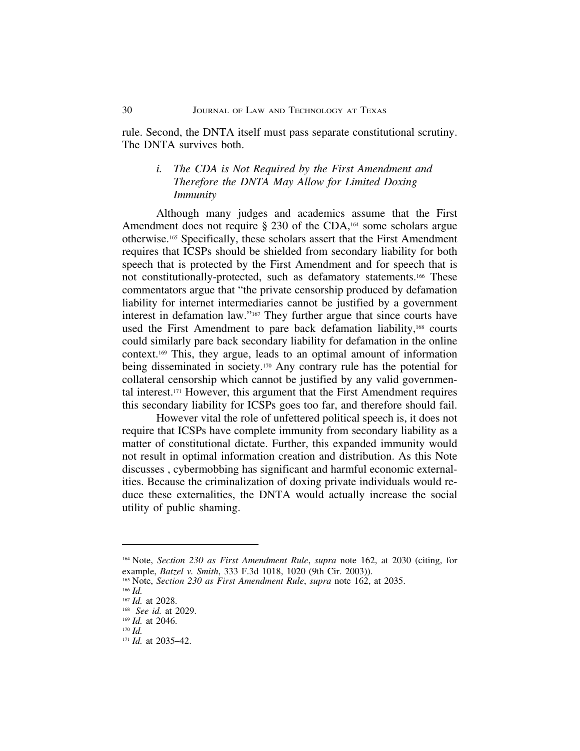rule. Second, the DNTA itself must pass separate constitutional scrutiny. The DNTA survives both.

### *i. The CDA is Not Required by the First Amendment and Therefore the DNTA May Allow for Limited Doxing Immunity*

Although many judges and academics assume that the First Amendment does not require § 230 of the CDA,[164] some scholars argue otherwise.[165] Specifically, these scholars assert that the First Amendment requires that ICSPs should be shielded from secondary liability for both speech that is protected by the First Amendment and for speech that is not constitutionally-protected, such as defamatory statements.[166] These commentators argue that "the private censorship produced by defamation liability for internet intermediaries cannot be justified by a government interest in defamation law."[167] They further argue that since courts have used the First Amendment to pare back defamation liability,[168] courts could similarly pare back secondary liability for defamation in the online context.[169] This, they argue, leads to an optimal amount of information being disseminated in society.[170] Any contrary rule has the potential for collateral censorship which cannot be justified by any valid governmental interest.[171] However, this argument that the First Amendment requires this secondary liability for ICSPs goes too far, and therefore should fail.

However vital the role of unfettered political speech is, it does not require that ICSPs have complete immunity from secondary liability as a matter of constitutional dictate. Further, this expanded immunity would not result in optimal information creation and distribution. As this Note discusses , cybermobbing has significant and harmful economic externalities. Because the criminalization of doxing private individuals would reduce these externalities, the DNTA would actually increase the social utility of public shaming.

---

[164] Note, *Section 230 as First Amendment Rule*, *supra* note 162, at 2030 (citing, for example, *Batzel v. Smith*, 333 F.3d 1018, 1020 (9th Cir. 2003)).

[165] Note, *Section 230 as First Amendment Rule*, *supra* note 162, at 2035.

[166] *Id.*

[167] *Id.* at 2028.

[168] *See id.* at 2029.

[169] *Id.* at 2046.

[170] *Id.*

[171] *Id.* at 2035–42.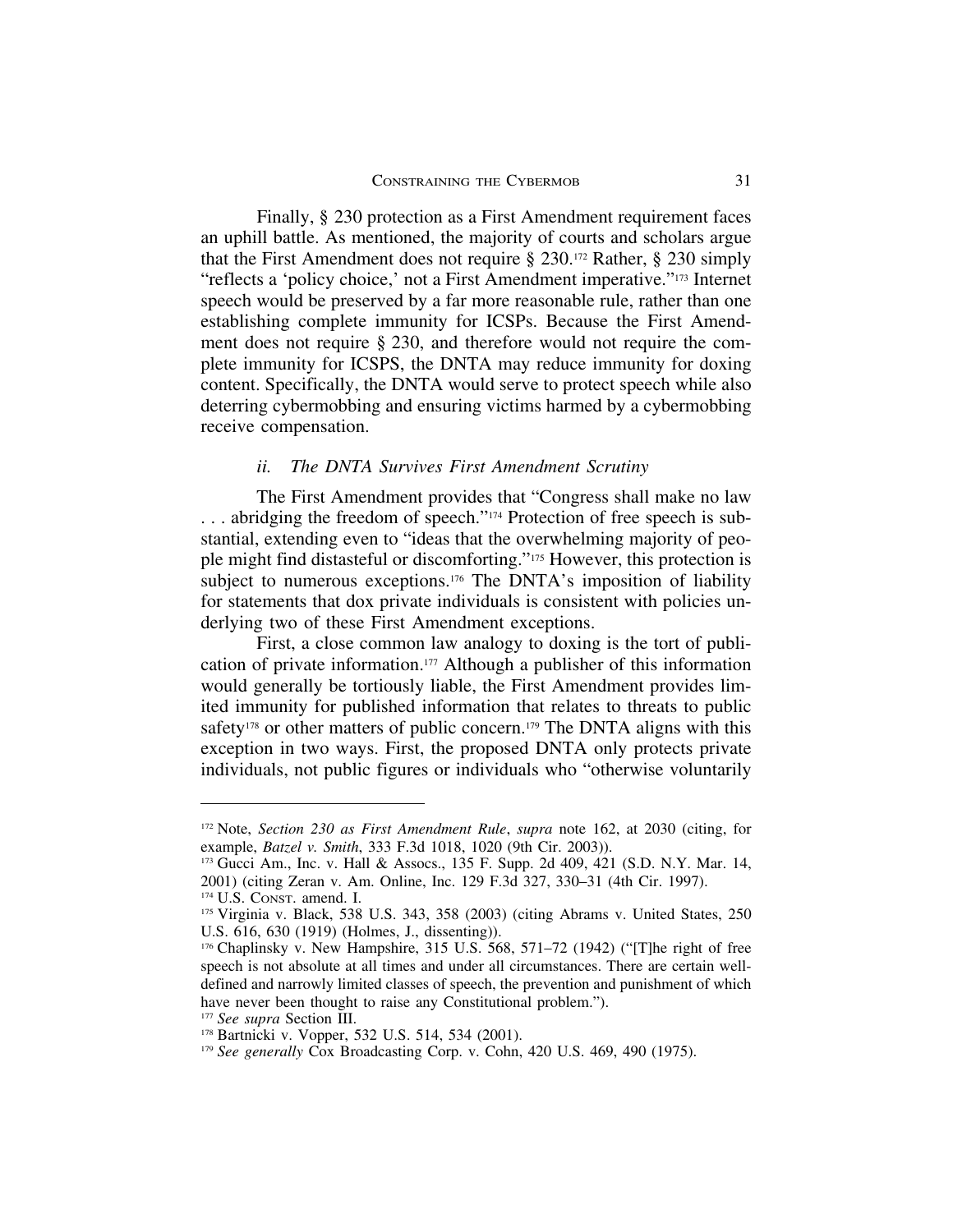Finally, § 230 protection as a First Amendment requirement faces an uphill battle. As mentioned, the majority of courts and scholars argue that the First Amendment does not require § 230.[172] Rather, § 230 simply "reflects a 'policy choice,' not a First Amendment imperative."[173] Internet speech would be preserved by a far more reasonable rule, rather than one establishing complete immunity for ICSPs. Because the First Amendment does not require § 230, and therefore would not require the complete immunity for ICSPS, the DNTA may reduce immunity for doxing content. Specifically, the DNTA would serve to protect speech while also deterring cybermobbing and ensuring victims harmed by a cybermobbing receive compensation.

### *ii. The DNTA Survives First Amendment Scrutiny*

The First Amendment provides that "Congress shall make no law . . . abridging the freedom of speech."[174] Protection of free speech is substantial, extending even to "ideas that the overwhelming majority of people might find distasteful or discomforting."[175] However, this protection is subject to numerous exceptions.[176] The DNTA's imposition of liability for statements that dox private individuals is consistent with policies underlying two of these First Amendment exceptions.

First, a close common law analogy to doxing is the tort of publication of private information.[177] Although a publisher of this information would generally be tortiously liable, the First Amendment provides limited immunity for published information that relates to threats to public safety[178] or other matters of public concern.[179] The DNTA aligns with this exception in two ways. First, the proposed DNTA only protects private individuals, not public figures or individuals who "otherwise voluntarily

---

[172] Note, *Section 230 as First Amendment Rule*, *supra* note 162, at 2030 (citing, for example, *Batzel v. Smith*, 333 F.3d 1018, 1020 (9th Cir. 2003)).

[173] Gucci Am., Inc. v. Hall & Assocs., 135 F. Supp. 2d 409, 421 (S.D. N.Y. Mar. 14, 2001) (citing Zeran v. Am. Online, Inc. 129 F.3d 327, 330–31 (4th Cir. 1997).

[174] U.S. Const. amend. I.

[175] Virginia v. Black, 538 U.S. 343, 358 (2003) (citing Abrams v. United States, 250 U.S. 616, 630 (1919) (Holmes, J., dissenting)).

[176] Chaplinsky v. New Hampshire, 315 U.S. 568, 571–72 (1942) ("[T]he right of free speech is not absolute at all times and under all circumstances. There are certain well-defined and narrowly limited classes of speech, the prevention and punishment of which have never been thought to raise any Constitutional problem.").

[177] *See supra* Section III.

[178] Bartnicki v. Vopper, 532 U.S. 514, 534 (2001).

[179] *See generally* Cox Broadcasting Corp. v. Cohn, 420 U.S. 469, 490 (1975).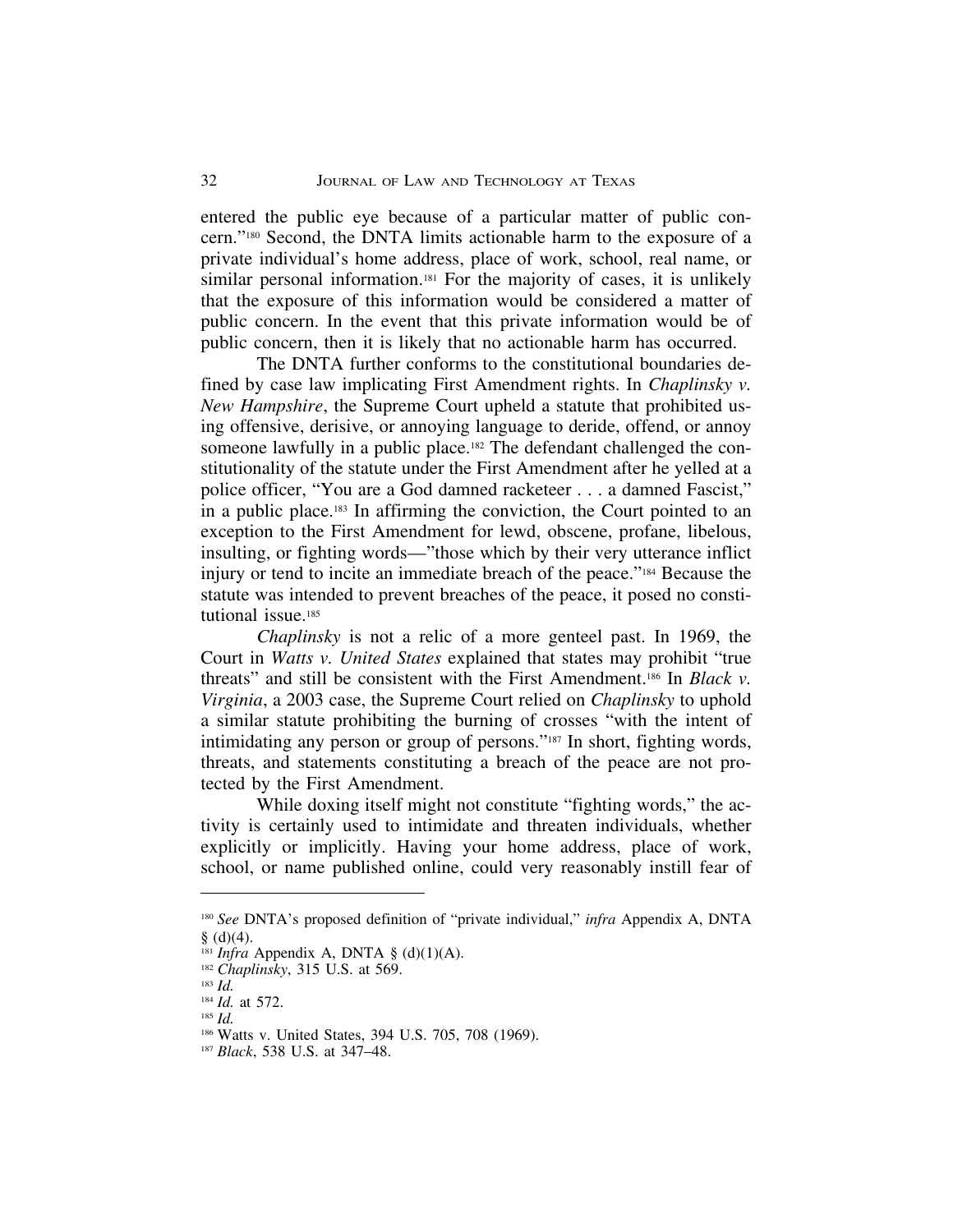entered the public eye because of a particular matter of public concern."[180] Second, the DNTA limits actionable harm to the exposure of a private individual's home address, place of work, school, real name, or similar personal information.[181] For the majority of cases, it is unlikely that the exposure of this information would be considered a matter of public concern. In the event that this private information would be of public concern, then it is likely that no actionable harm has occurred.

The DNTA further conforms to the constitutional boundaries defined by case law implicating First Amendment rights. In *Chaplinsky v. New Hampshire*, the Supreme Court upheld a statute that prohibited using offensive, derisive, or annoying language to deride, offend, or annoy someone lawfully in a public place.[182] The defendant challenged the constitutionality of the statute under the First Amendment after he yelled at a police officer, "You are a God damned racketeer . . . a damned Fascist," in a public place.[183] In affirming the conviction, the Court pointed to an exception to the First Amendment for lewd, obscene, profane, libelous, insulting, or fighting words—"those which by their very utterance inflict injury or tend to incite an immediate breach of the peace."[184] Because the statute was intended to prevent breaches of the peace, it posed no constitutional issue.[185]

*Chaplinsky* is not a relic of a more genteel past. In 1969, the Court in *Watts v. United States* explained that states may prohibit "true threats" and still be consistent with the First Amendment.[186] In *Black v. Virginia*, a 2003 case, the Supreme Court relied on *Chaplinsky* to uphold a similar statute prohibiting the burning of crosses "with the intent of intimidating any person or group of persons."[187] In short, fighting words, threats, and statements constituting a breach of the peace are not protected by the First Amendment.

While doxing itself might not constitute "fighting words," the activity is certainly used to intimidate and threaten individuals, whether explicitly or implicitly. Having your home address, place of work, school, or name published online, could very reasonably instill fear of

---

[180] *See* DNTA's proposed definition of "private individual," *infra* Appendix A, DNTA § (d)(4).

[181] *Infra* Appendix A, DNTA § (d)(1)(A).

[182] *Chaplinsky*, 315 U.S. at 569.

[183] *Id.*

[184] *Id.* at 572.

[185] *Id.*

[186] Watts v. United States, 394 U.S. 705, 708 (1969).

[187] *Black*, 538 U.S. at 347–48.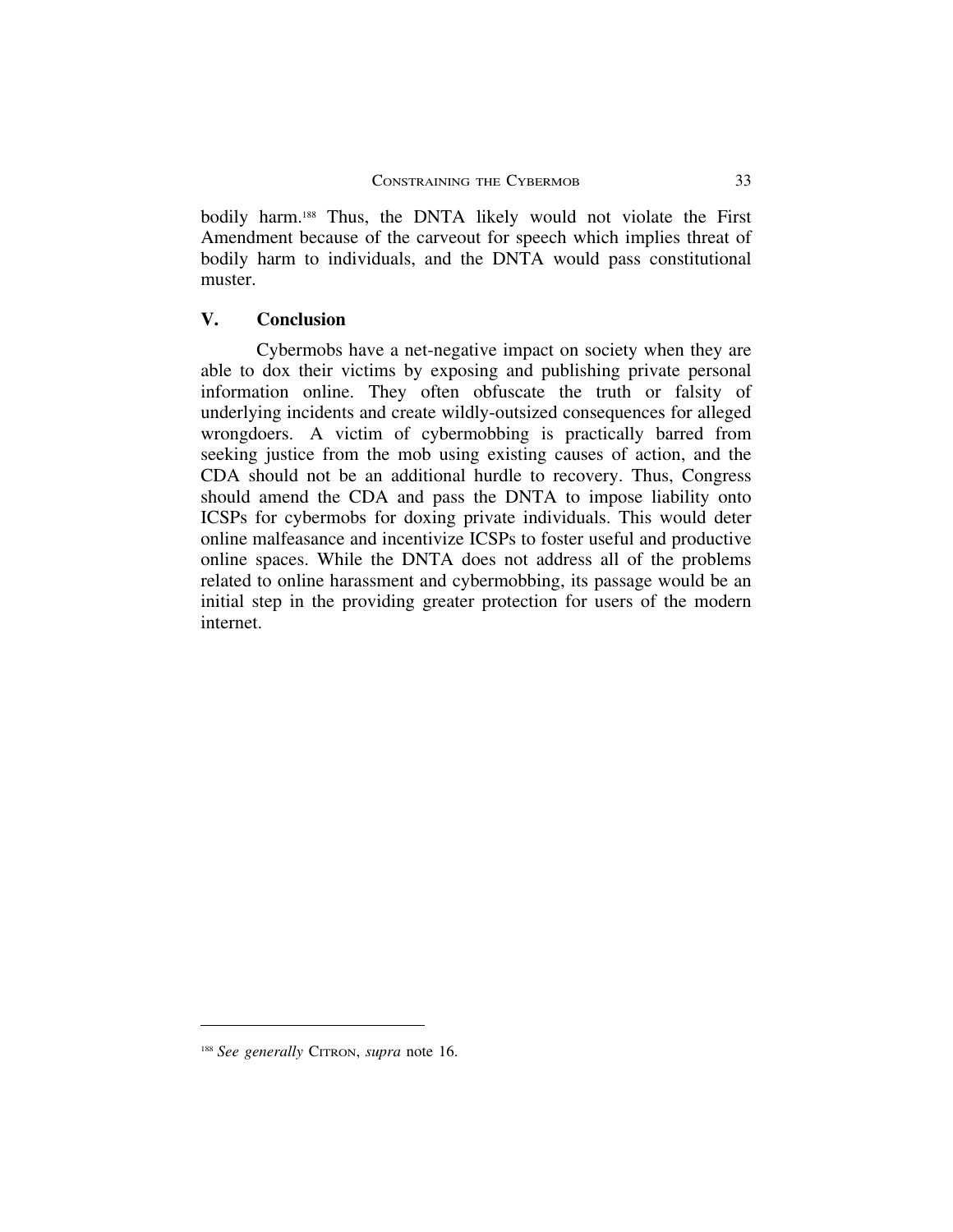bodily harm.[188] Thus, the DNTA likely would not violate the First Amendment because of the carveout for speech which implies threat of bodily harm to individuals, and the DNTA would pass constitutional muster.

## V. Conclusion

Cybermobs have a net-negative impact on society when they are able to dox their victims by exposing and publishing private personal information online. They often obfuscate the truth or falsity of underlying incidents and create wildly-outsized consequences for alleged wrongdoers. A victim of cybermobbing is practically barred from seeking justice from the mob using existing causes of action, and the CDA should not be an additional hurdle to recovery. Thus, Congress should amend the CDA and pass the DNTA to impose liability onto ICSPs for cybermobs for doxing private individuals. This would deter online malfeasance and incentivize ICSPs to foster useful and productive online spaces. While the DNTA does not address all of the problems related to online harassment and cybermobbing, its passage would be an initial step in the providing greater protection for users of the modern internet.

---

[188] *See generally* CITRON, *supra* note 16.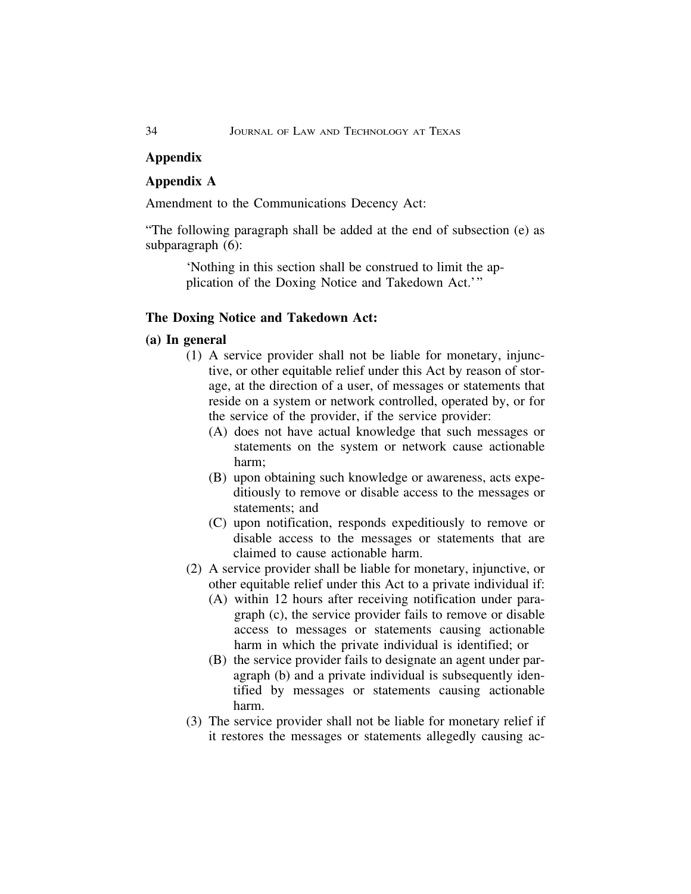## Appendix

## Appendix A

Amendment to the Communications Decency Act:

"The following paragraph shall be added at the end of subsection (e) as subparagraph (6):

> 'Nothing in this section shall be construed to limit the application of the Doxing Notice and Takedown Act.'"

### The Doxing Notice and Takedown Act:

**(a) In general**

(1) A service provider shall not be liable for monetary, injunctive, or other equitable relief under this Act by reason of storage, at the direction of a user, of messages or statements that reside on a system or network controlled, operated by, or for the service of the provider, if the service provider:

(A) does not have actual knowledge that such messages or statements on the system or network cause actionable harm;

(B) upon obtaining such knowledge or awareness, acts expeditiously to remove or disable access to the messages or statements; and

(C) upon notification, responds expeditiously to remove or disable access to the messages or statements that are claimed to cause actionable harm.

(2) A service provider shall be liable for monetary, injunctive, or other equitable relief under this Act to a private individual if:

(A) within 12 hours after receiving notification under paragraph (c), the service provider fails to remove or disable access to messages or statements causing actionable harm in which the private individual is identified; or

(B) the service provider fails to designate an agent under paragraph (b) and a private individual is subsequently identified by messages or statements causing actionable harm.

(3) The service provider shall not be liable for monetary relief if it restores the messages or statements allegedly causing ac-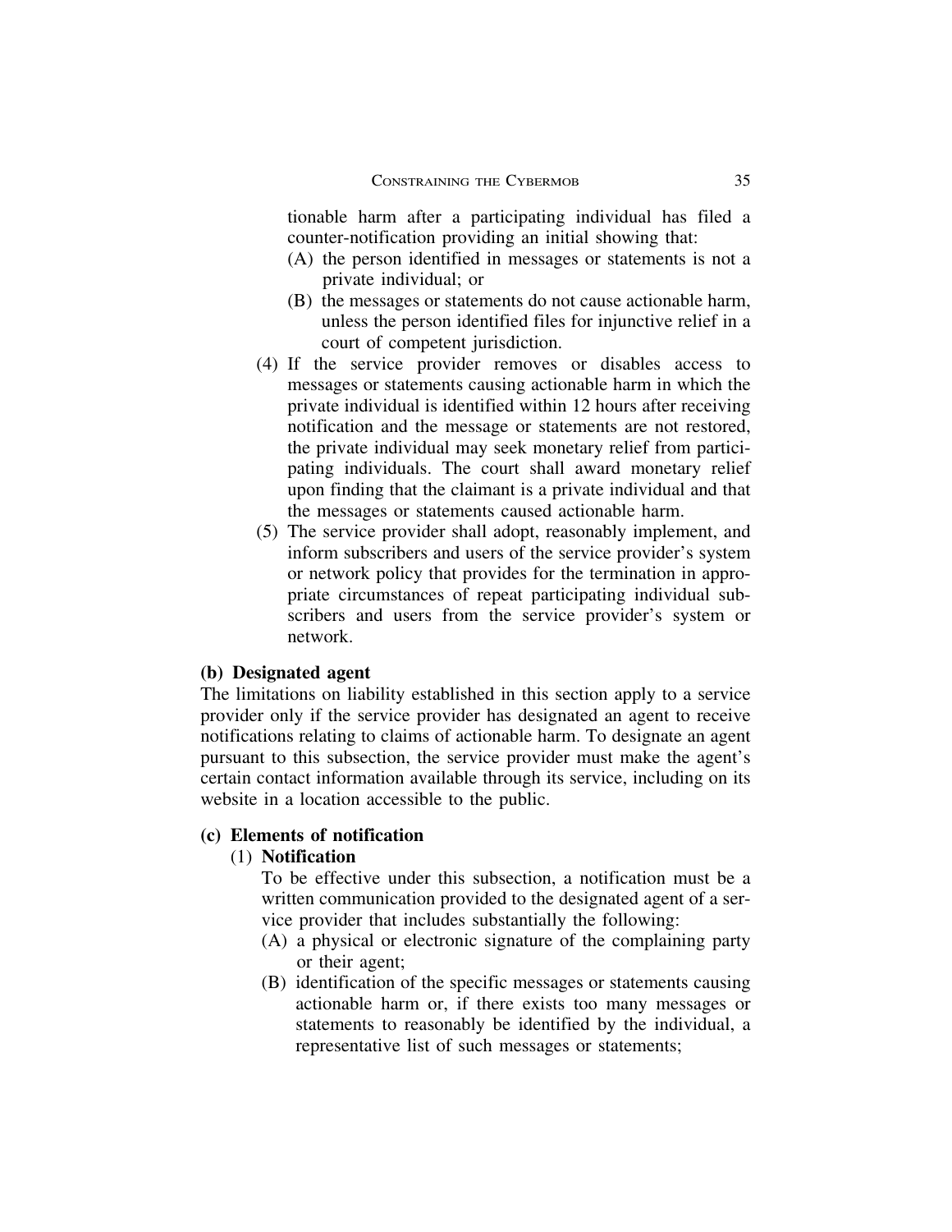tionable harm after a participating individual has filed a counter-notification providing an initial showing that:

   (A) the person identified in messages or statements is not a private individual; or
   (B) the messages or statements do not cause actionable harm, unless the person identified files for injunctive relief in a court of competent jurisdiction.

(4) If the service provider removes or disables access to messages or statements causing actionable harm in which the private individual is identified within 12 hours after receiving notification and the message or statements are not restored, the private individual may seek monetary relief from participating individuals. The court shall award monetary relief upon finding that the claimant is a private individual and that the messages or statements caused actionable harm.

(5) The service provider shall adopt, reasonably implement, and inform subscribers and users of the service provider's system or network policy that provides for the termination in appropriate circumstances of repeat participating individual subscribers and users from the service provider's system or network.

**(b) Designated agent**

The limitations on liability established in this section apply to a service provider only if the service provider has designated an agent to receive notifications relating to claims of actionable harm. To designate an agent pursuant to this subsection, the service provider must make the agent's certain contact information available through its service, including on its website in a location accessible to the public.

**(c) Elements of notification**

(1) **Notification**

To be effective under this subsection, a notification must be a written communication provided to the designated agent of a service provider that includes substantially the following:

   (A) a physical or electronic signature of the complaining party or their agent;
   (B) identification of the specific messages or statements causing actionable harm or, if there exists too many messages or statements to reasonably be identified by the individual, a representative list of such messages or statements;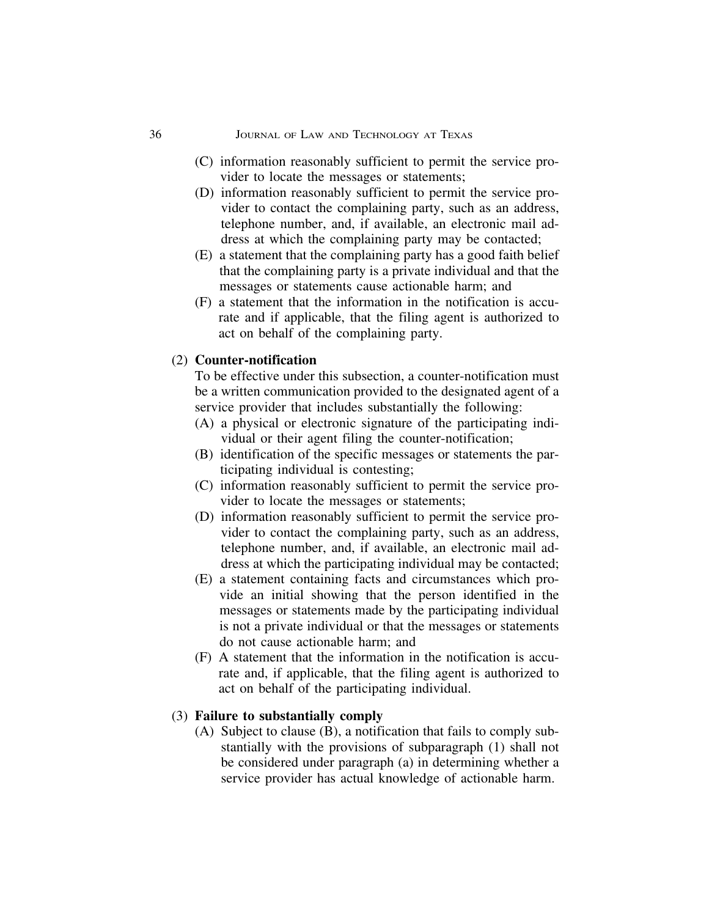(C) information reasonably sufficient to permit the service provider to locate the messages or statements;

(D) information reasonably sufficient to permit the service provider to contact the complaining party, such as an address, telephone number, and, if available, an electronic mail address at which the complaining party may be contacted;

(E) a statement that the complaining party has a good faith belief that the complaining party is a private individual and that the messages or statements cause actionable harm; and

(F) a statement that the information in the notification is accurate and if applicable, that the filing agent is authorized to act on behalf of the complaining party.

(2) **Counter-notification**

To be effective under this subsection, a counter-notification must be a written communication provided to the designated agent of a service provider that includes substantially the following:

(A) a physical or electronic signature of the participating individual or their agent filing the counter-notification;

(B) identification of the specific messages or statements the participating individual is contesting;

(C) information reasonably sufficient to permit the service provider to locate the messages or statements;

(D) information reasonably sufficient to permit the service provider to contact the complaining party, such as an address, telephone number, and, if available, an electronic mail address at which the participating individual may be contacted;

(E) a statement containing facts and circumstances which provide an initial showing that the person identified in the messages or statements made by the participating individual is not a private individual or that the messages or statements do not cause actionable harm; and

(F) A statement that the information in the notification is accurate and, if applicable, that the filing agent is authorized to act on behalf of the participating individual.

(3) **Failure to substantially comply**

(A) Subject to clause (B), a notification that fails to comply substantially with the provisions of subparagraph (1) shall not be considered under paragraph (a) in determining whether a service provider has actual knowledge of actionable harm.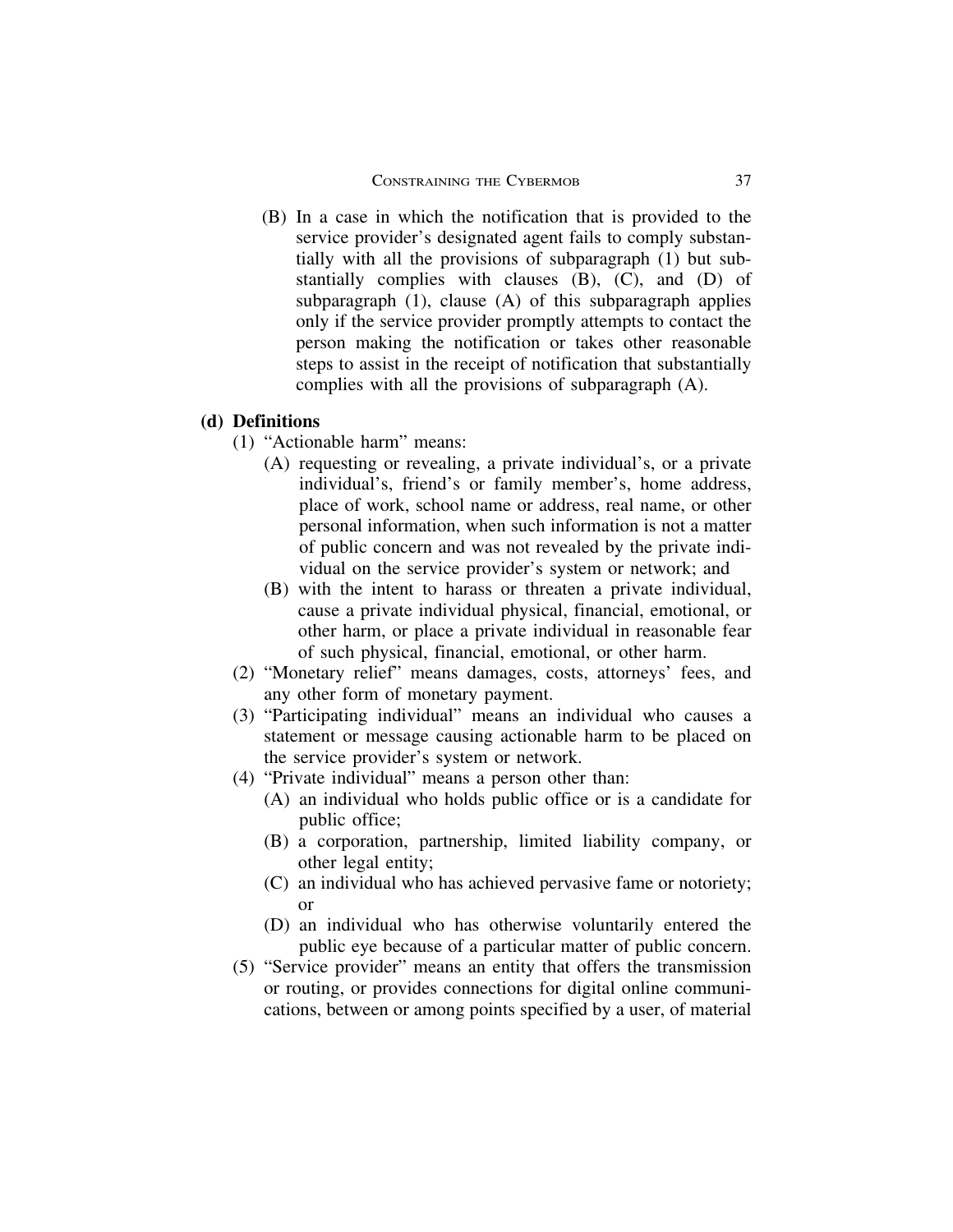(B) In a case in which the notification that is provided to the service provider's designated agent fails to comply substantially with all the provisions of subparagraph (1) but substantially complies with clauses (B), (C), and (D) of subparagraph (1), clause (A) of this subparagraph applies only if the service provider promptly attempts to contact the person making the notification or takes other reasonable steps to assist in the receipt of notification that substantially complies with all the provisions of subparagraph (A).

**(d) Definitions**

(1) "Actionable harm" means:

(A) requesting or revealing, a private individual's, or a private individual's, friend's or family member's, home address, place of work, school name or address, real name, or other personal information, when such information is not a matter of public concern and was not revealed by the private individual on the service provider's system or network; and

(B) with the intent to harass or threaten a private individual, cause a private individual physical, financial, emotional, or other harm, or place a private individual in reasonable fear of such physical, financial, emotional, or other harm.

(2) "Monetary relief" means damages, costs, attorneys' fees, and any other form of monetary payment.

(3) "Participating individual" means an individual who causes a statement or message causing actionable harm to be placed on the service provider's system or network.

(4) "Private individual" means a person other than:

(A) an individual who holds public office or is a candidate for public office;

(B) a corporation, partnership, limited liability company, or other legal entity;

(C) an individual who has achieved pervasive fame or notoriety; or

(D) an individual who has otherwise voluntarily entered the public eye because of a particular matter of public concern.

(5) "Service provider" means an entity that offers the transmission or routing, or provides connections for digital online communications, between or among points specified by a user, of material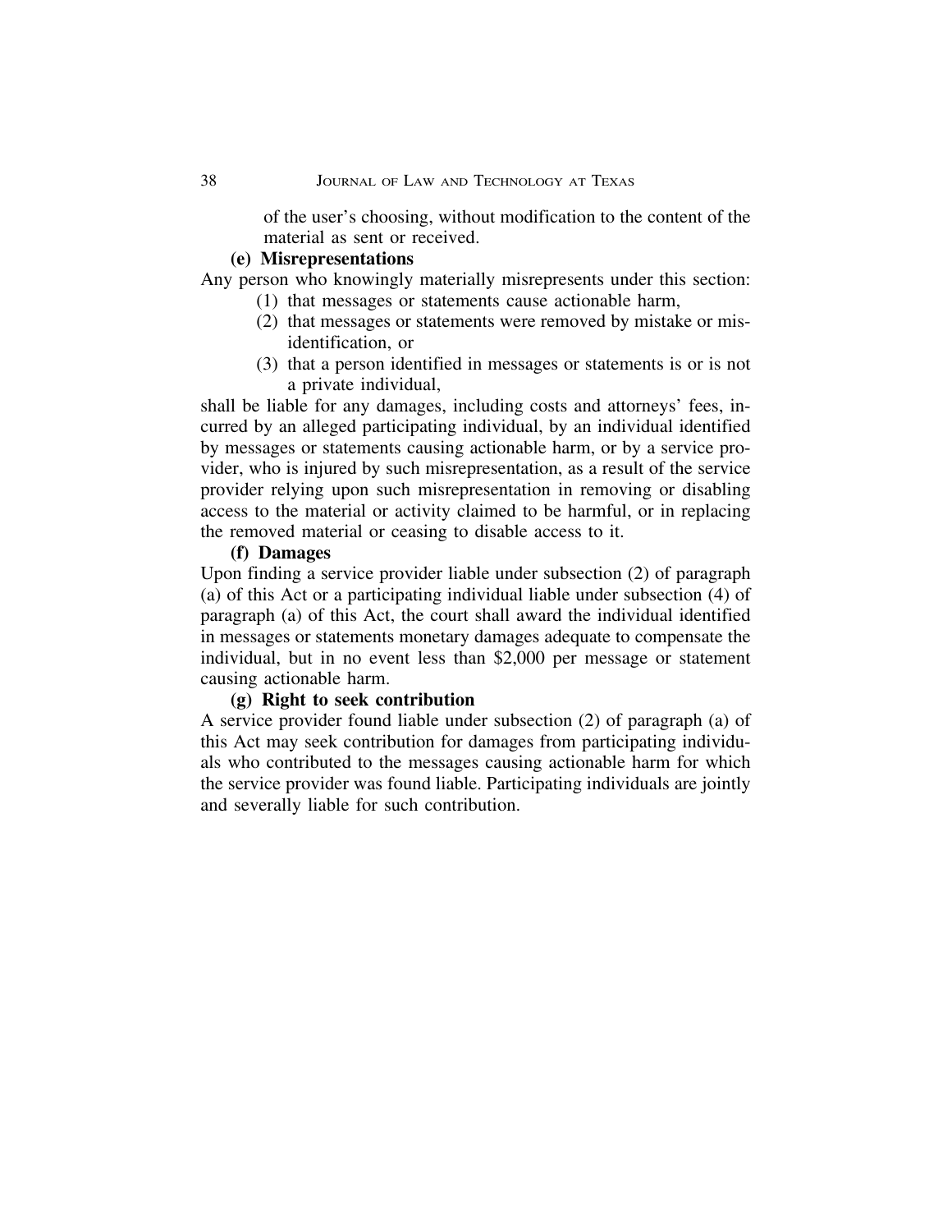of the user's choosing, without modification to the content of the material as sent or received.

**(e) Misrepresentations**

Any person who knowingly materially misrepresents under this section:

(1) that messages or statements cause actionable harm,

(2) that messages or statements were removed by mistake or misidentification, or

(3) that a person identified in messages or statements is or is not a private individual,

shall be liable for any damages, including costs and attorneys' fees, incurred by an alleged participating individual, by an individual identified by messages or statements causing actionable harm, or by a service provider, who is injured by such misrepresentation, as a result of the service provider relying upon such misrepresentation in removing or disabling access to the material or activity claimed to be harmful, or in replacing the removed material or ceasing to disable access to it.

**(f) Damages**

Upon finding a service provider liable under subsection (2) of paragraph (a) of this Act or a participating individual liable under subsection (4) of paragraph (a) of this Act, the court shall award the individual identified in messages or statements monetary damages adequate to compensate the individual, but in no event less than $2,000 per message or statement causing actionable harm.

**(g) Right to seek contribution**

A service provider found liable under subsection (2) of paragraph (a) of this Act may seek contribution for damages from participating individuals who contributed to the messages causing actionable harm for which the service provider was found liable. Participating individuals are jointly and severally liable for such contribution.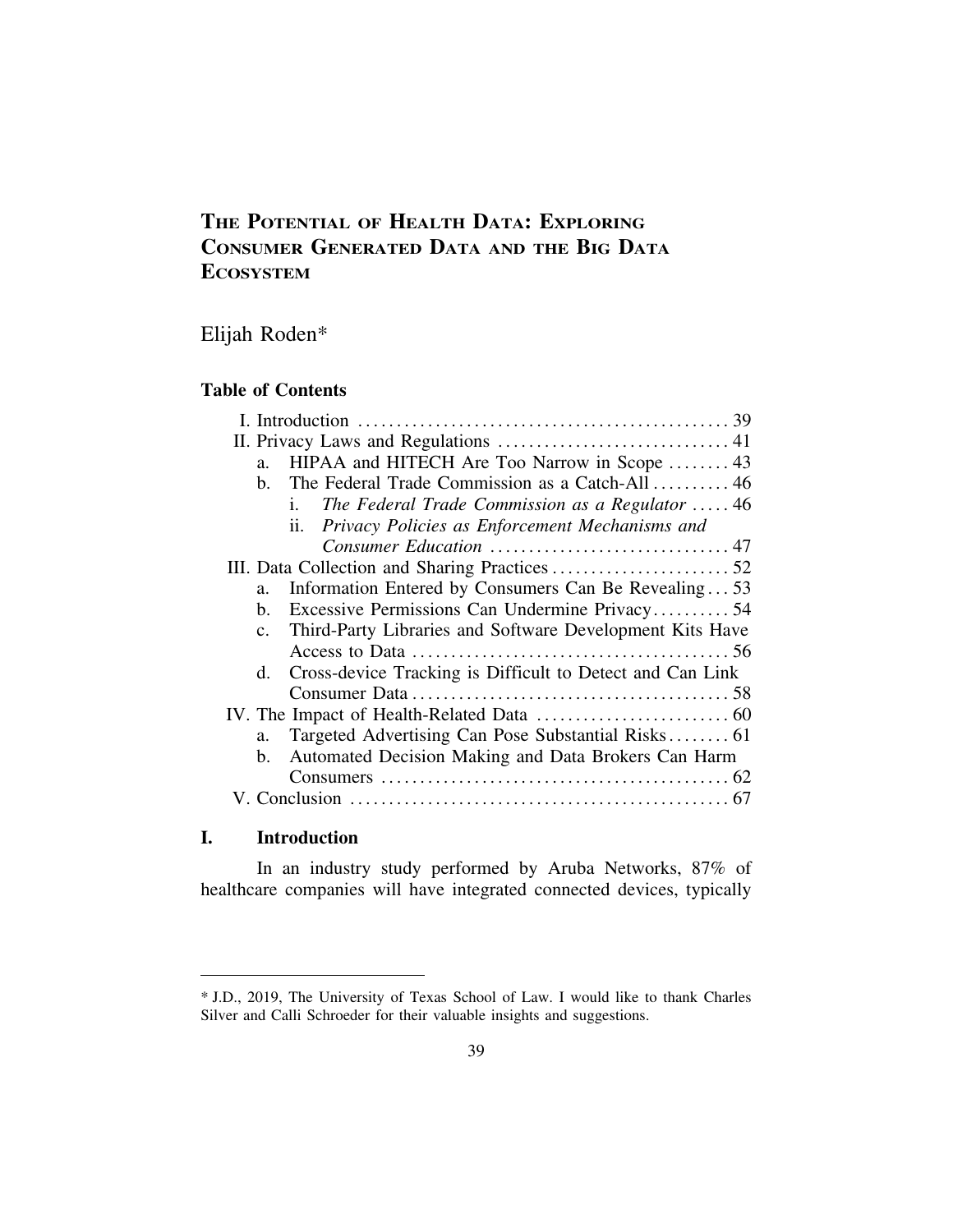# The Potential of Health Data: Exploring Consumer Generated Data and the Big Data Ecosystem

Elijah Roden*

**Table of Contents**

- I. Introduction ................................................ 39
- II. Privacy Laws and Regulations ............................. 41
  - a. HIPAA and HITECH Are Too Narrow in Scope ........ 43
  - b. The Federal Trade Commission as a Catch-All .......... 46
    - i. *The Federal Trade Commission as a Regulator* ..... 46
    - ii. *Privacy Policies as Enforcement Mechanisms and Consumer Education* ............................... 47
- III. Data Collection and Sharing Practices ....................... 52
  - a. Information Entered by Consumers Can Be Revealing ... 53
  - b. Excessive Permissions Can Undermine Privacy .......... 54
  - c. Third-Party Libraries and Software Development Kits Have Access to Data ......................................... 56
  - d. Cross-device Tracking is Difficult to Detect and Can Link Consumer Data ......................................... 58
- IV. The Impact of Health-Related Data ......................... 60
  - a. Targeted Advertising Can Pose Substantial Risks ........ 61
  - b. Automated Decision Making and Data Brokers Can Harm Consumers ............................................. 62
- V. Conclusion ................................................. 67

## I. Introduction

In an industry study performed by Aruba Networks, 87% of healthcare companies will have integrated connected devices, typically

---

* J.D., 2019, The University of Texas School of Law. I would like to thank Charles Silver and Calli Schroeder for their valuable insights and suggestions.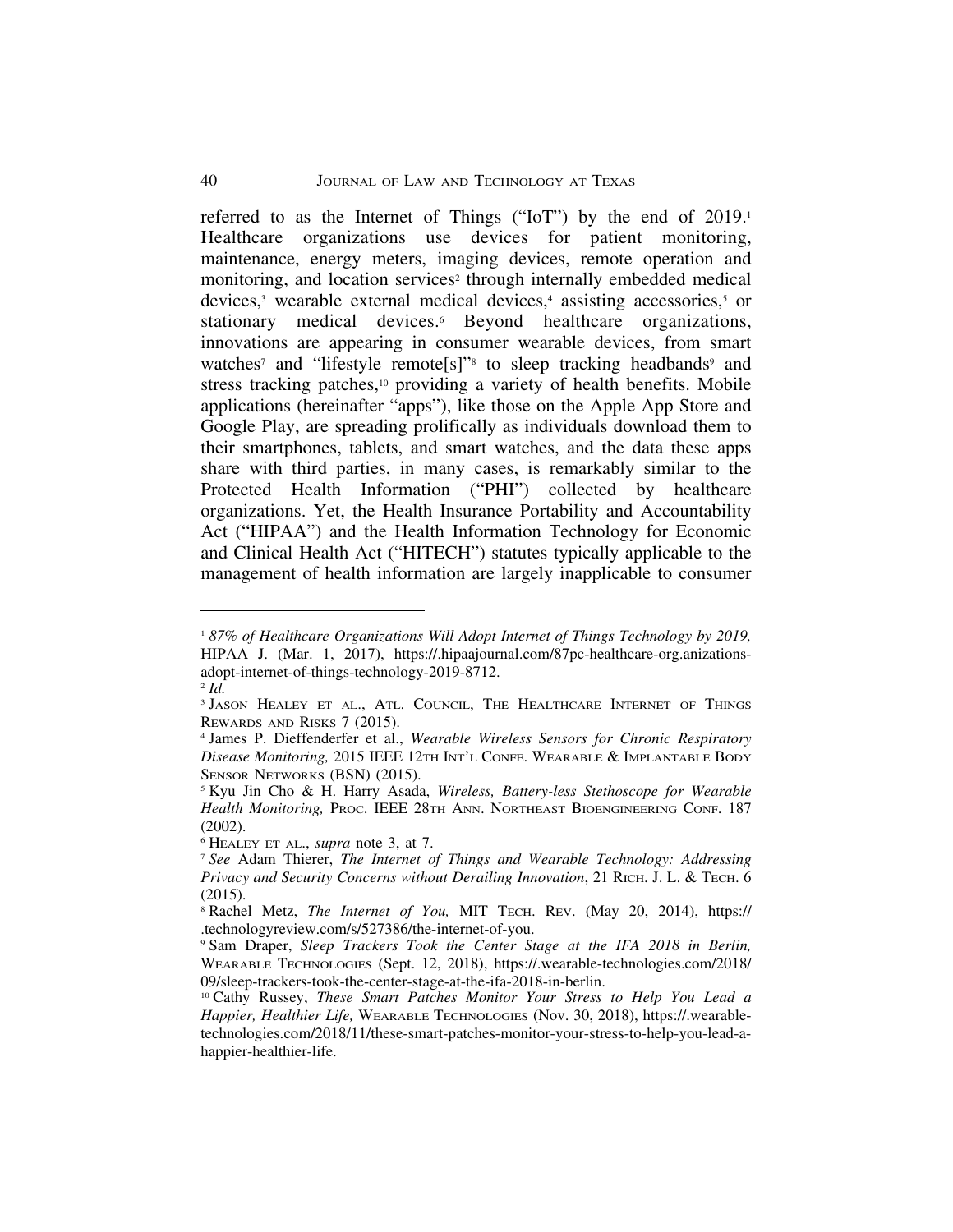referred to as the Internet of Things ("IoT") by the end of 2019.[1] Healthcare organizations use devices for patient monitoring, maintenance, energy meters, imaging devices, remote operation and monitoring, and location services[2] through internally embedded medical devices,[3] wearable external medical devices,[4] assisting accessories,[5] or stationary medical devices.[6] Beyond healthcare organizations, innovations are appearing in consumer wearable devices, from smart watches[7] and "lifestyle remote[s]"[8] to sleep tracking headbands[9] and stress tracking patches,[10] providing a variety of health benefits. Mobile applications (hereinafter "apps"), like those on the Apple App Store and Google Play, are spreading prolifically as individuals download them to their smartphones, tablets, and smart watches, and the data these apps share with third parties, in many cases, is remarkably similar to the Protected Health Information ("PHI") collected by healthcare organizations. Yet, the Health Insurance Portability and Accountability Act ("HIPAA") and the Health Information Technology for Economic and Clinical Health Act ("HITECH") statutes typically applicable to the management of health information are largely inapplicable to consumer

---

[1] *87% of Healthcare Organizations Will Adopt Internet of Things Technology by 2019,* HIPAA J. (Mar. 1, 2017), https://.hipaajournal.com/87pc-healthcare-org.anizations-adopt-internet-of-things-technology-2019-8712.

[2] *Id.*

[3] Jason Healey et al., Atl. Council, The Healthcare Internet of Things Rewards and Risks 7 (2015).

[4] James P. Dieffenderfer et al., *Wearable Wireless Sensors for Chronic Respiratory Disease Monitoring,* 2015 IEEE 12th Int'l Confe. Wearable & Implantable Body Sensor Networks (BSN) (2015).

[5] Kyu Jin Cho & H. Harry Asada, *Wireless, Battery-less Stethoscope for Wearable Health Monitoring,* Proc. IEEE 28th Ann. Northeast Bioengineering Conf. 187 (2002).

[6] Healey et al., *supra* note 3, at 7.

[7] *See* Adam Thierer, *The Internet of Things and Wearable Technology: Addressing Privacy and Security Concerns without Derailing Innovation*, 21 Rich. J. L. & Tech. 6 (2015).

[8] Rachel Metz, *The Internet of You,* MIT Tech. Rev. (May 20, 2014), https://.technologyreview.com/s/527386/the-internet-of-you.

[9] Sam Draper, *Sleep Trackers Took the Center Stage at the IFA 2018 in Berlin,* Wearable Technologies (Sept. 12, 2018), https://.wearable-technologies.com/2018/09/sleep-trackers-took-the-center-stage-at-the-ifa-2018-in-berlin.

[10] Cathy Russey, *These Smart Patches Monitor Your Stress to Help You Lead a Happier, Healthier Life,* Wearable Technologies (Nov. 30, 2018), https://.wearable-technologies.com/2018/11/these-smart-patches-monitor-your-stress-to-help-you-lead-a-happier-healthier-life.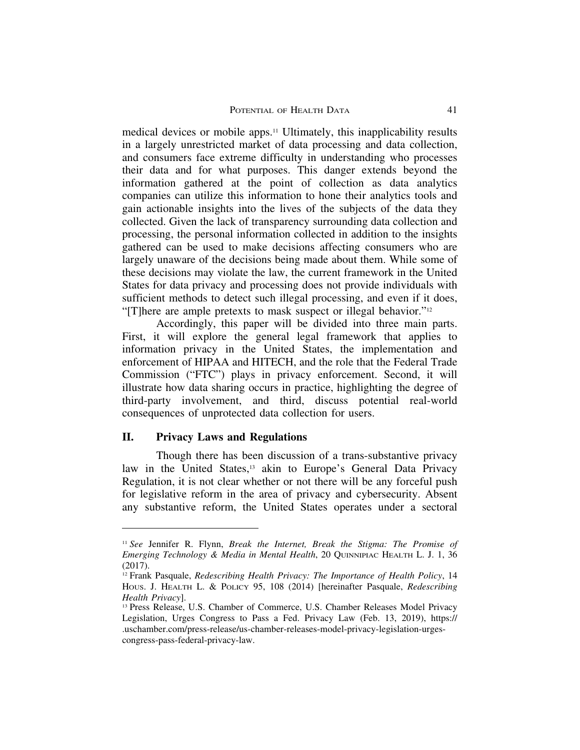medical devices or mobile apps.[11] Ultimately, this inapplicability results in a largely unrestricted market of data processing and data collection, and consumers face extreme difficulty in understanding who processes their data and for what purposes. This danger extends beyond the information gathered at the point of collection as data analytics companies can utilize this information to hone their analytics tools and gain actionable insights into the lives of the subjects of the data they collected. Given the lack of transparency surrounding data collection and processing, the personal information collected in addition to the insights gathered can be used to make decisions affecting consumers who are largely unaware of the decisions being made about them. While some of these decisions may violate the law, the current framework in the United States for data privacy and processing does not provide individuals with sufficient methods to detect such illegal processing, and even if it does, "[T]here are ample pretexts to mask suspect or illegal behavior."[12]

Accordingly, this paper will be divided into three main parts. First, it will explore the general legal framework that applies to information privacy in the United States, the implementation and enforcement of HIPAA and HITECH, and the role that the Federal Trade Commission ("FTC") plays in privacy enforcement. Second, it will illustrate how data sharing occurs in practice, highlighting the degree of third-party involvement, and third, discuss potential real-world consequences of unprotected data collection for users.

## II. Privacy Laws and Regulations

Though there has been discussion of a trans-substantive privacy law in the United States,[13] akin to Europe's General Data Privacy Regulation, it is not clear whether or not there will be any forceful push for legislative reform in the area of privacy and cybersecurity. Absent any substantive reform, the United States operates under a sectoral

---

[11] *See* Jennifer R. Flynn, *Break the Internet, Break the Stigma: The Promise of Emerging Technology & Media in Mental Health*, 20 QUINNIPIAC HEALTH L. J. 1, 36 (2017).

[12] Frank Pasquale, *Redescribing Health Privacy: The Importance of Health Policy*, 14 HOUS. J. HEALTH L. & POLICY 95, 108 (2014) [hereinafter Pasquale, *Redescribing Health Privacy*].

[13] Press Release, U.S. Chamber of Commerce, U.S. Chamber Releases Model Privacy Legislation, Urges Congress to Pass a Fed. Privacy Law (Feb. 13, 2019), https://.uschamber.com/press-release/us-chamber-releases-model-privacy-legislation-urges-congress-pass-federal-privacy-law.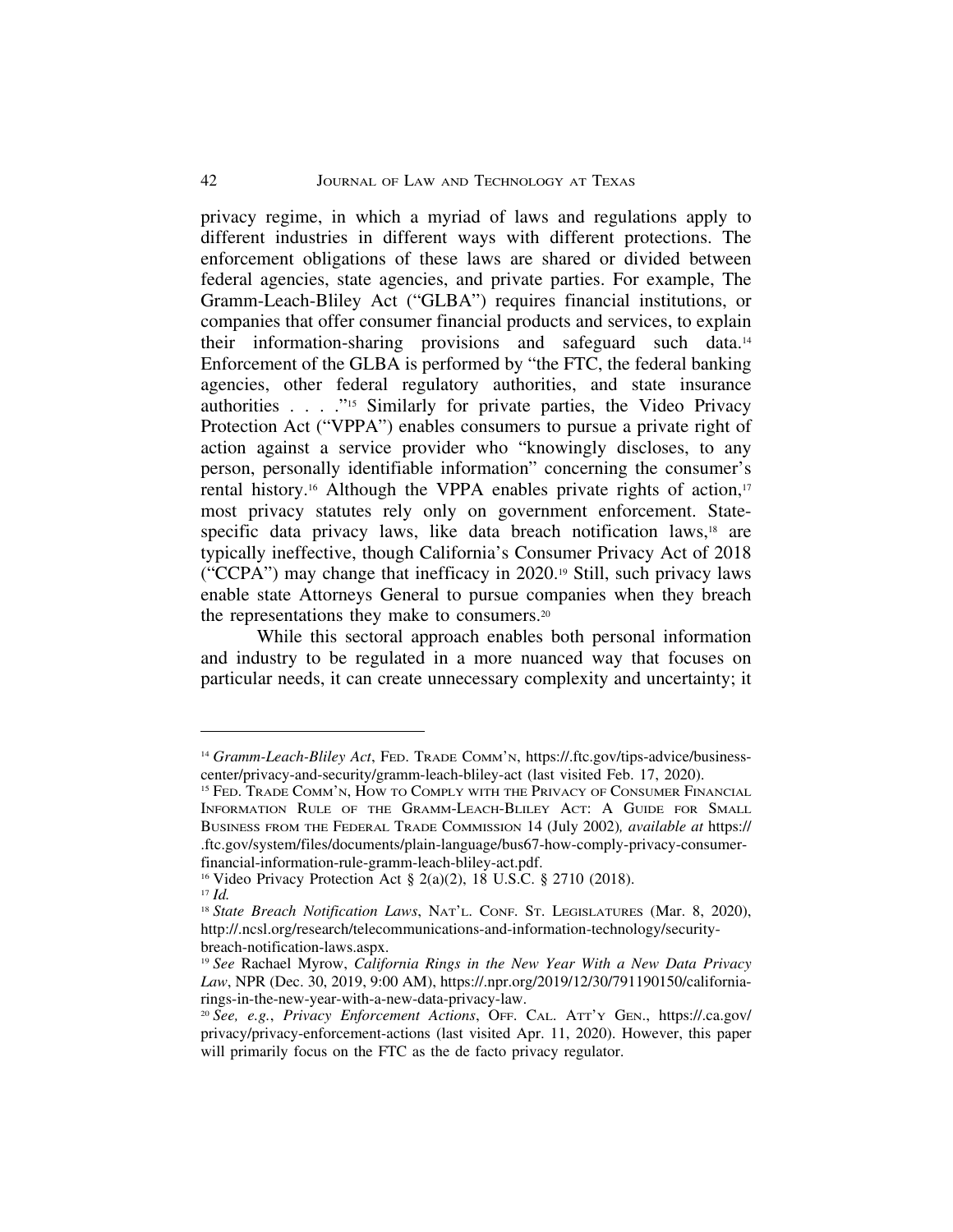privacy regime, in which a myriad of laws and regulations apply to different industries in different ways with different protections. The enforcement obligations of these laws are shared or divided between federal agencies, state agencies, and private parties. For example, The Gramm-Leach-Bliley Act ("GLBA") requires financial institutions, or companies that offer consumer financial products and services, to explain their information-sharing provisions and safeguard such data.[14] Enforcement of the GLBA is performed by "the FTC, the federal banking agencies, other federal regulatory authorities, and state insurance authorities . . . ."[15] Similarly for private parties, the Video Privacy Protection Act ("VPPA") enables consumers to pursue a private right of action against a service provider who "knowingly discloses, to any person, personally identifiable information" concerning the consumer's rental history.[16] Although the VPPA enables private rights of action,[17] most privacy statutes rely only on government enforcement. State-specific data privacy laws, like data breach notification laws,[18] are typically ineffective, though California's Consumer Privacy Act of 2018 ("CCPA") may change that inefficacy in 2020.[19] Still, such privacy laws enable state Attorneys General to pursue companies when they breach the representations they make to consumers.[20]

While this sectoral approach enables both personal information and industry to be regulated in a more nuanced way that focuses on particular needs, it can create unnecessary complexity and uncertainty; it

---

[14] *Gramm-Leach-Bliley Act*, FED. TRADE COMM'N, https://.ftc.gov/tips-advice/business-center/privacy-and-security/gramm-leach-bliley-act (last visited Feb. 17, 2020).

[15] FED. TRADE COMM'N, HOW TO COMPLY WITH THE PRIVACY OF CONSUMER FINANCIAL INFORMATION RULE OF THE GRAMM-LEACH-BLILEY ACT: A GUIDE FOR SMALL BUSINESS FROM THE FEDERAL TRADE COMMISSION 14 (July 2002)*, available at* https://.ftc.gov/system/files/documents/plain-language/bus67-how-comply-privacy-consumer-financial-information-rule-gramm-leach-bliley-act.pdf.

[16] Video Privacy Protection Act § 2(a)(2), 18 U.S.C. § 2710 (2018).

[17] *Id.*

[18] *State Breach Notification Laws*, NAT'L. CONF. ST. LEGISLATURES (Mar. 8, 2020), http://.ncsl.org/research/telecommunications-and-information-technology/security-breach-notification-laws.aspx.

[19] *See* Rachael Myrow, *California Rings in the New Year With a New Data Privacy Law*, NPR (Dec. 30, 2019, 9:00 AM), https://.npr.org/2019/12/30/791190150/california-rings-in-the-new-year-with-a-new-data-privacy-law.

[20] *See, e.g.*, *Privacy Enforcement Actions*, OFF. CAL. ATT'Y GEN., https://.ca.gov/privacy/privacy-enforcement-actions (last visited Apr. 11, 2020). However, this paper will primarily focus on the FTC as the de facto privacy regulator.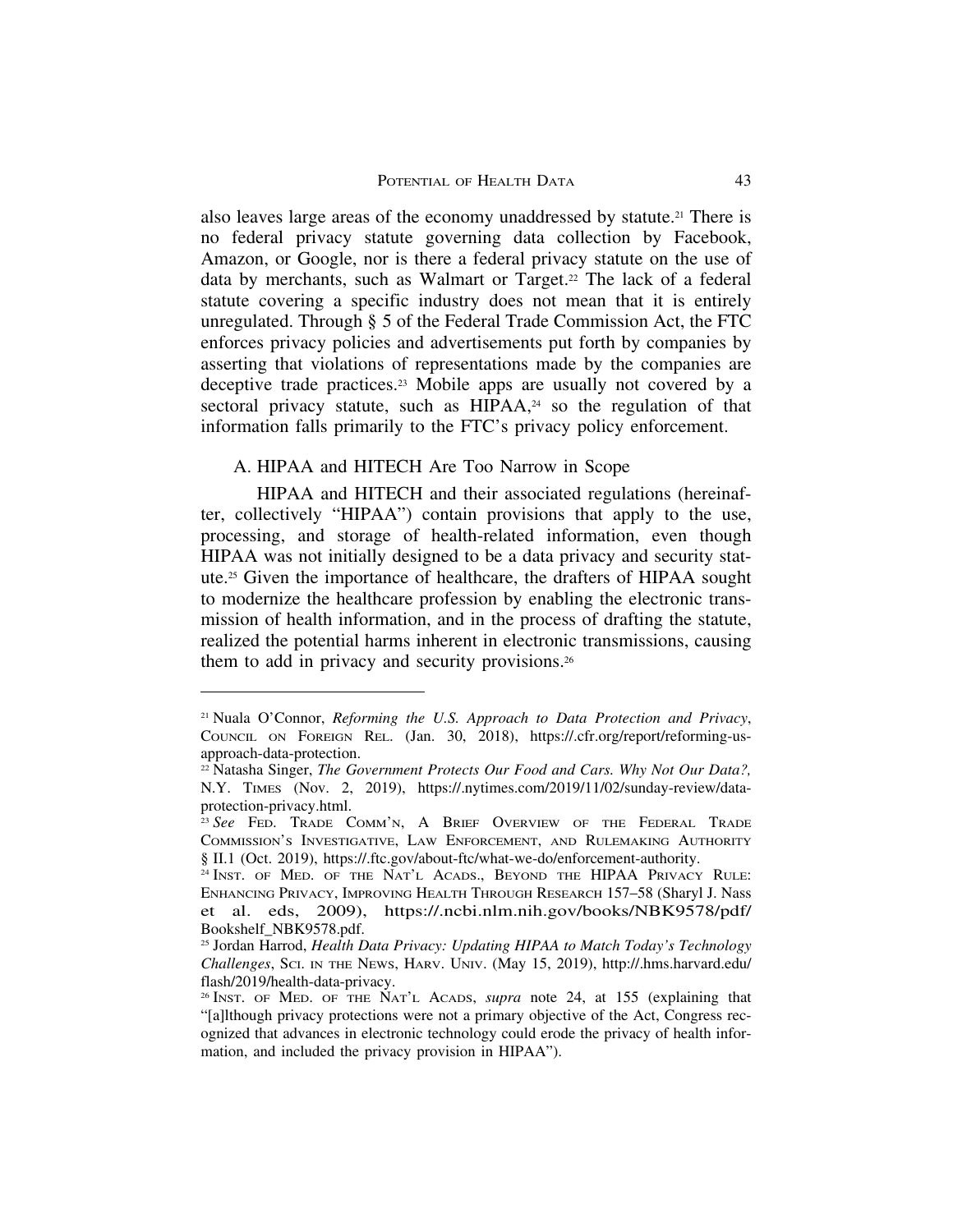also leaves large areas of the economy unaddressed by statute.[21] There is no federal privacy statute governing data collection by Facebook, Amazon, or Google, nor is there a federal privacy statute on the use of data by merchants, such as Walmart or Target.[22] The lack of a federal statute covering a specific industry does not mean that it is entirely unregulated. Through § 5 of the Federal Trade Commission Act, the FTC enforces privacy policies and advertisements put forth by companies by asserting that violations of representations made by the companies are deceptive trade practices.[23] Mobile apps are usually not covered by a sectoral privacy statute, such as HIPAA,[24] so the regulation of that information falls primarily to the FTC's privacy policy enforcement.

## A. HIPAA and HITECH Are Too Narrow in Scope

HIPAA and HITECH and their associated regulations (hereinafter, collectively "HIPAA") contain provisions that apply to the use, processing, and storage of health-related information, even though HIPAA was not initially designed to be a data privacy and security statute.[25] Given the importance of healthcare, the drafters of HIPAA sought to modernize the healthcare profession by enabling the electronic transmission of health information, and in the process of drafting the statute, realized the potential harms inherent in electronic transmissions, causing them to add in privacy and security provisions.[26]

---

[21] Nuala O'Connor, *Reforming the U.S. Approach to Data Protection and Privacy*, Council on Foreign Rel. (Jan. 30, 2018), https://.cfr.org/report/reforming-us-approach-data-protection.

[22] Natasha Singer, *The Government Protects Our Food and Cars. Why Not Our Data?,* N.Y. Times (Nov. 2, 2019), https://.nytimes.com/2019/11/02/sunday-review/data-protection-privacy.html.

[23] *See* Fed. Trade Comm'n, A Brief Overview of the Federal Trade Commission's Investigative, Law Enforcement, and Rulemaking Authority § II.1 (Oct. 2019), https://.ftc.gov/about-ftc/what-we-do/enforcement-authority.

[24] Inst. of Med. of the Nat'l Acads., Beyond the HIPAA Privacy Rule: Enhancing Privacy, Improving Health Through Research 157–58 (Sharyl J. Nass et al. eds, 2009), https://.ncbi.nlm.nih.gov/books/NBK9578/pdf/Bookshelf_NBK9578.pdf.

[25] Jordan Harrod, *Health Data Privacy: Updating HIPAA to Match Today's Technology Challenges*, Sci. in the News, Harv. Univ. (May 15, 2019), http://.hms.harvard.edu/flash/2019/health-data-privacy.

[26] Inst. of Med. of the Nat'l Acads, *supra* note 24, at 155 (explaining that "[a]lthough privacy protections were not a primary objective of the Act, Congress recognized that advances in electronic technology could erode the privacy of health information, and included the privacy provision in HIPAA").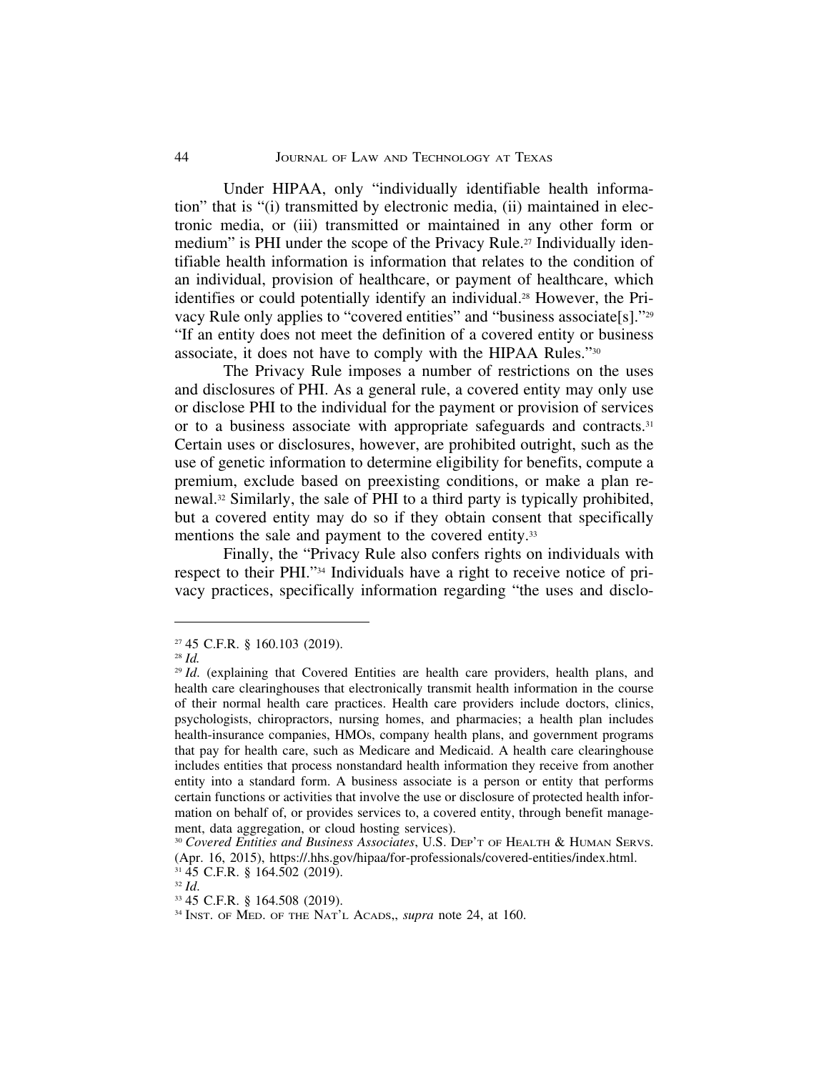Under HIPAA, only "individually identifiable health information" that is "(i) transmitted by electronic media, (ii) maintained in electronic media, or (iii) transmitted or maintained in any other form or medium" is PHI under the scope of the Privacy Rule.[27] Individually identifiable health information is information that relates to the condition of an individual, provision of healthcare, or payment of healthcare, which identifies or could potentially identify an individual.[28] However, the Privacy Rule only applies to "covered entities" and "business associate[s]."[29] "If an entity does not meet the definition of a covered entity or business associate, it does not have to comply with the HIPAA Rules."[30]

The Privacy Rule imposes a number of restrictions on the uses and disclosures of PHI. As a general rule, a covered entity may only use or disclose PHI to the individual for the payment or provision of services or to a business associate with appropriate safeguards and contracts.[31] Certain uses or disclosures, however, are prohibited outright, such as the use of genetic information to determine eligibility for benefits, compute a premium, exclude based on preexisting conditions, or make a plan renewal.[32] Similarly, the sale of PHI to a third party is typically prohibited, but a covered entity may do so if they obtain consent that specifically mentions the sale and payment to the covered entity.[33]

Finally, the "Privacy Rule also confers rights on individuals with respect to their PHI."[34] Individuals have a right to receive notice of privacy practices, specifically information regarding "the uses and disclo-

---

[27] 45 C.F.R. § 160.103 (2019).

[28] *Id.*

[29] *Id*. (explaining that Covered Entities are health care providers, health plans, and health care clearinghouses that electronically transmit health information in the course of their normal health care practices. Health care providers include doctors, clinics, psychologists, chiropractors, nursing homes, and pharmacies; a health plan includes health-insurance companies, HMOs, company health plans, and government programs that pay for health care, such as Medicare and Medicaid. A health care clearinghouse includes entities that process nonstandard health information they receive from another entity into a standard form. A business associate is a person or entity that performs certain functions or activities that involve the use or disclosure of protected health information on behalf of, or provides services to, a covered entity, through benefit management, data aggregation, or cloud hosting services).

[30] *Covered Entities and Business Associates*, U.S. DEP'T OF HEALTH & HUMAN SERVS. (Apr. 16, 2015), https://.hhs.gov/hipaa/for-professionals/covered-entities/index.html.

[31] 45 C.F.R. § 164.502 (2019).

[32] *Id*.

[33] 45 C.F.R. § 164.508 (2019).

[34] INST. OF MED. OF THE NAT'L ACADS,, *supra* note 24, at 160.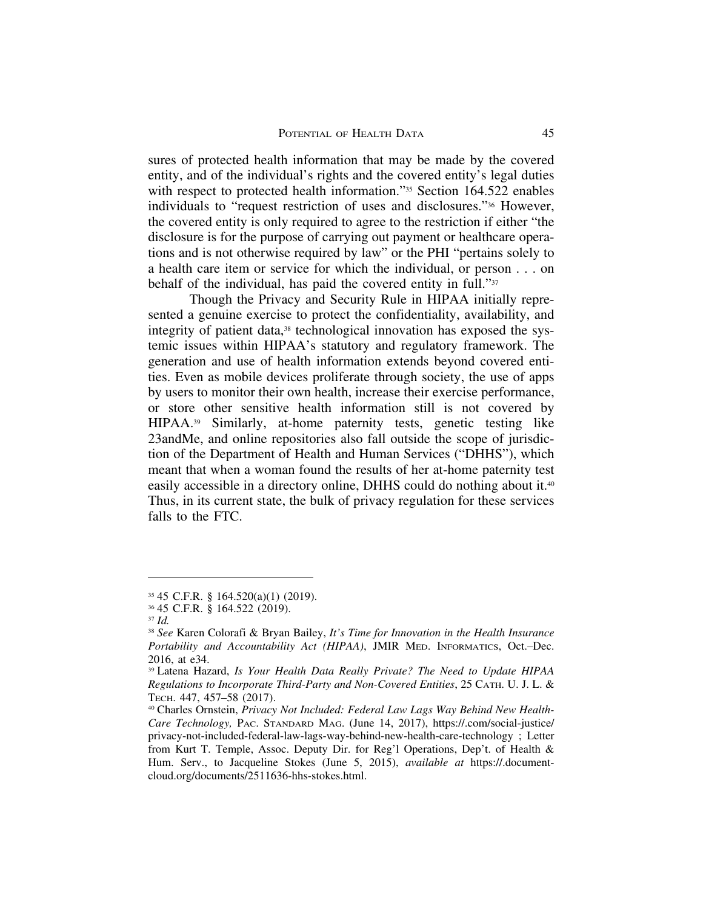sures of protected health information that may be made by the covered entity, and of the individual's rights and the covered entity's legal duties with respect to protected health information."[35] Section 164.522 enables individuals to "request restriction of uses and disclosures."[36] However, the covered entity is only required to agree to the restriction if either "the disclosure is for the purpose of carrying out payment or healthcare operations and is not otherwise required by law" or the PHI "pertains solely to a health care item or service for which the individual, or person . . . on behalf of the individual, has paid the covered entity in full."[37]

Though the Privacy and Security Rule in HIPAA initially represented a genuine exercise to protect the confidentiality, availability, and integrity of patient data,[38] technological innovation has exposed the systemic issues within HIPAA's statutory and regulatory framework. The generation and use of health information extends beyond covered entities. Even as mobile devices proliferate through society, the use of apps by users to monitor their own health, increase their exercise performance, or store other sensitive health information still is not covered by HIPAA.[39] Similarly, at-home paternity tests, genetic testing like 23andMe, and online repositories also fall outside the scope of jurisdiction of the Department of Health and Human Services ("DHHS"), which meant that when a woman found the results of her at-home paternity test easily accessible in a directory online, DHHS could do nothing about it.[40] Thus, in its current state, the bulk of privacy regulation for these services falls to the FTC.

---

[35] 45 C.F.R. § 164.520(a)(1) (2019).

[36] 45 C.F.R. § 164.522 (2019).

[37] *Id.*

[38] *See* Karen Colorafi & Bryan Bailey, *It's Time for Innovation in the Health Insurance Portability and Accountability Act (HIPAA)*, JMIR MED. INFORMATICS, Oct.–Dec. 2016, at e34.

[39] Latena Hazard, *Is Your Health Data Really Private? The Need to Update HIPAA Regulations to Incorporate Third-Party and Non-Covered Entities*, 25 CATH. U. J. L. & TECH. 447, 457–58 (2017).

[40] Charles Ornstein, *Privacy Not Included: Federal Law Lags Way Behind New Health-Care Technology,* PAC. STANDARD MAG. (June 14, 2017), https://.com/social-justice/privacy-not-included-federal-law-lags-way-behind-new-health-care-technology ; Letter from Kurt T. Temple, Assoc. Deputy Dir. for Reg'l Operations, Dep't. of Health & Hum. Serv., to Jacqueline Stokes (June 5, 2015), *available at* https://.documentcloud.org/documents/2511636-hhs-stokes.html.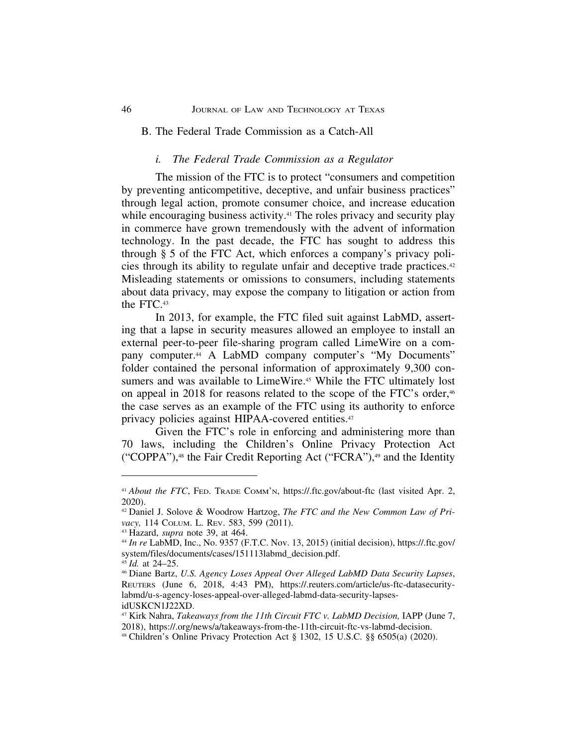## B. The Federal Trade Commission as a Catch-All

### *i. The Federal Trade Commission as a Regulator*

The mission of the FTC is to protect "consumers and competition by preventing anticompetitive, deceptive, and unfair business practices" through legal action, promote consumer choice, and increase education while encouraging business activity.[41] The roles privacy and security play in commerce have grown tremendously with the advent of information technology. In the past decade, the FTC has sought to address this through § 5 of the FTC Act, which enforces a company's privacy policies through its ability to regulate unfair and deceptive trade practices.[42] Misleading statements or omissions to consumers, including statements about data privacy, may expose the company to litigation or action from the FTC.[43]

In 2013, for example, the FTC filed suit against LabMD, asserting that a lapse in security measures allowed an employee to install an external peer-to-peer file-sharing program called LimeWire on a company computer.[44] A LabMD company computer's "My Documents" folder contained the personal information of approximately 9,300 consumers and was available to LimeWire.[45] While the FTC ultimately lost on appeal in 2018 for reasons related to the scope of the FTC's order,[46] the case serves as an example of the FTC using its authority to enforce privacy policies against HIPAA-covered entities.[47]

Given the FTC's role in enforcing and administering more than 70 laws, including the Children's Online Privacy Protection Act ("COPPA"),[48] the Fair Credit Reporting Act ("FCRA"),[49] and the Identity

---

[41] *About the FTC*, FED. TRADE COMM'N, https://.ftc.gov/about-ftc (last visited Apr. 2, 2020).

[42] Daniel J. Solove & Woodrow Hartzog, *The FTC and the New Common Law of Privacy,* 114 COLUM. L. REV. 583, 599 (2011).

[43] Hazard, *supra* note 39, at 464.

[44] *In re* LabMD, Inc., No. 9357 (F.T.C. Nov. 13, 2015) (initial decision), https://.ftc.gov/system/files/documents/cases/151113labmd_decision.pdf.

[45] *Id.* at 24–25.

[46] Diane Bartz, *U.S. Agency Loses Appeal Over Alleged LabMD Data Security Lapses*, REUTERS (June 6, 2018, 4:43 PM), https://.reuters.com/article/us-ftc-datasecurity-labmd/u-s-agency-loses-appeal-over-alleged-labmd-data-security-lapses-idUSKCN1J22XD.

[47] Kirk Nahra, *Takeaways from the 11th Circuit FTC v. LabMD Decision,* IAPP (June 7, 2018), https://.org/news/a/takeaways-from-the-11th-circuit-ftc-vs-labmd-decision.

[48] Children's Online Privacy Protection Act § 1302, 15 U.S.C. §§ 6505(a) (2020).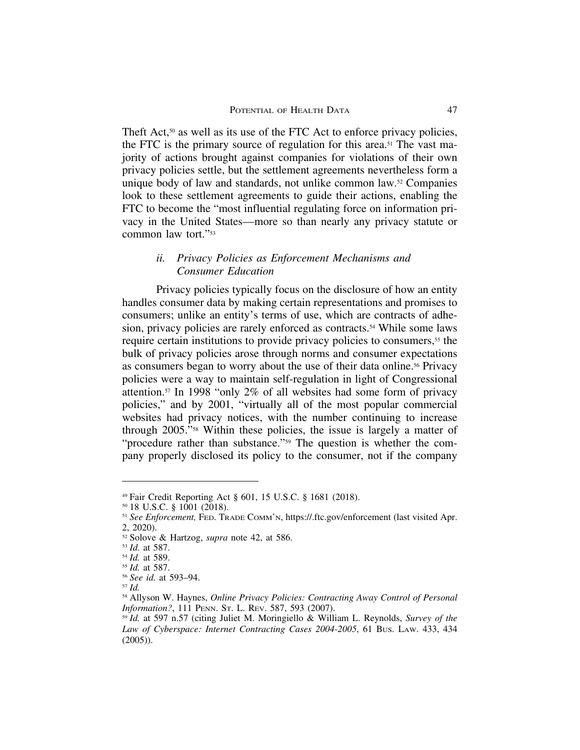Theft Act,[50] as well as its use of the FTC Act to enforce privacy policies, the FTC is the primary source of regulation for this area.[51] The vast majority of actions brought against companies for violations of their own privacy policies settle, but the settlement agreements nevertheless form a unique body of law and standards, not unlike common law.[52] Companies look to these settlement agreements to guide their actions, enabling the FTC to become the "most influential regulating force on information privacy in the United States—more so than nearly any privacy statute or common law tort."[53]

### *ii. Privacy Policies as Enforcement Mechanisms and Consumer Education*

Privacy policies typically focus on the disclosure of how an entity handles consumer data by making certain representations and promises to consumers; unlike an entity's terms of use, which are contracts of adhesion, privacy policies are rarely enforced as contracts.[54] While some laws require certain institutions to provide privacy policies to consumers,[55] the bulk of privacy policies arose through norms and consumer expectations as consumers began to worry about the use of their data online.[56] Privacy policies were a way to maintain self-regulation in light of Congressional attention.[57] In 1998 "only 2% of all websites had some form of privacy policies," and by 2001, "virtually all of the most popular commercial websites had privacy notices, with the number continuing to increase through 2005."[58] Within these policies, the issue is largely a matter of "procedure rather than substance."[59] The question is whether the company properly disclosed its policy to the consumer, not if the company

---

[49] Fair Credit Reporting Act § 601, 15 U.S.C. § 1681 (2018).

[50] 18 U.S.C. § 1001 (2018).

[51] *See Enforcement,* Fed. Trade Comm'n, https://.ftc.gov/enforcement (last visited Apr. 2, 2020).

[52] Solove & Hartzog, *supra* note 42, at 586.

[53] *Id.* at 587.

[54] *Id.* at 589.

[55] *Id.* at 587.

[56] *See id.* at 593–94.

[57] *Id.*

[58] Allyson W. Haynes, *Online Privacy Policies: Contracting Away Control of Personal Information?*, 111 Penn. St. L. Rev. 587, 593 (2007).

[59] *Id.* at 597 n.57 (citing Juliet M. Moringiello & William L. Reynolds, *Survey of the Law of Cyberspace: Internet Contracting Cases 2004-2005*, 61 Bus. Law. 433, 434 (2005)).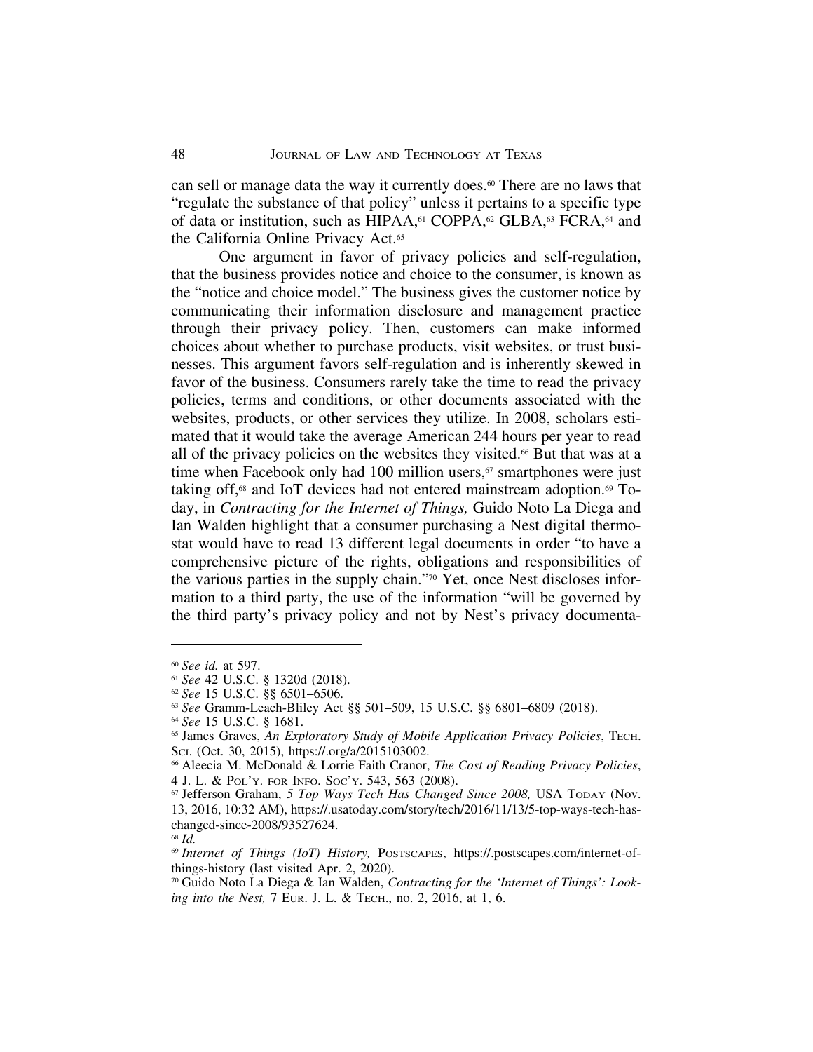can sell or manage data the way it currently does.[60] There are no laws that "regulate the substance of that policy" unless it pertains to a specific type of data or institution, such as HIPAA,[61] COPPA,[62] GLBA,[63] FCRA,[64] and the California Online Privacy Act.[65]

One argument in favor of privacy policies and self-regulation, that the business provides notice and choice to the consumer, is known as the "notice and choice model." The business gives the customer notice by communicating their information disclosure and management practice through their privacy policy. Then, customers can make informed choices about whether to purchase products, visit websites, or trust businesses. This argument favors self-regulation and is inherently skewed in favor of the business. Consumers rarely take the time to read the privacy policies, terms and conditions, or other documents associated with the websites, products, or other services they utilize. In 2008, scholars estimated that it would take the average American 244 hours per year to read all of the privacy policies on the websites they visited.[66] But that was at a time when Facebook only had 100 million users,[67] smartphones were just taking off,[68] and IoT devices had not entered mainstream adoption.[69] Today, in *Contracting for the Internet of Things,* Guido Noto La Diega and Ian Walden highlight that a consumer purchasing a Nest digital thermostat would have to read 13 different legal documents in order "to have a comprehensive picture of the rights, obligations and responsibilities of the various parties in the supply chain."[70] Yet, once Nest discloses information to a third party, the use of the information "will be governed by the third party's privacy policy and not by Nest's privacy documenta-

---

[60] *See id.* at 597.

[61] *See* 42 U.S.C. § 1320d (2018).

[62] *See* 15 U.S.C. §§ 6501–6506.

[63] *See* Gramm-Leach-Bliley Act §§ 501–509, 15 U.S.C. §§ 6801–6809 (2018).

[64] *See* 15 U.S.C. § 1681.

[65] James Graves, *An Exploratory Study of Mobile Application Privacy Policies*, Tech. Sci. (Oct. 30, 2015), https://.org/a/2015103002.

[66] Aleecia M. McDonald & Lorrie Faith Cranor, *The Cost of Reading Privacy Policies*, 4 J. L. & Pol'y. for Info. Soc'y. 543, 563 (2008).

[67] Jefferson Graham, *5 Top Ways Tech Has Changed Since 2008,* USA Today (Nov. 13, 2016, 10:32 AM), https://.usatoday.com/story/tech/2016/11/13/5-top-ways-tech-has-changed-since-2008/93527624.

[68] *Id.*

[69] *Internet of Things (IoT) History,* Postscapes, https://.postscapes.com/internet-of-things-history (last visited Apr. 2, 2020).

[70] Guido Noto La Diega & Ian Walden, *Contracting for the 'Internet of Things': Looking into the Nest,* 7 Eur. J. L. & Tech., no. 2, 2016, at 1, 6.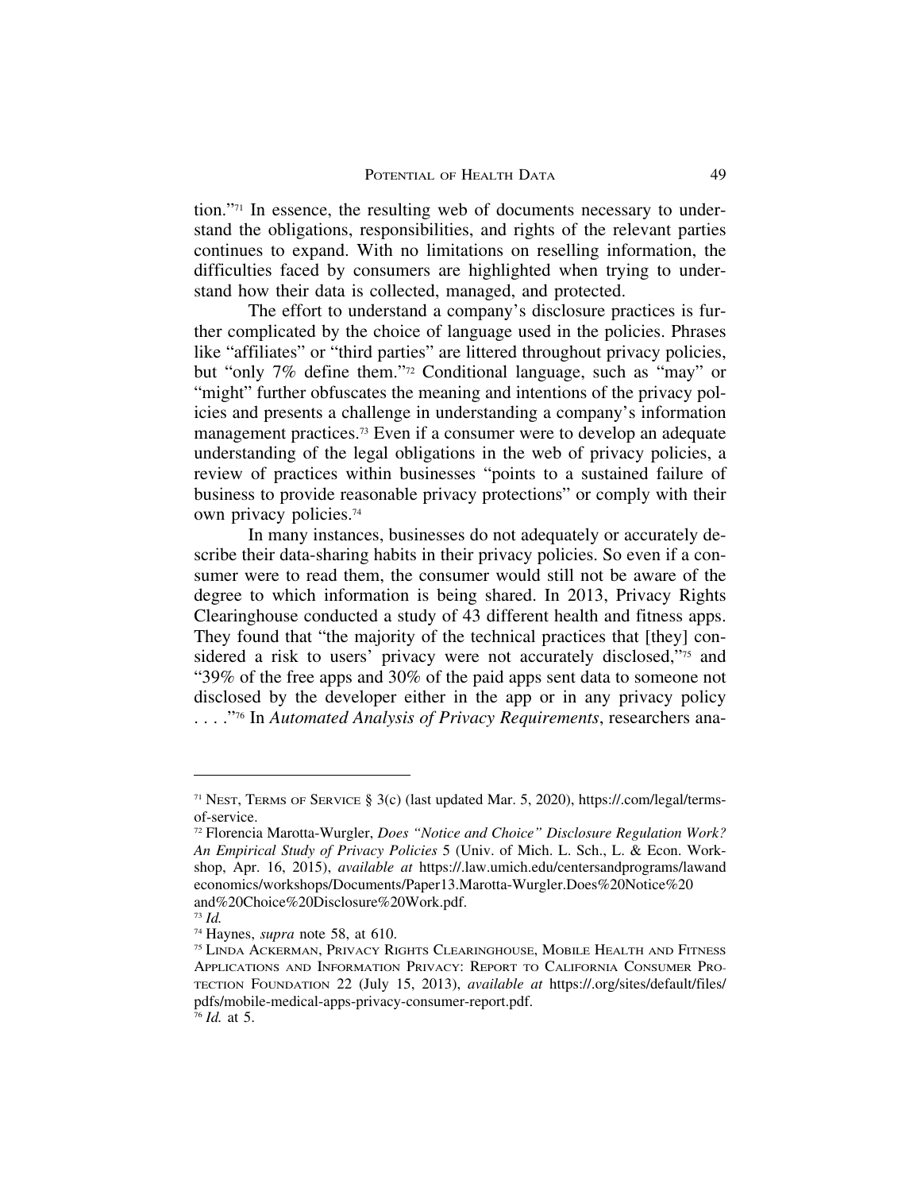tion."[71] In essence, the resulting web of documents necessary to understand the obligations, responsibilities, and rights of the relevant parties continues to expand. With no limitations on reselling information, the difficulties faced by consumers are highlighted when trying to understand how their data is collected, managed, and protected.

The effort to understand a company's disclosure practices is further complicated by the choice of language used in the policies. Phrases like "affiliates" or "third parties" are littered throughout privacy policies, but "only 7% define them."[72] Conditional language, such as "may" or "might" further obfuscates the meaning and intentions of the privacy policies and presents a challenge in understanding a company's information management practices.[73] Even if a consumer were to develop an adequate understanding of the legal obligations in the web of privacy policies, a review of practices within businesses "points to a sustained failure of business to provide reasonable privacy protections" or comply with their own privacy policies.[74]

In many instances, businesses do not adequately or accurately describe their data-sharing habits in their privacy policies. So even if a consumer were to read them, the consumer would still not be aware of the degree to which information is being shared. In 2013, Privacy Rights Clearinghouse conducted a study of 43 different health and fitness apps. They found that "the majority of the technical practices that [they] considered a risk to users' privacy were not accurately disclosed,"[75] and "39% of the free apps and 30% of the paid apps sent data to someone not disclosed by the developer either in the app or in any privacy policy . . . ."[76] In *Automated Analysis of Privacy Requirements*, researchers ana-

---

[71] NEST, TERMS OF SERVICE § 3(c) (last updated Mar. 5, 2020), https://.com/legal/terms-of-service.

[72] Florencia Marotta-Wurgler, *Does "Notice and Choice" Disclosure Regulation Work? An Empirical Study of Privacy Policies* 5 (Univ. of Mich. L. Sch., L. & Econ. Workshop, Apr. 16, 2015), *available at* https://.law.umich.edu/centersandprograms/lawandeconomics/workshops/Documents/Paper13.Marotta-Wurgler.Does%20Notice%20and%20Choice%20Disclosure%20Work.pdf.

[73] *Id.*

[74] Haynes, *supra* note 58, at 610.

[75] LINDA ACKERMAN, PRIVACY RIGHTS CLEARINGHOUSE, MOBILE HEALTH AND FITNESS APPLICATIONS AND INFORMATION PRIVACY: REPORT TO CALIFORNIA CONSUMER PROTECTION FOUNDATION 22 (July 15, 2013), *available at* https://.org/sites/default/files/pdfs/mobile-medical-apps-privacy-consumer-report.pdf.

[76] *Id.* at 5.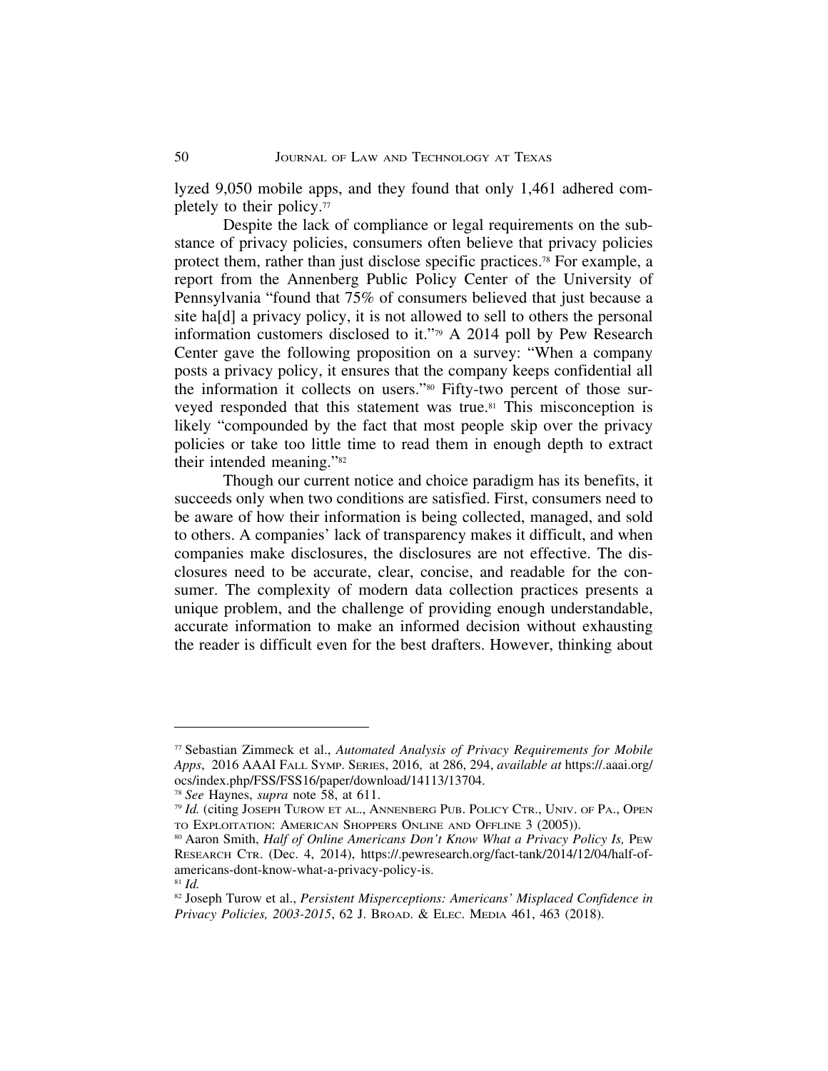lyzed 9,050 mobile apps, and they found that only 1,461 adhered completely to their policy.[77]

Despite the lack of compliance or legal requirements on the substance of privacy policies, consumers often believe that privacy policies protect them, rather than just disclose specific practices.[78] For example, a report from the Annenberg Public Policy Center of the University of Pennsylvania "found that 75% of consumers believed that just because a site ha[d] a privacy policy, it is not allowed to sell to others the personal information customers disclosed to it."[79] A 2014 poll by Pew Research Center gave the following proposition on a survey: "When a company posts a privacy policy, it ensures that the company keeps confidential all the information it collects on users."[80] Fifty-two percent of those surveyed responded that this statement was true.[81] This misconception is likely "compounded by the fact that most people skip over the privacy policies or take too little time to read them in enough depth to extract their intended meaning."[82]

Though our current notice and choice paradigm has its benefits, it succeeds only when two conditions are satisfied. First, consumers need to be aware of how their information is being collected, managed, and sold to others. A companies' lack of transparency makes it difficult, and when companies make disclosures, the disclosures are not effective. The disclosures need to be accurate, clear, concise, and readable for the consumer. The complexity of modern data collection practices presents a unique problem, and the challenge of providing enough understandable, accurate information to make an informed decision without exhausting the reader is difficult even for the best drafters. However, thinking about

---

[77] Sebastian Zimmeck et al., *Automated Analysis of Privacy Requirements for Mobile Apps*, 2016 AAAI FALL SYMP. SERIES, 2016, at 286, 294, *available at* https://.aaai.org/ocs/index.php/FSS/FSS16/paper/download/14113/13704.

[78] *See* Haynes, *supra* note 58, at 611.

[79] *Id.* (citing JOSEPH TUROW ET AL., ANNENBERG PUB. POLICY CTR., UNIV. OF PA., OPEN TO EXPLOITATION: AMERICAN SHOPPERS ONLINE AND OFFLINE 3 (2005)).

[80] Aaron Smith, *Half of Online Americans Don't Know What a Privacy Policy Is,* PEW RESEARCH CTR. (Dec. 4, 2014), https://.pewresearch.org/fact-tank/2014/12/04/half-of-americans-dont-know-what-a-privacy-policy-is.

[81] *Id.*

[82] Joseph Turow et al., *Persistent Misperceptions: Americans' Misplaced Confidence in Privacy Policies, 2003-2015*, 62 J. BROAD. & ELEC. MEDIA 461, 463 (2018).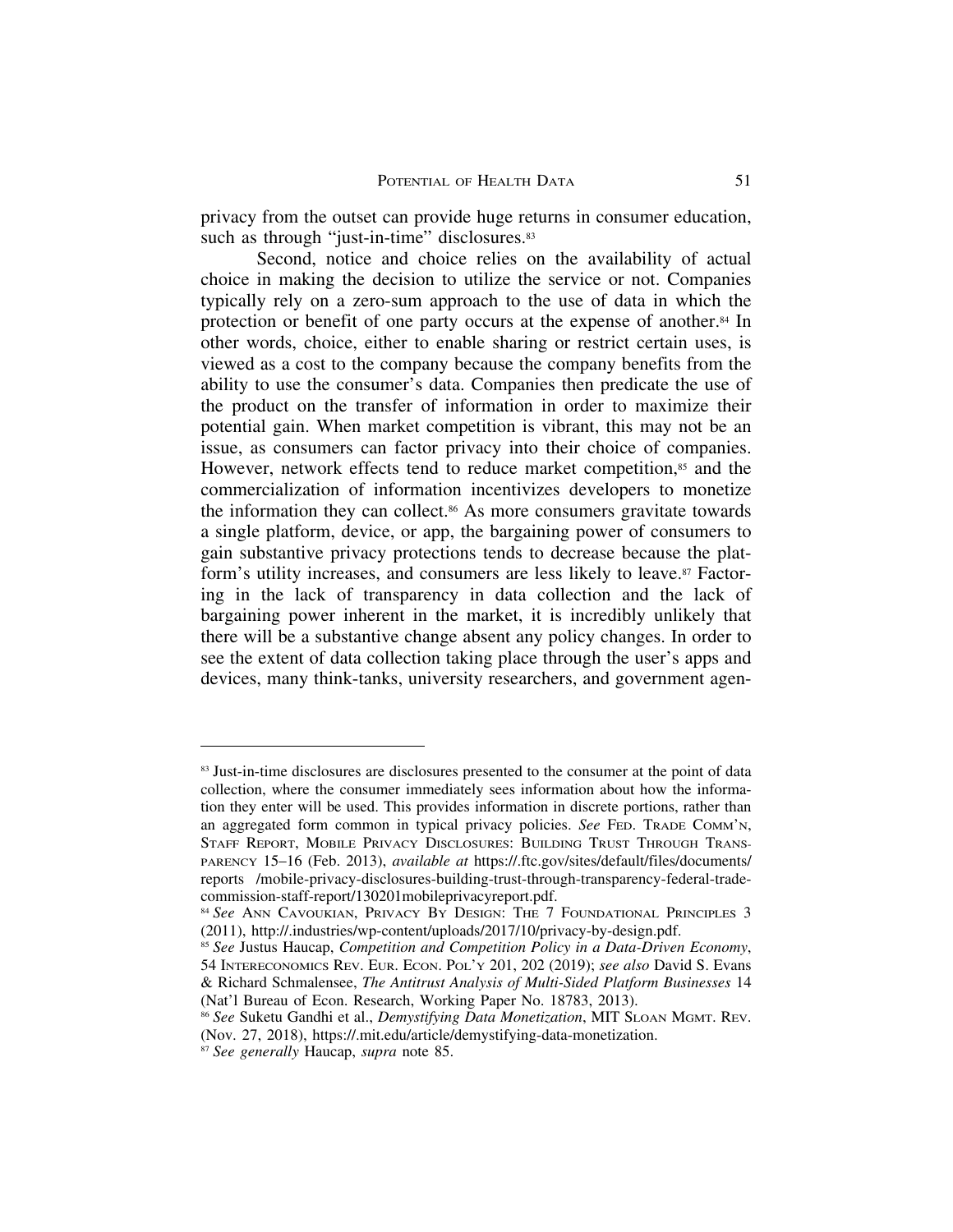privacy from the outset can provide huge returns in consumer education, such as through "just-in-time" disclosures.[83]

Second, notice and choice relies on the availability of actual choice in making the decision to utilize the service or not. Companies typically rely on a zero-sum approach to the use of data in which the protection or benefit of one party occurs at the expense of another.[84] In other words, choice, either to enable sharing or restrict certain uses, is viewed as a cost to the company because the company benefits from the ability to use the consumer's data. Companies then predicate the use of the product on the transfer of information in order to maximize their potential gain. When market competition is vibrant, this may not be an issue, as consumers can factor privacy into their choice of companies. However, network effects tend to reduce market competition,[85] and the commercialization of information incentivizes developers to monetize the information they can collect.[86] As more consumers gravitate towards a single platform, device, or app, the bargaining power of consumers to gain substantive privacy protections tends to decrease because the platform's utility increases, and consumers are less likely to leave.[87] Factoring in the lack of transparency in data collection and the lack of bargaining power inherent in the market, it is incredibly unlikely that there will be a substantive change absent any policy changes. In order to see the extent of data collection taking place through the user's apps and devices, many think-tanks, university researchers, and government agen-

---

[83] Just-in-time disclosures are disclosures presented to the consumer at the point of data collection, where the consumer immediately sees information about how the information they enter will be used. This provides information in discrete portions, rather than an aggregated form common in typical privacy policies. *See* FED. TRADE COMM'N, STAFF REPORT, MOBILE PRIVACY DISCLOSURES: BUILDING TRUST THROUGH TRANSPARENCY 15–16 (Feb. 2013), *available at* https://.ftc.gov/sites/default/files/documents/reports /mobile-privacy-disclosures-building-trust-through-transparency-federal-trade-commission-staff-report/130201mobileprivacyreport.pdf.

[84] *See* ANN CAVOUKIAN, PRIVACY BY DESIGN: THE 7 FOUNDATIONAL PRINCIPLES 3 (2011), http://.industries/wp-content/uploads/2017/10/privacy-by-design.pdf.

[85] *See* Justus Haucap, *Competition and Competition Policy in a Data-Driven Economy*, 54 INTERECONOMICS REV. EUR. ECON. POL'Y 201, 202 (2019); *see also* David S. Evans & Richard Schmalensee, *The Antitrust Analysis of Multi-Sided Platform Businesses* 14 (Nat'l Bureau of Econ. Research, Working Paper No. 18783, 2013).

[86] *See* Suketu Gandhi et al., *Demystifying Data Monetization*, MIT SLOAN MGMT. REV. (Nov. 27, 2018), https://.mit.edu/article/demystifying-data-monetization.

[87] *See generally* Haucap, *supra* note 85.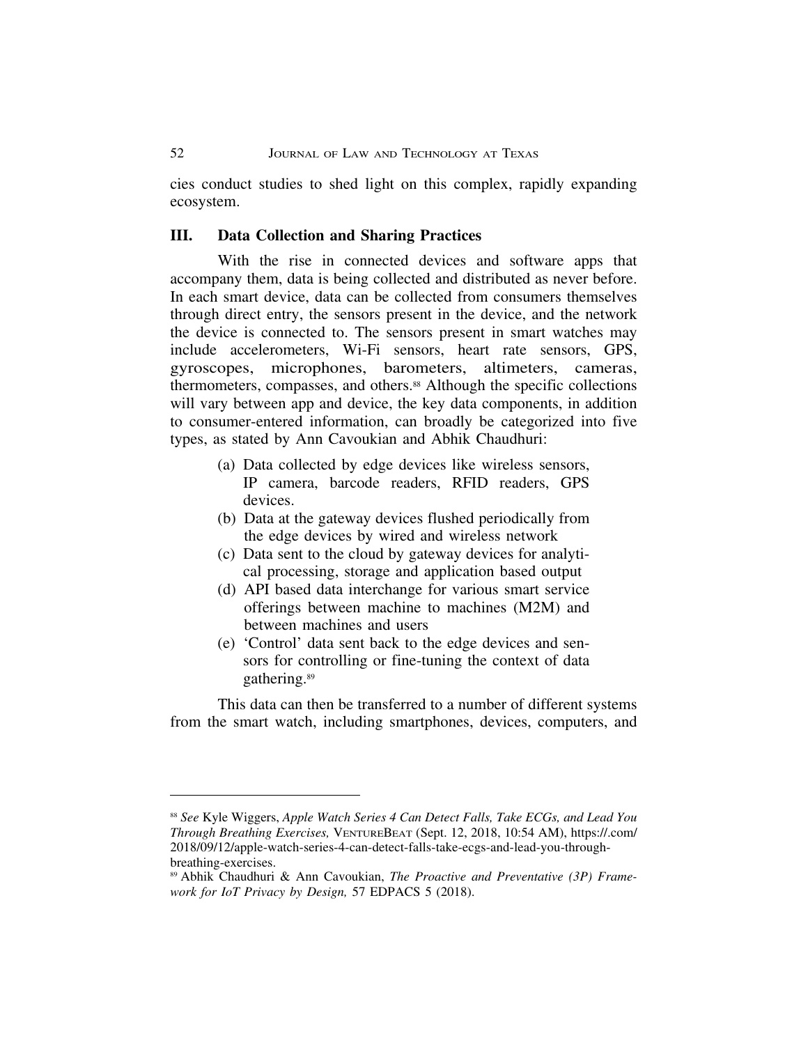cies conduct studies to shed light on this complex, rapidly expanding ecosystem.

## III. Data Collection and Sharing Practices

With the rise in connected devices and software apps that accompany them, data is being collected and distributed as never before. In each smart device, data can be collected from consumers themselves through direct entry, the sensors present in the device, and the network the device is connected to. The sensors present in smart watches may include accelerometers, Wi-Fi sensors, heart rate sensors, GPS, gyroscopes, microphones, barometers, altimeters, cameras, thermometers, compasses, and others.[88] Although the specific collections will vary between app and device, the key data components, in addition to consumer-entered information, can broadly be categorized into five types, as stated by Ann Cavoukian and Abhik Chaudhuri:

> (a) Data collected by edge devices like wireless sensors, IP camera, barcode readers, RFID readers, GPS devices.
> (b) Data at the gateway devices flushed periodically from the edge devices by wired and wireless network
> (c) Data sent to the cloud by gateway devices for analytical processing, storage and application based output
> (d) API based data interchange for various smart service offerings between machine to machines (M2M) and between machines and users
> (e) 'Control' data sent back to the edge devices and sensors for controlling or fine-tuning the context of data gathering.[89]

This data can then be transferred to a number of different systems from the smart watch, including smartphones, devices, computers, and

---

[88] *See* Kyle Wiggers, *Apple Watch Series 4 Can Detect Falls, Take ECGs, and Lead You Through Breathing Exercises,* VentureBeat (Sept. 12, 2018, 10:54 AM), https://.com/2018/09/12/apple-watch-series-4-can-detect-falls-take-ecgs-and-lead-you-through-breathing-exercises.

[89] Abhik Chaudhuri & Ann Cavoukian, *The Proactive and Preventative (3P) Framework for IoT Privacy by Design,* 57 EDPACS 5 (2018).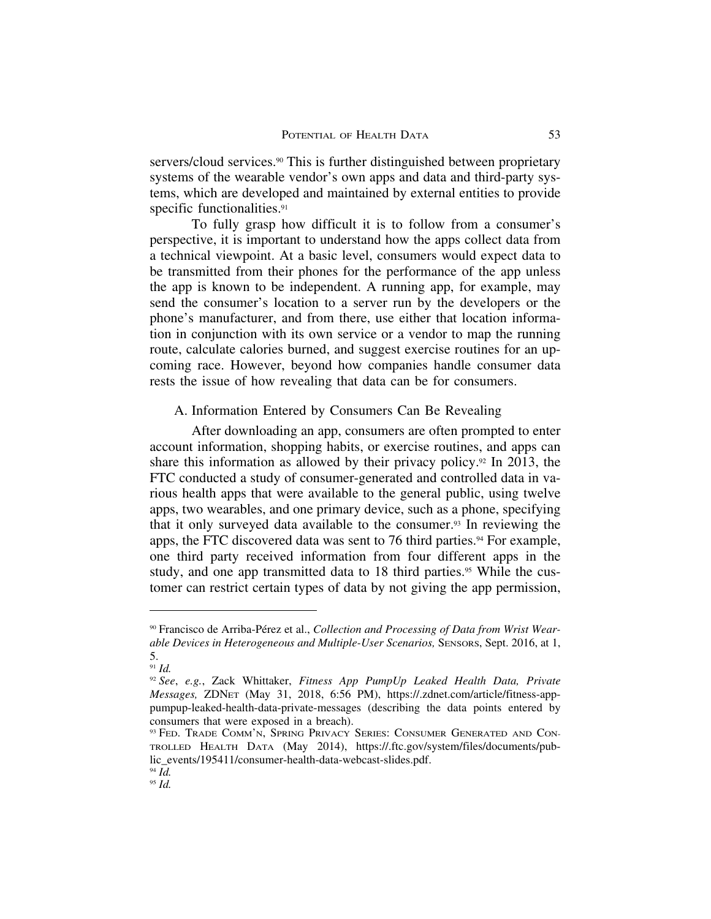servers/cloud services.[90] This is further distinguished between proprietary systems of the wearable vendor's own apps and data and third-party systems, which are developed and maintained by external entities to provide specific functionalities.[91]

To fully grasp how difficult it is to follow from a consumer's perspective, it is important to understand how the apps collect data from a technical viewpoint. At a basic level, consumers would expect data to be transmitted from their phones for the performance of the app unless the app is known to be independent. A running app, for example, may send the consumer's location to a server run by the developers or the phone's manufacturer, and from there, use either that location information in conjunction with its own service or a vendor to map the running route, calculate calories burned, and suggest exercise routines for an upcoming race. However, beyond how companies handle consumer data rests the issue of how revealing that data can be for consumers.

### A. Information Entered by Consumers Can Be Revealing

After downloading an app, consumers are often prompted to enter account information, shopping habits, or exercise routines, and apps can share this information as allowed by their privacy policy.[92] In 2013, the FTC conducted a study of consumer-generated and controlled data in various health apps that were available to the general public, using twelve apps, two wearables, and one primary device, such as a phone, specifying that it only surveyed data available to the consumer.[93] In reviewing the apps, the FTC discovered data was sent to 76 third parties.[94] For example, one third party received information from four different apps in the study, and one app transmitted data to 18 third parties.[95] While the customer can restrict certain types of data by not giving the app permission,

---

[90] Francisco de Arriba-Pérez et al., *Collection and Processing of Data from Wrist Wearable Devices in Heterogeneous and Multiple-User Scenarios,* SENSORS, Sept. 2016, at 1, 5.

[91] *Id.*

[92] *See*, *e.g.*, Zack Whittaker, *Fitness App PumpUp Leaked Health Data, Private Messages,* ZDNET (May 31, 2018, 6:56 PM), https://.zdnet.com/article/fitness-app-pumpup-leaked-health-data-private-messages (describing the data points entered by consumers that were exposed in a breach).

[93] FED. TRADE COMM'N, SPRING PRIVACY SERIES: CONSUMER GENERATED AND CONTROLLED HEALTH DATA (May 2014), https://.ftc.gov/system/files/documents/public_events/195411/consumer-health-data-webcast-slides.pdf.

[94] *Id.*

[95] *Id.*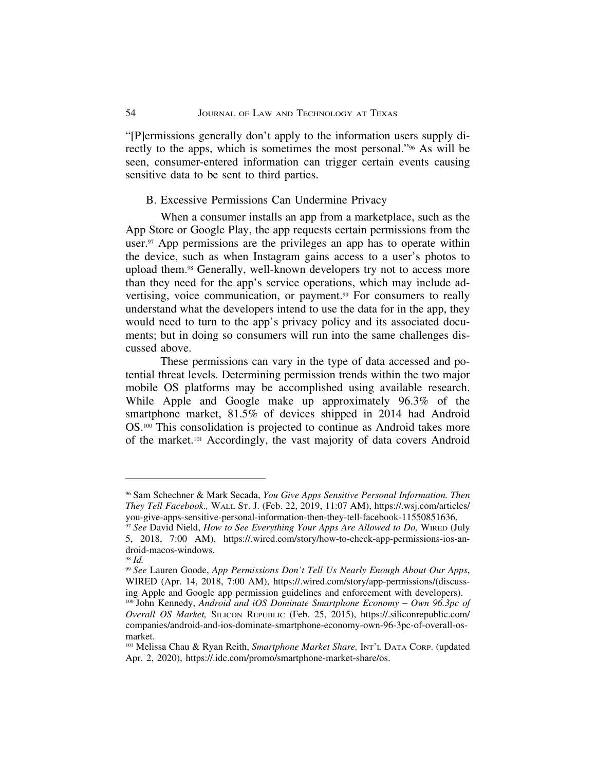"[P]ermissions generally don't apply to the information users supply directly to the apps, which is sometimes the most personal."[96] As will be seen, consumer-entered information can trigger certain events causing sensitive data to be sent to third parties.

### B. Excessive Permissions Can Undermine Privacy

When a consumer installs an app from a marketplace, such as the App Store or Google Play, the app requests certain permissions from the user.[97] App permissions are the privileges an app has to operate within the device, such as when Instagram gains access to a user's photos to upload them.[98] Generally, well-known developers try not to access more than they need for the app's service operations, which may include advertising, voice communication, or payment.[99] For consumers to really understand what the developers intend to use the data for in the app, they would need to turn to the app's privacy policy and its associated documents; but in doing so consumers will run into the same challenges discussed above.

These permissions can vary in the type of data accessed and potential threat levels. Determining permission trends within the two major mobile OS platforms may be accomplished using available research. While Apple and Google make up approximately 96.3% of the smartphone market, 81.5% of devices shipped in 2014 had Android OS.[100] This consolidation is projected to continue as Android takes more of the market.[101] Accordingly, the vast majority of data covers Android

---

[96] Sam Schechner & Mark Secada, *You Give Apps Sensitive Personal Information. Then They Tell Facebook.,* WALL ST. J. (Feb. 22, 2019, 11:07 AM), https://.wsj.com/articles/you-give-apps-sensitive-personal-information-then-they-tell-facebook-11550851636.

[97] *See* David Nield, *How to See Everything Your Apps Are Allowed to Do,* WIRED (July 5, 2018, 7:00 AM), https://.wired.com/story/how-to-check-app-permissions-ios-android-macos-windows.

[98] *Id.*

[99] *See* Lauren Goode, *App Permissions Don't Tell Us Nearly Enough About Our Apps*, WIRED (Apr. 14, 2018, 7:00 AM), https://.wired.com/story/app-permissions/(discussing Apple and Google app permission guidelines and enforcement with developers).

[100] John Kennedy, *Android and iOS Dominate Smartphone Economy – Own 96.3pc of Overall OS Market,* SILICON REPUBLIC (Feb. 25, 2015), https://.siliconrepublic.com/companies/android-and-ios-dominate-smartphone-economy-own-96-3pc-of-overall-os-market.

[101] Melissa Chau & Ryan Reith, *Smartphone Market Share,* INT'L DATA CORP. (updated Apr. 2, 2020), https://.idc.com/promo/smartphone-market-share/os.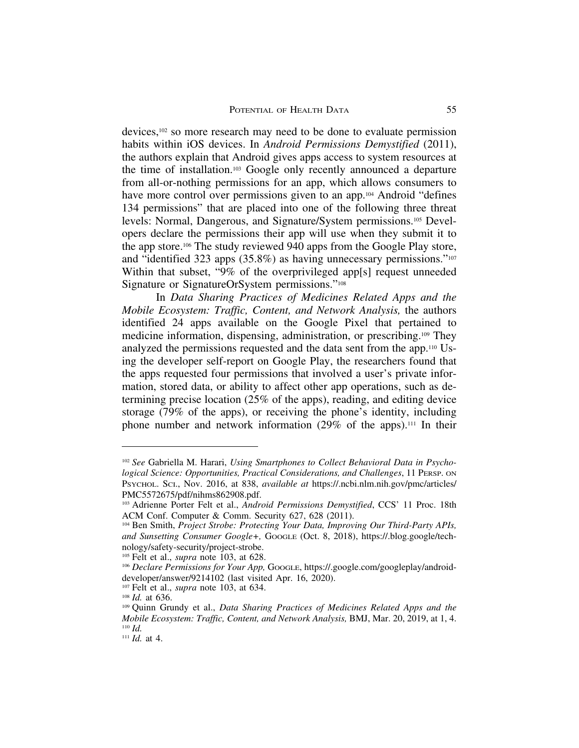devices,[102] so more research may need to be done to evaluate permission habits within iOS devices. In *Android Permissions Demystified* (2011), the authors explain that Android gives apps access to system resources at the time of installation.[103] Google only recently announced a departure from all-or-nothing permissions for an app, which allows consumers to have more control over permissions given to an app.[104] Android "defines 134 permissions" that are placed into one of the following three threat levels: Normal, Dangerous, and Signature/System permissions.[105] Developers declare the permissions their app will use when they submit it to the app store.[106] The study reviewed 940 apps from the Google Play store, and "identified 323 apps (35.8%) as having unnecessary permissions."[107] Within that subset, "9% of the overprivileged app[s] request unneeded Signature or SignatureOrSystem permissions."[108]

In *Data Sharing Practices of Medicines Related Apps and the Mobile Ecosystem: Traffic, Content, and Network Analysis,* the authors identified 24 apps available on the Google Pixel that pertained to medicine information, dispensing, administration, or prescribing.[109] They analyzed the permissions requested and the data sent from the app.[110] Using the developer self-report on Google Play, the researchers found that the apps requested four permissions that involved a user's private information, stored data, or ability to affect other app operations, such as determining precise location (25% of the apps), reading, and editing device storage (79% of the apps), or receiving the phone's identity, including phone number and network information (29% of the apps).[111] In their

---

[102] *See* Gabriella M. Harari, *Using Smartphones to Collect Behavioral Data in Psychological Science: Opportunities, Practical Considerations, and Challenges*, 11 Persp. on Psychol. Sci., Nov. 2016, at 838, *available at* https://.ncbi.nlm.nih.gov/pmc/articles/PMC5572675/pdf/nihms862908.pdf.

[103] Adrienne Porter Felt et al., *Android Permissions Demystified*, CCS' 11 Proc. 18th ACM Conf. Computer & Comm. Security 627, 628 (2011).

[104] Ben Smith, *Project Strobe: Protecting Your Data, Improving Our Third-Party APIs, and Sunsetting Consumer Google+,* Google (Oct. 8, 2018), https://.blog.google/technology/safety-security/project-strobe.

[105] Felt et al., *supra* note 103, at 628.

[106] *Declare Permissions for Your App,* Google, https://.google.com/googleplay/android-developer/answer/9214102 (last visited Apr. 16, 2020).

[107] Felt et al., *supra* note 103, at 634.

[108] *Id.* at 636.

[109] Quinn Grundy et al., *Data Sharing Practices of Medicines Related Apps and the Mobile Ecosystem: Traffic, Content, and Network Analysis,* BMJ, Mar. 20, 2019, at 1, 4.

[110] *Id.*

[111] *Id.* at 4.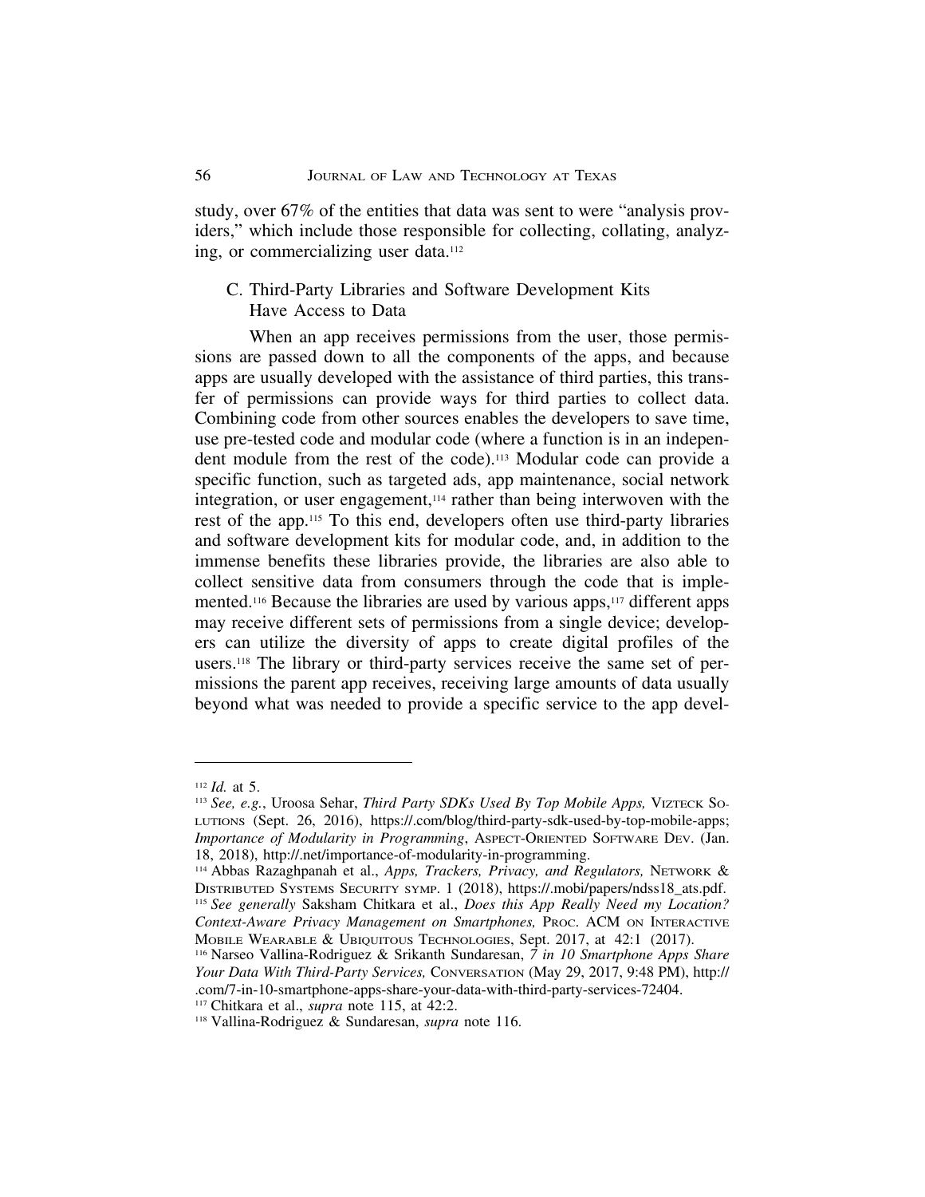study, over 67% of the entities that data was sent to were "analysis providers," which include those responsible for collecting, collating, analyzing, or commercializing user data.[112]

### C. Third-Party Libraries and Software Development Kits Have Access to Data

When an app receives permissions from the user, those permissions are passed down to all the components of the apps, and because apps are usually developed with the assistance of third parties, this transfer of permissions can provide ways for third parties to collect data. Combining code from other sources enables the developers to save time, use pre-tested code and modular code (where a function is in an independent module from the rest of the code).[113] Modular code can provide a specific function, such as targeted ads, app maintenance, social network integration, or user engagement,[114] rather than being interwoven with the rest of the app.[115] To this end, developers often use third-party libraries and software development kits for modular code, and, in addition to the immense benefits these libraries provide, the libraries are also able to collect sensitive data from consumers through the code that is implemented.[116] Because the libraries are used by various apps,[117] different apps may receive different sets of permissions from a single device; developers can utilize the diversity of apps to create digital profiles of the users.[118] The library or third-party services receive the same set of permissions the parent app receives, receiving large amounts of data usually beyond what was needed to provide a specific service to the app devel-

---

[112] *Id.* at 5.

[113] *See, e.g.*, Uroosa Sehar, *Third Party SDKs Used By Top Mobile Apps,* Vizteck Solutions (Sept. 26, 2016), https://.com/blog/third-party-sdk-used-by-top-mobile-apps; *Importance of Modularity in Programming*, Aspect-Oriented Software Dev. (Jan. 18, 2018), http://.net/importance-of-modularity-in-programming.

[114] Abbas Razaghpanah et al., *Apps, Trackers, Privacy, and Regulators,* Network & Distributed Systems Security symp. 1 (2018), https://.mobi/papers/ndss18_ats.pdf.

[115] *See generally* Saksham Chitkara et al., *Does this App Really Need my Location? Context-Aware Privacy Management on Smartphones,* Proc. ACM on Interactive Mobile Wearable & Ubiquitous Technologies, Sept. 2017, at 42:1 (2017).

[116] Narseo Vallina-Rodriguez & Srikanth Sundaresan, *7 in 10 Smartphone Apps Share Your Data With Third-Party Services,* Conversation (May 29, 2017, 9:48 PM), http://.com/7-in-10-smartphone-apps-share-your-data-with-third-party-services-72404.

[117] Chitkara et al., *supra* note 115, at 42:2.

[118] Vallina-Rodriguez & Sundaresan, *supra* note 116.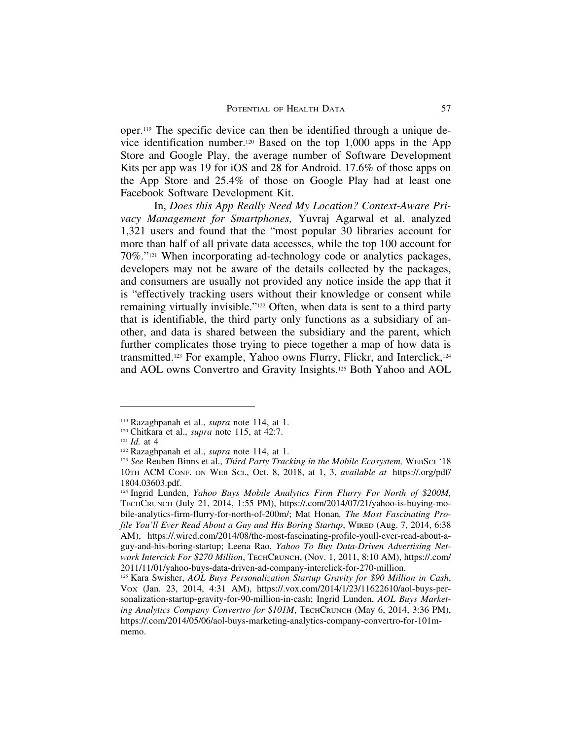oper.[119] The specific device can then be identified through a unique device identification number.[120] Based on the top 1,000 apps in the App Store and Google Play, the average number of Software Development Kits per app was 19 for iOS and 28 for Android. 17.6% of those apps on the App Store and 25.4% of those on Google Play had at least one Facebook Software Development Kit.

In, *Does this App Really Need My Location? Context-Aware Privacy Management for Smartphones,* Yuvraj Agarwal et al. analyzed 1,321 users and found that the "most popular 30 libraries account for more than half of all private data accesses, while the top 100 account for 70%."[121] When incorporating ad-technology code or analytics packages, developers may not be aware of the details collected by the packages, and consumers are usually not provided any notice inside the app that it is "effectively tracking users without their knowledge or consent while remaining virtually invisible."[122] Often, when data is sent to a third party that is identifiable, the third party only functions as a subsidiary of another, and data is shared between the subsidiary and the parent, which further complicates those trying to piece together a map of how data is transmitted.[123] For example, Yahoo owns Flurry, Flickr, and Interclick,[124] and AOL owns Convertro and Gravity Insights.[125] Both Yahoo and AOL

---

[119] Razaghpanah et al., *supra* note 114, at 1.

[120] Chitkara et al., *supra* note 115, at 42:7.

[121] *Id.* at 4

[122] Razaghpanah et al., *supra* note 114, at 1.

[123] *See* Reuben Binns et al., *Third Party Tracking in the Mobile Ecosystem,* WebSci '18 10th ACM Conf. on Web Sci., Oct. 8, 2018, at 1, 3, *available at* https://.org/pdf/1804.03603.pdf.

[124] Ingrid Lunden, *Yahoo Buys Mobile Analytics Firm Flurry For North of $200M,* TechCrunch (July 21, 2014, 1:55 PM), https://.com/2014/07/21/yahoo-is-buying-mobile-analytics-firm-flurry-for-north-of-200m/; Mat Honan*, The Most Fascinating Profile You'll Ever Read About a Guy and His Boring Startup*, Wired (Aug. 7, 2014, 6:38 AM), https://.wired.com/2014/08/the-most-fascinating-profile-youll-ever-read-about-a-guy-and-his-boring-startup; Leena Rao, *Yahoo To Buy Data-Driven Advertising Network Intercick For $270 Million*, TechCrunch, (Nov. 1, 2011, 8:10 AM), https://.com/2011/11/01/yahoo-buys-data-driven-ad-company-interclick-for-270-million.

[125] Kara Swisher, *AOL Buys Personalization Startup Gravity for $90 Million in Cash*, Vox (Jan. 23, 2014, 4:31 AM), https://.vox.com/2014/1/23/11622610/aol-buys-personalization-startup-gravity-for-90-million-in-cash; Ingrid Lunden, *AOL Buys Marketing Analytics Company Convertro for $101M*, TechCrunch (May 6, 2014, 3:36 PM), https://.com/2014/05/06/aol-buys-marketing-analytics-company-convertro-for-101m-memo.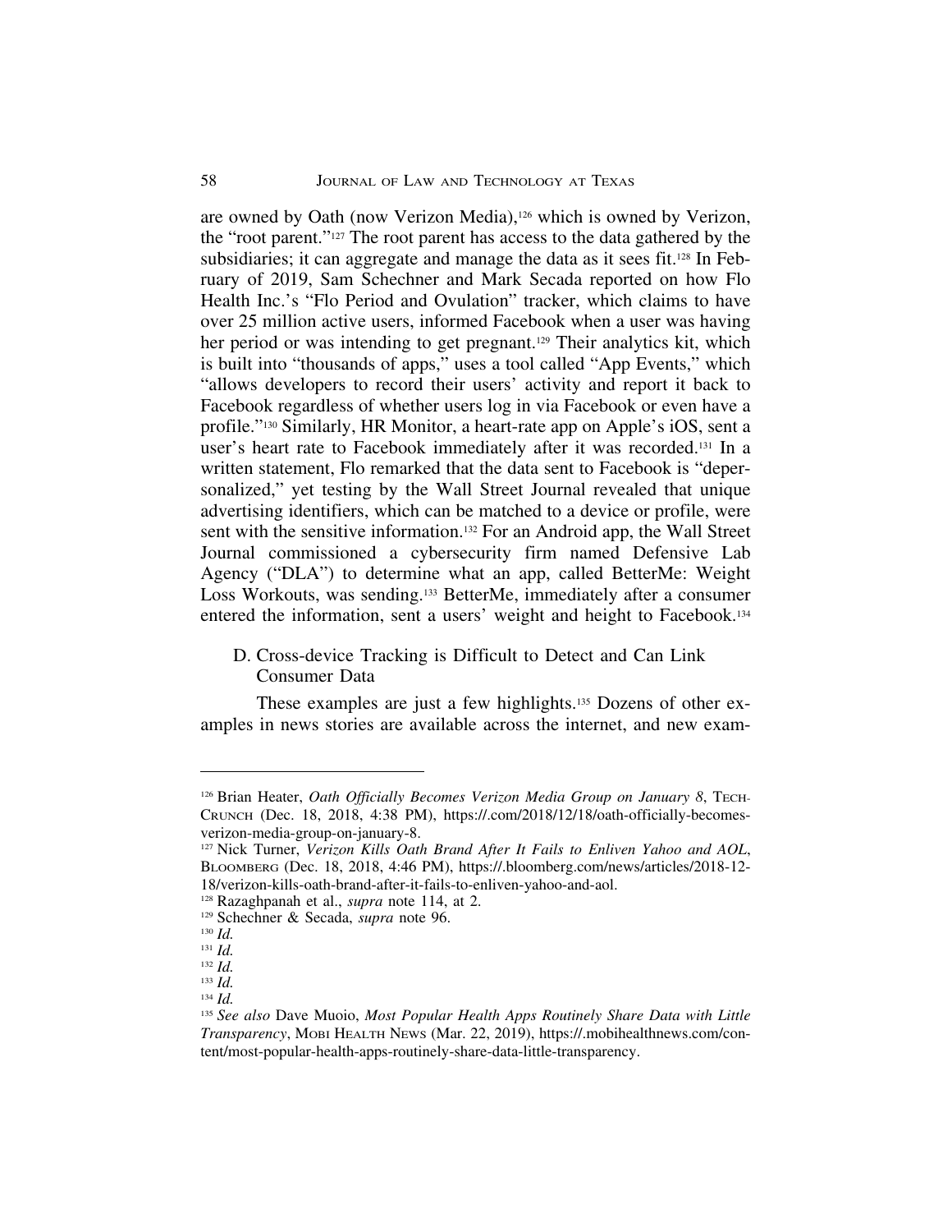are owned by Oath (now Verizon Media),[126] which is owned by Verizon, the "root parent."[127] The root parent has access to the data gathered by the subsidiaries; it can aggregate and manage the data as it sees fit.[128] In February of 2019, Sam Schechner and Mark Secada reported on how Flo Health Inc.'s "Flo Period and Ovulation" tracker, which claims to have over 25 million active users, informed Facebook when a user was having her period or was intending to get pregnant.[129] Their analytics kit, which is built into "thousands of apps," uses a tool called "App Events," which "allows developers to record their users' activity and report it back to Facebook regardless of whether users log in via Facebook or even have a profile."[130] Similarly, HR Monitor, a heart-rate app on Apple's iOS, sent a user's heart rate to Facebook immediately after it was recorded.[131] In a written statement, Flo remarked that the data sent to Facebook is "depersonalized," yet testing by the Wall Street Journal revealed that unique advertising identifiers, which can be matched to a device or profile, were sent with the sensitive information.[132] For an Android app, the Wall Street Journal commissioned a cybersecurity firm named Defensive Lab Agency ("DLA") to determine what an app, called BetterMe: Weight Loss Workouts, was sending.[133] BetterMe, immediately after a consumer entered the information, sent a users' weight and height to Facebook.[134]

### D. Cross-device Tracking is Difficult to Detect and Can Link Consumer Data

These examples are just a few highlights.[135] Dozens of other examples in news stories are available across the internet, and new exam-

---

[126] Brian Heater, *Oath Officially Becomes Verizon Media Group on January 8*, TECHCRUNCH (Dec. 18, 2018, 4:38 PM), https://.com/2018/12/18/oath-officially-becomes-verizon-media-group-on-january-8.

[127] Nick Turner, *Verizon Kills Oath Brand After It Fails to Enliven Yahoo and AOL*, BLOOMBERG (Dec. 18, 2018, 4:46 PM), https://.bloomberg.com/news/articles/2018-12-18/verizon-kills-oath-brand-after-it-fails-to-enliven-yahoo-and-aol.

[128] Razaghpanah et al., *supra* note 114, at 2.

[129] Schechner & Secada, *supra* note 96.

[130] *Id.*

[131] *Id.*

[132] *Id.*

[133] *Id.*

[134] *Id.*

[135] *See also* Dave Muoio, *Most Popular Health Apps Routinely Share Data with Little Transparency*, MOBI HEALTH NEWS (Mar. 22, 2019), https://.mobihealthnews.com/content/most-popular-health-apps-routinely-share-data-little-transparency.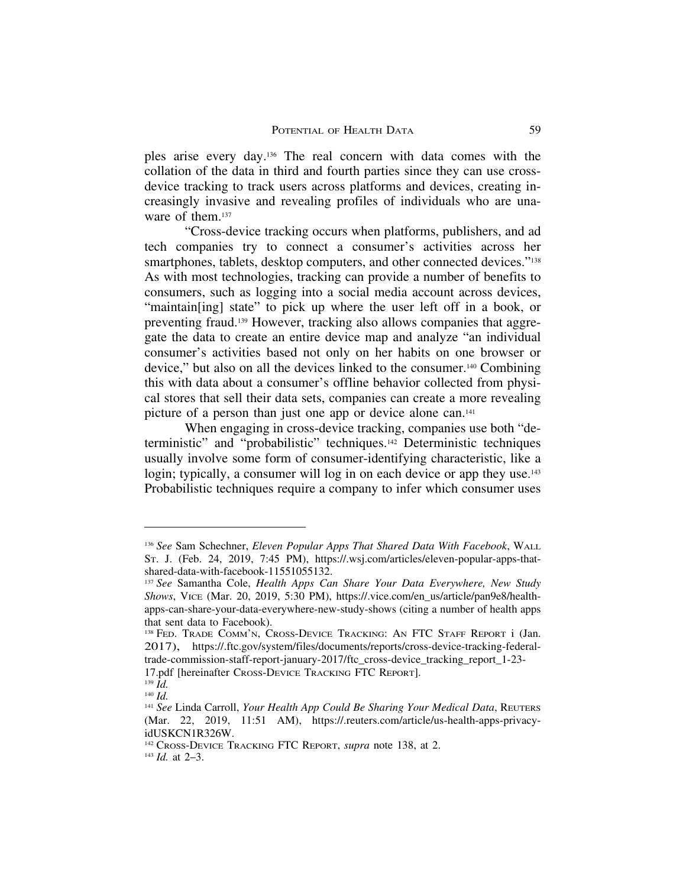ples arise every day.[136] The real concern with data comes with the collation of the data in third and fourth parties since they can use cross-device tracking to track users across platforms and devices, creating increasingly invasive and revealing profiles of individuals who are unaware of them.[137]

"Cross-device tracking occurs when platforms, publishers, and ad tech companies try to connect a consumer's activities across her smartphones, tablets, desktop computers, and other connected devices."[138] As with most technologies, tracking can provide a number of benefits to consumers, such as logging into a social media account across devices, "maintain[ing] state" to pick up where the user left off in a book, or preventing fraud.[139] However, tracking also allows companies that aggregate the data to create an entire device map and analyze "an individual consumer's activities based not only on her habits on one browser or device," but also on all the devices linked to the consumer.[140] Combining this with data about a consumer's offline behavior collected from physical stores that sell their data sets, companies can create a more revealing picture of a person than just one app or device alone can.[141]

When engaging in cross-device tracking, companies use both "deterministic" and "probabilistic" techniques.[142] Deterministic techniques usually involve some form of consumer-identifying characteristic, like a login; typically, a consumer will log in on each device or app they use.[143] Probabilistic techniques require a company to infer which consumer uses

---

[136] *See* Sam Schechner, *Eleven Popular Apps That Shared Data With Facebook*, WALL ST. J. (Feb. 24, 2019, 7:45 PM), https://.wsj.com/articles/eleven-popular-apps-that-shared-data-with-facebook-11551055132.

[137] *See* Samantha Cole, *Health Apps Can Share Your Data Everywhere, New Study Shows*, VICE (Mar. 20, 2019, 5:30 PM), https://.vice.com/en_us/article/pan9e8/health-apps-can-share-your-data-everywhere-new-study-shows (citing a number of health apps that sent data to Facebook).

[138] FED. TRADE COMM'N, CROSS-DEVICE TRACKING: AN FTC STAFF REPORT i (Jan. 2017), https://.ftc.gov/system/files/documents/reports/cross-device-tracking-federal-trade-commission-staff-report-january-2017/ftc_cross-device_tracking_report_1-23-17.pdf [hereinafter CROSS-DEVICE TRACKING FTC REPORT].

[139] *Id.*

[140] *Id.*

[141] *See* Linda Carroll, *Your Health App Could Be Sharing Your Medical Data*, REUTERS (Mar. 22, 2019, 11:51 AM), https://.reuters.com/article/us-health-apps-privacy-idUSKCN1R326W.

[142] CROSS-DEVICE TRACKING FTC REPORT, *supra* note 138, at 2.

[143] *Id.* at 2–3.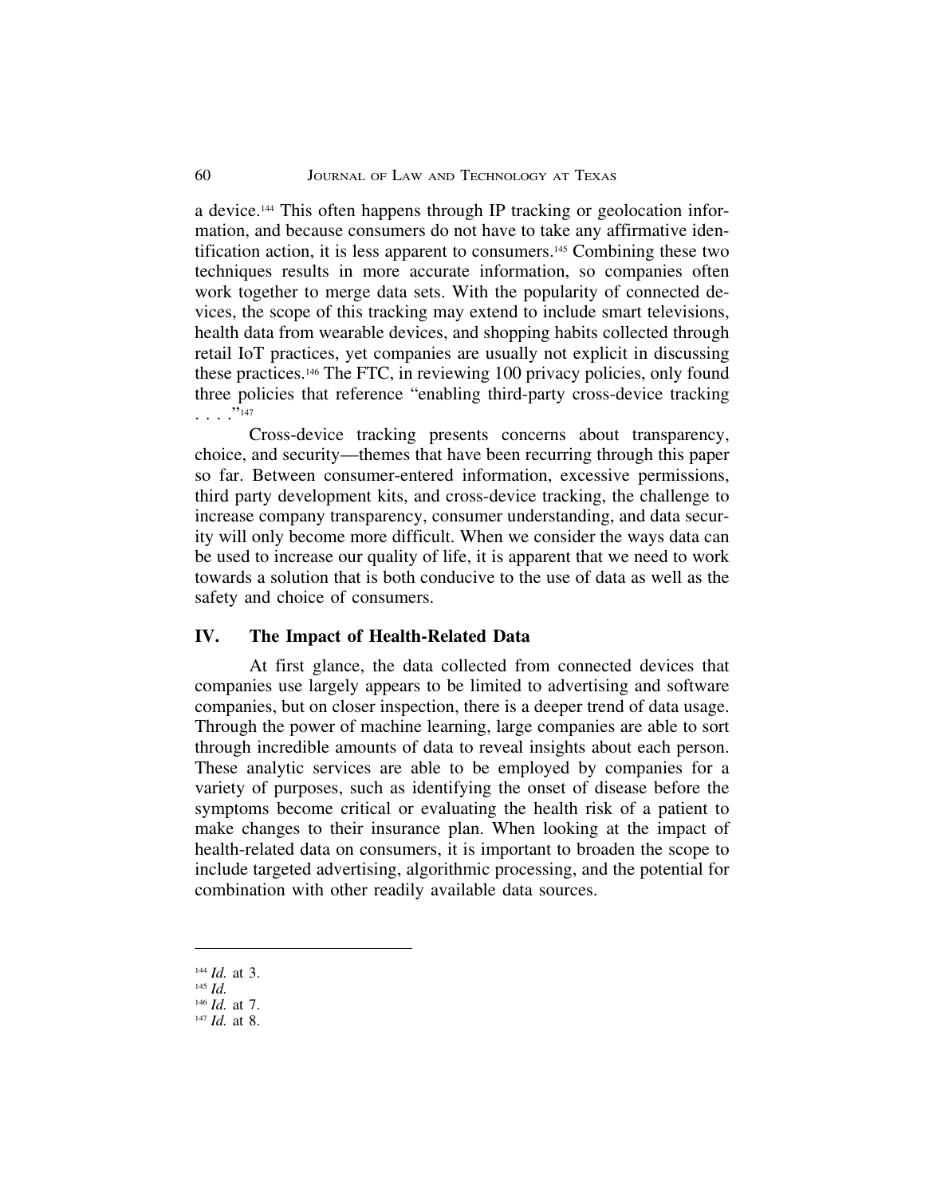a device.[144] This often happens through IP tracking or geolocation information, and because consumers do not have to take any affirmative identification action, it is less apparent to consumers.[145] Combining these two techniques results in more accurate information, so companies often work together to merge data sets. With the popularity of connected devices, the scope of this tracking may extend to include smart televisions, health data from wearable devices, and shopping habits collected through retail IoT practices, yet companies are usually not explicit in discussing these practices.[146] The FTC, in reviewing 100 privacy policies, only found three policies that reference "enabling third-party cross-device tracking . . . ."[147]

Cross-device tracking presents concerns about transparency, choice, and security—themes that have been recurring through this paper so far. Between consumer-entered information, excessive permissions, third party development kits, and cross-device tracking, the challenge to increase company transparency, consumer understanding, and data security will only become more difficult. When we consider the ways data can be used to increase our quality of life, it is apparent that we need to work towards a solution that is both conducive to the use of data as well as the safety and choice of consumers.

## IV. The Impact of Health-Related Data

At first glance, the data collected from connected devices that companies use largely appears to be limited to advertising and software companies, but on closer inspection, there is a deeper trend of data usage. Through the power of machine learning, large companies are able to sort through incredible amounts of data to reveal insights about each person. These analytic services are able to be employed by companies for a variety of purposes, such as identifying the onset of disease before the symptoms become critical or evaluating the health risk of a patient to make changes to their insurance plan. When looking at the impact of health-related data on consumers, it is important to broaden the scope to include targeted advertising, algorithmic processing, and the potential for combination with other readily available data sources.

---

[144] *Id.* at 3.
[145] *Id.*
[146] *Id.* at 7.
[147] *Id.* at 8.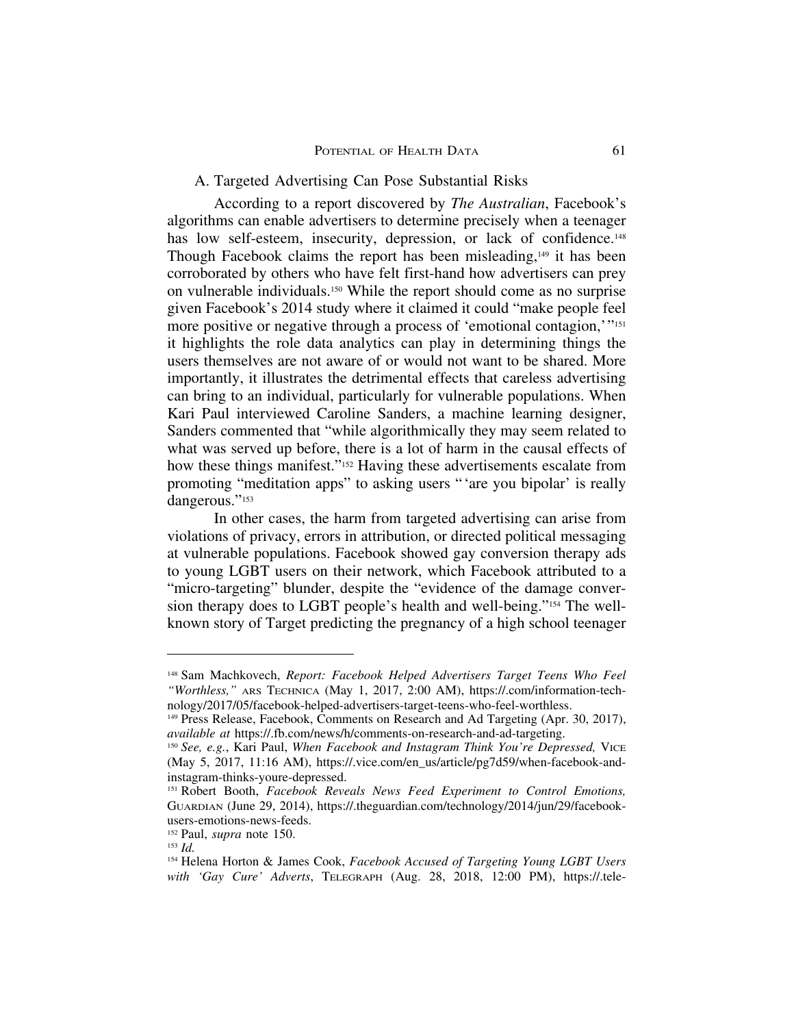### A. Targeted Advertising Can Pose Substantial Risks

According to a report discovered by *The Australian*, Facebook's algorithms can enable advertisers to determine precisely when a teenager has low self-esteem, insecurity, depression, or lack of confidence.[148] Though Facebook claims the report has been misleading,[149] it has been corroborated by others who have felt first-hand how advertisers can prey on vulnerable individuals.[150] While the report should come as no surprise given Facebook's 2014 study where it claimed it could "make people feel more positive or negative through a process of 'emotional contagion,'"[151] it highlights the role data analytics can play in determining things the users themselves are not aware of or would not want to be shared. More importantly, it illustrates the detrimental effects that careless advertising can bring to an individual, particularly for vulnerable populations. When Kari Paul interviewed Caroline Sanders, a machine learning designer, Sanders commented that "while algorithmically they may seem related to what was served up before, there is a lot of harm in the causal effects of how these things manifest."[152] Having these advertisements escalate from promoting "meditation apps" to asking users "'are you bipolar' is really dangerous."[153]

In other cases, the harm from targeted advertising can arise from violations of privacy, errors in attribution, or directed political messaging at vulnerable populations. Facebook showed gay conversion therapy ads to young LGBT users on their network, which Facebook attributed to a "micro-targeting" blunder, despite the "evidence of the damage conversion therapy does to LGBT people's health and well-being."[154] The well-known story of Target predicting the pregnancy of a high school teenager

---

[148] Sam Machkovech, *Report: Facebook Helped Advertisers Target Teens Who Feel "Worthless,"* ARS TECHNICA (May 1, 2017, 2:00 AM), https://.com/information-technology/2017/05/facebook-helped-advertisers-target-teens-who-feel-worthless.

[149] Press Release, Facebook, Comments on Research and Ad Targeting (Apr. 30, 2017), *available at* https://.fb.com/news/h/comments-on-research-and-ad-targeting.

[150] *See, e.g.*, Kari Paul, *When Facebook and Instagram Think You're Depressed,* VICE (May 5, 2017, 11:16 AM), https://.vice.com/en_us/article/pg7d59/when-facebook-and-instagram-thinks-youre-depressed.

[151] Robert Booth, *Facebook Reveals News Feed Experiment to Control Emotions,* GUARDIAN (June 29, 2014), https://.theguardian.com/technology/2014/jun/29/facebook-users-emotions-news-feeds.

[152] Paul, *supra* note 150.

[153] *Id.*

[154] Helena Horton & James Cook, *Facebook Accused of Targeting Young LGBT Users with 'Gay Cure' Adverts*, TELEGRAPH (Aug. 28, 2018, 12:00 PM), https://.tele-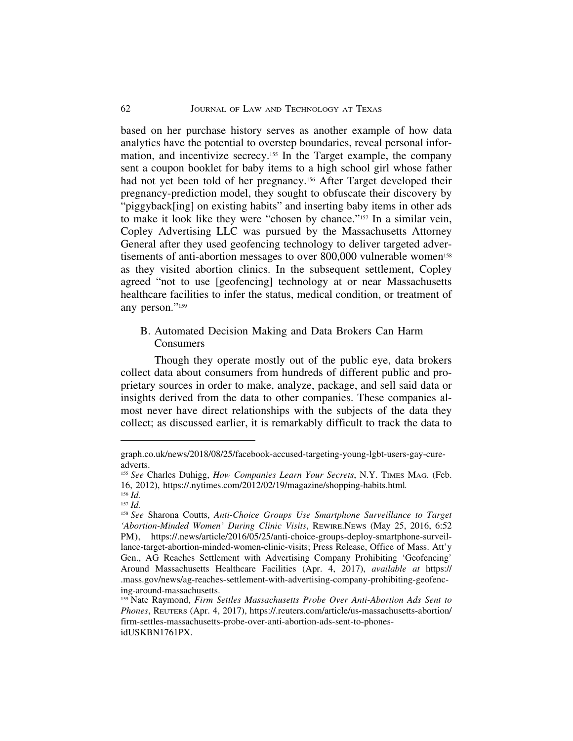based on her purchase history serves as another example of how data analytics have the potential to overstep boundaries, reveal personal information, and incentivize secrecy.[155] In the Target example, the company sent a coupon booklet for baby items to a high school girl whose father had not yet been told of her pregnancy.[156] After Target developed their pregnancy-prediction model, they sought to obfuscate their discovery by "piggyback[ing] on existing habits" and inserting baby items in other ads to make it look like they were "chosen by chance."[157] In a similar vein, Copley Advertising LLC was pursued by the Massachusetts Attorney General after they used geofencing technology to deliver targeted advertisements of anti-abortion messages to over 800,000 vulnerable women[158] as they visited abortion clinics. In the subsequent settlement, Copley agreed "not to use [geofencing] technology at or near Massachusetts healthcare facilities to infer the status, medical condition, or treatment of any person."[159]

## B. Automated Decision Making and Data Brokers Can Harm Consumers

Though they operate mostly out of the public eye, data brokers collect data about consumers from hundreds of different public and proprietary sources in order to make, analyze, package, and sell said data or insights derived from the data to other companies. These companies almost never have direct relationships with the subjects of the data they collect; as discussed earlier, it is remarkably difficult to track the data to

---

graph.co.uk/news/2018/08/25/facebook-accused-targeting-young-lgbt-users-gay-cure-adverts.

[155] *See* Charles Duhigg, *How Companies Learn Your Secrets*, N.Y. TIMES MAG. (Feb. 16, 2012), https://.nytimes.com/2012/02/19/magazine/shopping-habits.html.

[156] *Id.*

[157] *Id.*

[158] *See* Sharona Coutts, *Anti-Choice Groups Use Smartphone Surveillance to Target 'Abortion-Minded Women' During Clinic Visits*, REWIRE.NEWS (May 25, 2016, 6:52 PM), https://.news/article/2016/05/25/anti-choice-groups-deploy-smartphone-surveillance-target-abortion-minded-women-clinic-visits; Press Release, Office of Mass. Att'y Gen., AG Reaches Settlement with Advertising Company Prohibiting 'Geofencing' Around Massachusetts Healthcare Facilities (Apr. 4, 2017), *available at* https://.mass.gov/news/ag-reaches-settlement-with-advertising-company-prohibiting-geofencing-around-massachusetts.

[159] Nate Raymond, *Firm Settles Massachusetts Probe Over Anti-Abortion Ads Sent to Phones*, REUTERS (Apr. 4, 2017), https://.reuters.com/article/us-massachusetts-abortion/firm-settles-massachusetts-probe-over-anti-abortion-ads-sent-to-phones-idUSKBN1761PX.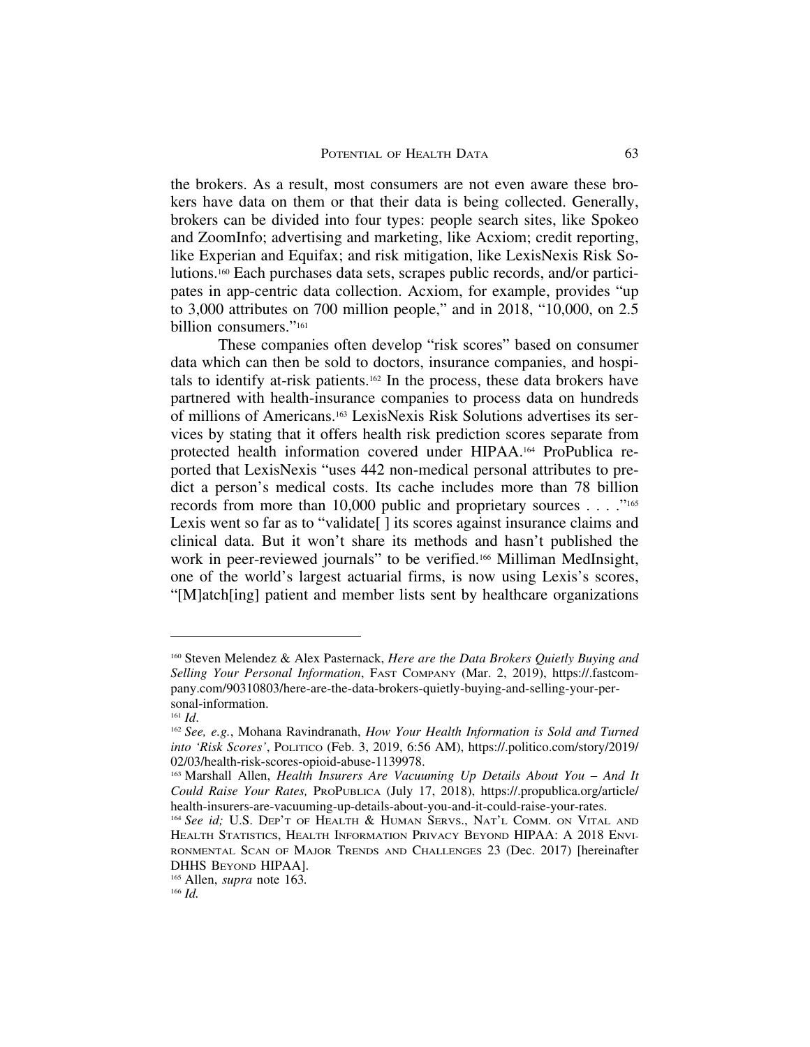the brokers. As a result, most consumers are not even aware these brokers have data on them or that their data is being collected. Generally, brokers can be divided into four types: people search sites, like Spokeo and ZoomInfo; advertising and marketing, like Acxiom; credit reporting, like Experian and Equifax; and risk mitigation, like LexisNexis Risk Solutions.[160] Each purchases data sets, scrapes public records, and/or participates in app-centric data collection. Acxiom, for example, provides "up to 3,000 attributes on 700 million people," and in 2018, "10,000, on 2.5 billion consumers."[161]

These companies often develop "risk scores" based on consumer data which can then be sold to doctors, insurance companies, and hospitals to identify at-risk patients.[162] In the process, these data brokers have partnered with health-insurance companies to process data on hundreds of millions of Americans.[163] LexisNexis Risk Solutions advertises its services by stating that it offers health risk prediction scores separate from protected health information covered under HIPAA.[164] ProPublica reported that LexisNexis "uses 442 non-medical personal attributes to predict a person's medical costs. Its cache includes more than 78 billion records from more than 10,000 public and proprietary sources . . . ."[165] Lexis went so far as to "validate[ ] its scores against insurance claims and clinical data. But it won't share its methods and hasn't published the work in peer-reviewed journals" to be verified.[166] Milliman MedInsight, one of the world's largest actuarial firms, is now using Lexis's scores, "[M]atch[ing] patient and member lists sent by healthcare organizations

---

[160] Steven Melendez & Alex Pasternack, *Here are the Data Brokers Quietly Buying and Selling Your Personal Information*, FAST COMPANY (Mar. 2, 2019), https://.fastcompany.com/90310803/here-are-the-data-brokers-quietly-buying-and-selling-your-personal-information.

[161] *Id*.

[162] *See, e.g.*, Mohana Ravindranath, *How Your Health Information is Sold and Turned into 'Risk Scores'*, POLITICO (Feb. 3, 2019, 6:56 AM), https://.politico.com/story/2019/02/03/health-risk-scores-opioid-abuse-1139978.

[163] Marshall Allen, *Health Insurers Are Vacuuming Up Details About You – And It Could Raise Your Rates,* PROPUBLICA (July 17, 2018), https://.propublica.org/article/health-insurers-are-vacuuming-up-details-about-you-and-it-could-raise-your-rates.

[164] *See id;* U.S. DEP'T OF HEALTH & HUMAN SERVS., NAT'L COMM. ON VITAL AND HEALTH STATISTICS, HEALTH INFORMATION PRIVACY BEYOND HIPAA: A 2018 ENVIRONMENTAL SCAN OF MAJOR TRENDS AND CHALLENGES 23 (Dec. 2017) [hereinafter DHHS BEYOND HIPAA].

[165] Allen, *supra* note 163.

[166] *Id.*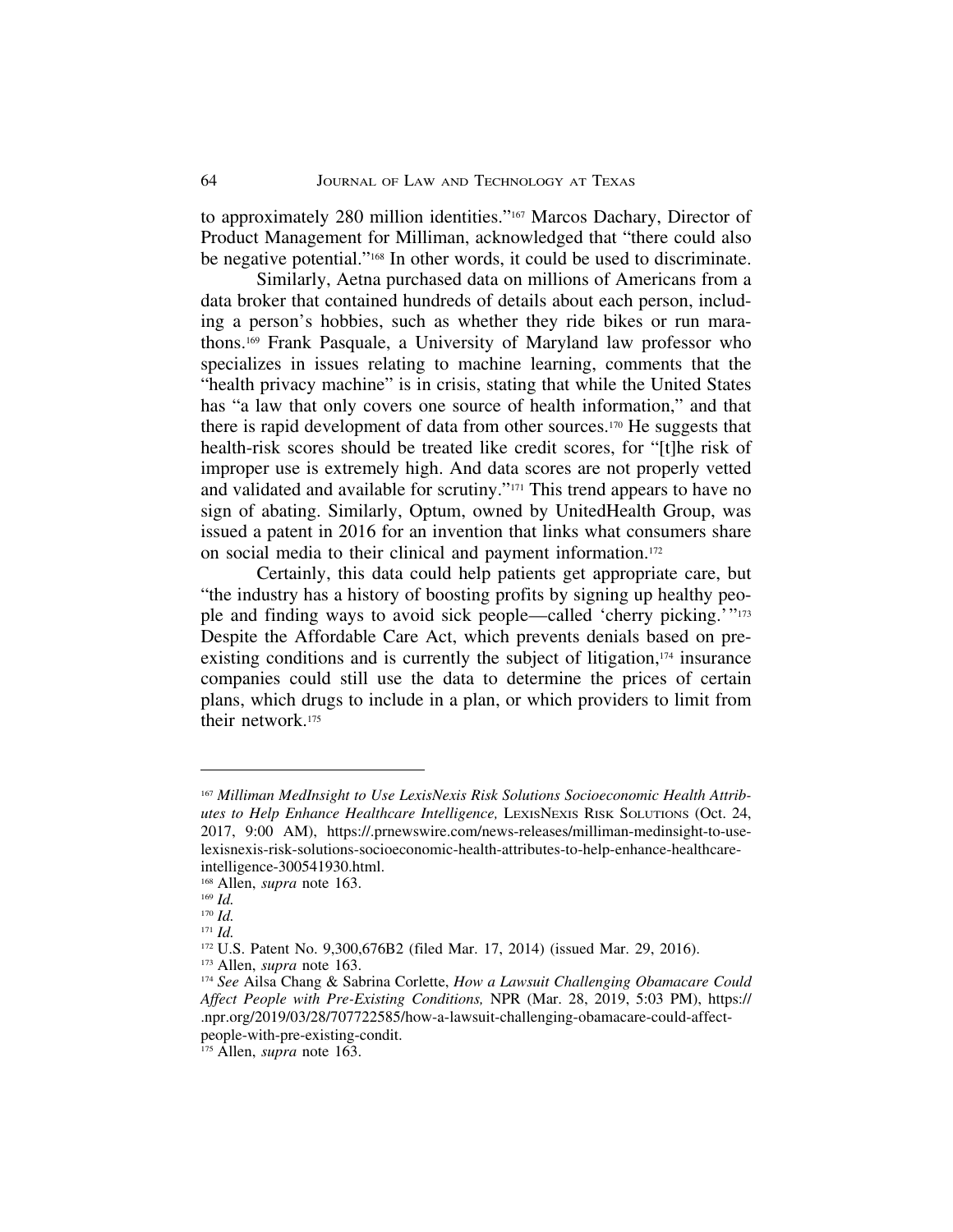to approximately 280 million identities."[167] Marcos Dachary, Director of Product Management for Milliman, acknowledged that "there could also be negative potential."[168] In other words, it could be used to discriminate.

Similarly, Aetna purchased data on millions of Americans from a data broker that contained hundreds of details about each person, including a person's hobbies, such as whether they ride bikes or run marathons.[169] Frank Pasquale, a University of Maryland law professor who specializes in issues relating to machine learning, comments that the "health privacy machine" is in crisis, stating that while the United States has "a law that only covers one source of health information," and that there is rapid development of data from other sources.[170] He suggests that health-risk scores should be treated like credit scores, for "[t]he risk of improper use is extremely high. And data scores are not properly vetted and validated and available for scrutiny."[171] This trend appears to have no sign of abating. Similarly, Optum, owned by UnitedHealth Group, was issued a patent in 2016 for an invention that links what consumers share on social media to their clinical and payment information.[172]

Certainly, this data could help patients get appropriate care, but "the industry has a history of boosting profits by signing up healthy people and finding ways to avoid sick people—called 'cherry picking.'"[173] Despite the Affordable Care Act, which prevents denials based on pre-existing conditions and is currently the subject of litigation,[174] insurance companies could still use the data to determine the prices of certain plans, which drugs to include in a plan, or which providers to limit from their network.[175]

---

[167] *Milliman MedInsight to Use LexisNexis Risk Solutions Socioeconomic Health Attributes to Help Enhance Healthcare Intelligence,* LEXISNEXIS RISK SOLUTIONS (Oct. 24, 2017, 9:00 AM), https://.prnewswire.com/news-releases/milliman-medinsight-to-use-lexisnexis-risk-solutions-socioeconomic-health-attributes-to-help-enhance-healthcare-intelligence-300541930.html.

[168] Allen, *supra* note 163.

[169] *Id.*

[170] *Id.*

[171] *Id.*

[172] U.S. Patent No. 9,300,676B2 (filed Mar. 17, 2014) (issued Mar. 29, 2016).

[173] Allen, *supra* note 163.

[174] *See* Ailsa Chang & Sabrina Corlette, *How a Lawsuit Challenging Obamacare Could Affect People with Pre-Existing Conditions,* NPR (Mar. 28, 2019, 5:03 PM), https://.npr.org/2019/03/28/707722585/how-a-lawsuit-challenging-obamacare-could-affect-people-with-pre-existing-condit.

[175] Allen, *supra* note 163.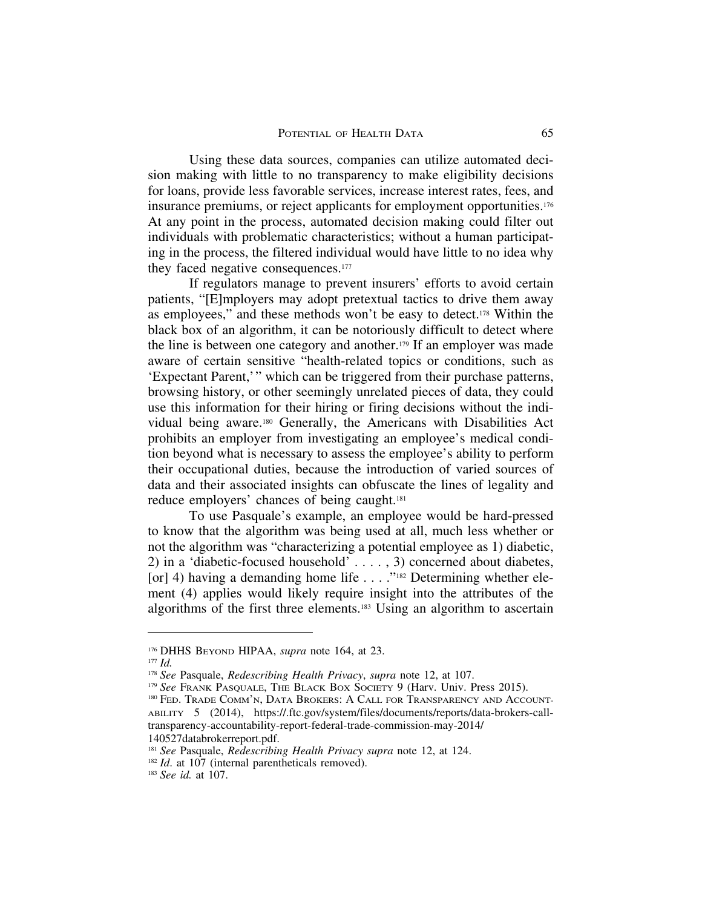Using these data sources, companies can utilize automated decision making with little to no transparency to make eligibility decisions for loans, provide less favorable services, increase interest rates, fees, and insurance premiums, or reject applicants for employment opportunities.[176] At any point in the process, automated decision making could filter out individuals with problematic characteristics; without a human participating in the process, the filtered individual would have little to no idea why they faced negative consequences.[177]

If regulators manage to prevent insurers' efforts to avoid certain patients, "[E]mployers may adopt pretextual tactics to drive them away as employees," and these methods won't be easy to detect.[178] Within the black box of an algorithm, it can be notoriously difficult to detect where the line is between one category and another.[179] If an employer was made aware of certain sensitive "health-related topics or conditions, such as 'Expectant Parent,'" which can be triggered from their purchase patterns, browsing history, or other seemingly unrelated pieces of data, they could use this information for their hiring or firing decisions without the individual being aware.[180] Generally, the Americans with Disabilities Act prohibits an employer from investigating an employee's medical condition beyond what is necessary to assess the employee's ability to perform their occupational duties, because the introduction of varied sources of data and their associated insights can obfuscate the lines of legality and reduce employers' chances of being caught.[181]

To use Pasquale's example, an employee would be hard-pressed to know that the algorithm was being used at all, much less whether or not the algorithm was "characterizing a potential employee as 1) diabetic, 2) in a 'diabetic-focused household' . . . . , 3) concerned about diabetes, [or] 4) having a demanding home life . . . ."[182] Determining whether element (4) applies would likely require insight into the attributes of the algorithms of the first three elements.[183] Using an algorithm to ascertain

---

[176] DHHS Beyond HIPAA, *supra* note 164, at 23.

[177] *Id.*

[178] *See* Pasquale, *Redescribing Health Privacy*, *supra* note 12, at 107.

[179] *See* Frank Pasquale, The Black Box Society 9 (Harv. Univ. Press 2015).

[180] Fed. Trade Comm'n, Data Brokers: A Call for Transparency and Accountability 5 (2014), https://.ftc.gov/system/files/documents/reports/data-brokers-call-transparency-accountability-report-federal-trade-commission-may-2014/140527databrokerreport.pdf.

[181] *See* Pasquale, *Redescribing Health Privacy supra* note 12, at 124.

[182] *Id*. at 107 (internal parentheticals removed).

[183] *See id.* at 107.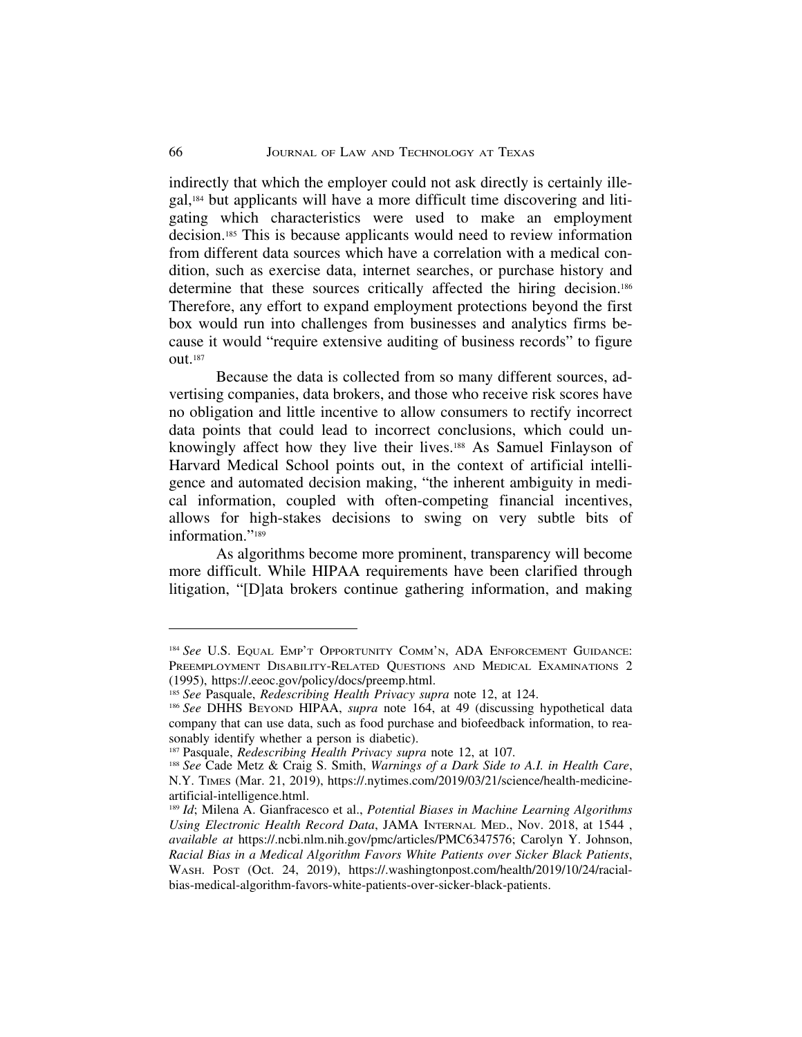indirectly that which the employer could not ask directly is certainly illegal,[184] but applicants will have a more difficult time discovering and litigating which characteristics were used to make an employment decision.[185] This is because applicants would need to review information from different data sources which have a correlation with a medical condition, such as exercise data, internet searches, or purchase history and determine that these sources critically affected the hiring decision.[186] Therefore, any effort to expand employment protections beyond the first box would run into challenges from businesses and analytics firms because it would "require extensive auditing of business records" to figure out.[187]

Because the data is collected from so many different sources, advertising companies, data brokers, and those who receive risk scores have no obligation and little incentive to allow consumers to rectify incorrect data points that could lead to incorrect conclusions, which could unknowingly affect how they live their lives.[188] As Samuel Finlayson of Harvard Medical School points out, in the context of artificial intelligence and automated decision making, "the inherent ambiguity in medical information, coupled with often-competing financial incentives, allows for high-stakes decisions to swing on very subtle bits of information."[189]

As algorithms become more prominent, transparency will become more difficult. While HIPAA requirements have been clarified through litigation, "[D]ata brokers continue gathering information, and making

---

[184] *See* U.S. Equal Emp't Opportunity Comm'n, ADA Enforcement Guidance: Preemployment Disability-Related Questions and Medical Examinations 2 (1995), https://.eeoc.gov/policy/docs/preemp.html.

[185] *See* Pasquale, *Redescribing Health Privacy supra* note 12, at 124.

[186] *See* DHHS Beyond HIPAA, *supra* note 164, at 49 (discussing hypothetical data company that can use data, such as food purchase and biofeedback information, to reasonably identify whether a person is diabetic).

[187] Pasquale, *Redescribing Health Privacy supra* note 12, at 107.

[188] *See* Cade Metz & Craig S. Smith, *Warnings of a Dark Side to A.I. in Health Care*, N.Y. Times (Mar. 21, 2019), https://.nytimes.com/2019/03/21/science/health-medicine-artificial-intelligence.html.

[189] *Id*; Milena A. Gianfracesco et al., *Potential Biases in Machine Learning Algorithms Using Electronic Health Record Data*, JAMA Internal Med., Nov. 2018, at 1544 , *available at* https://.ncbi.nlm.nih.gov/pmc/articles/PMC6347576; Carolyn Y. Johnson, *Racial Bias in a Medical Algorithm Favors White Patients over Sicker Black Patients*, Wash. Post (Oct. 24, 2019), https://.washingtonpost.com/health/2019/10/24/racial-bias-medical-algorithm-favors-white-patients-over-sicker-black-patients.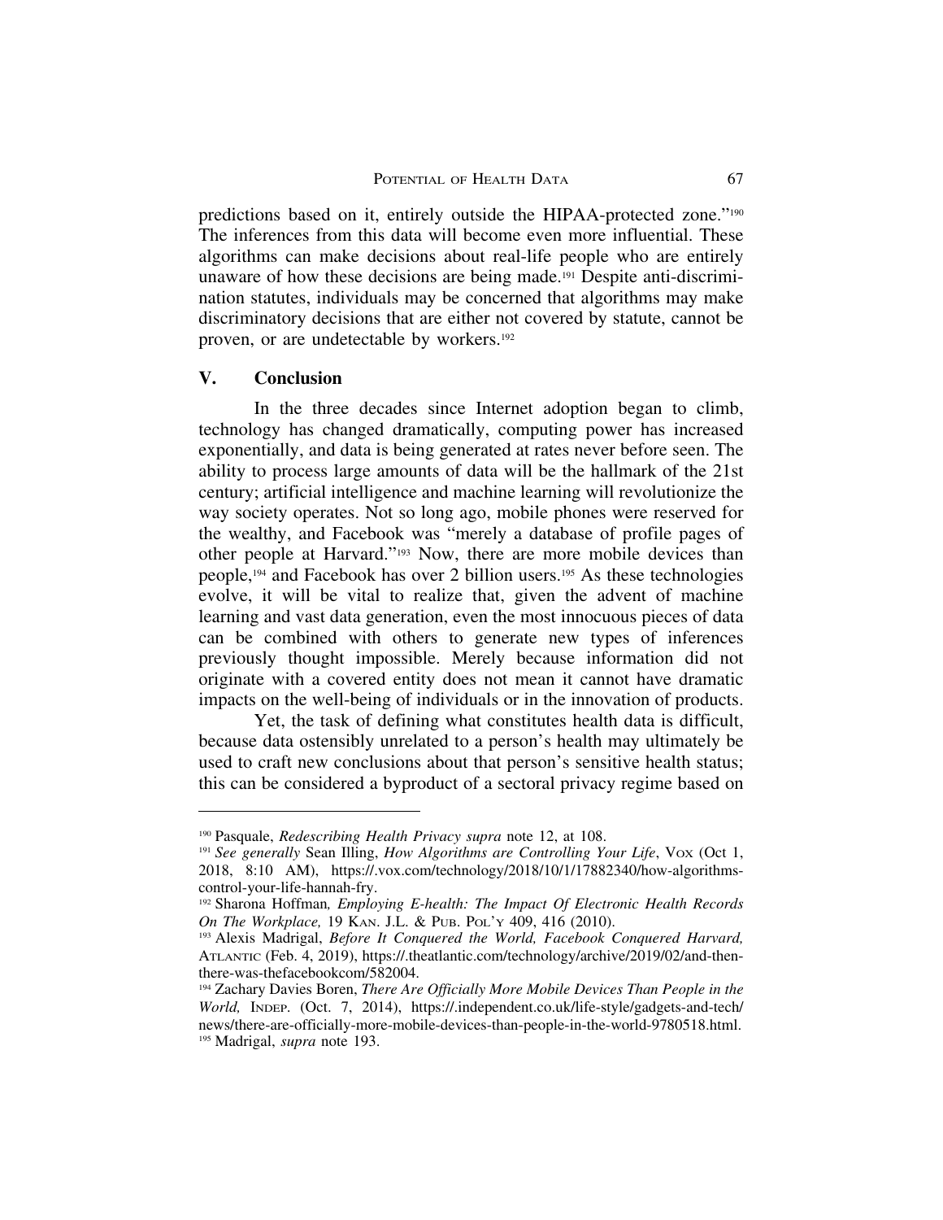predictions based on it, entirely outside the HIPAA-protected zone."[190] The inferences from this data will become even more influential. These algorithms can make decisions about real-life people who are entirely unaware of how these decisions are being made.[191] Despite anti-discrimination statutes, individuals may be concerned that algorithms may make discriminatory decisions that are either not covered by statute, cannot be proven, or are undetectable by workers.[192]

## V. Conclusion

In the three decades since Internet adoption began to climb, technology has changed dramatically, computing power has increased exponentially, and data is being generated at rates never before seen. The ability to process large amounts of data will be the hallmark of the 21st century; artificial intelligence and machine learning will revolutionize the way society operates. Not so long ago, mobile phones were reserved for the wealthy, and Facebook was "merely a database of profile pages of other people at Harvard."[193] Now, there are more mobile devices than people,[194] and Facebook has over 2 billion users.[195] As these technologies evolve, it will be vital to realize that, given the advent of machine learning and vast data generation, even the most innocuous pieces of data can be combined with others to generate new types of inferences previously thought impossible. Merely because information did not originate with a covered entity does not mean it cannot have dramatic impacts on the well-being of individuals or in the innovation of products.

Yet, the task of defining what constitutes health data is difficult, because data ostensibly unrelated to a person's health may ultimately be used to craft new conclusions about that person's sensitive health status; this can be considered a byproduct of a sectoral privacy regime based on

---

[190] Pasquale, *Redescribing Health Privacy supra* note 12, at 108.

[191] *See generally* Sean Illing, *How Algorithms are Controlling Your Life*, VOX (Oct 1, 2018, 8:10 AM), https://.vox.com/technology/2018/10/1/17882340/how-algorithms-control-your-life-hannah-fry.

[192] Sharona Hoffman*, Employing E-health: The Impact Of Electronic Health Records On The Workplace,* 19 KAN. J.L. & PUB. POL'Y 409, 416 (2010).

[193] Alexis Madrigal, *Before It Conquered the World, Facebook Conquered Harvard,* ATLANTIC (Feb. 4, 2019), https://.theatlantic.com/technology/archive/2019/02/and-then-there-was-thefacebookcom/582004.

[194] Zachary Davies Boren, *There Are Officially More Mobile Devices Than People in the World,* INDEP. (Oct. 7, 2014), https://.independent.co.uk/life-style/gadgets-and-tech/news/there-are-officially-more-mobile-devices-than-people-in-the-world-9780518.html.

[195] Madrigal, *supra* note 193.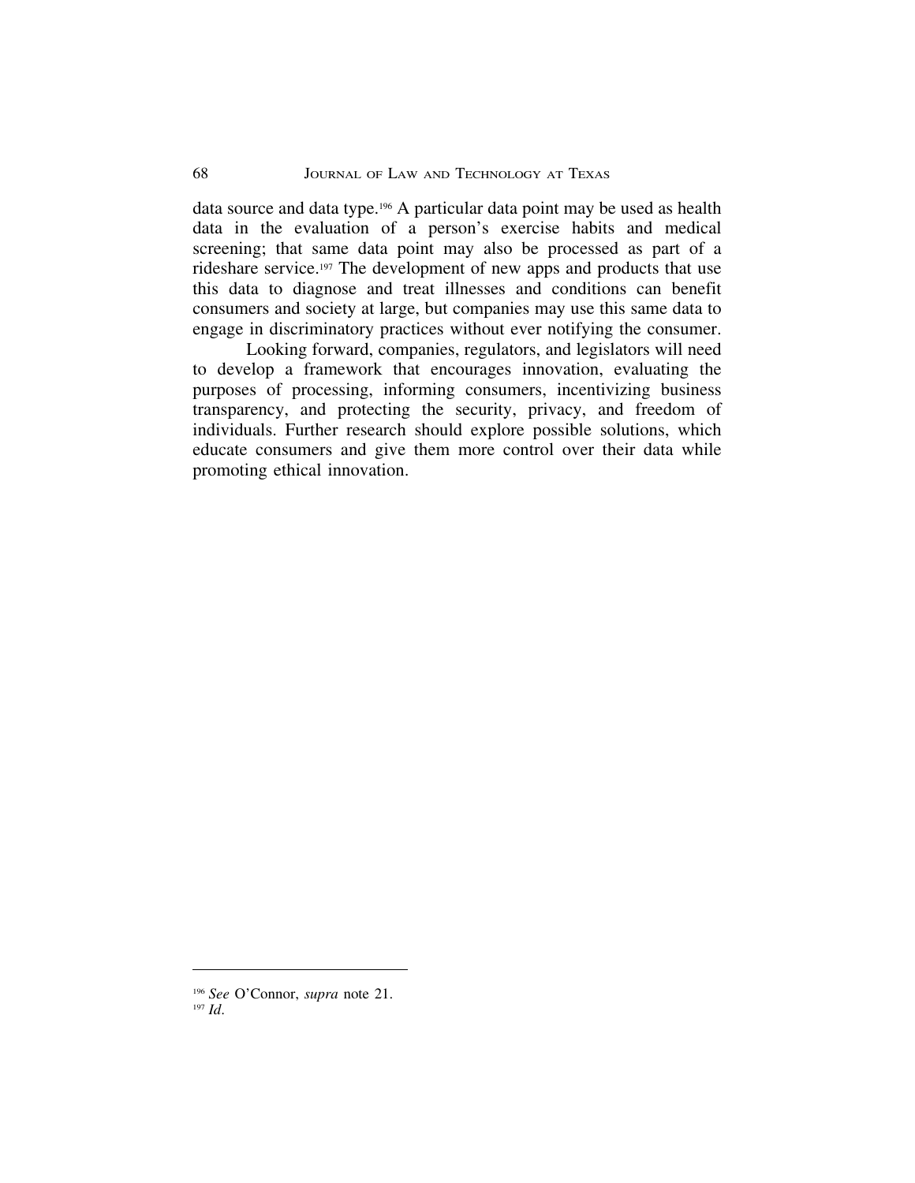data source and data type.[196] A particular data point may be used as health data in the evaluation of a person's exercise habits and medical screening; that same data point may also be processed as part of a rideshare service.[197] The development of new apps and products that use this data to diagnose and treat illnesses and conditions can benefit consumers and society at large, but companies may use this same data to engage in discriminatory practices without ever notifying the consumer.

Looking forward, companies, regulators, and legislators will need to develop a framework that encourages innovation, evaluating the purposes of processing, informing consumers, incentivizing business transparency, and protecting the security, privacy, and freedom of individuals. Further research should explore possible solutions, which educate consumers and give them more control over their data while promoting ethical innovation.

---

[196] *See* O'Connor, *supra* note 21.

[197] *Id.*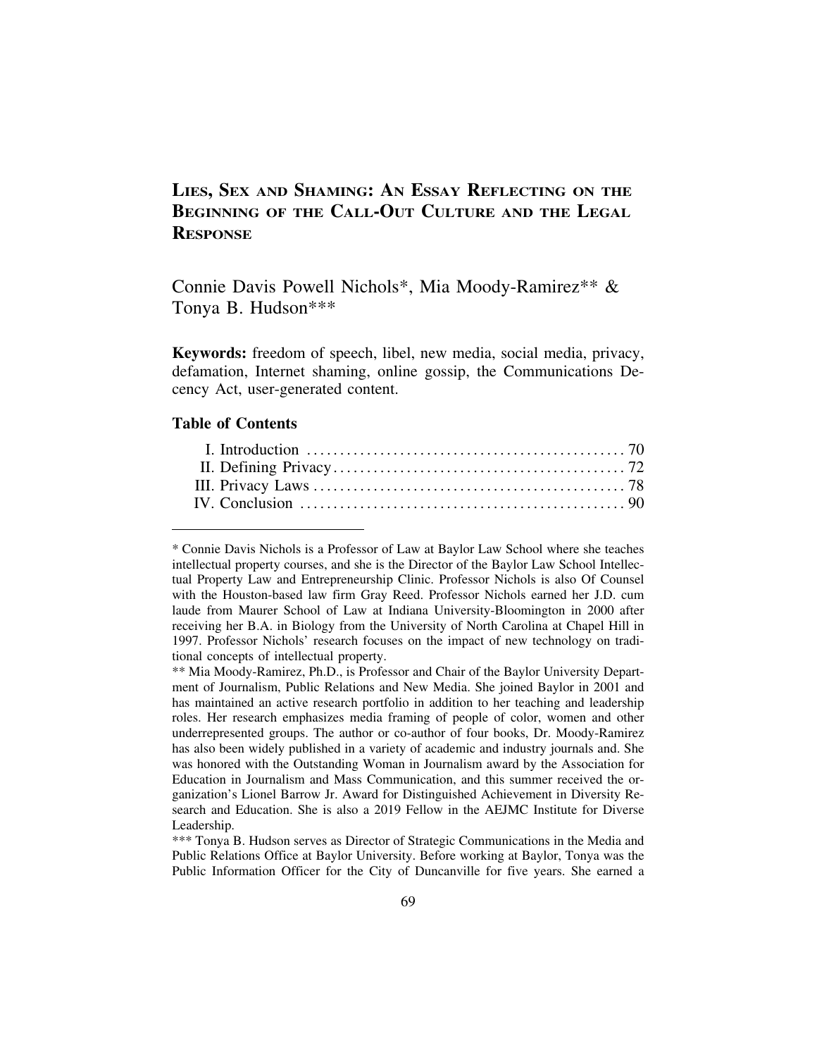# Lies, Sex and Shaming: An Essay Reflecting on the Beginning of the Call-Out Culture and the Legal Response

Connie Davis Powell Nichols*, Mia Moody-Ramirez** & Tonya B. Hudson***

**Keywords:** freedom of speech, libel, new media, social media, privacy, defamation, Internet shaming, online gossip, the Communications Decency Act, user-generated content.

## Table of Contents

| | |
|---|---|
| I. Introduction | 70 |
| II. Defining Privacy | 72 |
| III. Privacy Laws | 78 |
| IV. Conclusion | 90 |

---

\* Connie Davis Nichols is a Professor of Law at Baylor Law School where she teaches intellectual property courses, and she is the Director of the Baylor Law School Intellectual Property Law and Entrepreneurship Clinic. Professor Nichols is also Of Counsel with the Houston-based law firm Gray Reed. Professor Nichols earned her J.D. cum laude from Maurer School of Law at Indiana University-Bloomington in 2000 after receiving her B.A. in Biology from the University of North Carolina at Chapel Hill in 1997. Professor Nichols' research focuses on the impact of new technology on traditional concepts of intellectual property.

\** Mia Moody-Ramirez, Ph.D., is Professor and Chair of the Baylor University Department of Journalism, Public Relations and New Media. She joined Baylor in 2001 and has maintained an active research portfolio in addition to her teaching and leadership roles. Her research emphasizes media framing of people of color, women and other underrepresented groups. The author or co-author of four books, Dr. Moody-Ramirez has also been widely published in a variety of academic and industry journals and. She was honored with the Outstanding Woman in Journalism award by the Association for Education in Journalism and Mass Communication, and this summer received the organization's Lionel Barrow Jr. Award for Distinguished Achievement in Diversity Research and Education. She is also a 2019 Fellow in the AEJMC Institute for Diverse Leadership.

\*** Tonya B. Hudson serves as Director of Strategic Communications in the Media and Public Relations Office at Baylor University. Before working at Baylor, Tonya was the Public Information Officer for the City of Duncanville for five years. She earned a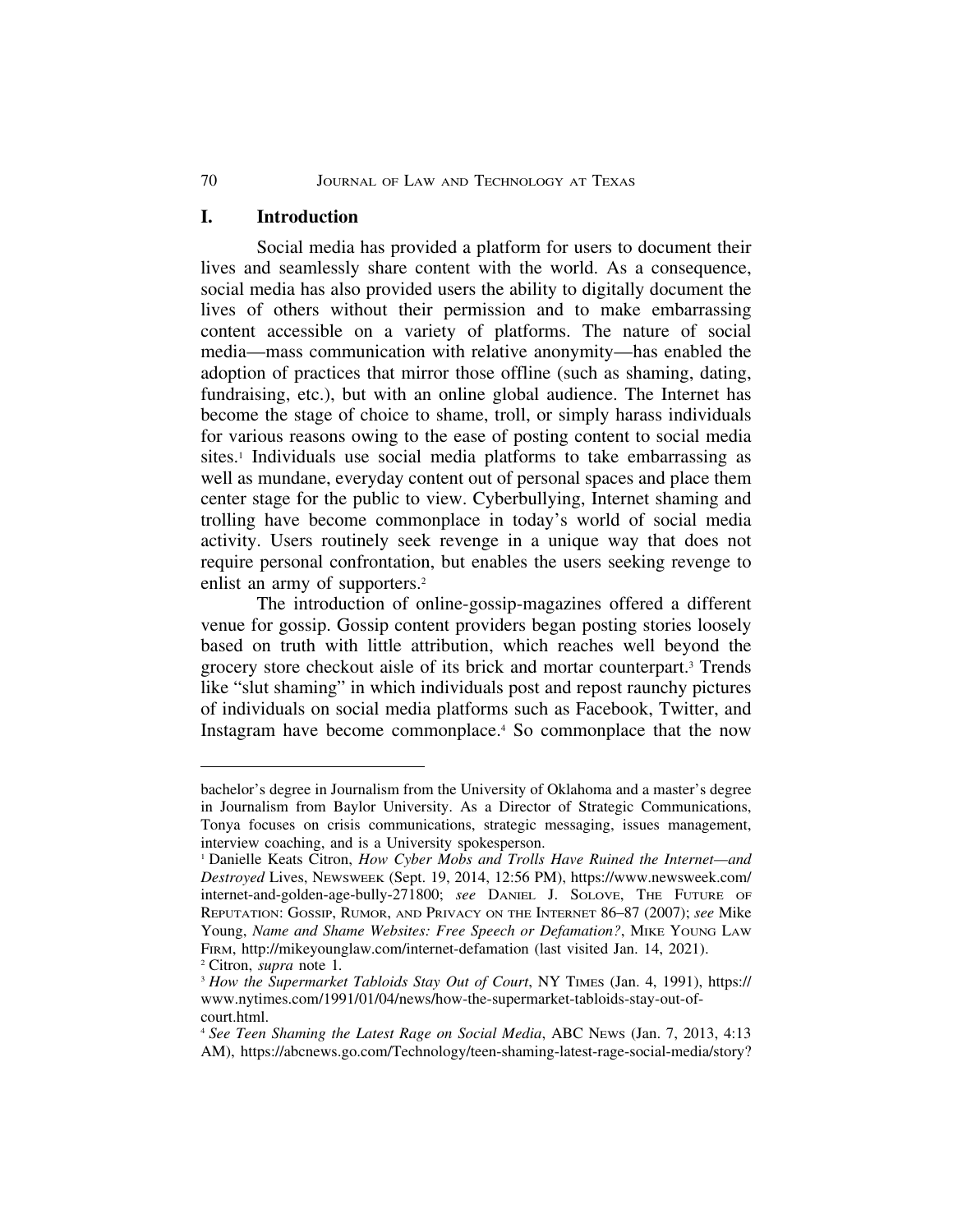## I. Introduction

Social media has provided a platform for users to document their lives and seamlessly share content with the world. As a consequence, social media has also provided users the ability to digitally document the lives of others without their permission and to make embarrassing content accessible on a variety of platforms. The nature of social media—mass communication with relative anonymity—has enabled the adoption of practices that mirror those offline (such as shaming, dating, fundraising, etc.), but with an online global audience. The Internet has become the stage of choice to shame, troll, or simply harass individuals for various reasons owing to the ease of posting content to social media sites.[1] Individuals use social media platforms to take embarrassing as well as mundane, everyday content out of personal spaces and place them center stage for the public to view. Cyberbullying, Internet shaming and trolling have become commonplace in today's world of social media activity. Users routinely seek revenge in a unique way that does not require personal confrontation, but enables the users seeking revenge to enlist an army of supporters.[2]

The introduction of online-gossip-magazines offered a different venue for gossip. Gossip content providers began posting stories loosely based on truth with little attribution, which reaches well beyond the grocery store checkout aisle of its brick and mortar counterpart.[3] Trends like "slut shaming" in which individuals post and repost raunchy pictures of individuals on social media platforms such as Facebook, Twitter, and Instagram have become commonplace.[4] So commonplace that the now

---

bachelor's degree in Journalism from the University of Oklahoma and a master's degree in Journalism from Baylor University. As a Director of Strategic Communications, Tonya focuses on crisis communications, strategic messaging, issues management, interview coaching, and is a University spokesperson.

[1] Danielle Keats Citron, *How Cyber Mobs and Trolls Have Ruined the Internet—and Destroyed* Lives, Newsweek (Sept. 19, 2014, 12:56 PM), https://www.newsweek.com/internet-and-golden-age-bully-271800; *see* Daniel J. Solove, The Future of Reputation: Gossip, Rumor, and Privacy on the Internet 86–87 (2007); *see* Mike Young, *Name and Shame Websites: Free Speech or Defamation?*, Mike Young Law Firm, http://mikeyounglaw.com/internet-defamation (last visited Jan. 14, 2021).

[2] Citron, *supra* note 1.

[3] *How the Supermarket Tabloids Stay Out of Court*, NY Times (Jan. 4, 1991), https://www.nytimes.com/1991/01/04/news/how-the-supermarket-tabloids-stay-out-of-court.html.

[4] *See Teen Shaming the Latest Rage on Social Media*, ABC News (Jan. 7, 2013, 4:13 AM), https://abcnews.go.com/Technology/teen-shaming-latest-rage-social-media/story?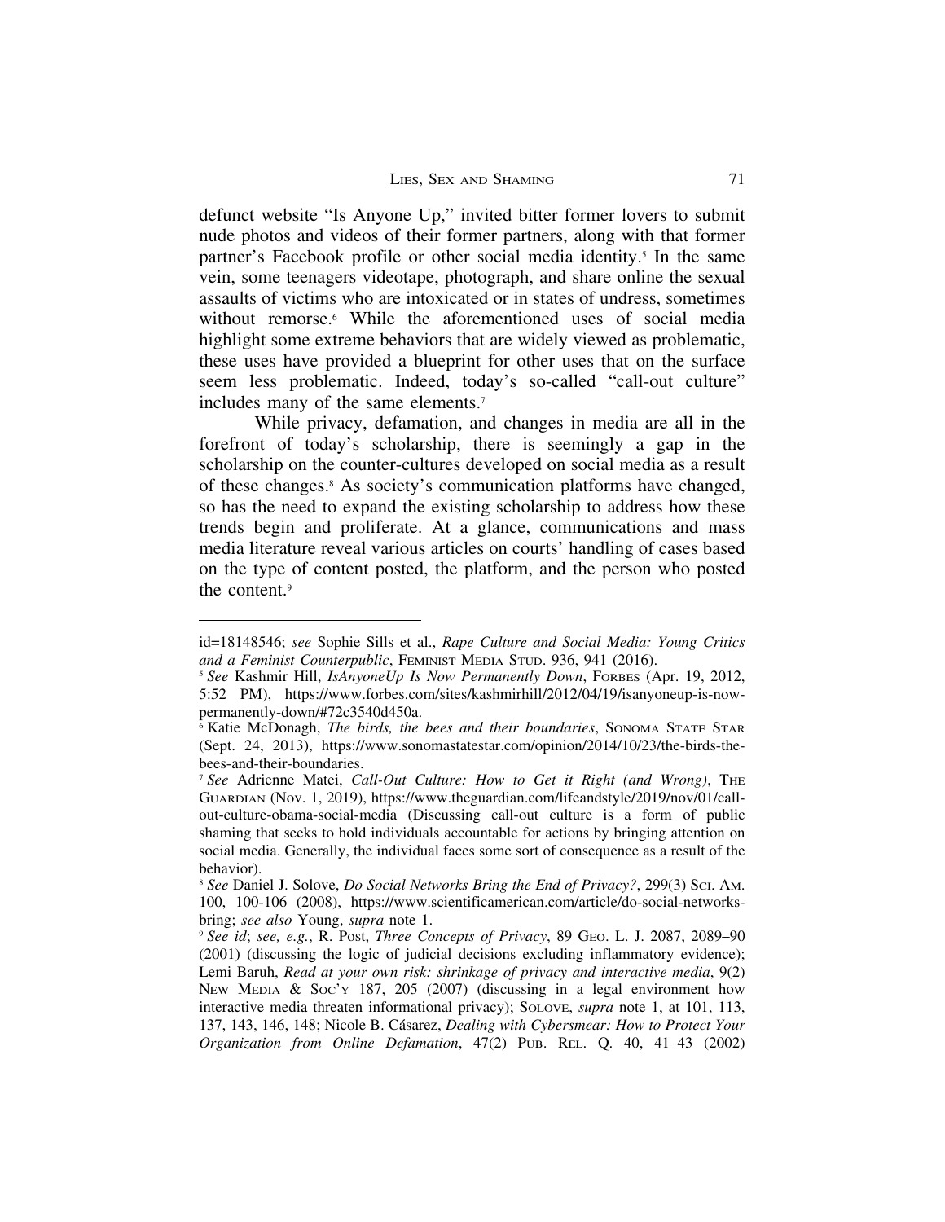defunct website "Is Anyone Up," invited bitter former lovers to submit nude photos and videos of their former partners, along with that former partner's Facebook profile or other social media identity.[5] In the same vein, some teenagers videotape, photograph, and share online the sexual assaults of victims who are intoxicated or in states of undress, sometimes without remorse.[6] While the aforementioned uses of social media highlight some extreme behaviors that are widely viewed as problematic, these uses have provided a blueprint for other uses that on the surface seem less problematic. Indeed, today's so-called "call-out culture" includes many of the same elements.[7]

While privacy, defamation, and changes in media are all in the forefront of today's scholarship, there is seemingly a gap in the scholarship on the counter-cultures developed on social media as a result of these changes.[8] As society's communication platforms have changed, so has the need to expand the existing scholarship to address how these trends begin and proliferate. At a glance, communications and mass media literature reveal various articles on courts' handling of cases based on the type of content posted, the platform, and the person who posted the content.[9]

---

id=18148546; *see* Sophie Sills et al., *Rape Culture and Social Media: Young Critics and a Feminist Counterpublic*, FEMINIST MEDIA STUD. 936, 941 (2016).

[5] *See* Kashmir Hill, *IsAnyoneUp Is Now Permanently Down*, FORBES (Apr. 19, 2012, 5:52 PM), https://www.forbes.com/sites/kashmirhill/2012/04/19/isanyoneup-is-now-permanently-down/#72c3540d450a.

[6] Katie McDonagh, *The birds, the bees and their boundaries*, SONOMA STATE STAR (Sept. 24, 2013), https://www.sonomastatestar.com/opinion/2014/10/23/the-birds-the-bees-and-their-boundaries.

[7] *See* Adrienne Matei, *Call-Out Culture: How to Get it Right (and Wrong)*, THE GUARDIAN (Nov. 1, 2019), https://www.theguardian.com/lifeandstyle/2019/nov/01/call-out-culture-obama-social-media (Discussing call-out culture is a form of public shaming that seeks to hold individuals accountable for actions by bringing attention on social media. Generally, the individual faces some sort of consequence as a result of the behavior).

[8] *See* Daniel J. Solove, *Do Social Networks Bring the End of Privacy?*, 299(3) SCI. AM. 100, 100-106 (2008), https://www.scientificamerican.com/article/do-social-networks-bring; *see also* Young, *supra* note 1.

[9] *See id*; *see, e.g.*, R. Post, *Three Concepts of Privacy*, 89 GEO. L. J. 2087, 2089–90 (2001) (discussing the logic of judicial decisions excluding inflammatory evidence); Lemi Baruh, *Read at your own risk: shrinkage of privacy and interactive media*, 9(2) NEW MEDIA & SOC'Y 187, 205 (2007) (discussing in a legal environment how interactive media threaten informational privacy); SOLOVE, *supra* note 1, at 101, 113, 137, 143, 146, 148; Nicole B. Cásarez, *Dealing with Cybersmear: How to Protect Your Organization from Online Defamation*, 47(2) PUB. REL. Q. 40, 41–43 (2002)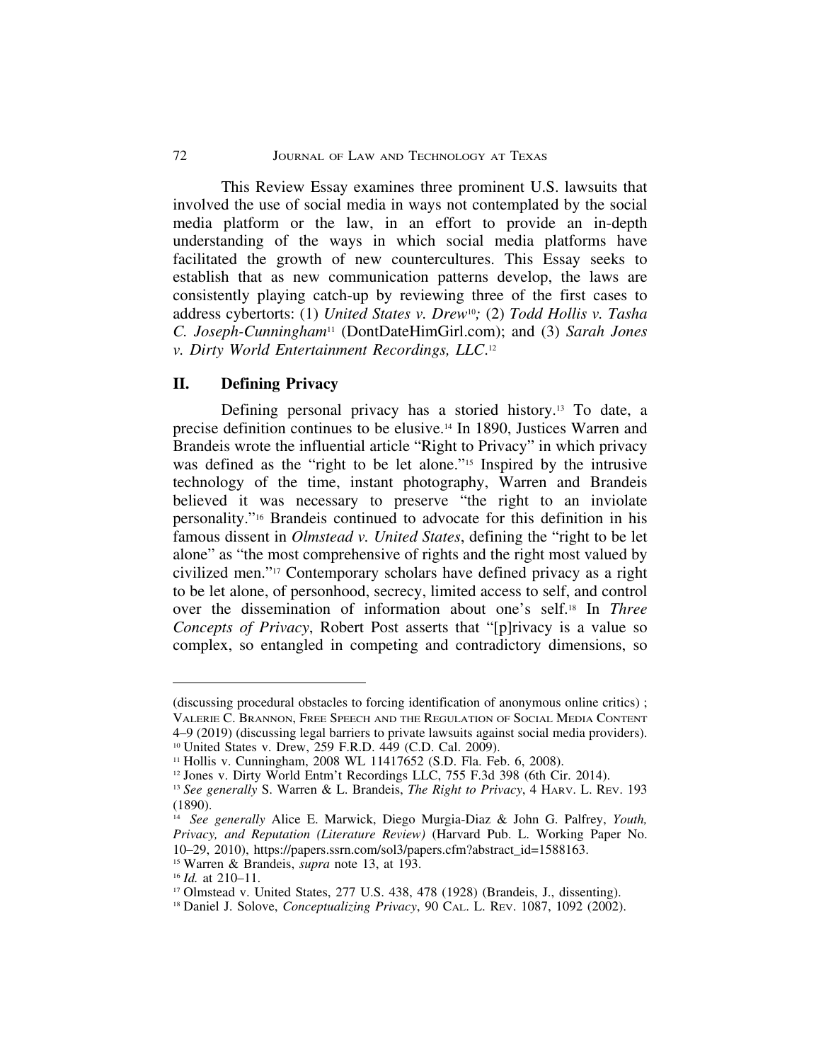This Review Essay examines three prominent U.S. lawsuits that involved the use of social media in ways not contemplated by the social media platform or the law, in an effort to provide an in-depth understanding of the ways in which social media platforms have facilitated the growth of new countercultures. This Essay seeks to establish that as new communication patterns develop, the laws are consistently playing catch-up by reviewing three of the first cases to address cybertorts: (1) *United States v. Drew*[10]*;* (2) *Todd Hollis v. Tasha C. Joseph-Cunningham*[11] (DontDateHimGirl.com); and (3) *Sarah Jones v. Dirty World Entertainment Recordings, LLC*.[12]

## II. Defining Privacy

Defining personal privacy has a storied history.[13] To date, a precise definition continues to be elusive.[14] In 1890, Justices Warren and Brandeis wrote the influential article "Right to Privacy" in which privacy was defined as the "right to be let alone."[15] Inspired by the intrusive technology of the time, instant photography, Warren and Brandeis believed it was necessary to preserve "the right to an inviolate personality."[16] Brandeis continued to advocate for this definition in his famous dissent in *Olmstead v. United States*, defining the "right to be let alone" as "the most comprehensive of rights and the right most valued by civilized men."[17] Contemporary scholars have defined privacy as a right to be let alone, of personhood, secrecy, limited access to self, and control over the dissemination of information about one's self.[18] In *Three Concepts of Privacy*, Robert Post asserts that "[p]rivacy is a value so complex, so entangled in competing and contradictory dimensions, so

---

(discussing procedural obstacles to forcing identification of anonymous online critics) ; VALERIE C. BRANNON, FREE SPEECH AND THE REGULATION OF SOCIAL MEDIA CONTENT 4–9 (2019) (discussing legal barriers to private lawsuits against social media providers).

[10] United States v. Drew, 259 F.R.D. 449 (C.D. Cal. 2009).

[11] Hollis v. Cunningham, 2008 WL 11417652 (S.D. Fla. Feb. 6, 2008).

[12] Jones v. Dirty World Entm't Recordings LLC, 755 F.3d 398 (6th Cir. 2014).

[13] *See generally* S. Warren & L. Brandeis, *The Right to Privacy*, 4 HARV. L. REV. 193 (1890).

[14] *See generally* Alice E. Marwick, Diego Murgia-Diaz & John G. Palfrey, *Youth, Privacy, and Reputation (Literature Review)* (Harvard Pub. L. Working Paper No. 10–29, 2010), https://papers.ssrn.com/sol3/papers.cfm?abstract_id=1588163.

[15] Warren & Brandeis, *supra* note 13, at 193.

[16] *Id.* at 210–11.

[17] Olmstead v. United States, 277 U.S. 438, 478 (1928) (Brandeis, J., dissenting).

[18] Daniel J. Solove, *Conceptualizing Privacy*, 90 CAL. L. REV. 1087, 1092 (2002).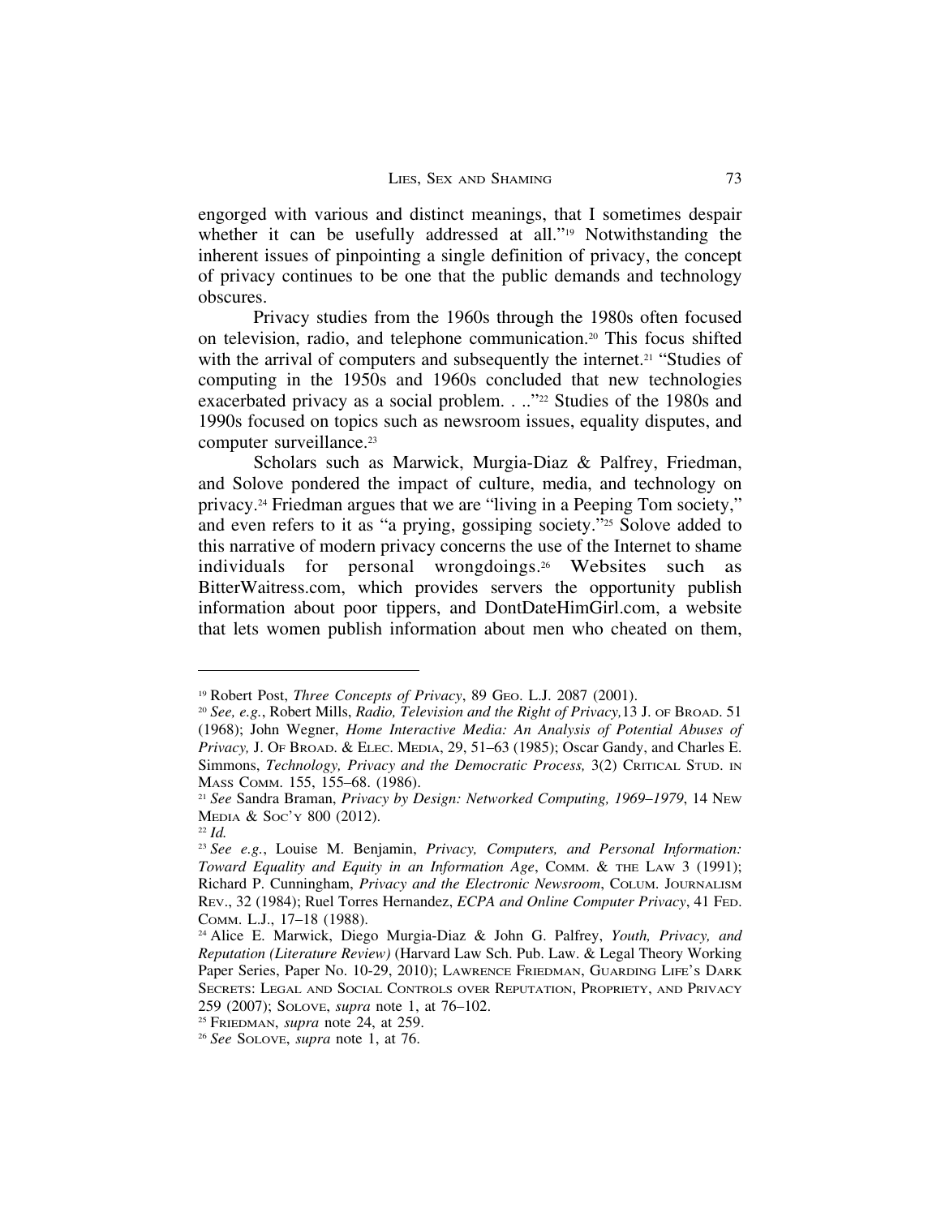engorged with various and distinct meanings, that I sometimes despair whether it can be usefully addressed at all."[19] Notwithstanding the inherent issues of pinpointing a single definition of privacy, the concept of privacy continues to be one that the public demands and technology obscures.

Privacy studies from the 1960s through the 1980s often focused on television, radio, and telephone communication.[20] This focus shifted with the arrival of computers and subsequently the internet.[21] "Studies of computing in the 1950s and 1960s concluded that new technologies exacerbated privacy as a social problem. . .."[22] Studies of the 1980s and 1990s focused on topics such as newsroom issues, equality disputes, and computer surveillance.[23]

Scholars such as Marwick, Murgia-Diaz & Palfrey, Friedman, and Solove pondered the impact of culture, media, and technology on privacy.[24] Friedman argues that we are "living in a Peeping Tom society," and even refers to it as "a prying, gossiping society."[25] Solove added to this narrative of modern privacy concerns the use of the Internet to shame individuals for personal wrongdoings.[26] Websites such as BitterWaitress.com, which provides servers the opportunity publish information about poor tippers, and DontDateHimGirl.com, a website that lets women publish information about men who cheated on them,

---

[19] Robert Post, *Three Concepts of Privacy*, 89 Geo. L.J. 2087 (2001).

[20] *See, e.g.*, Robert Mills, *Radio, Television and the Right of Privacy,*13 J. of Broad. 51 (1968); John Wegner, *Home Interactive Media: An Analysis of Potential Abuses of Privacy,* J. Of Broad. & Elec. Media, 29, 51–63 (1985); Oscar Gandy, and Charles E. Simmons, *Technology, Privacy and the Democratic Process,* 3(2) Critical Stud. in Mass Comm. 155, 155–68. (1986).

[21] *See* Sandra Braman, *Privacy by Design: Networked Computing, 1969–1979*, 14 New Media & Soc'y 800 (2012).

[22] *Id.*

[23] *See e.g.*, Louise M. Benjamin, *Privacy, Computers, and Personal Information: Toward Equality and Equity in an Information Age*, Comm. & the Law 3 (1991); Richard P. Cunningham, *Privacy and the Electronic Newsroom*, Colum. Journalism Rev., 32 (1984); Ruel Torres Hernandez, *ECPA and Online Computer Privacy*, 41 Fed. Comm. L.J., 17–18 (1988).

[24] Alice E. Marwick, Diego Murgia-Diaz & John G. Palfrey, *Youth, Privacy, and Reputation (Literature Review)* (Harvard Law Sch. Pub. Law. & Legal Theory Working Paper Series, Paper No. 10-29, 2010); Lawrence Friedman, Guarding Life's Dark Secrets: Legal and Social Controls over Reputation, Propriety, and Privacy 259 (2007); Solove, *supra* note 1, at 76–102.

[25] Friedman, *supra* note 24, at 259.

[26] *See* Solove, *supra* note 1, at 76.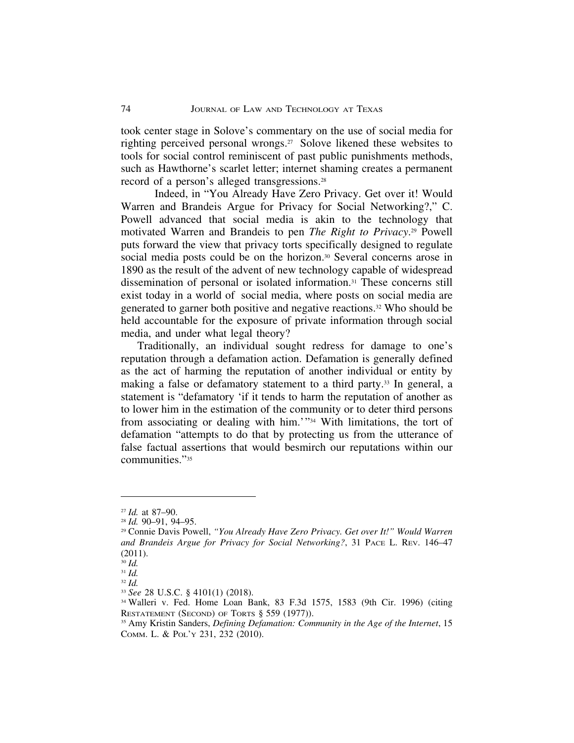took center stage in Solove's commentary on the use of social media for righting perceived personal wrongs.[27] Solove likened these websites to tools for social control reminiscent of past public punishments methods, such as Hawthorne's scarlet letter; internet shaming creates a permanent record of a person's alleged transgressions.[28]

Indeed, in "You Already Have Zero Privacy. Get over it! Would Warren and Brandeis Argue for Privacy for Social Networking?," C. Powell advanced that social media is akin to the technology that motivated Warren and Brandeis to pen *The Right to Privacy*.[29] Powell puts forward the view that privacy torts specifically designed to regulate social media posts could be on the horizon.[30] Several concerns arose in 1890 as the result of the advent of new technology capable of widespread dissemination of personal or isolated information.[31] These concerns still exist today in a world of social media, where posts on social media are generated to garner both positive and negative reactions.[32] Who should be held accountable for the exposure of private information through social media, and under what legal theory?

Traditionally, an individual sought redress for damage to one's reputation through a defamation action. Defamation is generally defined as the act of harming the reputation of another individual or entity by making a false or defamatory statement to a third party.[33] In general, a statement is "defamatory 'if it tends to harm the reputation of another as to lower him in the estimation of the community or to deter third persons from associating or dealing with him.'"[34] With limitations, the tort of defamation "attempts to do that by protecting us from the utterance of false factual assertions that would besmirch our reputations within our communities."[35]

---

[27] *Id.* at 87–90.

[28] *Id.* 90–91, 94–95.

[29] Connie Davis Powell, *"You Already Have Zero Privacy. Get over It!" Would Warren and Brandeis Argue for Privacy for Social Networking?*, 31 Pace L. Rev. 146–47 (2011).

[30] *Id.*

[31] *Id.*

[32] *Id.*

[33] *See* 28 U.S.C. § 4101(1) (2018).

[34] Walleri v. Fed. Home Loan Bank, 83 F.3d 1575, 1583 (9th Cir. 1996) (citing Restatement (Second) of Torts § 559 (1977)).

[35] Amy Kristin Sanders, *Defining Defamation: Community in the Age of the Internet*, 15 Comm. L. & Pol'y 231, 232 (2010).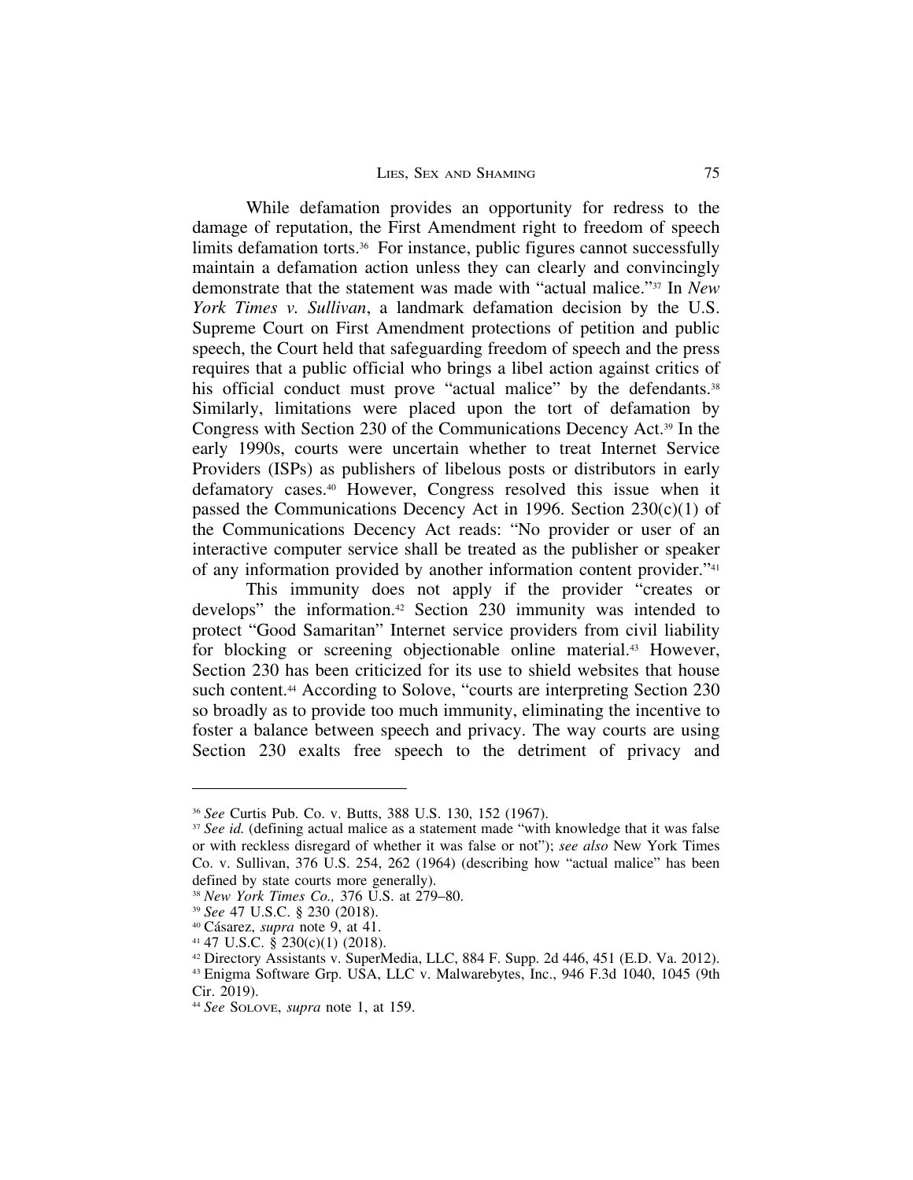While defamation provides an opportunity for redress to the damage of reputation, the First Amendment right to freedom of speech limits defamation torts.[36] For instance, public figures cannot successfully maintain a defamation action unless they can clearly and convincingly demonstrate that the statement was made with "actual malice."[37] In *New York Times v. Sullivan*, a landmark defamation decision by the U.S. Supreme Court on First Amendment protections of petition and public speech, the Court held that safeguarding freedom of speech and the press requires that a public official who brings a libel action against critics of his official conduct must prove "actual malice" by the defendants.[38] Similarly, limitations were placed upon the tort of defamation by Congress with Section 230 of the Communications Decency Act.[39] In the early 1990s, courts were uncertain whether to treat Internet Service Providers (ISPs) as publishers of libelous posts or distributors in early defamatory cases.[40] However, Congress resolved this issue when it passed the Communications Decency Act in 1996. Section 230(c)(1) of the Communications Decency Act reads: "No provider or user of an interactive computer service shall be treated as the publisher or speaker of any information provided by another information content provider."[41]

This immunity does not apply if the provider "creates or develops" the information.[42] Section 230 immunity was intended to protect "Good Samaritan" Internet service providers from civil liability for blocking or screening objectionable online material.[43] However, Section 230 has been criticized for its use to shield websites that house such content.[44] According to Solove, "courts are interpreting Section 230 so broadly as to provide too much immunity, eliminating the incentive to foster a balance between speech and privacy. The way courts are using Section 230 exalts free speech to the detriment of privacy and

---

[36] *See* Curtis Pub. Co. v. Butts, 388 U.S. 130, 152 (1967).

[37] *See id.* (defining actual malice as a statement made "with knowledge that it was false or with reckless disregard of whether it was false or not"); *see also* New York Times Co. v. Sullivan, 376 U.S. 254, 262 (1964) (describing how "actual malice" has been defined by state courts more generally).

[38] *New York Times Co.,* 376 U.S. at 279–80.

[39] *See* 47 U.S.C. § 230 (2018).

[40] Cásarez, *supra* note 9, at 41.

[41] 47 U.S.C. § 230(c)(1) (2018).

[42] Directory Assistants v. SuperMedia, LLC, 884 F. Supp. 2d 446, 451 (E.D. Va. 2012).

[43] Enigma Software Grp. USA, LLC v. Malwarebytes, Inc., 946 F.3d 1040, 1045 (9th Cir. 2019).

[44] *See* SOLOVE, *supra* note 1, at 159.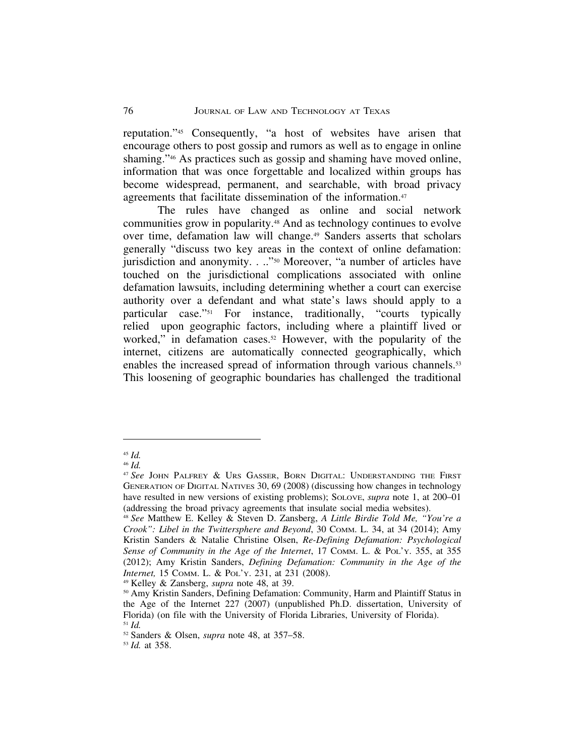reputation."[45] Consequently, "a host of websites have arisen that encourage others to post gossip and rumors as well as to engage in online shaming."[46] As practices such as gossip and shaming have moved online, information that was once forgettable and localized within groups has become widespread, permanent, and searchable, with broad privacy agreements that facilitate dissemination of the information.[47]

The rules have changed as online and social network communities grow in popularity.[48] And as technology continues to evolve over time, defamation law will change.[49] Sanders asserts that scholars generally "discuss two key areas in the context of online defamation: jurisdiction and anonymity. . .."[50] Moreover, "a number of articles have touched on the jurisdictional complications associated with online defamation lawsuits, including determining whether a court can exercise authority over a defendant and what state's laws should apply to a particular case."[51] For instance, traditionally, "courts typically relied upon geographic factors, including where a plaintiff lived or worked," in defamation cases.[52] However, with the popularity of the internet, citizens are automatically connected geographically, which enables the increased spread of information through various channels.[53] This loosening of geographic boundaries has challenged the traditional

---

[45] *Id.*

[46] *Id.*

[47] *See* JOHN PALFREY & URS GASSER, BORN DIGITAL: UNDERSTANDING THE FIRST GENERATION OF DIGITAL NATIVES 30, 69 (2008) (discussing how changes in technology have resulted in new versions of existing problems); SOLOVE, *supra* note 1, at 200–01 (addressing the broad privacy agreements that insulate social media websites).

[48] *See* Matthew E. Kelley & Steven D. Zansberg, *A Little Birdie Told Me, "You're a Crook": Libel in the Twittersphere and Beyond*, 30 COMM. L. 34, at 34 (2014); Amy Kristin Sanders & Natalie Christine Olsen, *Re-Defining Defamation: Psychological Sense of Community in the Age of the Internet*, 17 COMM. L. & POL'Y. 355, at 355 (2012); Amy Kristin Sanders, *Defining Defamation: Community in the Age of the Internet,* 15 COMM. L. & POL'Y. 231, at 231 (2008).

[49] Kelley & Zansberg, *supra* note 48, at 39.

[50] Amy Kristin Sanders, Defining Defamation: Community, Harm and Plaintiff Status in the Age of the Internet 227 (2007) (unpublished Ph.D. dissertation, University of Florida) (on file with the University of Florida Libraries, University of Florida).

[51] *Id.*

[52] Sanders & Olsen, *supra* note 48, at 357–58.

[53] *Id.* at 358.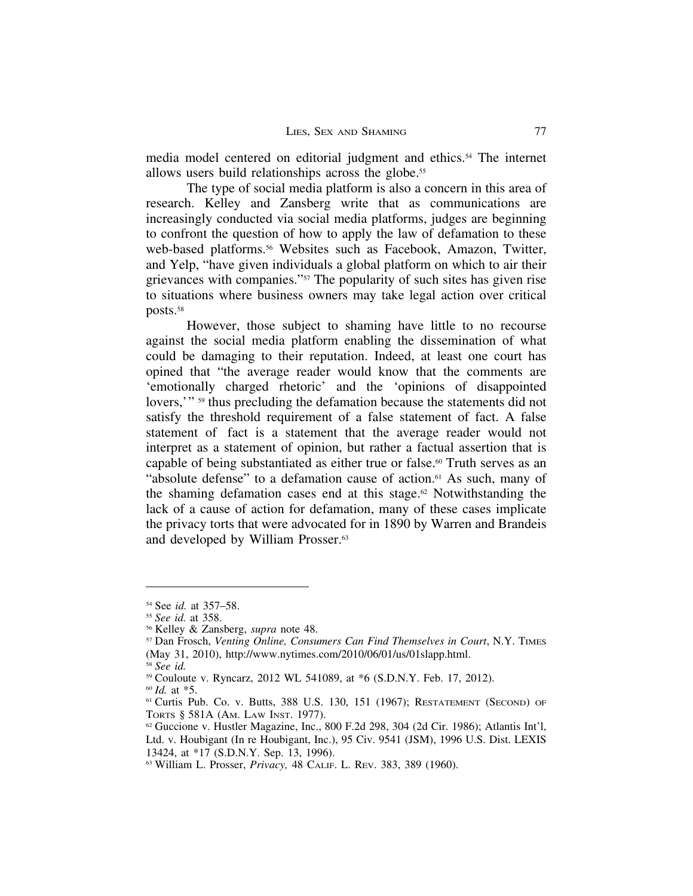media model centered on editorial judgment and ethics.[54] The internet allows users build relationships across the globe.[55]

The type of social media platform is also a concern in this area of research. Kelley and Zansberg write that as communications are increasingly conducted via social media platforms, judges are beginning to confront the question of how to apply the law of defamation to these web-based platforms.[56] Websites such as Facebook, Amazon, Twitter, and Yelp, "have given individuals a global platform on which to air their grievances with companies."[57] The popularity of such sites has given rise to situations where business owners may take legal action over critical posts.[58]

However, those subject to shaming have little to no recourse against the social media platform enabling the dissemination of what could be damaging to their reputation. Indeed, at least one court has opined that "the average reader would know that the comments are 'emotionally charged rhetoric' and the 'opinions of disappointed lovers,' " [59] thus precluding the defamation because the statements did not satisfy the threshold requirement of a false statement of fact. A false statement of fact is a statement that the average reader would not interpret as a statement of opinion, but rather a factual assertion that is capable of being substantiated as either true or false.[60] Truth serves as an "absolute defense" to a defamation cause of action.[61] As such, many of the shaming defamation cases end at this stage.[62] Notwithstanding the lack of a cause of action for defamation, many of these cases implicate the privacy torts that were advocated for in 1890 by Warren and Brandeis and developed by William Prosser.[63]

---

[54] See *id.* at 357–58.

[55] *See id.* at 358.

[56] Kelley & Zansberg, *supra* note 48.

[57] Dan Frosch, *Venting Online, Consumers Can Find Themselves in Court*, N.Y. TIMES (May 31, 2010), http://www.nytimes.com/2010/06/01/us/01slapp.html.

[58] *See id.*

[59] Couloute v. Ryncarz, 2012 WL 541089, at *6 (S.D.N.Y. Feb. 17, 2012).

[60] *Id.* at *5.

[61] Curtis Pub. Co. v. Butts, 388 U.S. 130, 151 (1967); RESTATEMENT (SECOND) OF TORTS § 581A (AM. LAW INST. 1977).

[62] Guccione v. Hustler Magazine, Inc., 800 F.2d 298, 304 (2d Cir. 1986); Atlantis Int'l, Ltd. v. Houbigant (In re Houbigant, Inc.), 95 Civ. 9541 (JSM), 1996 U.S. Dist. LEXIS 13424, at *17 (S.D.N.Y. Sep. 13, 1996).

[63] William L. Prosser, *Privacy,* 48 CALIF. L. REV. 383, 389 (1960).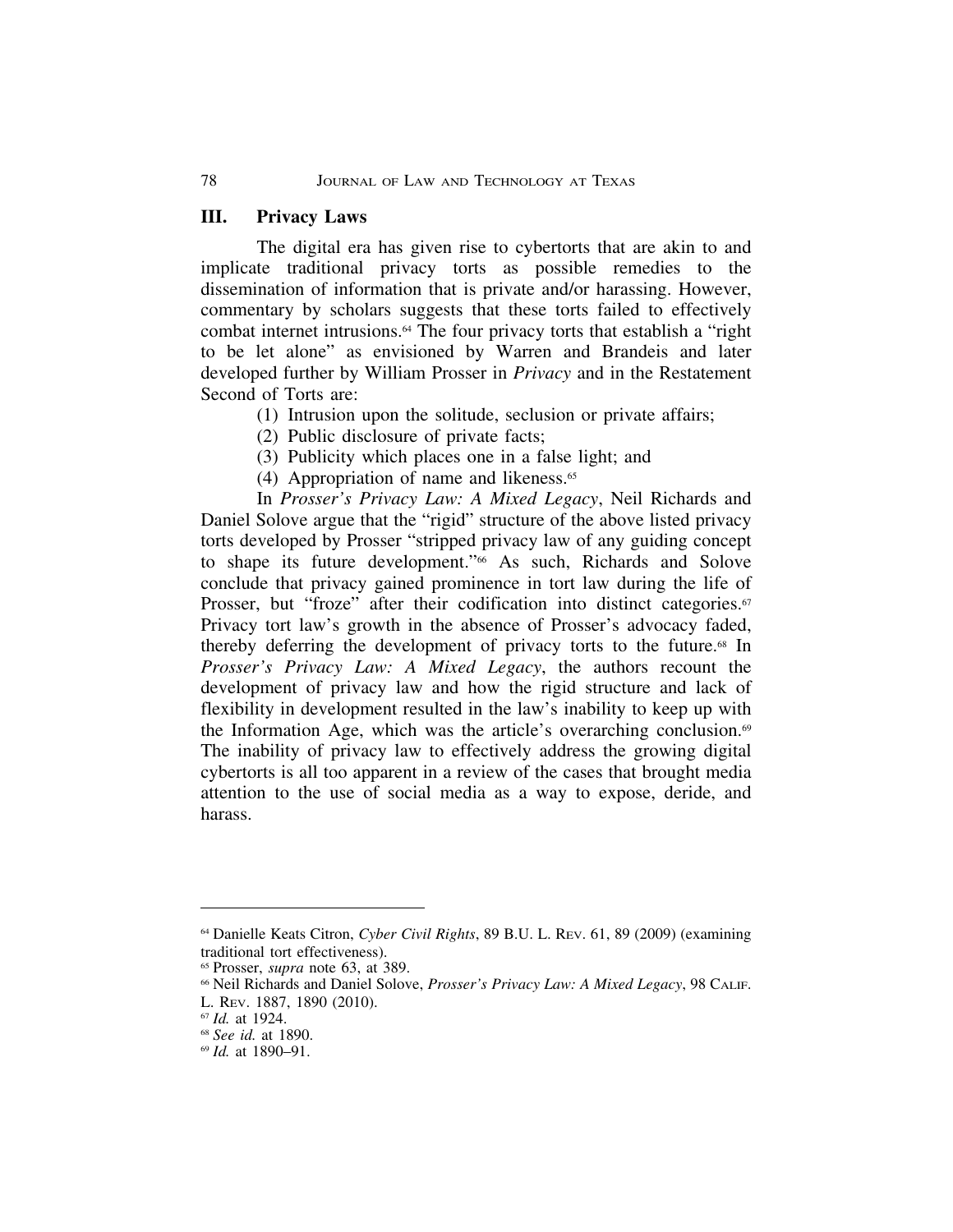## III. Privacy Laws

The digital era has given rise to cybertorts that are akin to and implicate traditional privacy torts as possible remedies to the dissemination of information that is private and/or harassing. However, commentary by scholars suggests that these torts failed to effectively combat internet intrusions.[64] The four privacy torts that establish a "right to be let alone" as envisioned by Warren and Brandeis and later developed further by William Prosser in *Privacy* and in the Restatement Second of Torts are:

(1) Intrusion upon the solitude, seclusion or private affairs;
(2) Public disclosure of private facts;
(3) Publicity which places one in a false light; and
(4) Appropriation of name and likeness.[65]

In *Prosser's Privacy Law: A Mixed Legacy*, Neil Richards and Daniel Solove argue that the "rigid" structure of the above listed privacy torts developed by Prosser "stripped privacy law of any guiding concept to shape its future development."[66] As such, Richards and Solove conclude that privacy gained prominence in tort law during the life of Prosser, but "froze" after their codification into distinct categories.[67] Privacy tort law's growth in the absence of Prosser's advocacy faded, thereby deferring the development of privacy torts to the future.[68] In *Prosser's Privacy Law: A Mixed Legacy*, the authors recount the development of privacy law and how the rigid structure and lack of flexibility in development resulted in the law's inability to keep up with the Information Age, which was the article's overarching conclusion.[69] The inability of privacy law to effectively address the growing digital cybertorts is all too apparent in a review of the cases that brought media attention to the use of social media as a way to expose, deride, and harass.

---

[64] Danielle Keats Citron, *Cyber Civil Rights*, 89 B.U. L. Rev. 61, 89 (2009) (examining traditional tort effectiveness).

[65] Prosser, *supra* note 63, at 389.

[66] Neil Richards and Daniel Solove, *Prosser's Privacy Law: A Mixed Legacy*, 98 Calif. L. Rev. 1887, 1890 (2010).

[67] *Id.* at 1924.

[68] *See id.* at 1890.

[69] *Id.* at 1890–91.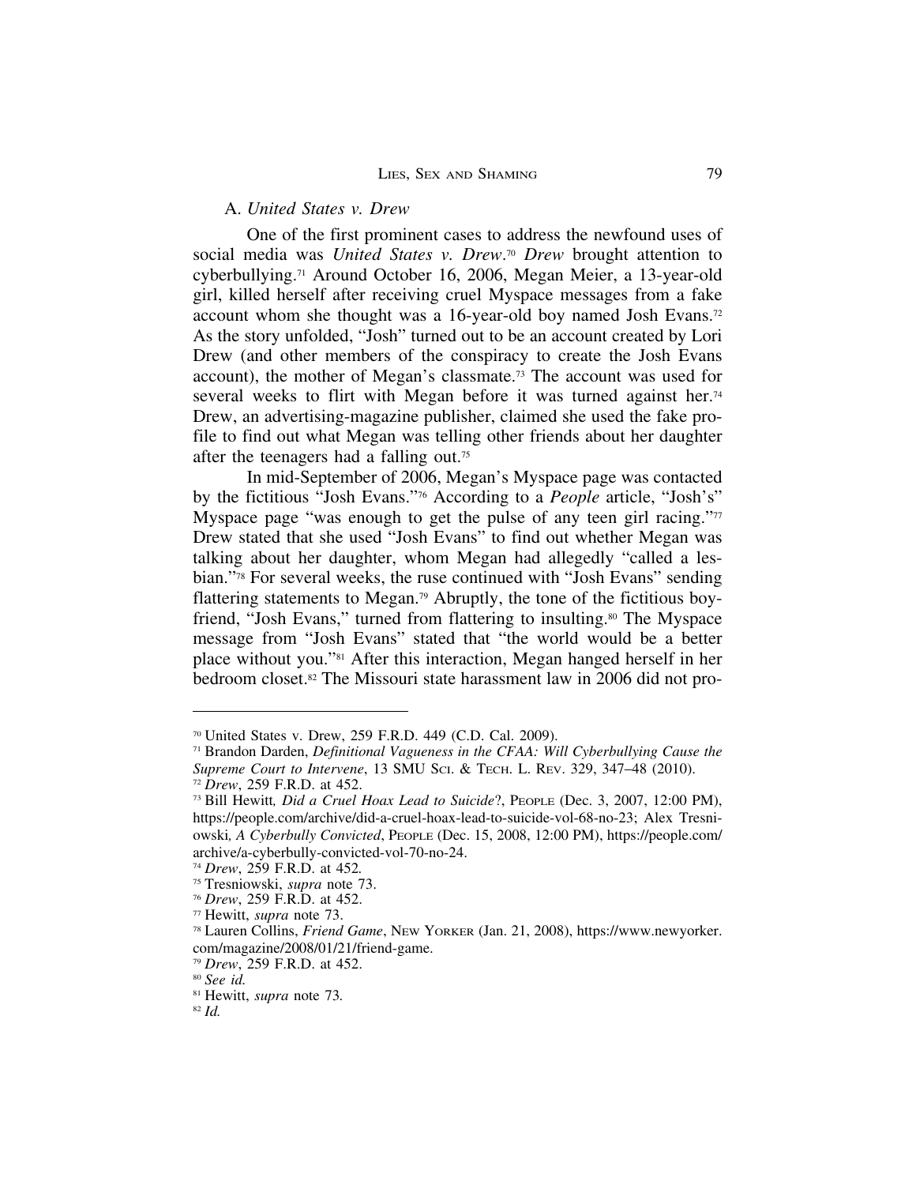### A. *United States v. Drew*

One of the first prominent cases to address the newfound uses of social media was *United States v. Drew*.[70] *Drew* brought attention to cyberbullying.[71] Around October 16, 2006, Megan Meier, a 13-year-old girl, killed herself after receiving cruel Myspace messages from a fake account whom she thought was a 16-year-old boy named Josh Evans.[72] As the story unfolded, "Josh" turned out to be an account created by Lori Drew (and other members of the conspiracy to create the Josh Evans account), the mother of Megan's classmate.[73] The account was used for several weeks to flirt with Megan before it was turned against her.[74] Drew, an advertising-magazine publisher, claimed she used the fake profile to find out what Megan was telling other friends about her daughter after the teenagers had a falling out.[75]

In mid-September of 2006, Megan's Myspace page was contacted by the fictitious "Josh Evans."[76] According to a *People* article, "Josh's" Myspace page "was enough to get the pulse of any teen girl racing."[77] Drew stated that she used "Josh Evans" to find out whether Megan was talking about her daughter, whom Megan had allegedly "called a lesbian."[78] For several weeks, the ruse continued with "Josh Evans" sending flattering statements to Megan.[79] Abruptly, the tone of the fictitious boyfriend, "Josh Evans," turned from flattering to insulting.[80] The Myspace message from "Josh Evans" stated that "the world would be a better place without you."[81] After this interaction, Megan hanged herself in her bedroom closet.[82] The Missouri state harassment law in 2006 did not pro-

---

[70] United States v. Drew, 259 F.R.D. 449 (C.D. Cal. 2009).

[71] Brandon Darden, *Definitional Vagueness in the CFAA: Will Cyberbullying Cause the Supreme Court to Intervene*, 13 SMU Sci. & Tech. L. Rev. 329, 347–48 (2010).

[72] *Drew*, 259 F.R.D. at 452.

[73] Bill Hewitt*, Did a Cruel Hoax Lead to Suicide*?, People (Dec. 3, 2007, 12:00 PM), https://people.com/archive/did-a-cruel-hoax-lead-to-suicide-vol-68-no-23; Alex Tresniowski*, A Cyberbully Convicted*, People (Dec. 15, 2008, 12:00 PM), https://people.com/archive/a-cyberbully-convicted-vol-70-no-24.

[74] *Drew*, 259 F.R.D. at 452*.*

[75] Tresniowski, *supra* note 73.

[76] *Drew*, 259 F.R.D. at 452.

[77] Hewitt, *supra* note 73.

[78] Lauren Collins, *Friend Game*, New Yorker (Jan. 21, 2008), https://www.newyorker.com/magazine/2008/01/21/friend-game.

[79] *Drew*, 259 F.R.D. at 452.

[80] *See id.*

[81] Hewitt, *supra* note 73*.*

[82] *Id.*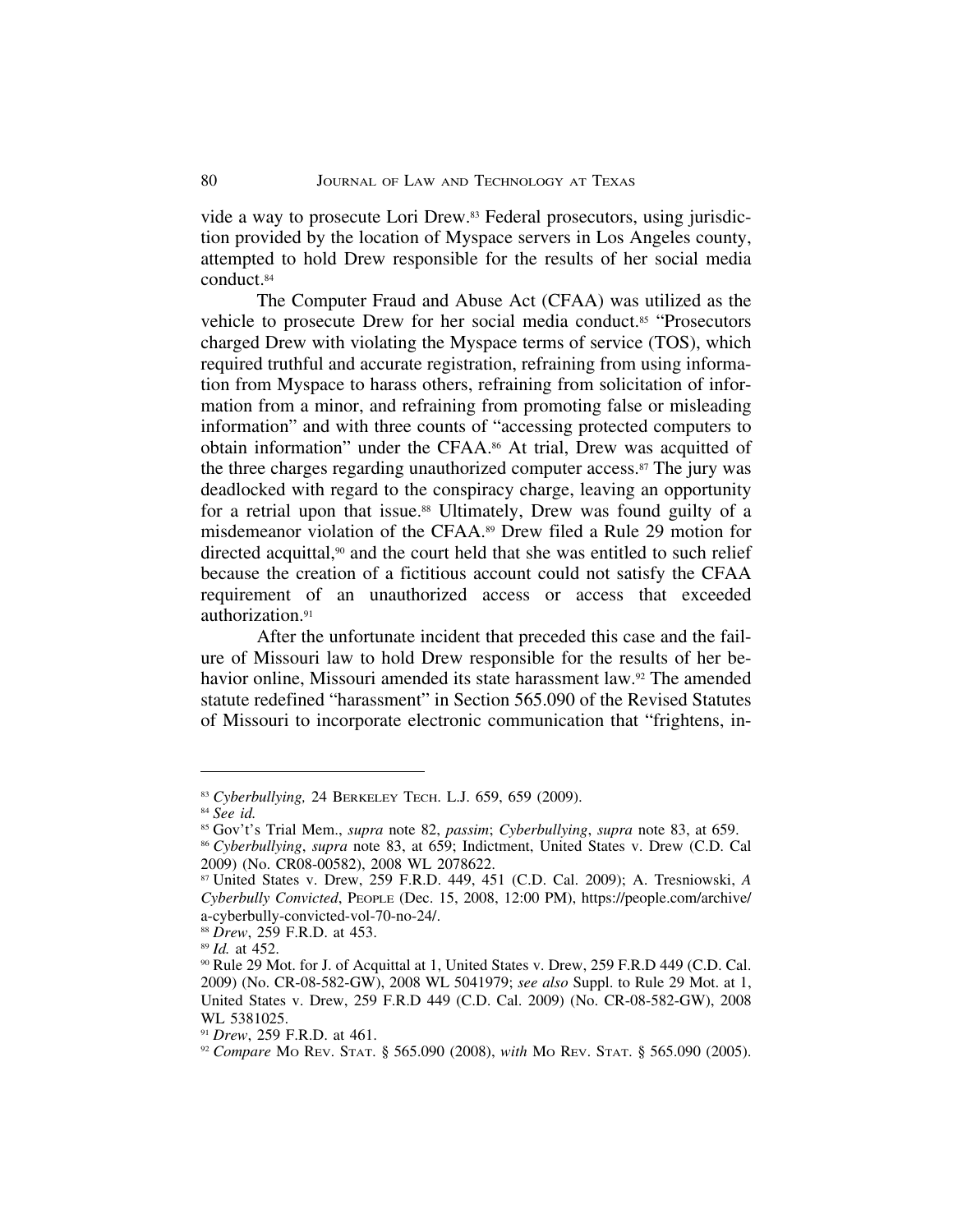vide a way to prosecute Lori Drew.[83] Federal prosecutors, using jurisdiction provided by the location of Myspace servers in Los Angeles county, attempted to hold Drew responsible for the results of her social media conduct.[84]

The Computer Fraud and Abuse Act (CFAA) was utilized as the vehicle to prosecute Drew for her social media conduct.[85] "Prosecutors charged Drew with violating the Myspace terms of service (TOS), which required truthful and accurate registration, refraining from using information from Myspace to harass others, refraining from solicitation of information from a minor, and refraining from promoting false or misleading information" and with three counts of "accessing protected computers to obtain information" under the CFAA.[86] At trial, Drew was acquitted of the three charges regarding unauthorized computer access.[87] The jury was deadlocked with regard to the conspiracy charge, leaving an opportunity for a retrial upon that issue.[88] Ultimately, Drew was found guilty of a misdemeanor violation of the CFAA.[89] Drew filed a Rule 29 motion for directed acquittal,[90] and the court held that she was entitled to such relief because the creation of a fictitious account could not satisfy the CFAA requirement of an unauthorized access or access that exceeded authorization.[91]

After the unfortunate incident that preceded this case and the failure of Missouri law to hold Drew responsible for the results of her behavior online, Missouri amended its state harassment law.[92] The amended statute redefined "harassment" in Section 565.090 of the Revised Statutes of Missouri to incorporate electronic communication that "frightens, in-

---

[83] *Cyberbullying,* 24 Berkeley Tech. L.J. 659, 659 (2009).

[84] *See id.*

[85] Gov't's Trial Mem., *supra* note 82, *passim*; *Cyberbullying*, *supra* note 83, at 659.

[86] *Cyberbullying*, *supra* note 83, at 659; Indictment, United States v. Drew (C.D. Cal 2009) (No. CR08-00582), 2008 WL 2078622.

[87] United States v. Drew, 259 F.R.D. 449, 451 (C.D. Cal. 2009); A. Tresniowski, *A Cyberbully Convicted*, People (Dec. 15, 2008, 12:00 PM), https://people.com/archive/a-cyberbully-convicted-vol-70-no-24/.

[88] *Drew*, 259 F.R.D. at 453.

[89] *Id.* at 452.

[90] Rule 29 Mot. for J. of Acquittal at 1, United States v. Drew, 259 F.R.D 449 (C.D. Cal. 2009) (No. CR-08-582-GW), 2008 WL 5041979; *see also* Suppl. to Rule 29 Mot. at 1, United States v. Drew, 259 F.R.D 449 (C.D. Cal. 2009) (No. CR-08-582-GW), 2008 WL 5381025.

[91] *Drew*, 259 F.R.D. at 461.

[92] *Compare* Mo Rev. Stat. § 565.090 (2008), *with* Mo Rev. Stat. § 565.090 (2005).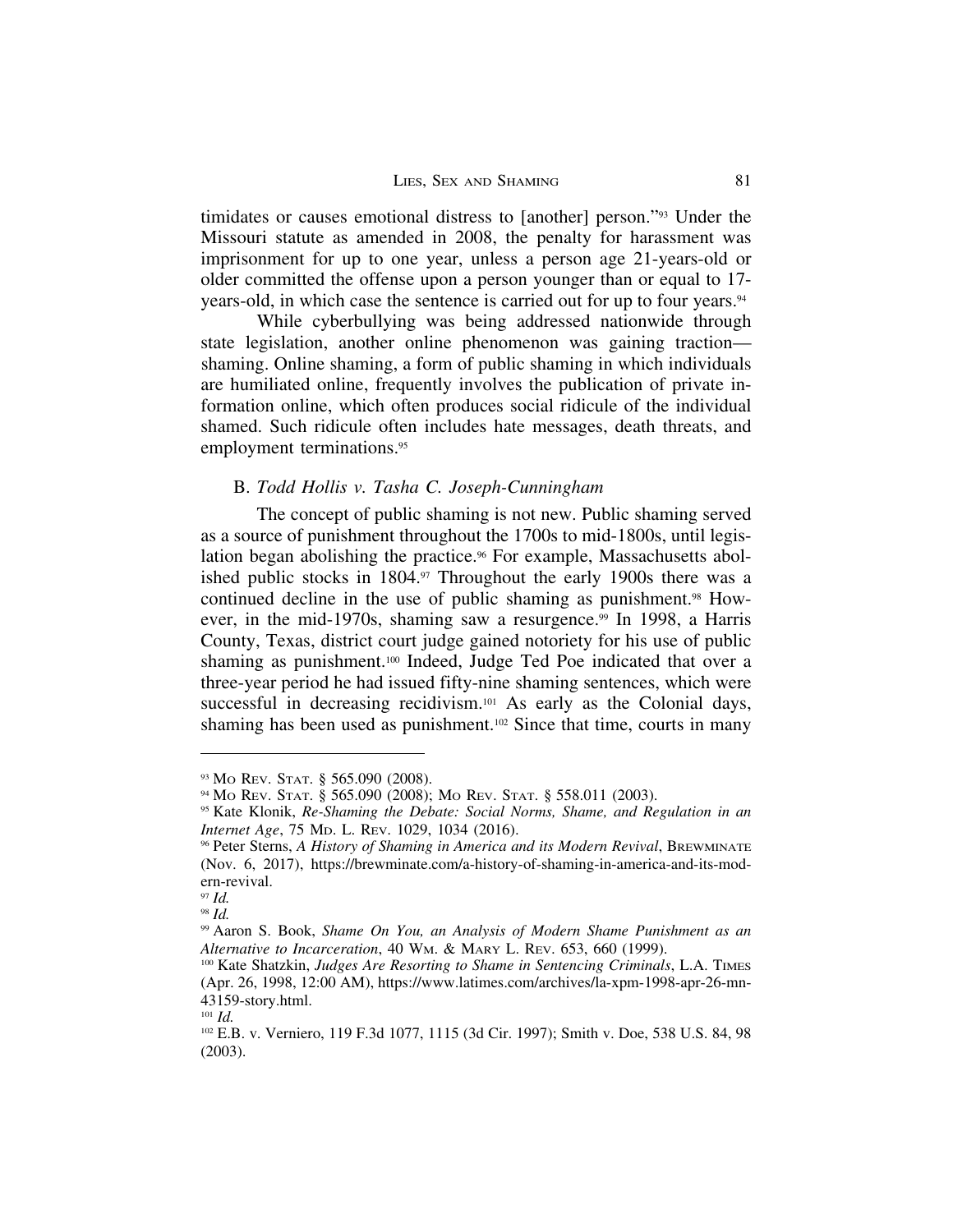timidates or causes emotional distress to [another] person."[93] Under the Missouri statute as amended in 2008, the penalty for harassment was imprisonment for up to one year, unless a person age 21-years-old or older committed the offense upon a person younger than or equal to 17-years-old, in which case the sentence is carried out for up to four years.[94]

While cyberbullying was being addressed nationwide through state legislation, another online phenomenon was gaining traction—shaming. Online shaming, a form of public shaming in which individuals are humiliated online, frequently involves the publication of private information online, which often produces social ridicule of the individual shamed. Such ridicule often includes hate messages, death threats, and employment terminations.[95]

### B. *Todd Hollis v. Tasha C. Joseph-Cunningham*

The concept of public shaming is not new. Public shaming served as a source of punishment throughout the 1700s to mid-1800s, until legislation began abolishing the practice.[96] For example, Massachusetts abolished public stocks in 1804.[97] Throughout the early 1900s there was a continued decline in the use of public shaming as punishment.[98] However, in the mid-1970s, shaming saw a resurgence.[99] In 1998, a Harris County, Texas, district court judge gained notoriety for his use of public shaming as punishment.[100] Indeed, Judge Ted Poe indicated that over a three-year period he had issued fifty-nine shaming sentences, which were successful in decreasing recidivism.[101] As early as the Colonial days, shaming has been used as punishment.[102] Since that time, courts in many

---

[93] Mo Rev. Stat. § 565.090 (2008).

[94] Mo Rev. Stat. § 565.090 (2008); Mo Rev. Stat. § 558.011 (2003).

[95] Kate Klonik, *Re-Shaming the Debate: Social Norms, Shame, and Regulation in an Internet Age*, 75 Md. L. Rev. 1029, 1034 (2016).

[96] Peter Sterns, *A History of Shaming in America and its Modern Revival*, Brewminate (Nov. 6, 2017), https://brewminate.com/a-history-of-shaming-in-america-and-its-modern-revival.

[97] *Id.*

[98] *Id.*

[99] Aaron S. Book, *Shame On You, an Analysis of Modern Shame Punishment as an Alternative to Incarceration*, 40 Wm. & Mary L. Rev. 653, 660 (1999).

[100] Kate Shatzkin, *Judges Are Resorting to Shame in Sentencing Criminals*, L.A. Times (Apr. 26, 1998, 12:00 AM), https://www.latimes.com/archives/la-xpm-1998-apr-26-mn-43159-story.html.

[101] *Id.*

[102] E.B. v. Verniero, 119 F.3d 1077, 1115 (3d Cir. 1997); Smith v. Doe, 538 U.S. 84, 98 (2003).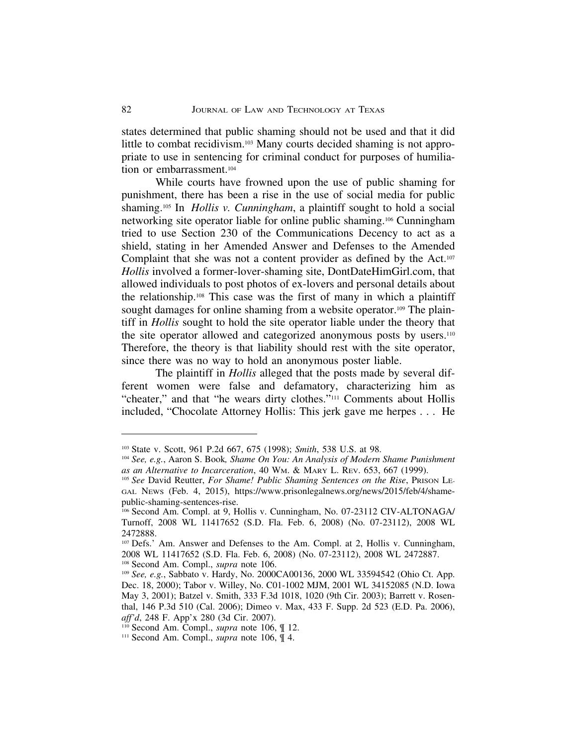states determined that public shaming should not be used and that it did little to combat recidivism.[103] Many courts decided shaming is not appropriate to use in sentencing for criminal conduct for purposes of humiliation or embarrassment.[104]

While courts have frowned upon the use of public shaming for punishment, there has been a rise in the use of social media for public shaming.[105] In *Hollis v. Cunningham*, a plaintiff sought to hold a social networking site operator liable for online public shaming.[106] Cunningham tried to use Section 230 of the Communications Decency to act as a shield, stating in her Amended Answer and Defenses to the Amended Complaint that she was not a content provider as defined by the Act.[107] *Hollis* involved a former-lover-shaming site, DontDateHimGirl.com, that allowed individuals to post photos of ex-lovers and personal details about the relationship.[108] This case was the first of many in which a plaintiff sought damages for online shaming from a website operator.[109] The plaintiff in *Hollis* sought to hold the site operator liable under the theory that the site operator allowed and categorized anonymous posts by users.[110] Therefore, the theory is that liability should rest with the site operator, since there was no way to hold an anonymous poster liable.

The plaintiff in *Hollis* alleged that the posts made by several different women were false and defamatory, characterizing him as "cheater," and that "he wears dirty clothes."[111] Comments about Hollis included, "Chocolate Attorney Hollis: This jerk gave me herpes . . . He

---

[103] State v. Scott, 961 P.2d 667, 675 (1998); *Smith*, 538 U.S. at 98.

[104] *See, e.g.*, Aaron S. Book*, Shame On You: An Analysis of Modern Shame Punishment as an Alternative to Incarceration*, 40 Wm. & Mary L. Rev. 653, 667 (1999).

[105] *See* David Reutter, *For Shame! Public Shaming Sentences on the Rise*, Prison Legal News (Feb. 4, 2015), https://www.prisonlegalnews.org/news/2015/feb/4/shame-public-shaming-sentences-rise.

[106] Second Am. Compl. at 9, Hollis v. Cunningham, No. 07-23112 CIV-ALTONAGA/Turnoff, 2008 WL 11417652 (S.D. Fla. Feb. 6, 2008) (No. 07-23112), 2008 WL 2472888.

[107] Defs.' Am. Answer and Defenses to the Am. Compl. at 2, Hollis v. Cunningham, 2008 WL 11417652 (S.D. Fla. Feb. 6, 2008) (No. 07-23112), 2008 WL 2472887.

[108] Second Am. Compl., *supra* note 106.

[109] *See, e.g.*, Sabbato v. Hardy, No. 2000CA00136, 2000 WL 33594542 (Ohio Ct. App. Dec. 18, 2000); Tabor v. Willey, No. C01-1002 MJM, 2001 WL 34152085 (N.D. Iowa May 3, 2001); Batzel v. Smith, 333 F.3d 1018, 1020 (9th Cir. 2003); Barrett v. Rosenthal, 146 P.3d 510 (Cal. 2006); Dimeo v. Max, 433 F. Supp. 2d 523 (E.D. Pa. 2006), *aff'd*, 248 F. App'x 280 (3d Cir. 2007).

[110] Second Am. Compl., *supra* note 106, ¶ 12.

[111] Second Am. Compl., *supra* note 106, ¶ 4.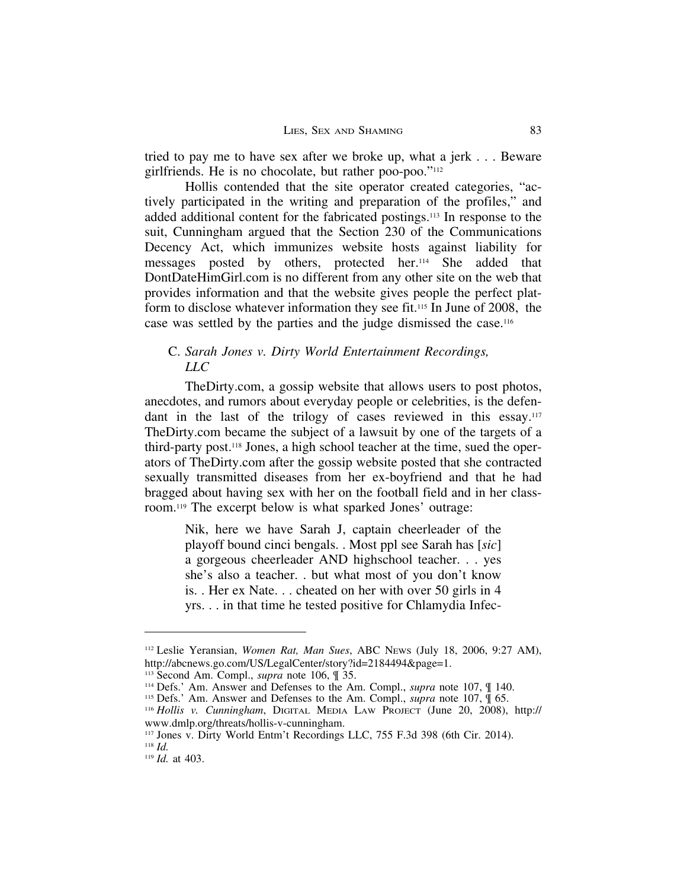tried to pay me to have sex after we broke up, what a jerk . . . Beware girlfriends. He is no chocolate, but rather poo-poo."[112]

Hollis contended that the site operator created categories, "actively participated in the writing and preparation of the profiles," and added additional content for the fabricated postings.[113] In response to the suit, Cunningham argued that the Section 230 of the Communications Decency Act, which immunizes website hosts against liability for messages posted by others, protected her.[114] She added that DontDateHimGirl.com is no different from any other site on the web that provides information and that the website gives people the perfect platform to disclose whatever information they see fit.[115] In June of 2008, the case was settled by the parties and the judge dismissed the case.[116]

### C. *Sarah Jones v. Dirty World Entertainment Recordings, LLC*

TheDirty.com, a gossip website that allows users to post photos, anecdotes, and rumors about everyday people or celebrities, is the defendant in the last of the trilogy of cases reviewed in this essay.[117] TheDirty.com became the subject of a lawsuit by one of the targets of a third-party post.[118] Jones, a high school teacher at the time, sued the operators of TheDirty.com after the gossip website posted that she contracted sexually transmitted diseases from her ex-boyfriend and that he had bragged about having sex with her on the football field and in her classroom.[119] The excerpt below is what sparked Jones' outrage:

> Nik, here we have Sarah J, captain cheerleader of the playoff bound cinci bengals. . Most ppl see Sarah has [*sic*] a gorgeous cheerleader AND highschool teacher. . . yes she's also a teacher. . but what most of you don't know is. . Her ex Nate. . . cheated on her with over 50 girls in 4 yrs. . . in that time he tested positive for Chlamydia Infec-

---

[112] Leslie Yeransian, *Women Rat, Man Sues*, ABC News (July 18, 2006, 9:27 AM), http://abcnews.go.com/US/LegalCenter/story?id=2184494&page=1.

[113] Second Am. Compl., *supra* note 106, ¶ 35.

[114] Defs.' Am. Answer and Defenses to the Am. Compl., *supra* note 107, ¶ 140.

[115] Defs.' Am. Answer and Defenses to the Am. Compl., *supra* note 107, ¶ 65.

[116] *Hollis v. Cunningham*, Digital Media Law Project (June 20, 2008), http://www.dmlp.org/threats/hollis-v-cunningham.

[117] Jones v. Dirty World Entm't Recordings LLC, 755 F.3d 398 (6th Cir. 2014).

[118] *Id.*

[119] *Id.* at 403.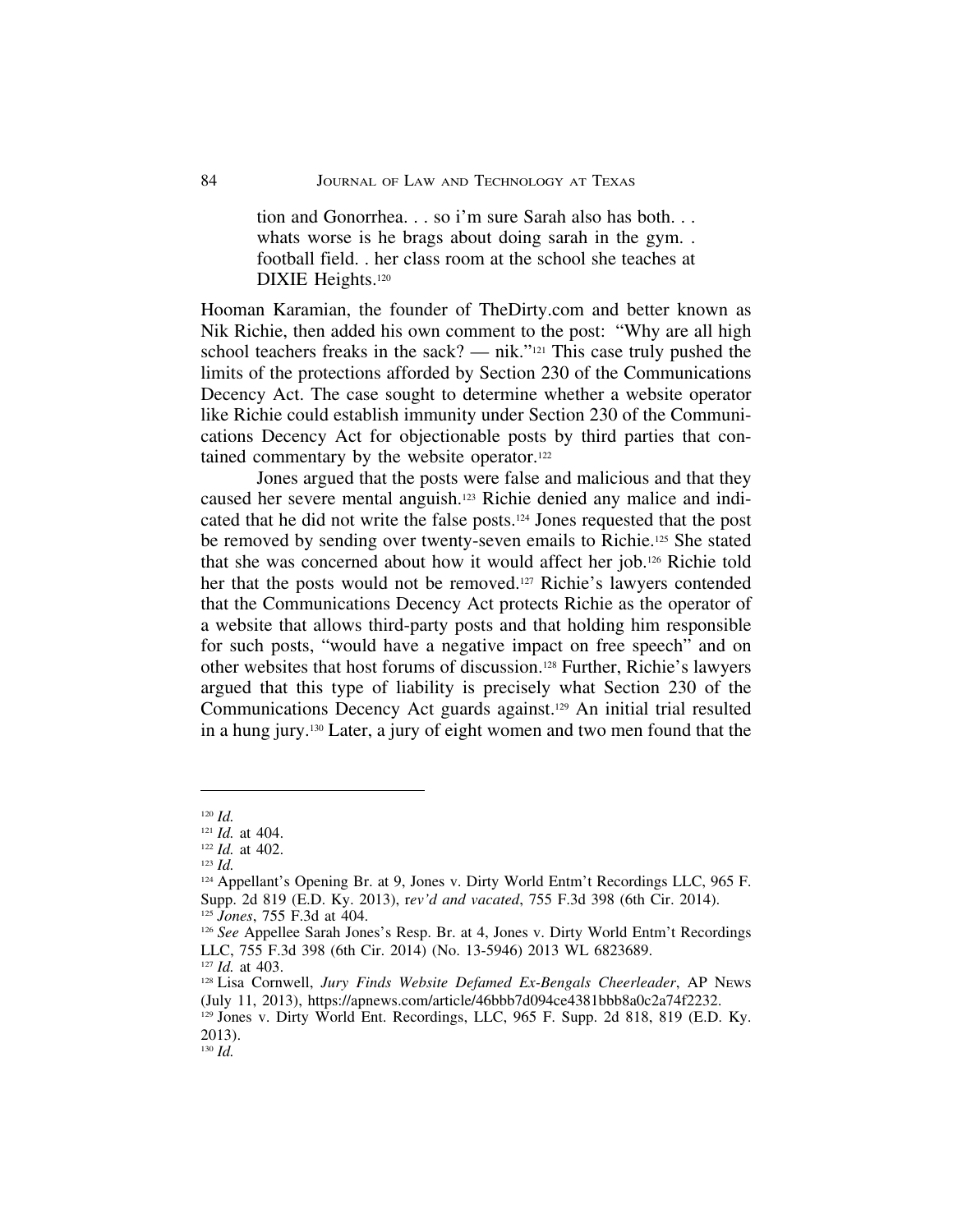> tion and Gonorrhea. . . so i'm sure Sarah also has both. . . whats worse is he brags about doing sarah in the gym. . football field. . her class room at the school she teaches at DIXIE Heights.[120]

Hooman Karamian, the founder of TheDirty.com and better known as Nik Richie, then added his own comment to the post: "Why are all high school teachers freaks in the sack? — nik."[121] This case truly pushed the limits of the protections afforded by Section 230 of the Communications Decency Act. The case sought to determine whether a website operator like Richie could establish immunity under Section 230 of the Communications Decency Act for objectionable posts by third parties that contained commentary by the website operator.[122]

Jones argued that the posts were false and malicious and that they caused her severe mental anguish.[123] Richie denied any malice and indicated that he did not write the false posts.[124] Jones requested that the post be removed by sending over twenty-seven emails to Richie.[125] She stated that she was concerned about how it would affect her job.[126] Richie told her that the posts would not be removed.[127] Richie's lawyers contended that the Communications Decency Act protects Richie as the operator of a website that allows third-party posts and that holding him responsible for such posts, "would have a negative impact on free speech" and on other websites that host forums of discussion.[128] Further, Richie's lawyers argued that this type of liability is precisely what Section 230 of the Communications Decency Act guards against.[129] An initial trial resulted in a hung jury.[130] Later, a jury of eight women and two men found that the

---

[120] *Id.*

[121] *Id.* at 404.

[122] *Id.* at 402.

[123] *Id.*

[124] Appellant's Opening Br. at 9, Jones v. Dirty World Entm't Recordings LLC, 965 F. Supp. 2d 819 (E.D. Ky. 2013), r*ev'd and vacated*, 755 F.3d 398 (6th Cir. 2014).

[125] *Jones*, 755 F.3d at 404.

[126] *See* Appellee Sarah Jones's Resp. Br. at 4, Jones v. Dirty World Entm't Recordings LLC, 755 F.3d 398 (6th Cir. 2014) (No. 13-5946) 2013 WL 6823689.

[127] *Id.* at 403.

[128] Lisa Cornwell, *Jury Finds Website Defamed Ex-Bengals Cheerleader*, AP NEWS (July 11, 2013), https://apnews.com/article/46bbb7d094ce4381bbb8a0c2a74f2232.

[129] Jones v. Dirty World Ent. Recordings, LLC, 965 F. Supp. 2d 818, 819 (E.D. Ky. 2013).

[130] *Id.*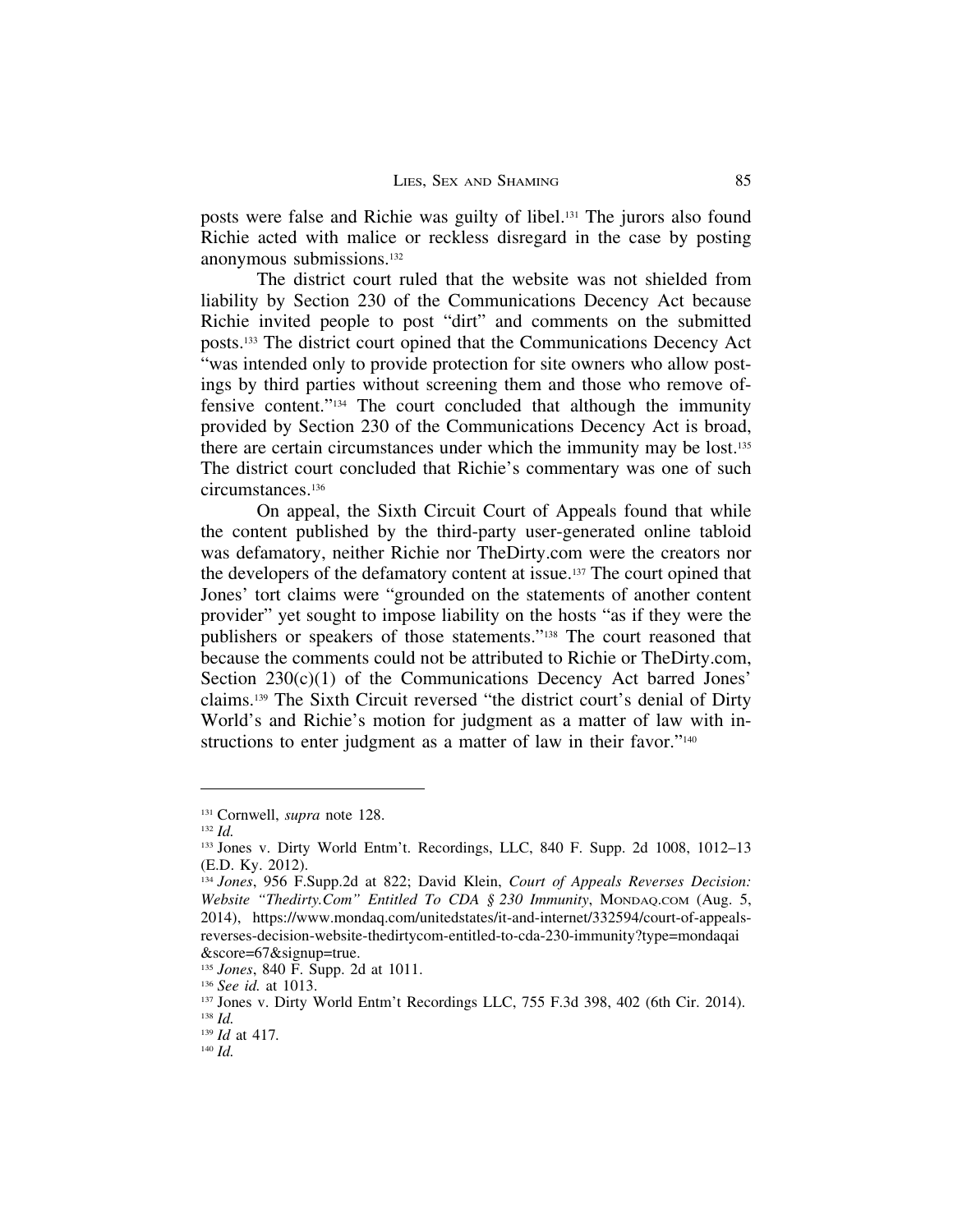posts were false and Richie was guilty of libel.[131] The jurors also found Richie acted with malice or reckless disregard in the case by posting anonymous submissions.[132]

The district court ruled that the website was not shielded from liability by Section 230 of the Communications Decency Act because Richie invited people to post "dirt" and comments on the submitted posts.[133] The district court opined that the Communications Decency Act "was intended only to provide protection for site owners who allow postings by third parties without screening them and those who remove offensive content."[134] The court concluded that although the immunity provided by Section 230 of the Communications Decency Act is broad, there are certain circumstances under which the immunity may be lost.[135] The district court concluded that Richie's commentary was one of such circumstances.[136]

On appeal, the Sixth Circuit Court of Appeals found that while the content published by the third-party user-generated online tabloid was defamatory, neither Richie nor TheDirty.com were the creators nor the developers of the defamatory content at issue.[137] The court opined that Jones' tort claims were "grounded on the statements of another content provider" yet sought to impose liability on the hosts "as if they were the publishers or speakers of those statements."[138] The court reasoned that because the comments could not be attributed to Richie or TheDirty.com, Section 230(c)(1) of the Communications Decency Act barred Jones' claims.[139] The Sixth Circuit reversed "the district court's denial of Dirty World's and Richie's motion for judgment as a matter of law with instructions to enter judgment as a matter of law in their favor."[140]

---

[131] Cornwell, *supra* note 128.

[132] *Id.*

[133] Jones v. Dirty World Entm't. Recordings, LLC, 840 F. Supp. 2d 1008, 1012–13 (E.D. Ky. 2012).

[134] *Jones*, 956 F.Supp.2d at 822; David Klein, *Court of Appeals Reverses Decision: Website "Thedirty.Com" Entitled To CDA § 230 Immunity*, MONDAQ.COM (Aug. 5, 2014), https://www.mondaq.com/unitedstates/it-and-internet/332594/court-of-appeals-reverses-decision-website-thedirtycom-entitled-to-cda-230-immunity?type=mondaqai&score=67&signup=true.

[135] *Jones*, 840 F. Supp. 2d at 1011.

[136] *See id.* at 1013.

[137] Jones v. Dirty World Entm't Recordings LLC, 755 F.3d 398, 402 (6th Cir. 2014).

[138] *Id.*

[139] *Id* at 417.

[140] *Id.*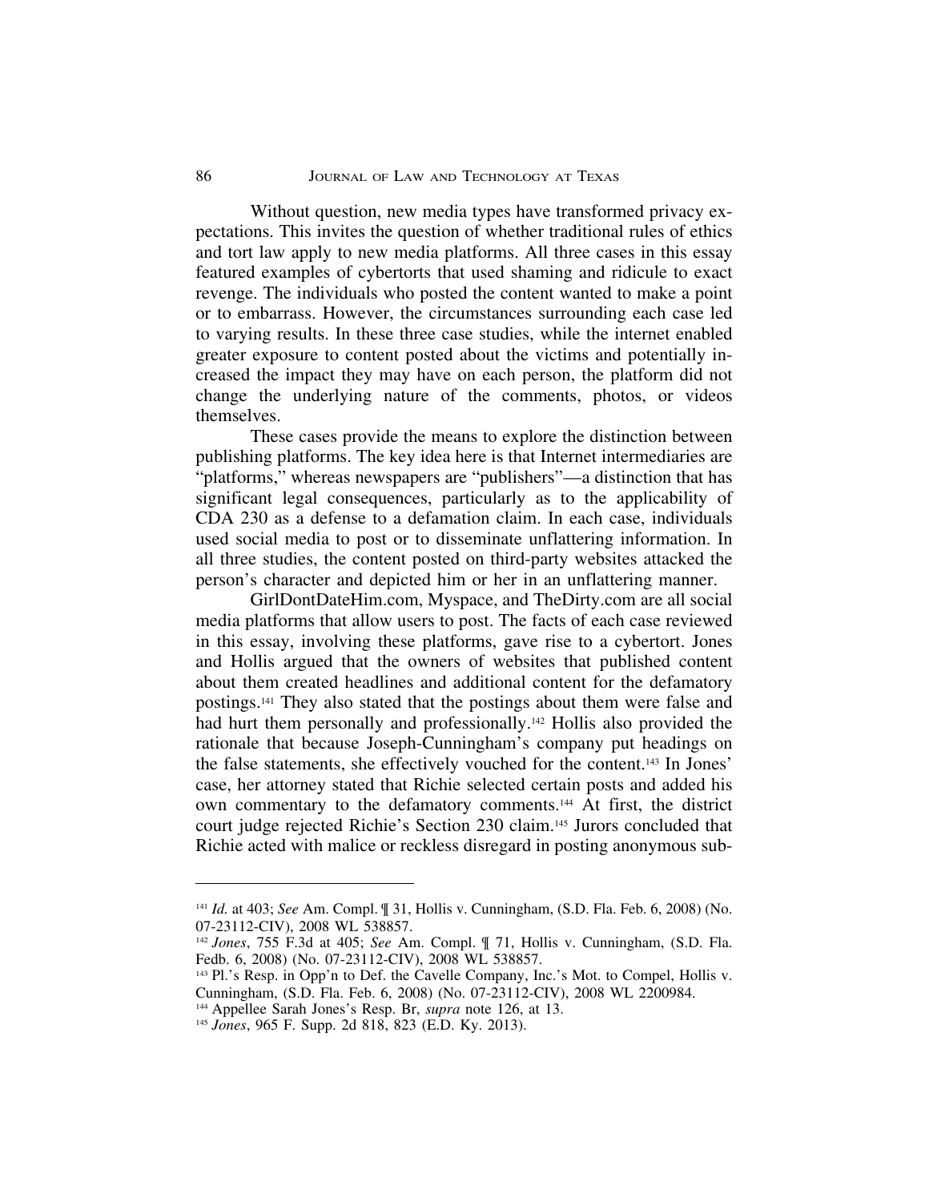Without question, new media types have transformed privacy expectations. This invites the question of whether traditional rules of ethics and tort law apply to new media platforms. All three cases in this essay featured examples of cybertorts that used shaming and ridicule to exact revenge. The individuals who posted the content wanted to make a point or to embarrass. However, the circumstances surrounding each case led to varying results. In these three case studies, while the internet enabled greater exposure to content posted about the victims and potentially increased the impact they may have on each person, the platform did not change the underlying nature of the comments, photos, or videos themselves.

These cases provide the means to explore the distinction between publishing platforms. The key idea here is that Internet intermediaries are "platforms," whereas newspapers are "publishers"—a distinction that has significant legal consequences, particularly as to the applicability of CDA 230 as a defense to a defamation claim. In each case, individuals used social media to post or to disseminate unflattering information. In all three studies, the content posted on third-party websites attacked the person's character and depicted him or her in an unflattering manner.

GirlDontDateHim.com, Myspace, and TheDirty.com are all social media platforms that allow users to post. The facts of each case reviewed in this essay, involving these platforms, gave rise to a cybertort. Jones and Hollis argued that the owners of websites that published content about them created headlines and additional content for the defamatory postings.[141] They also stated that the postings about them were false and had hurt them personally and professionally.[142] Hollis also provided the rationale that because Joseph-Cunningham's company put headings on the false statements, she effectively vouched for the content.[143] In Jones' case, her attorney stated that Richie selected certain posts and added his own commentary to the defamatory comments.[144] At first, the district court judge rejected Richie's Section 230 claim.[145] Jurors concluded that Richie acted with malice or reckless disregard in posting anonymous sub-

---

[141] *Id.* at 403; *See* Am. Compl. ¶ 31, Hollis v. Cunningham, (S.D. Fla. Feb. 6, 2008) (No. 07-23112-CIV), 2008 WL 538857.

[142] *Jones*, 755 F.3d at 405; *See* Am. Compl. ¶ 71, Hollis v. Cunningham, (S.D. Fla. Fedb. 6, 2008) (No. 07-23112-CIV), 2008 WL 538857.

[143] Pl.'s Resp. in Opp'n to Def. the Cavelle Company, Inc.'s Mot. to Compel, Hollis v. Cunningham, (S.D. Fla. Feb. 6, 2008) (No. 07-23112-CIV), 2008 WL 2200984.

[144] Appellee Sarah Jones's Resp. Br, *supra* note 126, at 13.

[145] *Jones*, 965 F. Supp. 2d 818, 823 (E.D. Ky. 2013).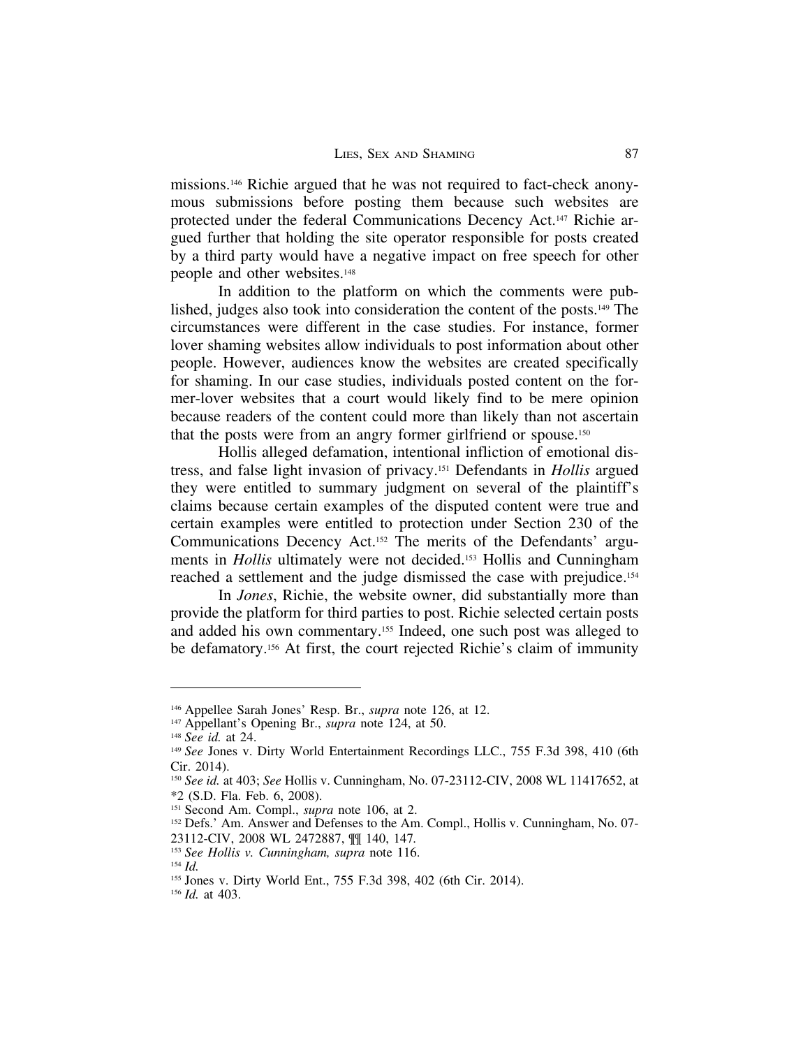missions.[146] Richie argued that he was not required to fact-check anonymous submissions before posting them because such websites are protected under the federal Communications Decency Act.[147] Richie argued further that holding the site operator responsible for posts created by a third party would have a negative impact on free speech for other people and other websites.[148]

In addition to the platform on which the comments were published, judges also took into consideration the content of the posts.[149] The circumstances were different in the case studies. For instance, former lover shaming websites allow individuals to post information about other people. However, audiences know the websites are created specifically for shaming. In our case studies, individuals posted content on the former-lover websites that a court would likely find to be mere opinion because readers of the content could more than likely than not ascertain that the posts were from an angry former girlfriend or spouse.[150]

Hollis alleged defamation, intentional infliction of emotional distress, and false light invasion of privacy.[151] Defendants in *Hollis* argued they were entitled to summary judgment on several of the plaintiff's claims because certain examples of the disputed content were true and certain examples were entitled to protection under Section 230 of the Communications Decency Act.[152] The merits of the Defendants' arguments in *Hollis* ultimately were not decided.[153] Hollis and Cunningham reached a settlement and the judge dismissed the case with prejudice.[154]

In *Jones*, Richie, the website owner, did substantially more than provide the platform for third parties to post. Richie selected certain posts and added his own commentary.[155] Indeed, one such post was alleged to be defamatory.[156] At first, the court rejected Richie's claim of immunity

---

[146] Appellee Sarah Jones' Resp. Br., *supra* note 126, at 12.

[147] Appellant's Opening Br., *supra* note 124, at 50.

[148] *See id.* at 24.

[149] *See* Jones v. Dirty World Entertainment Recordings LLC., 755 F.3d 398, 410 (6th Cir. 2014).

[150] *See id.* at 403; *See* Hollis v. Cunningham, No. 07-23112-CIV, 2008 WL 11417652, at *2 (S.D. Fla. Feb. 6, 2008).

[151] Second Am. Compl., *supra* note 106, at 2.

[152] Defs.' Am. Answer and Defenses to the Am. Compl., Hollis v. Cunningham, No. 07-23112-CIV, 2008 WL 2472887, ¶¶ 140, 147.

[153] *See Hollis v. Cunningham, supra* note 116.

[154] *Id.*

[155] Jones v. Dirty World Ent., 755 F.3d 398, 402 (6th Cir. 2014).

[156] *Id.* at 403.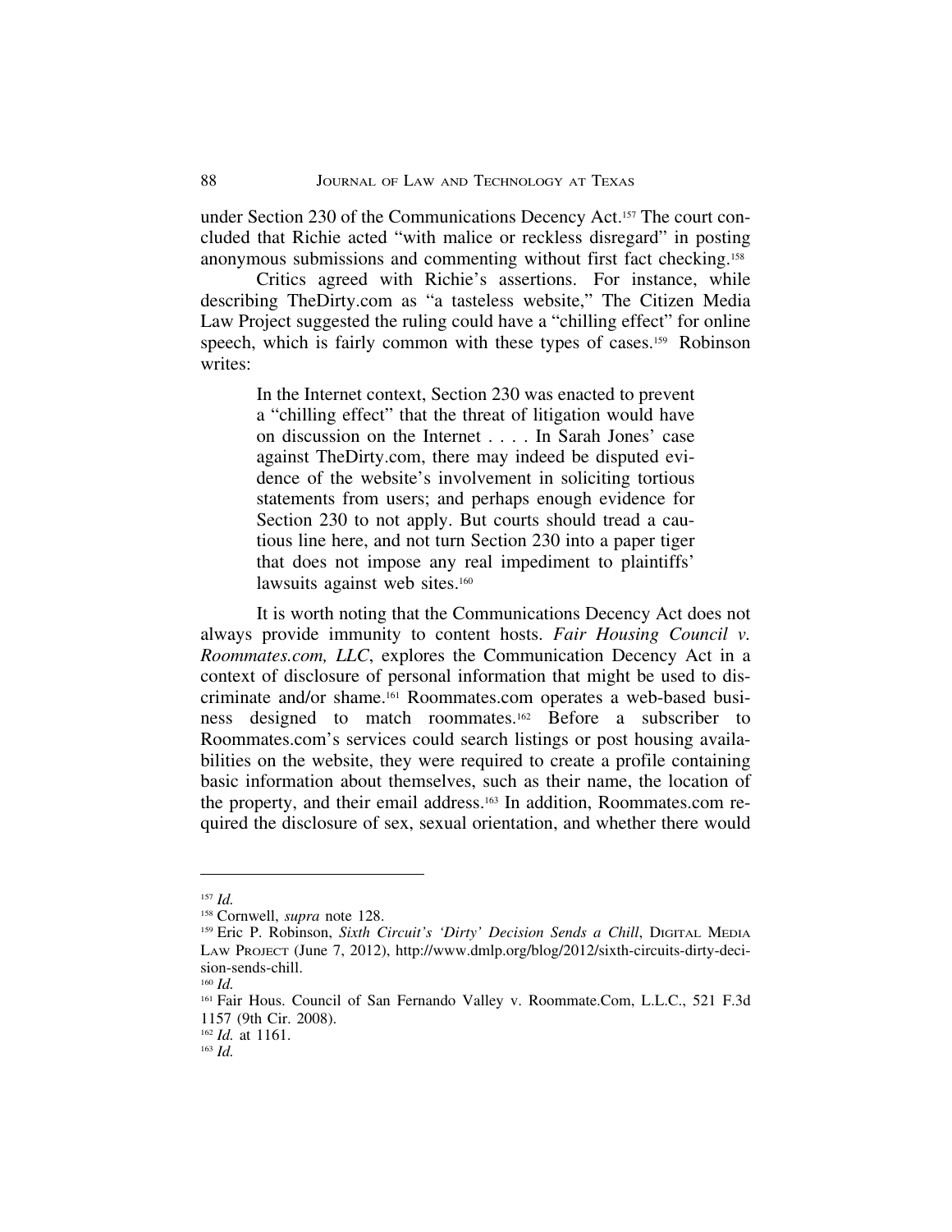under Section 230 of the Communications Decency Act.[157] The court concluded that Richie acted "with malice or reckless disregard" in posting anonymous submissions and commenting without first fact checking.[158]

Critics agreed with Richie's assertions. For instance, while describing TheDirty.com as "a tasteless website," The Citizen Media Law Project suggested the ruling could have a "chilling effect" for online speech, which is fairly common with these types of cases.[159] Robinson writes:

> In the Internet context, Section 230 was enacted to prevent a "chilling effect" that the threat of litigation would have on discussion on the Internet . . . . In Sarah Jones' case against TheDirty.com, there may indeed be disputed evidence of the website's involvement in soliciting tortious statements from users; and perhaps enough evidence for Section 230 to not apply. But courts should tread a cautious line here, and not turn Section 230 into a paper tiger that does not impose any real impediment to plaintiffs' lawsuits against web sites.[160]

It is worth noting that the Communications Decency Act does not always provide immunity to content hosts. *Fair Housing Council v. Roommates.com, LLC*, explores the Communication Decency Act in a context of disclosure of personal information that might be used to discriminate and/or shame.[161] Roommates.com operates a web-based business designed to match roommates.[162] Before a subscriber to Roommates.com's services could search listings or post housing availabilities on the website, they were required to create a profile containing basic information about themselves, such as their name, the location of the property, and their email address.[163] In addition, Roommates.com required the disclosure of sex, sexual orientation, and whether there would

---

[157] *Id.*

[158] Cornwell, *supra* note 128.

[159] Eric P. Robinson, *Sixth Circuit's 'Dirty' Decision Sends a Chill*, DIGITAL MEDIA LAW PROJECT (June 7, 2012), http://www.dmlp.org/blog/2012/sixth-circuits-dirty-decision-sends-chill.

[160] *Id.*

[161] Fair Hous. Council of San Fernando Valley v. Roommate.Com, L.L.C., 521 F.3d 1157 (9th Cir. 2008).

[162] *Id.* at 1161.

[163] *Id.*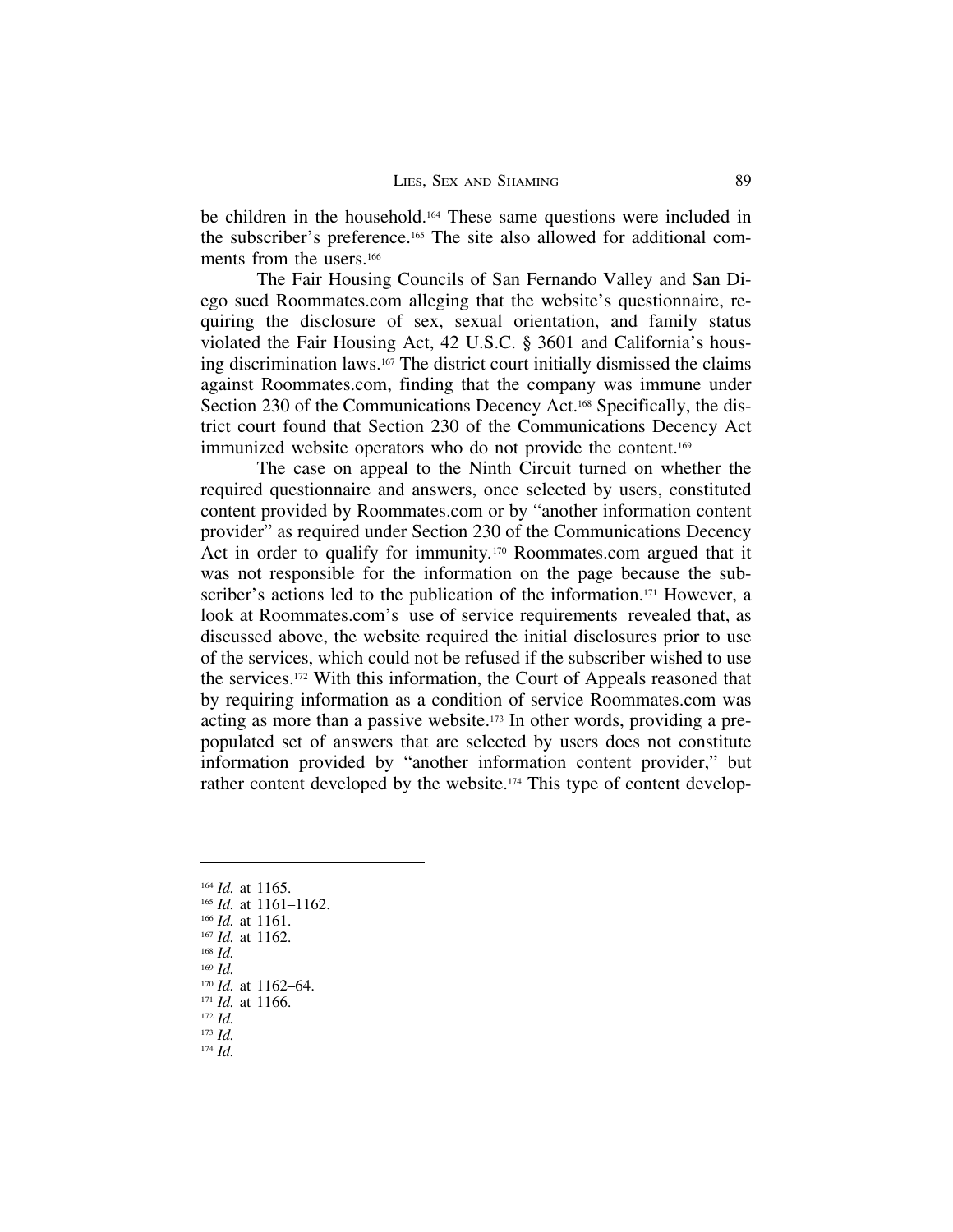be children in the household.[164] These same questions were included in the subscriber's preference.[165] The site also allowed for additional comments from the users.[166]

The Fair Housing Councils of San Fernando Valley and San Diego sued Roommates.com alleging that the website's questionnaire, requiring the disclosure of sex, sexual orientation, and family status violated the Fair Housing Act, 42 U.S.C. § 3601 and California's housing discrimination laws.[167] The district court initially dismissed the claims against Roommates.com, finding that the company was immune under Section 230 of the Communications Decency Act.[168] Specifically, the district court found that Section 230 of the Communications Decency Act immunized website operators who do not provide the content.[169]

The case on appeal to the Ninth Circuit turned on whether the required questionnaire and answers, once selected by users, constituted content provided by Roommates.com or by "another information content provider" as required under Section 230 of the Communications Decency Act in order to qualify for immunity.[170] Roommates.com argued that it was not responsible for the information on the page because the subscriber's actions led to the publication of the information.[171] However, a look at Roommates.com's use of service requirements revealed that, as discussed above, the website required the initial disclosures prior to use of the services, which could not be refused if the subscriber wished to use the services.[172] With this information, the Court of Appeals reasoned that by requiring information as a condition of service Roommates.com was acting as more than a passive website.[173] In other words, providing a pre-populated set of answers that are selected by users does not constitute information provided by "another information content provider," but rather content developed by the website.[174] This type of content develop-

---

[164] *Id.* at 1165.
[165] *Id.* at 1161–1162.
[166] *Id.* at 1161.
[167] *Id.* at 1162.
[168] *Id.*
[169] *Id.*
[170] *Id.* at 1162–64.
[171] *Id.* at 1166.
[172] *Id.*
[173] *Id.*
[174] *Id.*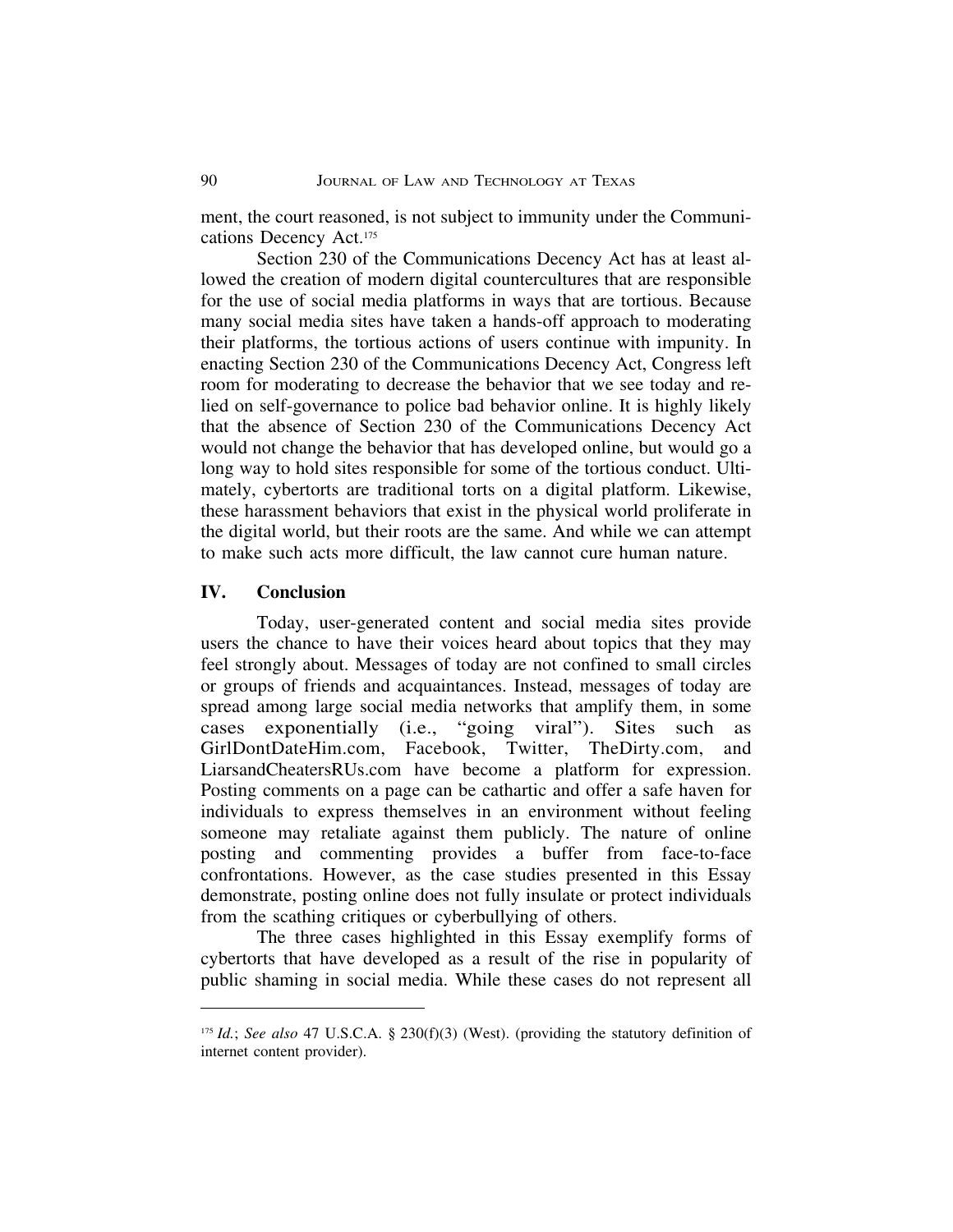ment, the court reasoned, is not subject to immunity under the Communications Decency Act.[175]

Section 230 of the Communications Decency Act has at least allowed the creation of modern digital countercultures that are responsible for the use of social media platforms in ways that are tortious. Because many social media sites have taken a hands-off approach to moderating their platforms, the tortious actions of users continue with impunity. In enacting Section 230 of the Communications Decency Act, Congress left room for moderating to decrease the behavior that we see today and relied on self-governance to police bad behavior online. It is highly likely that the absence of Section 230 of the Communications Decency Act would not change the behavior that has developed online, but would go a long way to hold sites responsible for some of the tortious conduct. Ultimately, cybertorts are traditional torts on a digital platform. Likewise, these harassment behaviors that exist in the physical world proliferate in the digital world, but their roots are the same. And while we can attempt to make such acts more difficult, the law cannot cure human nature.

## IV. Conclusion

Today, user-generated content and social media sites provide users the chance to have their voices heard about topics that they may feel strongly about. Messages of today are not confined to small circles or groups of friends and acquaintances. Instead, messages of today are spread among large social media networks that amplify them, in some cases exponentially (i.e., "going viral"). Sites such as GirlDontDateHim.com, Facebook, Twitter, TheDirty.com, and LiarsandCheatersRUs.com have become a platform for expression. Posting comments on a page can be cathartic and offer a safe haven for individuals to express themselves in an environment without feeling someone may retaliate against them publicly. The nature of online posting and commenting provides a buffer from face-to-face confrontations. However, as the case studies presented in this Essay demonstrate, posting online does not fully insulate or protect individuals from the scathing critiques or cyberbullying of others.

The three cases highlighted in this Essay exemplify forms of cybertorts that have developed as a result of the rise in popularity of public shaming in social media. While these cases do not represent all

---

[175] *Id.*; *See also* 47 U.S.C.A. § 230(f)(3) (West). (providing the statutory definition of internet content provider).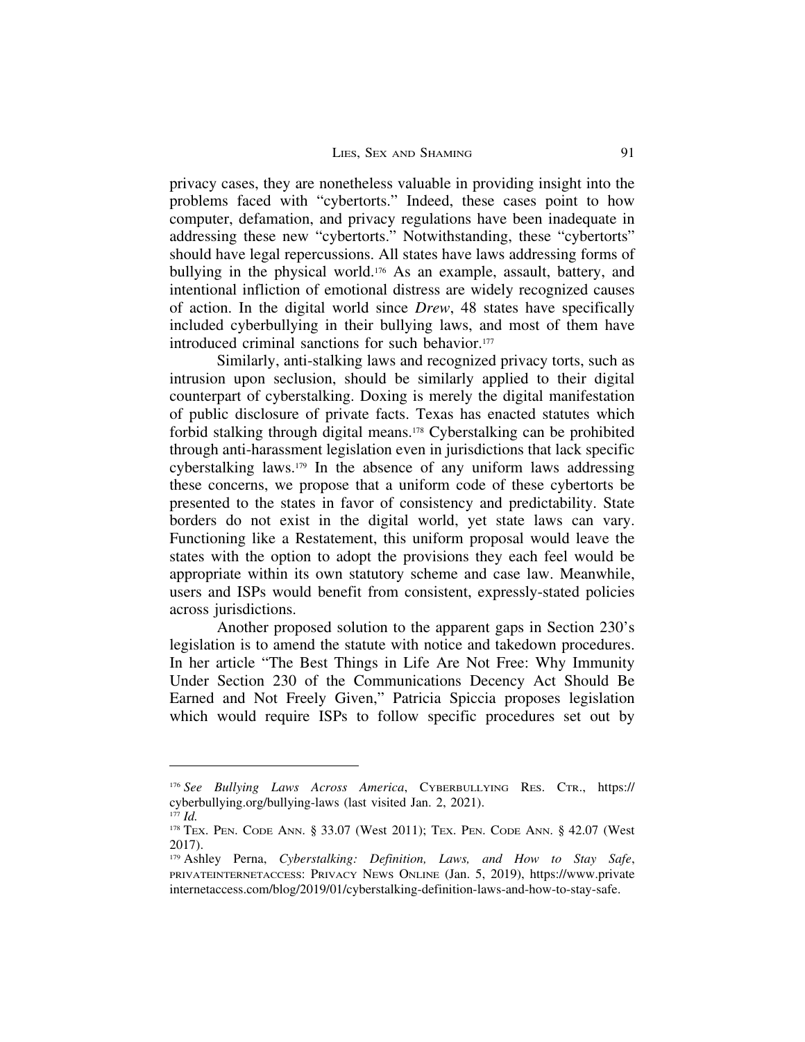privacy cases, they are nonetheless valuable in providing insight into the problems faced with "cybertorts." Indeed, these cases point to how computer, defamation, and privacy regulations have been inadequate in addressing these new "cybertorts." Notwithstanding, these "cybertorts" should have legal repercussions. All states have laws addressing forms of bullying in the physical world.[176] As an example, assault, battery, and intentional infliction of emotional distress are widely recognized causes of action. In the digital world since *Drew*, 48 states have specifically included cyberbullying in their bullying laws, and most of them have introduced criminal sanctions for such behavior.[177]

Similarly, anti-stalking laws and recognized privacy torts, such as intrusion upon seclusion, should be similarly applied to their digital counterpart of cyberstalking. Doxing is merely the digital manifestation of public disclosure of private facts. Texas has enacted statutes which forbid stalking through digital means.[178] Cyberstalking can be prohibited through anti-harassment legislation even in jurisdictions that lack specific cyberstalking laws.[179] In the absence of any uniform laws addressing these concerns, we propose that a uniform code of these cybertorts be presented to the states in favor of consistency and predictability. State borders do not exist in the digital world, yet state laws can vary. Functioning like a Restatement, this uniform proposal would leave the states with the option to adopt the provisions they each feel would be appropriate within its own statutory scheme and case law. Meanwhile, users and ISPs would benefit from consistent, expressly-stated policies across jurisdictions.

Another proposed solution to the apparent gaps in Section 230's legislation is to amend the statute with notice and takedown procedures. In her article "The Best Things in Life Are Not Free: Why Immunity Under Section 230 of the Communications Decency Act Should Be Earned and Not Freely Given," Patricia Spiccia proposes legislation which would require ISPs to follow specific procedures set out by

---

[176] *See Bullying Laws Across America*, CYBERBULLYING RES. CTR., https://cyberbullying.org/bullying-laws (last visited Jan. 2, 2021).

[177] *Id.*

[178] TEX. PEN. CODE ANN. § 33.07 (West 2011); TEX. PEN. CODE ANN. § 42.07 (West 2017).

[179] Ashley Perna, *Cyberstalking: Definition, Laws, and How to Stay Safe*, PRIVATEINTERNETACCESS: PRIVACY NEWS ONLINE (Jan. 5, 2019), https://www.privateinternetaccess.com/blog/2019/01/cyberstalking-definition-laws-and-how-to-stay-safe.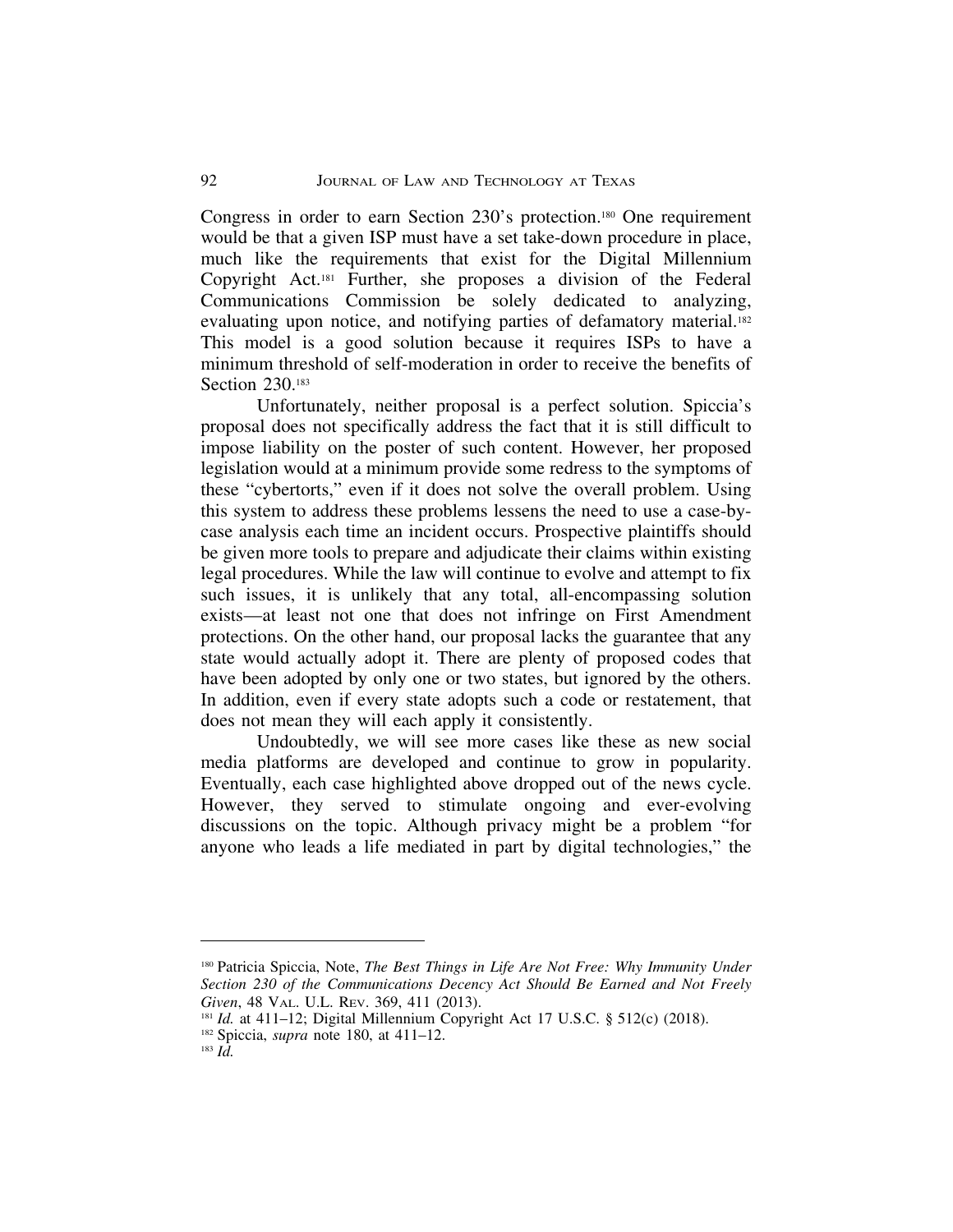Congress in order to earn Section 230's protection.[180] One requirement would be that a given ISP must have a set take-down procedure in place, much like the requirements that exist for the Digital Millennium Copyright Act.[181] Further, she proposes a division of the Federal Communications Commission be solely dedicated to analyzing, evaluating upon notice, and notifying parties of defamatory material.[182] This model is a good solution because it requires ISPs to have a minimum threshold of self-moderation in order to receive the benefits of Section 230.[183]

Unfortunately, neither proposal is a perfect solution. Spiccia's proposal does not specifically address the fact that it is still difficult to impose liability on the poster of such content. However, her proposed legislation would at a minimum provide some redress to the symptoms of these "cybertorts," even if it does not solve the overall problem. Using this system to address these problems lessens the need to use a case-by-case analysis each time an incident occurs. Prospective plaintiffs should be given more tools to prepare and adjudicate their claims within existing legal procedures. While the law will continue to evolve and attempt to fix such issues, it is unlikely that any total, all-encompassing solution exists—at least not one that does not infringe on First Amendment protections. On the other hand, our proposal lacks the guarantee that any state would actually adopt it. There are plenty of proposed codes that have been adopted by only one or two states, but ignored by the others. In addition, even if every state adopts such a code or restatement, that does not mean they will each apply it consistently.

Undoubtedly, we will see more cases like these as new social media platforms are developed and continue to grow in popularity. Eventually, each case highlighted above dropped out of the news cycle. However, they served to stimulate ongoing and ever-evolving discussions on the topic. Although privacy might be a problem "for anyone who leads a life mediated in part by digital technologies," the

---

[180] Patricia Spiccia, Note, *The Best Things in Life Are Not Free: Why Immunity Under Section 230 of the Communications Decency Act Should Be Earned and Not Freely Given*, 48 VAL. U.L. REV. 369, 411 (2013).

[181] *Id.* at 411–12; Digital Millennium Copyright Act 17 U.S.C. § 512(c) (2018).

[182] Spiccia, *supra* note 180, at 411–12.

[183] *Id.*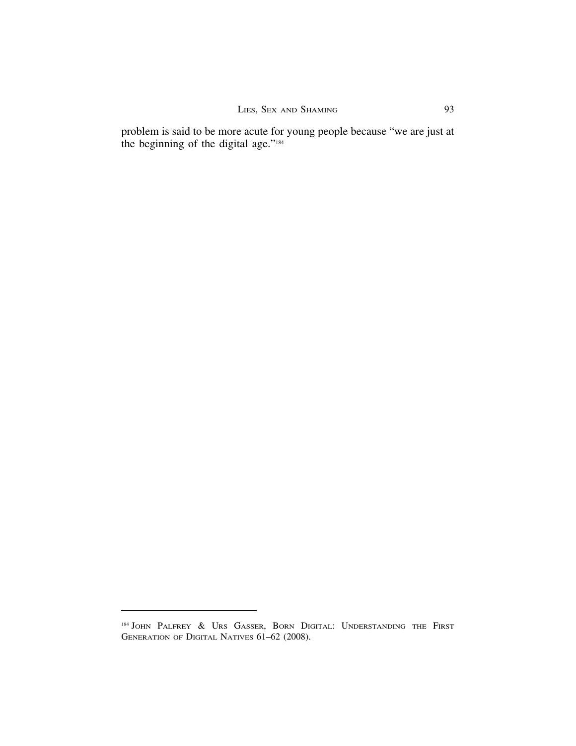problem is said to be more acute for young people because "we are just at the beginning of the digital age."[184]

---

[184] John Palfrey & Urs Gasser, Born Digital: Understanding the First Generation of Digital Natives 61–62 (2008).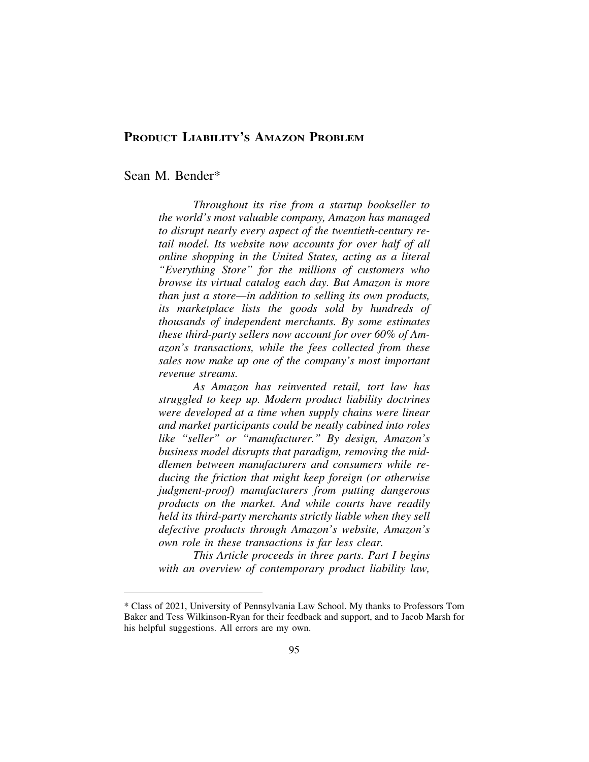# Product Liability's Amazon Problem

Sean M. Bender*

*Throughout its rise from a startup bookseller to the world's most valuable company, Amazon has managed to disrupt nearly every aspect of the twentieth-century retail model. Its website now accounts for over half of all online shopping in the United States, acting as a literal "Everything Store" for the millions of customers who browse its virtual catalog each day. But Amazon is more than just a store—in addition to selling its own products, its marketplace lists the goods sold by hundreds of thousands of independent merchants. By some estimates these third-party sellers now account for over 60% of Amazon's transactions, while the fees collected from these sales now make up one of the company's most important revenue streams.*

*As Amazon has reinvented retail, tort law has struggled to keep up. Modern product liability doctrines were developed at a time when supply chains were linear and market participants could be neatly cabined into roles like "seller" or "manufacturer." By design, Amazon's business model disrupts that paradigm, removing the middlemen between manufacturers and consumers while reducing the friction that might keep foreign (or otherwise judgment-proof) manufacturers from putting dangerous products on the market. And while courts have readily held its third-party merchants strictly liable when they sell defective products through Amazon's website, Amazon's own role in these transactions is far less clear.*

*This Article proceeds in three parts. Part I begins with an overview of contemporary product liability law,*

---

* Class of 2021, University of Pennsylvania Law School. My thanks to Professors Tom Baker and Tess Wilkinson-Ryan for their feedback and support, and to Jacob Marsh for his helpful suggestions. All errors are my own.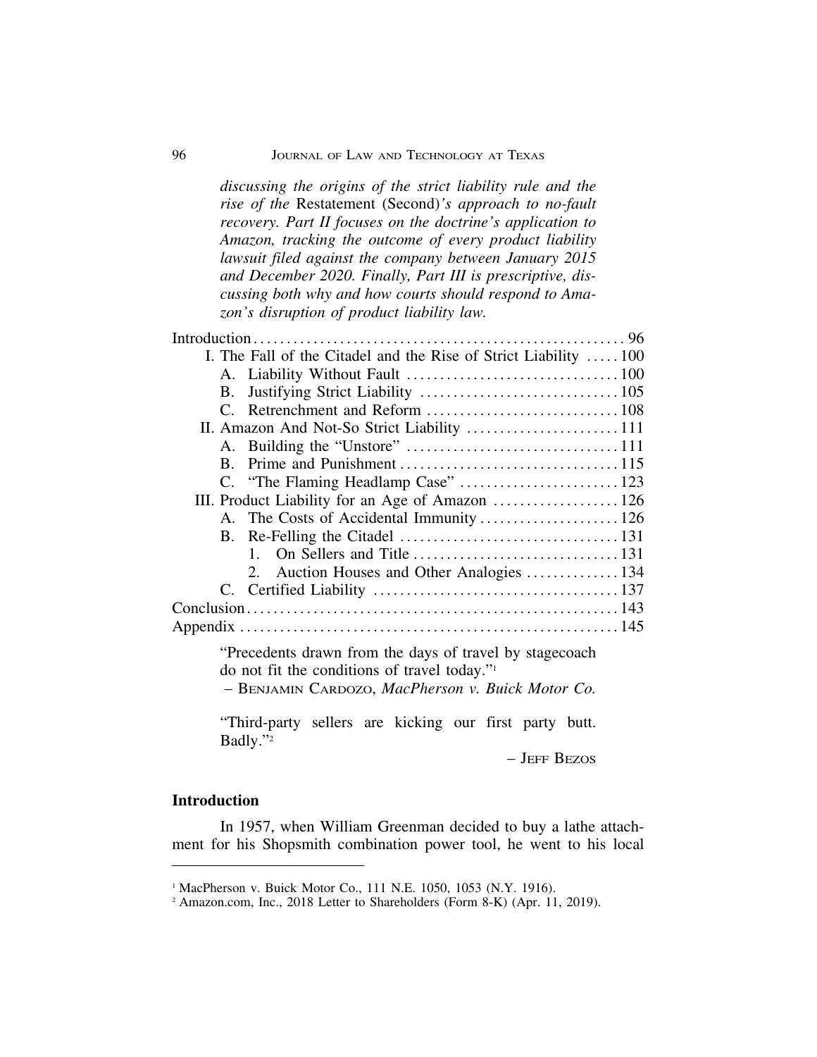*discussing the origins of the strict liability rule and the rise of the* Restatement (Second)*'s approach to no-fault recovery. Part II focuses on the doctrine's application to Amazon, tracking the outcome of every product liability lawsuit filed against the company between January 2015 and December 2020. Finally, Part III is prescriptive, discussing both why and how courts should respond to Amazon's disruption of product liability law.*

Introduction .......... 96
- I. The Fall of the Citadel and the Rise of Strict Liability .......... 100
  - A. Liability Without Fault .......... 100
  - B. Justifying Strict Liability .......... 105
  - C. Retrenchment and Reform .......... 108
- II. Amazon And Not-So Strict Liability .......... 111
  - A. Building the "Unstore" .......... 111
  - B. Prime and Punishment .......... 115
  - C. "The Flaming Headlamp Case" .......... 123
- III. Product Liability for an Age of Amazon .......... 126
  - A. The Costs of Accidental Immunity .......... 126
  - B. Re-Felling the Citadel .......... 131
    1. On Sellers and Title .......... 131
    2. Auction Houses and Other Analogies .......... 134
  - C. Certified Liability .......... 137

Conclusion .......... 143

Appendix .......... 145

> "Precedents drawn from the days of travel by stagecoach do not fit the conditions of travel today."[1]
>
> – Benjamin Cardozo, *MacPherson v. Buick Motor Co.*

> "Third-party sellers are kicking our first party butt. Badly."[2]
>
> – Jeff Bezos

## Introduction

In 1957, when William Greenman decided to buy a lathe attachment for his Shopsmith combination power tool, he went to his local

---

[1] MacPherson v. Buick Motor Co., 111 N.E. 1050, 1053 (N.Y. 1916).

[2] Amazon.com, Inc., 2018 Letter to Shareholders (Form 8-K) (Apr. 11, 2019).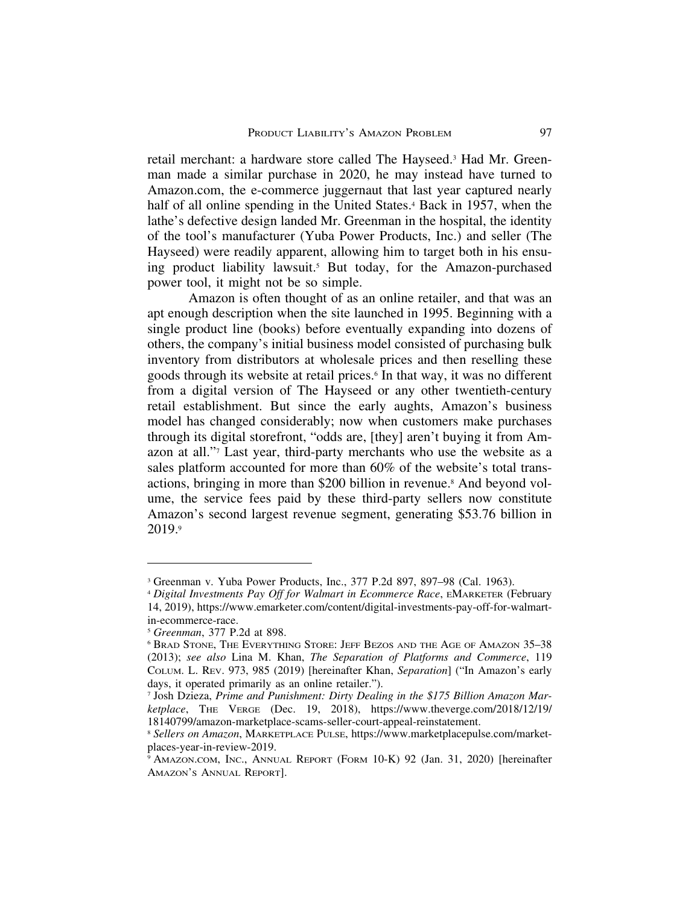retail merchant: a hardware store called The Hayseed.[3] Had Mr. Greenman made a similar purchase in 2020, he may instead have turned to Amazon.com, the e-commerce juggernaut that last year captured nearly half of all online spending in the United States.[4] Back in 1957, when the lathe's defective design landed Mr. Greenman in the hospital, the identity of the tool's manufacturer (Yuba Power Products, Inc.) and seller (The Hayseed) were readily apparent, allowing him to target both in his ensuing product liability lawsuit.[5] But today, for the Amazon-purchased power tool, it might not be so simple.

Amazon is often thought of as an online retailer, and that was an apt enough description when the site launched in 1995. Beginning with a single product line (books) before eventually expanding into dozens of others, the company's initial business model consisted of purchasing bulk inventory from distributors at wholesale prices and then reselling these goods through its website at retail prices.[6] In that way, it was no different from a digital version of The Hayseed or any other twentieth-century retail establishment. But since the early aughts, Amazon's business model has changed considerably; now when customers make purchases through its digital storefront, "odds are, [they] aren't buying it from Amazon at all."[7] Last year, third-party merchants who use the website as a sales platform accounted for more than 60% of the website's total transactions, bringing in more than $200 billion in revenue.[8] And beyond volume, the service fees paid by these third-party sellers now constitute Amazon's second largest revenue segment, generating $53.76 billion in 2019.[9]

---

[3] Greenman v. Yuba Power Products, Inc., 377 P.2d 897, 897–98 (Cal. 1963).

[4] *Digital Investments Pay Off for Walmart in Ecommerce Race*, eMARKETER (February 14, 2019), https://www.emarketer.com/content/digital-investments-pay-off-for-walmart-in-ecommerce-race.

[5] *Greenman*, 377 P.2d at 898.

[6] BRAD STONE, THE EVERYTHING STORE: JEFF BEZOS AND THE AGE OF AMAZON 35–38 (2013); *see also* Lina M. Khan, *The Separation of Platforms and Commerce*, 119 COLUM. L. REV. 973, 985 (2019) [hereinafter Khan, *Separation*] ("In Amazon's early days, it operated primarily as an online retailer.").

[7] Josh Dzieza, *Prime and Punishment: Dirty Dealing in the $175 Billion Amazon Marketplace*, THE VERGE (Dec. 19, 2018), https://www.theverge.com/2018/12/19/18140799/amazon-marketplace-scams-seller-court-appeal-reinstatement.

[8] *Sellers on Amazon*, MARKETPLACE PULSE, https://www.marketplacepulse.com/marketplaces-year-in-review-2019.

[9] AMAZON.COM, INC., ANNUAL REPORT (FORM 10-K) 92 (Jan. 31, 2020) [hereinafter AMAZON'S ANNUAL REPORT].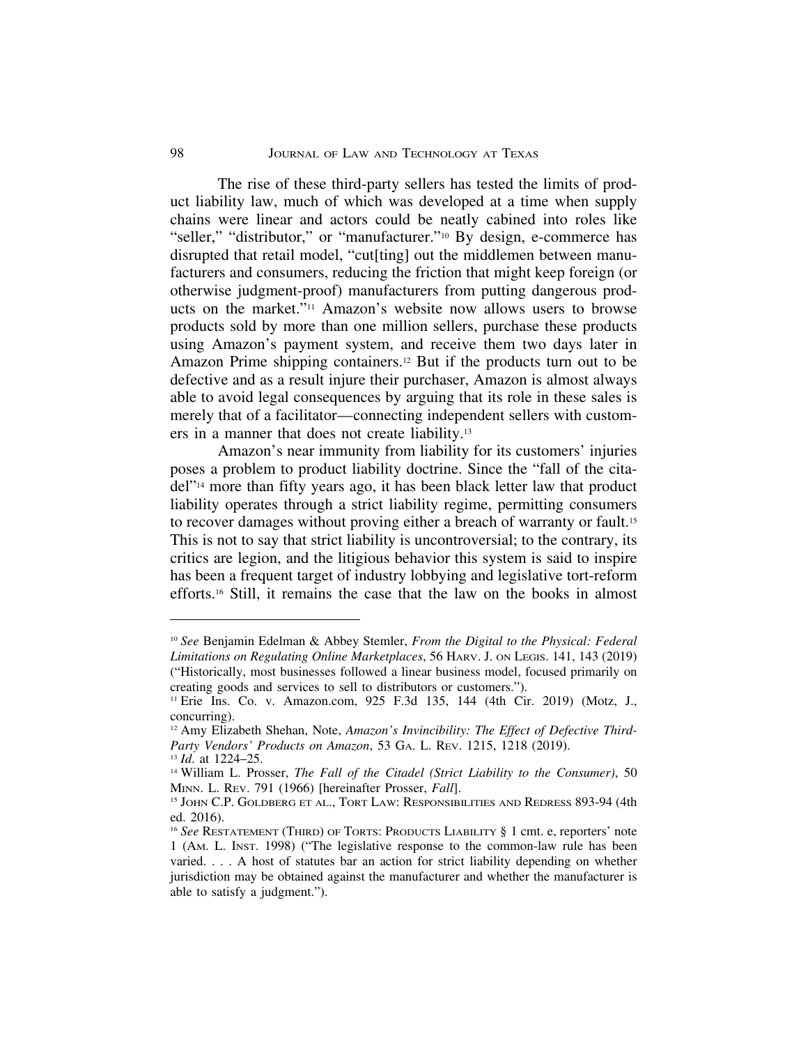The rise of these third-party sellers has tested the limits of product liability law, much of which was developed at a time when supply chains were linear and actors could be neatly cabined into roles like "seller," "distributor," or "manufacturer."[10] By design, e-commerce has disrupted that retail model, "cut[ting] out the middlemen between manufacturers and consumers, reducing the friction that might keep foreign (or otherwise judgment-proof) manufacturers from putting dangerous products on the market."[11] Amazon's website now allows users to browse products sold by more than one million sellers, purchase these products using Amazon's payment system, and receive them two days later in Amazon Prime shipping containers.[12] But if the products turn out to be defective and as a result injure their purchaser, Amazon is almost always able to avoid legal consequences by arguing that its role in these sales is merely that of a facilitator—connecting independent sellers with customers in a manner that does not create liability.[13]

Amazon's near immunity from liability for its customers' injuries poses a problem to product liability doctrine. Since the "fall of the citadel"[14] more than fifty years ago, it has been black letter law that product liability operates through a strict liability regime, permitting consumers to recover damages without proving either a breach of warranty or fault.[15] This is not to say that strict liability is uncontroversial; to the contrary, its critics are legion, and the litigious behavior this system is said to inspire has been a frequent target of industry lobbying and legislative tort-reform efforts.[16] Still, it remains the case that the law on the books in almost

---

[10] *See* Benjamin Edelman & Abbey Stemler, *From the Digital to the Physical: Federal Limitations on Regulating Online Marketplaces*, 56 HARV. J. ON LEGIS. 141, 143 (2019) ("Historically, most businesses followed a linear business model, focused primarily on creating goods and services to sell to distributors or customers.").

[11] Erie Ins. Co. v. Amazon.com, 925 F.3d 135, 144 (4th Cir. 2019) (Motz, J., concurring).

[12] Amy Elizabeth Shehan, Note, *Amazon's Invincibility: The Effect of Defective Third-Party Vendors' Products on Amazon*, 53 GA. L. REV. 1215, 1218 (2019).

[13] *Id.* at 1224–25.

[14] William L. Prosser, *The Fall of the Citadel (Strict Liability to the Consumer)*, 50 MINN. L. REV. 791 (1966) [hereinafter Prosser, *Fall*].

[15] JOHN C.P. GOLDBERG ET AL., TORT LAW: RESPONSIBILITIES AND REDRESS 893-94 (4th ed. 2016).

[16] *See* RESTATEMENT (THIRD) OF TORTS: PRODUCTS LIABILITY § 1 cmt. e, reporters' note 1 (AM. L. INST. 1998) ("The legislative response to the common-law rule has been varied. . . . A host of statutes bar an action for strict liability depending on whether jurisdiction may be obtained against the manufacturer and whether the manufacturer is able to satisfy a judgment.").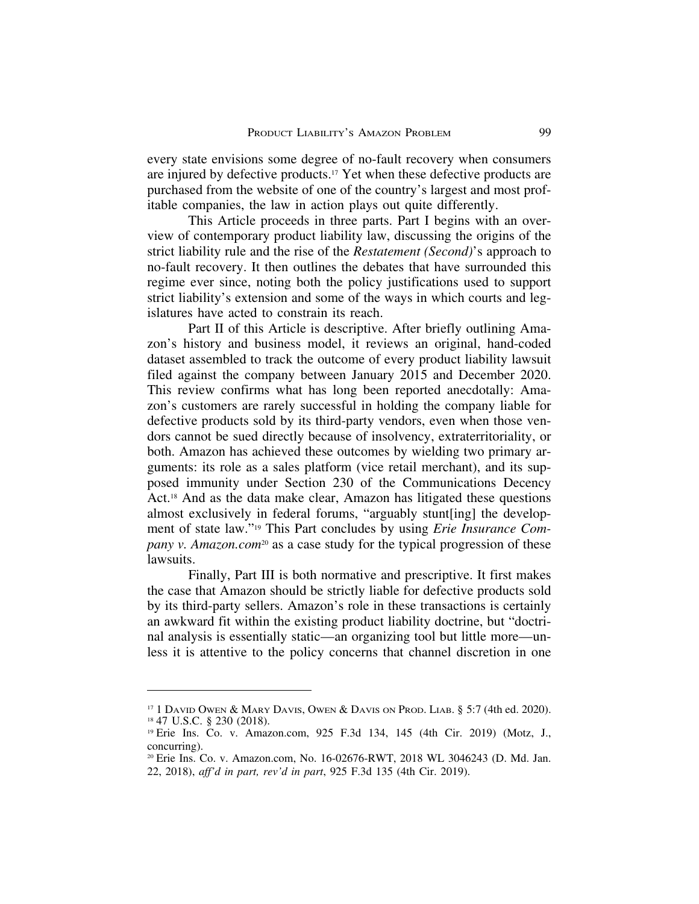every state envisions some degree of no-fault recovery when consumers are injured by defective products.[17] Yet when these defective products are purchased from the website of one of the country's largest and most profitable companies, the law in action plays out quite differently.

This Article proceeds in three parts. Part I begins with an overview of contemporary product liability law, discussing the origins of the strict liability rule and the rise of the *Restatement (Second)*'s approach to no-fault recovery. It then outlines the debates that have surrounded this regime ever since, noting both the policy justifications used to support strict liability's extension and some of the ways in which courts and legislatures have acted to constrain its reach.

Part II of this Article is descriptive. After briefly outlining Amazon's history and business model, it reviews an original, hand-coded dataset assembled to track the outcome of every product liability lawsuit filed against the company between January 2015 and December 2020. This review confirms what has long been reported anecdotally: Amazon's customers are rarely successful in holding the company liable for defective products sold by its third-party vendors, even when those vendors cannot be sued directly because of insolvency, extraterritoriality, or both. Amazon has achieved these outcomes by wielding two primary arguments: its role as a sales platform (vice retail merchant), and its supposed immunity under Section 230 of the Communications Decency Act.[18] And as the data make clear, Amazon has litigated these questions almost exclusively in federal forums, "arguably stunt[ing] the development of state law."[19] This Part concludes by using *Erie Insurance Company v. Amazon.com*[20] as a case study for the typical progression of these lawsuits.

Finally, Part III is both normative and prescriptive. It first makes the case that Amazon should be strictly liable for defective products sold by its third-party sellers. Amazon's role in these transactions is certainly an awkward fit within the existing product liability doctrine, but "doctrinal analysis is essentially static—an organizing tool but little more—unless it is attentive to the policy concerns that channel discretion in one

---

[17] 1 David Owen & Mary Davis, Owen & Davis on Prod. Liab. § 5:7 (4th ed. 2020).

[18] 47 U.S.C. § 230 (2018).

[19] Erie Ins. Co. v. Amazon.com, 925 F.3d 134, 145 (4th Cir. 2019) (Motz, J., concurring).

[20] Erie Ins. Co. v. Amazon.com, No. 16-02676-RWT, 2018 WL 3046243 (D. Md. Jan. 22, 2018), *aff'd in part, rev'd in part*, 925 F.3d 135 (4th Cir. 2019).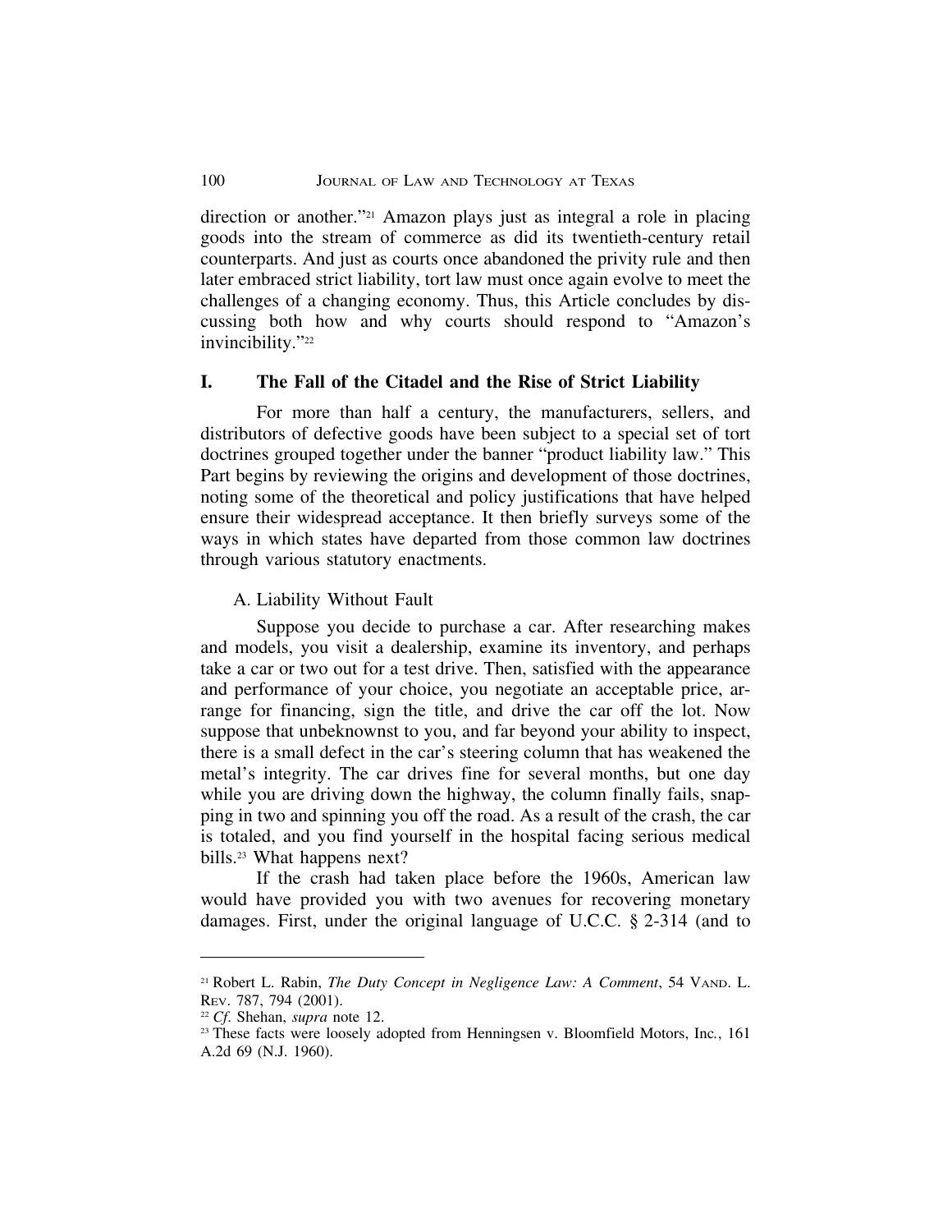direction or another."[21] Amazon plays just as integral a role in placing goods into the stream of commerce as did its twentieth-century retail counterparts. And just as courts once abandoned the privity rule and then later embraced strict liability, tort law must once again evolve to meet the challenges of a changing economy. Thus, this Article concludes by discussing both how and why courts should respond to "Amazon's invincibility."[22]

## I. The Fall of the Citadel and the Rise of Strict Liability

For more than half a century, the manufacturers, sellers, and distributors of defective goods have been subject to a special set of tort doctrines grouped together under the banner "product liability law." This Part begins by reviewing the origins and development of those doctrines, noting some of the theoretical and policy justifications that have helped ensure their widespread acceptance. It then briefly surveys some of the ways in which states have departed from those common law doctrines through various statutory enactments.

### A. Liability Without Fault

Suppose you decide to purchase a car. After researching makes and models, you visit a dealership, examine its inventory, and perhaps take a car or two out for a test drive. Then, satisfied with the appearance and performance of your choice, you negotiate an acceptable price, arrange for financing, sign the title, and drive the car off the lot. Now suppose that unbeknownst to you, and far beyond your ability to inspect, there is a small defect in the car's steering column that has weakened the metal's integrity. The car drives fine for several months, but one day while you are driving down the highway, the column finally fails, snapping in two and spinning you off the road. As a result of the crash, the car is totaled, and you find yourself in the hospital facing serious medical bills.[23] What happens next?

If the crash had taken place before the 1960s, American law would have provided you with two avenues for recovering monetary damages. First, under the original language of U.C.C. § 2-314 (and to

---

[21] Robert L. Rabin, *The Duty Concept in Negligence Law: A Comment*, 54 VAND. L. REV. 787, 794 (2001).

[22] *Cf*. Shehan, *supra* note 12.

[23] These facts were loosely adopted from Henningsen v. Bloomfield Motors, Inc., 161 A.2d 69 (N.J. 1960).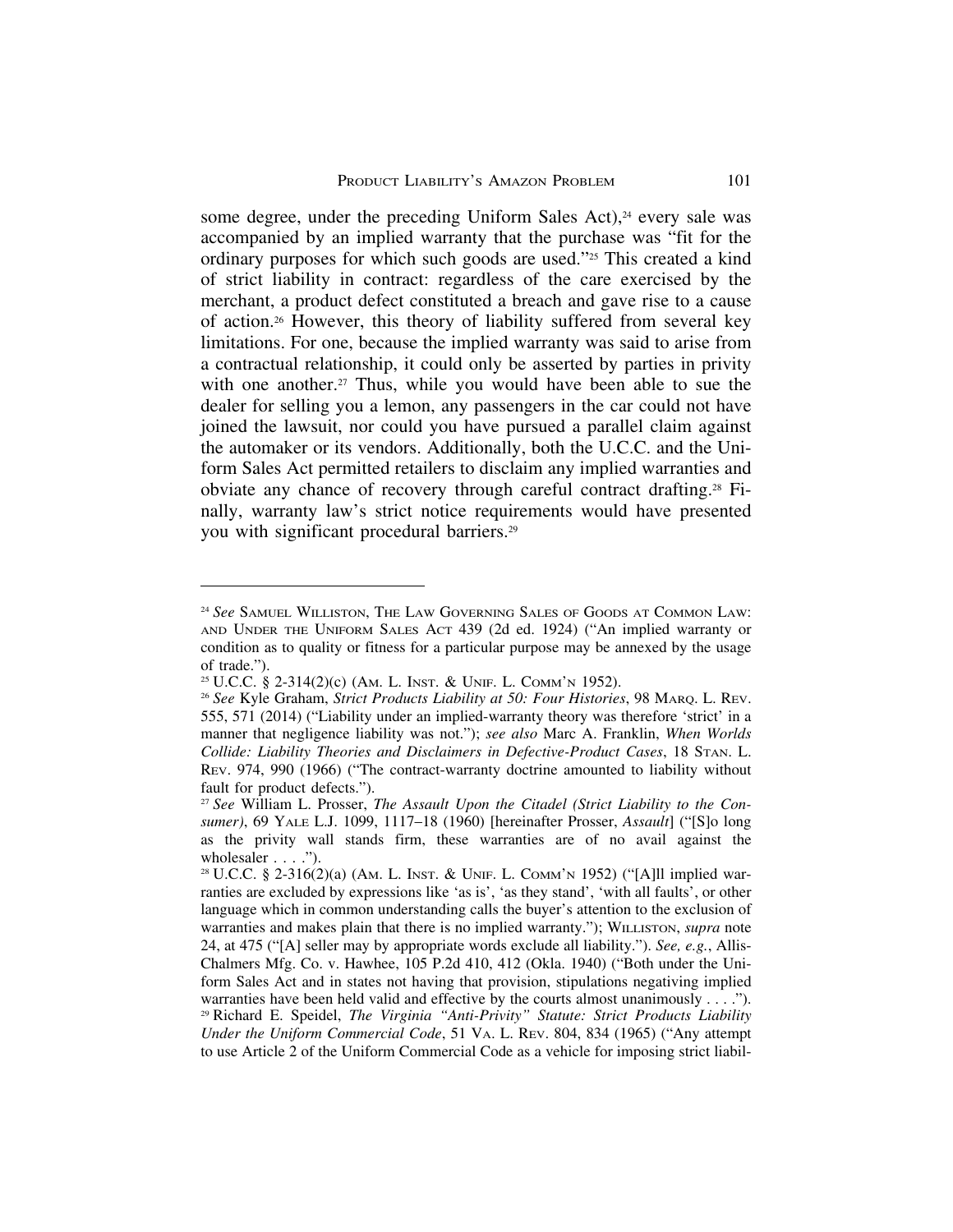some degree, under the preceding Uniform Sales Act),[24] every sale was accompanied by an implied warranty that the purchase was "fit for the ordinary purposes for which such goods are used."[25] This created a kind of strict liability in contract: regardless of the care exercised by the merchant, a product defect constituted a breach and gave rise to a cause of action.[26] However, this theory of liability suffered from several key limitations. For one, because the implied warranty was said to arise from a contractual relationship, it could only be asserted by parties in privity with one another.[27] Thus, while you would have been able to sue the dealer for selling you a lemon, any passengers in the car could not have joined the lawsuit, nor could you have pursued a parallel claim against the automaker or its vendors. Additionally, both the U.C.C. and the Uniform Sales Act permitted retailers to disclaim any implied warranties and obviate any chance of recovery through careful contract drafting.[28] Finally, warranty law's strict notice requirements would have presented you with significant procedural barriers.[29]

---

[24] *See* Samuel Williston, The Law Governing Sales of Goods at Common Law: and Under the Uniform Sales Act 439 (2d ed. 1924) ("An implied warranty or condition as to quality or fitness for a particular purpose may be annexed by the usage of trade.").

[25] U.C.C. § 2-314(2)(c) (Am. L. Inst. & Unif. L. Comm'n 1952).

[26] *See* Kyle Graham, *Strict Products Liability at 50: Four Histories*, 98 Marq. L. Rev. 555, 571 (2014) ("Liability under an implied-warranty theory was therefore 'strict' in a manner that negligence liability was not."); *see also* Marc A. Franklin, *When Worlds Collide: Liability Theories and Disclaimers in Defective-Product Cases*, 18 Stan. L. Rev. 974, 990 (1966) ("The contract-warranty doctrine amounted to liability without fault for product defects.").

[27] *See* William L. Prosser, *The Assault Upon the Citadel (Strict Liability to the Consumer)*, 69 Yale L.J. 1099, 1117–18 (1960) [hereinafter Prosser, *Assault*] ("[S]o long as the privity wall stands firm, these warranties are of no avail against the wholesaler . . . .").

[28] U.C.C. § 2-316(2)(a) (Am. L. Inst. & Unif. L. Comm'n 1952) ("[A]ll implied warranties are excluded by expressions like 'as is', 'as they stand', 'with all faults', or other language which in common understanding calls the buyer's attention to the exclusion of warranties and makes plain that there is no implied warranty."); Williston, *supra* note 24, at 475 ("[A] seller may by appropriate words exclude all liability."). *See, e.g.*, Allis-Chalmers Mfg. Co. v. Hawhee, 105 P.2d 410, 412 (Okla. 1940) ("Both under the Uniform Sales Act and in states not having that provision, stipulations negativing implied warranties have been held valid and effective by the courts almost unanimously . . . .").

[29] Richard E. Speidel, *The Virginia "Anti-Privity" Statute: Strict Products Liability Under the Uniform Commercial Code*, 51 Va. L. Rev. 804, 834 (1965) ("Any attempt to use Article 2 of the Uniform Commercial Code as a vehicle for imposing strict liabil-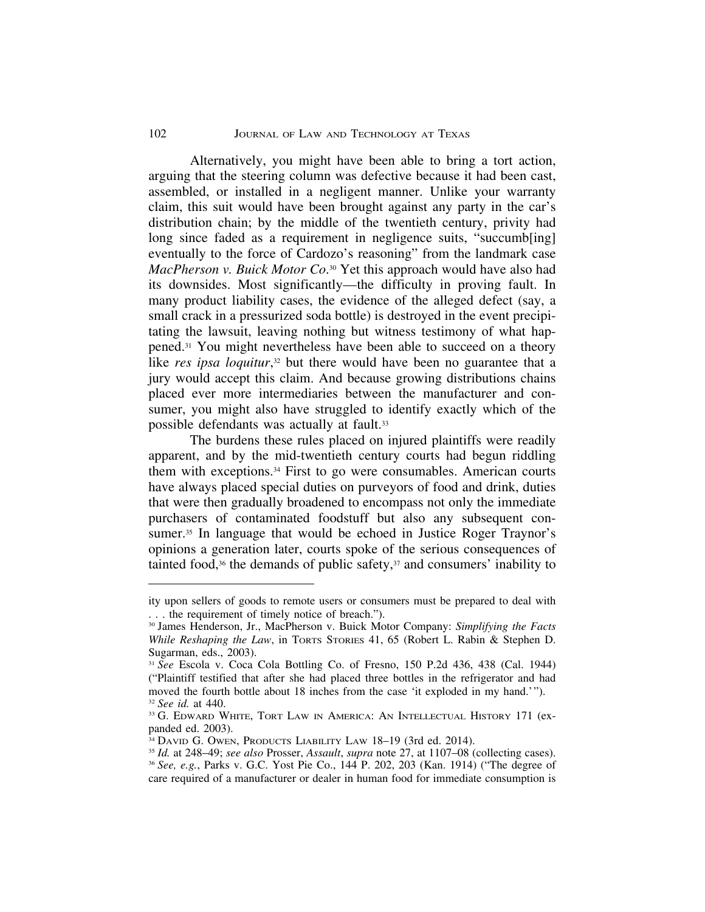Alternatively, you might have been able to bring a tort action, arguing that the steering column was defective because it had been cast, assembled, or installed in a negligent manner. Unlike your warranty claim, this suit would have been brought against any party in the car's distribution chain; by the middle of the twentieth century, privity had long since faded as a requirement in negligence suits, "succumb[ing] eventually to the force of Cardozo's reasoning" from the landmark case *MacPherson v. Buick Motor Co*.[30] Yet this approach would have also had its downsides. Most significantly—the difficulty in proving fault. In many product liability cases, the evidence of the alleged defect (say, a small crack in a pressurized soda bottle) is destroyed in the event precipitating the lawsuit, leaving nothing but witness testimony of what happened.[31] You might nevertheless have been able to succeed on a theory like *res ipsa loquitur*,[32] but there would have been no guarantee that a jury would accept this claim. And because growing distributions chains placed ever more intermediaries between the manufacturer and consumer, you might also have struggled to identify exactly which of the possible defendants was actually at fault.[33]

The burdens these rules placed on injured plaintiffs were readily apparent, and by the mid-twentieth century courts had begun riddling them with exceptions.[34] First to go were consumables. American courts have always placed special duties on purveyors of food and drink, duties that were then gradually broadened to encompass not only the immediate purchasers of contaminated foodstuff but also any subsequent consumer.[35] In language that would be echoed in Justice Roger Traynor's opinions a generation later, courts spoke of the serious consequences of tainted food,[36] the demands of public safety,[37] and consumers' inability to

---

ity upon sellers of goods to remote users or consumers must be prepared to deal with . . . the requirement of timely notice of breach.").

[30] James Henderson, Jr., MacPherson v. Buick Motor Company: *Simplifying the Facts While Reshaping the Law*, in TORTS STORIES 41, 65 (Robert L. Rabin & Stephen D. Sugarman, eds., 2003).

[31] *See* Escola v. Coca Cola Bottling Co. of Fresno, 150 P.2d 436, 438 (Cal. 1944) ("Plaintiff testified that after she had placed three bottles in the refrigerator and had moved the fourth bottle about 18 inches from the case 'it exploded in my hand.'").

[32] *See id.* at 440.

[33] G. EDWARD WHITE, TORT LAW IN AMERICA: AN INTELLECTUAL HISTORY 171 (expanded ed. 2003).

[34] DAVID G. OWEN, PRODUCTS LIABILITY LAW 18–19 (3rd ed. 2014).

[35] *Id.* at 248–49; *see also* Prosser, *Assault*, *supra* note 27, at 1107–08 (collecting cases).

[36] *See, e.g.*, Parks v. G.C. Yost Pie Co., 144 P. 202, 203 (Kan. 1914) ("The degree of care required of a manufacturer or dealer in human food for immediate consumption is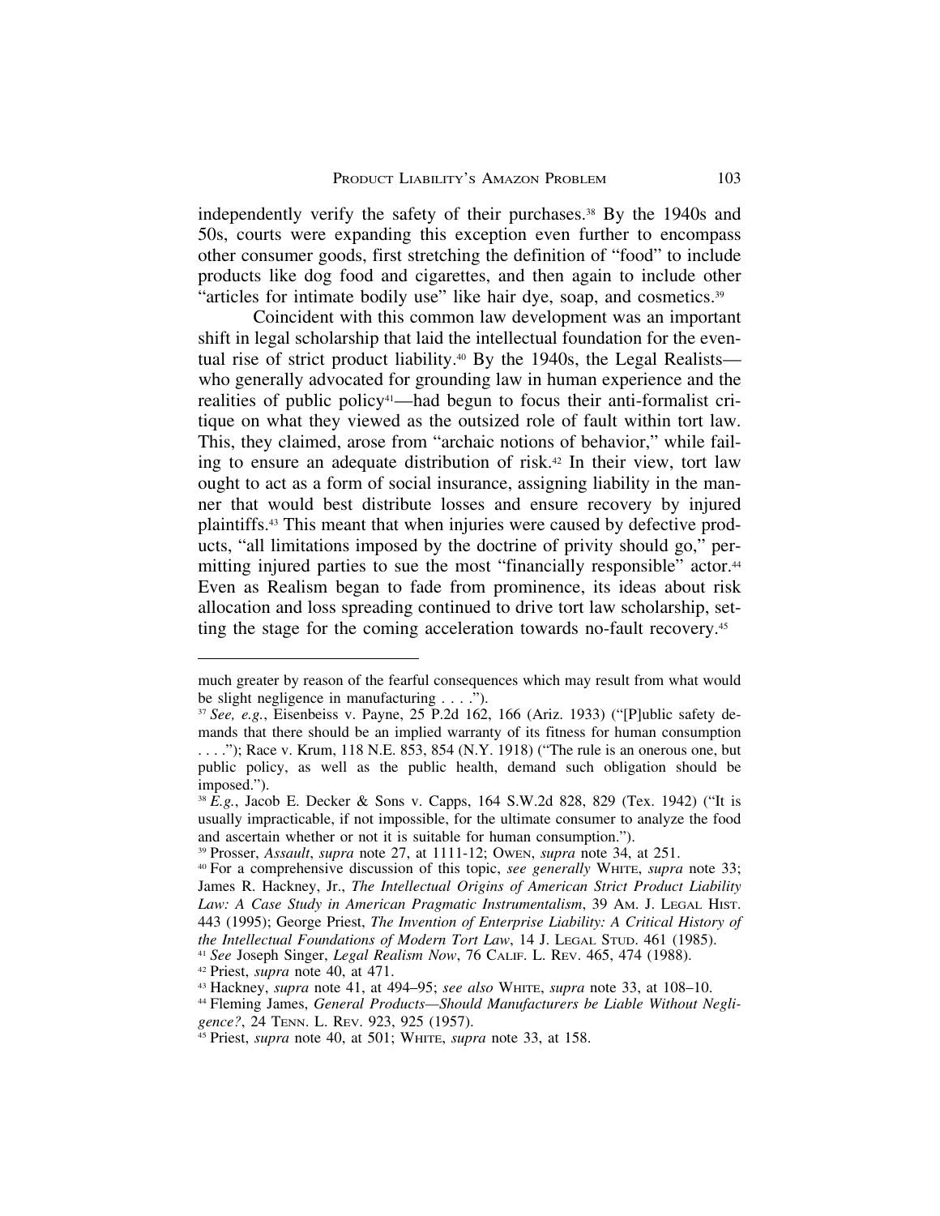independently verify the safety of their purchases.[38] By the 1940s and 50s, courts were expanding this exception even further to encompass other consumer goods, first stretching the definition of "food" to include products like dog food and cigarettes, and then again to include other "articles for intimate bodily use" like hair dye, soap, and cosmetics.[39]

Coincident with this common law development was an important shift in legal scholarship that laid the intellectual foundation for the eventual rise of strict product liability.[40] By the 1940s, the Legal Realists—who generally advocated for grounding law in human experience and the realities of public policy[41]—had begun to focus their anti-formalist critique on what they viewed as the outsized role of fault within tort law. This, they claimed, arose from "archaic notions of behavior," while failing to ensure an adequate distribution of risk.[42] In their view, tort law ought to act as a form of social insurance, assigning liability in the manner that would best distribute losses and ensure recovery by injured plaintiffs.[43] This meant that when injuries were caused by defective products, "all limitations imposed by the doctrine of privity should go," permitting injured parties to sue the most "financially responsible" actor.[44] Even as Realism began to fade from prominence, its ideas about risk allocation and loss spreading continued to drive tort law scholarship, setting the stage for the coming acceleration towards no-fault recovery.[45]

---

much greater by reason of the fearful consequences which may result from what would be slight negligence in manufacturing . . . .").

[37] *See, e.g.*, Eisenbeiss v. Payne, 25 P.2d 162, 166 (Ariz. 1933) ("[P]ublic safety demands that there should be an implied warranty of its fitness for human consumption . . . ."); Race v. Krum, 118 N.E. 853, 854 (N.Y. 1918) ("The rule is an onerous one, but public policy, as well as the public health, demand such obligation should be imposed.").

[38] *E.g.*, Jacob E. Decker & Sons v. Capps, 164 S.W.2d 828, 829 (Tex. 1942) ("It is usually impracticable, if not impossible, for the ultimate consumer to analyze the food and ascertain whether or not it is suitable for human consumption.").

[39] Prosser, *Assault*, *supra* note 27, at 1111-12; OWEN, *supra* note 34, at 251.

[40] For a comprehensive discussion of this topic, *see generally* WHITE, *supra* note 33; James R. Hackney, Jr., *The Intellectual Origins of American Strict Product Liability Law: A Case Study in American Pragmatic Instrumentalism*, 39 AM. J. LEGAL HIST. 443 (1995); George Priest, *The Invention of Enterprise Liability: A Critical History of the Intellectual Foundations of Modern Tort Law*, 14 J. LEGAL STUD. 461 (1985).

[41] *See* Joseph Singer, *Legal Realism Now*, 76 CALIF. L. REV. 465, 474 (1988).

[42] Priest, *supra* note 40, at 471.

[43] Hackney, *supra* note 41, at 494–95; *see also* WHITE, *supra* note 33, at 108–10.

[44] Fleming James, *General Products—Should Manufacturers be Liable Without Negligence?*, 24 TENN. L. REV. 923, 925 (1957).

[45] Priest, *supra* note 40, at 501; WHITE, *supra* note 33, at 158.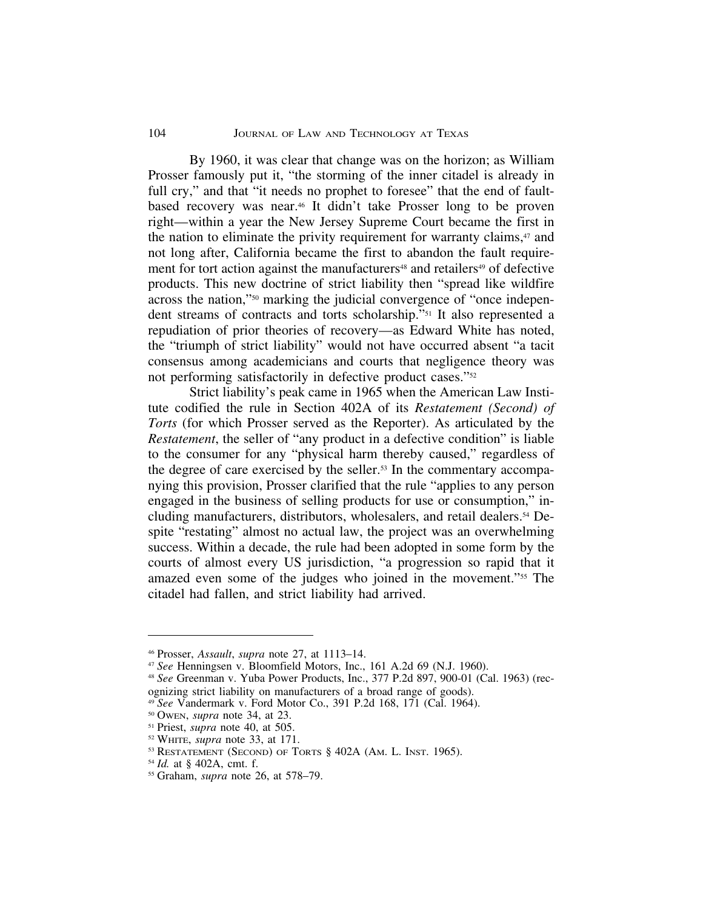By 1960, it was clear that change was on the horizon; as William Prosser famously put it, "the storming of the inner citadel is already in full cry," and that "it needs no prophet to foresee" that the end of fault-based recovery was near.[46] It didn't take Prosser long to be proven right—within a year the New Jersey Supreme Court became the first in the nation to eliminate the privity requirement for warranty claims,[47] and not long after, California became the first to abandon the fault requirement for tort action against the manufacturers[48] and retailers[49] of defective products. This new doctrine of strict liability then "spread like wildfire across the nation,"[50] marking the judicial convergence of "once independent streams of contracts and torts scholarship."[51] It also represented a repudiation of prior theories of recovery—as Edward White has noted, the "triumph of strict liability" would not have occurred absent "a tacit consensus among academicians and courts that negligence theory was not performing satisfactorily in defective product cases."[52]

Strict liability's peak came in 1965 when the American Law Institute codified the rule in Section 402A of its *Restatement (Second) of Torts* (for which Prosser served as the Reporter). As articulated by the *Restatement*, the seller of "any product in a defective condition" is liable to the consumer for any "physical harm thereby caused," regardless of the degree of care exercised by the seller.[53] In the commentary accompanying this provision, Prosser clarified that the rule "applies to any person engaged in the business of selling products for use or consumption," including manufacturers, distributors, wholesalers, and retail dealers.[54] Despite "restating" almost no actual law, the project was an overwhelming success. Within a decade, the rule had been adopted in some form by the courts of almost every US jurisdiction, "a progression so rapid that it amazed even some of the judges who joined in the movement."[55] The citadel had fallen, and strict liability had arrived.

---

[46] Prosser, *Assault*, *supra* note 27, at 1113–14.

[47] *See* Henningsen v. Bloomfield Motors, Inc., 161 A.2d 69 (N.J. 1960).

[48] *See* Greenman v. Yuba Power Products, Inc., 377 P.2d 897, 900-01 (Cal. 1963) (recognizing strict liability on manufacturers of a broad range of goods).

[49] *See* Vandermark v. Ford Motor Co., 391 P.2d 168, 171 (Cal. 1964).

[50] OWEN, *supra* note 34, at 23.

[51] Priest, *supra* note 40, at 505.

[52] WHITE, *supra* note 33, at 171.

[53] RESTATEMENT (SECOND) OF TORTS § 402A (AM. L. INST. 1965).

[54] *Id.* at § 402A, cmt. f.

[55] Graham, *supra* note 26, at 578–79.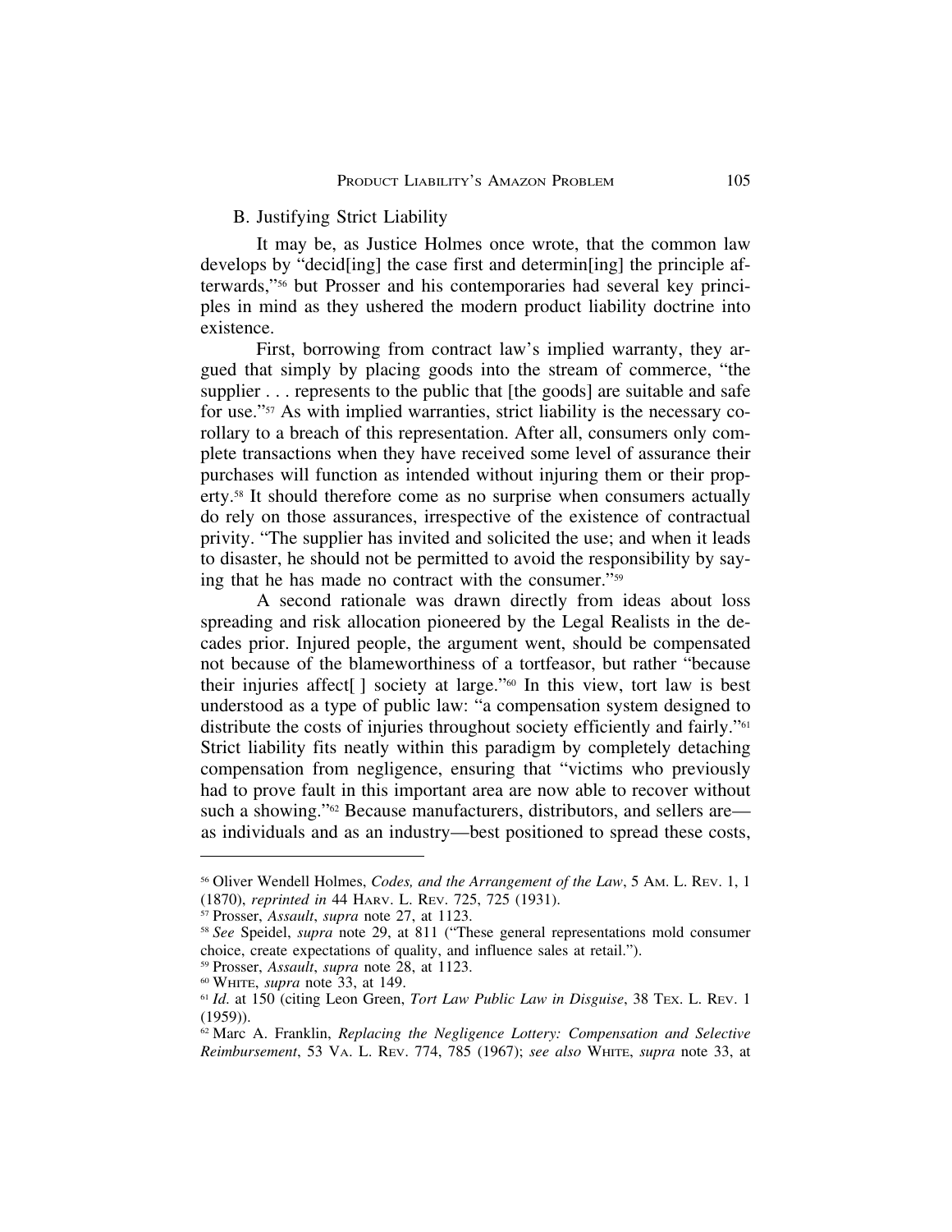### B. Justifying Strict Liability

It may be, as Justice Holmes once wrote, that the common law develops by "decid[ing] the case first and determin[ing] the principle afterwards,"[56] but Prosser and his contemporaries had several key principles in mind as they ushered the modern product liability doctrine into existence.

First, borrowing from contract law's implied warranty, they argued that simply by placing goods into the stream of commerce, "the supplier . . . represents to the public that [the goods] are suitable and safe for use."[57] As with implied warranties, strict liability is the necessary corollary to a breach of this representation. After all, consumers only complete transactions when they have received some level of assurance their purchases will function as intended without injuring them or their property.[58] It should therefore come as no surprise when consumers actually do rely on those assurances, irrespective of the existence of contractual privity. "The supplier has invited and solicited the use; and when it leads to disaster, he should not be permitted to avoid the responsibility by saying that he has made no contract with the consumer."[59]

A second rationale was drawn directly from ideas about loss spreading and risk allocation pioneered by the Legal Realists in the decades prior. Injured people, the argument went, should be compensated not because of the blameworthiness of a tortfeasor, but rather "because their injuries affect[ ] society at large."[60] In this view, tort law is best understood as a type of public law: "a compensation system designed to distribute the costs of injuries throughout society efficiently and fairly."[61] Strict liability fits neatly within this paradigm by completely detaching compensation from negligence, ensuring that "victims who previously had to prove fault in this important area are now able to recover without such a showing."[62] Because manufacturers, distributors, and sellers are—as individuals and as an industry—best positioned to spread these costs,

---

[56] Oliver Wendell Holmes, *Codes, and the Arrangement of the Law*, 5 AM. L. REV. 1, 1 (1870), *reprinted in* 44 HARV. L. REV. 725, 725 (1931).

[57] Prosser, *Assault*, *supra* note 27, at 1123.

[58] *See* Speidel, *supra* note 29, at 811 ("These general representations mold consumer choice, create expectations of quality, and influence sales at retail.").

[59] Prosser, *Assault*, *supra* note 28, at 1123.

[60] WHITE, *supra* note 33, at 149.

[61] *Id.* at 150 (citing Leon Green, *Tort Law Public Law in Disguise*, 38 TEX. L. REV. 1 (1959)).

[62] Marc A. Franklin, *Replacing the Negligence Lottery: Compensation and Selective Reimbursement*, 53 VA. L. REV. 774, 785 (1967); *see also* WHITE, *supra* note 33, at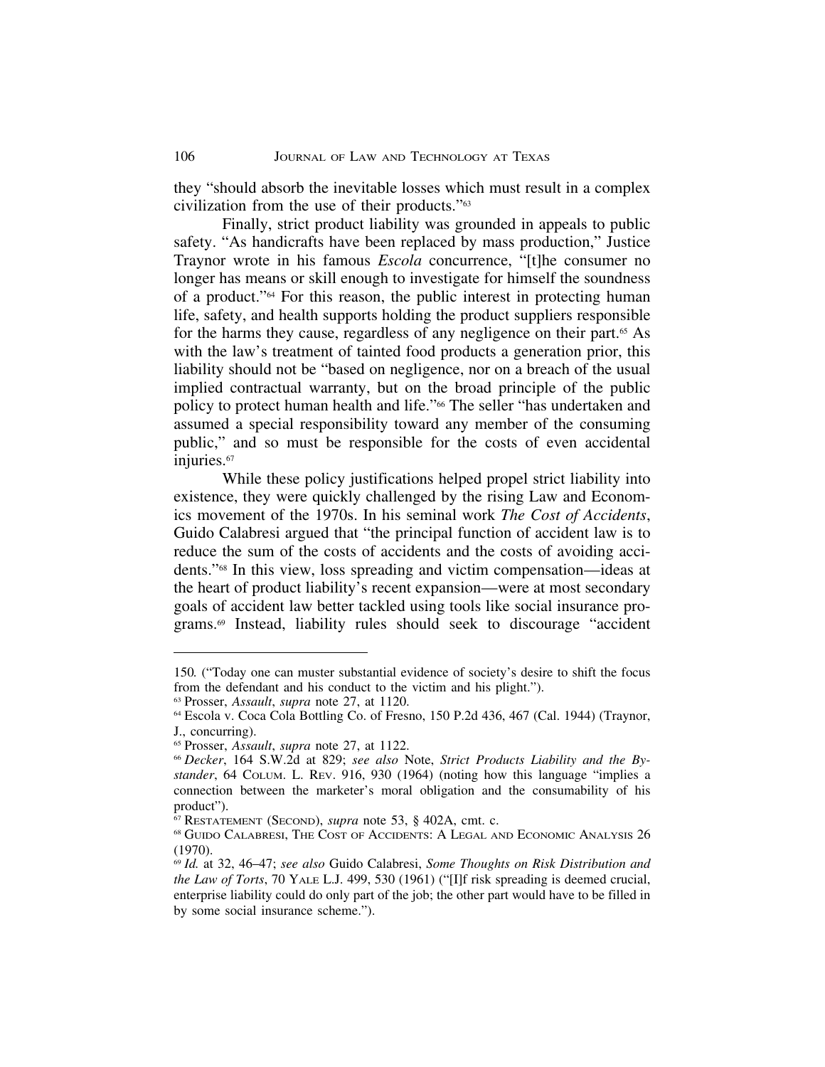they "should absorb the inevitable losses which must result in a complex civilization from the use of their products."[63]

Finally, strict product liability was grounded in appeals to public safety. "As handicrafts have been replaced by mass production," Justice Traynor wrote in his famous *Escola* concurrence, "[t]he consumer no longer has means or skill enough to investigate for himself the soundness of a product."[64] For this reason, the public interest in protecting human life, safety, and health supports holding the product suppliers responsible for the harms they cause, regardless of any negligence on their part.[65] As with the law's treatment of tainted food products a generation prior, this liability should not be "based on negligence, nor on a breach of the usual implied contractual warranty, but on the broad principle of the public policy to protect human health and life."[66] The seller "has undertaken and assumed a special responsibility toward any member of the consuming public," and so must be responsible for the costs of even accidental injuries.[67]

While these policy justifications helped propel strict liability into existence, they were quickly challenged by the rising Law and Economics movement of the 1970s. In his seminal work *The Cost of Accidents*, Guido Calabresi argued that "the principal function of accident law is to reduce the sum of the costs of accidents and the costs of avoiding accidents."[68] In this view, loss spreading and victim compensation—ideas at the heart of product liability's recent expansion—were at most secondary goals of accident law better tackled using tools like social insurance programs.[69] Instead, liability rules should seek to discourage "accident

---

150. ("Today one can muster substantial evidence of society's desire to shift the focus from the defendant and his conduct to the victim and his plight.").

[63] Prosser, *Assault*, *supra* note 27, at 1120.

[64] Escola v. Coca Cola Bottling Co. of Fresno, 150 P.2d 436, 467 (Cal. 1944) (Traynor, J., concurring).

[65] Prosser, *Assault*, *supra* note 27, at 1122.

[66] *Decker*, 164 S.W.2d at 829; *see also* Note, *Strict Products Liability and the Bystander*, 64 COLUM. L. REV. 916, 930 (1964) (noting how this language "implies a connection between the marketer's moral obligation and the consumability of his product").

[67] RESTATEMENT (SECOND), *supra* note 53, § 402A, cmt. c.

[68] GUIDO CALABRESI, THE COST OF ACCIDENTS: A LEGAL AND ECONOMIC ANALYSIS 26 (1970).

[69] *Id.* at 32, 46–47; *see also* Guido Calabresi, *Some Thoughts on Risk Distribution and the Law of Torts*, 70 YALE L.J. 499, 530 (1961) ("[I]f risk spreading is deemed crucial, enterprise liability could do only part of the job; the other part would have to be filled in by some social insurance scheme.").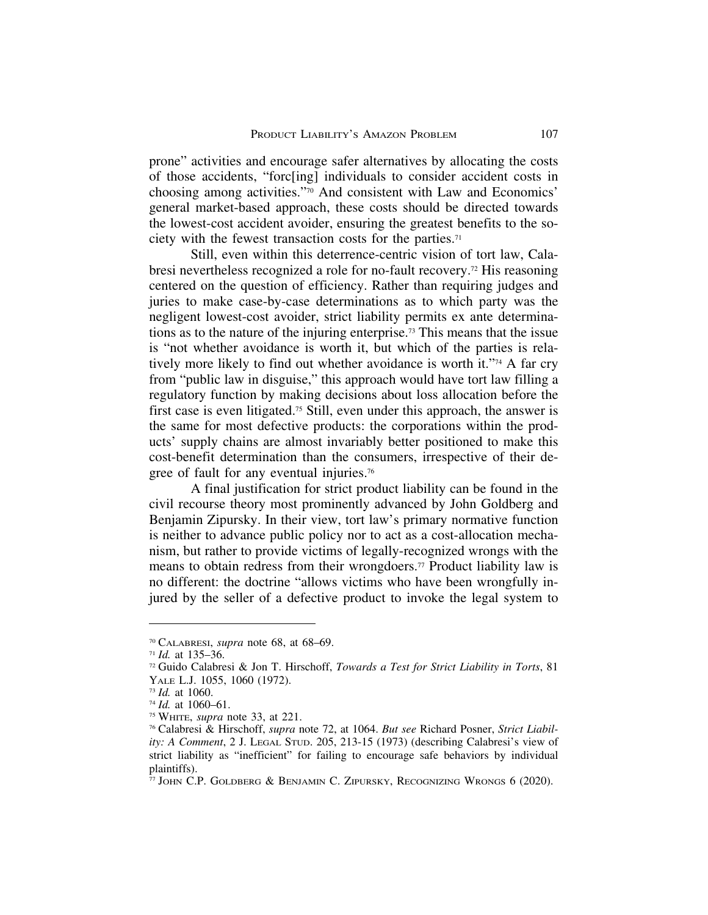prone" activities and encourage safer alternatives by allocating the costs of those accidents, "forc[ing] individuals to consider accident costs in choosing among activities."[70] And consistent with Law and Economics' general market-based approach, these costs should be directed towards the lowest-cost accident avoider, ensuring the greatest benefits to the society with the fewest transaction costs for the parties.[71]

Still, even within this deterrence-centric vision of tort law, Calabresi nevertheless recognized a role for no-fault recovery.[72] His reasoning centered on the question of efficiency. Rather than requiring judges and juries to make case-by-case determinations as to which party was the negligent lowest-cost avoider, strict liability permits ex ante determinations as to the nature of the injuring enterprise.[73] This means that the issue is "not whether avoidance is worth it, but which of the parties is relatively more likely to find out whether avoidance is worth it."[74] A far cry from "public law in disguise," this approach would have tort law filling a regulatory function by making decisions about loss allocation before the first case is even litigated.[75] Still, even under this approach, the answer is the same for most defective products: the corporations within the products' supply chains are almost invariably better positioned to make this cost-benefit determination than the consumers, irrespective of their degree of fault for any eventual injuries.[76]

A final justification for strict product liability can be found in the civil recourse theory most prominently advanced by John Goldberg and Benjamin Zipursky. In their view, tort law's primary normative function is neither to advance public policy nor to act as a cost-allocation mechanism, but rather to provide victims of legally-recognized wrongs with the means to obtain redress from their wrongdoers.[77] Product liability law is no different: the doctrine "allows victims who have been wrongfully injured by the seller of a defective product to invoke the legal system to

---

[70] Calabresi, *supra* note 68, at 68–69.

[71] *Id.* at 135–36.

[72] Guido Calabresi & Jon T. Hirschoff, *Towards a Test for Strict Liability in Torts*, 81 Yale L.J. 1055, 1060 (1972).

[73] *Id.* at 1060.

[74] *Id.* at 1060–61.

[75] White, *supra* note 33, at 221.

[76] Calabresi & Hirschoff, *supra* note 72, at 1064. *But see* Richard Posner, *Strict Liability: A Comment*, 2 J. Legal Stud. 205, 213-15 (1973) (describing Calabresi's view of strict liability as "inefficient" for failing to encourage safe behaviors by individual plaintiffs).

[77] John C.P. Goldberg & Benjamin C. Zipursky, Recognizing Wrongs 6 (2020).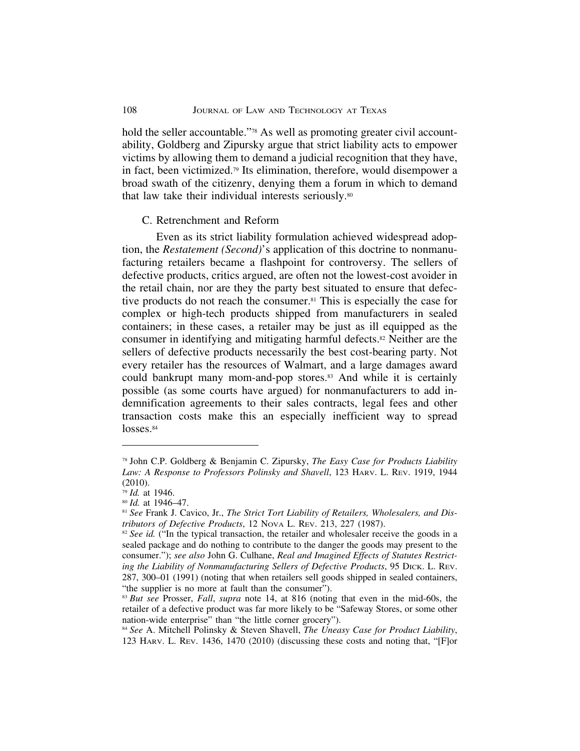hold the seller accountable."[78] As well as promoting greater civil accountability, Goldberg and Zipursky argue that strict liability acts to empower victims by allowing them to demand a judicial recognition that they have, in fact, been victimized.[79] Its elimination, therefore, would disempower a broad swath of the citizenry, denying them a forum in which to demand that law take their individual interests seriously.[80]

### C. Retrenchment and Reform

Even as its strict liability formulation achieved widespread adoption, the *Restatement (Second)*'s application of this doctrine to nonmanufacturing retailers became a flashpoint for controversy. The sellers of defective products, critics argued, are often not the lowest-cost avoider in the retail chain, nor are they the party best situated to ensure that defective products do not reach the consumer.[81] This is especially the case for complex or high-tech products shipped from manufacturers in sealed containers; in these cases, a retailer may be just as ill equipped as the consumer in identifying and mitigating harmful defects.[82] Neither are the sellers of defective products necessarily the best cost-bearing party. Not every retailer has the resources of Walmart, and a large damages award could bankrupt many mom-and-pop stores.[83] And while it is certainly possible (as some courts have argued) for nonmanufacturers to add indemnification agreements to their sales contracts, legal fees and other transaction costs make this an especially inefficient way to spread losses.[84]

---

[78] John C.P. Goldberg & Benjamin C. Zipursky, *The Easy Case for Products Liability Law: A Response to Professors Polinsky and Shavell*, 123 HARV. L. REV. 1919, 1944 (2010).

[79] *Id.* at 1946.

[80] *Id.* at 1946–47.

[81] *See* Frank J. Cavico, Jr., *The Strict Tort Liability of Retailers, Wholesalers, and Distributors of Defective Products*, 12 NOVA L. REV. 213, 227 (1987).

[82] *See id.* ("In the typical transaction, the retailer and wholesaler receive the goods in a sealed package and do nothing to contribute to the danger the goods may present to the consumer."); *see also* John G. Culhane, *Real and Imagined Effects of Statutes Restricting the Liability of Nonmanufacturing Sellers of Defective Products*, 95 DICK. L. REV. 287, 300–01 (1991) (noting that when retailers sell goods shipped in sealed containers, "the supplier is no more at fault than the consumer").

[83] *But see* Prosser, *Fall*, *supra* note 14, at 816 (noting that even in the mid-60s, the retailer of a defective product was far more likely to be "Safeway Stores, or some other nation-wide enterprise" than "the little corner grocery").

[84] *See* A. Mitchell Polinsky & Steven Shavell, *The Uneasy Case for Product Liability*, 123 HARV. L. REV. 1436, 1470 (2010) (discussing these costs and noting that, "[F]or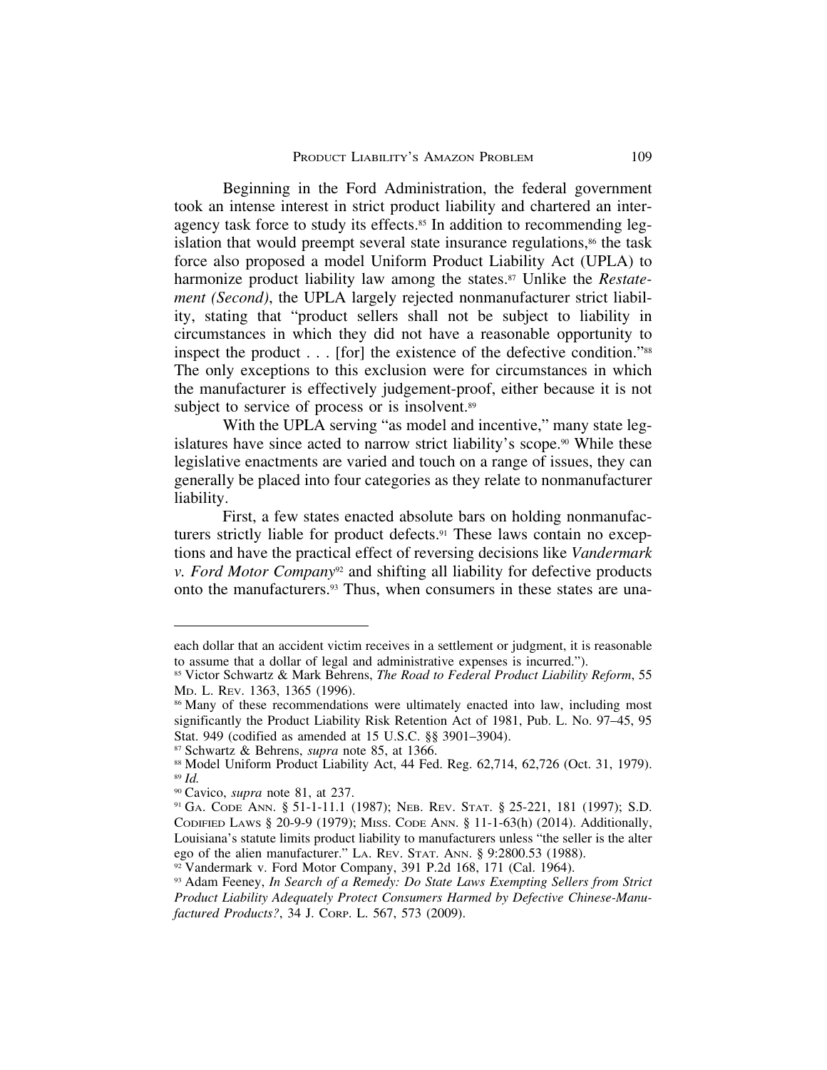Beginning in the Ford Administration, the federal government took an intense interest in strict product liability and chartered an inter-agency task force to study its effects.[85] In addition to recommending legislation that would preempt several state insurance regulations,[86] the task force also proposed a model Uniform Product Liability Act (UPLA) to harmonize product liability law among the states.[87] Unlike the *Restatement (Second)*, the UPLA largely rejected nonmanufacturer strict liability, stating that "product sellers shall not be subject to liability in circumstances in which they did not have a reasonable opportunity to inspect the product . . . [for] the existence of the defective condition."[88] The only exceptions to this exclusion were for circumstances in which the manufacturer is effectively judgement-proof, either because it is not subject to service of process or is insolvent.[89]

With the UPLA serving "as model and incentive," many state legislatures have since acted to narrow strict liability's scope.[90] While these legislative enactments are varied and touch on a range of issues, they can generally be placed into four categories as they relate to nonmanufacturer liability.

First, a few states enacted absolute bars on holding nonmanufacturers strictly liable for product defects.[91] These laws contain no exceptions and have the practical effect of reversing decisions like *Vandermark v. Ford Motor Company*[92] and shifting all liability for defective products onto the manufacturers.[93] Thus, when consumers in these states are una-

---

each dollar that an accident victim receives in a settlement or judgment, it is reasonable to assume that a dollar of legal and administrative expenses is incurred.").

[85] Victor Schwartz & Mark Behrens, *The Road to Federal Product Liability Reform*, 55 Md. L. Rev. 1363, 1365 (1996).

[86] Many of these recommendations were ultimately enacted into law, including most significantly the Product Liability Risk Retention Act of 1981, Pub. L. No. 97–45, 95 Stat. 949 (codified as amended at 15 U.S.C. §§ 3901–3904).

[87] Schwartz & Behrens, *supra* note 85, at 1366.

[88] Model Uniform Product Liability Act, 44 Fed. Reg. 62,714, 62,726 (Oct. 31, 1979).

[89] *Id.*

[90] Cavico, *supra* note 81, at 237.

[91] Ga. Code Ann. § 51-1-11.1 (1987); Neb. Rev. Stat. § 25-221, 181 (1997); S.D. Codified Laws § 20-9-9 (1979); Miss. Code Ann. § 11-1-63(h) (2014). Additionally, Louisiana's statute limits product liability to manufacturers unless "the seller is the alter ego of the alien manufacturer." La. Rev. Stat. Ann. § 9:2800.53 (1988).

[92] Vandermark v. Ford Motor Company, 391 P.2d 168, 171 (Cal. 1964).

[93] Adam Feeney, *In Search of a Remedy: Do State Laws Exempting Sellers from Strict Product Liability Adequately Protect Consumers Harmed by Defective Chinese-Manufactured Products?*, 34 J. Corp. L. 567, 573 (2009).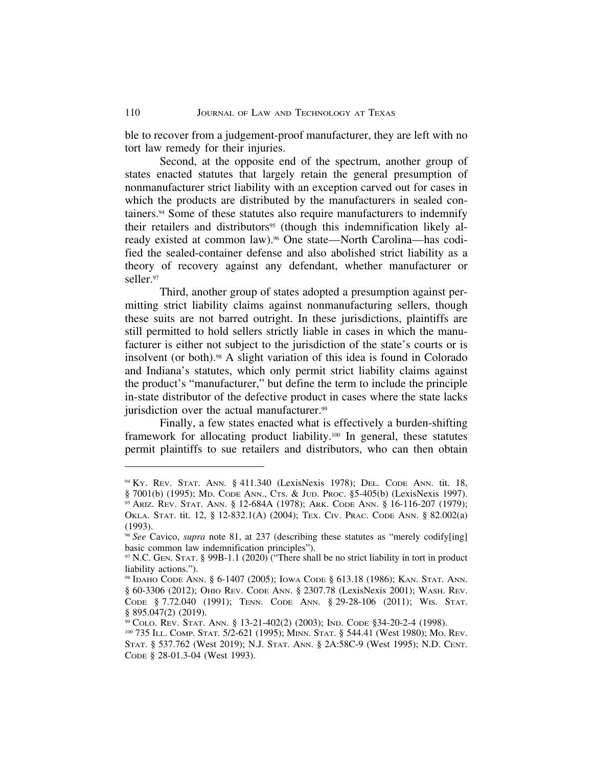ble to recover from a judgement-proof manufacturer, they are left with no tort law remedy for their injuries.

Second, at the opposite end of the spectrum, another group of states enacted statutes that largely retain the general presumption of nonmanufacturer strict liability with an exception carved out for cases in which the products are distributed by the manufacturers in sealed containers.[94] Some of these statutes also require manufacturers to indemnify their retailers and distributors[95] (though this indemnification likely already existed at common law).[96] One state—North Carolina—has codified the sealed-container defense and also abolished strict liability as a theory of recovery against any defendant, whether manufacturer or seller.[97]

Third, another group of states adopted a presumption against permitting strict liability claims against nonmanufacturing sellers, though these suits are not barred outright. In these jurisdictions, plaintiffs are still permitted to hold sellers strictly liable in cases in which the manufacturer is either not subject to the jurisdiction of the state's courts or is insolvent (or both).[98] A slight variation of this idea is found in Colorado and Indiana's statutes, which only permit strict liability claims against the product's "manufacturer," but define the term to include the principle in-state distributor of the defective product in cases where the state lacks jurisdiction over the actual manufacturer.[99]

Finally, a few states enacted what is effectively a burden-shifting framework for allocating product liability.[100] In general, these statutes permit plaintiffs to sue retailers and distributors, who can then obtain

---

[94] Ky. Rev. Stat. Ann. § 411.340 (LexisNexis 1978); Del. Code Ann. tit. 18, § 7001(b) (1995); Md. Code Ann., Cts. & Jud. Proc. §5-405(b) (LexisNexis 1997).

[95] Ariz. Rev. Stat. Ann. § 12-684A (1978); Ark. Code Ann. § 16-116-207 (1979); Okla. Stat. tit. 12, § 12-832.1(A) (2004); Tex. Civ. Prac. Code Ann. § 82.002(a) (1993).

[96] *See* Cavico, *supra* note 81, at 237 (describing these statutes as "merely codify[ing] basic common law indemnification principles").

[97] N.C. Gen. Stat. § 99B-1.1 (2020) ("There shall be no strict liability in tort in product liability actions.").

[98] Idaho Code Ann. § 6-1407 (2005); Iowa Code § 613.18 (1986); Kan. Stat. Ann. § 60-3306 (2012); Ohio Rev. Code Ann. § 2307.78 (LexisNexis 2001); Wash. Rev. Code § 7.72.040 (1991); Tenn. Code Ann. § 29-28-106 (2011); Wis. Stat. § 895.047(2) (2019).

[99] Colo. Rev. Stat. Ann. § 13-21-402(2) (2003); Ind. Code §34-20-2-4 (1998).

[100] 735 Ill. Comp. Stat. 5/2-621 (1995); Minn. Stat. § 544.41 (West 1980); Mo. Rev. Stat. § 537.762 (West 2019); N.J. Stat. Ann. § 2A:58C-9 (West 1995); N.D. Cent. Code § 28-01.3-04 (West 1993).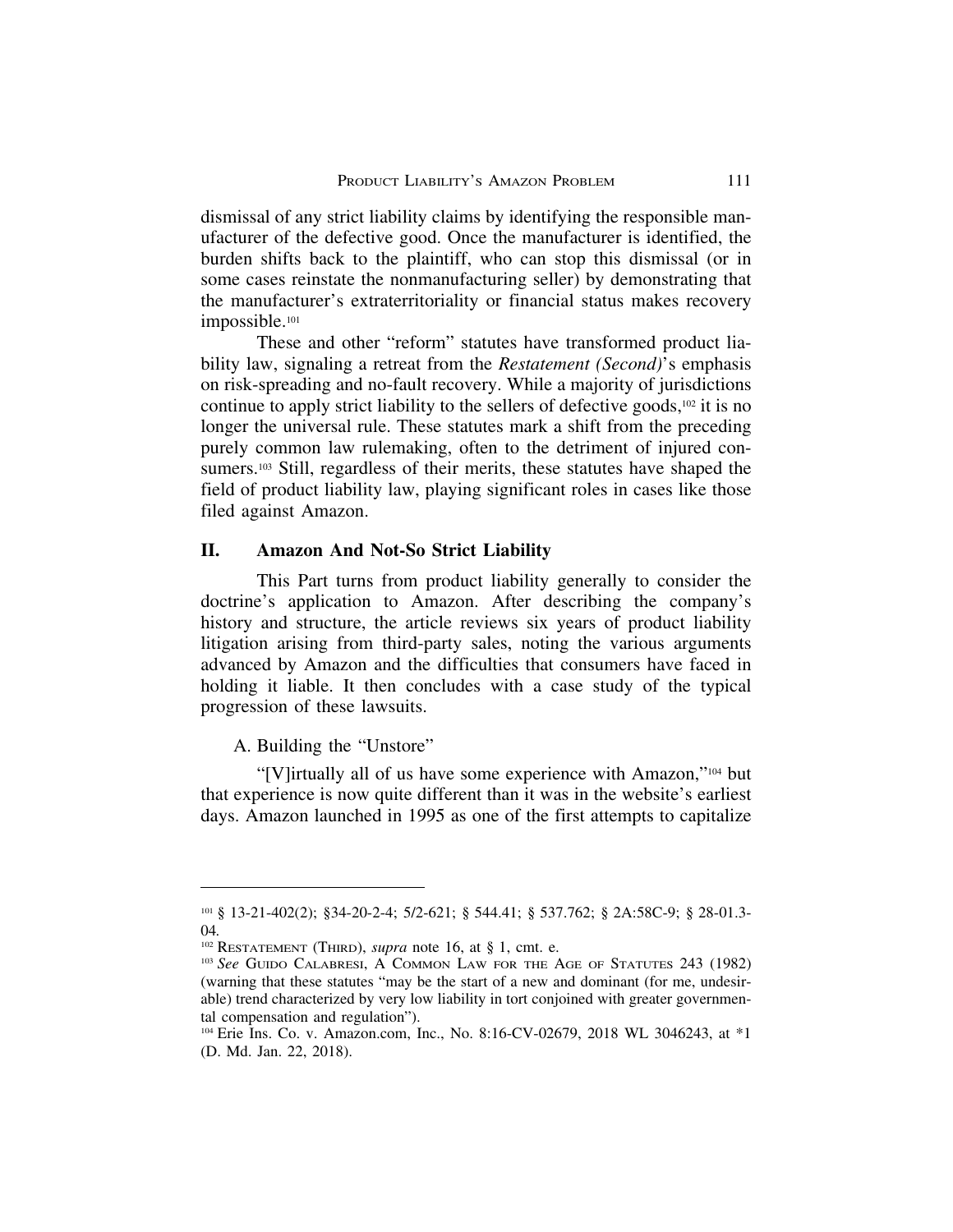dismissal of any strict liability claims by identifying the responsible manufacturer of the defective good. Once the manufacturer is identified, the burden shifts back to the plaintiff, who can stop this dismissal (or in some cases reinstate the nonmanufacturing seller) by demonstrating that the manufacturer's extraterritoriality or financial status makes recovery impossible.[101]

These and other "reform" statutes have transformed product liability law, signaling a retreat from the *Restatement (Second)*'s emphasis on risk-spreading and no-fault recovery. While a majority of jurisdictions continue to apply strict liability to the sellers of defective goods,[102] it is no longer the universal rule. These statutes mark a shift from the preceding purely common law rulemaking, often to the detriment of injured consumers.[103] Still, regardless of their merits, these statutes have shaped the field of product liability law, playing significant roles in cases like those filed against Amazon.

## II. Amazon And Not-So Strict Liability

This Part turns from product liability generally to consider the doctrine's application to Amazon. After describing the company's history and structure, the article reviews six years of product liability litigation arising from third-party sales, noting the various arguments advanced by Amazon and the difficulties that consumers have faced in holding it liable. It then concludes with a case study of the typical progression of these lawsuits.

### A. Building the "Unstore"

"[V]irtually all of us have some experience with Amazon,"[104] but that experience is now quite different than it was in the website's earliest days. Amazon launched in 1995 as one of the first attempts to capitalize

---

[101] § 13-21-402(2); §34-20-2-4; 5/2-621; § 544.41; § 537.762; § 2A:58C-9; § 28-01.3-04.

[102] Restatement (Third), *supra* note 16, at § 1, cmt. e.

[103] *See* Guido Calabresi, A Common Law for the Age of Statutes 243 (1982) (warning that these statutes "may be the start of a new and dominant (for me, undesirable) trend characterized by very low liability in tort conjoined with greater governmental compensation and regulation").

[104] Erie Ins. Co. v. Amazon.com, Inc., No. 8:16-CV-02679, 2018 WL 3046243, at *1 (D. Md. Jan. 22, 2018).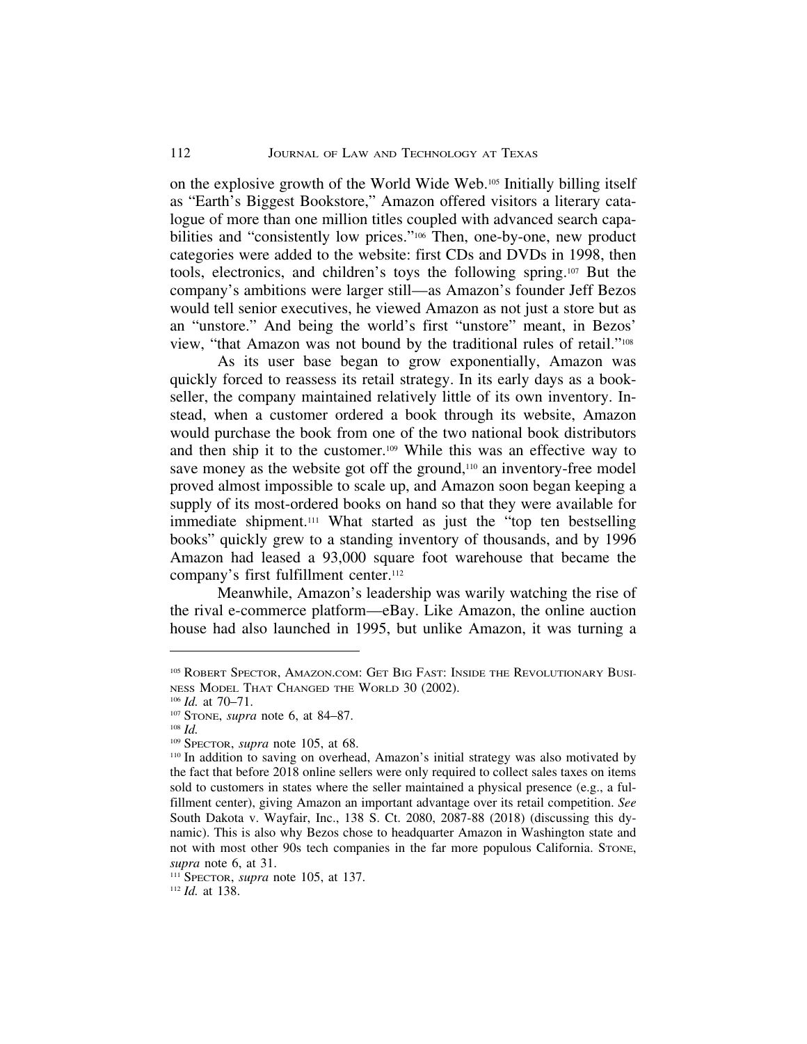on the explosive growth of the World Wide Web.[105] Initially billing itself as "Earth's Biggest Bookstore," Amazon offered visitors a literary catalogue of more than one million titles coupled with advanced search capabilities and "consistently low prices."[106] Then, one-by-one, new product categories were added to the website: first CDs and DVDs in 1998, then tools, electronics, and children's toys the following spring.[107] But the company's ambitions were larger still—as Amazon's founder Jeff Bezos would tell senior executives, he viewed Amazon as not just a store but as an "unstore." And being the world's first "unstore" meant, in Bezos' view, "that Amazon was not bound by the traditional rules of retail."[108]

As its user base began to grow exponentially, Amazon was quickly forced to reassess its retail strategy. In its early days as a bookseller, the company maintained relatively little of its own inventory. Instead, when a customer ordered a book through its website, Amazon would purchase the book from one of the two national book distributors and then ship it to the customer.[109] While this was an effective way to save money as the website got off the ground,[110] an inventory-free model proved almost impossible to scale up, and Amazon soon began keeping a supply of its most-ordered books on hand so that they were available for immediate shipment.[111] What started as just the "top ten bestselling books" quickly grew to a standing inventory of thousands, and by 1996 Amazon had leased a 93,000 square foot warehouse that became the company's first fulfillment center.[112]

Meanwhile, Amazon's leadership was warily watching the rise of the rival e-commerce platform—eBay. Like Amazon, the online auction house had also launched in 1995, but unlike Amazon, it was turning a

---

[105] Robert Spector, Amazon.com: Get Big Fast: Inside the Revolutionary Business Model That Changed the World 30 (2002).

[106] *Id.* at 70–71.

[107] Stone, *supra* note 6, at 84–87.

[108] *Id.*

[109] Spector, *supra* note 105, at 68.

[110] In addition to saving on overhead, Amazon's initial strategy was also motivated by the fact that before 2018 online sellers were only required to collect sales taxes on items sold to customers in states where the seller maintained a physical presence (e.g., a fulfillment center), giving Amazon an important advantage over its retail competition. *See* South Dakota v. Wayfair, Inc., 138 S. Ct. 2080, 2087-88 (2018) (discussing this dynamic). This is also why Bezos chose to headquarter Amazon in Washington state and not with most other 90s tech companies in the far more populous California. Stone, *supra* note 6, at 31.

[111] Spector, *supra* note 105, at 137.

[112] *Id.* at 138.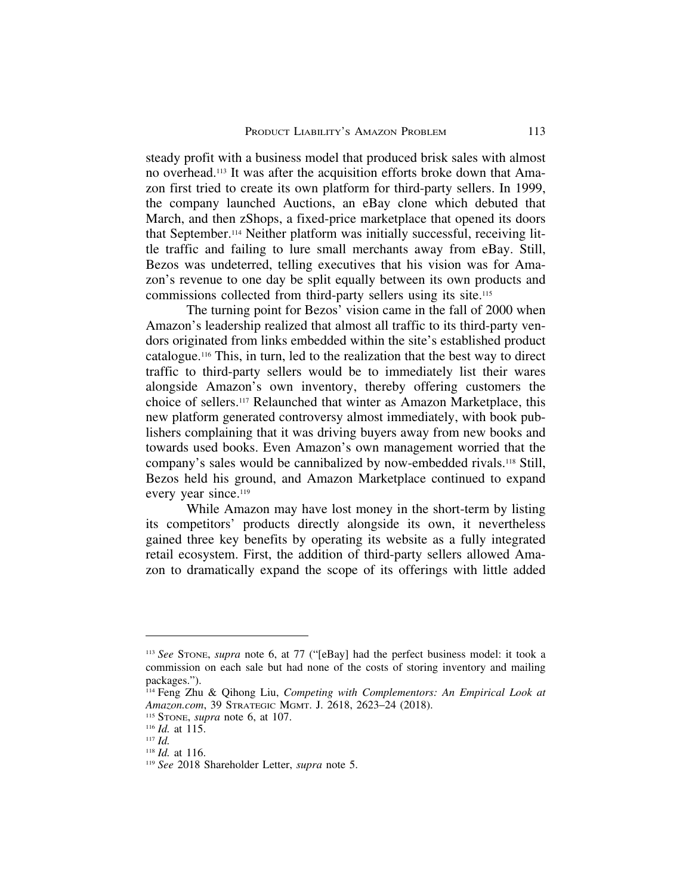steady profit with a business model that produced brisk sales with almost no overhead.[113] It was after the acquisition efforts broke down that Amazon first tried to create its own platform for third-party sellers. In 1999, the company launched Auctions, an eBay clone which debuted that March, and then zShops, a fixed-price marketplace that opened its doors that September.[114] Neither platform was initially successful, receiving little traffic and failing to lure small merchants away from eBay. Still, Bezos was undeterred, telling executives that his vision was for Amazon's revenue to one day be split equally between its own products and commissions collected from third-party sellers using its site.[115]

The turning point for Bezos' vision came in the fall of 2000 when Amazon's leadership realized that almost all traffic to its third-party vendors originated from links embedded within the site's established product catalogue.[116] This, in turn, led to the realization that the best way to direct traffic to third-party sellers would be to immediately list their wares alongside Amazon's own inventory, thereby offering customers the choice of sellers.[117] Relaunched that winter as Amazon Marketplace, this new platform generated controversy almost immediately, with book publishers complaining that it was driving buyers away from new books and towards used books. Even Amazon's own management worried that the company's sales would be cannibalized by now-embedded rivals.[118] Still, Bezos held his ground, and Amazon Marketplace continued to expand every year since.[119]

While Amazon may have lost money in the short-term by listing its competitors' products directly alongside its own, it nevertheless gained three key benefits by operating its website as a fully integrated retail ecosystem. First, the addition of third-party sellers allowed Amazon to dramatically expand the scope of its offerings with little added

---

[113] *See* STONE, *supra* note 6, at 77 ("[eBay] had the perfect business model: it took a commission on each sale but had none of the costs of storing inventory and mailing packages.").

[114] Feng Zhu & Qihong Liu, *Competing with Complementors: An Empirical Look at Amazon.com*, 39 STRATEGIC MGMT. J. 2618, 2623–24 (2018).

[115] STONE, *supra* note 6, at 107.

[116] *Id.* at 115.

[117] *Id.*

[118] *Id.* at 116.

[119] *See* 2018 Shareholder Letter, *supra* note 5.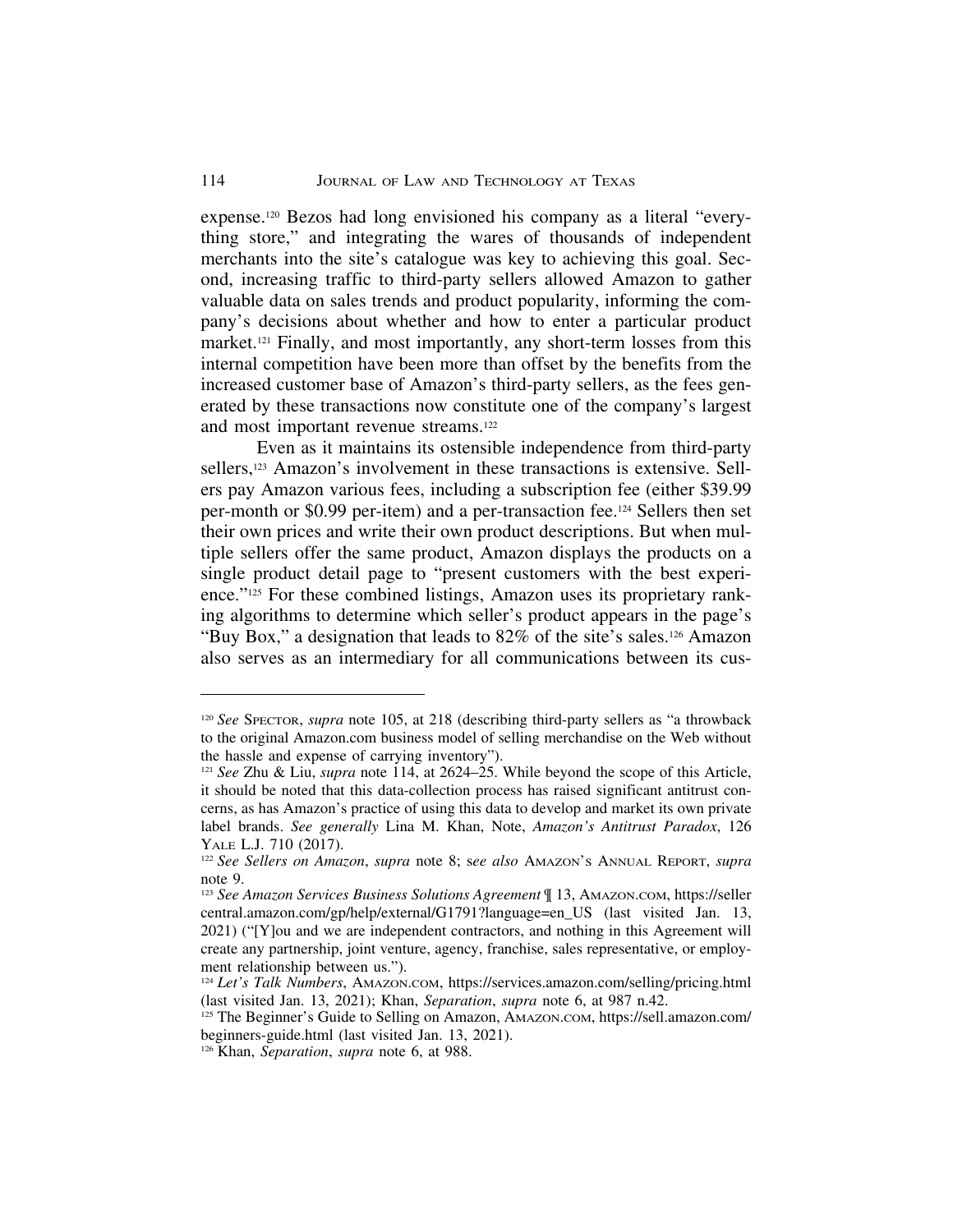expense.[120] Bezos had long envisioned his company as a literal "everything store," and integrating the wares of thousands of independent merchants into the site's catalogue was key to achieving this goal. Second, increasing traffic to third-party sellers allowed Amazon to gather valuable data on sales trends and product popularity, informing the company's decisions about whether and how to enter a particular product market.[121] Finally, and most importantly, any short-term losses from this internal competition have been more than offset by the benefits from the increased customer base of Amazon's third-party sellers, as the fees generated by these transactions now constitute one of the company's largest and most important revenue streams.[122]

Even as it maintains its ostensible independence from third-party sellers,[123] Amazon's involvement in these transactions is extensive. Sellers pay Amazon various fees, including a subscription fee (either $39.99 per-month or $0.99 per-item) and a per-transaction fee.[124] Sellers then set their own prices and write their own product descriptions. But when multiple sellers offer the same product, Amazon displays the products on a single product detail page to "present customers with the best experience."[125] For these combined listings, Amazon uses its proprietary ranking algorithms to determine which seller's product appears in the page's "Buy Box," a designation that leads to 82% of the site's sales.[126] Amazon also serves as an intermediary for all communications between its cus-

---

[120] *See* Spector, *supra* note 105, at 218 (describing third-party sellers as "a throwback to the original Amazon.com business model of selling merchandise on the Web without the hassle and expense of carrying inventory").

[121] *See* Zhu & Liu, *supra* note 114, at 2624–25. While beyond the scope of this Article, it should be noted that this data-collection process has raised significant antitrust concerns, as has Amazon's practice of using this data to develop and market its own private label brands. *See generally* Lina M. Khan, Note, *Amazon's Antitrust Paradox*, 126 Yale L.J. 710 (2017).

[122] *See Sellers on Amazon*, *supra* note 8; s*ee also* Amazon's Annual Report, *supra* note 9.

[123] *See Amazon Services Business Solutions Agreement* ¶ 13, Amazon.com, https://sellercentral.amazon.com/gp/help/external/G1791?language=en_US (last visited Jan. 13, 2021) ("[Y]ou and we are independent contractors, and nothing in this Agreement will create any partnership, joint venture, agency, franchise, sales representative, or employment relationship between us.").

[124] *Let's Talk Numbers*, Amazon.com, https://services.amazon.com/selling/pricing.html (last visited Jan. 13, 2021); Khan, *Separation*, *supra* note 6, at 987 n.42.

[125] The Beginner's Guide to Selling on Amazon, Amazon.com, https://sell.amazon.com/beginners-guide.html (last visited Jan. 13, 2021).

[126] Khan, *Separation*, *supra* note 6, at 988.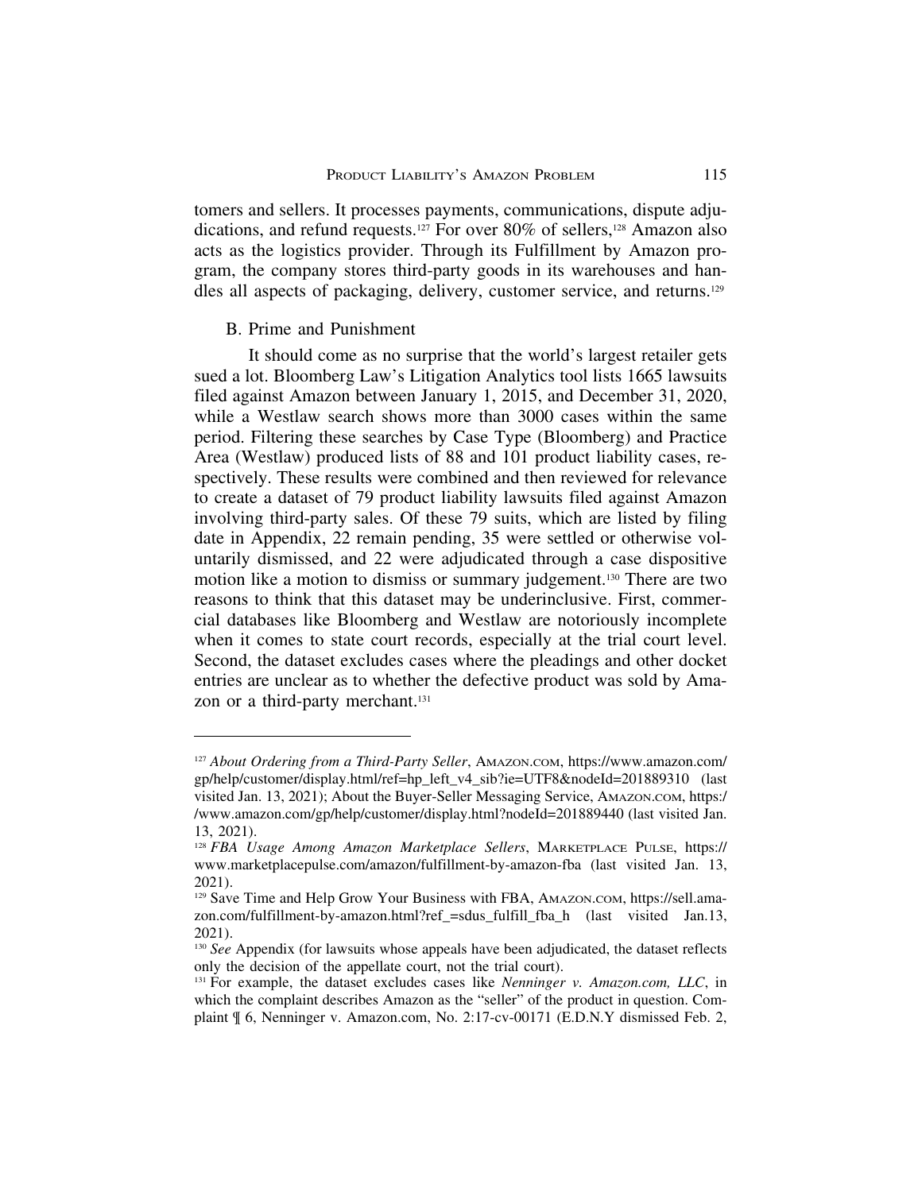tomers and sellers. It processes payments, communications, dispute adjudications, and refund requests.[127] For over 80% of sellers,[128] Amazon also acts as the logistics provider. Through its Fulfillment by Amazon program, the company stores third-party goods in its warehouses and handles all aspects of packaging, delivery, customer service, and returns.[129]

## B. Prime and Punishment

It should come as no surprise that the world's largest retailer gets sued a lot. Bloomberg Law's Litigation Analytics tool lists 1665 lawsuits filed against Amazon between January 1, 2015, and December 31, 2020, while a Westlaw search shows more than 3000 cases within the same period. Filtering these searches by Case Type (Bloomberg) and Practice Area (Westlaw) produced lists of 88 and 101 product liability cases, respectively. These results were combined and then reviewed for relevance to create a dataset of 79 product liability lawsuits filed against Amazon involving third-party sales. Of these 79 suits, which are listed by filing date in Appendix, 22 remain pending, 35 were settled or otherwise voluntarily dismissed, and 22 were adjudicated through a case dispositive motion like a motion to dismiss or summary judgement.[130] There are two reasons to think that this dataset may be underinclusive. First, commercial databases like Bloomberg and Westlaw are notoriously incomplete when it comes to state court records, especially at the trial court level. Second, the dataset excludes cases where the pleadings and other docket entries are unclear as to whether the defective product was sold by Amazon or a third-party merchant.[131]

---

[127] *About Ordering from a Third-Party Seller*, AMAZON.COM, https://www.amazon.com/gp/help/customer/display.html/ref=hp_left_v4_sib?ie=UTF8&nodeId=201889310 (last visited Jan. 13, 2021); About the Buyer-Seller Messaging Service, AMAZON.COM, https://www.amazon.com/gp/help/customer/display.html?nodeId=201889440 (last visited Jan. 13, 2021).

[128] *FBA Usage Among Amazon Marketplace Sellers*, MARKETPLACE PULSE, https://www.marketplacepulse.com/amazon/fulfillment-by-amazon-fba (last visited Jan. 13, 2021).

[129] Save Time and Help Grow Your Business with FBA, AMAZON.COM, https://sell.amazon.com/fulfillment-by-amazon.html?ref_=sdus_fulfill_fba_h (last visited Jan.13, 2021).

[130] *See* Appendix (for lawsuits whose appeals have been adjudicated, the dataset reflects only the decision of the appellate court, not the trial court).

[131] For example, the dataset excludes cases like *Nenninger v. Amazon.com, LLC*, in which the complaint describes Amazon as the "seller" of the product in question. Complaint ¶ 6, Nenninger v. Amazon.com, No. 2:17-cv-00171 (E.D.N.Y dismissed Feb. 2,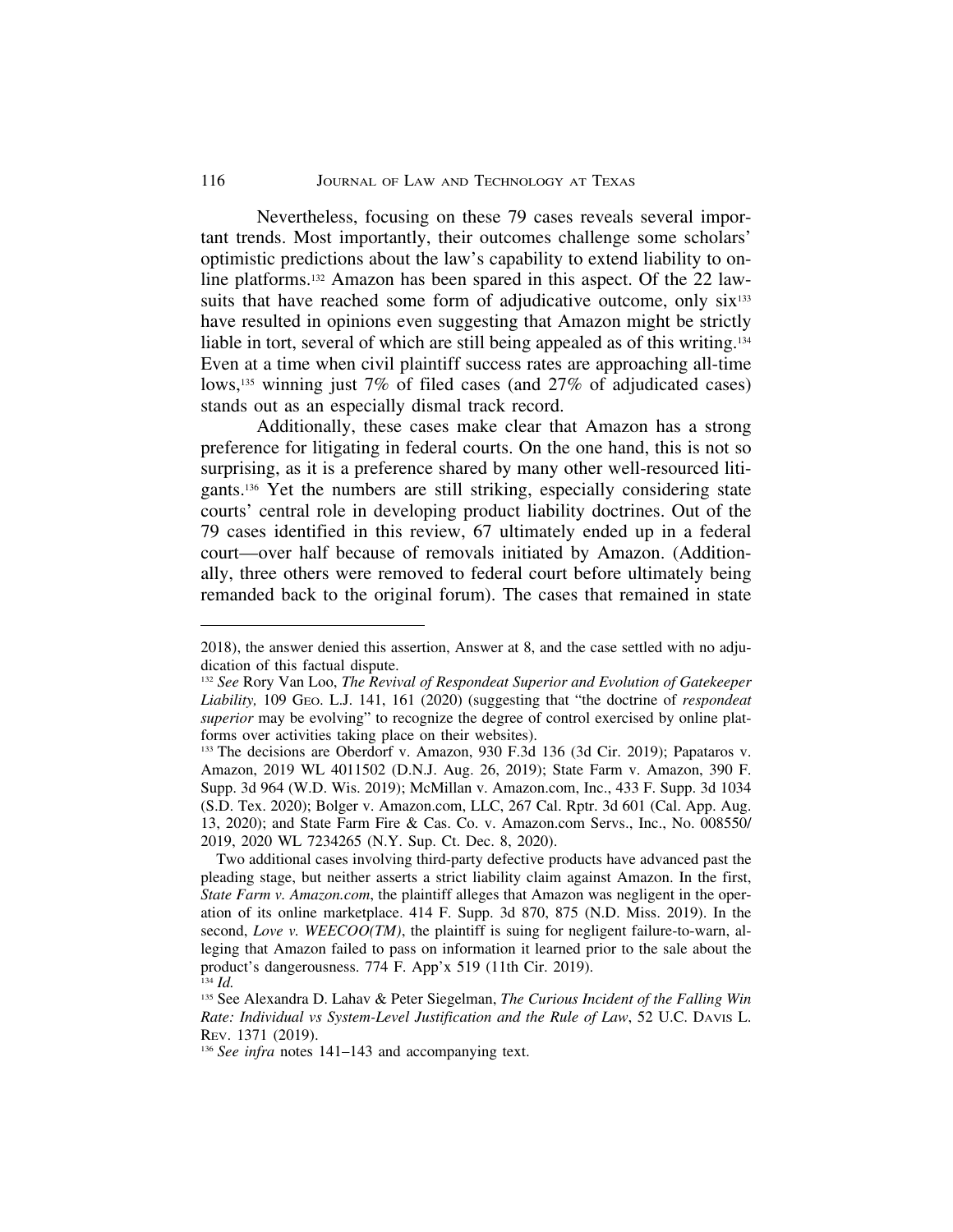Nevertheless, focusing on these 79 cases reveals several important trends. Most importantly, their outcomes challenge some scholars' optimistic predictions about the law's capability to extend liability to online platforms.[132] Amazon has been spared in this aspect. Of the 22 lawsuits that have reached some form of adjudicative outcome, only six[133] have resulted in opinions even suggesting that Amazon might be strictly liable in tort, several of which are still being appealed as of this writing.[134] Even at a time when civil plaintiff success rates are approaching all-time lows,[135] winning just 7% of filed cases (and 27% of adjudicated cases) stands out as an especially dismal track record.

Additionally, these cases make clear that Amazon has a strong preference for litigating in federal courts. On the one hand, this is not so surprising, as it is a preference shared by many other well-resourced litigants.[136] Yet the numbers are still striking, especially considering state courts' central role in developing product liability doctrines. Out of the 79 cases identified in this review, 67 ultimately ended up in a federal court—over half because of removals initiated by Amazon. (Additionally, three others were removed to federal court before ultimately being remanded back to the original forum). The cases that remained in state

---

2018), the answer denied this assertion, Answer at 8, and the case settled with no adjudication of this factual dispute.

[132] *See* Rory Van Loo, *The Revival of Respondeat Superior and Evolution of Gatekeeper Liability,* 109 GEO. L.J. 141, 161 (2020) (suggesting that "the doctrine of *respondeat superior* may be evolving" to recognize the degree of control exercised by online platforms over activities taking place on their websites).

[133] The decisions are Oberdorf v. Amazon, 930 F.3d 136 (3d Cir. 2019); Papataros v. Amazon, 2019 WL 4011502 (D.N.J. Aug. 26, 2019); State Farm v. Amazon, 390 F. Supp. 3d 964 (W.D. Wis. 2019); McMillan v. Amazon.com, Inc., 433 F. Supp. 3d 1034 (S.D. Tex. 2020); Bolger v. Amazon.com, LLC, 267 Cal. Rptr. 3d 601 (Cal. App. Aug. 13, 2020); and State Farm Fire & Cas. Co. v. Amazon.com Servs., Inc., No. 008550/2019, 2020 WL 7234265 (N.Y. Sup. Ct. Dec. 8, 2020).

Two additional cases involving third-party defective products have advanced past the pleading stage, but neither asserts a strict liability claim against Amazon. In the first, *State Farm v. Amazon.com*, the plaintiff alleges that Amazon was negligent in the operation of its online marketplace. 414 F. Supp. 3d 870, 875 (N.D. Miss. 2019). In the second, *Love v. WEECOO(TM)*, the plaintiff is suing for negligent failure-to-warn, alleging that Amazon failed to pass on information it learned prior to the sale about the product's dangerousness. 774 F. App'x 519 (11th Cir. 2019).

[134] *Id.*

[135] See Alexandra D. Lahav & Peter Siegelman, *The Curious Incident of the Falling Win Rate: Individual vs System-Level Justification and the Rule of Law*, 52 U.C. DAVIS L. REV. 1371 (2019).

[136] *See infra* notes 141–143 and accompanying text.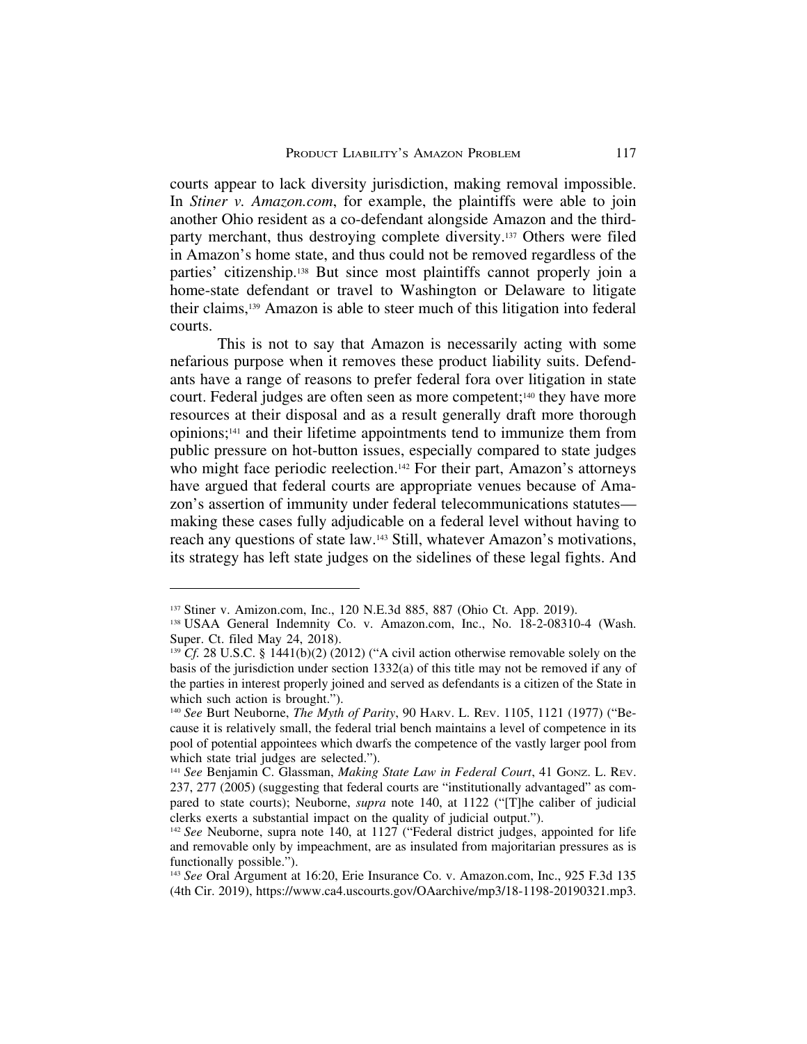courts appear to lack diversity jurisdiction, making removal impossible. In *Stiner v. Amazon.com*, for example, the plaintiffs were able to join another Ohio resident as a co-defendant alongside Amazon and the third-party merchant, thus destroying complete diversity.[137] Others were filed in Amazon's home state, and thus could not be removed regardless of the parties' citizenship.[138] But since most plaintiffs cannot properly join a home-state defendant or travel to Washington or Delaware to litigate their claims,[139] Amazon is able to steer much of this litigation into federal courts.

This is not to say that Amazon is necessarily acting with some nefarious purpose when it removes these product liability suits. Defendants have a range of reasons to prefer federal fora over litigation in state court. Federal judges are often seen as more competent;[140] they have more resources at their disposal and as a result generally draft more thorough opinions;[141] and their lifetime appointments tend to immunize them from public pressure on hot-button issues, especially compared to state judges who might face periodic reelection.[142] For their part, Amazon's attorneys have argued that federal courts are appropriate venues because of Amazon's assertion of immunity under federal telecommunications statutes—making these cases fully adjudicable on a federal level without having to reach any questions of state law.[143] Still, whatever Amazon's motivations, its strategy has left state judges on the sidelines of these legal fights. And

---

[137] Stiner v. Amizon.com, Inc., 120 N.E.3d 885, 887 (Ohio Ct. App. 2019).

[138] USAA General Indemnity Co. v. Amazon.com, Inc., No. 18-2-08310-4 (Wash. Super. Ct. filed May 24, 2018).

[139] *Cf.* 28 U.S.C. § 1441(b)(2) (2012) ("A civil action otherwise removable solely on the basis of the jurisdiction under section 1332(a) of this title may not be removed if any of the parties in interest properly joined and served as defendants is a citizen of the State in which such action is brought.").

[140] *See* Burt Neuborne, *The Myth of Parity*, 90 HARV. L. REV. 1105, 1121 (1977) ("Because it is relatively small, the federal trial bench maintains a level of competence in its pool of potential appointees which dwarfs the competence of the vastly larger pool from which state trial judges are selected.").

[141] *See* Benjamin C. Glassman, *Making State Law in Federal Court*, 41 GONZ. L. REV. 237, 277 (2005) (suggesting that federal courts are "institutionally advantaged" as compared to state courts); Neuborne, *supra* note 140, at 1122 ("[T]he caliber of judicial clerks exerts a substantial impact on the quality of judicial output.").

[142] *See* Neuborne, supra note 140, at 1127 ("Federal district judges, appointed for life and removable only by impeachment, are as insulated from majoritarian pressures as is functionally possible.").

[143] *See* Oral Argument at 16:20, Erie Insurance Co. v. Amazon.com, Inc., 925 F.3d 135 (4th Cir. 2019), https://www.ca4.uscourts.gov/OAarchive/mp3/18-1198-20190321.mp3.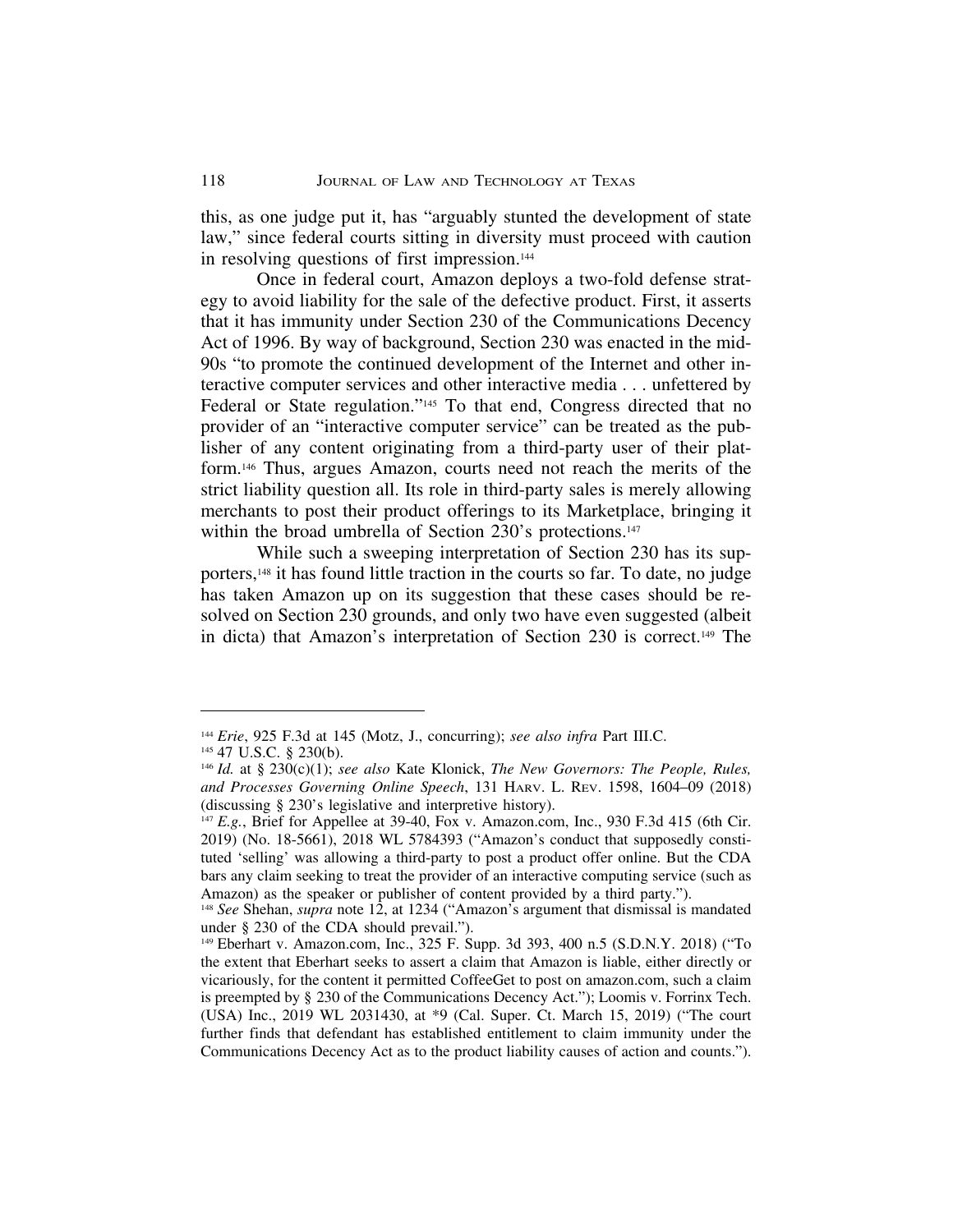this, as one judge put it, has "arguably stunted the development of state law," since federal courts sitting in diversity must proceed with caution in resolving questions of first impression.[144]

Once in federal court, Amazon deploys a two-fold defense strategy to avoid liability for the sale of the defective product. First, it asserts that it has immunity under Section 230 of the Communications Decency Act of 1996. By way of background, Section 230 was enacted in the mid-90s "to promote the continued development of the Internet and other interactive computer services and other interactive media . . . unfettered by Federal or State regulation."[145] To that end, Congress directed that no provider of an "interactive computer service" can be treated as the publisher of any content originating from a third-party user of their platform.[146] Thus, argues Amazon, courts need not reach the merits of the strict liability question all. Its role in third-party sales is merely allowing merchants to post their product offerings to its Marketplace, bringing it within the broad umbrella of Section 230's protections.[147]

While such a sweeping interpretation of Section 230 has its supporters,[148] it has found little traction in the courts so far. To date, no judge has taken Amazon up on its suggestion that these cases should be resolved on Section 230 grounds, and only two have even suggested (albeit in dicta) that Amazon's interpretation of Section 230 is correct.[149] The

---

[144] *Erie*, 925 F.3d at 145 (Motz, J., concurring); *see also infra* Part III.C.

[145] 47 U.S.C. § 230(b).

[146] *Id.* at § 230(c)(1); *see also* Kate Klonick, *The New Governors: The People, Rules, and Processes Governing Online Speech*, 131 HARV. L. REV. 1598, 1604–09 (2018) (discussing § 230's legislative and interpretive history).

[147] *E.g.*, Brief for Appellee at 39-40, Fox v. Amazon.com, Inc., 930 F.3d 415 (6th Cir. 2019) (No. 18-5661), 2018 WL 5784393 ("Amazon's conduct that supposedly constituted 'selling' was allowing a third-party to post a product offer online. But the CDA bars any claim seeking to treat the provider of an interactive computing service (such as Amazon) as the speaker or publisher of content provided by a third party.").

[148] *See* Shehan, *supra* note 12, at 1234 ("Amazon's argument that dismissal is mandated under § 230 of the CDA should prevail.").

[149] Eberhart v. Amazon.com, Inc., 325 F. Supp. 3d 393, 400 n.5 (S.D.N.Y. 2018) ("To the extent that Eberhart seeks to assert a claim that Amazon is liable, either directly or vicariously, for the content it permitted CoffeeGet to post on amazon.com, such a claim is preempted by § 230 of the Communications Decency Act."); Loomis v. Forrinx Tech. (USA) Inc., 2019 WL 2031430, at *9 (Cal. Super. Ct. March 15, 2019) ("The court further finds that defendant has established entitlement to claim immunity under the Communications Decency Act as to the product liability causes of action and counts.").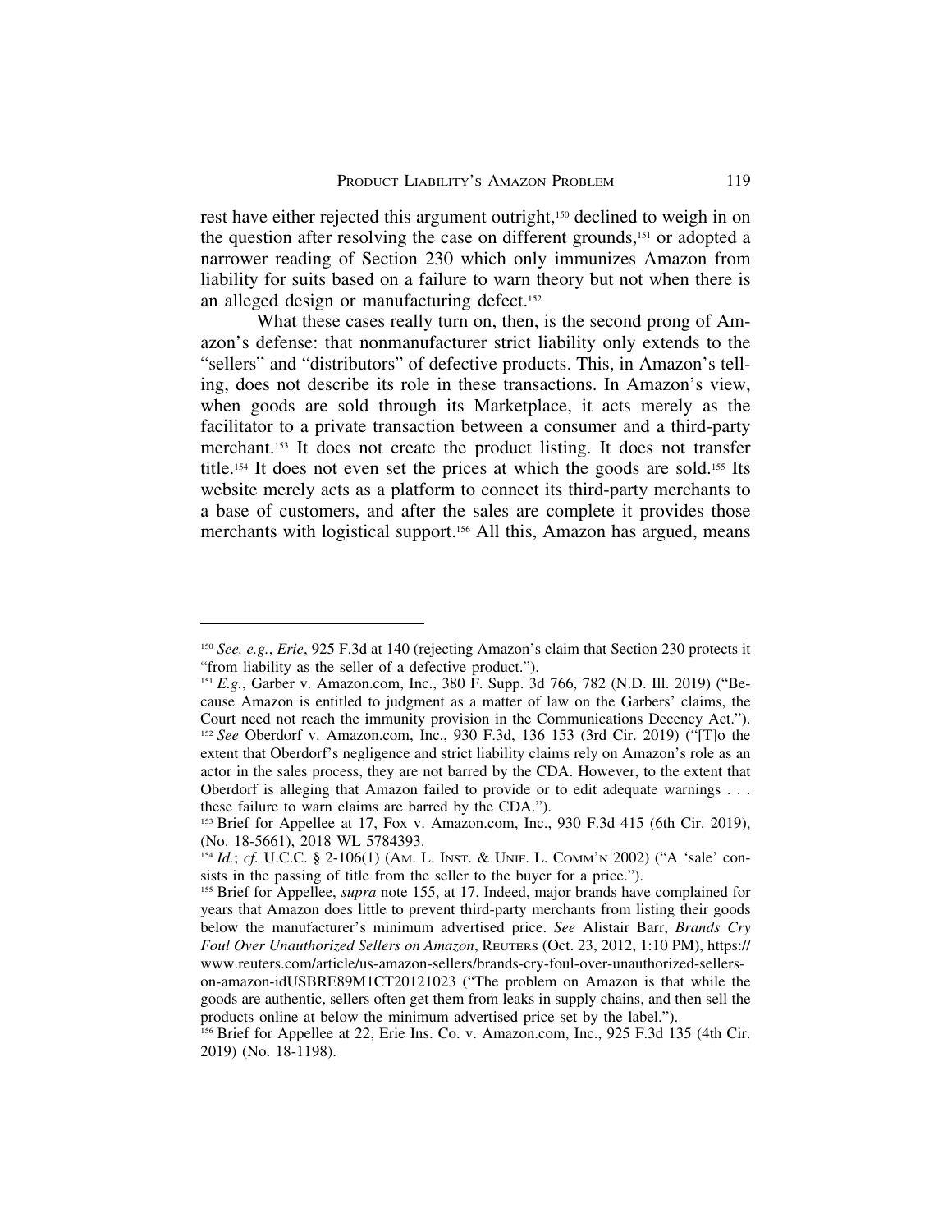rest have either rejected this argument outright,[150] declined to weigh in on the question after resolving the case on different grounds,[151] or adopted a narrower reading of Section 230 which only immunizes Amazon from liability for suits based on a failure to warn theory but not when there is an alleged design or manufacturing defect.[152]

What these cases really turn on, then, is the second prong of Amazon's defense: that nonmanufacturer strict liability only extends to the "sellers" and "distributors" of defective products. This, in Amazon's telling, does not describe its role in these transactions. In Amazon's view, when goods are sold through its Marketplace, it acts merely as the facilitator to a private transaction between a consumer and a third-party merchant.[153] It does not create the product listing. It does not transfer title.[154] It does not even set the prices at which the goods are sold.[155] Its website merely acts as a platform to connect its third-party merchants to a base of customers, and after the sales are complete it provides those merchants with logistical support.[156] All this, Amazon has argued, means

---

[150] *See, e.g.*, *Erie*, 925 F.3d at 140 (rejecting Amazon's claim that Section 230 protects it "from liability as the seller of a defective product.").

[151] *E.g.*, Garber v. Amazon.com, Inc., 380 F. Supp. 3d 766, 782 (N.D. Ill. 2019) ("Because Amazon is entitled to judgment as a matter of law on the Garbers' claims, the Court need not reach the immunity provision in the Communications Decency Act.").

[152] *See* Oberdorf v. Amazon.com, Inc., 930 F.3d, 136 153 (3rd Cir. 2019) ("[T]o the extent that Oberdorf's negligence and strict liability claims rely on Amazon's role as an actor in the sales process, they are not barred by the CDA. However, to the extent that Oberdorf is alleging that Amazon failed to provide or to edit adequate warnings . . . these failure to warn claims are barred by the CDA.").

[153] Brief for Appellee at 17, Fox v. Amazon.com, Inc., 930 F.3d 415 (6th Cir. 2019), (No. 18-5661), 2018 WL 5784393.

[154] *Id.*; *cf.* U.C.C. § 2-106(1) (Am. L. Inst. & Unif. L. Comm'n 2002) ("A 'sale' consists in the passing of title from the seller to the buyer for a price.").

[155] Brief for Appellee, *supra* note 155, at 17. Indeed, major brands have complained for years that Amazon does little to prevent third-party merchants from listing their goods below the manufacturer's minimum advertised price. *See* Alistair Barr, *Brands Cry Foul Over Unauthorized Sellers on Amazon*, Reuters (Oct. 23, 2012, 1:10 PM), https://www.reuters.com/article/us-amazon-sellers/brands-cry-foul-over-unauthorized-sellers-on-amazon-idUSBRE89M1CT20121023 ("The problem on Amazon is that while the goods are authentic, sellers often get them from leaks in supply chains, and then sell the products online at below the minimum advertised price set by the label.").

[156] Brief for Appellee at 22, Erie Ins. Co. v. Amazon.com, Inc., 925 F.3d 135 (4th Cir. 2019) (No. 18-1198).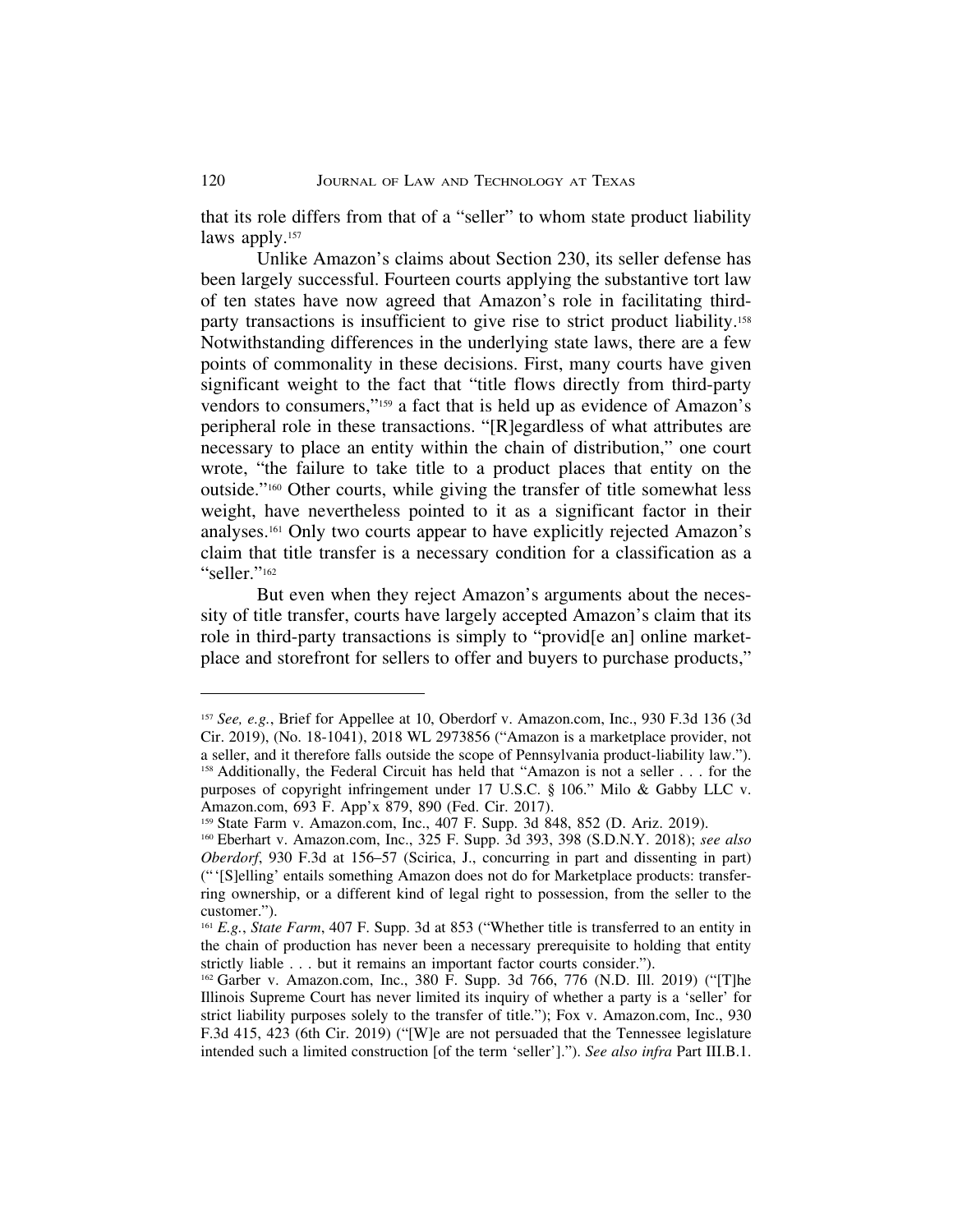that its role differs from that of a "seller" to whom state product liability laws apply.[157]

Unlike Amazon's claims about Section 230, its seller defense has been largely successful. Fourteen courts applying the substantive tort law of ten states have now agreed that Amazon's role in facilitating third-party transactions is insufficient to give rise to strict product liability.[158] Notwithstanding differences in the underlying state laws, there are a few points of commonality in these decisions. First, many courts have given significant weight to the fact that "title flows directly from third-party vendors to consumers,"[159] a fact that is held up as evidence of Amazon's peripheral role in these transactions. "[R]egardless of what attributes are necessary to place an entity within the chain of distribution," one court wrote, "the failure to take title to a product places that entity on the outside."[160] Other courts, while giving the transfer of title somewhat less weight, have nevertheless pointed to it as a significant factor in their analyses.[161] Only two courts appear to have explicitly rejected Amazon's claim that title transfer is a necessary condition for a classification as a "seller."[162]

But even when they reject Amazon's arguments about the necessity of title transfer, courts have largely accepted Amazon's claim that its role in third-party transactions is simply to "provid[e an] online marketplace and storefront for sellers to offer and buyers to purchase products,"

---

[157] *See, e.g.*, Brief for Appellee at 10, Oberdorf v. Amazon.com, Inc., 930 F.3d 136 (3d Cir. 2019), (No. 18-1041), 2018 WL 2973856 ("Amazon is a marketplace provider, not a seller, and it therefore falls outside the scope of Pennsylvania product-liability law.").

[158] Additionally, the Federal Circuit has held that "Amazon is not a seller . . . for the purposes of copyright infringement under 17 U.S.C. § 106." Milo & Gabby LLC v. Amazon.com, 693 F. App'x 879, 890 (Fed. Cir. 2017).

[159] State Farm v. Amazon.com, Inc., 407 F. Supp. 3d 848, 852 (D. Ariz. 2019).

[160] Eberhart v. Amazon.com, Inc., 325 F. Supp. 3d 393, 398 (S.D.N.Y. 2018); *see also Oberdorf*, 930 F.3d at 156–57 (Scirica, J., concurring in part and dissenting in part) ("'[S]elling' entails something Amazon does not do for Marketplace products: transferring ownership, or a different kind of legal right to possession, from the seller to the customer.").

[161] *E.g.*, *State Farm*, 407 F. Supp. 3d at 853 ("Whether title is transferred to an entity in the chain of production has never been a necessary prerequisite to holding that entity strictly liable . . . but it remains an important factor courts consider.").

[162] Garber v. Amazon.com, Inc., 380 F. Supp. 3d 766, 776 (N.D. Ill. 2019) ("[T]he Illinois Supreme Court has never limited its inquiry of whether a party is a 'seller' for strict liability purposes solely to the transfer of title."); Fox v. Amazon.com, Inc., 930 F.3d 415, 423 (6th Cir. 2019) ("[W]e are not persuaded that the Tennessee legislature intended such a limited construction [of the term 'seller']."). *See also infra* Part III.B.1.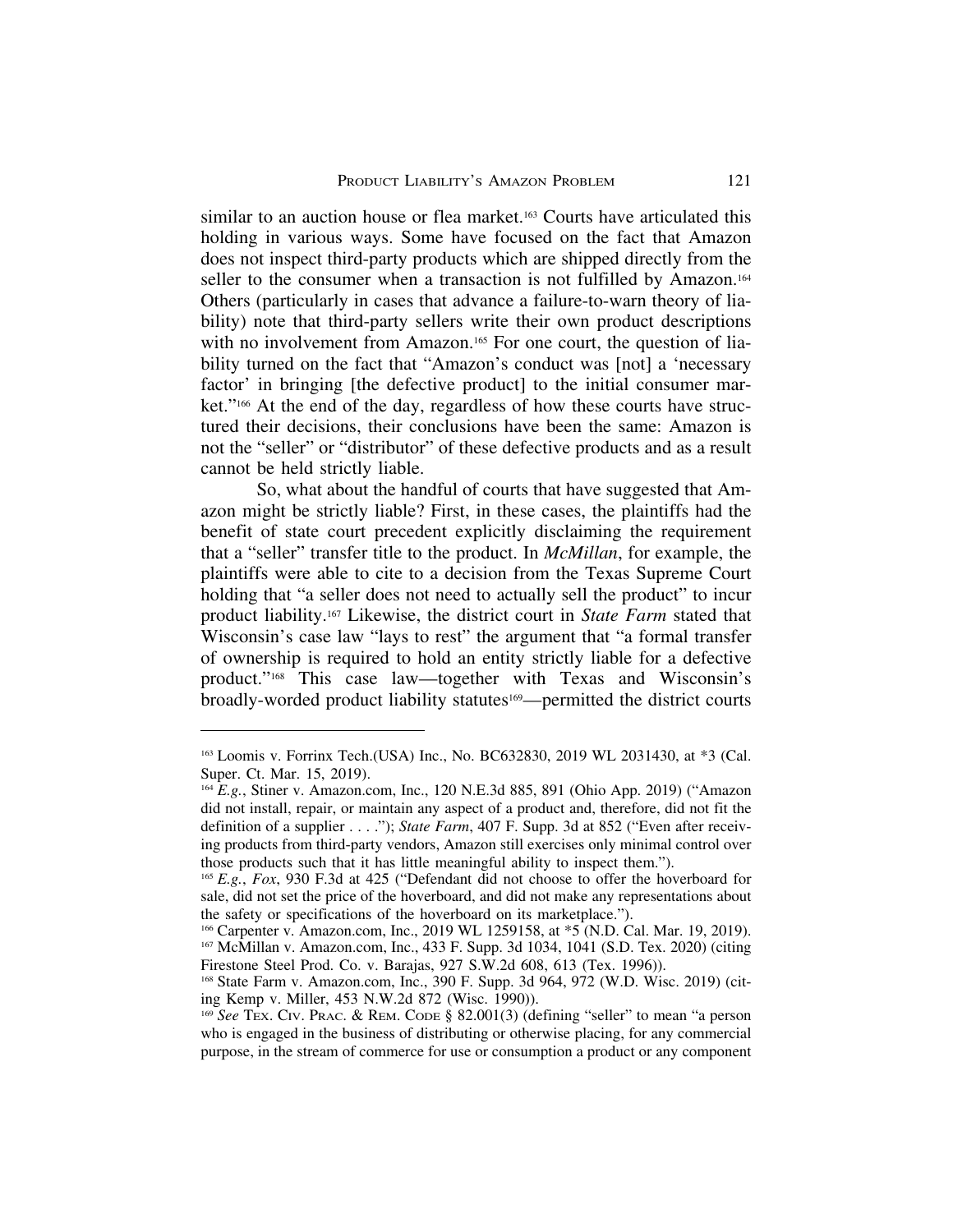similar to an auction house or flea market.[163] Courts have articulated this holding in various ways. Some have focused on the fact that Amazon does not inspect third-party products which are shipped directly from the seller to the consumer when a transaction is not fulfilled by Amazon.[164] Others (particularly in cases that advance a failure-to-warn theory of liability) note that third-party sellers write their own product descriptions with no involvement from Amazon.[165] For one court, the question of liability turned on the fact that "Amazon's conduct was [not] a 'necessary factor' in bringing [the defective product] to the initial consumer market."[166] At the end of the day, regardless of how these courts have structured their decisions, their conclusions have been the same: Amazon is not the "seller" or "distributor" of these defective products and as a result cannot be held strictly liable.

So, what about the handful of courts that have suggested that Amazon might be strictly liable? First, in these cases, the plaintiffs had the benefit of state court precedent explicitly disclaiming the requirement that a "seller" transfer title to the product. In *McMillan*, for example, the plaintiffs were able to cite to a decision from the Texas Supreme Court holding that "a seller does not need to actually sell the product" to incur product liability.[167] Likewise, the district court in *State Farm* stated that Wisconsin's case law "lays to rest" the argument that "a formal transfer of ownership is required to hold an entity strictly liable for a defective product."[168] This case law—together with Texas and Wisconsin's broadly-worded product liability statutes[169]—permitted the district courts

---

[163] Loomis v. Forrinx Tech.(USA) Inc., No. BC632830, 2019 WL 2031430, at *3 (Cal. Super. Ct. Mar. 15, 2019).

[164] *E.g.*, Stiner v. Amazon.com, Inc., 120 N.E.3d 885, 891 (Ohio App. 2019) ("Amazon did not install, repair, or maintain any aspect of a product and, therefore, did not fit the definition of a supplier . . . ."); *State Farm*, 407 F. Supp. 3d at 852 ("Even after receiving products from third-party vendors, Amazon still exercises only minimal control over those products such that it has little meaningful ability to inspect them.").

[165] *E.g.*, *Fox*, 930 F.3d at 425 ("Defendant did not choose to offer the hoverboard for sale, did not set the price of the hoverboard, and did not make any representations about the safety or specifications of the hoverboard on its marketplace.").

[166] Carpenter v. Amazon.com, Inc., 2019 WL 1259158, at *5 (N.D. Cal. Mar. 19, 2019).

[167] McMillan v. Amazon.com, Inc., 433 F. Supp. 3d 1034, 1041 (S.D. Tex. 2020) (citing Firestone Steel Prod. Co. v. Barajas, 927 S.W.2d 608, 613 (Tex. 1996)).

[168] State Farm v. Amazon.com, Inc., 390 F. Supp. 3d 964, 972 (W.D. Wisc. 2019) (citing Kemp v. Miller, 453 N.W.2d 872 (Wisc. 1990)).

[169] *See* Tex. Civ. Prac. & Rem. Code § 82.001(3) (defining "seller" to mean "a person who is engaged in the business of distributing or otherwise placing, for any commercial purpose, in the stream of commerce for use or consumption a product or any component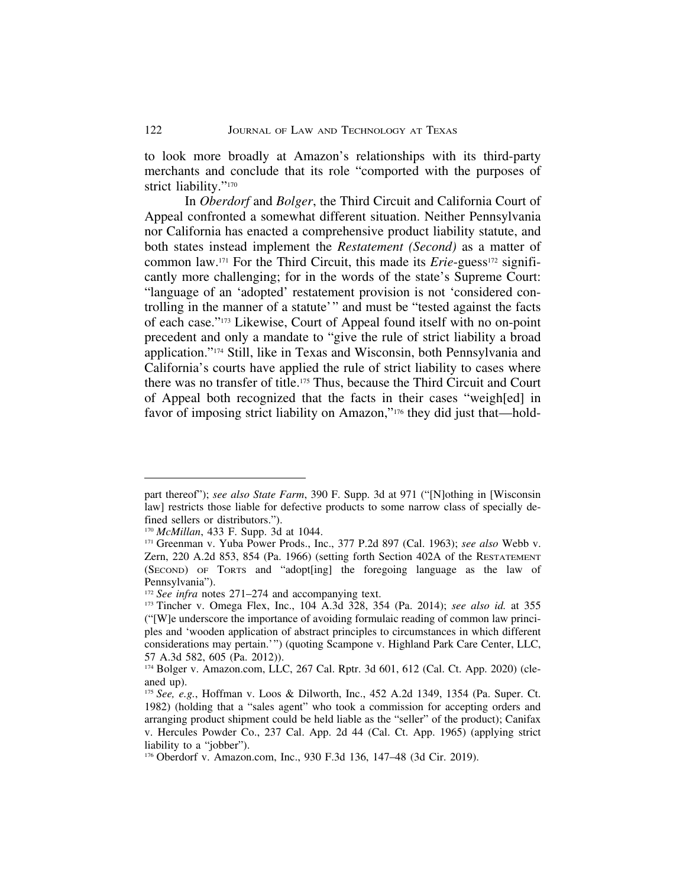to look more broadly at Amazon's relationships with its third-party merchants and conclude that its role "comported with the purposes of strict liability."[170]

In *Oberdorf* and *Bolger*, the Third Circuit and California Court of Appeal confronted a somewhat different situation. Neither Pennsylvania nor California has enacted a comprehensive product liability statute, and both states instead implement the *Restatement (Second)* as a matter of common law.[171] For the Third Circuit, this made its *Erie*-guess[172] significantly more challenging; for in the words of the state's Supreme Court: "language of an 'adopted' restatement provision is not 'considered controlling in the manner of a statute'" and must be "tested against the facts of each case."[173] Likewise, Court of Appeal found itself with no on-point precedent and only a mandate to "give the rule of strict liability a broad application."[174] Still, like in Texas and Wisconsin, both Pennsylvania and California's courts have applied the rule of strict liability to cases where there was no transfer of title.[175] Thus, because the Third Circuit and Court of Appeal both recognized that the facts in their cases "weigh[ed] in favor of imposing strict liability on Amazon,"[176] they did just that—hold-

---

part thereof"); *see also State Farm*, 390 F. Supp. 3d at 971 ("[N]othing in [Wisconsin law] restricts those liable for defective products to some narrow class of specially defined sellers or distributors.").

[170] *McMillan*, 433 F. Supp. 3d at 1044.

[171] Greenman v. Yuba Power Prods., Inc., 377 P.2d 897 (Cal. 1963); *see also* Webb v. Zern, 220 A.2d 853, 854 (Pa. 1966) (setting forth Section 402A of the Restatement (Second) of Torts and "adopt[ing] the foregoing language as the law of Pennsylvania").

[172] *See infra* notes 271–274 and accompanying text.

[173] Tincher v. Omega Flex, Inc., 104 A.3d 328, 354 (Pa. 2014); *see also id.* at 355 ("[W]e underscore the importance of avoiding formulaic reading of common law principles and 'wooden application of abstract principles to circumstances in which different considerations may pertain.'") (quoting Scampone v. Highland Park Care Center, LLC, 57 A.3d 582, 605 (Pa. 2012)).

[174] Bolger v. Amazon.com, LLC, 267 Cal. Rptr. 3d 601, 612 (Cal. Ct. App. 2020) (cleaned up).

[175] *See, e.g.*, Hoffman v. Loos & Dilworth, Inc., 452 A.2d 1349, 1354 (Pa. Super. Ct. 1982) (holding that a "sales agent" who took a commission for accepting orders and arranging product shipment could be held liable as the "seller" of the product); Canifax v. Hercules Powder Co., 237 Cal. App. 2d 44 (Cal. Ct. App. 1965) (applying strict liability to a "jobber").

[176] Oberdorf v. Amazon.com, Inc., 930 F.3d 136, 147–48 (3d Cir. 2019).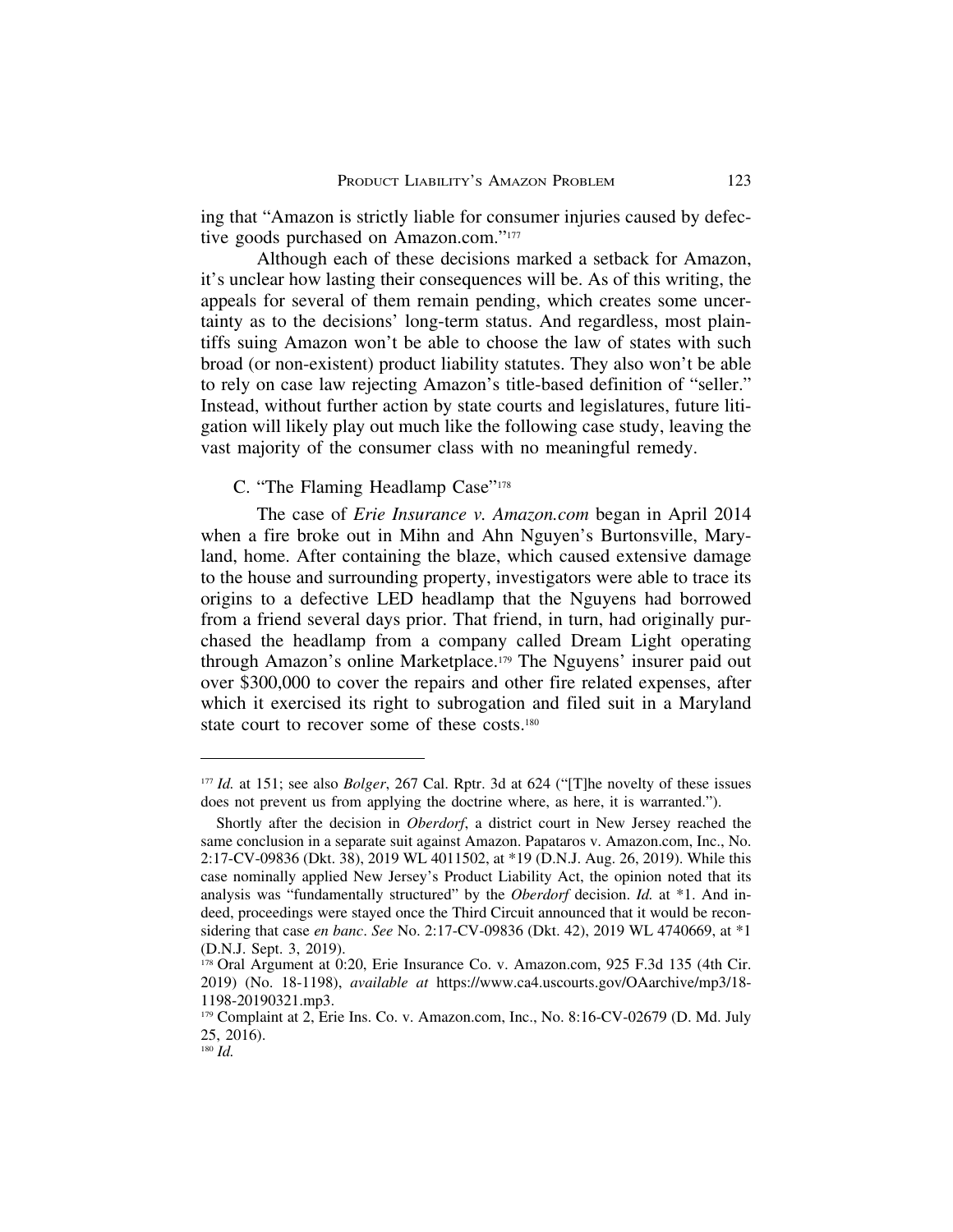ing that "Amazon is strictly liable for consumer injuries caused by defective goods purchased on Amazon.com."[177]

Although each of these decisions marked a setback for Amazon, it's unclear how lasting their consequences will be. As of this writing, the appeals for several of them remain pending, which creates some uncertainty as to the decisions' long-term status. And regardless, most plaintiffs suing Amazon won't be able to choose the law of states with such broad (or non-existent) product liability statutes. They also won't be able to rely on case law rejecting Amazon's title-based definition of "seller." Instead, without further action by state courts and legislatures, future litigation will likely play out much like the following case study, leaving the vast majority of the consumer class with no meaningful remedy.

### C. "The Flaming Headlamp Case"[178]

The case of *Erie Insurance v. Amazon.com* began in April 2014 when a fire broke out in Mihn and Ahn Nguyen's Burtonsville, Maryland, home. After containing the blaze, which caused extensive damage to the house and surrounding property, investigators were able to trace its origins to a defective LED headlamp that the Nguyens had borrowed from a friend several days prior. That friend, in turn, had originally purchased the headlamp from a company called Dream Light operating through Amazon's online Marketplace.[179] The Nguyens' insurer paid out over $300,000 to cover the repairs and other fire related expenses, after which it exercised its right to subrogation and filed suit in a Maryland state court to recover some of these costs.[180]

---

[177] *Id.* at 151; see also *Bolger*, 267 Cal. Rptr. 3d at 624 ("[T]he novelty of these issues does not prevent us from applying the doctrine where, as here, it is warranted.").

Shortly after the decision in *Oberdorf*, a district court in New Jersey reached the same conclusion in a separate suit against Amazon. Papataros v. Amazon.com, Inc., No. 2:17-CV-09836 (Dkt. 38), 2019 WL 4011502, at *19 (D.N.J. Aug. 26, 2019). While this case nominally applied New Jersey's Product Liability Act, the opinion noted that its analysis was "fundamentally structured" by the *Oberdorf* decision. *Id.* at *1. And indeed, proceedings were stayed once the Third Circuit announced that it would be reconsidering that case *en banc*. *See* No. 2:17-CV-09836 (Dkt. 42), 2019 WL 4740669, at *1 (D.N.J. Sept. 3, 2019).

[178] Oral Argument at 0:20, Erie Insurance Co. v. Amazon.com, 925 F.3d 135 (4th Cir. 2019) (No. 18-1198), *available at* https://www.ca4.uscourts.gov/OAarchive/mp3/18-1198-20190321.mp3.

[179] Complaint at 2, Erie Ins. Co. v. Amazon.com, Inc., No. 8:16-CV-02679 (D. Md. July 25, 2016).

[180] *Id.*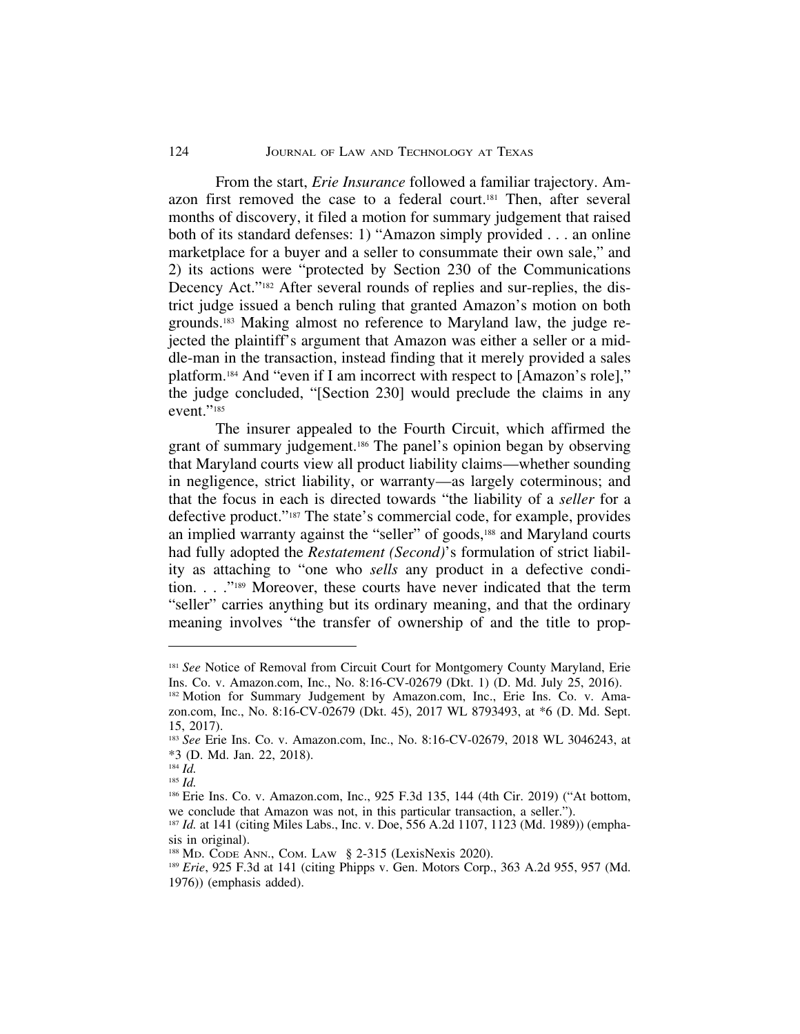From the start, *Erie Insurance* followed a familiar trajectory. Amazon first removed the case to a federal court.[181] Then, after several months of discovery, it filed a motion for summary judgement that raised both of its standard defenses: 1) "Amazon simply provided . . . an online marketplace for a buyer and a seller to consummate their own sale," and 2) its actions were "protected by Section 230 of the Communications Decency Act."[182] After several rounds of replies and sur-replies, the district judge issued a bench ruling that granted Amazon's motion on both grounds.[183] Making almost no reference to Maryland law, the judge rejected the plaintiff's argument that Amazon was either a seller or a middle-man in the transaction, instead finding that it merely provided a sales platform.[184] And "even if I am incorrect with respect to [Amazon's role]," the judge concluded, "[Section 230] would preclude the claims in any event."[185]

The insurer appealed to the Fourth Circuit, which affirmed the grant of summary judgement.[186] The panel's opinion began by observing that Maryland courts view all product liability claims—whether sounding in negligence, strict liability, or warranty—as largely coterminous; and that the focus in each is directed towards "the liability of a *seller* for a defective product."[187] The state's commercial code, for example, provides an implied warranty against the "seller" of goods,[188] and Maryland courts had fully adopted the *Restatement (Second)*'s formulation of strict liability as attaching to "one who *sells* any product in a defective condition. . . ."[189] Moreover, these courts have never indicated that the term "seller" carries anything but its ordinary meaning, and that the ordinary meaning involves "the transfer of ownership of and the title to prop-

---

[181] *See* Notice of Removal from Circuit Court for Montgomery County Maryland, Erie Ins. Co. v. Amazon.com, Inc., No. 8:16-CV-02679 (Dkt. 1) (D. Md. July 25, 2016).

[182] Motion for Summary Judgement by Amazon.com, Inc., Erie Ins. Co. v. Amazon.com, Inc., No. 8:16-CV-02679 (Dkt. 45), 2017 WL 8793493, at *6 (D. Md. Sept. 15, 2017).

[183] *See* Erie Ins. Co. v. Amazon.com, Inc., No. 8:16-CV-02679, 2018 WL 3046243, at *3 (D. Md. Jan. 22, 2018).

[184] *Id.*

[185] *Id.*

[186] Erie Ins. Co. v. Amazon.com, Inc., 925 F.3d 135, 144 (4th Cir. 2019) ("At bottom, we conclude that Amazon was not, in this particular transaction, a seller.").

[187] *Id.* at 141 (citing Miles Labs., Inc. v. Doe, 556 A.2d 1107, 1123 (Md. 1989)) (emphasis in original).

[188] MD. CODE ANN., COM. LAW § 2-315 (LexisNexis 2020).

[189] *Erie*, 925 F.3d at 141 (citing Phipps v. Gen. Motors Corp., 363 A.2d 955, 957 (Md. 1976)) (emphasis added).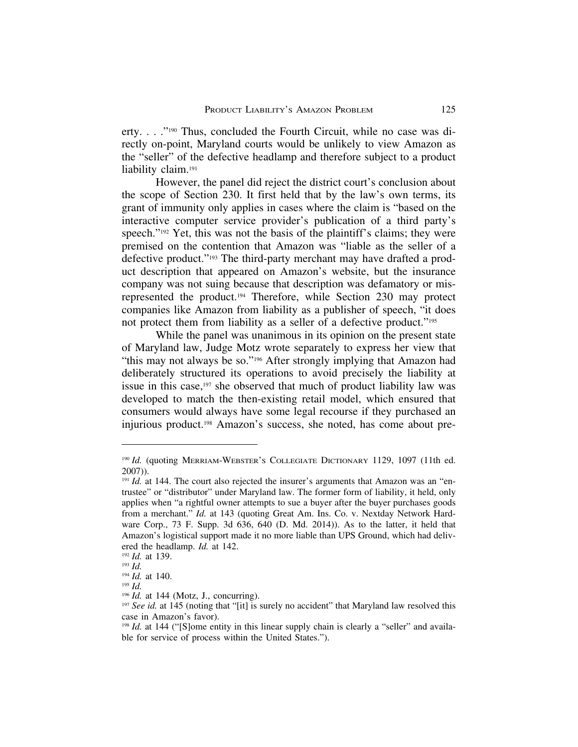erty. . . ."[190] Thus, concluded the Fourth Circuit, while no case was directly on-point, Maryland courts would be unlikely to view Amazon as the "seller" of the defective headlamp and therefore subject to a product liability claim.[191]

However, the panel did reject the district court's conclusion about the scope of Section 230. It first held that by the law's own terms, its grant of immunity only applies in cases where the claim is "based on the interactive computer service provider's publication of a third party's speech."[192] Yet, this was not the basis of the plaintiff's claims; they were premised on the contention that Amazon was "liable as the seller of a defective product."[193] The third-party merchant may have drafted a product description that appeared on Amazon's website, but the insurance company was not suing because that description was defamatory or misrepresented the product.[194] Therefore, while Section 230 may protect companies like Amazon from liability as a publisher of speech, "it does not protect them from liability as a seller of a defective product."[195]

While the panel was unanimous in its opinion on the present state of Maryland law, Judge Motz wrote separately to express her view that "this may not always be so."[196] After strongly implying that Amazon had deliberately structured its operations to avoid precisely the liability at issue in this case,[197] she observed that much of product liability law was developed to match the then-existing retail model, which ensured that consumers would always have some legal recourse if they purchased an injurious product.[198] Amazon's success, she noted, has come about pre-

---

[190] *Id.* (quoting Merriam-Webster's Collegiate Dictionary 1129, 1097 (11th ed. 2007)).

[191] *Id.* at 144. The court also rejected the insurer's arguments that Amazon was an "entrustee" or "distributor" under Maryland law. The former form of liability, it held, only applies when "a rightful owner attempts to sue a buyer after the buyer purchases goods from a merchant." *Id.* at 143 (quoting Great Am. Ins. Co. v. Nextday Network Hardware Corp., 73 F. Supp. 3d 636, 640 (D. Md. 2014)). As to the latter, it held that Amazon's logistical support made it no more liable than UPS Ground, which had delivered the headlamp. *Id.* at 142.

[192] *Id.* at 139.

[193] *Id.*

[194] *Id.* at 140.

[195] *Id.*

[196] *Id.* at 144 (Motz, J., concurring).

[197] *See id.* at 145 (noting that "[it] is surely no accident" that Maryland law resolved this case in Amazon's favor).

[198] *Id.* at 144 ("[S]ome entity in this linear supply chain is clearly a "seller" and available for service of process within the United States.").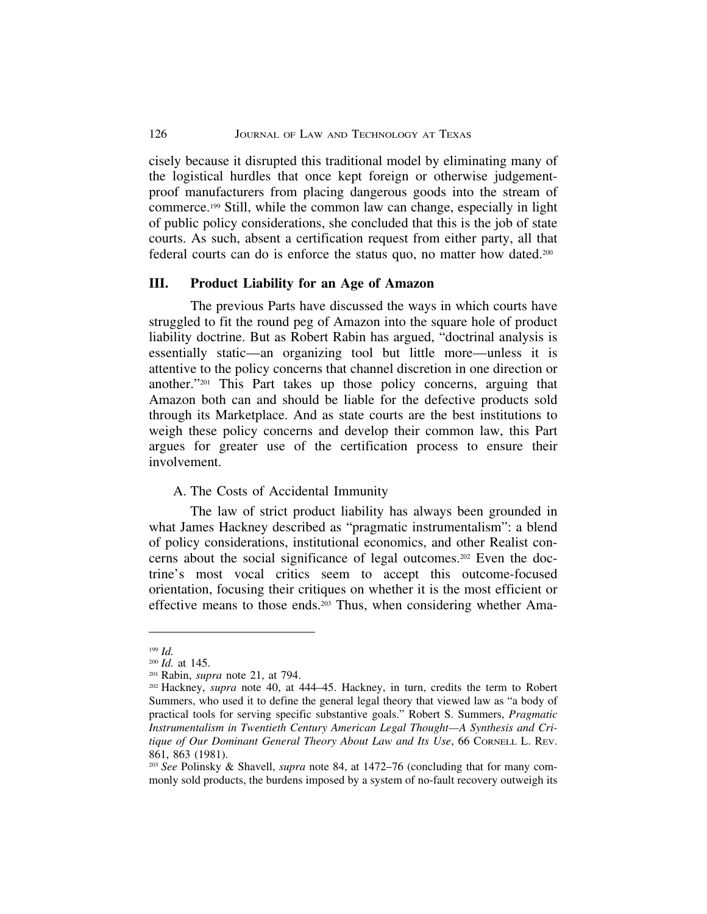cisely because it disrupted this traditional model by eliminating many of the logistical hurdles that once kept foreign or otherwise judgement-proof manufacturers from placing dangerous goods into the stream of commerce.[199] Still, while the common law can change, especially in light of public policy considerations, she concluded that this is the job of state courts. As such, absent a certification request from either party, all that federal courts can do is enforce the status quo, no matter how dated.[200]

## III. Product Liability for an Age of Amazon

The previous Parts have discussed the ways in which courts have struggled to fit the round peg of Amazon into the square hole of product liability doctrine. But as Robert Rabin has argued, "doctrinal analysis is essentially static—an organizing tool but little more—unless it is attentive to the policy concerns that channel discretion in one direction or another."[201] This Part takes up those policy concerns, arguing that Amazon both can and should be liable for the defective products sold through its Marketplace. And as state courts are the best institutions to weigh these policy concerns and develop their common law, this Part argues for greater use of the certification process to ensure their involvement.

### A. The Costs of Accidental Immunity

The law of strict product liability has always been grounded in what James Hackney described as "pragmatic instrumentalism": a blend of policy considerations, institutional economics, and other Realist concerns about the social significance of legal outcomes.[202] Even the doctrine's most vocal critics seem to accept this outcome-focused orientation, focusing their critiques on whether it is the most efficient or effective means to those ends.[203] Thus, when considering whether Ama-

---

[199] *Id.*

[200] *Id.* at 145.

[201] Rabin, *supra* note 21, at 794.

[202] Hackney, *supra* note 40, at 444–45. Hackney, in turn, credits the term to Robert Summers, who used it to define the general legal theory that viewed law as "a body of practical tools for serving specific substantive goals." Robert S. Summers, *Pragmatic Instrumentalism in Twentieth Century American Legal Thought—A Synthesis and Critique of Our Dominant General Theory About Law and Its Use*, 66 Cornell L. Rev. 861, 863 (1981).

[203] *See* Polinsky & Shavell, *supra* note 84, at 1472–76 (concluding that for many commonly sold products, the burdens imposed by a system of no-fault recovery outweigh its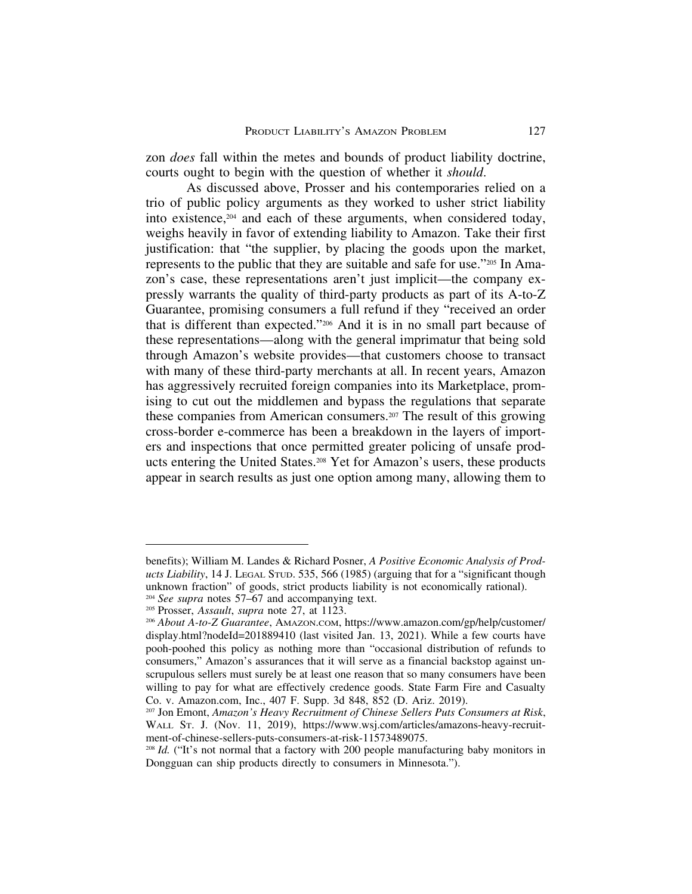zon *does* fall within the metes and bounds of product liability doctrine, courts ought to begin with the question of whether it *should*.

As discussed above, Prosser and his contemporaries relied on a trio of public policy arguments as they worked to usher strict liability into existence,[204] and each of these arguments, when considered today, weighs heavily in favor of extending liability to Amazon. Take their first justification: that "the supplier, by placing the goods upon the market, represents to the public that they are suitable and safe for use."[205] In Amazon's case, these representations aren't just implicit—the company expressly warrants the quality of third-party products as part of its A-to-Z Guarantee, promising consumers a full refund if they "received an order that is different than expected."[206] And it is in no small part because of these representations—along with the general imprimatur that being sold through Amazon's website provides—that customers choose to transact with many of these third-party merchants at all. In recent years, Amazon has aggressively recruited foreign companies into its Marketplace, promising to cut out the middlemen and bypass the regulations that separate these companies from American consumers.[207] The result of this growing cross-border e-commerce has been a breakdown in the layers of importers and inspections that once permitted greater policing of unsafe products entering the United States.[208] Yet for Amazon's users, these products appear in search results as just one option among many, allowing them to

---

benefits); William M. Landes & Richard Posner, *A Positive Economic Analysis of Products Liability*, 14 J. LEGAL STUD. 535, 566 (1985) (arguing that for a "significant though unknown fraction" of goods, strict products liability is not economically rational).

[204] *See supra* notes 57–67 and accompanying text.

[205] Prosser, *Assault*, *supra* note 27, at 1123.

[206] *About A-to-Z Guarantee*, AMAZON.COM, https://www.amazon.com/gp/help/customer/display.html?nodeId=201889410 (last visited Jan. 13, 2021). While a few courts have pooh-poohed this policy as nothing more than "occasional distribution of refunds to consumers," Amazon's assurances that it will serve as a financial backstop against unscrupulous sellers must surely be at least one reason that so many consumers have been willing to pay for what are effectively credence goods. State Farm Fire and Casualty Co. v. Amazon.com, Inc., 407 F. Supp. 3d 848, 852 (D. Ariz. 2019).

[207] Jon Emont, *Amazon's Heavy Recruitment of Chinese Sellers Puts Consumers at Risk*, WALL ST. J. (Nov. 11, 2019), https://www.wsj.com/articles/amazons-heavy-recruitment-of-chinese-sellers-puts-consumers-at-risk-11573489075.

[208] *Id.* ("It's not normal that a factory with 200 people manufacturing baby monitors in Dongguan can ship products directly to consumers in Minnesota.").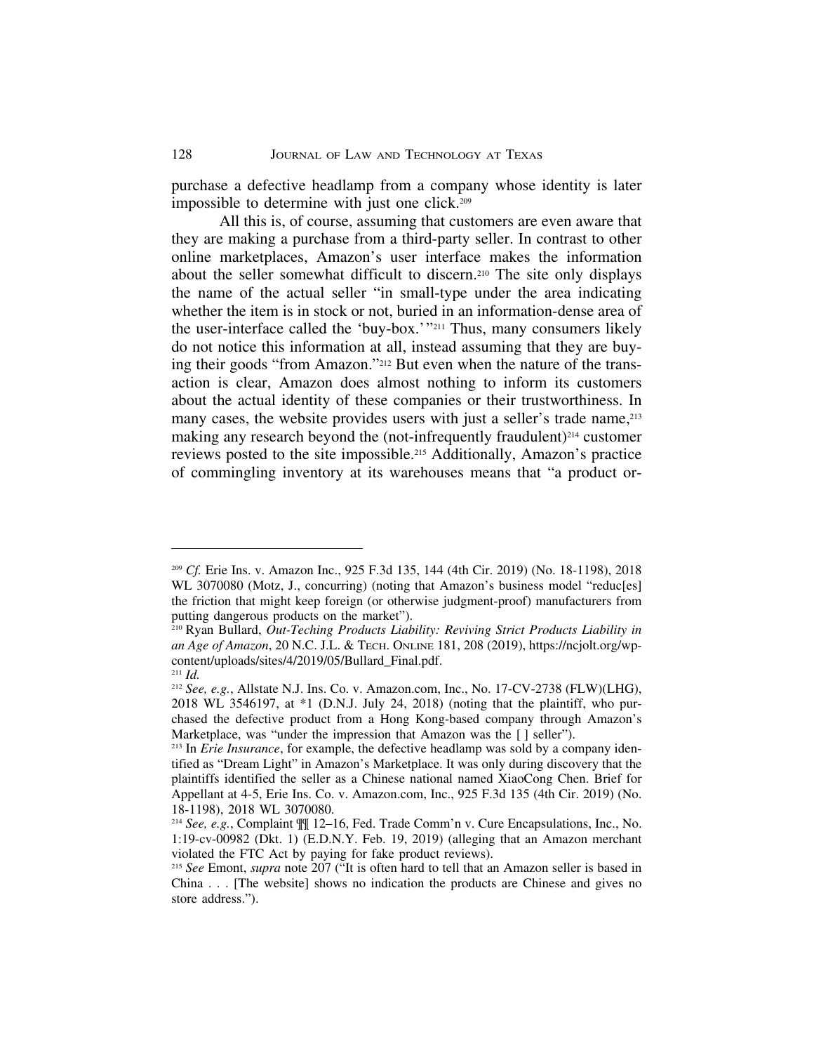purchase a defective headlamp from a company whose identity is later impossible to determine with just one click.[209]

All this is, of course, assuming that customers are even aware that they are making a purchase from a third-party seller. In contrast to other online marketplaces, Amazon's user interface makes the information about the seller somewhat difficult to discern.[210] The site only displays the name of the actual seller "in small-type under the area indicating whether the item is in stock or not, buried in an information-dense area of the user-interface called the 'buy-box.'"[211] Thus, many consumers likely do not notice this information at all, instead assuming that they are buying their goods "from Amazon."[212] But even when the nature of the transaction is clear, Amazon does almost nothing to inform its customers about the actual identity of these companies or their trustworthiness. In many cases, the website provides users with just a seller's trade name,[213] making any research beyond the (not-infrequently fraudulent)[214] customer reviews posted to the site impossible.[215] Additionally, Amazon's practice of commingling inventory at its warehouses means that "a product or-

---

[209] *Cf.* Erie Ins. v. Amazon Inc., 925 F.3d 135, 144 (4th Cir. 2019) (No. 18-1198), 2018 WL 3070080 (Motz, J., concurring) (noting that Amazon's business model "reduc[es] the friction that might keep foreign (or otherwise judgment-proof) manufacturers from putting dangerous products on the market").

[210] Ryan Bullard, *Out-Teching Products Liability: Reviving Strict Products Liability in an Age of Amazon*, 20 N.C. J.L. & Tech. Online 181, 208 (2019), https://ncjolt.org/wp-content/uploads/sites/4/2019/05/Bullard_Final.pdf.

[211] *Id.*

[212] *See, e.g.*, Allstate N.J. Ins. Co. v. Amazon.com, Inc., No. 17-CV-2738 (FLW)(LHG), 2018 WL 3546197, at *1 (D.N.J. July 24, 2018) (noting that the plaintiff, who purchased the defective product from a Hong Kong-based company through Amazon's Marketplace, was "under the impression that Amazon was the [ ] seller").

[213] In *Erie Insurance*, for example, the defective headlamp was sold by a company identified as "Dream Light" in Amazon's Marketplace. It was only during discovery that the plaintiffs identified the seller as a Chinese national named XiaoCong Chen. Brief for Appellant at 4-5, Erie Ins. Co. v. Amazon.com, Inc., 925 F.3d 135 (4th Cir. 2019) (No. 18-1198), 2018 WL 3070080.

[214] *See, e.g.*, Complaint ¶¶ 12–16, Fed. Trade Comm'n v. Cure Encapsulations, Inc., No. 1:19-cv-00982 (Dkt. 1) (E.D.N.Y. Feb. 19, 2019) (alleging that an Amazon merchant violated the FTC Act by paying for fake product reviews).

[215] *See* Emont, *supra* note 207 ("It is often hard to tell that an Amazon seller is based in China . . . [The website] shows no indication the products are Chinese and gives no store address.").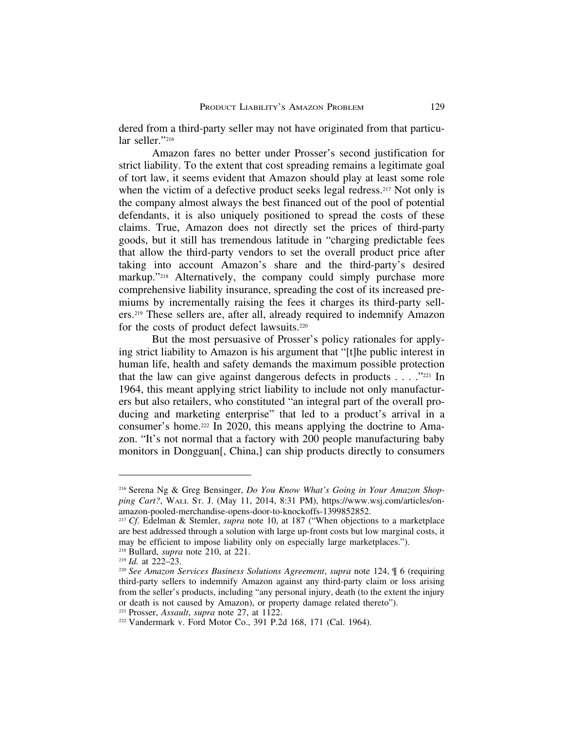dered from a third-party seller may not have originated from that particular seller."[216]

Amazon fares no better under Prosser's second justification for strict liability. To the extent that cost spreading remains a legitimate goal of tort law, it seems evident that Amazon should play at least some role when the victim of a defective product seeks legal redress.[217] Not only is the company almost always the best financed out of the pool of potential defendants, it is also uniquely positioned to spread the costs of these claims. True, Amazon does not directly set the prices of third-party goods, but it still has tremendous latitude in "charging predictable fees that allow the third-party vendors to set the overall product price after taking into account Amazon's share and the third-party's desired markup."[218] Alternatively, the company could simply purchase more comprehensive liability insurance, spreading the cost of its increased premiums by incrementally raising the fees it charges its third-party sellers.[219] These sellers are, after all, already required to indemnify Amazon for the costs of product defect lawsuits.[220]

But the most persuasive of Prosser's policy rationales for applying strict liability to Amazon is his argument that "[t]he public interest in human life, health and safety demands the maximum possible protection that the law can give against dangerous defects in products . . . ."[221] In 1964, this meant applying strict liability to include not only manufacturers but also retailers, who constituted "an integral part of the overall producing and marketing enterprise" that led to a product's arrival in a consumer's home.[222] In 2020, this means applying the doctrine to Amazon. "It's not normal that a factory with 200 people manufacturing baby monitors in Dongguan[, China,] can ship products directly to consumers

---

[216] Serena Ng & Greg Bensinger, *Do You Know What's Going in Your Amazon Shopping Cart?*, Wall St. J. (May 11, 2014, 8:31 PM), https://www.wsj.com/articles/on-amazon-pooled-merchandise-opens-door-to-knockoffs-1399852852.

[217] *Cf.* Edelman & Stemler, *supra* note 10, at 187 ("When objections to a marketplace are best addressed through a solution with large up-front costs but low marginal costs, it may be efficient to impose liability only on especially large marketplaces.").

[218] Bullard, *supra* note 210, at 221.

[219] *Id.* at 222–23.

[220] *See Amazon Services Business Solutions Agreement*, *supra* note 124, ¶ 6 (requiring third-party sellers to indemnify Amazon against any third-party claim or loss arising from the seller's products, including "any personal injury, death (to the extent the injury or death is not caused by Amazon), or property damage related thereto").

[221] Prosser, *Assault*, *supra* note 27, at 1122.

[222] Vandermark v. Ford Motor Co., 391 P.2d 168, 171 (Cal. 1964).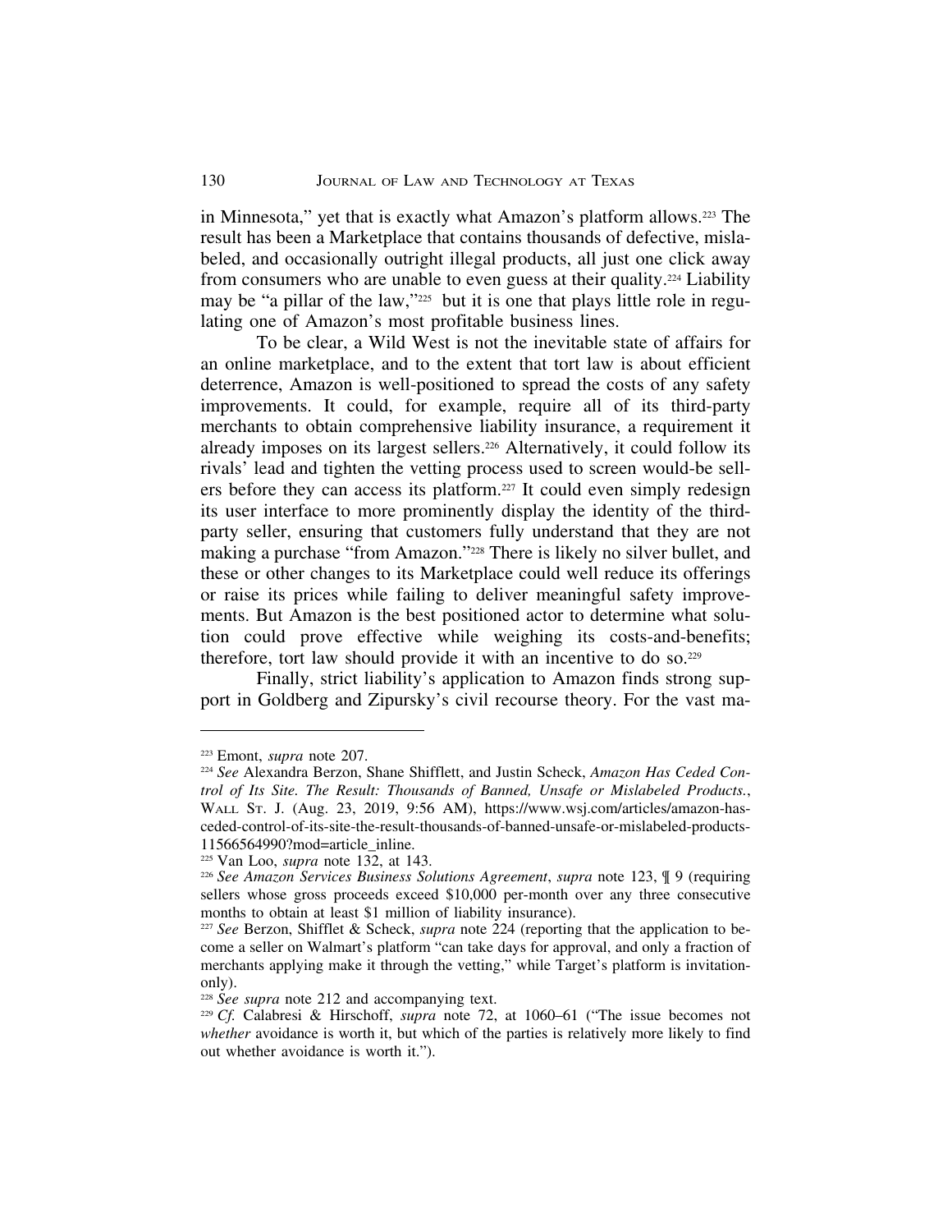in Minnesota," yet that is exactly what Amazon's platform allows.[223] The result has been a Marketplace that contains thousands of defective, mislabeled, and occasionally outright illegal products, all just one click away from consumers who are unable to even guess at their quality.[224] Liability may be "a pillar of the law,"[225] but it is one that plays little role in regulating one of Amazon's most profitable business lines.

To be clear, a Wild West is not the inevitable state of affairs for an online marketplace, and to the extent that tort law is about efficient deterrence, Amazon is well-positioned to spread the costs of any safety improvements. It could, for example, require all of its third-party merchants to obtain comprehensive liability insurance, a requirement it already imposes on its largest sellers.[226] Alternatively, it could follow its rivals' lead and tighten the vetting process used to screen would-be sellers before they can access its platform.[227] It could even simply redesign its user interface to more prominently display the identity of the third-party seller, ensuring that customers fully understand that they are not making a purchase "from Amazon."[228] There is likely no silver bullet, and these or other changes to its Marketplace could well reduce its offerings or raise its prices while failing to deliver meaningful safety improvements. But Amazon is the best positioned actor to determine what solution could prove effective while weighing its costs-and-benefits; therefore, tort law should provide it with an incentive to do so.[229]

Finally, strict liability's application to Amazon finds strong support in Goldberg and Zipursky's civil recourse theory. For the vast ma-

---

[223] Emont, *supra* note 207.

[224] *See* Alexandra Berzon, Shane Shifflett, and Justin Scheck, *Amazon Has Ceded Control of Its Site. The Result: Thousands of Banned, Unsafe or Mislabeled Products.*, WALL ST. J. (Aug. 23, 2019, 9:56 AM), https://www.wsj.com/articles/amazon-has-ceded-control-of-its-site-the-result-thousands-of-banned-unsafe-or-mislabeled-products-11566564990?mod=article_inline.

[225] Van Loo, *supra* note 132, at 143.

[226] *See Amazon Services Business Solutions Agreement*, *supra* note 123, ¶ 9 (requiring sellers whose gross proceeds exceed $10,000 per-month over any three consecutive months to obtain at least $1 million of liability insurance).

[227] *See* Berzon, Shifflet & Scheck, *supra* note 224 (reporting that the application to become a seller on Walmart's platform "can take days for approval, and only a fraction of merchants applying make it through the vetting," while Target's platform is invitation-only).

[228] *See supra* note 212 and accompanying text.

[229] *Cf.* Calabresi & Hirschoff, *supra* note 72, at 1060–61 ("The issue becomes not *whether* avoidance is worth it, but which of the parties is relatively more likely to find out whether avoidance is worth it.").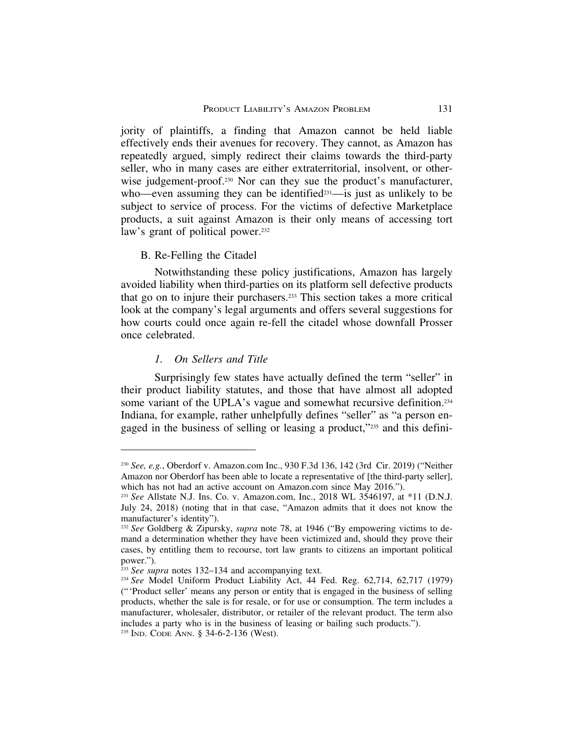jority of plaintiffs, a finding that Amazon cannot be held liable effectively ends their avenues for recovery. They cannot, as Amazon has repeatedly argued, simply redirect their claims towards the third-party seller, who in many cases are either extraterritorial, insolvent, or otherwise judgement-proof.[230] Nor can they sue the product's manufacturer, who—even assuming they can be identified[231]—is just as unlikely to be subject to service of process. For the victims of defective Marketplace products, a suit against Amazon is their only means of accessing tort law's grant of political power.[232]

## B. Re-Felling the Citadel

Notwithstanding these policy justifications, Amazon has largely avoided liability when third-parties on its platform sell defective products that go on to injure their purchasers.[233] This section takes a more critical look at the company's legal arguments and offers several suggestions for how courts could once again re-fell the citadel whose downfall Prosser once celebrated.

### *1. On Sellers and Title*

Surprisingly few states have actually defined the term "seller" in their product liability statutes, and those that have almost all adopted some variant of the UPLA's vague and somewhat recursive definition.[234] Indiana, for example, rather unhelpfully defines "seller" as "a person engaged in the business of selling or leasing a product,"[235] and this defini-

---

[230] *See, e.g.*, Oberdorf v. Amazon.com Inc., 930 F.3d 136, 142 (3rd Cir. 2019) ("Neither Amazon nor Oberdorf has been able to locate a representative of [the third-party seller], which has not had an active account on Amazon.com since May 2016.").

[231] *See* Allstate N.J. Ins. Co. v. Amazon.com, Inc., 2018 WL 3546197, at *11 (D.N.J. July 24, 2018) (noting that in that case, "Amazon admits that it does not know the manufacturer's identity").

[232] *See* Goldberg & Zipursky, *supra* note 78, at 1946 ("By empowering victims to demand a determination whether they have been victimized and, should they prove their cases, by entitling them to recourse, tort law grants to citizens an important political power.").

[233] *See supra* notes 132–134 and accompanying text.

[234] *See* Model Uniform Product Liability Act, 44 Fed. Reg. 62,714, 62,717 (1979) ("'Product seller' means any person or entity that is engaged in the business of selling products, whether the sale is for resale, or for use or consumption. The term includes a manufacturer, wholesaler, distributor, or retailer of the relevant product. The term also includes a party who is in the business of leasing or bailing such products.").

[235] IND. CODE ANN. § 34-6-2-136 (West).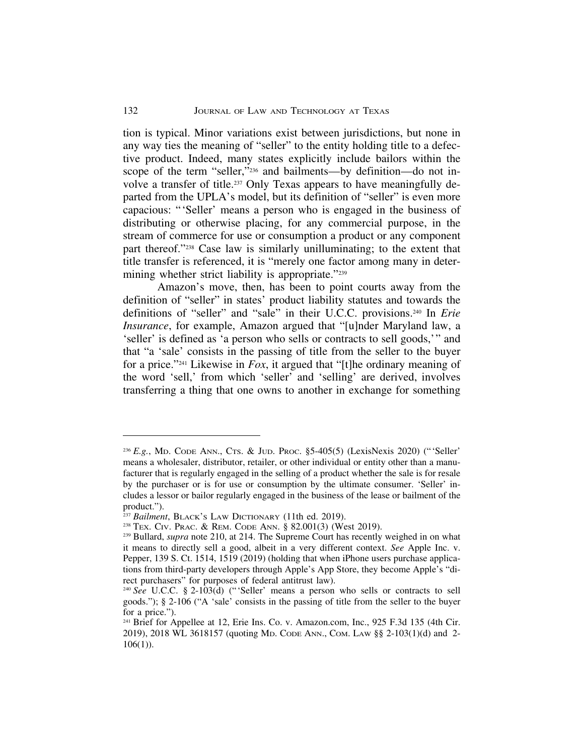tion is typical. Minor variations exist between jurisdictions, but none in any way ties the meaning of "seller" to the entity holding title to a defective product. Indeed, many states explicitly include bailors within the scope of the term "seller,"[236] and bailments—by definition—do not involve a transfer of title.[237] Only Texas appears to have meaningfully departed from the UPLA's model, but its definition of "seller" is even more capacious: "'Seller' means a person who is engaged in the business of distributing or otherwise placing, for any commercial purpose, in the stream of commerce for use or consumption a product or any component part thereof."[238] Case law is similarly unilluminating; to the extent that title transfer is referenced, it is "merely one factor among many in determining whether strict liability is appropriate."[239]

Amazon's move, then, has been to point courts away from the definition of "seller" in states' product liability statutes and towards the definitions of "seller" and "sale" in their U.C.C. provisions.[240] In *Erie Insurance*, for example, Amazon argued that "[u]nder Maryland law, a 'seller' is defined as 'a person who sells or contracts to sell goods,'" and that "a 'sale' consists in the passing of title from the seller to the buyer for a price."[241] Likewise in *Fox*, it argued that "[t]he ordinary meaning of the word 'sell,' from which 'seller' and 'selling' are derived, involves transferring a thing that one owns to another in exchange for something

---

[236] *E.g.*, MD. CODE ANN., CTS. & JUD. PROC. §5-405(5) (LexisNexis 2020) ("'Seller' means a wholesaler, distributor, retailer, or other individual or entity other than a manufacturer that is regularly engaged in the selling of a product whether the sale is for resale by the purchaser or is for use or consumption by the ultimate consumer. 'Seller' includes a lessor or bailor regularly engaged in the business of the lease or bailment of the product.").

[237] *Bailment*, BLACK'S LAW DICTIONARY (11th ed. 2019).

[238] TEX. CIV. PRAC. & REM. CODE ANN. § 82.001(3) (West 2019).

[239] Bullard, *supra* note 210, at 214. The Supreme Court has recently weighed in on what it means to directly sell a good, albeit in a very different context. *See* Apple Inc. v. Pepper, 139 S. Ct. 1514, 1519 (2019) (holding that when iPhone users purchase applications from third-party developers through Apple's App Store, they become Apple's "direct purchasers" for purposes of federal antitrust law).

[240] *See* U.C.C. § 2-103(d) ("'Seller' means a person who sells or contracts to sell goods."); § 2-106 ("A 'sale' consists in the passing of title from the seller to the buyer for a price.").

[241] Brief for Appellee at 12, Erie Ins. Co. v. Amazon.com, Inc., 925 F.3d 135 (4th Cir. 2019), 2018 WL 3618157 (quoting MD. CODE ANN., COM. LAW §§ 2-103(1)(d) and 2-106(1)).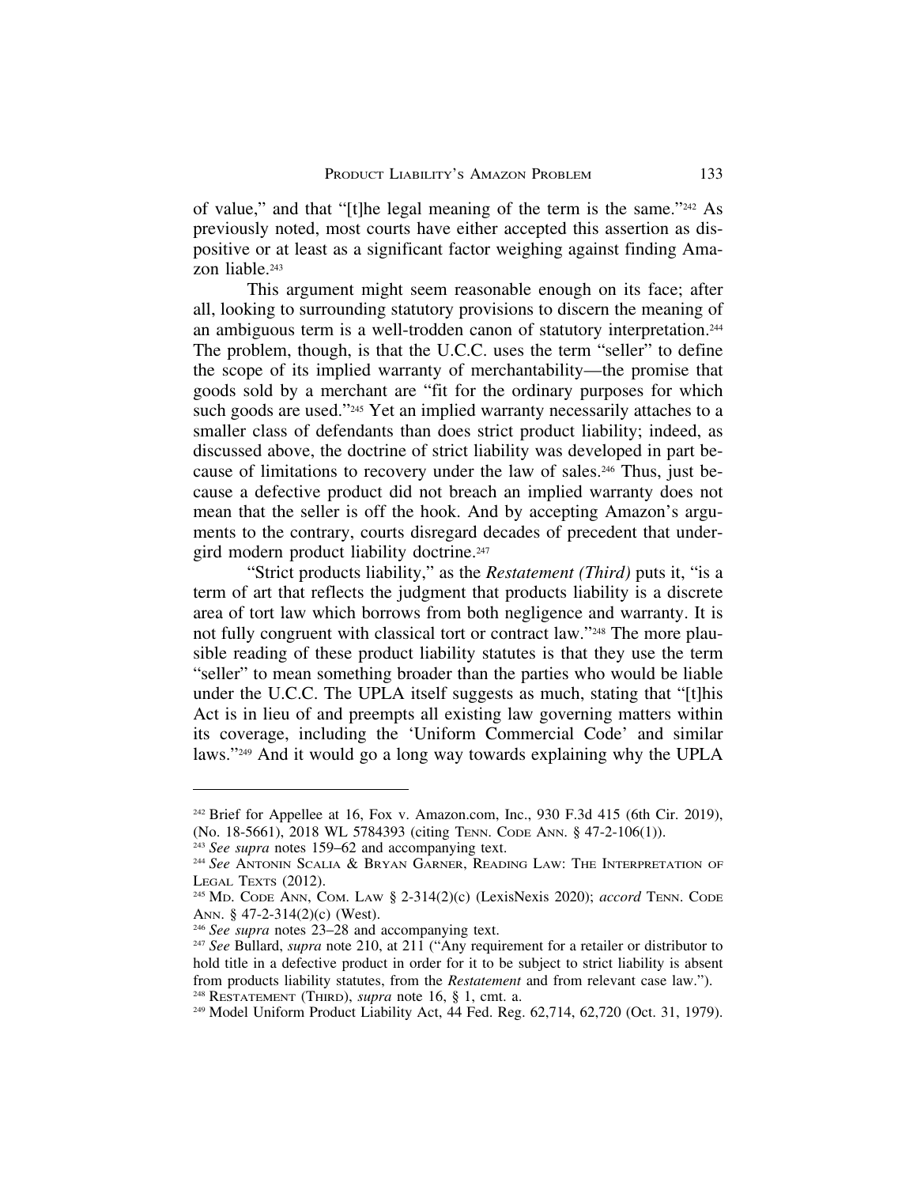of value," and that "[t]he legal meaning of the term is the same."[242] As previously noted, most courts have either accepted this assertion as dispositive or at least as a significant factor weighing against finding Amazon liable.[243]

This argument might seem reasonable enough on its face; after all, looking to surrounding statutory provisions to discern the meaning of an ambiguous term is a well-trodden canon of statutory interpretation.[244] The problem, though, is that the U.C.C. uses the term "seller" to define the scope of its implied warranty of merchantability—the promise that goods sold by a merchant are "fit for the ordinary purposes for which such goods are used."[245] Yet an implied warranty necessarily attaches to a smaller class of defendants than does strict product liability; indeed, as discussed above, the doctrine of strict liability was developed in part because of limitations to recovery under the law of sales.[246] Thus, just because a defective product did not breach an implied warranty does not mean that the seller is off the hook. And by accepting Amazon's arguments to the contrary, courts disregard decades of precedent that undergird modern product liability doctrine.[247]

"Strict products liability," as the *Restatement (Third)* puts it, "is a term of art that reflects the judgment that products liability is a discrete area of tort law which borrows from both negligence and warranty. It is not fully congruent with classical tort or contract law."[248] The more plausible reading of these product liability statutes is that they use the term "seller" to mean something broader than the parties who would be liable under the U.C.C. The UPLA itself suggests as much, stating that "[t]his Act is in lieu of and preempts all existing law governing matters within its coverage, including the 'Uniform Commercial Code' and similar laws."[249] And it would go a long way towards explaining why the UPLA

---

[242] Brief for Appellee at 16, Fox v. Amazon.com, Inc., 930 F.3d 415 (6th Cir. 2019), (No. 18-5661), 2018 WL 5784393 (citing TENN. CODE ANN. § 47-2-106(1)).

[243] *See supra* notes 159–62 and accompanying text.

[244] *See* ANTONIN SCALIA & BRYAN GARNER, READING LAW: THE INTERPRETATION OF LEGAL TEXTS (2012).

[245] MD. CODE ANN, COM. LAW § 2-314(2)(c) (LexisNexis 2020); *accord* TENN. CODE ANN. § 47-2-314(2)(c) (West).

[246] *See supra* notes 23–28 and accompanying text.

[247] *See* Bullard, *supra* note 210, at 211 ("Any requirement for a retailer or distributor to hold title in a defective product in order for it to be subject to strict liability is absent from products liability statutes, from the *Restatement* and from relevant case law.").

[248] RESTATEMENT (THIRD), *supra* note 16, § 1, cmt. a.

[249] Model Uniform Product Liability Act, 44 Fed. Reg. 62,714, 62,720 (Oct. 31, 1979).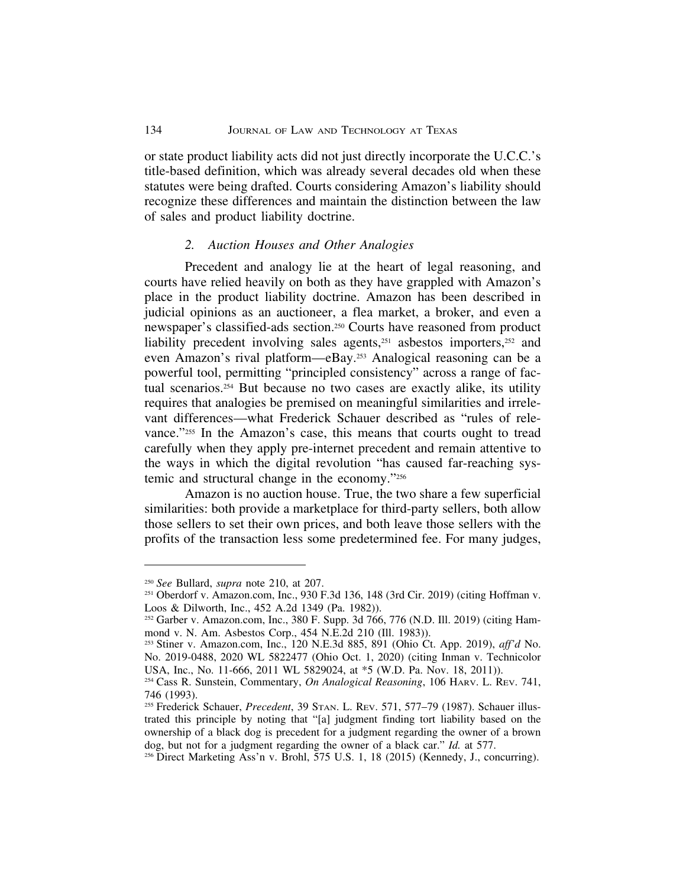or state product liability acts did not just directly incorporate the U.C.C.'s title-based definition, which was already several decades old when these statutes were being drafted. Courts considering Amazon's liability should recognize these differences and maintain the distinction between the law of sales and product liability doctrine.

### *2. Auction Houses and Other Analogies*

Precedent and analogy lie at the heart of legal reasoning, and courts have relied heavily on both as they have grappled with Amazon's place in the product liability doctrine. Amazon has been described in judicial opinions as an auctioneer, a flea market, a broker, and even a newspaper's classified-ads section.[250] Courts have reasoned from product liability precedent involving sales agents,[251] asbestos importers,[252] and even Amazon's rival platform—eBay.[253] Analogical reasoning can be a powerful tool, permitting "principled consistency" across a range of factual scenarios.[254] But because no two cases are exactly alike, its utility requires that analogies be premised on meaningful similarities and irrelevant differences—what Frederick Schauer described as "rules of relevance."[255] In the Amazon's case, this means that courts ought to tread carefully when they apply pre-internet precedent and remain attentive to the ways in which the digital revolution "has caused far-reaching systemic and structural change in the economy."[256]

Amazon is no auction house. True, the two share a few superficial similarities: both provide a marketplace for third-party sellers, both allow those sellers to set their own prices, and both leave those sellers with the profits of the transaction less some predetermined fee. For many judges,

---

[250] *See* Bullard, *supra* note 210, at 207.

[251] Oberdorf v. Amazon.com, Inc., 930 F.3d 136, 148 (3rd Cir. 2019) (citing Hoffman v. Loos & Dilworth, Inc., 452 A.2d 1349 (Pa. 1982)).

[252] Garber v. Amazon.com, Inc., 380 F. Supp. 3d 766, 776 (N.D. Ill. 2019) (citing Hammond v. N. Am. Asbestos Corp., 454 N.E.2d 210 (Ill. 1983)).

[253] Stiner v. Amazon.com, Inc., 120 N.E.3d 885, 891 (Ohio Ct. App. 2019), *aff'd* No. No. 2019-0488, 2020 WL 5822477 (Ohio Oct. 1, 2020) (citing Inman v. Technicolor USA, Inc., No. 11-666, 2011 WL 5829024, at *5 (W.D. Pa. Nov. 18, 2011)).

[254] Cass R. Sunstein, Commentary, *On Analogical Reasoning*, 106 HARV. L. REV. 741, 746 (1993).

[255] Frederick Schauer, *Precedent*, 39 STAN. L. REV. 571, 577–79 (1987). Schauer illustrated this principle by noting that "[a] judgment finding tort liability based on the ownership of a black dog is precedent for a judgment regarding the owner of a brown dog, but not for a judgment regarding the owner of a black car." *Id.* at 577.

[256] Direct Marketing Ass'n v. Brohl, 575 U.S. 1, 18 (2015) (Kennedy, J., concurring).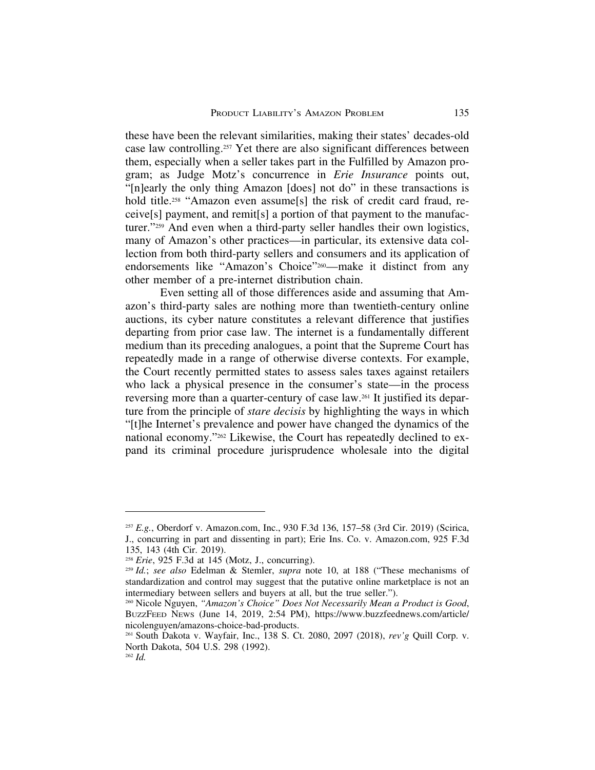these have been the relevant similarities, making their states' decades-old case law controlling.[257] Yet there are also significant differences between them, especially when a seller takes part in the Fulfilled by Amazon program; as Judge Motz's concurrence in *Erie Insurance* points out, "[n]early the only thing Amazon [does] not do" in these transactions is hold title.[258] "Amazon even assume[s] the risk of credit card fraud, receive[s] payment, and remit[s] a portion of that payment to the manufacturer."[259] And even when a third-party seller handles their own logistics, many of Amazon's other practices—in particular, its extensive data collection from both third-party sellers and consumers and its application of endorsements like "Amazon's Choice"[260]—make it distinct from any other member of a pre-internet distribution chain.

Even setting all of those differences aside and assuming that Amazon's third-party sales are nothing more than twentieth-century online auctions, its cyber nature constitutes a relevant difference that justifies departing from prior case law. The internet is a fundamentally different medium than its preceding analogues, a point that the Supreme Court has repeatedly made in a range of otherwise diverse contexts. For example, the Court recently permitted states to assess sales taxes against retailers who lack a physical presence in the consumer's state—in the process reversing more than a quarter-century of case law.[261] It justified its departure from the principle of *stare decisis* by highlighting the ways in which "[t]he Internet's prevalence and power have changed the dynamics of the national economy."[262] Likewise, the Court has repeatedly declined to expand its criminal procedure jurisprudence wholesale into the digital

---

[257] *E.g.*, Oberdorf v. Amazon.com, Inc., 930 F.3d 136, 157–58 (3rd Cir. 2019) (Scirica, J., concurring in part and dissenting in part); Erie Ins. Co. v. Amazon.com, 925 F.3d 135, 143 (4th Cir. 2019).

[258] *Erie*, 925 F.3d at 145 (Motz, J., concurring).

[259] *Id.*; *see also* Edelman & Stemler, *supra* note 10, at 188 ("These mechanisms of standardization and control may suggest that the putative online marketplace is not an intermediary between sellers and buyers at all, but the true seller.").

[260] Nicole Nguyen, *"Amazon's Choice" Does Not Necessarily Mean a Product is Good*, BuzzFeed News (June 14, 2019, 2:54 PM), https://www.buzzfeednews.com/article/nicolenguyen/amazons-choice-bad-products.

[261] South Dakota v. Wayfair, Inc., 138 S. Ct. 2080, 2097 (2018), *rev'g* Quill Corp. v. North Dakota, 504 U.S. 298 (1992).

[262] *Id.*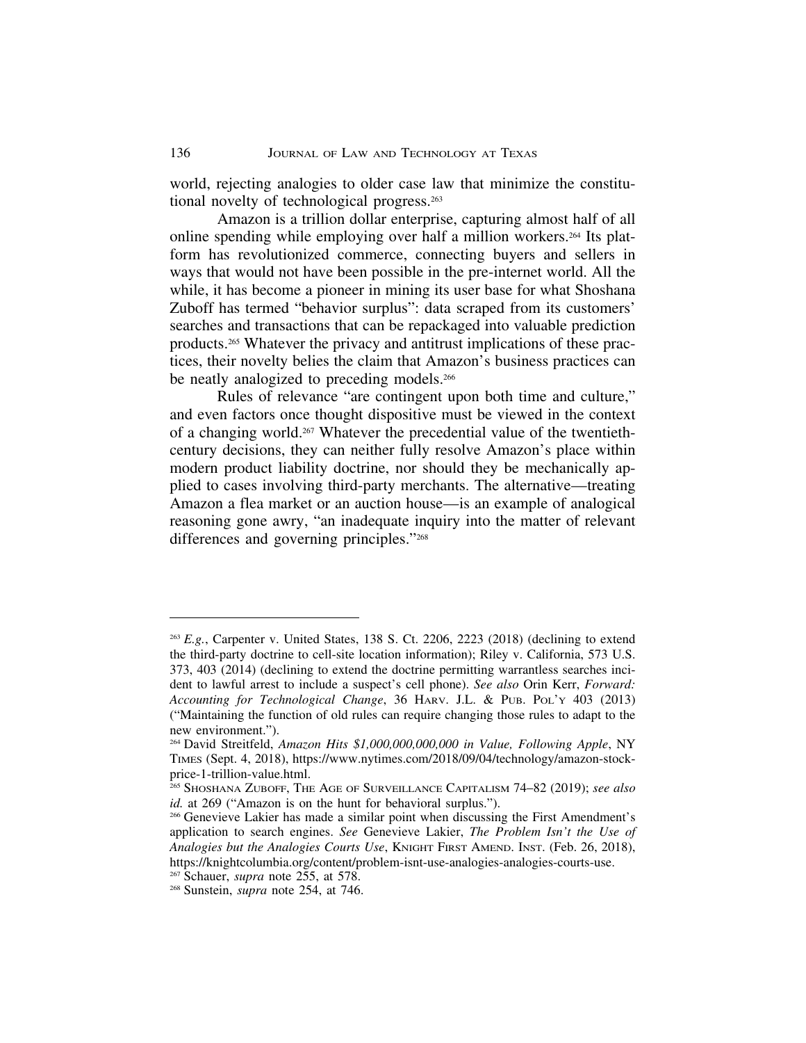world, rejecting analogies to older case law that minimize the constitutional novelty of technological progress.[263]

Amazon is a trillion dollar enterprise, capturing almost half of all online spending while employing over half a million workers.[264] Its platform has revolutionized commerce, connecting buyers and sellers in ways that would not have been possible in the pre-internet world. All the while, it has become a pioneer in mining its user base for what Shoshana Zuboff has termed "behavior surplus": data scraped from its customers' searches and transactions that can be repackaged into valuable prediction products.[265] Whatever the privacy and antitrust implications of these practices, their novelty belies the claim that Amazon's business practices can be neatly analogized to preceding models.[266]

Rules of relevance "are contingent upon both time and culture," and even factors once thought dispositive must be viewed in the context of a changing world.[267] Whatever the precedential value of the twentieth-century decisions, they can neither fully resolve Amazon's place within modern product liability doctrine, nor should they be mechanically applied to cases involving third-party merchants. The alternative—treating Amazon a flea market or an auction house—is an example of analogical reasoning gone awry, "an inadequate inquiry into the matter of relevant differences and governing principles."[268]

---

[263] *E.g.*, Carpenter v. United States, 138 S. Ct. 2206, 2223 (2018) (declining to extend the third-party doctrine to cell-site location information); Riley v. California, 573 U.S. 373, 403 (2014) (declining to extend the doctrine permitting warrantless searches incident to lawful arrest to include a suspect's cell phone). *See also* Orin Kerr, *Forward: Accounting for Technological Change*, 36 HARV. J.L. & PUB. POL'Y 403 (2013) ("Maintaining the function of old rules can require changing those rules to adapt to the new environment.").

[264] David Streitfeld, *Amazon Hits $1,000,000,000,000 in Value, Following Apple*, NY TIMES (Sept. 4, 2018), https://www.nytimes.com/2018/09/04/technology/amazon-stock-price-1-trillion-value.html.

[265] SHOSHANA ZUBOFF, THE AGE OF SURVEILLANCE CAPITALISM 74–82 (2019); *see also id.* at 269 ("Amazon is on the hunt for behavioral surplus.").

[266] Genevieve Lakier has made a similar point when discussing the First Amendment's application to search engines. *See* Genevieve Lakier, *The Problem Isn't the Use of Analogies but the Analogies Courts Use*, KNIGHT FIRST AMEND. INST. (Feb. 26, 2018), https://knightcolumbia.org/content/problem-isnt-use-analogies-analogies-courts-use.

[267] Schauer, *supra* note 255, at 578.

[268] Sunstein, *supra* note 254, at 746.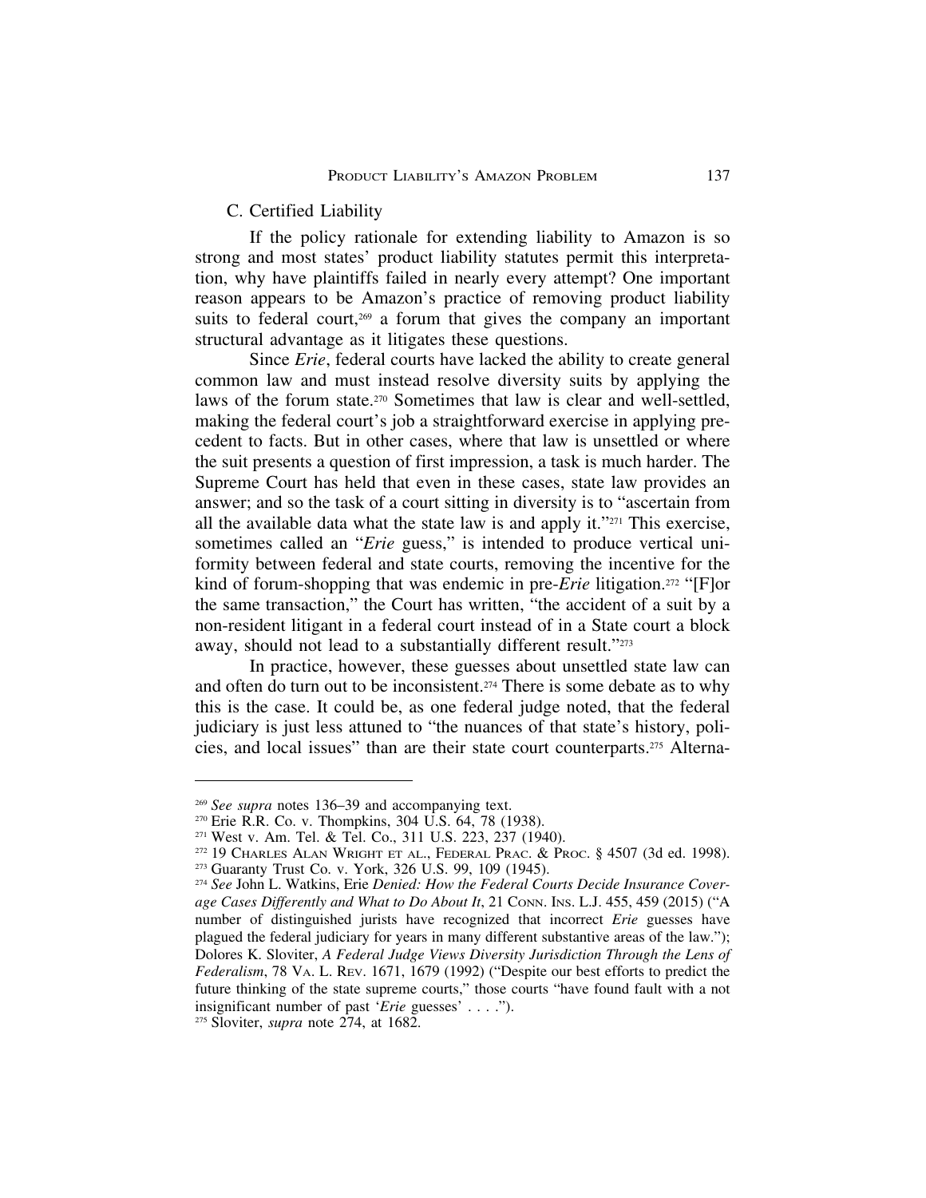### C. Certified Liability

If the policy rationale for extending liability to Amazon is so strong and most states' product liability statutes permit this interpretation, why have plaintiffs failed in nearly every attempt? One important reason appears to be Amazon's practice of removing product liability suits to federal court,[269] a forum that gives the company an important structural advantage as it litigates these questions.

Since *Erie*, federal courts have lacked the ability to create general common law and must instead resolve diversity suits by applying the laws of the forum state.[270] Sometimes that law is clear and well-settled, making the federal court's job a straightforward exercise in applying precedent to facts. But in other cases, where that law is unsettled or where the suit presents a question of first impression, a task is much harder. The Supreme Court has held that even in these cases, state law provides an answer; and so the task of a court sitting in diversity is to "ascertain from all the available data what the state law is and apply it."[271] This exercise, sometimes called an "*Erie* guess," is intended to produce vertical uniformity between federal and state courts, removing the incentive for the kind of forum-shopping that was endemic in pre-*Erie* litigation.[272] "[F]or the same transaction," the Court has written, "the accident of a suit by a non-resident litigant in a federal court instead of in a State court a block away, should not lead to a substantially different result."[273]

In practice, however, these guesses about unsettled state law can and often do turn out to be inconsistent.[274] There is some debate as to why this is the case. It could be, as one federal judge noted, that the federal judiciary is just less attuned to "the nuances of that state's history, policies, and local issues" than are their state court counterparts.[275] Alterna-

---

[269] *See supra* notes 136–39 and accompanying text.

[270] Erie R.R. Co. v. Thompkins, 304 U.S. 64, 78 (1938).

[271] West v. Am. Tel. & Tel. Co., 311 U.S. 223, 237 (1940).

[272] 19 Charles Alan Wright et al., Federal Prac. & Proc. § 4507 (3d ed. 1998).

[273] Guaranty Trust Co. v. York, 326 U.S. 99, 109 (1945).

[274] *See* John L. Watkins, Erie *Denied: How the Federal Courts Decide Insurance Coverage Cases Differently and What to Do About It*, 21 Conn. Ins. L.J. 455, 459 (2015) ("A number of distinguished jurists have recognized that incorrect *Erie* guesses have plagued the federal judiciary for years in many different substantive areas of the law."); Dolores K. Sloviter, *A Federal Judge Views Diversity Jurisdiction Through the Lens of Federalism*, 78 Va. L. Rev. 1671, 1679 (1992) ("Despite our best efforts to predict the future thinking of the state supreme courts," those courts "have found fault with a not insignificant number of past '*Erie* guesses' . . . .").

[275] Sloviter, *supra* note 274, at 1682.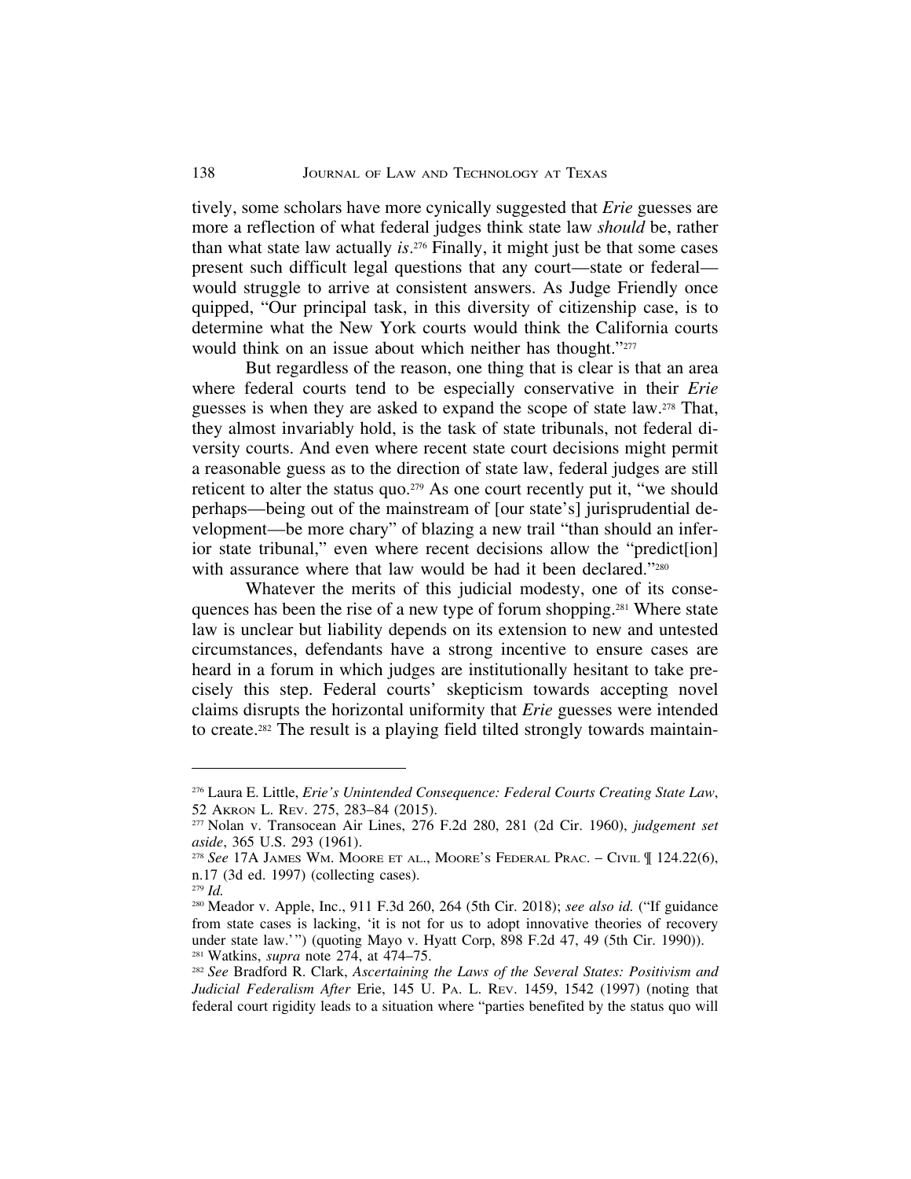tively, some scholars have more cynically suggested that *Erie* guesses are more a reflection of what federal judges think state law *should* be, rather than what state law actually *is*.[276] Finally, it might just be that some cases present such difficult legal questions that any court—state or federal—would struggle to arrive at consistent answers. As Judge Friendly once quipped, "Our principal task, in this diversity of citizenship case, is to determine what the New York courts would think the California courts would think on an issue about which neither has thought."[277]

But regardless of the reason, one thing that is clear is that an area where federal courts tend to be especially conservative in their *Erie* guesses is when they are asked to expand the scope of state law.[278] That, they almost invariably hold, is the task of state tribunals, not federal diversity courts. And even where recent state court decisions might permit a reasonable guess as to the direction of state law, federal judges are still reticent to alter the status quo.[279] As one court recently put it, "we should perhaps—being out of the mainstream of [our state's] jurisprudential development—be more chary" of blazing a new trail "than should an inferior state tribunal," even where recent decisions allow the "predict[ion] with assurance where that law would be had it been declared."[280]

Whatever the merits of this judicial modesty, one of its consequences has been the rise of a new type of forum shopping.[281] Where state law is unclear but liability depends on its extension to new and untested circumstances, defendants have a strong incentive to ensure cases are heard in a forum in which judges are institutionally hesitant to take precisely this step. Federal courts' skepticism towards accepting novel claims disrupts the horizontal uniformity that *Erie* guesses were intended to create.[282] The result is a playing field tilted strongly towards maintain-

---

[276] Laura E. Little, *Erie's Unintended Consequence: Federal Courts Creating State Law*, 52 AKRON L. REV. 275, 283–84 (2015).

[277] Nolan v. Transocean Air Lines, 276 F.2d 280, 281 (2d Cir. 1960), *judgement set aside*, 365 U.S. 293 (1961).

[278] *See* 17A JAMES WM. MOORE ET AL., MOORE'S FEDERAL PRAC. – CIVIL ¶ 124.22(6), n.17 (3d ed. 1997) (collecting cases).

[279] *Id.*

[280] Meador v. Apple, Inc., 911 F.3d 260, 264 (5th Cir. 2018); *see also id.* ("If guidance from state cases is lacking, 'it is not for us to adopt innovative theories of recovery under state law.'") (quoting Mayo v. Hyatt Corp, 898 F.2d 47, 49 (5th Cir. 1990)).

[281] Watkins, *supra* note 274, at 474–75.

[282] *See* Bradford R. Clark, *Ascertaining the Laws of the Several States: Positivism and Judicial Federalism After* Erie, 145 U. PA. L. REV. 1459, 1542 (1997) (noting that federal court rigidity leads to a situation where "parties benefited by the status quo will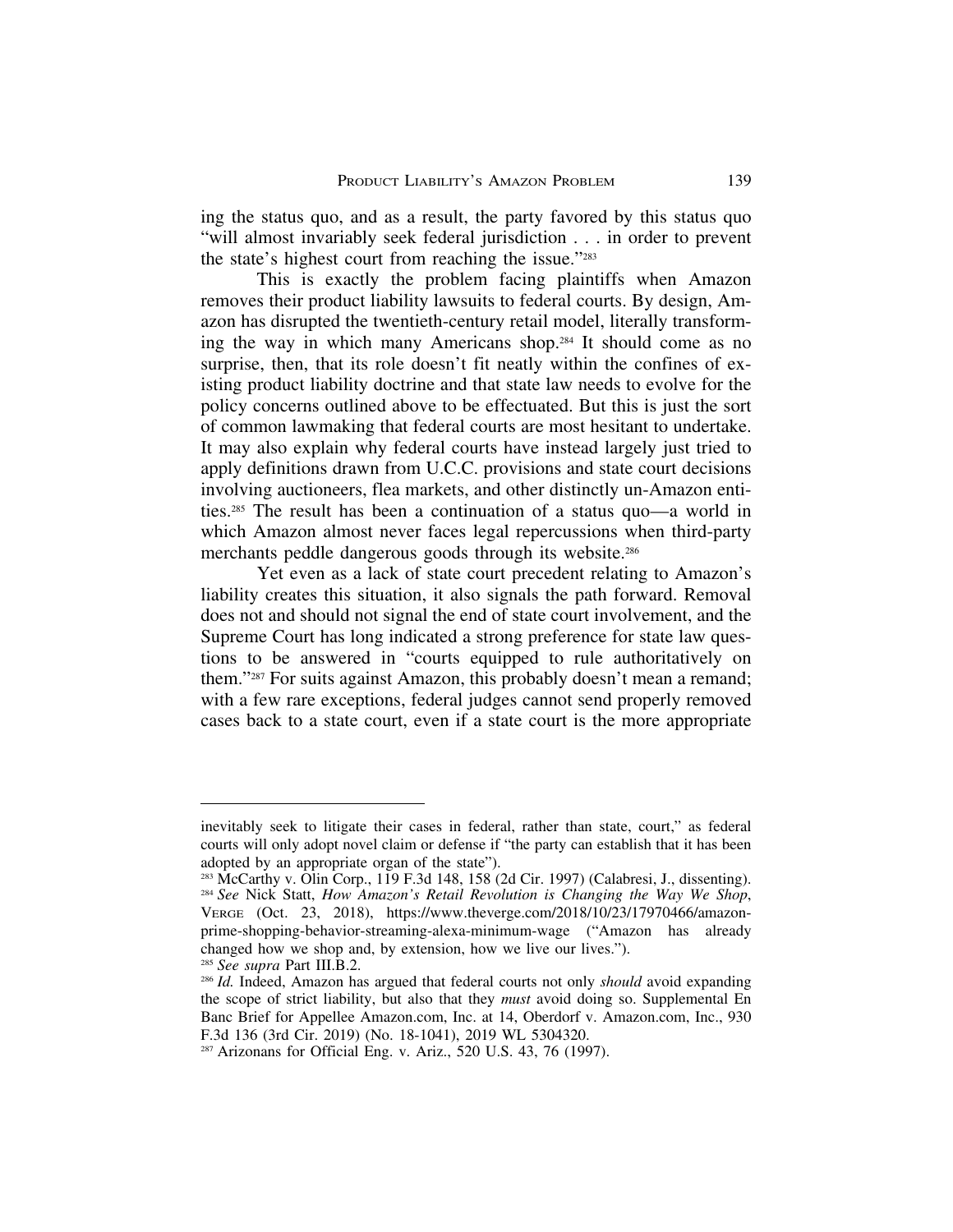ing the status quo, and as a result, the party favored by this status quo "will almost invariably seek federal jurisdiction . . . in order to prevent the state's highest court from reaching the issue."[283]

This is exactly the problem facing plaintiffs when Amazon removes their product liability lawsuits to federal courts. By design, Amazon has disrupted the twentieth-century retail model, literally transforming the way in which many Americans shop.[284] It should come as no surprise, then, that its role doesn't fit neatly within the confines of existing product liability doctrine and that state law needs to evolve for the policy concerns outlined above to be effectuated. But this is just the sort of common lawmaking that federal courts are most hesitant to undertake. It may also explain why federal courts have instead largely just tried to apply definitions drawn from U.C.C. provisions and state court decisions involving auctioneers, flea markets, and other distinctly un-Amazon entities.[285] The result has been a continuation of a status quo—a world in which Amazon almost never faces legal repercussions when third-party merchants peddle dangerous goods through its website.[286]

Yet even as a lack of state court precedent relating to Amazon's liability creates this situation, it also signals the path forward. Removal does not and should not signal the end of state court involvement, and the Supreme Court has long indicated a strong preference for state law questions to be answered in "courts equipped to rule authoritatively on them."[287] For suits against Amazon, this probably doesn't mean a remand; with a few rare exceptions, federal judges cannot send properly removed cases back to a state court, even if a state court is the more appropriate

---

inevitably seek to litigate their cases in federal, rather than state, court," as federal courts will only adopt novel claim or defense if "the party can establish that it has been adopted by an appropriate organ of the state").

[283] McCarthy v. Olin Corp., 119 F.3d 148, 158 (2d Cir. 1997) (Calabresi, J., dissenting).

[284] *See* Nick Statt, *How Amazon's Retail Revolution is Changing the Way We Shop*, VERGE (Oct. 23, 2018), https://www.theverge.com/2018/10/23/17970466/amazon-prime-shopping-behavior-streaming-alexa-minimum-wage ("Amazon has already changed how we shop and, by extension, how we live our lives.").

[285] *See supra* Part III.B.2.

[286] *Id.* Indeed, Amazon has argued that federal courts not only *should* avoid expanding the scope of strict liability, but also that they *must* avoid doing so. Supplemental En Banc Brief for Appellee Amazon.com, Inc. at 14, Oberdorf v. Amazon.com, Inc., 930 F.3d 136 (3rd Cir. 2019) (No. 18-1041), 2019 WL 5304320.

[287] Arizonans for Official Eng. v. Ariz., 520 U.S. 43, 76 (1997).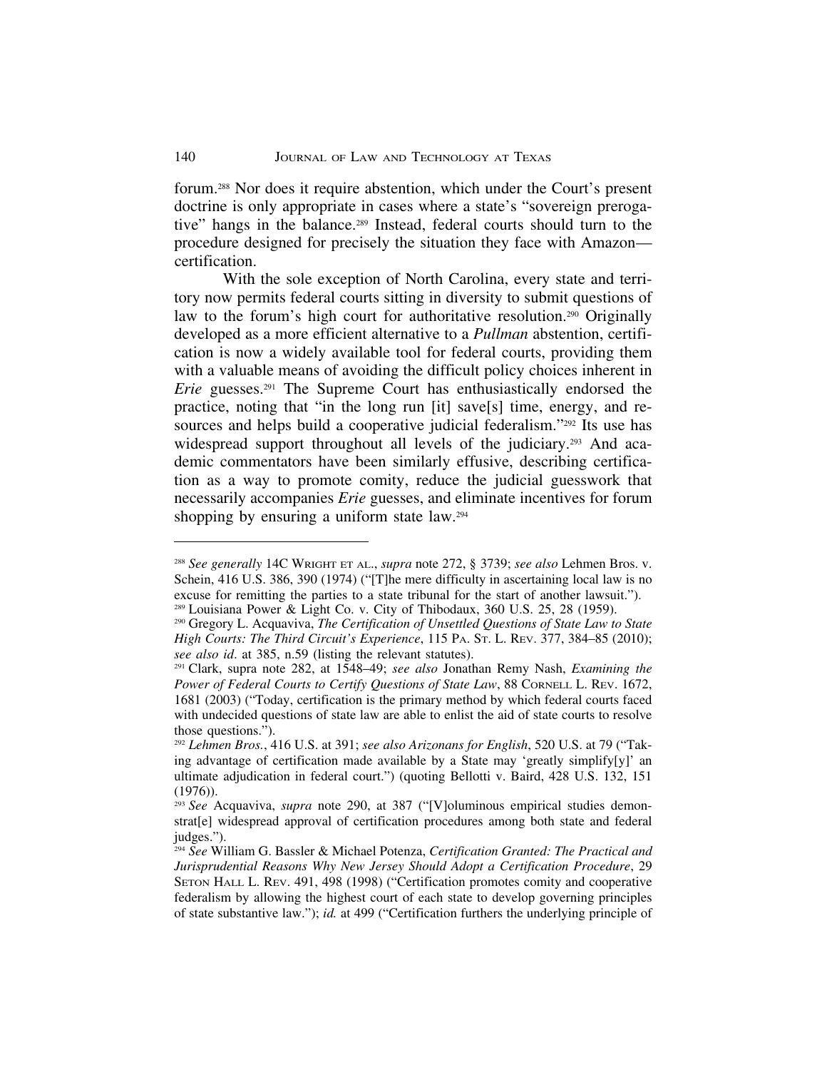forum.[288] Nor does it require abstention, which under the Court's present doctrine is only appropriate in cases where a state's "sovereign prerogative" hangs in the balance.[289] Instead, federal courts should turn to the procedure designed for precisely the situation they face with Amazon—certification.

With the sole exception of North Carolina, every state and territory now permits federal courts sitting in diversity to submit questions of law to the forum's high court for authoritative resolution.[290] Originally developed as a more efficient alternative to a *Pullman* abstention, certification is now a widely available tool for federal courts, providing them with a valuable means of avoiding the difficult policy choices inherent in *Erie* guesses.[291] The Supreme Court has enthusiastically endorsed the practice, noting that "in the long run [it] save[s] time, energy, and resources and helps build a cooperative judicial federalism."[292] Its use has widespread support throughout all levels of the judiciary.[293] And academic commentators have been similarly effusive, describing certification as a way to promote comity, reduce the judicial guesswork that necessarily accompanies *Erie* guesses, and eliminate incentives for forum shopping by ensuring a uniform state law.[294]

---

[288] *See generally* 14C WRIGHT ET AL., *supra* note 272, § 3739; *see also* Lehmen Bros. v. Schein, 416 U.S. 386, 390 (1974) ("[T]he mere difficulty in ascertaining local law is no excuse for remitting the parties to a state tribunal for the start of another lawsuit.").

[289] Louisiana Power & Light Co. v. City of Thibodaux, 360 U.S. 25, 28 (1959).

[290] Gregory L. Acquaviva, *The Certification of Unsettled Questions of State Law to State High Courts: The Third Circuit's Experience*, 115 PA. ST. L. REV. 377, 384–85 (2010); *see also id*. at 385, n.59 (listing the relevant statutes).

[291] Clark, supra note 282, at 1548–49; *see also* Jonathan Remy Nash, *Examining the Power of Federal Courts to Certify Questions of State Law*, 88 CORNELL L. REV. 1672, 1681 (2003) ("Today, certification is the primary method by which federal courts faced with undecided questions of state law are able to enlist the aid of state courts to resolve those questions.").

[292] *Lehmen Bros.*, 416 U.S. at 391; *see also Arizonans for English*, 520 U.S. at 79 ("Taking advantage of certification made available by a State may 'greatly simplify[y]' an ultimate adjudication in federal court.") (quoting Bellotti v. Baird, 428 U.S. 132, 151 (1976)).

[293] *See* Acquaviva, *supra* note 290, at 387 ("[V]oluminous empirical studies demonstrat[e] widespread approval of certification procedures among both state and federal judges.").

[294] *See* William G. Bassler & Michael Potenza, *Certification Granted: The Practical and Jurisprudential Reasons Why New Jersey Should Adopt a Certification Procedure*, 29 SETON HALL L. REV. 491, 498 (1998) ("Certification promotes comity and cooperative federalism by allowing the highest court of each state to develop governing principles of state substantive law."); *id.* at 499 ("Certification furthers the underlying principle of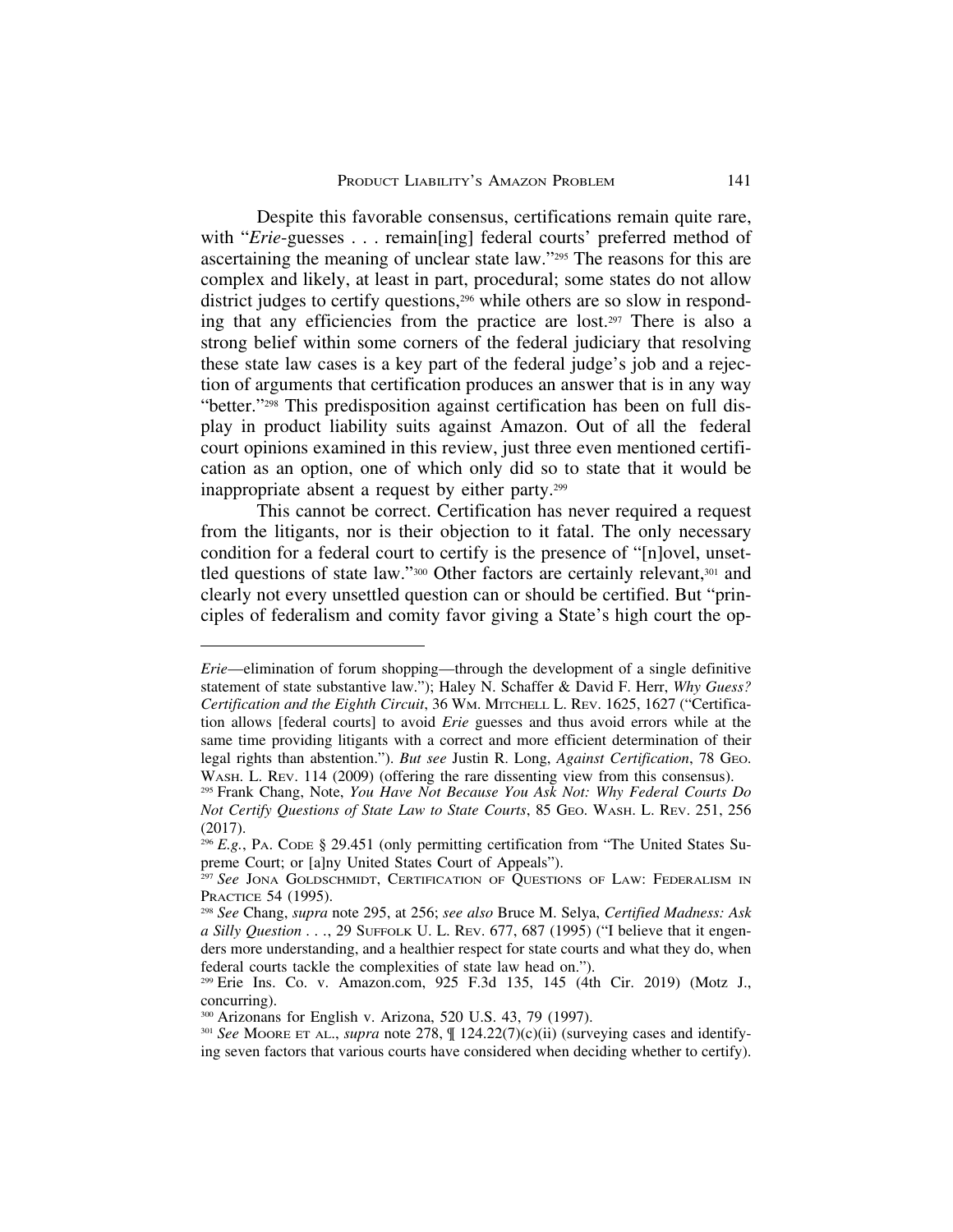Despite this favorable consensus, certifications remain quite rare, with "*Erie*-guesses . . . remain[ing] federal courts' preferred method of ascertaining the meaning of unclear state law."[295] The reasons for this are complex and likely, at least in part, procedural; some states do not allow district judges to certify questions,[296] while others are so slow in responding that any efficiencies from the practice are lost.[297] There is also a strong belief within some corners of the federal judiciary that resolving these state law cases is a key part of the federal judge's job and a rejection of arguments that certification produces an answer that is in any way "better."[298] This predisposition against certification has been on full display in product liability suits against Amazon. Out of all the federal court opinions examined in this review, just three even mentioned certification as an option, one of which only did so to state that it would be inappropriate absent a request by either party.[299]

This cannot be correct. Certification has never required a request from the litigants, nor is their objection to it fatal. The only necessary condition for a federal court to certify is the presence of "[n]ovel, unsettled questions of state law."[300] Other factors are certainly relevant,[301] and clearly not every unsettled question can or should be certified. But "principles of federalism and comity favor giving a State's high court the op-

---

*Erie*—elimination of forum shopping—through the development of a single definitive statement of state substantive law."); Haley N. Schaffer & David F. Herr, *Why Guess? Certification and the Eighth Circuit*, 36 Wm. Mitchell L. Rev. 1625, 1627 ("Certification allows [federal courts] to avoid *Erie* guesses and thus avoid errors while at the same time providing litigants with a correct and more efficient determination of their legal rights than abstention."). *But see* Justin R. Long, *Against Certification*, 78 Geo. Wash. L. Rev. 114 (2009) (offering the rare dissenting view from this consensus).

[295] Frank Chang, Note, *You Have Not Because You Ask Not: Why Federal Courts Do Not Certify Questions of State Law to State Courts*, 85 Geo. Wash. L. Rev. 251, 256 (2017).

[296] *E.g.*, Pa. Code § 29.451 (only permitting certification from "The United States Supreme Court; or [a]ny United States Court of Appeals").

[297] *See* Jona Goldschmidt, Certification of Questions of Law: Federalism in Practice 54 (1995).

[298] *See* Chang, *supra* note 295, at 256; *see also* Bruce M. Selya, *Certified Madness: Ask a Silly Question . . .*, 29 Suffolk U. L. Rev. 677, 687 (1995) ("I believe that it engenders more understanding, and a healthier respect for state courts and what they do, when federal courts tackle the complexities of state law head on.").

[299] Erie Ins. Co. v. Amazon.com, 925 F.3d 135, 145 (4th Cir. 2019) (Motz J., concurring).

[300] Arizonans for English v. Arizona, 520 U.S. 43, 79 (1997).

[301] *See* Moore et al., *supra* note 278, ¶ 124.22(7)(c)(ii) (surveying cases and identifying seven factors that various courts have considered when deciding whether to certify).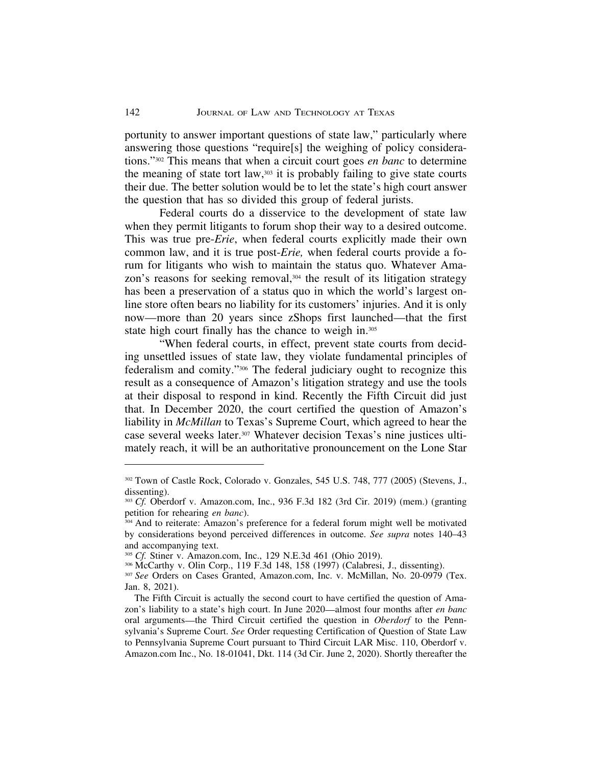portunity to answer important questions of state law," particularly where answering those questions "require[s] the weighing of policy considerations."[302] This means that when a circuit court goes *en banc* to determine the meaning of state tort law,[303] it is probably failing to give state courts their due. The better solution would be to let the state's high court answer the question that has so divided this group of federal jurists.

Federal courts do a disservice to the development of state law when they permit litigants to forum shop their way to a desired outcome. This was true pre-*Erie*, when federal courts explicitly made their own common law, and it is true post-*Erie,* when federal courts provide a forum for litigants who wish to maintain the status quo. Whatever Amazon's reasons for seeking removal,[304] the result of its litigation strategy has been a preservation of a status quo in which the world's largest online store often bears no liability for its customers' injuries. And it is only now—more than 20 years since zShops first launched—that the first state high court finally has the chance to weigh in.[305]

"When federal courts, in effect, prevent state courts from deciding unsettled issues of state law, they violate fundamental principles of federalism and comity."[306] The federal judiciary ought to recognize this result as a consequence of Amazon's litigation strategy and use the tools at their disposal to respond in kind. Recently the Fifth Circuit did just that. In December 2020, the court certified the question of Amazon's liability in *McMillan* to Texas's Supreme Court, which agreed to hear the case several weeks later.[307] Whatever decision Texas's nine justices ultimately reach, it will be an authoritative pronouncement on the Lone Star

---

[302] Town of Castle Rock, Colorado v. Gonzales, 545 U.S. 748, 777 (2005) (Stevens, J., dissenting).

[303] *Cf.* Oberdorf v. Amazon.com, Inc., 936 F.3d 182 (3rd Cir. 2019) (mem.) (granting petition for rehearing *en banc*).

[304] And to reiterate: Amazon's preference for a federal forum might well be motivated by considerations beyond perceived differences in outcome. *See supra* notes 140–43 and accompanying text.

[305] *Cf.* Stiner v. Amazon.com, Inc., 129 N.E.3d 461 (Ohio 2019).

[306] McCarthy v. Olin Corp., 119 F.3d 148, 158 (1997) (Calabresi, J., dissenting).

[307] *See* Orders on Cases Granted, Amazon.com, Inc. v. McMillan, No. 20-0979 (Tex. Jan. 8, 2021).

The Fifth Circuit is actually the second court to have certified the question of Amazon's liability to a state's high court. In June 2020—almost four months after *en banc* oral arguments—the Third Circuit certified the question in *Oberdorf* to the Pennsylvania's Supreme Court. *See* Order requesting Certification of Question of State Law to Pennsylvania Supreme Court pursuant to Third Circuit LAR Misc. 110, Oberdorf v. Amazon.com Inc., No. 18-01041, Dkt. 114 (3d Cir. June 2, 2020). Shortly thereafter the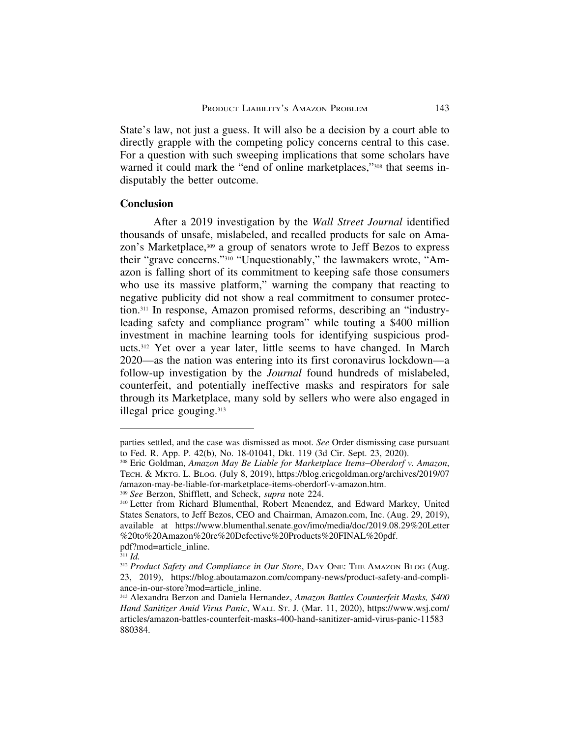State's law, not just a guess. It will also be a decision by a court able to directly grapple with the competing policy concerns central to this case. For a question with such sweeping implications that some scholars have warned it could mark the "end of online marketplaces,"[308] that seems indisputably the better outcome.

## Conclusion

After a 2019 investigation by the *Wall Street Journal* identified thousands of unsafe, mislabeled, and recalled products for sale on Amazon's Marketplace,[309] a group of senators wrote to Jeff Bezos to express their "grave concerns."[310] "Unquestionably," the lawmakers wrote, "Amazon is falling short of its commitment to keeping safe those consumers who use its massive platform," warning the company that reacting to negative publicity did not show a real commitment to consumer protection.[311] In response, Amazon promised reforms, describing an "industry-leading safety and compliance program" while touting a $400 million investment in machine learning tools for identifying suspicious products.[312] Yet over a year later, little seems to have changed. In March 2020—as the nation was entering into its first coronavirus lockdown—a follow-up investigation by the *Journal* found hundreds of mislabeled, counterfeit, and potentially ineffective masks and respirators for sale through its Marketplace, many sold by sellers who were also engaged in illegal price gouging.[313]

---

parties settled, and the case was dismissed as moot. *See* Order dismissing case pursuant to Fed. R. App. P. 42(b), No. 18-01041, Dkt. 119 (3d Cir. Sept. 23, 2020).

[308] Eric Goldman, *Amazon May Be Liable for Marketplace Items–Oberdorf v. Amazon*, Tech. & Mktg. L. Blog. (July 8, 2019), https://blog.ericgoldman.org/archives/2019/07/amazon-may-be-liable-for-marketplace-items-oberdorf-v-amazon.htm.

[309] *See* Berzon, Shifflett, and Scheck, *supra* note 224.

[310] Letter from Richard Blumenthal, Robert Menendez, and Edward Markey, United States Senators, to Jeff Bezos, CEO and Chairman, Amazon.com, Inc. (Aug. 29, 2019), available at https://www.blumenthal.senate.gov/imo/media/doc/2019.08.29%20Letter%20to%20Amazon%20re%20Defective%20Products%20FINAL%20pdf.pdf?mod=article_inline.

[311] *Id.*

[312] *Product Safety and Compliance in Our Store*, Day One: The Amazon Blog (Aug. 23, 2019), https://blog.aboutamazon.com/company-news/product-safety-and-compliance-in-our-store?mod=article_inline.

[313] Alexandra Berzon and Daniela Hernandez, *Amazon Battles Counterfeit Masks, $400 Hand Sanitizer Amid Virus Panic*, Wall St. J. (Mar. 11, 2020), https://www.wsj.com/articles/amazon-battles-counterfeit-masks-400-hand-sanitizer-amid-virus-panic-11583880384.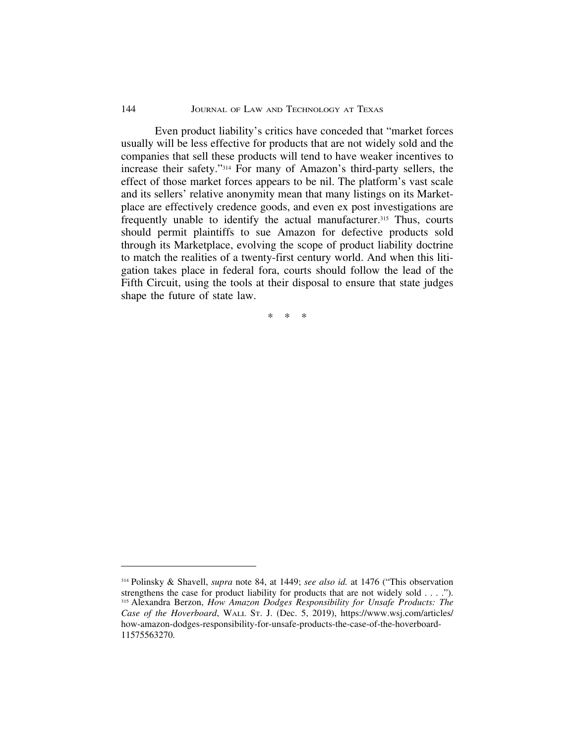Even product liability's critics have conceded that "market forces usually will be less effective for products that are not widely sold and the companies that sell these products will tend to have weaker incentives to increase their safety."[314] For many of Amazon's third-party sellers, the effect of those market forces appears to be nil. The platform's vast scale and its sellers' relative anonymity mean that many listings on its Marketplace are effectively credence goods, and even ex post investigations are frequently unable to identify the actual manufacturer.[315] Thus, courts should permit plaintiffs to sue Amazon for defective products sold through its Marketplace, evolving the scope of product liability doctrine to match the realities of a twenty-first century world. And when this litigation takes place in federal fora, courts should follow the lead of the Fifth Circuit, using the tools at their disposal to ensure that state judges shape the future of state law.

\* \* \*

---

[314] Polinsky & Shavell, *supra* note 84, at 1449; *see also id.* at 1476 ("This observation strengthens the case for product liability for products that are not widely sold . . . .").

[315] Alexandra Berzon, *How Amazon Dodges Responsibility for Unsafe Products: The Case of the Hoverboard*, WALL ST. J. (Dec. 5, 2019), https://www.wsj.com/articles/how-amazon-dodges-responsibility-for-unsafe-products-the-case-of-the-hoverboard-11575563270.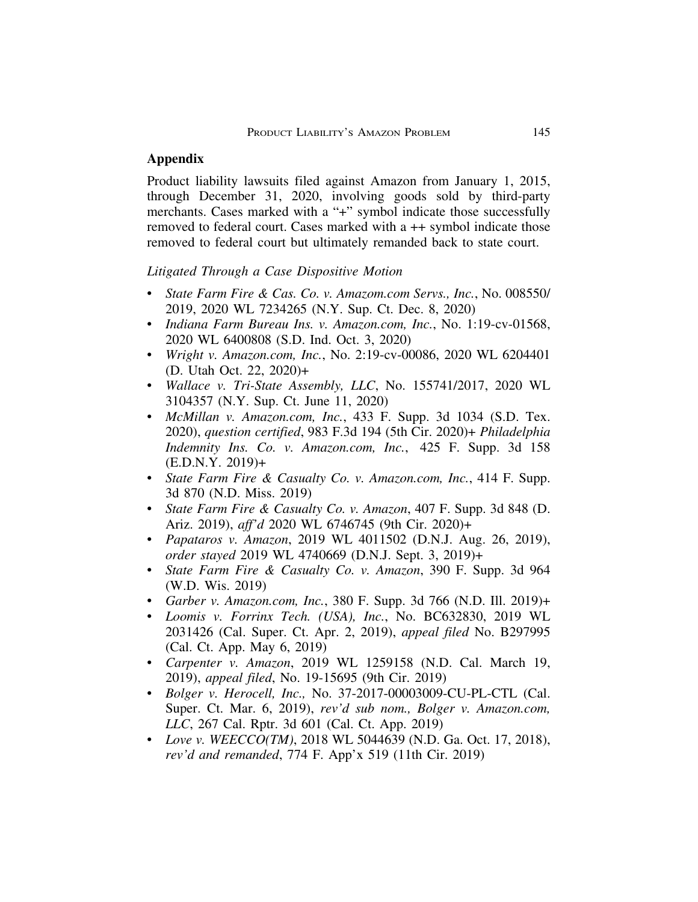## Appendix

Product liability lawsuits filed against Amazon from January 1, 2015, through December 31, 2020, involving goods sold by third-party merchants. Cases marked with a "+" symbol indicate those successfully removed to federal court. Cases marked with a ++ symbol indicate those removed to federal court but ultimately remanded back to state court.

*Litigated Through a Case Dispositive Motion*

- *State Farm Fire & Cas. Co. v. Amazom.com Servs., Inc.*, No. 008550/2019, 2020 WL 7234265 (N.Y. Sup. Ct. Dec. 8, 2020)
- *Indiana Farm Bureau Ins. v. Amazon.com, Inc.*, No. 1:19-cv-01568, 2020 WL 6400808 (S.D. Ind. Oct. 3, 2020)
- *Wright v. Amazon.com, Inc.*, No. 2:19-cv-00086, 2020 WL 6204401 (D. Utah Oct. 22, 2020)+
- *Wallace v. Tri-State Assembly, LLC*, No. 155741/2017, 2020 WL 3104357 (N.Y. Sup. Ct. June 11, 2020)
- *McMillan v. Amazon.com, Inc.*, 433 F. Supp. 3d 1034 (S.D. Tex. 2020), *question certified*, 983 F.3d 194 (5th Cir. 2020)+ *Philadelphia Indemnity Ins. Co. v. Amazon.com, Inc.*, 425 F. Supp. 3d 158 (E.D.N.Y. 2019)+
- *State Farm Fire & Casualty Co. v. Amazon.com, Inc.*, 414 F. Supp. 3d 870 (N.D. Miss. 2019)
- *State Farm Fire & Casualty Co. v. Amazon*, 407 F. Supp. 3d 848 (D. Ariz. 2019), *aff'd* 2020 WL 6746745 (9th Cir. 2020)+
- *Papataros v. Amazon*, 2019 WL 4011502 (D.N.J. Aug. 26, 2019), *order stayed* 2019 WL 4740669 (D.N.J. Sept. 3, 2019)+
- *State Farm Fire & Casualty Co. v. Amazon*, 390 F. Supp. 3d 964 (W.D. Wis. 2019)
- *Garber v. Amazon.com, Inc.*, 380 F. Supp. 3d 766 (N.D. Ill. 2019)+
- *Loomis v. Forrinx Tech. (USA), Inc.*, No. BC632830, 2019 WL 2031426 (Cal. Super. Ct. Apr. 2, 2019), *appeal filed* No. B297995 (Cal. Ct. App. May 6, 2019)
- *Carpenter v. Amazon*, 2019 WL 1259158 (N.D. Cal. March 19, 2019), *appeal filed*, No. 19-15695 (9th Cir. 2019)
- *Bolger v. Herocell, Inc.,* No. 37-2017-00003009-CU-PL-CTL (Cal. Super. Ct. Mar. 6, 2019), *rev'd sub nom., Bolger v. Amazon.com, LLC*, 267 Cal. Rptr. 3d 601 (Cal. Ct. App. 2019)
- *Love v. WEECCO(TM)*, 2018 WL 5044639 (N.D. Ga. Oct. 17, 2018), *rev'd and remanded*, 774 F. App'x 519 (11th Cir. 2019)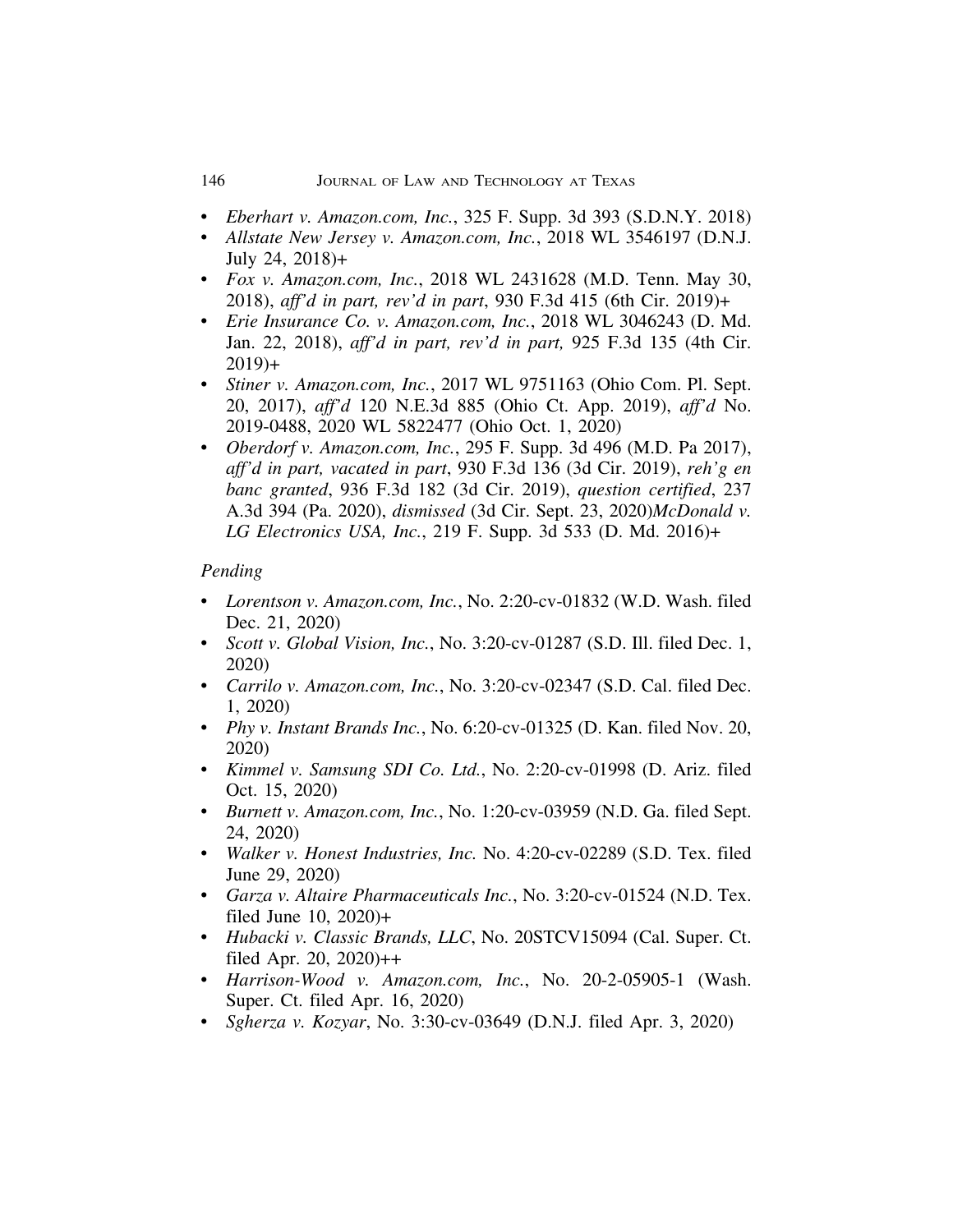- *Eberhart v. Amazon.com, Inc.*, 325 F. Supp. 3d 393 (S.D.N.Y. 2018)
- *Allstate New Jersey v. Amazon.com, Inc.*, 2018 WL 3546197 (D.N.J. July 24, 2018)+
- *Fox v. Amazon.com, Inc.*, 2018 WL 2431628 (M.D. Tenn. May 30, 2018), *aff'd in part, rev'd in part*, 930 F.3d 415 (6th Cir. 2019)+
- *Erie Insurance Co. v. Amazon.com, Inc.*, 2018 WL 3046243 (D. Md. Jan. 22, 2018), *aff'd in part, rev'd in part,* 925 F.3d 135 (4th Cir. 2019)+
- *Stiner v. Amazon.com, Inc.*, 2017 WL 9751163 (Ohio Com. Pl. Sept. 20, 2017), *aff'd* 120 N.E.3d 885 (Ohio Ct. App. 2019), *aff'd* No. 2019-0488, 2020 WL 5822477 (Ohio Oct. 1, 2020)
- *Oberdorf v. Amazon.com, Inc.*, 295 F. Supp. 3d 496 (M.D. Pa 2017), *aff'd in part, vacated in part*, 930 F.3d 136 (3d Cir. 2019), *reh'g en banc granted*, 936 F.3d 182 (3d Cir. 2019), *question certified*, 237 A.3d 394 (Pa. 2020), *dismissed* (3d Cir. Sept. 23, 2020)*McDonald v. LG Electronics USA, Inc.*, 219 F. Supp. 3d 533 (D. Md. 2016)+

*Pending*

- *Lorentson v. Amazon.com, Inc.*, No. 2:20-cv-01832 (W.D. Wash. filed Dec. 21, 2020)
- *Scott v. Global Vision, Inc.*, No. 3:20-cv-01287 (S.D. Ill. filed Dec. 1, 2020)
- *Carrilo v. Amazon.com, Inc.*, No. 3:20-cv-02347 (S.D. Cal. filed Dec. 1, 2020)
- *Phy v. Instant Brands Inc.*, No. 6:20-cv-01325 (D. Kan. filed Nov. 20, 2020)
- *Kimmel v. Samsung SDI Co. Ltd.*, No. 2:20-cv-01998 (D. Ariz. filed Oct. 15, 2020)
- *Burnett v. Amazon.com, Inc.*, No. 1:20-cv-03959 (N.D. Ga. filed Sept. 24, 2020)
- *Walker v. Honest Industries, Inc.* No. 4:20-cv-02289 (S.D. Tex. filed June 29, 2020)
- *Garza v. Altaire Pharmaceuticals Inc.*, No. 3:20-cv-01524 (N.D. Tex. filed June 10, 2020)+
- *Hubacki v. Classic Brands, LLC*, No. 20STCV15094 (Cal. Super. Ct. filed Apr. 20, 2020)++
- *Harrison-Wood v. Amazon.com, Inc.*, No. 20-2-05905-1 (Wash. Super. Ct. filed Apr. 16, 2020)
- *Sgherza v. Kozyar*, No. 3:30-cv-03649 (D.N.J. filed Apr. 3, 2020)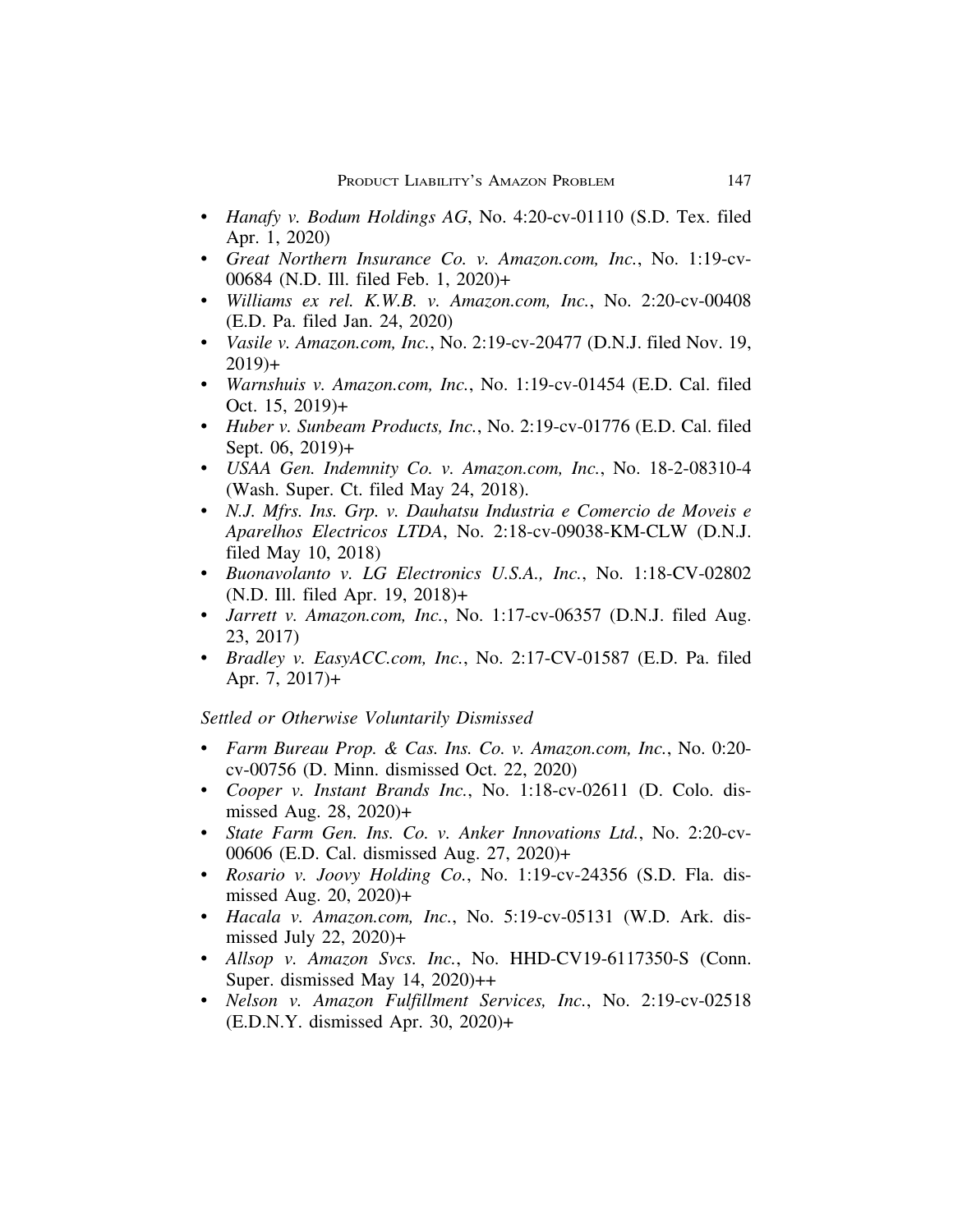- *Hanafy v. Bodum Holdings AG*, No. 4:20-cv-01110 (S.D. Tex. filed Apr. 1, 2020)
- *Great Northern Insurance Co. v. Amazon.com, Inc.*, No. 1:19-cv-00684 (N.D. Ill. filed Feb. 1, 2020)+
- *Williams ex rel. K.W.B. v. Amazon.com, Inc.*, No. 2:20-cv-00408 (E.D. Pa. filed Jan. 24, 2020)
- *Vasile v. Amazon.com, Inc.*, No. 2:19-cv-20477 (D.N.J. filed Nov. 19, 2019)+
- *Warnshuis v. Amazon.com, Inc.*, No. 1:19-cv-01454 (E.D. Cal. filed Oct. 15, 2019)+
- *Huber v. Sunbeam Products, Inc.*, No. 2:19-cv-01776 (E.D. Cal. filed Sept. 06, 2019)+
- *USAA Gen. Indemnity Co. v. Amazon.com, Inc.*, No. 18-2-08310-4 (Wash. Super. Ct. filed May 24, 2018).
- *N.J. Mfrs. Ins. Grp. v. Dauhatsu Industria e Comercio de Moveis e Aparelhos Electricos LTDA*, No. 2:18-cv-09038-KM-CLW (D.N.J. filed May 10, 2018)
- *Buonavolanto v. LG Electronics U.S.A., Inc.*, No. 1:18-CV-02802 (N.D. Ill. filed Apr. 19, 2018)+
- *Jarrett v. Amazon.com, Inc.*, No. 1:17-cv-06357 (D.N.J. filed Aug. 23, 2017)
- *Bradley v. EasyACC.com, Inc.*, No. 2:17-CV-01587 (E.D. Pa. filed Apr. 7, 2017)+

*Settled or Otherwise Voluntarily Dismissed*

- *Farm Bureau Prop. & Cas. Ins. Co. v. Amazon.com, Inc.*, No. 0:20-cv-00756 (D. Minn. dismissed Oct. 22, 2020)
- *Cooper v. Instant Brands Inc.*, No. 1:18-cv-02611 (D. Colo. dismissed Aug. 28, 2020)+
- *State Farm Gen. Ins. Co. v. Anker Innovations Ltd.*, No. 2:20-cv-00606 (E.D. Cal. dismissed Aug. 27, 2020)+
- *Rosario v. Joovy Holding Co.*, No. 1:19-cv-24356 (S.D. Fla. dismissed Aug. 20, 2020)+
- *Hacala v. Amazon.com, Inc.*, No. 5:19-cv-05131 (W.D. Ark. dismissed July 22, 2020)+
- *Allsop v. Amazon Svcs. Inc.*, No. HHD-CV19-6117350-S (Conn. Super. dismissed May 14, 2020)++
- *Nelson v. Amazon Fulfillment Services, Inc.*, No. 2:19-cv-02518 (E.D.N.Y. dismissed Apr. 30, 2020)+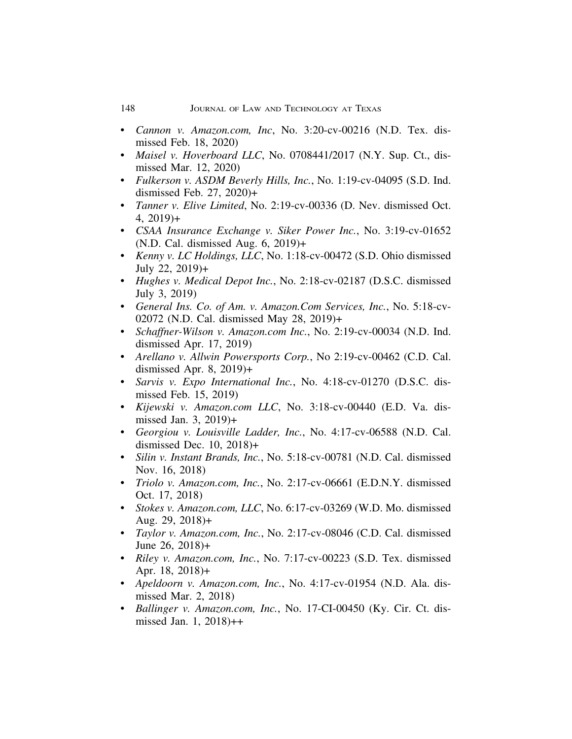- *Cannon v. Amazon.com, Inc*, No. 3:20-cv-00216 (N.D. Tex. dismissed Feb. 18, 2020)
- *Maisel v. Hoverboard LLC*, No. 0708441/2017 (N.Y. Sup. Ct., dismissed Mar. 12, 2020)
- *Fulkerson v. ASDM Beverly Hills, Inc.*, No. 1:19-cv-04095 (S.D. Ind. dismissed Feb. 27, 2020)+
- *Tanner v. Elive Limited*, No. 2:19-cv-00336 (D. Nev. dismissed Oct. 4, 2019)+
- *CSAA Insurance Exchange v. Siker Power Inc.*, No. 3:19-cv-01652 (N.D. Cal. dismissed Aug. 6, 2019)+
- *Kenny v. LC Holdings, LLC*, No. 1:18-cv-00472 (S.D. Ohio dismissed July 22, 2019)+
- *Hughes v. Medical Depot Inc.*, No. 2:18-cv-02187 (D.S.C. dismissed July 3, 2019)
- *General Ins. Co. of Am. v. Amazon.Com Services, Inc.*, No. 5:18-cv-02072 (N.D. Cal. dismissed May 28, 2019)+
- *Schaffner-Wilson v. Amazon.com Inc.*, No. 2:19-cv-00034 (N.D. Ind. dismissed Apr. 17, 2019)
- *Arellano v. Allwin Powersports Corp.*, No 2:19-cv-00462 (C.D. Cal. dismissed Apr. 8, 2019)+
- *Sarvis v. Expo International Inc.*, No. 4:18-cv-01270 (D.S.C. dismissed Feb. 15, 2019)
- *Kijewski v. Amazon.com LLC*, No. 3:18-cv-00440 (E.D. Va. dismissed Jan. 3, 2019)+
- *Georgiou v. Louisville Ladder, Inc.*, No. 4:17-cv-06588 (N.D. Cal. dismissed Dec. 10, 2018)+
- *Silin v. Instant Brands, Inc.*, No. 5:18-cv-00781 (N.D. Cal. dismissed Nov. 16, 2018)
- *Triolo v. Amazon.com, Inc.*, No. 2:17-cv-06661 (E.D.N.Y. dismissed Oct. 17, 2018)
- *Stokes v. Amazon.com, LLC*, No. 6:17-cv-03269 (W.D. Mo. dismissed Aug. 29, 2018)+
- *Taylor v. Amazon.com, Inc.*, No. 2:17-cv-08046 (C.D. Cal. dismissed June 26, 2018)+
- *Riley v. Amazon.com, Inc.*, No. 7:17-cv-00223 (S.D. Tex. dismissed Apr. 18, 2018)+
- *Apeldoorn v. Amazon.com, Inc.*, No. 4:17-cv-01954 (N.D. Ala. dismissed Mar. 2, 2018)
- *Ballinger v. Amazon.com, Inc.*, No. 17-CI-00450 (Ky. Cir. Ct. dismissed Jan. 1, 2018)++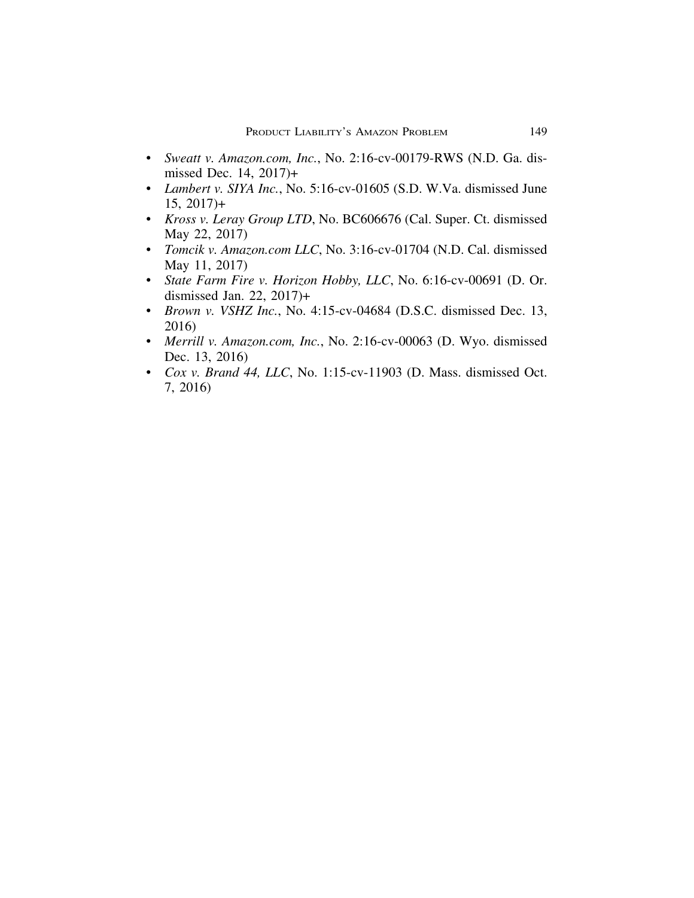- *Sweatt v. Amazon.com, Inc.*, No. 2:16-cv-00179-RWS (N.D. Ga. dismissed Dec. 14, 2017)+
- *Lambert v. SIYA Inc.*, No. 5:16-cv-01605 (S.D. W.Va. dismissed June 15, 2017)+
- *Kross v. Leray Group LTD*, No. BC606676 (Cal. Super. Ct. dismissed May 22, 2017)
- *Tomcik v. Amazon.com LLC*, No. 3:16-cv-01704 (N.D. Cal. dismissed May 11, 2017)
- *State Farm Fire v. Horizon Hobby, LLC*, No. 6:16-cv-00691 (D. Or. dismissed Jan. 22, 2017)+
- *Brown v. VSHZ Inc.*, No. 4:15-cv-04684 (D.S.C. dismissed Dec. 13, 2016)
- *Merrill v. Amazon.com, Inc.*, No. 2:16-cv-00063 (D. Wyo. dismissed Dec. 13, 2016)
- *Cox v. Brand 44, LLC*, No. 1:15-cv-11903 (D. Mass. dismissed Oct. 7, 2016)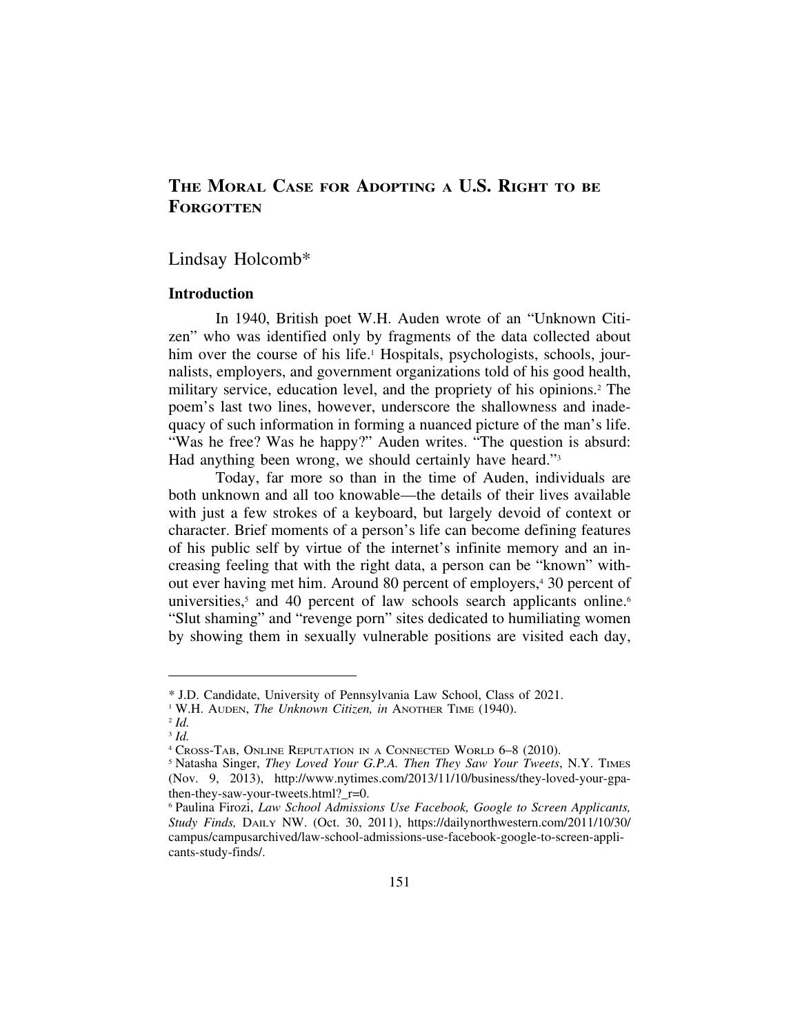# The Moral Case for Adopting a U.S. Right to be Forgotten

Lindsay Holcomb*

## Introduction

In 1940, British poet W.H. Auden wrote of an "Unknown Citizen" who was identified only by fragments of the data collected about him over the course of his life.[1] Hospitals, psychologists, schools, journalists, employers, and government organizations told of his good health, military service, education level, and the propriety of his opinions.[2] The poem's last two lines, however, underscore the shallowness and inadequacy of such information in forming a nuanced picture of the man's life. "Was he free? Was he happy?" Auden writes. "The question is absurd: Had anything been wrong, we should certainly have heard."[3]

Today, far more so than in the time of Auden, individuals are both unknown and all too knowable—the details of their lives available with just a few strokes of a keyboard, but largely devoid of context or character. Brief moments of a person's life can become defining features of his public self by virtue of the internet's infinite memory and an increasing feeling that with the right data, a person can be "known" without ever having met him. Around 80 percent of employers,[4] 30 percent of universities,[5] and 40 percent of law schools search applicants online.[6] "Slut shaming" and "revenge porn" sites dedicated to humiliating women by showing them in sexually vulnerable positions are visited each day,

---

\* J.D. Candidate, University of Pennsylvania Law School, Class of 2021.

[1] W.H. Auden, *The Unknown Citizen, in* Another Time (1940).

[2] *Id.*

[3] *Id.*

[4] Cross-Tab, Online Reputation in a Connected World 6–8 (2010).

[5] Natasha Singer, *They Loved Your G.P.A. Then They Saw Your Tweets*, N.Y. Times (Nov. 9, 2013), http://www.nytimes.com/2013/11/10/business/they-loved-your-gpa-then-they-saw-your-tweets.html?_r=0.

[6] Paulina Firozi, *Law School Admissions Use Facebook, Google to Screen Applicants, Study Finds,* Daily NW. (Oct. 30, 2011), https://dailynorthwestern.com/2011/10/30/campus/campusarchived/law-school-admissions-use-facebook-google-to-screen-applicants-study-finds/.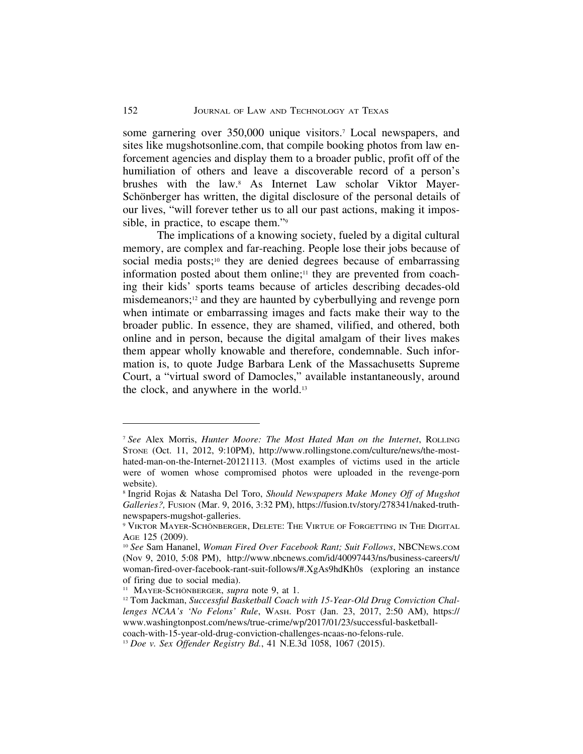some garnering over 350,000 unique visitors.[7] Local newspapers, and sites like mugshotsonline.com, that compile booking photos from law enforcement agencies and display them to a broader public, profit off of the humiliation of others and leave a discoverable record of a person's brushes with the law.[8] As Internet Law scholar Viktor Mayer-Schönberger has written, the digital disclosure of the personal details of our lives, "will forever tether us to all our past actions, making it impossible, in practice, to escape them."[9]

The implications of a knowing society, fueled by a digital cultural memory, are complex and far-reaching. People lose their jobs because of social media posts;[10] they are denied degrees because of embarrassing information posted about them online;[11] they are prevented from coaching their kids' sports teams because of articles describing decades-old misdemeanors;[12] and they are haunted by cyberbullying and revenge porn when intimate or embarrassing images and facts make their way to the broader public. In essence, they are shamed, vilified, and othered, both online and in person, because the digital amalgam of their lives makes them appear wholly knowable and therefore, condemnable. Such information is, to quote Judge Barbara Lenk of the Massachusetts Supreme Court, a "virtual sword of Damocles," available instantaneously, around the clock, and anywhere in the world.[13]

---

[7] *See* Alex Morris, *Hunter Moore: The Most Hated Man on the Internet*, Rolling Stone (Oct. 11, 2012, 9:10PM), http://www.rollingstone.com/culture/news/the-most-hated-man-on-the-Internet-20121113. (Most examples of victims used in the article were of women whose compromised photos were uploaded in the revenge-porn website).

[8] Ingrid Rojas & Natasha Del Toro, *Should Newspapers Make Money Off of Mugshot Galleries?,* Fusion (Mar. 9, 2016, 3:32 PM), https://fusion.tv/story/278341/naked-truth-newspapers-mugshot-galleries.

[9] Viktor Mayer-Schönberger, Delete: The Virtue of Forgetting in The Digital Age 125 (2009).

[10] *See* Sam Hananel, *Woman Fired Over Facebook Rant; Suit Follows*, NBCNews.com (Nov 9, 2010, 5:08 PM), http://www.nbcnews.com/id/40097443/ns/business-careers/t/woman-fired-over-facebook-rant-suit-follows/#.XgAs9hdKh0s (exploring an instance of firing due to social media).

[11] Mayer-Schönberger, *supra* note 9, at 1.

[12] Tom Jackman, *Successful Basketball Coach with 15-Year-Old Drug Conviction Challenges NCAA's 'No Felons' Rule*, Wash. Post (Jan. 23, 2017, 2:50 AM), https://www.washingtonpost.com/news/true-crime/wp/2017/01/23/successful-basketball-coach-with-15-year-old-drug-conviction-challenges-ncaas-no-felons-rule.

[13] *Doe v. Sex Offender Registry Bd.*, 41 N.E.3d 1058, 1067 (2015).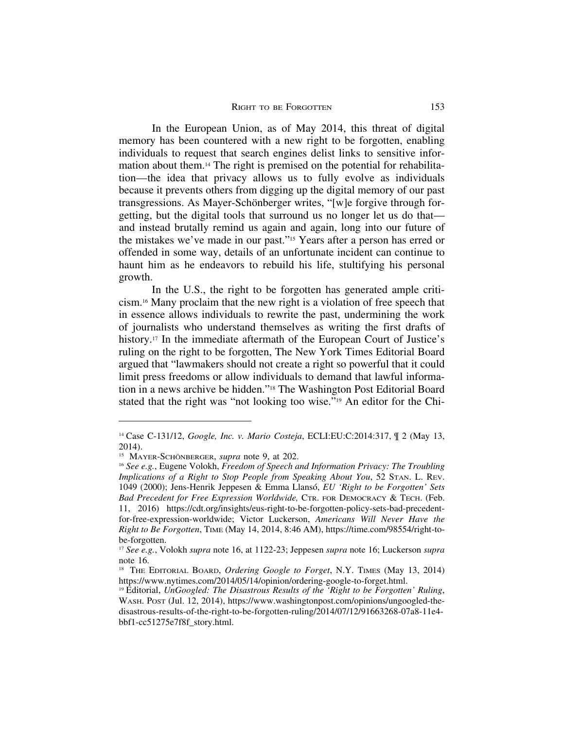In the European Union, as of May 2014, this threat of digital memory has been countered with a new right to be forgotten, enabling individuals to request that search engines delist links to sensitive information about them.[14] The right is premised on the potential for rehabilitation—the idea that privacy allows us to fully evolve as individuals because it prevents others from digging up the digital memory of our past transgressions. As Mayer-Schönberger writes, "[w]e forgive through forgetting, but the digital tools that surround us no longer let us do that—and instead brutally remind us again and again, long into our future of the mistakes we've made in our past."[15] Years after a person has erred or offended in some way, details of an unfortunate incident can continue to haunt him as he endeavors to rebuild his life, stultifying his personal growth.

In the U.S., the right to be forgotten has generated ample criticism.[16] Many proclaim that the new right is a violation of free speech that in essence allows individuals to rewrite the past, undermining the work of journalists who understand themselves as writing the first drafts of history.[17] In the immediate aftermath of the European Court of Justice's ruling on the right to be forgotten, The New York Times Editorial Board argued that "lawmakers should not create a right so powerful that it could limit press freedoms or allow individuals to demand that lawful information in a news archive be hidden."[18] The Washington Post Editorial Board stated that the right was "not looking too wise."[19] An editor for the Chi-

---

[14] Case C-131/12, *Google, Inc. v. Mario Costeja*, ECLI:EU:C:2014:317, ¶ 2 (May 13, 2014).

[15] MAYER-SCHÖNBERGER, *supra* note 9, at 202.

[16] *See e.g.*, Eugene Volokh, *Freedom of Speech and Information Privacy: The Troubling Implications of a Right to Stop People from Speaking About You*, 52 STAN. L. REV. 1049 (2000); Jens-Henrik Jeppesen & Emma Llansó, *EU 'Right to be Forgotten' Sets Bad Precedent for Free Expression Worldwide,* CTR. FOR DEMOCRACY & TECH. (Feb. 11, 2016) https://cdt.org/insights/eus-right-to-be-forgotten-policy-sets-bad-precedent-for-free-expression-worldwide; Victor Luckerson, *Americans Will Never Have the Right to Be Forgotten*, TIME (May 14, 2014, 8:46 AM), https://time.com/98554/right-to-be-forgotten.

[17] *See e.g.*, Volokh *supra* note 16, at 1122-23; Jeppesen *supra* note 16; Luckerson *supra* note 16.

[18] THE EDITORIAL BOARD, *Ordering Google to Forget*, N.Y. TIMES (May 13, 2014) https://www.nytimes.com/2014/05/14/opinion/ordering-google-to-forget.html.

[19] Editorial, *UnGoogled: The Disastrous Results of the 'Right to be Forgotten' Ruling*, WASH. POST (Jul. 12, 2014), https://www.washingtonpost.com/opinions/ungoogled-the-disastrous-results-of-the-right-to-be-forgotten-ruling/2014/07/12/91663268-07a8-11e4-bbf1-cc51275e7f8f_story.html.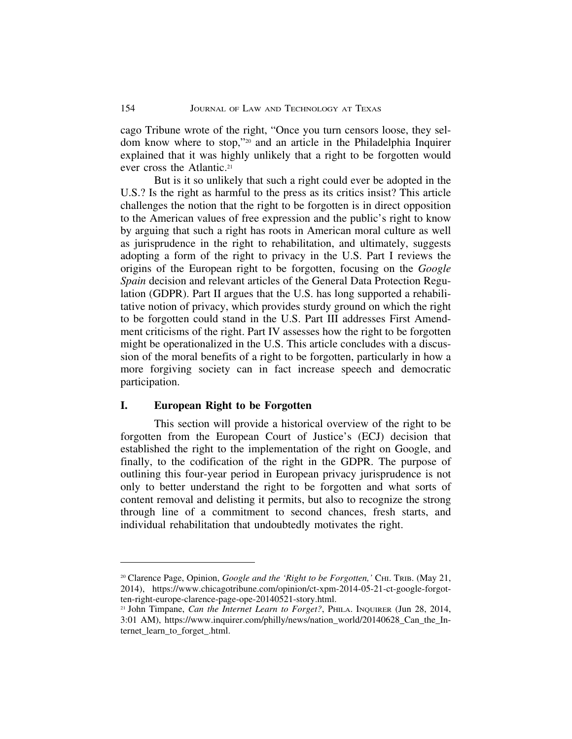cago Tribune wrote of the right, "Once you turn censors loose, they seldom know where to stop,"[20] and an article in the Philadelphia Inquirer explained that it was highly unlikely that a right to be forgotten would ever cross the Atlantic.[21]

But is it so unlikely that such a right could ever be adopted in the U.S.? Is the right as harmful to the press as its critics insist? This article challenges the notion that the right to be forgotten is in direct opposition to the American values of free expression and the public's right to know by arguing that such a right has roots in American moral culture as well as jurisprudence in the right to rehabilitation, and ultimately, suggests adopting a form of the right to privacy in the U.S. Part I reviews the origins of the European right to be forgotten, focusing on the *Google Spain* decision and relevant articles of the General Data Protection Regulation (GDPR). Part II argues that the U.S. has long supported a rehabilitative notion of privacy, which provides sturdy ground on which the right to be forgotten could stand in the U.S. Part III addresses First Amendment criticisms of the right. Part IV assesses how the right to be forgotten might be operationalized in the U.S. This article concludes with a discussion of the moral benefits of a right to be forgotten, particularly in how a more forgiving society can in fact increase speech and democratic participation.

## I. European Right to be Forgotten

This section will provide a historical overview of the right to be forgotten from the European Court of Justice's (ECJ) decision that established the right to the implementation of the right on Google, and finally, to the codification of the right in the GDPR. The purpose of outlining this four-year period in European privacy jurisprudence is not only to better understand the right to be forgotten and what sorts of content removal and delisting it permits, but also to recognize the strong through line of a commitment to second chances, fresh starts, and individual rehabilitation that undoubtedly motivates the right.

---

[20] Clarence Page, Opinion, *Google and the 'Right to be Forgotten,'* CHI. TRIB. (May 21, 2014), https://www.chicagotribune.com/opinion/ct-xpm-2014-05-21-ct-google-forgotten-right-europe-clarence-page-ope-20140521-story.html.

[21] John Timpane, *Can the Internet Learn to Forget?*, PHILA. INQUIRER (Jun 28, 2014, 3:01 AM), https://www.inquirer.com/philly/news/nation_world/20140628_Can_the_Internet_learn_to_forget_.html.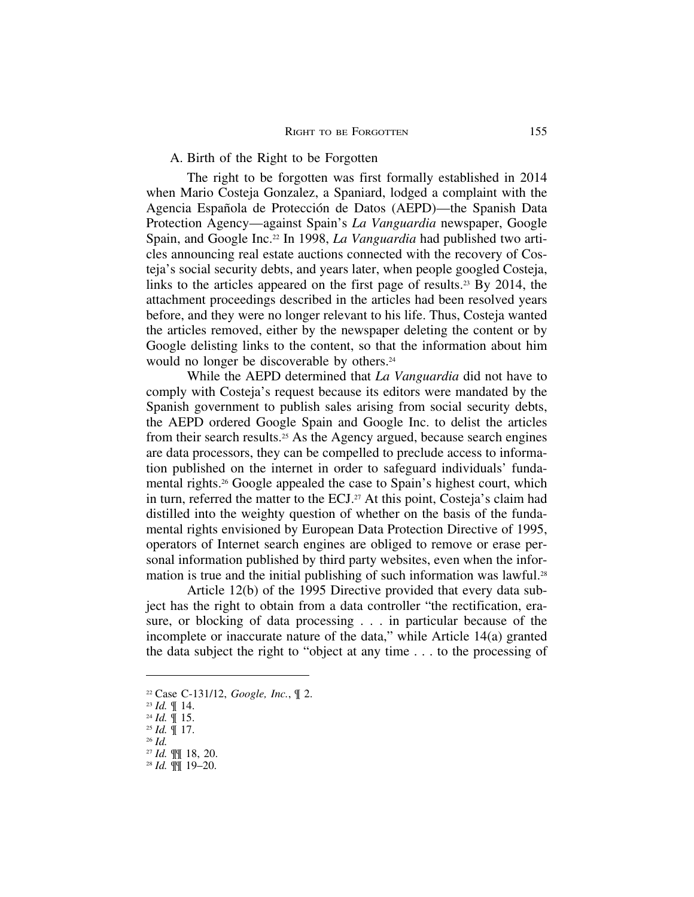### A. Birth of the Right to be Forgotten

The right to be forgotten was first formally established in 2014 when Mario Costeja Gonzalez, a Spaniard, lodged a complaint with the Agencia Española de Protección de Datos (AEPD)—the Spanish Data Protection Agency—against Spain's *La Vanguardia* newspaper, Google Spain, and Google Inc.[22] In 1998, *La Vanguardia* had published two articles announcing real estate auctions connected with the recovery of Costeja's social security debts, and years later, when people googled Costeja, links to the articles appeared on the first page of results.[23] By 2014, the attachment proceedings described in the articles had been resolved years before, and they were no longer relevant to his life. Thus, Costeja wanted the articles removed, either by the newspaper deleting the content or by Google delisting links to the content, so that the information about him would no longer be discoverable by others.[24]

While the AEPD determined that *La Vanguardia* did not have to comply with Costeja's request because its editors were mandated by the Spanish government to publish sales arising from social security debts, the AEPD ordered Google Spain and Google Inc. to delist the articles from their search results.[25] As the Agency argued, because search engines are data processors, they can be compelled to preclude access to information published on the internet in order to safeguard individuals' fundamental rights.[26] Google appealed the case to Spain's highest court, which in turn, referred the matter to the ECJ.[27] At this point, Costeja's claim had distilled into the weighty question of whether on the basis of the fundamental rights envisioned by European Data Protection Directive of 1995, operators of Internet search engines are obliged to remove or erase personal information published by third party websites, even when the information is true and the initial publishing of such information was lawful.[28]

Article 12(b) of the 1995 Directive provided that every data subject has the right to obtain from a data controller "the rectification, erasure, or blocking of data processing . . . in particular because of the incomplete or inaccurate nature of the data," while Article 14(a) granted the data subject the right to "object at any time . . . to the processing of

---

[22] Case C-131/12, *Google, Inc.*, ¶ 2.

[23] *Id.* ¶ 14.

[24] *Id.* ¶ 15.

[25] *Id.* ¶ 17.

[26] *Id.*

[27] *Id.* ¶¶ 18, 20.

[28] *Id.* ¶¶ 19–20.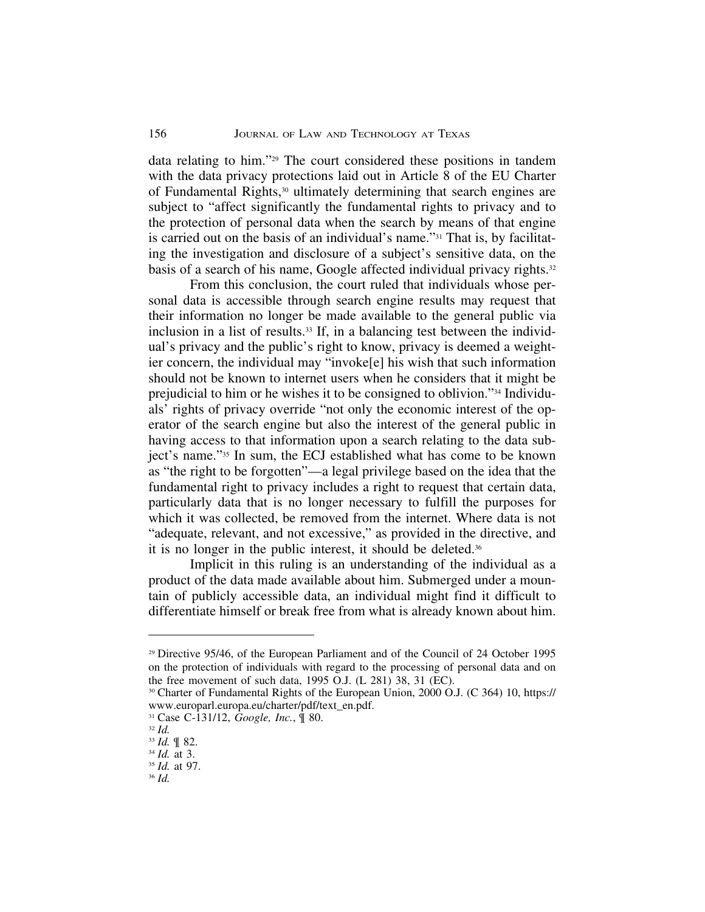data relating to him."[29] The court considered these positions in tandem with the data privacy protections laid out in Article 8 of the EU Charter of Fundamental Rights,[30] ultimately determining that search engines are subject to "affect significantly the fundamental rights to privacy and to the protection of personal data when the search by means of that engine is carried out on the basis of an individual's name."[31] That is, by facilitating the investigation and disclosure of a subject's sensitive data, on the basis of a search of his name, Google affected individual privacy rights.[32]

From this conclusion, the court ruled that individuals whose personal data is accessible through search engine results may request that their information no longer be made available to the general public via inclusion in a list of results.[33] If, in a balancing test between the individual's privacy and the public's right to know, privacy is deemed a weightier concern, the individual may "invoke[e] his wish that such information should not be known to internet users when he considers that it might be prejudicial to him or he wishes it to be consigned to oblivion."[34] Individuals' rights of privacy override "not only the economic interest of the operator of the search engine but also the interest of the general public in having access to that information upon a search relating to the data subject's name."[35] In sum, the ECJ established what has come to be known as "the right to be forgotten"—a legal privilege based on the idea that the fundamental right to privacy includes a right to request that certain data, particularly data that is no longer necessary to fulfill the purposes for which it was collected, be removed from the internet. Where data is not "adequate, relevant, and not excessive," as provided in the directive, and it is no longer in the public interest, it should be deleted.[36]

Implicit in this ruling is an understanding of the individual as a product of the data made available about him. Submerged under a mountain of publicly accessible data, an individual might find it difficult to differentiate himself or break free from what is already known about him.

---

[29] Directive 95/46, of the European Parliament and of the Council of 24 October 1995 on the protection of individuals with regard to the processing of personal data and on the free movement of such data, 1995 O.J. (L 281) 38, 31 (EC).

[30] Charter of Fundamental Rights of the European Union, 2000 O.J. (C 364) 10, https://www.europarl.europa.eu/charter/pdf/text_en.pdf.

[31] Case C-131/12, *Google, Inc.*, ¶ 80.

[32] *Id.*

[33] *Id.* ¶ 82.

[34] *Id.* at 3.

[35] *Id.* at 97.

[36] *Id.*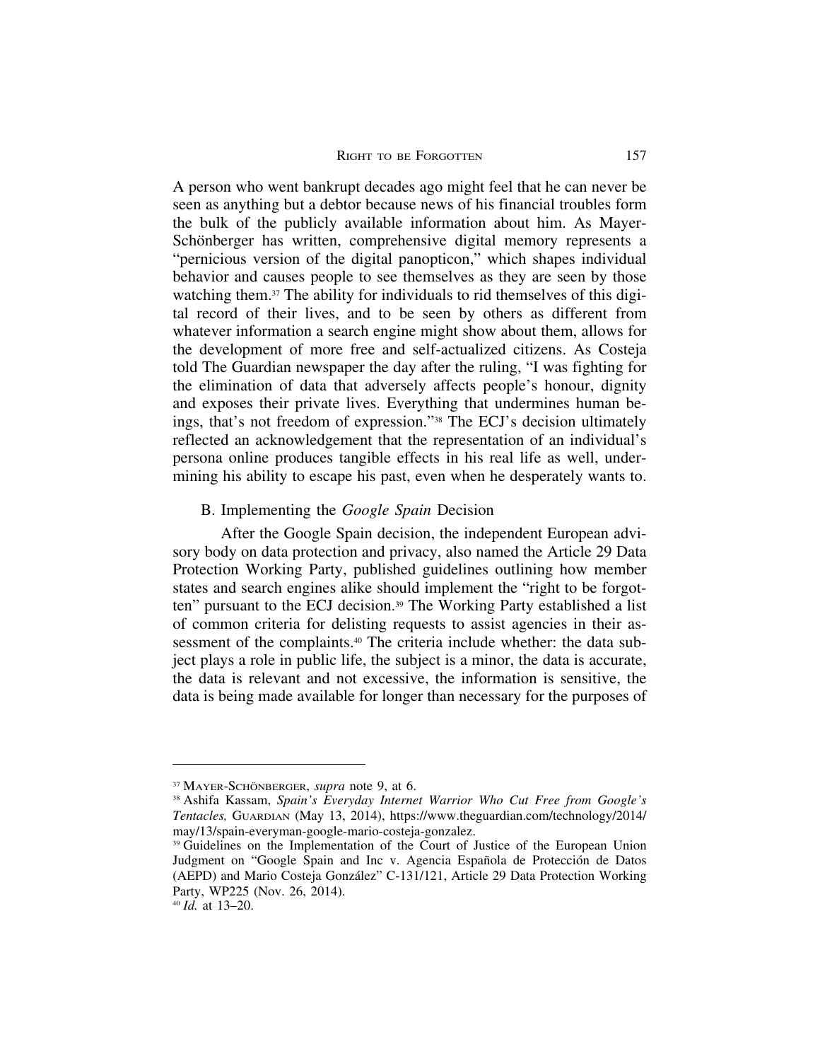A person who went bankrupt decades ago might feel that he can never be seen as anything but a debtor because news of his financial troubles form the bulk of the publicly available information about him. As Mayer-Schönberger has written, comprehensive digital memory represents a "pernicious version of the digital panopticon," which shapes individual behavior and causes people to see themselves as they are seen by those watching them.[37] The ability for individuals to rid themselves of this digital record of their lives, and to be seen by others as different from whatever information a search engine might show about them, allows for the development of more free and self-actualized citizens. As Costeja told The Guardian newspaper the day after the ruling, "I was fighting for the elimination of data that adversely affects people's honour, dignity and exposes their private lives. Everything that undermines human beings, that's not freedom of expression."[38] The ECJ's decision ultimately reflected an acknowledgement that the representation of an individual's persona online produces tangible effects in his real life as well, undermining his ability to escape his past, even when he desperately wants to.

### B. Implementing the *Google Spain* Decision

After the Google Spain decision, the independent European advisory body on data protection and privacy, also named the Article 29 Data Protection Working Party, published guidelines outlining how member states and search engines alike should implement the "right to be forgotten" pursuant to the ECJ decision.[39] The Working Party established a list of common criteria for delisting requests to assist agencies in their assessment of the complaints.[40] The criteria include whether: the data subject plays a role in public life, the subject is a minor, the data is accurate, the data is relevant and not excessive, the information is sensitive, the data is being made available for longer than necessary for the purposes of

---

[37] MAYER-SCHÖNBERGER, *supra* note 9, at 6.

[38] Ashifa Kassam, *Spain's Everyday Internet Warrior Who Cut Free from Google's Tentacles,* GUARDIAN (May 13, 2014), https://www.theguardian.com/technology/2014/may/13/spain-everyman-google-mario-costeja-gonzalez.

[39] Guidelines on the Implementation of the Court of Justice of the European Union Judgment on "Google Spain and Inc v. Agencia Española de Protección de Datos (AEPD) and Mario Costeja González" C-131/121, Article 29 Data Protection Working Party, WP225 (Nov. 26, 2014).

[40] *Id.* at 13–20.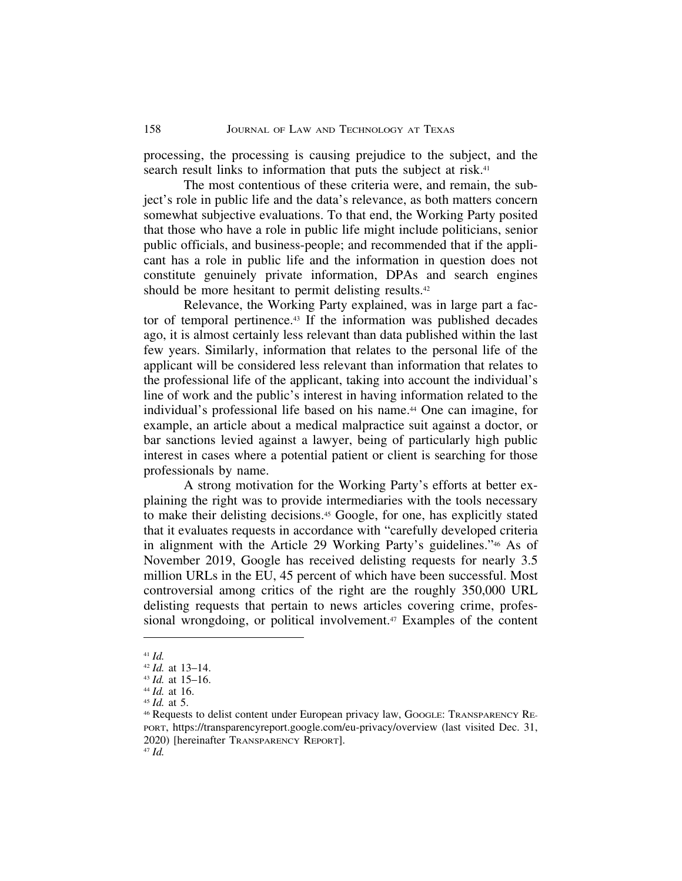processing, the processing is causing prejudice to the subject, and the search result links to information that puts the subject at risk.[41]

The most contentious of these criteria were, and remain, the subject's role in public life and the data's relevance, as both matters concern somewhat subjective evaluations. To that end, the Working Party posited that those who have a role in public life might include politicians, senior public officials, and business-people; and recommended that if the applicant has a role in public life and the information in question does not constitute genuinely private information, DPAs and search engines should be more hesitant to permit delisting results.[42]

Relevance, the Working Party explained, was in large part a factor of temporal pertinence.[43] If the information was published decades ago, it is almost certainly less relevant than data published within the last few years. Similarly, information that relates to the personal life of the applicant will be considered less relevant than information that relates to the professional life of the applicant, taking into account the individual's line of work and the public's interest in having information related to the individual's professional life based on his name.[44] One can imagine, for example, an article about a medical malpractice suit against a doctor, or bar sanctions levied against a lawyer, being of particularly high public interest in cases where a potential patient or client is searching for those professionals by name.

A strong motivation for the Working Party's efforts at better explaining the right was to provide intermediaries with the tools necessary to make their delisting decisions.[45] Google, for one, has explicitly stated that it evaluates requests in accordance with "carefully developed criteria in alignment with the Article 29 Working Party's guidelines."[46] As of November 2019, Google has received delisting requests for nearly 3.5 million URLs in the EU, 45 percent of which have been successful. Most controversial among critics of the right are the roughly 350,000 URL delisting requests that pertain to news articles covering crime, professional wrongdoing, or political involvement.[47] Examples of the content

---

[41] *Id.*

[42] *Id.* at 13–14.

[43] *Id.* at 15–16.

[44] *Id.* at 16.

[45] *Id.* at 5.

[46] Requests to delist content under European privacy law, GOOGLE: TRANSPARENCY REPORT, https://transparencyreport.google.com/eu-privacy/overview (last visited Dec. 31, 2020) [hereinafter TRANSPARENCY REPORT].

[47] *Id.*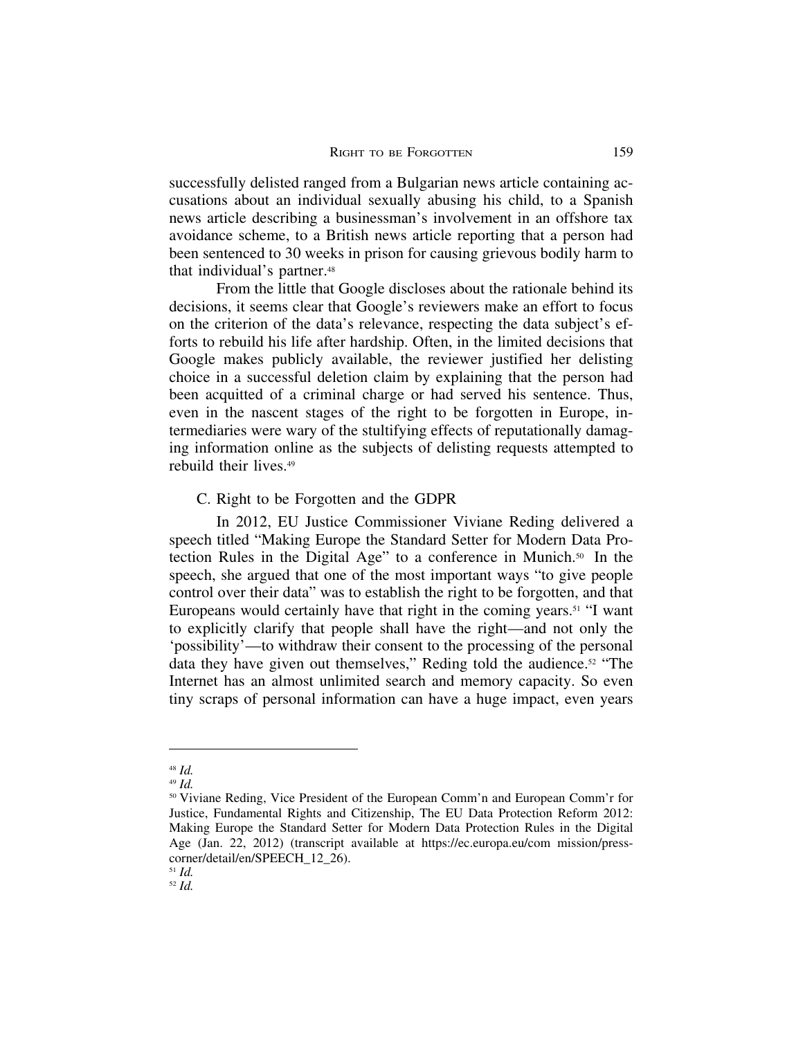successfully delisted ranged from a Bulgarian news article containing accusations about an individual sexually abusing his child, to a Spanish news article describing a businessman's involvement in an offshore tax avoidance scheme, to a British news article reporting that a person had been sentenced to 30 weeks in prison for causing grievous bodily harm to that individual's partner.[48]

From the little that Google discloses about the rationale behind its decisions, it seems clear that Google's reviewers make an effort to focus on the criterion of the data's relevance, respecting the data subject's efforts to rebuild his life after hardship. Often, in the limited decisions that Google makes publicly available, the reviewer justified her delisting choice in a successful deletion claim by explaining that the person had been acquitted of a criminal charge or had served his sentence. Thus, even in the nascent stages of the right to be forgotten in Europe, intermediaries were wary of the stultifying effects of reputationally damaging information online as the subjects of delisting requests attempted to rebuild their lives.[49]

### C. Right to be Forgotten and the GDPR

In 2012, EU Justice Commissioner Viviane Reding delivered a speech titled "Making Europe the Standard Setter for Modern Data Protection Rules in the Digital Age" to a conference in Munich.[50] In the speech, she argued that one of the most important ways "to give people control over their data" was to establish the right to be forgotten, and that Europeans would certainly have that right in the coming years.[51] "I want to explicitly clarify that people shall have the right—and not only the 'possibility'—to withdraw their consent to the processing of the personal data they have given out themselves," Reding told the audience.[52] "The Internet has an almost unlimited search and memory capacity. So even tiny scraps of personal information can have a huge impact, even years

---

[48] *Id.*

[49] *Id.*

[50] Viviane Reding, Vice President of the European Comm'n and European Comm'r for Justice, Fundamental Rights and Citizenship, The EU Data Protection Reform 2012: Making Europe the Standard Setter for Modern Data Protection Rules in the Digital Age (Jan. 22, 2012) (transcript available at https://ec.europa.eu/com mission/presscorner/detail/en/SPEECH_12_26).

[51] *Id.*

[52] *Id.*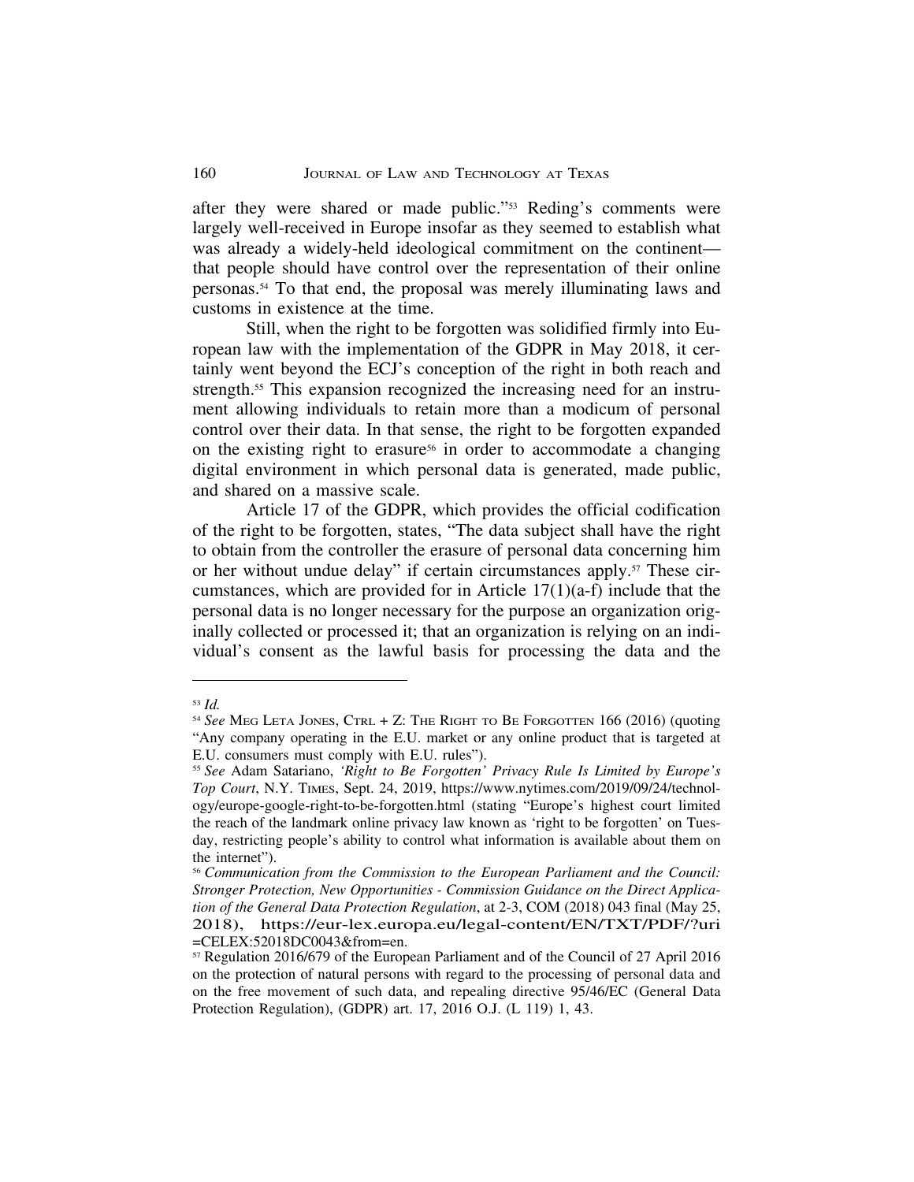after they were shared or made public."[53] Reding's comments were largely well-received in Europe insofar as they seemed to establish what was already a widely-held ideological commitment on the continent—that people should have control over the representation of their online personas.[54] To that end, the proposal was merely illuminating laws and customs in existence at the time.

Still, when the right to be forgotten was solidified firmly into European law with the implementation of the GDPR in May 2018, it certainly went beyond the ECJ's conception of the right in both reach and strength.[55] This expansion recognized the increasing need for an instrument allowing individuals to retain more than a modicum of personal control over their data. In that sense, the right to be forgotten expanded on the existing right to erasure[56] in order to accommodate a changing digital environment in which personal data is generated, made public, and shared on a massive scale.

Article 17 of the GDPR, which provides the official codification of the right to be forgotten, states, "The data subject shall have the right to obtain from the controller the erasure of personal data concerning him or her without undue delay" if certain circumstances apply.[57] These circumstances, which are provided for in Article 17(1)(a-f) include that the personal data is no longer necessary for the purpose an organization originally collected or processed it; that an organization is relying on an individual's consent as the lawful basis for processing the data and the

---

[53] *Id.*

[54] *See* MEG LETA JONES, CTRL + Z: THE RIGHT TO BE FORGOTTEN 166 (2016) (quoting "Any company operating in the E.U. market or any online product that is targeted at E.U. consumers must comply with E.U. rules").

[55] *See* Adam Satariano, *'Right to Be Forgotten' Privacy Rule Is Limited by Europe's Top Court*, N.Y. TIMES, Sept. 24, 2019, https://www.nytimes.com/2019/09/24/technology/europe-google-right-to-be-forgotten.html (stating "Europe's highest court limited the reach of the landmark online privacy law known as 'right to be forgotten' on Tuesday, restricting people's ability to control what information is available about them on the internet").

[56] *Communication from the Commission to the European Parliament and the Council: Stronger Protection, New Opportunities - Commission Guidance on the Direct Application of the General Data Protection Regulation*, at 2-3, COM (2018) 043 final (May 25, 2018), https://eur-lex.europa.eu/legal-content/EN/TXT/PDF/?uri=CELEX:52018DC0043&from=en.

[57] Regulation 2016/679 of the European Parliament and of the Council of 27 April 2016 on the protection of natural persons with regard to the processing of personal data and on the free movement of such data, and repealing directive 95/46/EC (General Data Protection Regulation), (GDPR) art. 17, 2016 O.J. (L 119) 1, 43.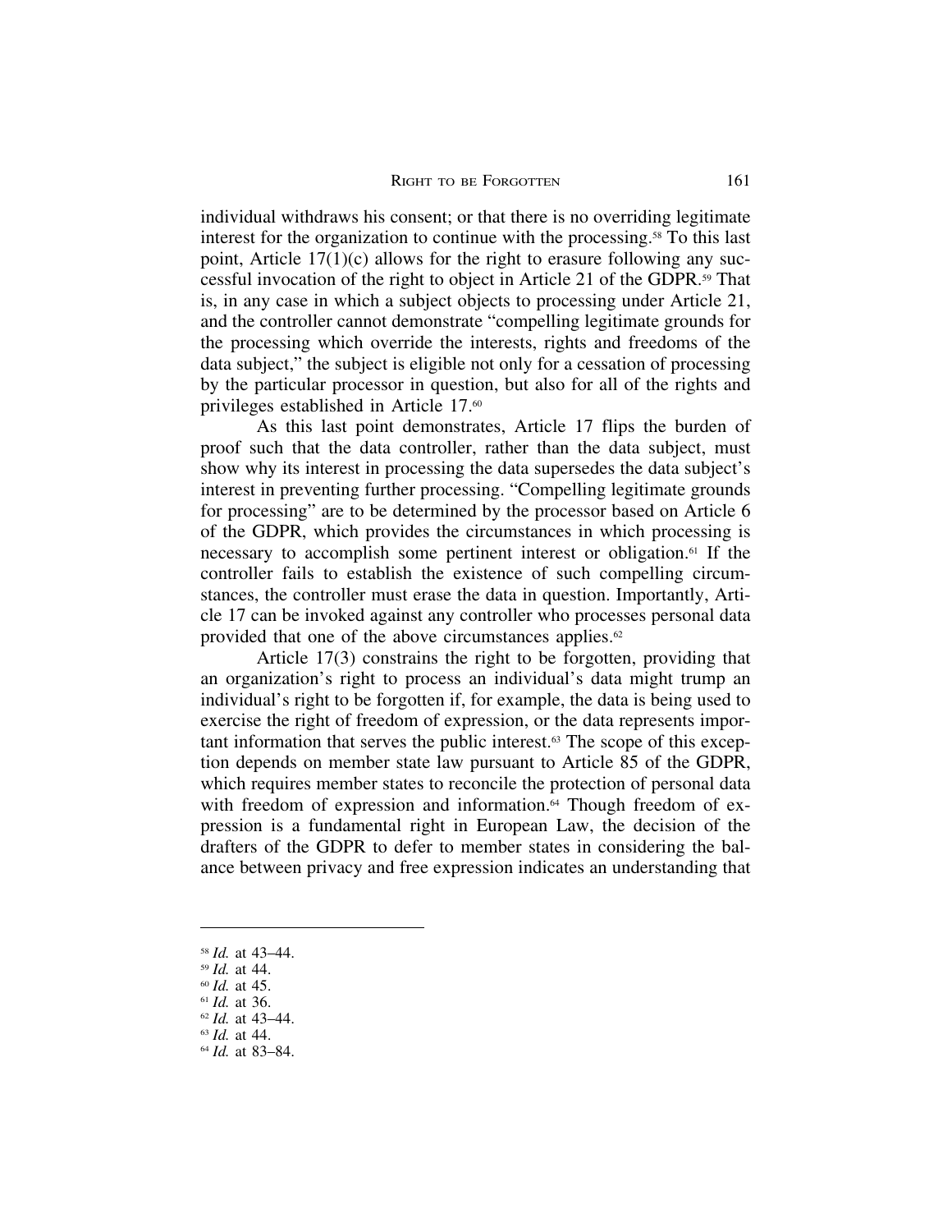individual withdraws his consent; or that there is no overriding legitimate interest for the organization to continue with the processing.[58] To this last point, Article 17(1)(c) allows for the right to erasure following any successful invocation of the right to object in Article 21 of the GDPR.[59] That is, in any case in which a subject objects to processing under Article 21, and the controller cannot demonstrate "compelling legitimate grounds for the processing which override the interests, rights and freedoms of the data subject," the subject is eligible not only for a cessation of processing by the particular processor in question, but also for all of the rights and privileges established in Article 17.[60]

As this last point demonstrates, Article 17 flips the burden of proof such that the data controller, rather than the data subject, must show why its interest in processing the data supersedes the data subject's interest in preventing further processing. "Compelling legitimate grounds for processing" are to be determined by the processor based on Article 6 of the GDPR, which provides the circumstances in which processing is necessary to accomplish some pertinent interest or obligation.[61] If the controller fails to establish the existence of such compelling circumstances, the controller must erase the data in question. Importantly, Article 17 can be invoked against any controller who processes personal data provided that one of the above circumstances applies.[62]

Article 17(3) constrains the right to be forgotten, providing that an organization's right to process an individual's data might trump an individual's right to be forgotten if, for example, the data is being used to exercise the right of freedom of expression, or the data represents important information that serves the public interest.[63] The scope of this exception depends on member state law pursuant to Article 85 of the GDPR, which requires member states to reconcile the protection of personal data with freedom of expression and information.[64] Though freedom of expression is a fundamental right in European Law, the decision of the drafters of the GDPR to defer to member states in considering the balance between privacy and free expression indicates an understanding that

---

[58] *Id.* at 43–44.
[59] *Id.* at 44.
[60] *Id.* at 45.
[61] *Id.* at 36.
[62] *Id.* at 43–44.
[63] *Id.* at 44.
[64] *Id.* at 83–84.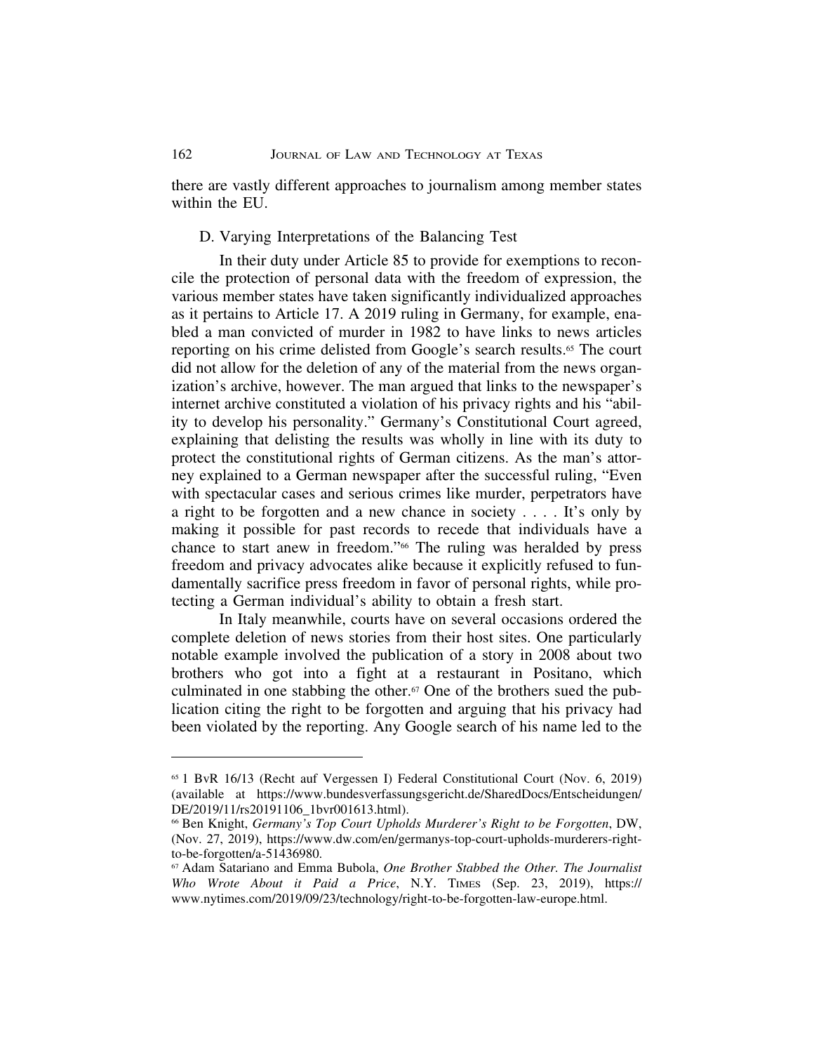there are vastly different approaches to journalism among member states within the EU.

### D. Varying Interpretations of the Balancing Test

In their duty under Article 85 to provide for exemptions to reconcile the protection of personal data with the freedom of expression, the various member states have taken significantly individualized approaches as it pertains to Article 17. A 2019 ruling in Germany, for example, enabled a man convicted of murder in 1982 to have links to news articles reporting on his crime delisted from Google's search results.[65] The court did not allow for the deletion of any of the material from the news organization's archive, however. The man argued that links to the newspaper's internet archive constituted a violation of his privacy rights and his "ability to develop his personality." Germany's Constitutional Court agreed, explaining that delisting the results was wholly in line with its duty to protect the constitutional rights of German citizens. As the man's attorney explained to a German newspaper after the successful ruling, "Even with spectacular cases and serious crimes like murder, perpetrators have a right to be forgotten and a new chance in society . . . . It's only by making it possible for past records to recede that individuals have a chance to start anew in freedom."[66] The ruling was heralded by press freedom and privacy advocates alike because it explicitly refused to fundamentally sacrifice press freedom in favor of personal rights, while protecting a German individual's ability to obtain a fresh start.

In Italy meanwhile, courts have on several occasions ordered the complete deletion of news stories from their host sites. One particularly notable example involved the publication of a story in 2008 about two brothers who got into a fight at a restaurant in Positano, which culminated in one stabbing the other.[67] One of the brothers sued the publication citing the right to be forgotten and arguing that his privacy had been violated by the reporting. Any Google search of his name led to the

---

[65] 1 BvR 16/13 (Recht auf Vergessen I) Federal Constitutional Court (Nov. 6, 2019) (available at https://www.bundesverfassungsgericht.de/SharedDocs/Entscheidungen/DE/2019/11/rs20191106_1bvr001613.html).

[66] Ben Knight, *Germany's Top Court Upholds Murderer's Right to be Forgotten*, DW, (Nov. 27, 2019), https://www.dw.com/en/germanys-top-court-upholds-murderers-right-to-be-forgotten/a-51436980.

[67] Adam Satariano and Emma Bubola, *One Brother Stabbed the Other. The Journalist Who Wrote About it Paid a Price*, N.Y. TIMES (Sep. 23, 2019), https://www.nytimes.com/2019/09/23/technology/right-to-be-forgotten-law-europe.html.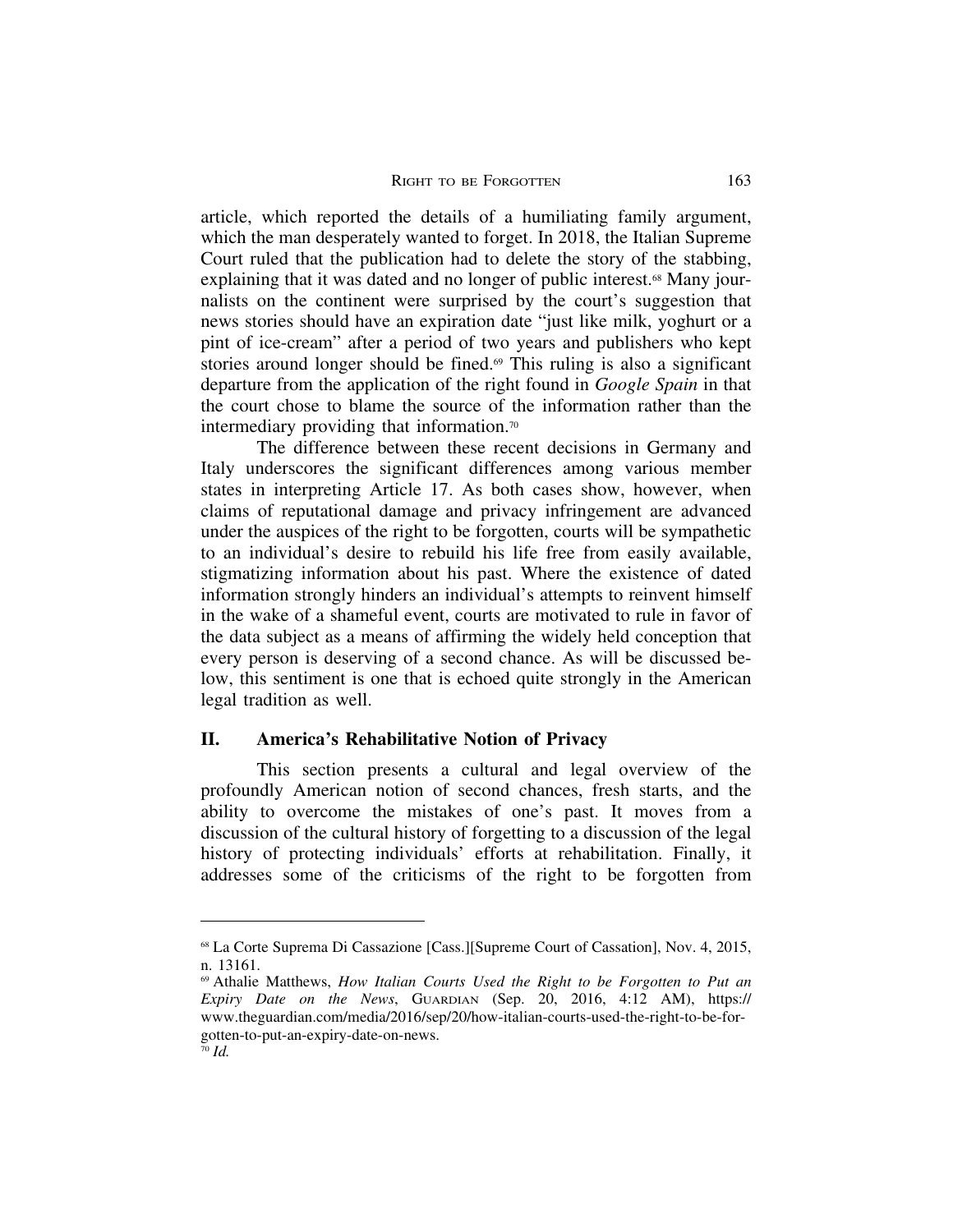article, which reported the details of a humiliating family argument, which the man desperately wanted to forget. In 2018, the Italian Supreme Court ruled that the publication had to delete the story of the stabbing, explaining that it was dated and no longer of public interest.[68] Many journalists on the continent were surprised by the court's suggestion that news stories should have an expiration date "just like milk, yoghurt or a pint of ice-cream" after a period of two years and publishers who kept stories around longer should be fined.[69] This ruling is also a significant departure from the application of the right found in *Google Spain* in that the court chose to blame the source of the information rather than the intermediary providing that information.[70]

The difference between these recent decisions in Germany and Italy underscores the significant differences among various member states in interpreting Article 17. As both cases show, however, when claims of reputational damage and privacy infringement are advanced under the auspices of the right to be forgotten, courts will be sympathetic to an individual's desire to rebuild his life free from easily available, stigmatizing information about his past. Where the existence of dated information strongly hinders an individual's attempts to reinvent himself in the wake of a shameful event, courts are motivated to rule in favor of the data subject as a means of affirming the widely held conception that every person is deserving of a second chance. As will be discussed below, this sentiment is one that is echoed quite strongly in the American legal tradition as well.

## II. America's Rehabilitative Notion of Privacy

This section presents a cultural and legal overview of the profoundly American notion of second chances, fresh starts, and the ability to overcome the mistakes of one's past. It moves from a discussion of the cultural history of forgetting to a discussion of the legal history of protecting individuals' efforts at rehabilitation. Finally, it addresses some of the criticisms of the right to be forgotten from

---

[68] La Corte Suprema Di Cassazione [Cass.][Supreme Court of Cassation], Nov. 4, 2015, n. 13161.

[69] Athalie Matthews, *How Italian Courts Used the Right to be Forgotten to Put an Expiry Date on the News*, GUARDIAN (Sep. 20, 2016, 4:12 AM), https://www.theguardian.com/media/2016/sep/20/how-italian-courts-used-the-right-to-be-forgotten-to-put-an-expiry-date-on-news.

[70] *Id.*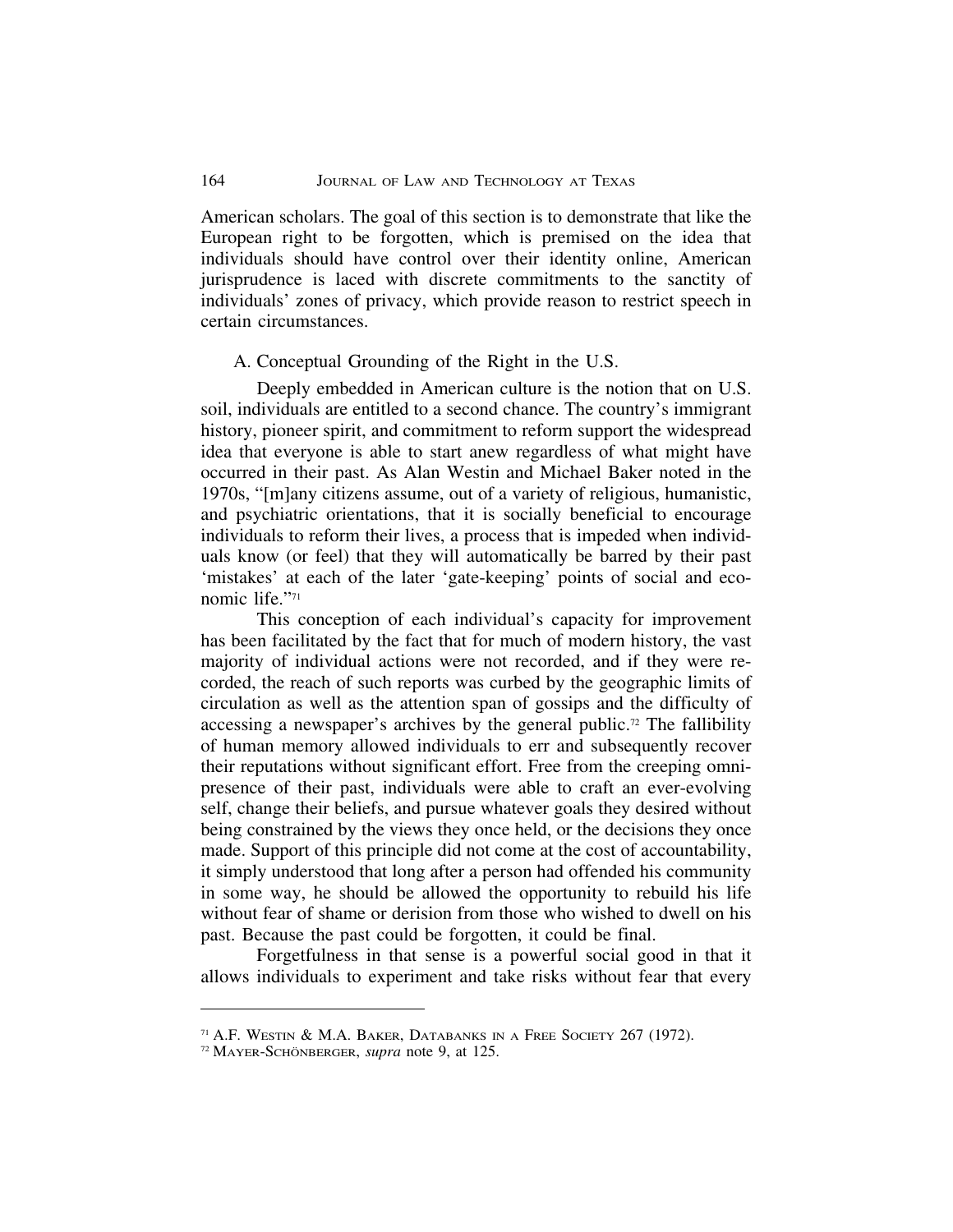American scholars. The goal of this section is to demonstrate that like the European right to be forgotten, which is premised on the idea that individuals should have control over their identity online, American jurisprudence is laced with discrete commitments to the sanctity of individuals' zones of privacy, which provide reason to restrict speech in certain circumstances.

### A. Conceptual Grounding of the Right in the U.S.

Deeply embedded in American culture is the notion that on U.S. soil, individuals are entitled to a second chance. The country's immigrant history, pioneer spirit, and commitment to reform support the widespread idea that everyone is able to start anew regardless of what might have occurred in their past. As Alan Westin and Michael Baker noted in the 1970s, "[m]any citizens assume, out of a variety of religious, humanistic, and psychiatric orientations, that it is socially beneficial to encourage individuals to reform their lives, a process that is impeded when individuals know (or feel) that they will automatically be barred by their past 'mistakes' at each of the later 'gate-keeping' points of social and economic life."[71]

This conception of each individual's capacity for improvement has been facilitated by the fact that for much of modern history, the vast majority of individual actions were not recorded, and if they were recorded, the reach of such reports was curbed by the geographic limits of circulation as well as the attention span of gossips and the difficulty of accessing a newspaper's archives by the general public.[72] The fallibility of human memory allowed individuals to err and subsequently recover their reputations without significant effort. Free from the creeping omnipresence of their past, individuals were able to craft an ever-evolving self, change their beliefs, and pursue whatever goals they desired without being constrained by the views they once held, or the decisions they once made. Support of this principle did not come at the cost of accountability, it simply understood that long after a person had offended his community in some way, he should be allowed the opportunity to rebuild his life without fear of shame or derision from those who wished to dwell on his past. Because the past could be forgotten, it could be final.

Forgetfulness in that sense is a powerful social good in that it allows individuals to experiment and take risks without fear that every

---

[71] A.F. Westin & M.A. Baker, Databanks in a Free Society 267 (1972).

[72] Mayer-Schönberger, *supra* note 9, at 125.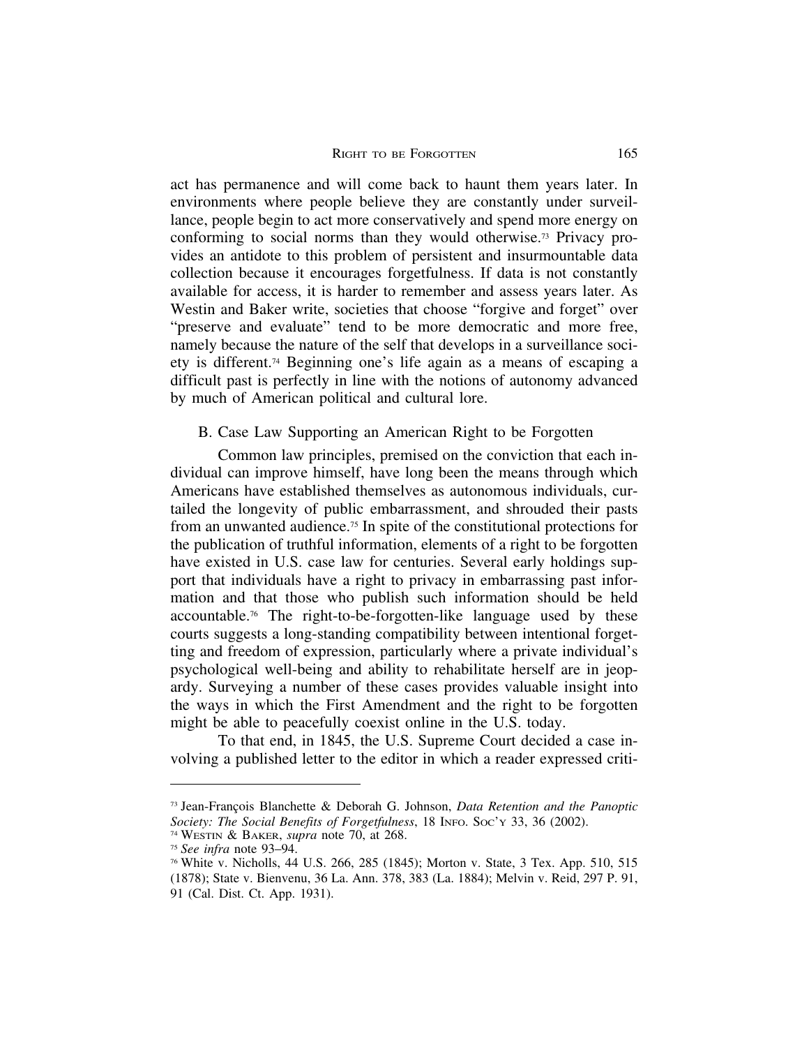act has permanence and will come back to haunt them years later. In environments where people believe they are constantly under surveillance, people begin to act more conservatively and spend more energy on conforming to social norms than they would otherwise.[73] Privacy provides an antidote to this problem of persistent and insurmountable data collection because it encourages forgetfulness. If data is not constantly available for access, it is harder to remember and assess years later. As Westin and Baker write, societies that choose "forgive and forget" over "preserve and evaluate" tend to be more democratic and more free, namely because the nature of the self that develops in a surveillance society is different.[74] Beginning one's life again as a means of escaping a difficult past is perfectly in line with the notions of autonomy advanced by much of American political and cultural lore.

### B. Case Law Supporting an American Right to be Forgotten

Common law principles, premised on the conviction that each individual can improve himself, have long been the means through which Americans have established themselves as autonomous individuals, curtailed the longevity of public embarrassment, and shrouded their pasts from an unwanted audience.[75] In spite of the constitutional protections for the publication of truthful information, elements of a right to be forgotten have existed in U.S. case law for centuries. Several early holdings support that individuals have a right to privacy in embarrassing past information and that those who publish such information should be held accountable.[76] The right-to-be-forgotten-like language used by these courts suggests a long-standing compatibility between intentional forgetting and freedom of expression, particularly where a private individual's psychological well-being and ability to rehabilitate herself are in jeopardy. Surveying a number of these cases provides valuable insight into the ways in which the First Amendment and the right to be forgotten might be able to peacefully coexist online in the U.S. today.

To that end, in 1845, the U.S. Supreme Court decided a case involving a published letter to the editor in which a reader expressed criti-

---

[73] Jean-François Blanchette & Deborah G. Johnson, *Data Retention and the Panoptic Society: The Social Benefits of Forgetfulness*, 18 INFO. SOC'Y 33, 36 (2002).

[74] WESTIN & BAKER, *supra* note 70, at 268.

[75] *See infra* note 93–94.

[76] White v. Nicholls, 44 U.S. 266, 285 (1845); Morton v. State, 3 Tex. App. 510, 515 (1878); State v. Bienvenu, 36 La. Ann. 378, 383 (La. 1884); Melvin v. Reid, 297 P. 91, 91 (Cal. Dist. Ct. App. 1931).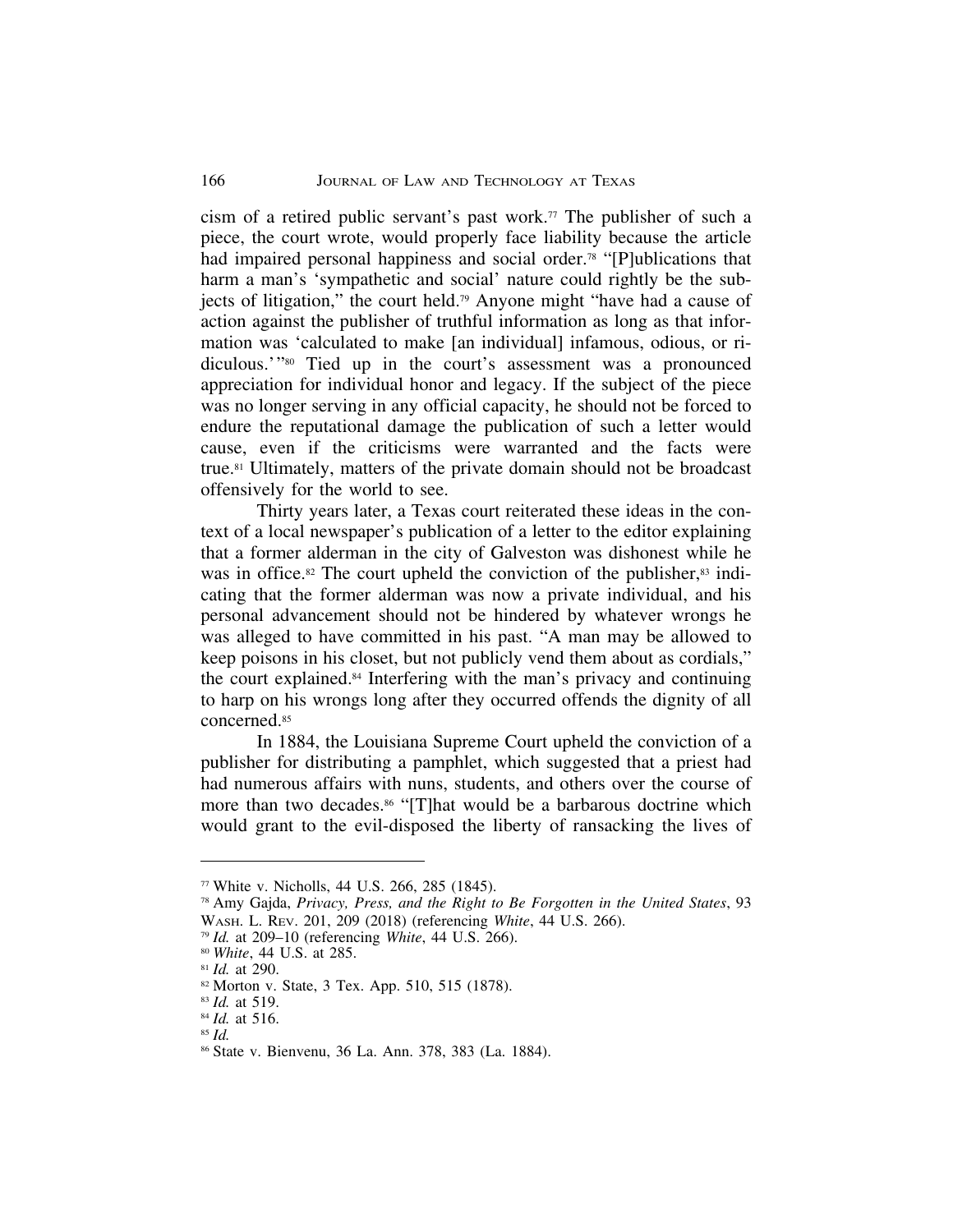cism of a retired public servant's past work.[77] The publisher of such a piece, the court wrote, would properly face liability because the article had impaired personal happiness and social order.[78] "[P]ublications that harm a man's 'sympathetic and social' nature could rightly be the subjects of litigation," the court held.[79] Anyone might "have had a cause of action against the publisher of truthful information as long as that information was 'calculated to make [an individual] infamous, odious, or ridiculous.'"[80] Tied up in the court's assessment was a pronounced appreciation for individual honor and legacy. If the subject of the piece was no longer serving in any official capacity, he should not be forced to endure the reputational damage the publication of such a letter would cause, even if the criticisms were warranted and the facts were true.[81] Ultimately, matters of the private domain should not be broadcast offensively for the world to see.

Thirty years later, a Texas court reiterated these ideas in the context of a local newspaper's publication of a letter to the editor explaining that a former alderman in the city of Galveston was dishonest while he was in office.[82] The court upheld the conviction of the publisher,[83] indicating that the former alderman was now a private individual, and his personal advancement should not be hindered by whatever wrongs he was alleged to have committed in his past. "A man may be allowed to keep poisons in his closet, but not publicly vend them about as cordials," the court explained.[84] Interfering with the man's privacy and continuing to harp on his wrongs long after they occurred offends the dignity of all concerned.[85]

In 1884, the Louisiana Supreme Court upheld the conviction of a publisher for distributing a pamphlet, which suggested that a priest had had numerous affairs with nuns, students, and others over the course of more than two decades.[86] "[T]hat would be a barbarous doctrine which would grant to the evil-disposed the liberty of ransacking the lives of

---

[77] White v. Nicholls, 44 U.S. 266, 285 (1845).

[78] Amy Gajda, *Privacy, Press, and the Right to Be Forgotten in the United States*, 93 Wash. L. Rev. 201, 209 (2018) (referencing *White*, 44 U.S. 266).

[79] *Id.* at 209–10 (referencing *White*, 44 U.S. 266).

[80] *White*, 44 U.S. at 285.

[81] *Id.* at 290.

[82] Morton v. State, 3 Tex. App. 510, 515 (1878).

[83] *Id.* at 519.

[84] *Id.* at 516.

[85] *Id.*

[86] State v. Bienvenu, 36 La. Ann. 378, 383 (La. 1884).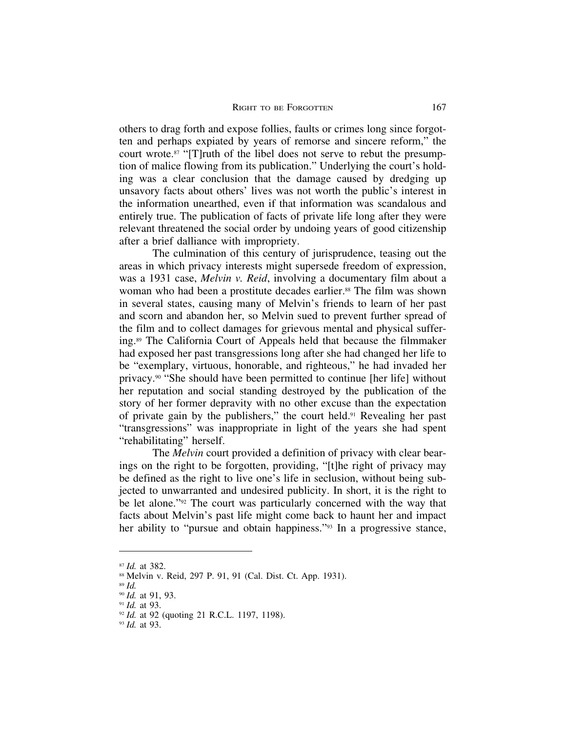others to drag forth and expose follies, faults or crimes long since forgotten and perhaps expiated by years of remorse and sincere reform," the court wrote.[87] "[T]ruth of the libel does not serve to rebut the presumption of malice flowing from its publication." Underlying the court's holding was a clear conclusion that the damage caused by dredging up unsavory facts about others' lives was not worth the public's interest in the information unearthed, even if that information was scandalous and entirely true. The publication of facts of private life long after they were relevant threatened the social order by undoing years of good citizenship after a brief dalliance with impropriety.

The culmination of this century of jurisprudence, teasing out the areas in which privacy interests might supersede freedom of expression, was a 1931 case, *Melvin v. Reid*, involving a documentary film about a woman who had been a prostitute decades earlier.[88] The film was shown in several states, causing many of Melvin's friends to learn of her past and scorn and abandon her, so Melvin sued to prevent further spread of the film and to collect damages for grievous mental and physical suffering.[89] The California Court of Appeals held that because the filmmaker had exposed her past transgressions long after she had changed her life to be "exemplary, virtuous, honorable, and righteous," he had invaded her privacy.[90] "She should have been permitted to continue [her life] without her reputation and social standing destroyed by the publication of the story of her former depravity with no other excuse than the expectation of private gain by the publishers," the court held.[91] Revealing her past "transgressions" was inappropriate in light of the years she had spent "rehabilitating" herself.

The *Melvin* court provided a definition of privacy with clear bearings on the right to be forgotten, providing, "[t]he right of privacy may be defined as the right to live one's life in seclusion, without being subjected to unwarranted and undesired publicity. In short, it is the right to be let alone."[92] The court was particularly concerned with the way that facts about Melvin's past life might come back to haunt her and impact her ability to "pursue and obtain happiness."[93] In a progressive stance,

---

[87] *Id.* at 382.

[88] Melvin v. Reid, 297 P. 91, 91 (Cal. Dist. Ct. App. 1931).

[89] *Id.*

[90] *Id.* at 91, 93.

[91] *Id.* at 93.

[92] *Id.* at 92 (quoting 21 R.C.L. 1197, 1198).

[93] *Id.* at 93.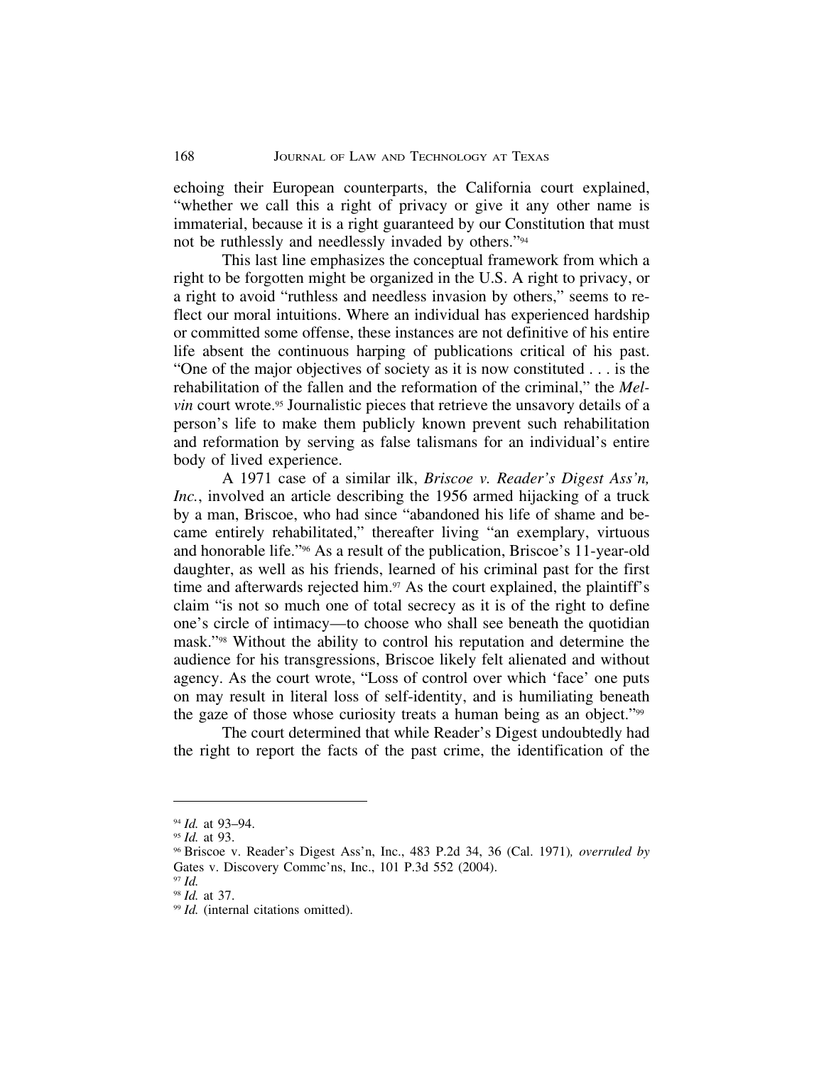echoing their European counterparts, the California court explained, "whether we call this a right of privacy or give it any other name is immaterial, because it is a right guaranteed by our Constitution that must not be ruthlessly and needlessly invaded by others."[94]

This last line emphasizes the conceptual framework from which a right to be forgotten might be organized in the U.S. A right to privacy, or a right to avoid "ruthless and needless invasion by others," seems to reflect our moral intuitions. Where an individual has experienced hardship or committed some offense, these instances are not definitive of his entire life absent the continuous harping of publications critical of his past. "One of the major objectives of society as it is now constituted . . . is the rehabilitation of the fallen and the reformation of the criminal," the *Melvin* court wrote.[95] Journalistic pieces that retrieve the unsavory details of a person's life to make them publicly known prevent such rehabilitation and reformation by serving as false talismans for an individual's entire body of lived experience.

A 1971 case of a similar ilk, *Briscoe v. Reader's Digest Ass'n, Inc.*, involved an article describing the 1956 armed hijacking of a truck by a man, Briscoe, who had since "abandoned his life of shame and became entirely rehabilitated," thereafter living "an exemplary, virtuous and honorable life."[96] As a result of the publication, Briscoe's 11-year-old daughter, as well as his friends, learned of his criminal past for the first time and afterwards rejected him.[97] As the court explained, the plaintiff's claim "is not so much one of total secrecy as it is of the right to define one's circle of intimacy—to choose who shall see beneath the quotidian mask."[98] Without the ability to control his reputation and determine the audience for his transgressions, Briscoe likely felt alienated and without agency. As the court wrote, "Loss of control over which 'face' one puts on may result in literal loss of self-identity, and is humiliating beneath the gaze of those whose curiosity treats a human being as an object."[99]

The court determined that while Reader's Digest undoubtedly had the right to report the facts of the past crime, the identification of the

---

[94] *Id.* at 93–94.

[95] *Id.* at 93.

[96] Briscoe v. Reader's Digest Ass'n, Inc., 483 P.2d 34, 36 (Cal. 1971)*, overruled by* Gates v. Discovery Commc'ns, Inc., 101 P.3d 552 (2004).

[97] *Id.*

[98] *Id.* at 37.

[99] *Id.* (internal citations omitted).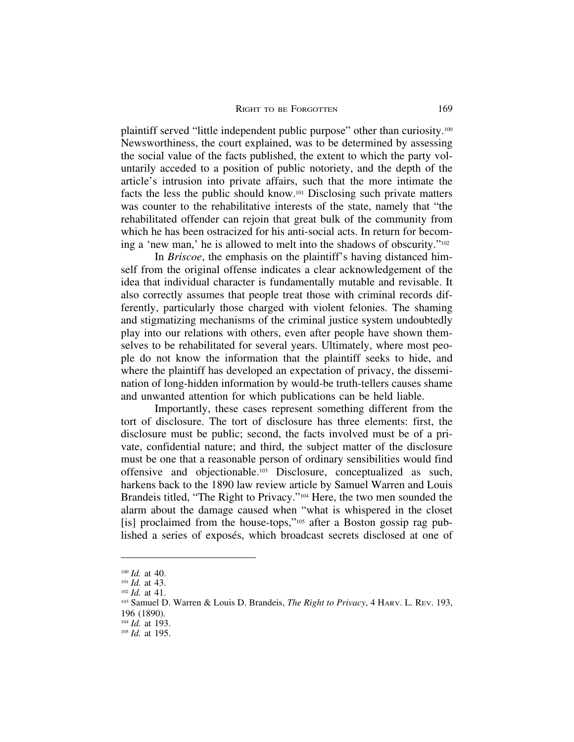plaintiff served "little independent public purpose" other than curiosity.[100] Newsworthiness, the court explained, was to be determined by assessing the social value of the facts published, the extent to which the party voluntarily acceded to a position of public notoriety, and the depth of the article's intrusion into private affairs, such that the more intimate the facts the less the public should know.[101] Disclosing such private matters was counter to the rehabilitative interests of the state, namely that "the rehabilitated offender can rejoin that great bulk of the community from which he has been ostracized for his anti-social acts. In return for becoming a 'new man,' he is allowed to melt into the shadows of obscurity."[102]

In *Briscoe*, the emphasis on the plaintiff's having distanced himself from the original offense indicates a clear acknowledgement of the idea that individual character is fundamentally mutable and revisable. It also correctly assumes that people treat those with criminal records differently, particularly those charged with violent felonies. The shaming and stigmatizing mechanisms of the criminal justice system undoubtedly play into our relations with others, even after people have shown themselves to be rehabilitated for several years. Ultimately, where most people do not know the information that the plaintiff seeks to hide, and where the plaintiff has developed an expectation of privacy, the dissemination of long-hidden information by would-be truth-tellers causes shame and unwanted attention for which publications can be held liable.

Importantly, these cases represent something different from the tort of disclosure. The tort of disclosure has three elements: first, the disclosure must be public; second, the facts involved must be of a private, confidential nature; and third, the subject matter of the disclosure must be one that a reasonable person of ordinary sensibilities would find offensive and objectionable.[103] Disclosure, conceptualized as such, harkens back to the 1890 law review article by Samuel Warren and Louis Brandeis titled, "The Right to Privacy."[104] Here, the two men sounded the alarm about the damage caused when "what is whispered in the closet [is] proclaimed from the house-tops,"[105] after a Boston gossip rag published a series of exposés, which broadcast secrets disclosed at one of

---

[100] *Id.* at 40.

[101] *Id.* at 43.

[102] *Id.* at 41.

[103] Samuel D. Warren & Louis D. Brandeis, *The Right to Privacy*, 4 HARV. L. REV. 193, 196 (1890).

[104] *Id.* at 193.

[105] *Id.* at 195.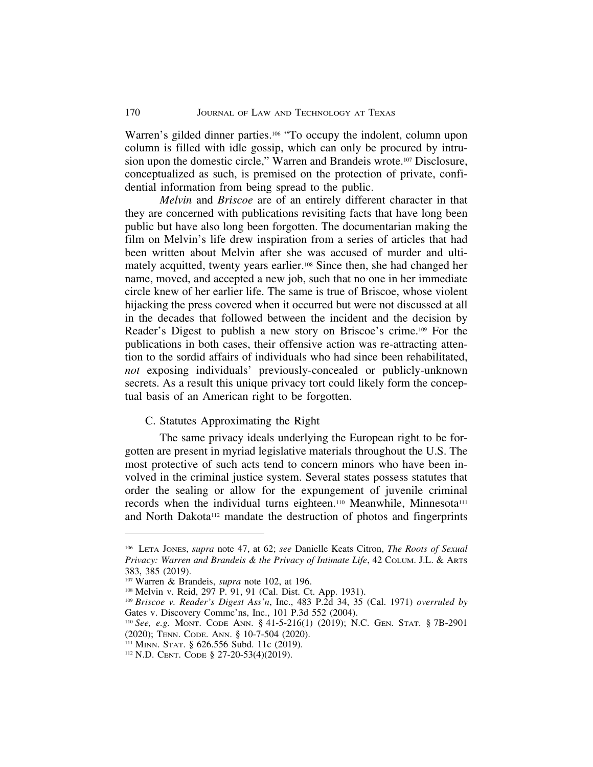Warren's gilded dinner parties.[106] "To occupy the indolent, column upon column is filled with idle gossip, which can only be procured by intrusion upon the domestic circle," Warren and Brandeis wrote.[107] Disclosure, conceptualized as such, is premised on the protection of private, confidential information from being spread to the public.

*Melvin* and *Briscoe* are of an entirely different character in that they are concerned with publications revisiting facts that have long been public but have also long been forgotten. The documentarian making the film on Melvin's life drew inspiration from a series of articles that had been written about Melvin after she was accused of murder and ultimately acquitted, twenty years earlier.[108] Since then, she had changed her name, moved, and accepted a new job, such that no one in her immediate circle knew of her earlier life. The same is true of Briscoe, whose violent hijacking the press covered when it occurred but were not discussed at all in the decades that followed between the incident and the decision by Reader's Digest to publish a new story on Briscoe's crime.[109] For the publications in both cases, their offensive action was re-attracting attention to the sordid affairs of individuals who had since been rehabilitated, *not* exposing individuals' previously-concealed or publicly-unknown secrets. As a result this unique privacy tort could likely form the conceptual basis of an American right to be forgotten.

### C. Statutes Approximating the Right

The same privacy ideals underlying the European right to be forgotten are present in myriad legislative materials throughout the U.S. The most protective of such acts tend to concern minors who have been involved in the criminal justice system. Several states possess statutes that order the sealing or allow for the expungement of juvenile criminal records when the individual turns eighteen.[110] Meanwhile, Minnesota[111] and North Dakota[112] mandate the destruction of photos and fingerprints

---

[106] LETA JONES, *supra* note 47, at 62; *see* Danielle Keats Citron, *The Roots of Sexual Privacy: Warren and Brandeis & the Privacy of Intimate Life*, 42 COLUM. J.L. & ARTS 383, 385 (2019).

[107] Warren & Brandeis, *supra* note 102, at 196.

[108] Melvin v. Reid, 297 P. 91, 91 (Cal. Dist. Ct. App. 1931).

[109] *Briscoe v. Reader's Digest Ass'n*, Inc., 483 P.2d 34, 35 (Cal. 1971) *overruled by* Gates v. Discovery Commc'ns, Inc., 101 P.3d 552 (2004).

[110] *See, e.g.* MONT. CODE ANN. § 41-5-216(1) (2019); N.C. GEN. STAT. § 7B-2901 (2020); TENN. CODE. ANN. § 10-7-504 (2020).

[111] MINN. STAT. § 626.556 Subd. 11c (2019).

[112] N.D. CENT. CODE § 27-20-53(4)(2019).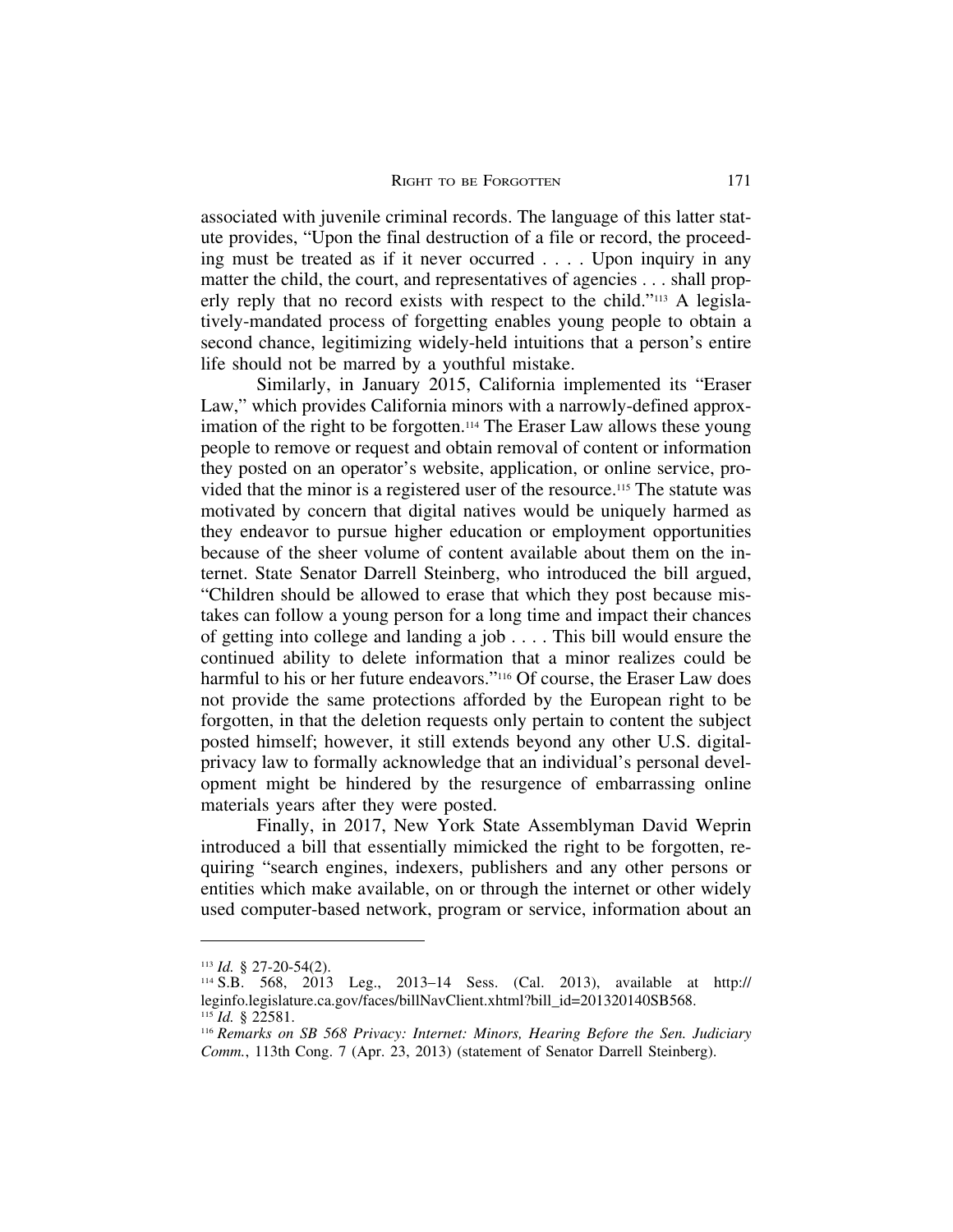associated with juvenile criminal records. The language of this latter statute provides, "Upon the final destruction of a file or record, the proceeding must be treated as if it never occurred . . . . Upon inquiry in any matter the child, the court, and representatives of agencies . . . shall properly reply that no record exists with respect to the child."[113] A legislatively-mandated process of forgetting enables young people to obtain a second chance, legitimizing widely-held intuitions that a person's entire life should not be marred by a youthful mistake.

Similarly, in January 2015, California implemented its "Eraser Law," which provides California minors with a narrowly-defined approximation of the right to be forgotten.[114] The Eraser Law allows these young people to remove or request and obtain removal of content or information they posted on an operator's website, application, or online service, provided that the minor is a registered user of the resource.[115] The statute was motivated by concern that digital natives would be uniquely harmed as they endeavor to pursue higher education or employment opportunities because of the sheer volume of content available about them on the internet. State Senator Darrell Steinberg, who introduced the bill argued, "Children should be allowed to erase that which they post because mistakes can follow a young person for a long time and impact their chances of getting into college and landing a job . . . . This bill would ensure the continued ability to delete information that a minor realizes could be harmful to his or her future endeavors."[116] Of course, the Eraser Law does not provide the same protections afforded by the European right to be forgotten, in that the deletion requests only pertain to content the subject posted himself; however, it still extends beyond any other U.S. digital-privacy law to formally acknowledge that an individual's personal development might be hindered by the resurgence of embarrassing online materials years after they were posted.

Finally, in 2017, New York State Assemblyman David Weprin introduced a bill that essentially mimicked the right to be forgotten, requiring "search engines, indexers, publishers and any other persons or entities which make available, on or through the internet or other widely used computer-based network, program or service, information about an

---

[113] *Id.* § 27-20-54(2).

[114] S.B. 568, 2013 Leg., 2013–14 Sess. (Cal. 2013), available at http://leginfo.legislature.ca.gov/faces/billNavClient.xhtml?bill_id=201320140SB568.

[115] *Id.* § 22581.

[116] *Remarks on SB 568 Privacy: Internet: Minors, Hearing Before the Sen. Judiciary Comm.*, 113th Cong. 7 (Apr. 23, 2013) (statement of Senator Darrell Steinberg).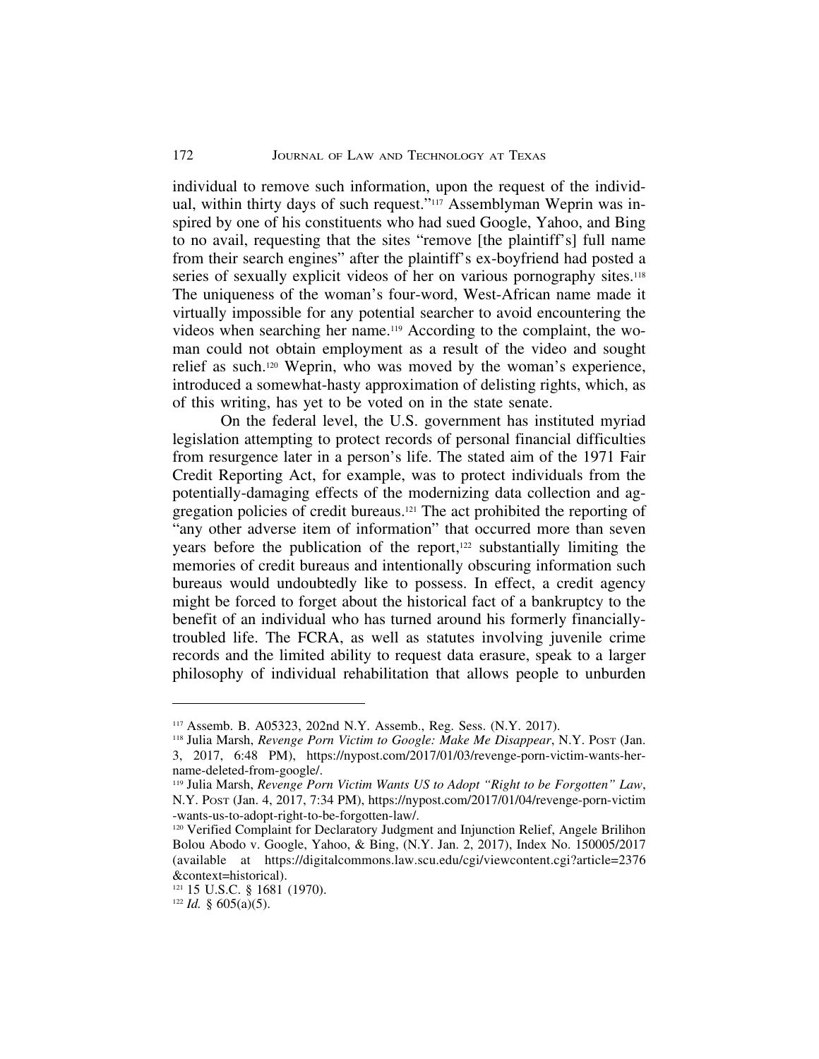individual to remove such information, upon the request of the individual, within thirty days of such request."[117] Assemblyman Weprin was inspired by one of his constituents who had sued Google, Yahoo, and Bing to no avail, requesting that the sites "remove [the plaintiff's] full name from their search engines" after the plaintiff's ex-boyfriend had posted a series of sexually explicit videos of her on various pornography sites.[118] The uniqueness of the woman's four-word, West-African name made it virtually impossible for any potential searcher to avoid encountering the videos when searching her name.[119] According to the complaint, the woman could not obtain employment as a result of the video and sought relief as such.[120] Weprin, who was moved by the woman's experience, introduced a somewhat-hasty approximation of delisting rights, which, as of this writing, has yet to be voted on in the state senate.

On the federal level, the U.S. government has instituted myriad legislation attempting to protect records of personal financial difficulties from resurgence later in a person's life. The stated aim of the 1971 Fair Credit Reporting Act, for example, was to protect individuals from the potentially-damaging effects of the modernizing data collection and aggregation policies of credit bureaus.[121] The act prohibited the reporting of "any other adverse item of information" that occurred more than seven years before the publication of the report,[122] substantially limiting the memories of credit bureaus and intentionally obscuring information such bureaus would undoubtedly like to possess. In effect, a credit agency might be forced to forget about the historical fact of a bankruptcy to the benefit of an individual who has turned around his formerly financially-troubled life. The FCRA, as well as statutes involving juvenile crime records and the limited ability to request data erasure, speak to a larger philosophy of individual rehabilitation that allows people to unburden

---

[117] Assemb. B. A05323, 202nd N.Y. Assemb., Reg. Sess. (N.Y. 2017).

[118] Julia Marsh, *Revenge Porn Victim to Google: Make Me Disappear*, N.Y. Post (Jan. 3, 2017, 6:48 PM), https://nypost.com/2017/01/03/revenge-porn-victim-wants-her-name-deleted-from-google/.

[119] Julia Marsh, *Revenge Porn Victim Wants US to Adopt "Right to be Forgotten" Law*, N.Y. Post (Jan. 4, 2017, 7:34 PM), https://nypost.com/2017/01/04/revenge-porn-victim-wants-us-to-adopt-right-to-be-forgotten-law/.

[120] Verified Complaint for Declaratory Judgment and Injunction Relief, Angele Brilihon Bolou Abodo v. Google, Yahoo, & Bing, (N.Y. Jan. 2, 2017), Index No. 150005/2017 (available at https://digitalcommons.law.scu.edu/cgi/viewcontent.cgi?article=2376&context=historical).

[121] 15 U.S.C. § 1681 (1970).

[122] *Id.* § 605(a)(5).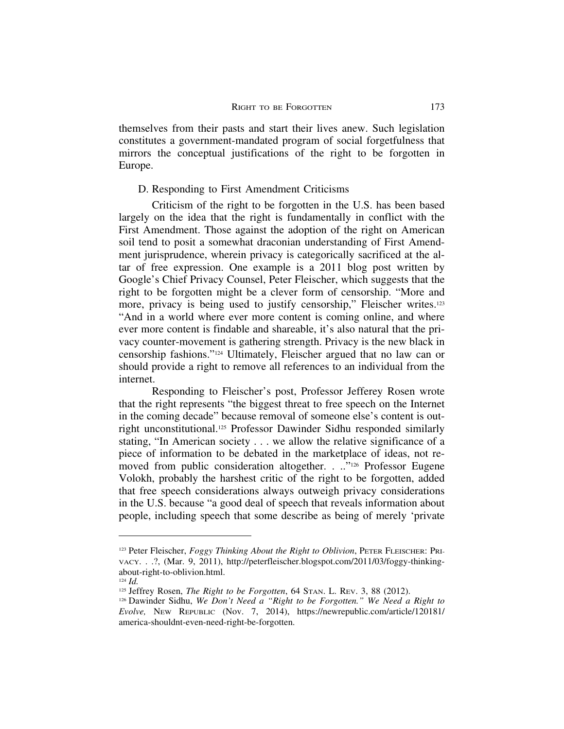themselves from their pasts and start their lives anew. Such legislation constitutes a government-mandated program of social forgetfulness that mirrors the conceptual justifications of the right to be forgotten in Europe.

### D. Responding to First Amendment Criticisms

Criticism of the right to be forgotten in the U.S. has been based largely on the idea that the right is fundamentally in conflict with the First Amendment. Those against the adoption of the right on American soil tend to posit a somewhat draconian understanding of First Amendment jurisprudence, wherein privacy is categorically sacrificed at the altar of free expression. One example is a 2011 blog post written by Google's Chief Privacy Counsel, Peter Fleischer, which suggests that the right to be forgotten might be a clever form of censorship. "More and more, privacy is being used to justify censorship," Fleischer writes.[123] "And in a world where ever more content is coming online, and where ever more content is findable and shareable, it's also natural that the privacy counter-movement is gathering strength. Privacy is the new black in censorship fashions."[124] Ultimately, Fleischer argued that no law can or should provide a right to remove all references to an individual from the internet.

Responding to Fleischer's post, Professor Jefferey Rosen wrote that the right represents "the biggest threat to free speech on the Internet in the coming decade" because removal of someone else's content is outright unconstitutional.[125] Professor Dawinder Sidhu responded similarly stating, "In American society . . . we allow the relative significance of a piece of information to be debated in the marketplace of ideas, not removed from public consideration altogether. . .."[126] Professor Eugene Volokh, probably the harshest critic of the right to be forgotten, added that free speech considerations always outweigh privacy considerations in the U.S. because "a good deal of speech that reveals information about people, including speech that some describe as being of merely 'private

---

[123] Peter Fleischer, *Foggy Thinking About the Right to Oblivion*, PETER FLEISCHER: PRIVACY. . .?, (Mar. 9, 2011), http://peterfleischer.blogspot.com/2011/03/foggy-thinking-about-right-to-oblivion.html.

[124] *Id.*

[125] Jeffrey Rosen, *The Right to be Forgotten*, 64 STAN. L. REV. 3, 88 (2012).

[126] Dawinder Sidhu, *We Don't Need a "Right to be Forgotten." We Need a Right to Evolve,* NEW REPUBLIC (Nov. 7, 2014), https://newrepublic.com/article/120181/america-shouldnt-even-need-right-be-forgotten.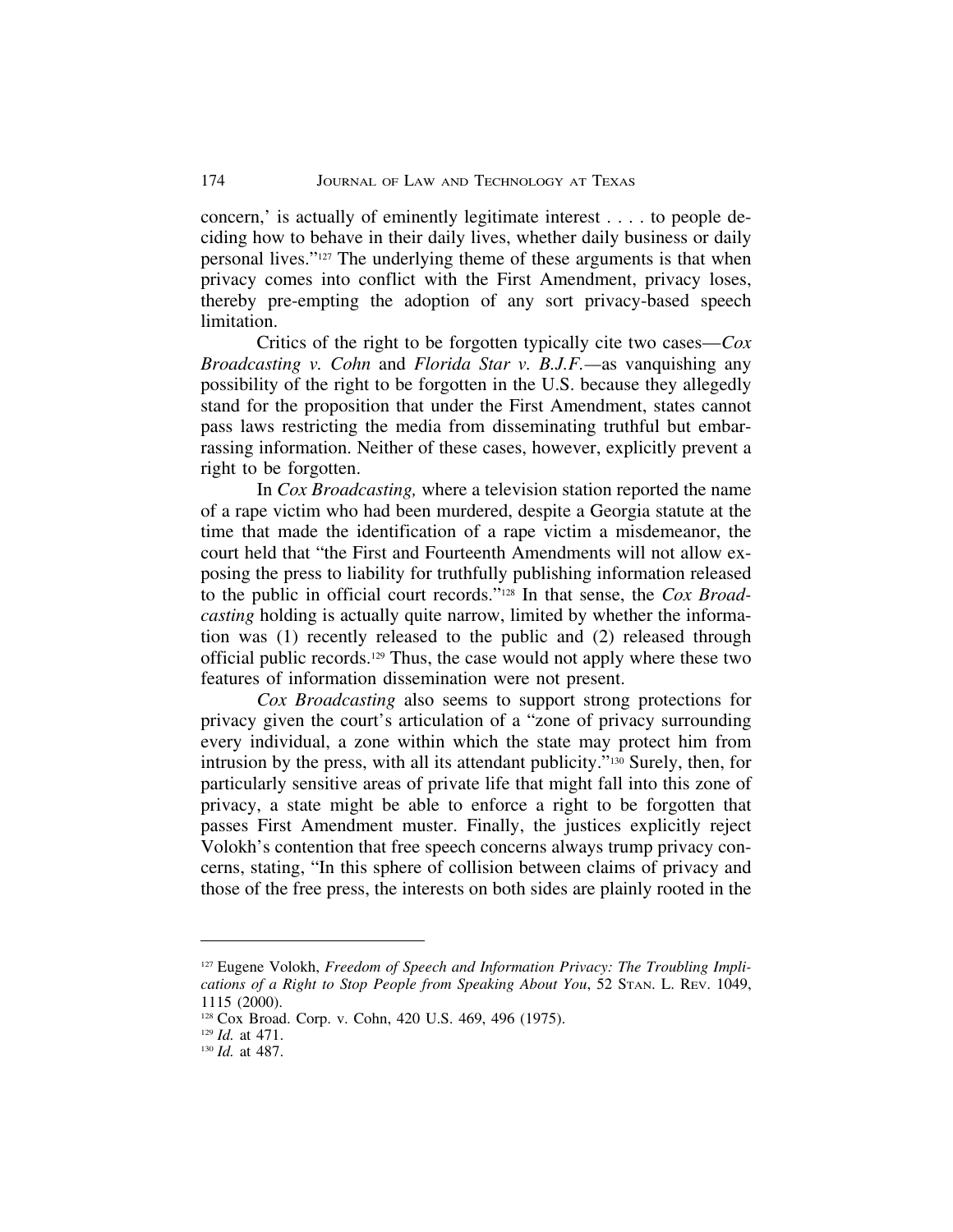concern,' is actually of eminently legitimate interest . . . . to people deciding how to behave in their daily lives, whether daily business or daily personal lives."[127] The underlying theme of these arguments is that when privacy comes into conflict with the First Amendment, privacy loses, thereby pre-empting the adoption of any sort privacy-based speech limitation.

Critics of the right to be forgotten typically cite two cases—*Cox Broadcasting v. Cohn* and *Florida Star v. B.J.F.*—as vanquishing any possibility of the right to be forgotten in the U.S. because they allegedly stand for the proposition that under the First Amendment, states cannot pass laws restricting the media from disseminating truthful but embarrassing information. Neither of these cases, however, explicitly prevent a right to be forgotten.

In *Cox Broadcasting,* where a television station reported the name of a rape victim who had been murdered, despite a Georgia statute at the time that made the identification of a rape victim a misdemeanor, the court held that "the First and Fourteenth Amendments will not allow exposing the press to liability for truthfully publishing information released to the public in official court records."[128] In that sense, the *Cox Broadcasting* holding is actually quite narrow, limited by whether the information was (1) recently released to the public and (2) released through official public records.[129] Thus, the case would not apply where these two features of information dissemination were not present.

*Cox Broadcasting* also seems to support strong protections for privacy given the court's articulation of a "zone of privacy surrounding every individual, a zone within which the state may protect him from intrusion by the press, with all its attendant publicity."[130] Surely, then, for particularly sensitive areas of private life that might fall into this zone of privacy, a state might be able to enforce a right to be forgotten that passes First Amendment muster. Finally, the justices explicitly reject Volokh's contention that free speech concerns always trump privacy concerns, stating, "In this sphere of collision between claims of privacy and those of the free press, the interests on both sides are plainly rooted in the

---

[127] Eugene Volokh, *Freedom of Speech and Information Privacy: The Troubling Implications of a Right to Stop People from Speaking About You*, 52 STAN. L. REV. 1049, 1115 (2000).

[128] Cox Broad. Corp. v. Cohn, 420 U.S. 469, 496 (1975).

[129] *Id.* at 471.

[130] *Id.* at 487.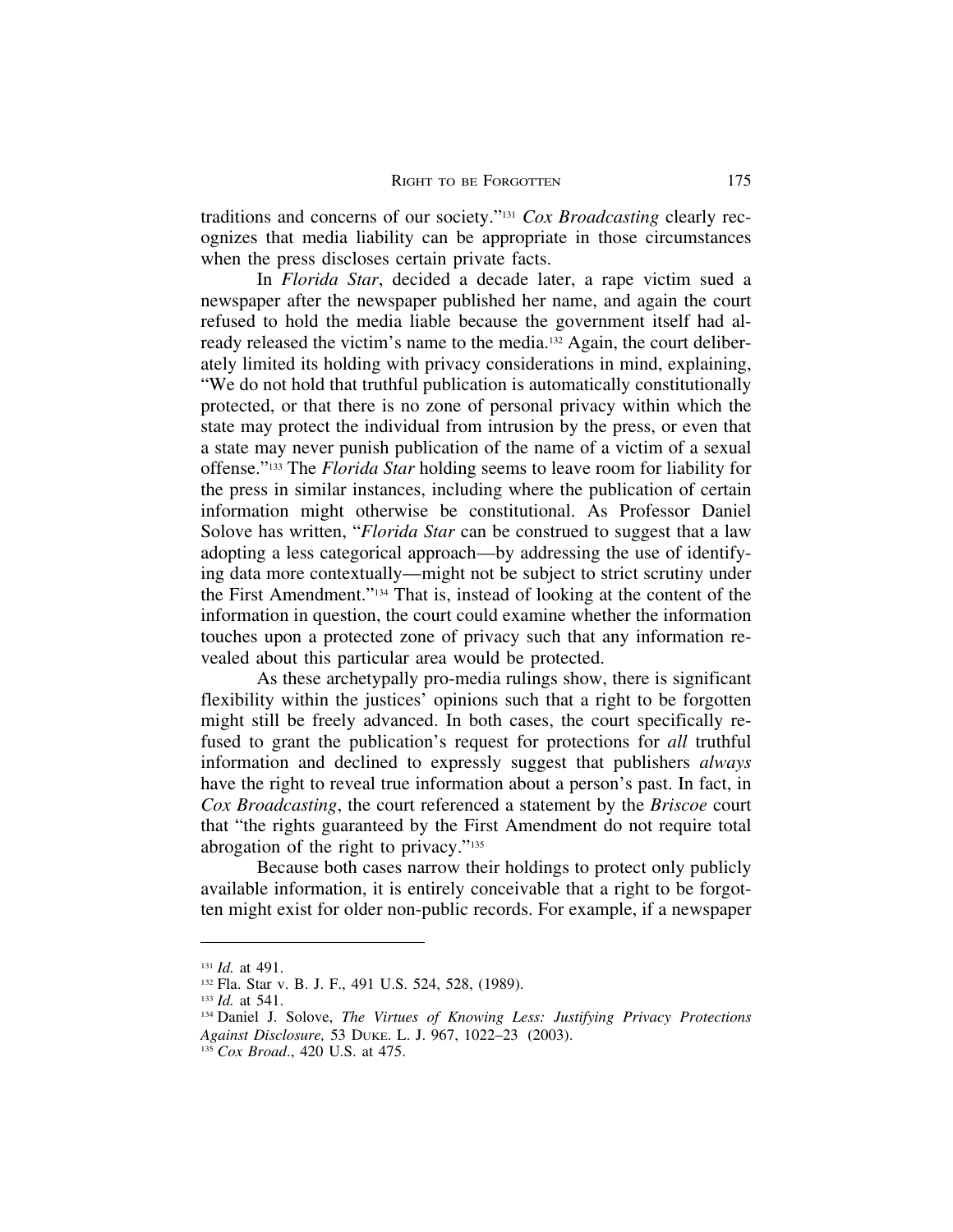traditions and concerns of our society."[131] *Cox Broadcasting* clearly recognizes that media liability can be appropriate in those circumstances when the press discloses certain private facts.

In *Florida Star*, decided a decade later, a rape victim sued a newspaper after the newspaper published her name, and again the court refused to hold the media liable because the government itself had already released the victim's name to the media.[132] Again, the court deliberately limited its holding with privacy considerations in mind, explaining, "We do not hold that truthful publication is automatically constitutionally protected, or that there is no zone of personal privacy within which the state may protect the individual from intrusion by the press, or even that a state may never punish publication of the name of a victim of a sexual offense."[133] The *Florida Star* holding seems to leave room for liability for the press in similar instances, including where the publication of certain information might otherwise be constitutional. As Professor Daniel Solove has written, "*Florida Star* can be construed to suggest that a law adopting a less categorical approach—by addressing the use of identifying data more contextually—might not be subject to strict scrutiny under the First Amendment."[134] That is, instead of looking at the content of the information in question, the court could examine whether the information touches upon a protected zone of privacy such that any information revealed about this particular area would be protected.

As these archetypally pro-media rulings show, there is significant flexibility within the justices' opinions such that a right to be forgotten might still be freely advanced. In both cases, the court specifically refused to grant the publication's request for protections for *all* truthful information and declined to expressly suggest that publishers *always* have the right to reveal true information about a person's past. In fact, in *Cox Broadcasting*, the court referenced a statement by the *Briscoe* court that "the rights guaranteed by the First Amendment do not require total abrogation of the right to privacy."[135]

Because both cases narrow their holdings to protect only publicly available information, it is entirely conceivable that a right to be forgotten might exist for older non-public records. For example, if a newspaper

---

[131] *Id.* at 491.

[132] Fla. Star v. B. J. F., 491 U.S. 524, 528, (1989).

[133] *Id.* at 541.

[134] Daniel J. Solove, *The Virtues of Knowing Less: Justifying Privacy Protections Against Disclosure,* 53 Duke. L. J. 967, 1022–23 (2003).

[135] *Cox Broad*., 420 U.S. at 475.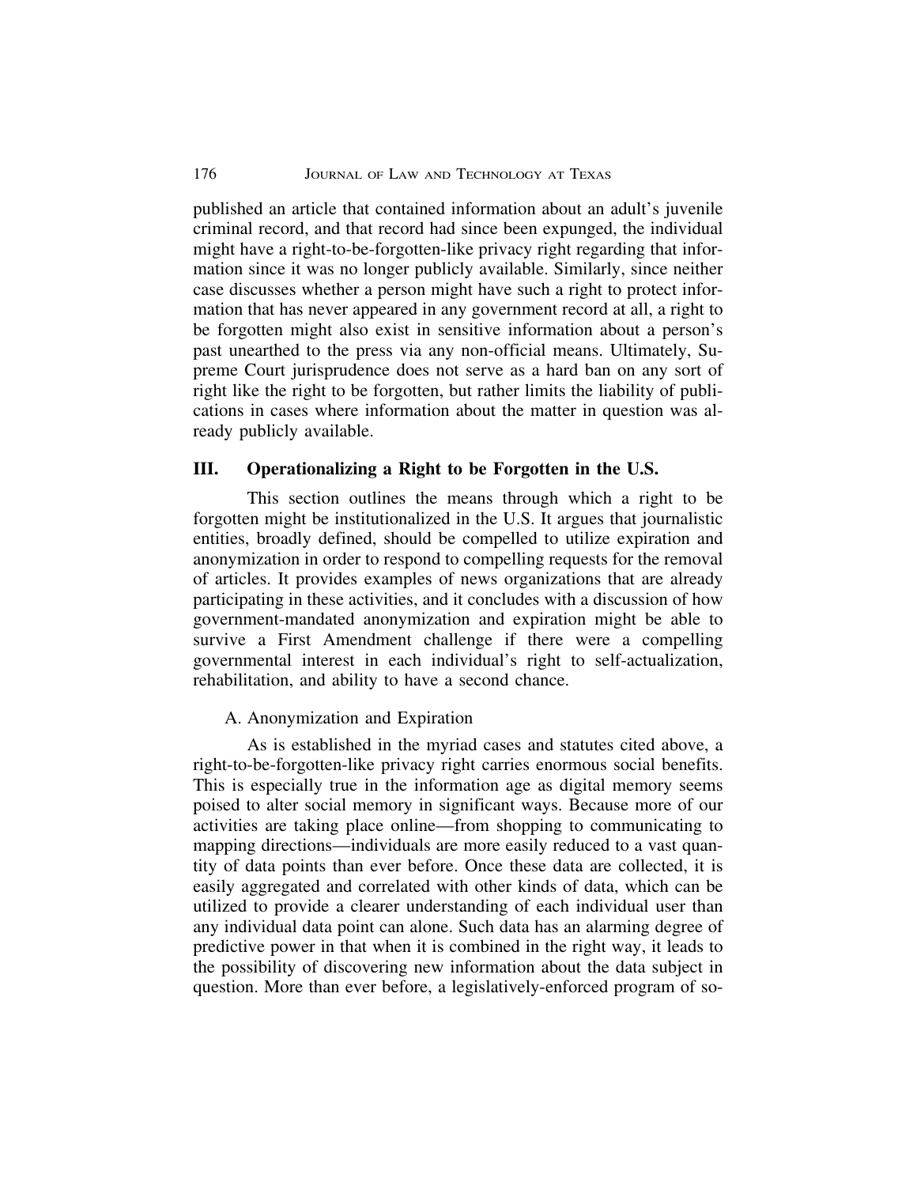published an article that contained information about an adult's juvenile criminal record, and that record had since been expunged, the individual might have a right-to-be-forgotten-like privacy right regarding that information since it was no longer publicly available. Similarly, since neither case discusses whether a person might have such a right to protect information that has never appeared in any government record at all, a right to be forgotten might also exist in sensitive information about a person's past unearthed to the press via any non-official means. Ultimately, Supreme Court jurisprudence does not serve as a hard ban on any sort of right like the right to be forgotten, but rather limits the liability of publications in cases where information about the matter in question was already publicly available.

## III. Operationalizing a Right to be Forgotten in the U.S.

This section outlines the means through which a right to be forgotten might be institutionalized in the U.S. It argues that journalistic entities, broadly defined, should be compelled to utilize expiration and anonymization in order to respond to compelling requests for the removal of articles. It provides examples of news organizations that are already participating in these activities, and it concludes with a discussion of how government-mandated anonymization and expiration might be able to survive a First Amendment challenge if there were a compelling governmental interest in each individual's right to self-actualization, rehabilitation, and ability to have a second chance.

### A. Anonymization and Expiration

As is established in the myriad cases and statutes cited above, a right-to-be-forgotten-like privacy right carries enormous social benefits. This is especially true in the information age as digital memory seems poised to alter social memory in significant ways. Because more of our activities are taking place online—from shopping to communicating to mapping directions—individuals are more easily reduced to a vast quantity of data points than ever before. Once these data are collected, it is easily aggregated and correlated with other kinds of data, which can be utilized to provide a clearer understanding of each individual user than any individual data point can alone. Such data has an alarming degree of predictive power in that when it is combined in the right way, it leads to the possibility of discovering new information about the data subject in question. More than ever before, a legislatively-enforced program of so-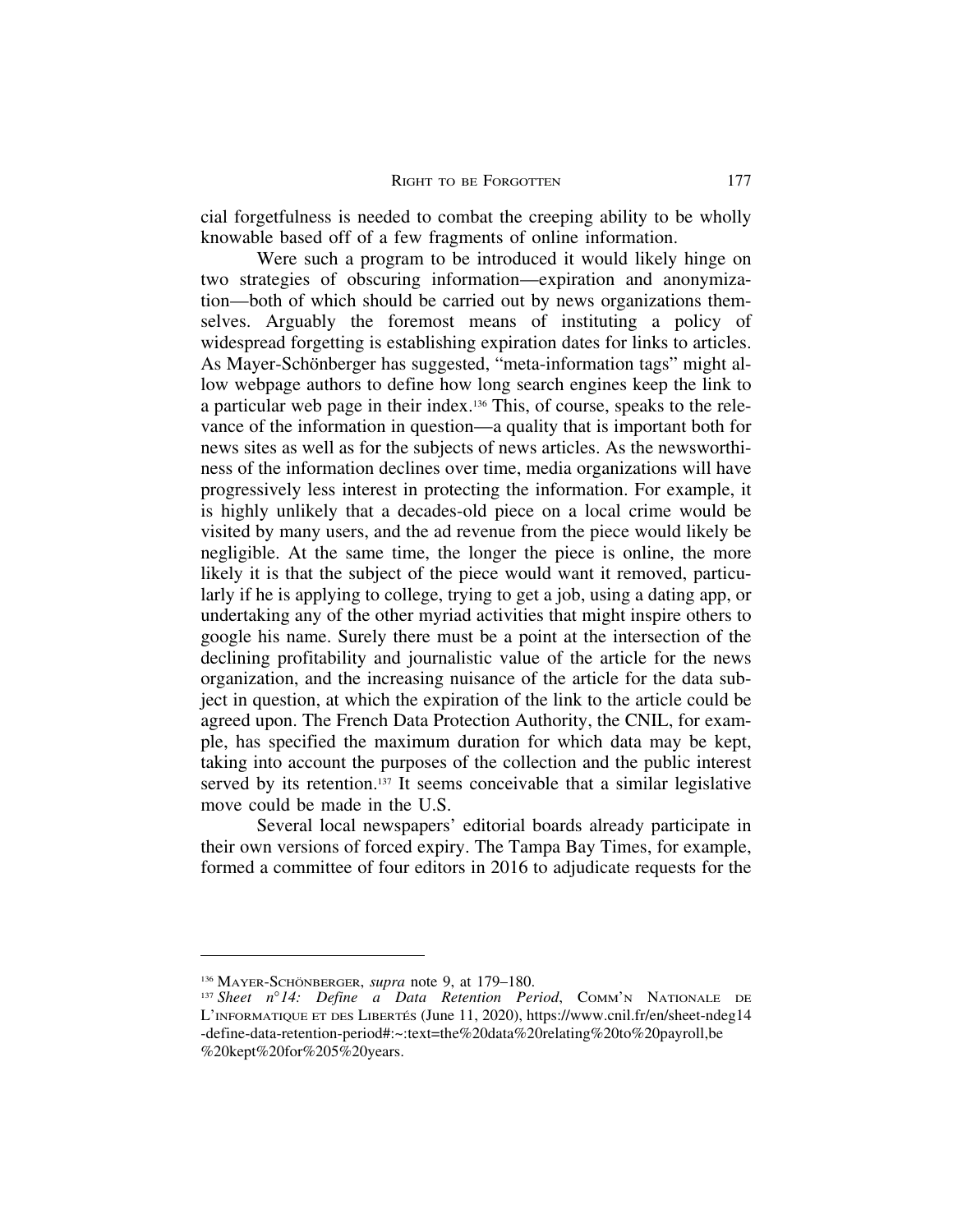cial forgetfulness is needed to combat the creeping ability to be wholly knowable based off of a few fragments of online information.

Were such a program to be introduced it would likely hinge on two strategies of obscuring information—expiration and anonymization—both of which should be carried out by news organizations themselves. Arguably the foremost means of instituting a policy of widespread forgetting is establishing expiration dates for links to articles. As Mayer-Schönberger has suggested, "meta-information tags" might allow webpage authors to define how long search engines keep the link to a particular web page in their index.[136] This, of course, speaks to the relevance of the information in question—a quality that is important both for news sites as well as for the subjects of news articles. As the newsworthiness of the information declines over time, media organizations will have progressively less interest in protecting the information. For example, it is highly unlikely that a decades-old piece on a local crime would be visited by many users, and the ad revenue from the piece would likely be negligible. At the same time, the longer the piece is online, the more likely it is that the subject of the piece would want it removed, particularly if he is applying to college, trying to get a job, using a dating app, or undertaking any of the other myriad activities that might inspire others to google his name. Surely there must be a point at the intersection of the declining profitability and journalistic value of the article for the news organization, and the increasing nuisance of the article for the data subject in question, at which the expiration of the link to the article could be agreed upon. The French Data Protection Authority, the CNIL, for example, has specified the maximum duration for which data may be kept, taking into account the purposes of the collection and the public interest served by its retention.[137] It seems conceivable that a similar legislative move could be made in the U.S.

Several local newspapers' editorial boards already participate in their own versions of forced expiry. The Tampa Bay Times, for example, formed a committee of four editors in 2016 to adjudicate requests for the

---

[136] Mayer-Schönberger, *supra* note 9, at 179–180.

[137] *Sheet n°14: Define a Data Retention Period*, Comm'n Nationale de L'informatique et des Libertés (June 11, 2020), https://www.cnil.fr/en/sheet-ndeg14-define-data-retention-period#:~:text=the%20data%20relating%20to%20payroll,be%20kept%20for%205%20years.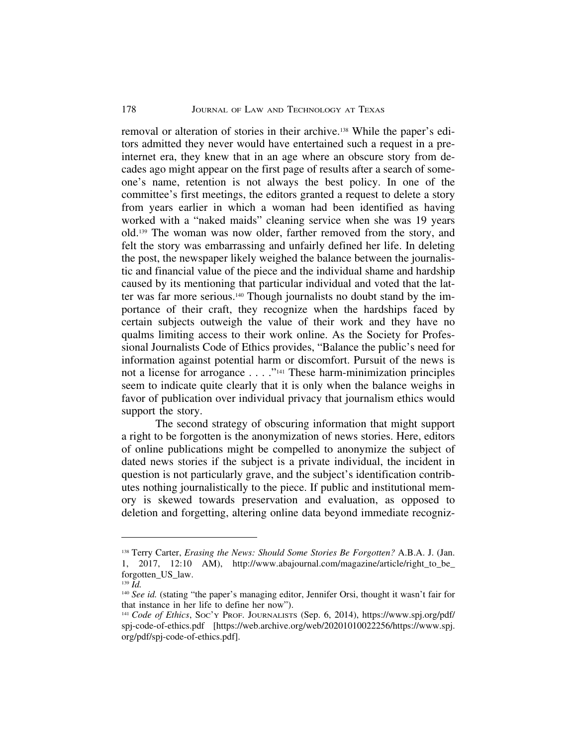removal or alteration of stories in their archive.[138] While the paper's editors admitted they never would have entertained such a request in a pre-internet era, they knew that in an age where an obscure story from decades ago might appear on the first page of results after a search of someone's name, retention is not always the best policy. In one of the committee's first meetings, the editors granted a request to delete a story from years earlier in which a woman had been identified as having worked with a "naked maids" cleaning service when she was 19 years old.[139] The woman was now older, farther removed from the story, and felt the story was embarrassing and unfairly defined her life. In deleting the post, the newspaper likely weighed the balance between the journalistic and financial value of the piece and the individual shame and hardship caused by its mentioning that particular individual and voted that the latter was far more serious.[140] Though journalists no doubt stand by the importance of their craft, they recognize when the hardships faced by certain subjects outweigh the value of their work and they have no qualms limiting access to their work online. As the Society for Professional Journalists Code of Ethics provides, "Balance the public's need for information against potential harm or discomfort. Pursuit of the news is not a license for arrogance . . . ."[141] These harm-minimization principles seem to indicate quite clearly that it is only when the balance weighs in favor of publication over individual privacy that journalism ethics would support the story.

The second strategy of obscuring information that might support a right to be forgotten is the anonymization of news stories. Here, editors of online publications might be compelled to anonymize the subject of dated news stories if the subject is a private individual, the incident in question is not particularly grave, and the subject's identification contributes nothing journalistically to the piece. If public and institutional memory is skewed towards preservation and evaluation, as opposed to deletion and forgetting, altering online data beyond immediate recogniz-

---

[138] Terry Carter, *Erasing the News: Should Some Stories Be Forgotten?* A.B.A. J. (Jan. 1, 2017, 12:10 AM), http://www.abajournal.com/magazine/article/right_to_be_forgotten_US_law.

[139] *Id.*

[140] *See id.* (stating "the paper's managing editor, Jennifer Orsi, thought it wasn't fair for that instance in her life to define her now").

[141] *Code of Ethics*, SOC'Y PROF. JOURNALISTS (Sep. 6, 2014), https://www.spj.org/pdf/spj-code-of-ethics.pdf [https://web.archive.org/web/20201010022256/https://www.spj.org/pdf/spj-code-of-ethics.pdf].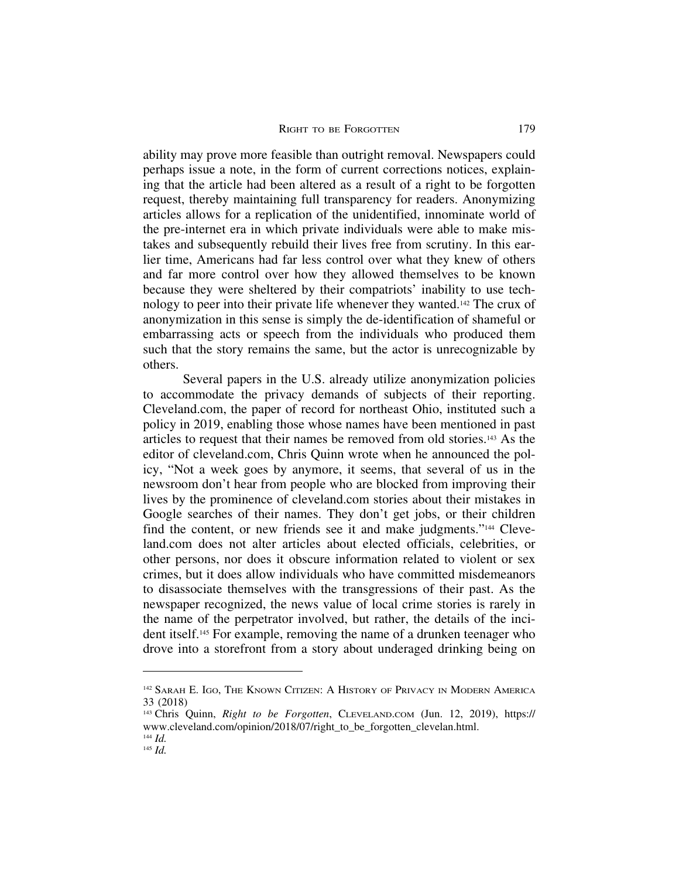ability may prove more feasible than outright removal. Newspapers could perhaps issue a note, in the form of current corrections notices, explaining that the article had been altered as a result of a right to be forgotten request, thereby maintaining full transparency for readers. Anonymizing articles allows for a replication of the unidentified, innominate world of the pre-internet era in which private individuals were able to make mistakes and subsequently rebuild their lives free from scrutiny. In this earlier time, Americans had far less control over what they knew of others and far more control over how they allowed themselves to be known because they were sheltered by their compatriots' inability to use technology to peer into their private life whenever they wanted.[142] The crux of anonymization in this sense is simply the de-identification of shameful or embarrassing acts or speech from the individuals who produced them such that the story remains the same, but the actor is unrecognizable by others.

Several papers in the U.S. already utilize anonymization policies to accommodate the privacy demands of subjects of their reporting. Cleveland.com, the paper of record for northeast Ohio, instituted such a policy in 2019, enabling those whose names have been mentioned in past articles to request that their names be removed from old stories.[143] As the editor of cleveland.com, Chris Quinn wrote when he announced the policy, "Not a week goes by anymore, it seems, that several of us in the newsroom don't hear from people who are blocked from improving their lives by the prominence of cleveland.com stories about their mistakes in Google searches of their names. They don't get jobs, or their children find the content, or new friends see it and make judgments."[144] Cleveland.com does not alter articles about elected officials, celebrities, or other persons, nor does it obscure information related to violent or sex crimes, but it does allow individuals who have committed misdemeanors to disassociate themselves with the transgressions of their past. As the newspaper recognized, the news value of local crime stories is rarely in the name of the perpetrator involved, but rather, the details of the incident itself.[145] For example, removing the name of a drunken teenager who drove into a storefront from a story about underaged drinking being on

---

[142] Sarah E. Igo, The Known Citizen: A History of Privacy in Modern America 33 (2018)

[143] Chris Quinn, *Right to be Forgotten*, Cleveland.com (Jun. 12, 2019), https://www.cleveland.com/opinion/2018/07/right_to_be_forgotten_clevelan.html.

[144] *Id.*

[145] *Id.*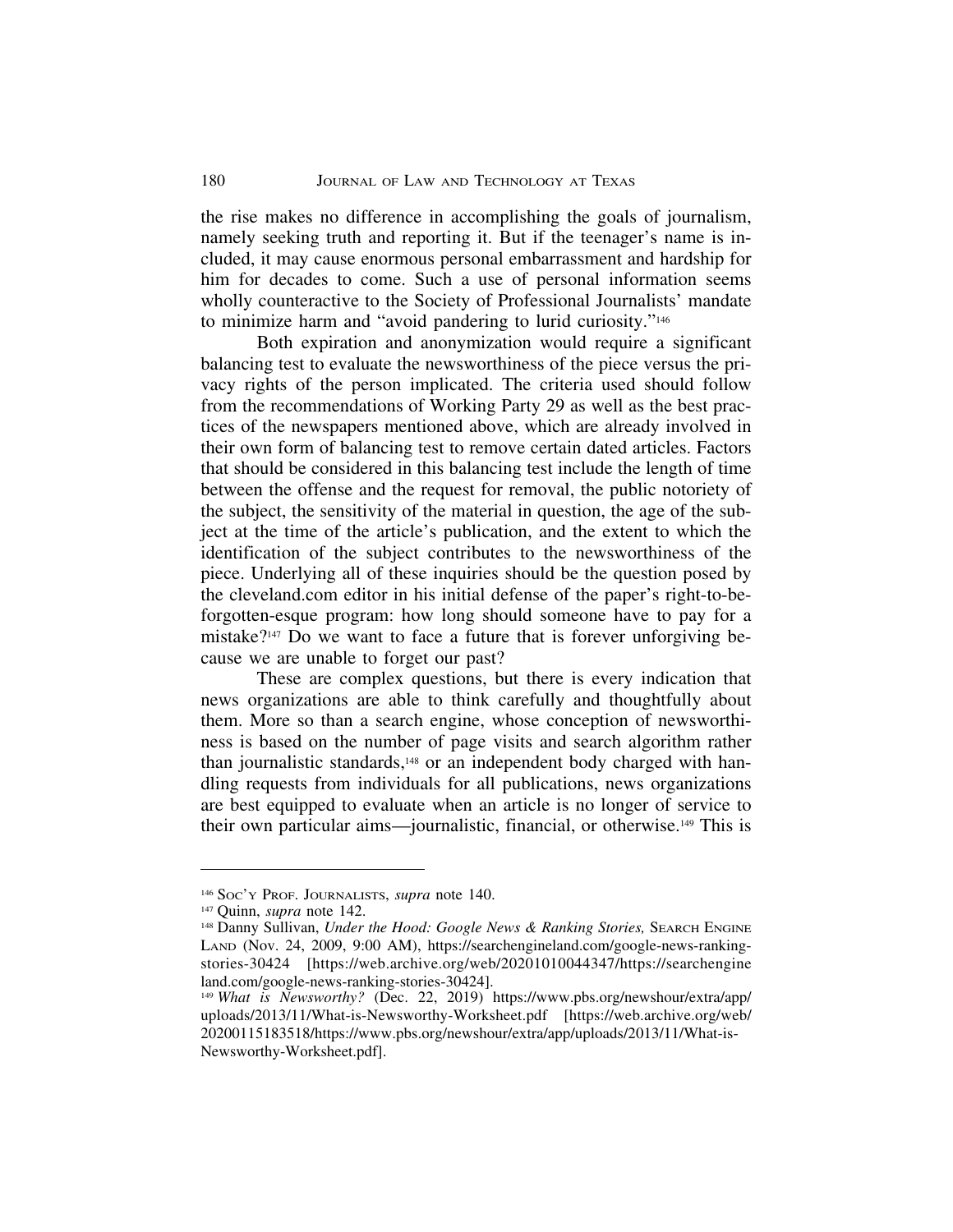the rise makes no difference in accomplishing the goals of journalism, namely seeking truth and reporting it. But if the teenager's name is included, it may cause enormous personal embarrassment and hardship for him for decades to come. Such a use of personal information seems wholly counteractive to the Society of Professional Journalists' mandate to minimize harm and "avoid pandering to lurid curiosity."[146]

Both expiration and anonymization would require a significant balancing test to evaluate the newsworthiness of the piece versus the privacy rights of the person implicated. The criteria used should follow from the recommendations of Working Party 29 as well as the best practices of the newspapers mentioned above, which are already involved in their own form of balancing test to remove certain dated articles. Factors that should be considered in this balancing test include the length of time between the offense and the request for removal, the public notoriety of the subject, the sensitivity of the material in question, the age of the subject at the time of the article's publication, and the extent to which the identification of the subject contributes to the newsworthiness of the piece. Underlying all of these inquiries should be the question posed by the cleveland.com editor in his initial defense of the paper's right-to-be-forgotten-esque program: how long should someone have to pay for a mistake?[147] Do we want to face a future that is forever unforgiving because we are unable to forget our past?

These are complex questions, but there is every indication that news organizations are able to think carefully and thoughtfully about them. More so than a search engine, whose conception of newsworthiness is based on the number of page visits and search algorithm rather than journalistic standards,[148] or an independent body charged with handling requests from individuals for all publications, news organizations are best equipped to evaluate when an article is no longer of service to their own particular aims—journalistic, financial, or otherwise.[149] This is

---

[146] Soc'y Prof. Journalists, *supra* note 140.

[147] Quinn, *supra* note 142.

[148] Danny Sullivan, *Under the Hood: Google News & Ranking Stories,* Search Engine Land (Nov. 24, 2009, 9:00 AM), https://searchengineland.com/google-news-ranking-stories-30424 [https://web.archive.org/web/20201010044347/https://searchengineland.com/google-news-ranking-stories-30424].

[149] *What is Newsworthy?* (Dec. 22, 2019) https://www.pbs.org/newshour/extra/app/uploads/2013/11/What-is-Newsworthy-Worksheet.pdf [https://web.archive.org/web/20200115183518/https://www.pbs.org/newshour/extra/app/uploads/2013/11/What-is-Newsworthy-Worksheet.pdf].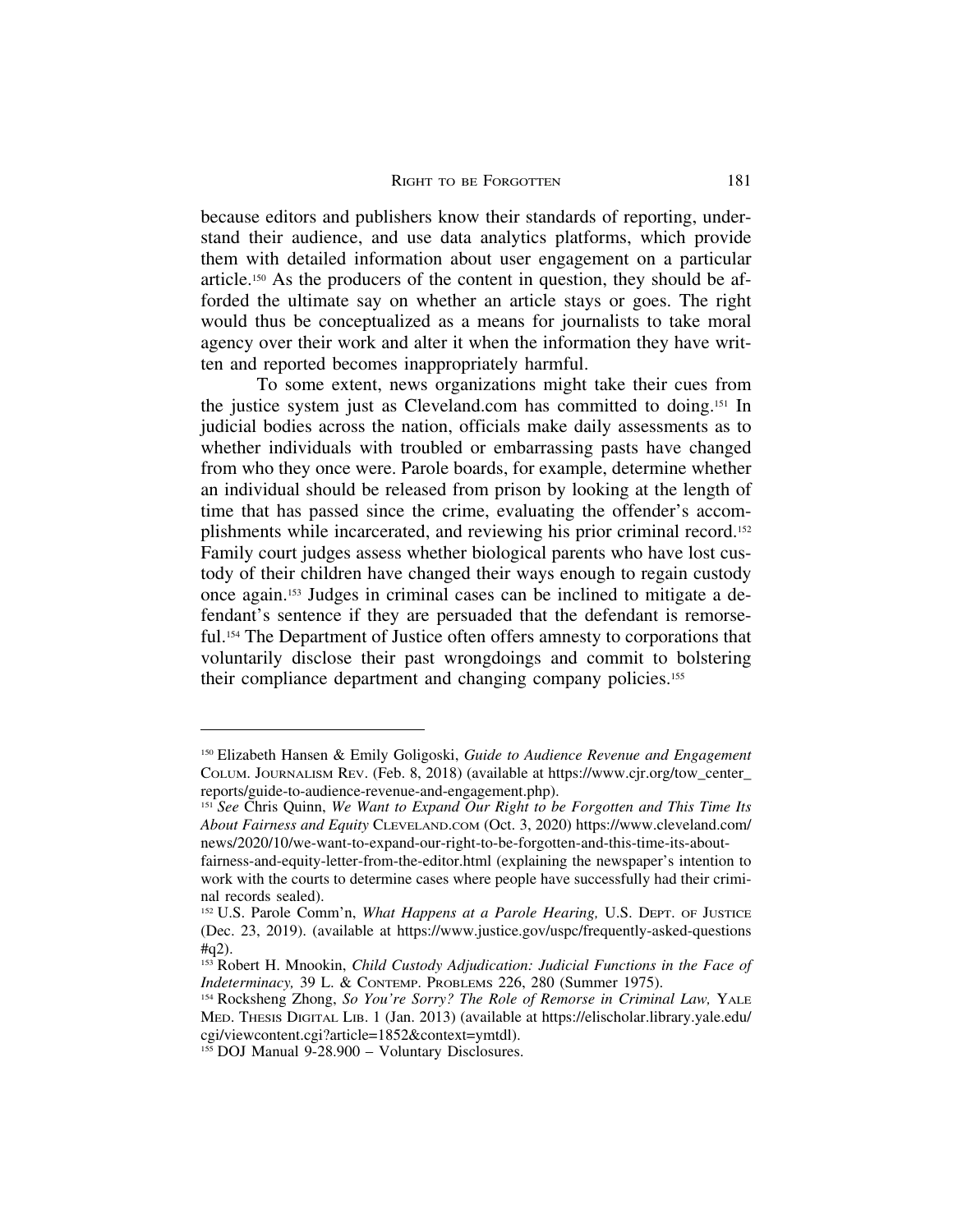because editors and publishers know their standards of reporting, understand their audience, and use data analytics platforms, which provide them with detailed information about user engagement on a particular article.[150] As the producers of the content in question, they should be afforded the ultimate say on whether an article stays or goes. The right would thus be conceptualized as a means for journalists to take moral agency over their work and alter it when the information they have written and reported becomes inappropriately harmful.

To some extent, news organizations might take their cues from the justice system just as Cleveland.com has committed to doing.[151] In judicial bodies across the nation, officials make daily assessments as to whether individuals with troubled or embarrassing pasts have changed from who they once were. Parole boards, for example, determine whether an individual should be released from prison by looking at the length of time that has passed since the crime, evaluating the offender's accomplishments while incarcerated, and reviewing his prior criminal record.[152] Family court judges assess whether biological parents who have lost custody of their children have changed their ways enough to regain custody once again.[153] Judges in criminal cases can be inclined to mitigate a defendant's sentence if they are persuaded that the defendant is remorseful.[154] The Department of Justice often offers amnesty to corporations that voluntarily disclose their past wrongdoings and commit to bolstering their compliance department and changing company policies.[155]

---

[150] Elizabeth Hansen & Emily Goligoski, *Guide to Audience Revenue and Engagement* Colum. Journalism Rev. (Feb. 8, 2018) (available at https://www.cjr.org/tow_center_reports/guide-to-audience-revenue-and-engagement.php).

[151] *See* Chris Quinn, *We Want to Expand Our Right to be Forgotten and This Time Its About Fairness and Equity* Cleveland.com (Oct. 3, 2020) https://www.cleveland.com/news/2020/10/we-want-to-expand-our-right-to-be-forgotten-and-this-time-its-about-fairness-and-equity-letter-from-the-editor.html (explaining the newspaper's intention to work with the courts to determine cases where people have successfully had their criminal records sealed).

[152] U.S. Parole Comm'n, *What Happens at a Parole Hearing,* U.S. Dept. of Justice (Dec. 23, 2019). (available at https://www.justice.gov/uspc/frequently-asked-questions#q2).

[153] Robert H. Mnookin, *Child Custody Adjudication: Judicial Functions in the Face of Indeterminacy,* 39 L. & Contemp. Problems 226, 280 (Summer 1975).

[154] Rocksheng Zhong, *So You're Sorry? The Role of Remorse in Criminal Law,* Yale Med. Thesis Digital Lib. 1 (Jan. 2013) (available at https://elischolar.library.yale.edu/cgi/viewcontent.cgi?article=1852&context=ymtdl).

[155] DOJ Manual 9-28.900 – Voluntary Disclosures.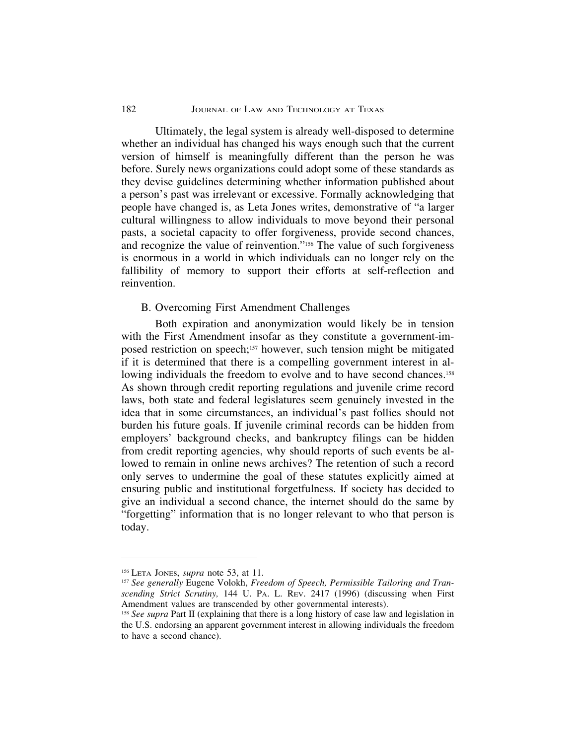Ultimately, the legal system is already well-disposed to determine whether an individual has changed his ways enough such that the current version of himself is meaningfully different than the person he was before. Surely news organizations could adopt some of these standards as they devise guidelines determining whether information published about a person's past was irrelevant or excessive. Formally acknowledging that people have changed is, as Leta Jones writes, demonstrative of "a larger cultural willingness to allow individuals to move beyond their personal pasts, a societal capacity to offer forgiveness, provide second chances, and recognize the value of reinvention."[156] The value of such forgiveness is enormous in a world in which individuals can no longer rely on the fallibility of memory to support their efforts at self-reflection and reinvention.

## B. Overcoming First Amendment Challenges

Both expiration and anonymization would likely be in tension with the First Amendment insofar as they constitute a government-imposed restriction on speech;[157] however, such tension might be mitigated if it is determined that there is a compelling government interest in allowing individuals the freedom to evolve and to have second chances.[158] As shown through credit reporting regulations and juvenile crime record laws, both state and federal legislatures seem genuinely invested in the idea that in some circumstances, an individual's past follies should not burden his future goals. If juvenile criminal records can be hidden from employers' background checks, and bankruptcy filings can be hidden from credit reporting agencies, why should reports of such events be allowed to remain in online news archives? The retention of such a record only serves to undermine the goal of these statutes explicitly aimed at ensuring public and institutional forgetfulness. If society has decided to give an individual a second chance, the internet should do the same by "forgetting" information that is no longer relevant to who that person is today.

---

[156] Leta Jones, *supra* note 53, at 11.

[157] *See generally* Eugene Volokh, *Freedom of Speech, Permissible Tailoring and Transcending Strict Scrutiny,* 144 U. Pa. L. Rev. 2417 (1996) (discussing when First Amendment values are transcended by other governmental interests).

[158] *See supra* Part II (explaining that there is a long history of case law and legislation in the U.S. endorsing an apparent government interest in allowing individuals the freedom to have a second chance).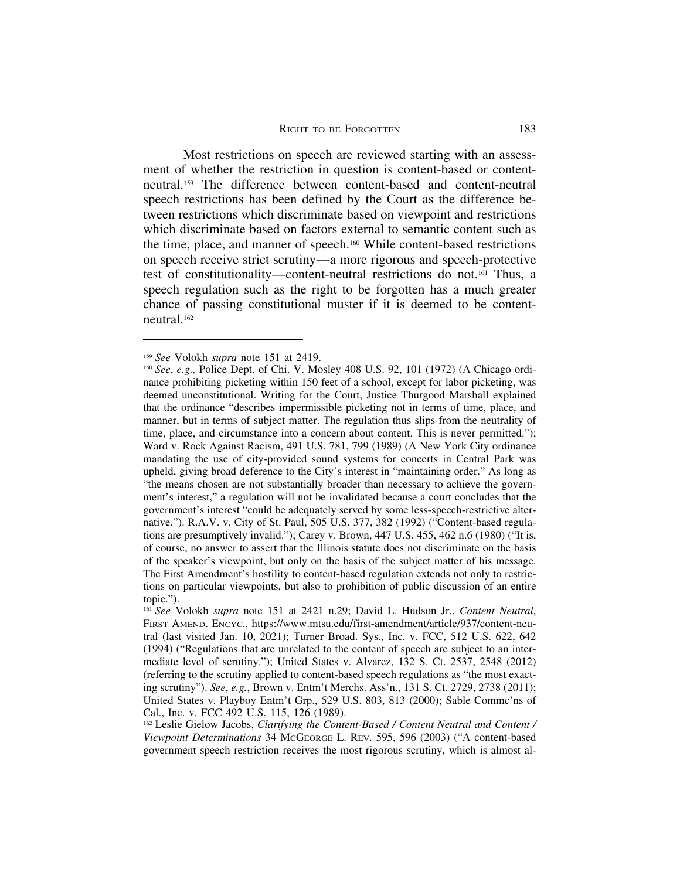Most restrictions on speech are reviewed starting with an assessment of whether the restriction in question is content-based or content-neutral.[159] The difference between content-based and content-neutral speech restrictions has been defined by the Court as the difference between restrictions which discriminate based on viewpoint and restrictions which discriminate based on factors external to semantic content such as the time, place, and manner of speech.[160] While content-based restrictions on speech receive strict scrutiny—a more rigorous and speech-protective test of constitutionality—content-neutral restrictions do not.[161] Thus, a speech regulation such as the right to be forgotten has a much greater chance of passing constitutional muster if it is deemed to be content-neutral.[162]

---

[159] *See* Volokh *supra* note 151 at 2419.

[160] *See*, *e.g.,* Police Dept. of Chi. V. Mosley 408 U.S. 92, 101 (1972) (A Chicago ordinance prohibiting picketing within 150 feet of a school, except for labor picketing, was deemed unconstitutional. Writing for the Court, Justice Thurgood Marshall explained that the ordinance "describes impermissible picketing not in terms of time, place, and manner, but in terms of subject matter. The regulation thus slips from the neutrality of time, place, and circumstance into a concern about content. This is never permitted."); Ward v. Rock Against Racism, 491 U.S. 781, 799 (1989) (A New York City ordinance mandating the use of city-provided sound systems for concerts in Central Park was upheld, giving broad deference to the City's interest in "maintaining order." As long as "the means chosen are not substantially broader than necessary to achieve the government's interest," a regulation will not be invalidated because a court concludes that the government's interest "could be adequately served by some less-speech-restrictive alternative."). R.A.V. v. City of St. Paul, 505 U.S. 377, 382 (1992) ("Content-based regulations are presumptively invalid."); Carey v. Brown, 447 U.S. 455, 462 n.6 (1980) ("It is, of course, no answer to assert that the Illinois statute does not discriminate on the basis of the speaker's viewpoint, but only on the basis of the subject matter of his message. The First Amendment's hostility to content-based regulation extends not only to restrictions on particular viewpoints, but also to prohibition of public discussion of an entire topic.").

[161] *See* Volokh *supra* note 151 at 2421 n.29; David L. Hudson Jr., *Content Neutral*, First Amend. Encyc., https://www.mtsu.edu/first-amendment/article/937/content-neutral (last visited Jan. 10, 2021); Turner Broad. Sys., Inc. v. FCC, 512 U.S. 622, 642 (1994) ("Regulations that are unrelated to the content of speech are subject to an intermediate level of scrutiny."); United States v. Alvarez, 132 S. Ct. 2537, 2548 (2012) (referring to the scrutiny applied to content-based speech regulations as "the most exacting scrutiny"). *See*, *e.g.*, Brown v. Entm't Merchs. Ass'n., 131 S. Ct. 2729, 2738 (2011); United States v. Playboy Entm't Grp., 529 U.S. 803, 813 (2000); Sable Commc'ns of Cal., Inc. v. FCC 492 U.S. 115, 126 (1989).

[162] Leslie Gielow Jacobs, *Clarifying the Content-Based / Content Neutral and Content / Viewpoint Determinations* 34 McGeorge L. Rev. 595, 596 (2003) ("A content-based government speech restriction receives the most rigorous scrutiny, which is almost al-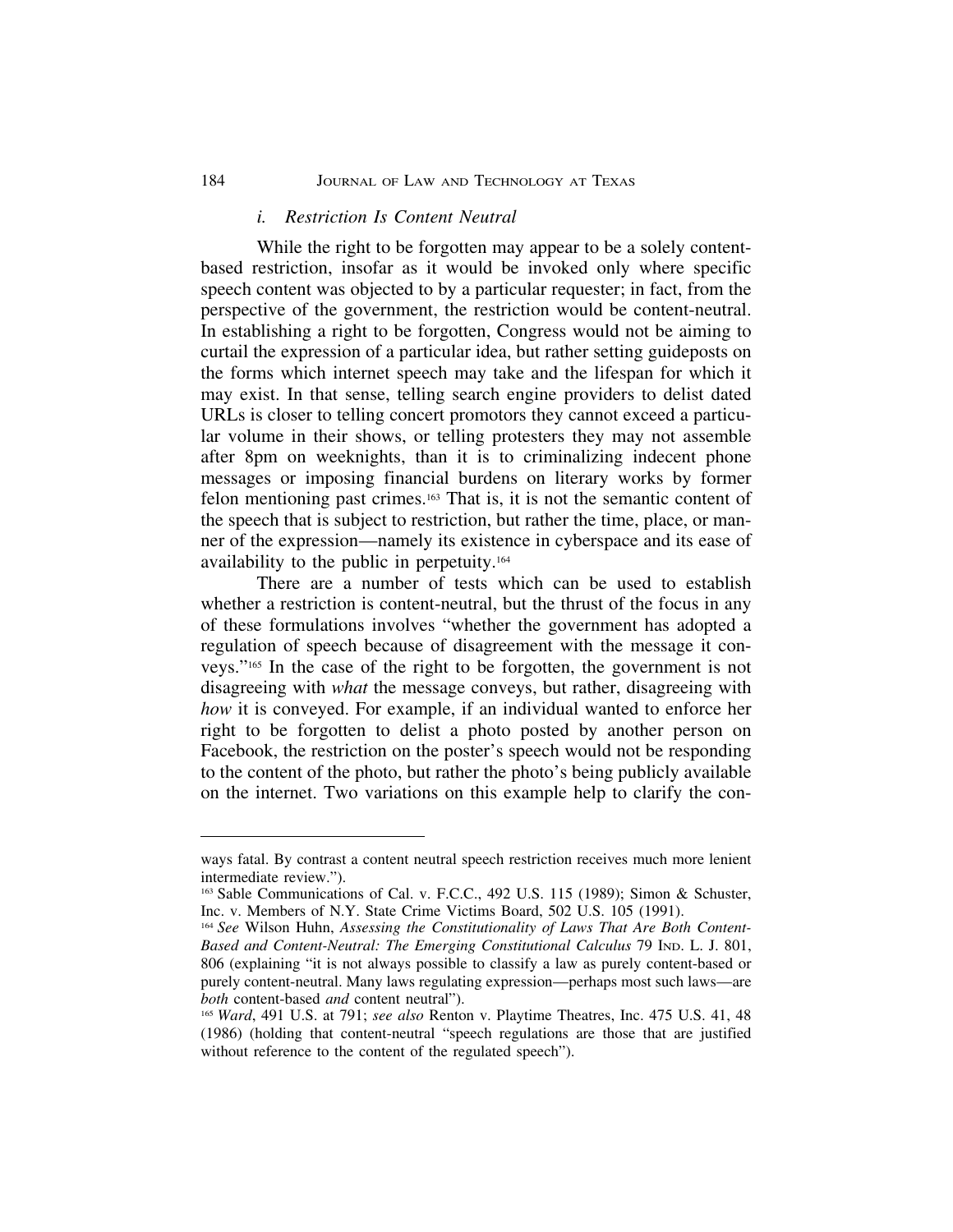### *i. Restriction Is Content Neutral*

While the right to be forgotten may appear to be a solely content-based restriction, insofar as it would be invoked only where specific speech content was objected to by a particular requester; in fact, from the perspective of the government, the restriction would be content-neutral. In establishing a right to be forgotten, Congress would not be aiming to curtail the expression of a particular idea, but rather setting guideposts on the forms which internet speech may take and the lifespan for which it may exist. In that sense, telling search engine providers to delist dated URLs is closer to telling concert promotors they cannot exceed a particular volume in their shows, or telling protesters they may not assemble after 8pm on weeknights, than it is to criminalizing indecent phone messages or imposing financial burdens on literary works by former felon mentioning past crimes.[163] That is, it is not the semantic content of the speech that is subject to restriction, but rather the time, place, or manner of the expression—namely its existence in cyberspace and its ease of availability to the public in perpetuity.[164]

There are a number of tests which can be used to establish whether a restriction is content-neutral, but the thrust of the focus in any of these formulations involves "whether the government has adopted a regulation of speech because of disagreement with the message it conveys."[165] In the case of the right to be forgotten, the government is not disagreeing with *what* the message conveys, but rather, disagreeing with *how* it is conveyed. For example, if an individual wanted to enforce her right to be forgotten to delist a photo posted by another person on Facebook, the restriction on the poster's speech would not be responding to the content of the photo, but rather the photo's being publicly available on the internet. Two variations on this example help to clarify the con-

---

ways fatal. By contrast a content neutral speech restriction receives much more lenient intermediate review.").

[163] Sable Communications of Cal. v. F.C.C., 492 U.S. 115 (1989); Simon & Schuster, Inc. v. Members of N.Y. State Crime Victims Board, 502 U.S. 105 (1991).

[164] *See* Wilson Huhn, *Assessing the Constitutionality of Laws That Are Both Content-Based and Content-Neutral: The Emerging Constitutional Calculus* 79 IND. L. J. 801, 806 (explaining "it is not always possible to classify a law as purely content-based or purely content-neutral. Many laws regulating expression—perhaps most such laws—are *both* content-based *and* content neutral").

[165] *Ward*, 491 U.S. at 791; *see also* Renton v. Playtime Theatres, Inc. 475 U.S. 41, 48 (1986) (holding that content-neutral "speech regulations are those that are justified without reference to the content of the regulated speech").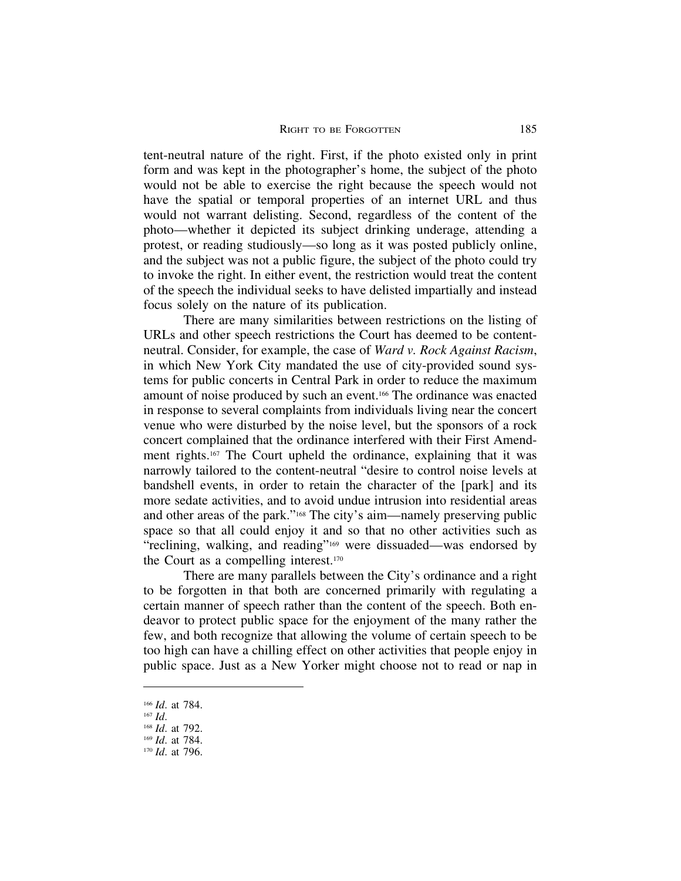tent-neutral nature of the right. First, if the photo existed only in print form and was kept in the photographer's home, the subject of the photo would not be able to exercise the right because the speech would not have the spatial or temporal properties of an internet URL and thus would not warrant delisting. Second, regardless of the content of the photo—whether it depicted its subject drinking underage, attending a protest, or reading studiously—so long as it was posted publicly online, and the subject was not a public figure, the subject of the photo could try to invoke the right. In either event, the restriction would treat the content of the speech the individual seeks to have delisted impartially and instead focus solely on the nature of its publication.

There are many similarities between restrictions on the listing of URLs and other speech restrictions the Court has deemed to be content-neutral. Consider, for example, the case of *Ward v. Rock Against Racism*, in which New York City mandated the use of city-provided sound systems for public concerts in Central Park in order to reduce the maximum amount of noise produced by such an event.[166] The ordinance was enacted in response to several complaints from individuals living near the concert venue who were disturbed by the noise level, but the sponsors of a rock concert complained that the ordinance interfered with their First Amendment rights.[167] The Court upheld the ordinance, explaining that it was narrowly tailored to the content-neutral "desire to control noise levels at bandshell events, in order to retain the character of the [park] and its more sedate activities, and to avoid undue intrusion into residential areas and other areas of the park."[168] The city's aim—namely preserving public space so that all could enjoy it and so that no other activities such as "reclining, walking, and reading"[169] were dissuaded—was endorsed by the Court as a compelling interest.[170]

There are many parallels between the City's ordinance and a right to be forgotten in that both are concerned primarily with regulating a certain manner of speech rather than the content of the speech. Both endeavor to protect public space for the enjoyment of the many rather the few, and both recognize that allowing the volume of certain speech to be too high can have a chilling effect on other activities that people enjoy in public space. Just as a New Yorker might choose not to read or nap in

---

[166] *Id.* at 784.

[167] *Id.*

[168] *Id.* at 792.

[169] *Id.* at 784.

[170] *Id.* at 796.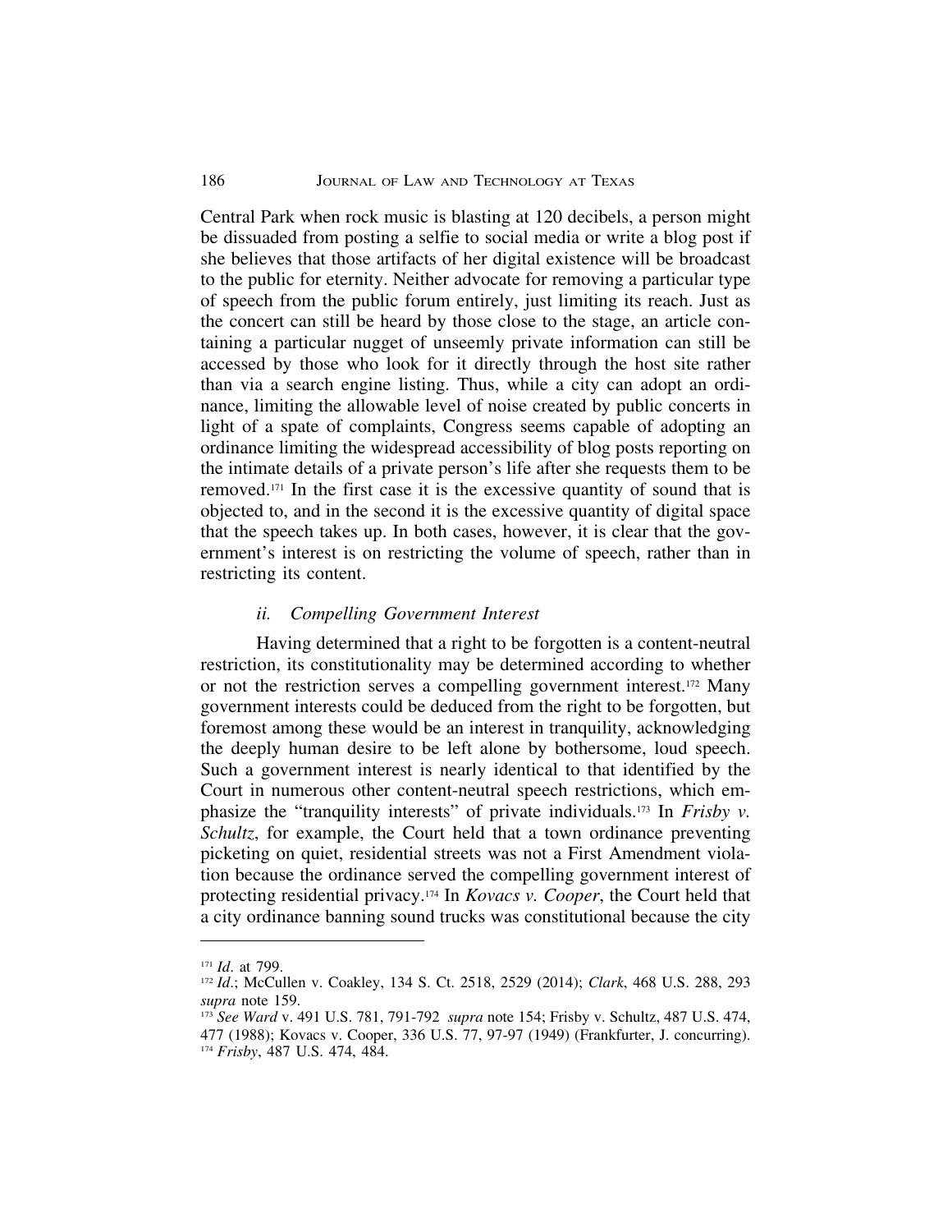Central Park when rock music is blasting at 120 decibels, a person might be dissuaded from posting a selfie to social media or write a blog post if she believes that those artifacts of her digital existence will be broadcast to the public for eternity. Neither advocate for removing a particular type of speech from the public forum entirely, just limiting its reach. Just as the concert can still be heard by those close to the stage, an article containing a particular nugget of unseemly private information can still be accessed by those who look for it directly through the host site rather than via a search engine listing. Thus, while a city can adopt an ordinance, limiting the allowable level of noise created by public concerts in light of a spate of complaints, Congress seems capable of adopting an ordinance limiting the widespread accessibility of blog posts reporting on the intimate details of a private person's life after she requests them to be removed.[171] In the first case it is the excessive quantity of sound that is objected to, and in the second it is the excessive quantity of digital space that the speech takes up. In both cases, however, it is clear that the government's interest is on restricting the volume of speech, rather than in restricting its content.

#### *ii. Compelling Government Interest*

Having determined that a right to be forgotten is a content-neutral restriction, its constitutionality may be determined according to whether or not the restriction serves a compelling government interest.[172] Many government interests could be deduced from the right to be forgotten, but foremost among these would be an interest in tranquility, acknowledging the deeply human desire to be left alone by bothersome, loud speech. Such a government interest is nearly identical to that identified by the Court in numerous other content-neutral speech restrictions, which emphasize the "tranquility interests" of private individuals.[173] In *Frisby v. Schultz*, for example, the Court held that a town ordinance preventing picketing on quiet, residential streets was not a First Amendment violation because the ordinance served the compelling government interest of protecting residential privacy.[174] In *Kovacs v. Cooper*, the Court held that a city ordinance banning sound trucks was constitutional because the city

---

[171] *Id*. at 799.

[172] *Id*.; McCullen v. Coakley, 134 S. Ct. 2518, 2529 (2014); *Clark*, 468 U.S. 288, 293 *supra* note 159.

[173] *See Ward* v. 491 U.S. 781, 791-792 *supra* note 154; Frisby v. Schultz, 487 U.S. 474, 477 (1988); Kovacs v. Cooper, 336 U.S. 77, 97-97 (1949) (Frankfurter, J. concurring).

[174] *Frisby*, 487 U.S. 474, 484.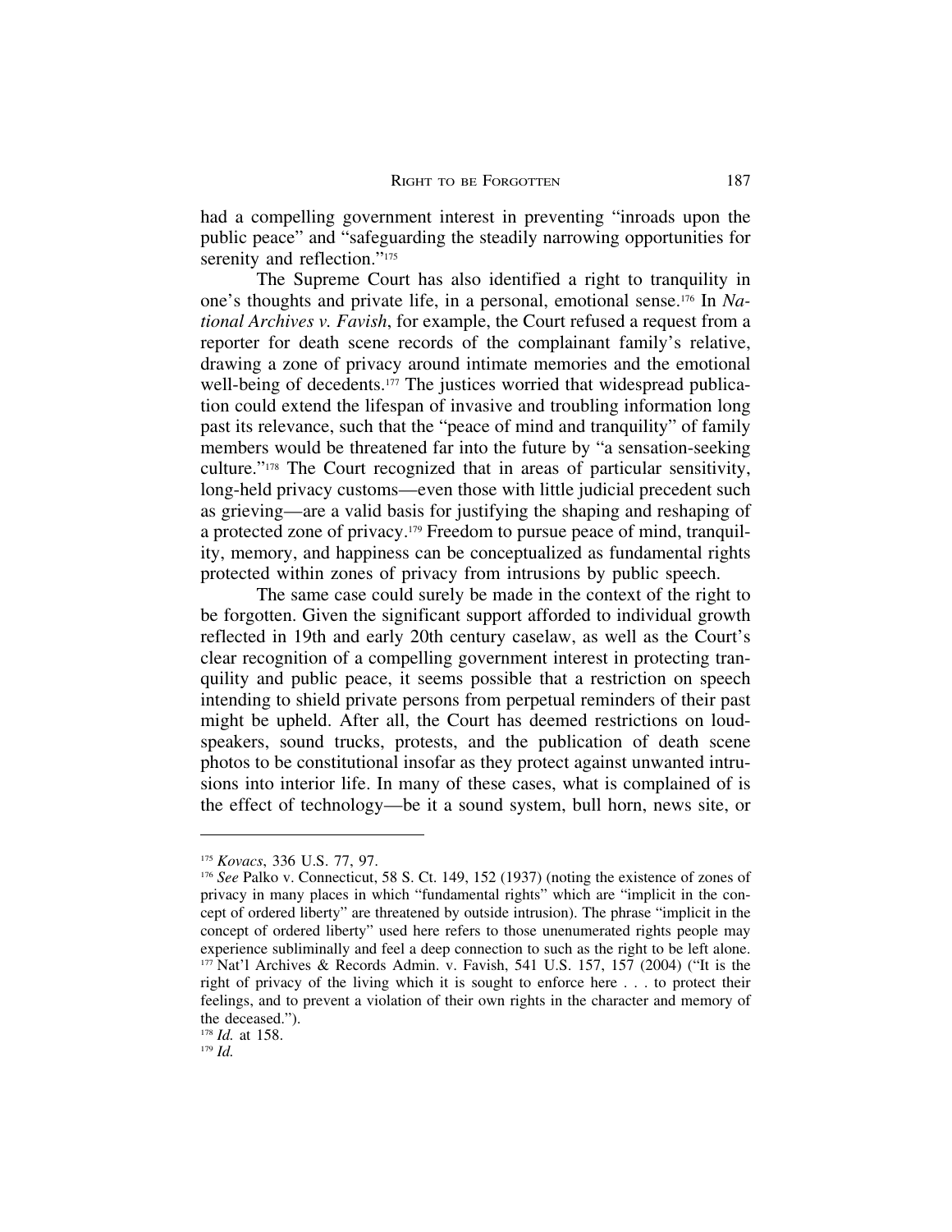had a compelling government interest in preventing "inroads upon the public peace" and "safeguarding the steadily narrowing opportunities for serenity and reflection."[175]

The Supreme Court has also identified a right to tranquility in one's thoughts and private life, in a personal, emotional sense.[176] In *National Archives v. Favish*, for example, the Court refused a request from a reporter for death scene records of the complainant family's relative, drawing a zone of privacy around intimate memories and the emotional well-being of decedents.[177] The justices worried that widespread publication could extend the lifespan of invasive and troubling information long past its relevance, such that the "peace of mind and tranquility" of family members would be threatened far into the future by "a sensation-seeking culture."[178] The Court recognized that in areas of particular sensitivity, long-held privacy customs—even those with little judicial precedent such as grieving—are a valid basis for justifying the shaping and reshaping of a protected zone of privacy.[179] Freedom to pursue peace of mind, tranquility, memory, and happiness can be conceptualized as fundamental rights protected within zones of privacy from intrusions by public speech.

The same case could surely be made in the context of the right to be forgotten. Given the significant support afforded to individual growth reflected in 19th and early 20th century caselaw, as well as the Court's clear recognition of a compelling government interest in protecting tranquility and public peace, it seems possible that a restriction on speech intending to shield private persons from perpetual reminders of their past might be upheld. After all, the Court has deemed restrictions on loudspeakers, sound trucks, protests, and the publication of death scene photos to be constitutional insofar as they protect against unwanted intrusions into interior life. In many of these cases, what is complained of is the effect of technology—be it a sound system, bull horn, news site, or

---

[175] *Kovacs*, 336 U.S. 77, 97.

[176] *See* Palko v. Connecticut, 58 S. Ct. 149, 152 (1937) (noting the existence of zones of privacy in many places in which "fundamental rights" which are "implicit in the concept of ordered liberty" are threatened by outside intrusion). The phrase "implicit in the concept of ordered liberty" used here refers to those unenumerated rights people may experience subliminally and feel a deep connection to such as the right to be left alone.

[177] Nat'l Archives & Records Admin. v. Favish, 541 U.S. 157, 157 (2004) ("It is the right of privacy of the living which it is sought to enforce here . . . to protect their feelings, and to prevent a violation of their own rights in the character and memory of the deceased.").

[178] *Id.* at 158.

[179] *Id.*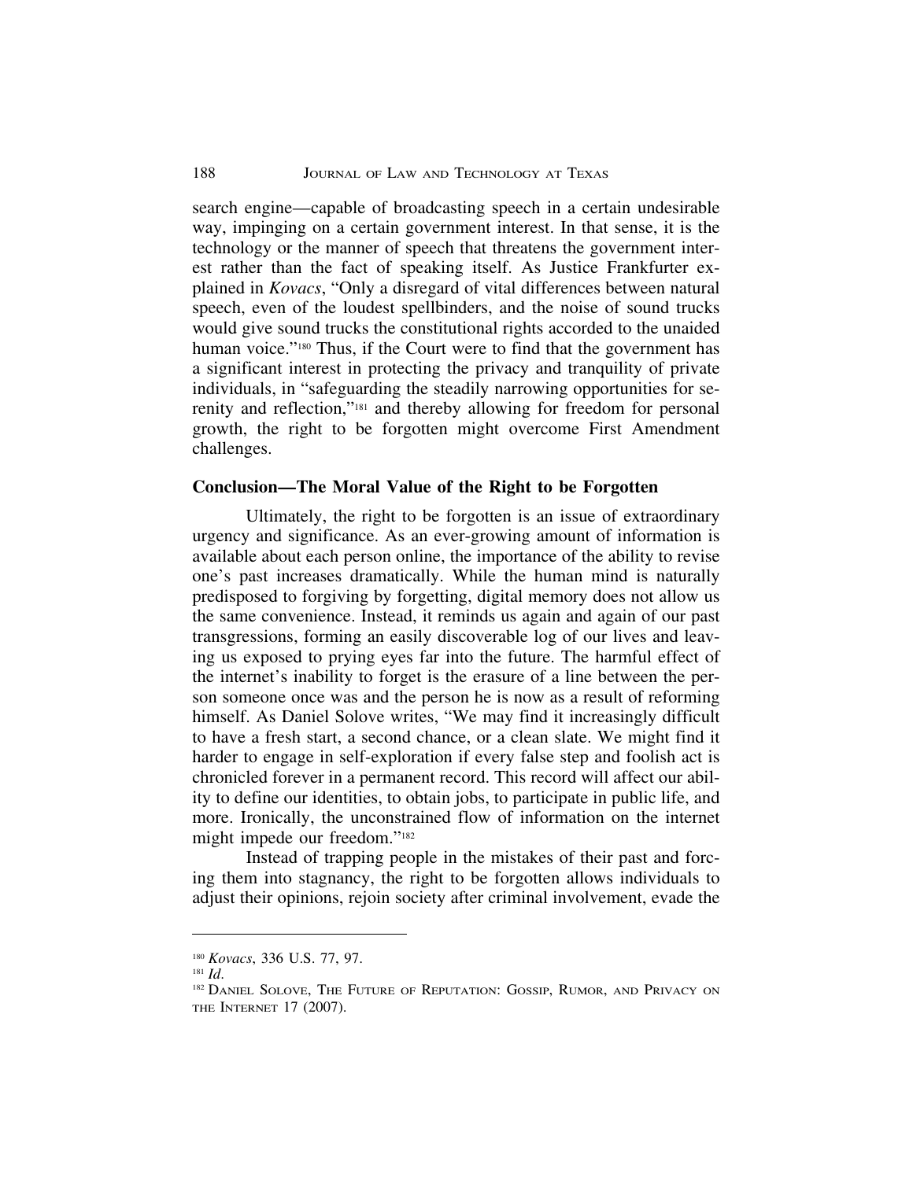search engine—capable of broadcasting speech in a certain undesirable way, impinging on a certain government interest. In that sense, it is the technology or the manner of speech that threatens the government interest rather than the fact of speaking itself. As Justice Frankfurter explained in *Kovacs*, "Only a disregard of vital differences between natural speech, even of the loudest spellbinders, and the noise of sound trucks would give sound trucks the constitutional rights accorded to the unaided human voice."[180] Thus, if the Court were to find that the government has a significant interest in protecting the privacy and tranquility of private individuals, in "safeguarding the steadily narrowing opportunities for serenity and reflection,"[181] and thereby allowing for freedom for personal growth, the right to be forgotten might overcome First Amendment challenges.

## Conclusion—The Moral Value of the Right to be Forgotten

Ultimately, the right to be forgotten is an issue of extraordinary urgency and significance. As an ever-growing amount of information is available about each person online, the importance of the ability to revise one's past increases dramatically. While the human mind is naturally predisposed to forgiving by forgetting, digital memory does not allow us the same convenience. Instead, it reminds us again and again of our past transgressions, forming an easily discoverable log of our lives and leaving us exposed to prying eyes far into the future. The harmful effect of the internet's inability to forget is the erasure of a line between the person someone once was and the person he is now as a result of reforming himself. As Daniel Solove writes, "We may find it increasingly difficult to have a fresh start, a second chance, or a clean slate. We might find it harder to engage in self-exploration if every false step and foolish act is chronicled forever in a permanent record. This record will affect our ability to define our identities, to obtain jobs, to participate in public life, and more. Ironically, the unconstrained flow of information on the internet might impede our freedom."[182]

Instead of trapping people in the mistakes of their past and forcing them into stagnancy, the right to be forgotten allows individuals to adjust their opinions, rejoin society after criminal involvement, evade the

---

[180] *Kovacs*, 336 U.S. 77, 97.

[181] *Id*.

[182] Daniel Solove, The Future of Reputation: Gossip, Rumor, and Privacy on the Internet 17 (2007).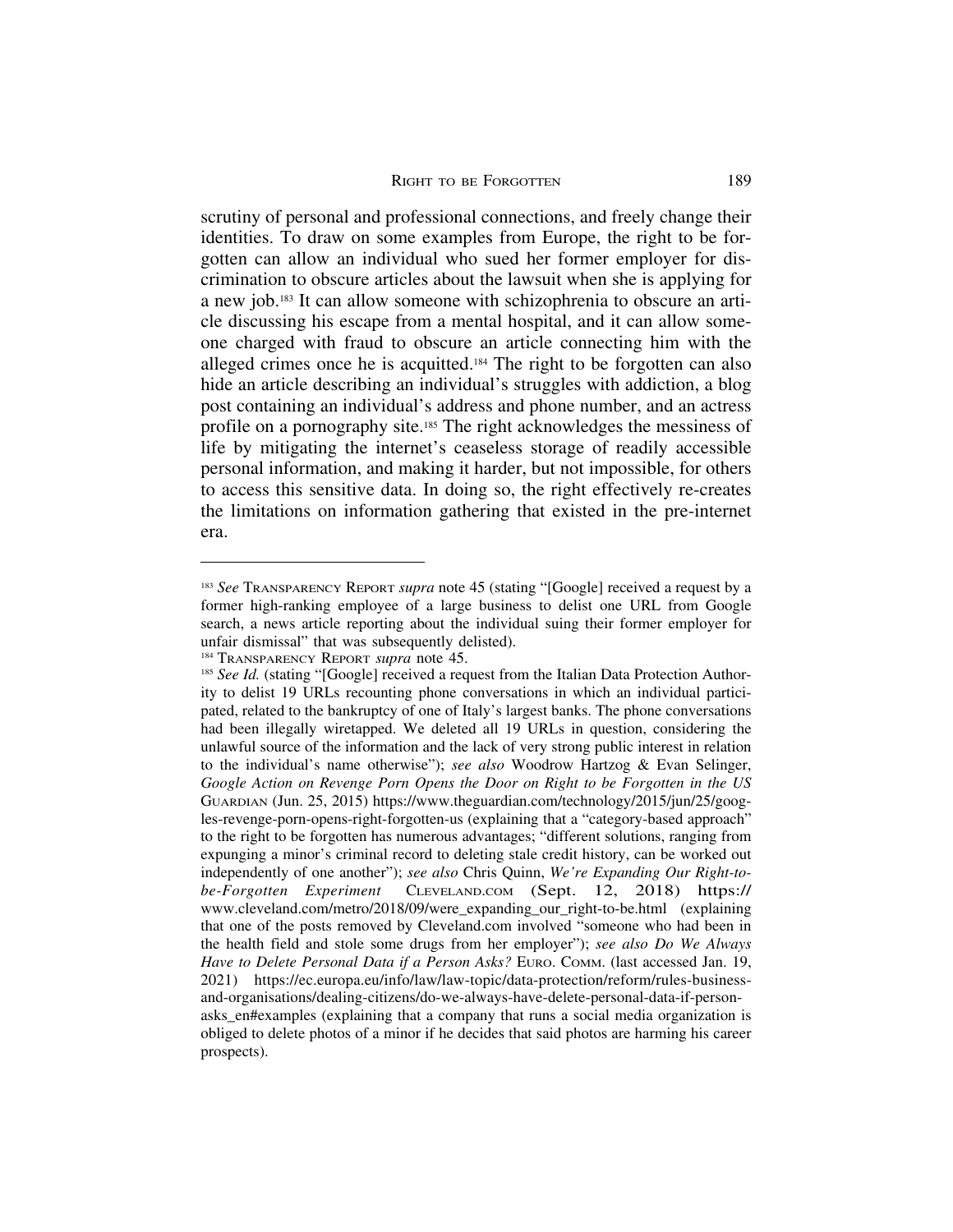scrutiny of personal and professional connections, and freely change their identities. To draw on some examples from Europe, the right to be forgotten can allow an individual who sued her former employer for discrimination to obscure articles about the lawsuit when she is applying for a new job.[183] It can allow someone with schizophrenia to obscure an article discussing his escape from a mental hospital, and it can allow someone charged with fraud to obscure an article connecting him with the alleged crimes once he is acquitted.[184] The right to be forgotten can also hide an article describing an individual's struggles with addiction, a blog post containing an individual's address and phone number, and an actress profile on a pornography site.[185] The right acknowledges the messiness of life by mitigating the internet's ceaseless storage of readily accessible personal information, and making it harder, but not impossible, for others to access this sensitive data. In doing so, the right effectively re-creates the limitations on information gathering that existed in the pre-internet era.

---

[183] *See* TRANSPARENCY REPORT *supra* note 45 (stating "[Google] received a request by a former high-ranking employee of a large business to delist one URL from Google search, a news article reporting about the individual suing their former employer for unfair dismissal" that was subsequently delisted).

[184] TRANSPARENCY REPORT *supra* note 45.

[185] *See Id.* (stating "[Google] received a request from the Italian Data Protection Authority to delist 19 URLs recounting phone conversations in which an individual participated, related to the bankruptcy of one of Italy's largest banks. The phone conversations had been illegally wiretapped. We deleted all 19 URLs in question, considering the unlawful source of the information and the lack of very strong public interest in relation to the individual's name otherwise"); *see also* Woodrow Hartzog & Evan Selinger, *Google Action on Revenge Porn Opens the Door on Right to be Forgotten in the US* GUARDIAN (Jun. 25, 2015) https://www.theguardian.com/technology/2015/jun/25/googles-revenge-porn-opens-right-forgotten-us (explaining that a "category-based approach" to the right to be forgotten has numerous advantages; "different solutions, ranging from expunging a minor's criminal record to deleting stale credit history, can be worked out independently of one another"); *see also* Chris Quinn, *We're Expanding Our Right-to-be-Forgotten Experiment* CLEVELAND.COM (Sept. 12, 2018) https://www.cleveland.com/metro/2018/09/were_expanding_our_right-to-be.html (explaining that one of the posts removed by Cleveland.com involved "someone who had been in the health field and stole some drugs from her employer"); *see also Do We Always Have to Delete Personal Data if a Person Asks?* EURO. COMM. (last accessed Jan. 19, 2021) https://ec.europa.eu/info/law/law-topic/data-protection/reform/rules-business-and-organisations/dealing-citizens/do-we-always-have-delete-personal-data-if-person-asks_en#examples (explaining that a company that runs a social media organization is obliged to delete photos of a minor if he decides that said photos are harming his career prospects).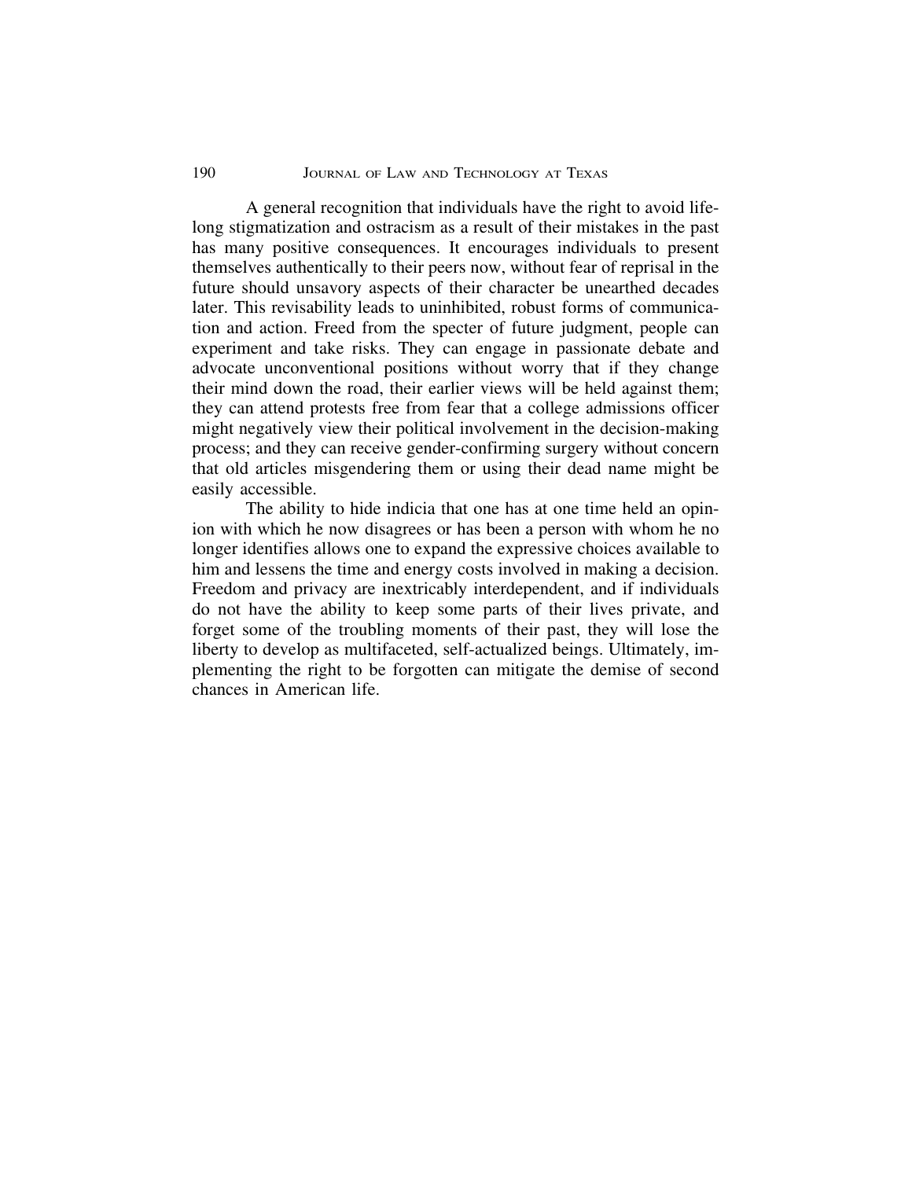A general recognition that individuals have the right to avoid lifelong stigmatization and ostracism as a result of their mistakes in the past has many positive consequences. It encourages individuals to present themselves authentically to their peers now, without fear of reprisal in the future should unsavory aspects of their character be unearthed decades later. This revisability leads to uninhibited, robust forms of communication and action. Freed from the specter of future judgment, people can experiment and take risks. They can engage in passionate debate and advocate unconventional positions without worry that if they change their mind down the road, their earlier views will be held against them; they can attend protests free from fear that a college admissions officer might negatively view their political involvement in the decision-making process; and they can receive gender-confirming surgery without concern that old articles misgendering them or using their dead name might be easily accessible.

The ability to hide indicia that one has at one time held an opinion with which he now disagrees or has been a person with whom he no longer identifies allows one to expand the expressive choices available to him and lessens the time and energy costs involved in making a decision. Freedom and privacy are inextricably interdependent, and if individuals do not have the ability to keep some parts of their lives private, and forget some of the troubling moments of their past, they will lose the liberty to develop as multifaceted, self-actualized beings. Ultimately, implementing the right to be forgotten can mitigate the demise of second chances in American life.